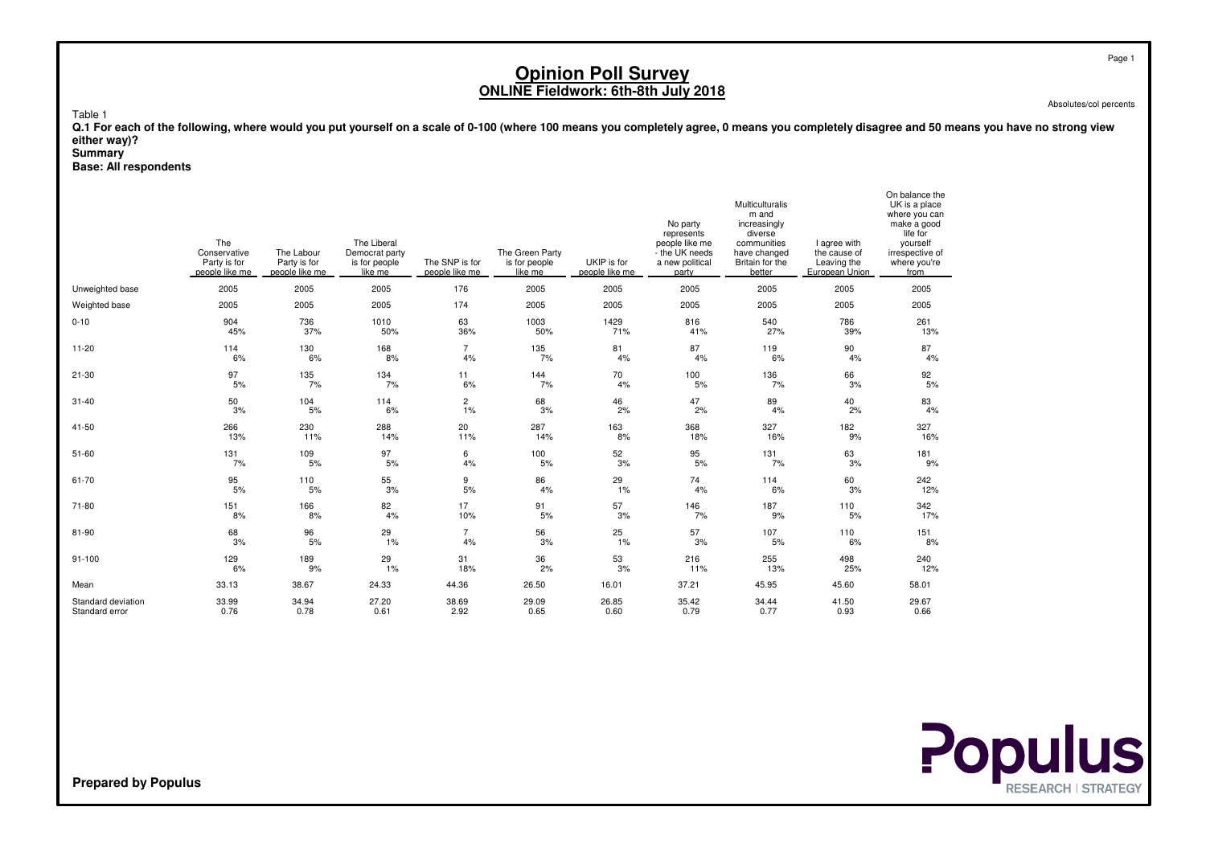# Opinion Poll Survey

## ONLINE Fieldwork: 6th-8th July 2018

Absolutes/col percents

Table 1

**Q.1 For each of the following, where would you put yourself on a scale of 0-100 (where 100 means you completely agree, 0 means you completely disagree and 50 means you have no strong view either way)?**

**Summary**

**Base: All respondents**

| | The Conservative Party is for people like me | The Labour Party is for people like me | The Liberal Democrat party is for people like me | The SNP is for people like me | The Green Party is for people like me | UKIP is for people like me | No party represents people like me - the UK needs a new political party | Multiculturalism and increasingly diverse communities have changed Britain for the better | I agree with the cause of Leaving the European Union | On balance the UK is a place where you can make a good life for yourself irrespective of where you're from |
|---|---|---|---|---|---|---|---|---|---|---|
| Unweighted base | 2005 | 2005 | 2005 | 176 | 2005 | 2005 | 2005 | 2005 | 2005 | 2005 |
| Weighted base | 2005 | 2005 | 2005 | 174 | 2005 | 2005 | 2005 | 2005 | 2005 | 2005 |
| 0-10 | 904 | 736 | 1010 | 63 | 1003 | 1429 | 816 | 540 | 786 | 261 |
| | 45% | 37% | 50% | 36% | 50% | 71% | 41% | 27% | 39% | 13% |
| 11-20 | 114 | 130 | 168 | 7 | 135 | 81 | 87 | 119 | 90 | 87 |
| | 6% | 6% | 8% | 4% | 7% | 4% | 4% | 6% | 4% | 4% |
| 21-30 | 97 | 135 | 134 | 11 | 144 | 70 | 100 | 136 | 66 | 92 |
| | 5% | 7% | 7% | 6% | 7% | 4% | 5% | 7% | 3% | 5% |
| 31-40 | 50 | 104 | 114 | 2 | 68 | 46 | 47 | 89 | 40 | 83 |
| | 3% | 5% | 6% | 1% | 3% | 2% | 2% | 4% | 2% | 4% |
| 41-50 | 266 | 230 | 288 | 20 | 287 | 163 | 368 | 327 | 182 | 327 |
| | 13% | 11% | 14% | 11% | 14% | 8% | 18% | 16% | 9% | 16% |
| 51-60 | 131 | 109 | 97 | 6 | 100 | 52 | 95 | 131 | 63 | 181 |
| | 7% | 5% | 5% | 4% | 5% | 3% | 5% | 7% | 3% | 9% |
| 61-70 | 95 | 110 | 55 | 9 | 86 | 29 | 74 | 114 | 60 | 242 |
| | 5% | 5% | 3% | 5% | 4% | 1% | 4% | 6% | 3% | 12% |
| 71-80 | 151 | 166 | 82 | 17 | 91 | 57 | 146 | 187 | 110 | 342 |
| | 8% | 8% | 4% | 10% | 5% | 3% | 7% | 9% | 5% | 17% |
| 81-90 | 68 | 96 | 29 | 7 | 56 | 25 | 57 | 107 | 110 | 151 |
| | 3% | 5% | 1% | 4% | 3% | 1% | 3% | 5% | 6% | 8% |
| 91-100 | 129 | 189 | 29 | 31 | 36 | 53 | 216 | 255 | 498 | 240 |
| | 6% | 9% | 1% | 18% | 2% | 3% | 11% | 13% | 25% | 12% |
| Mean | 33.13 | 38.67 | 24.33 | 44.36 | 26.50 | 16.01 | 37.21 | 45.95 | 45.60 | 58.01 |
| Standard deviation | 33.99 | 34.94 | 27.20 | 38.69 | 29.09 | 26.85 | 35.42 | 34.44 | 41.50 | 29.67 |
| Standard error | 0.76 | 0.78 | 0.61 | 2.92 | 0.65 | 0.60 | 0.79 | 0.77 | 0.93 | 0.66 |

**Prepared by Populus**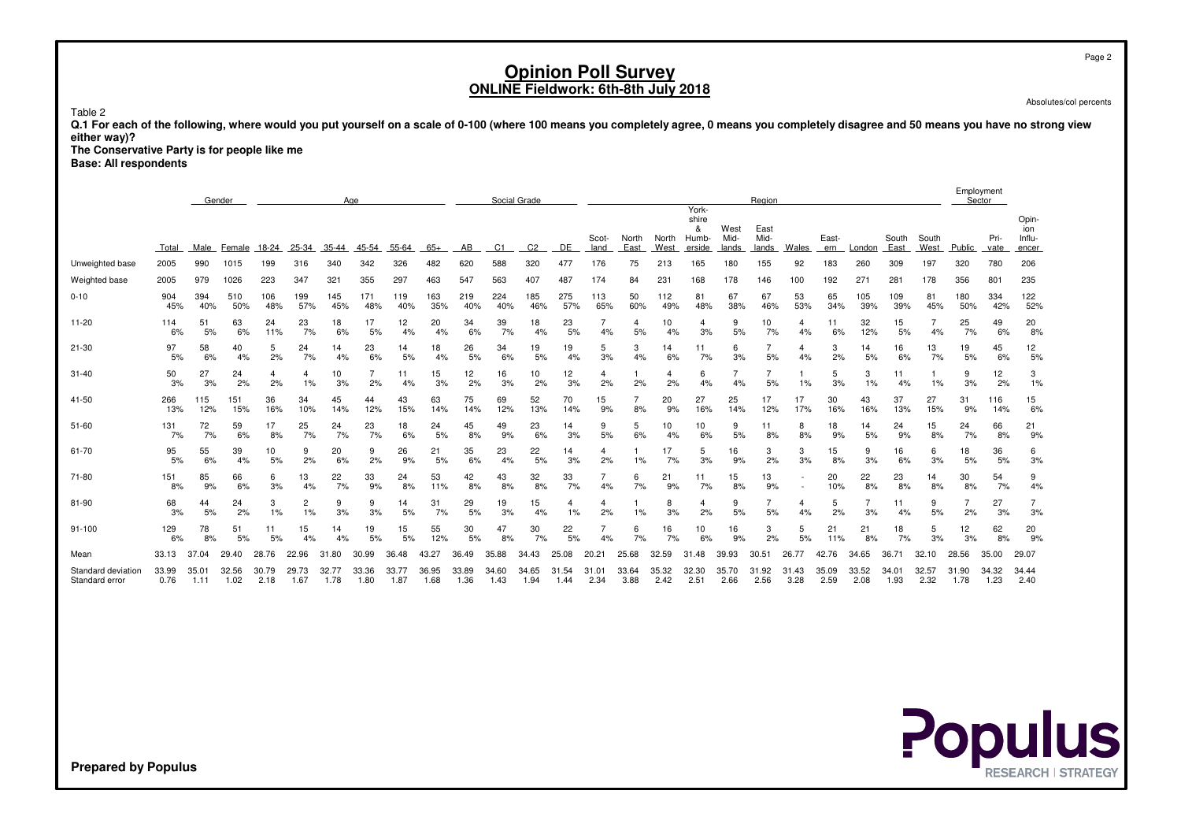# Opinion Poll Survey

## ONLINE Fieldwork: 6th-8th July 2018

Absolutes/col percents

Table 2

**Q.1 For each of the following, where would you put yourself on a scale of 0-100 (where 100 means you completely agree, 0 means you completely disagree and 50 means you have no strong view either way)?**

**The Conservative Party is for people like me**

**Base: All respondents**

| | | Gender | | Age | | | | | | Social Grade | | | | Region | | | | | | | | | | | Employment Sector | | |
|---|---|---|---|---|---|---|---|---|---|---|---|---|---|---|---|---|---|---|---|---|---|---|---|---|---|---|---|
| | Total | Male | Female | 18-24 | 25-34 | 35-44 | 45-54 | 55-64 | 65+ | AB | C1 | C2 | DE | Scot-land | North East | North West | York-shire & Humb-erside | West Mid-lands | East Mid-lands | Wales | East-ern | London | South East | South West | Public | Pri-vate | Opin-ion Influ-encer |
| Unweighted base | 2005 | 990 | 1015 | 199 | 316 | 340 | 342 | 326 | 482 | 620 | 588 | 320 | 477 | 176 | 75 | 213 | 165 | 180 | 155 | 92 | 183 | 260 | 309 | 197 | 320 | 780 | 206 |
| Weighted base | 2005 | 979 | 1026 | 223 | 347 | 321 | 355 | 297 | 463 | 547 | 563 | 407 | 487 | 174 | 84 | 231 | 168 | 178 | 146 | 100 | 192 | 271 | 281 | 178 | 356 | 801 | 235 |
| 0-10 | 904<br>45% | 394<br>40% | 510<br>50% | 106<br>48% | 199<br>57% | 145<br>45% | 171<br>48% | 119<br>40% | 163<br>35% | 219<br>40% | 224<br>40% | 185<br>46% | 275<br>57% | 113<br>65% | 50<br>60% | 112<br>49% | 81<br>48% | 67<br>38% | 67<br>46% | 53<br>53% | 65<br>34% | 105<br>39% | 109<br>39% | 81<br>45% | 180<br>50% | 334<br>42% | 122<br>52% |
| 11-20 | 114<br>6% | 51<br>5% | 63<br>6% | 24<br>11% | 23<br>7% | 18<br>6% | 17<br>5% | 12<br>4% | 20<br>4% | 34<br>6% | 39<br>7% | 18<br>4% | 23<br>5% | 7<br>4% | 4<br>5% | 10<br>4% | 4<br>3% | 9<br>5% | 10<br>7% | 4<br>4% | 11<br>6% | 32<br>12% | 15<br>5% | 7<br>4% | 25<br>7% | 49<br>6% | 20<br>8% |
| 21-30 | 97<br>5% | 58<br>6% | 40<br>4% | 5<br>2% | 24<br>7% | 14<br>4% | 23<br>6% | 14<br>5% | 18<br>4% | 26<br>5% | 34<br>6% | 19<br>5% | 19<br>4% | 5<br>3% | 3<br>4% | 14<br>6% | 11<br>7% | 6<br>3% | 7<br>5% | 4<br>4% | 3<br>2% | 14<br>5% | 16<br>6% | 13<br>7% | 19<br>5% | 45<br>6% | 12<br>5% |
| 31-40 | 50<br>3% | 27<br>3% | 24<br>2% | 4<br>2% | 4<br>1% | 10<br>3% | 7<br>2% | 11<br>4% | 15<br>3% | 12<br>2% | 16<br>3% | 10<br>2% | 12<br>3% | 4<br>2% | 1<br>2% | 4<br>2% | 6<br>4% | 7<br>4% | 7<br>5% | 1<br>1% | 5<br>3% | 3<br>1% | 11<br>4% | 1<br>1% | 9<br>3% | 12<br>2% | 3<br>1% |
| 41-50 | 266<br>13% | 115<br>12% | 151<br>15% | 36<br>16% | 34<br>10% | 45<br>14% | 44<br>12% | 43<br>15% | 63<br>14% | 75<br>14% | 69<br>12% | 52<br>13% | 70<br>14% | 15<br>9% | 7<br>8% | 20<br>9% | 27<br>16% | 25<br>14% | 17<br>12% | 17<br>17% | 30<br>16% | 43<br>16% | 37<br>13% | 27<br>15% | 31<br>9% | 116<br>14% | 15<br>6% |
| 51-60 | 131<br>7% | 72<br>7% | 59<br>6% | 17<br>8% | 25<br>7% | 24<br>7% | 23<br>7% | 18<br>6% | 24<br>5% | 45<br>8% | 49<br>9% | 23<br>6% | 14<br>3% | 9<br>5% | 5<br>6% | 10<br>4% | 10<br>6% | 9<br>5% | 11<br>8% | 8<br>8% | 18<br>9% | 14<br>5% | 24<br>9% | 15<br>8% | 24<br>7% | 66<br>8% | 21<br>9% |
| 61-70 | 95<br>5% | 55<br>6% | 39<br>4% | 10<br>5% | 9<br>2% | 20<br>6% | 9<br>2% | 26<br>9% | 21<br>5% | 35<br>6% | 23<br>4% | 22<br>5% | 14<br>3% | 4<br>2% | 1<br>1% | 17<br>7% | 5<br>3% | 16<br>9% | 3<br>2% | 3<br>3% | 15<br>8% | 9<br>3% | 16<br>6% | 6<br>3% | 18<br>5% | 36<br>5% | 6<br>3% |
| 71-80 | 151<br>8% | 85<br>9% | 66<br>6% | 6<br>3% | 13<br>4% | 22<br>7% | 33<br>9% | 24<br>8% | 53<br>11% | 42<br>8% | 43<br>8% | 32<br>8% | 33<br>7% | 7<br>4% | 6<br>7% | 21<br>9% | 11<br>7% | 15<br>8% | 13<br>9% | -<br>- | 20<br>10% | 22<br>8% | 23<br>8% | 14<br>8% | 30<br>8% | 54<br>7% | 9<br>4% |
| 81-90 | 68<br>3% | 44<br>5% | 24<br>2% | 3<br>1% | 2<br>1% | 9<br>3% | 9<br>3% | 14<br>5% | 31<br>7% | 29<br>5% | 19<br>3% | 15<br>4% | 4<br>1% | 4<br>2% | 1<br>1% | 8<br>3% | 4<br>2% | 9<br>5% | 7<br>5% | 4<br>4% | 5<br>2% | 7<br>3% | 11<br>4% | 9<br>5% | 7<br>2% | 27<br>3% | 7<br>3% |
| 91-100 | 129<br>6% | 78<br>8% | 51<br>5% | 11<br>5% | 15<br>4% | 14<br>4% | 19<br>5% | 15<br>5% | 55<br>12% | 30<br>5% | 47<br>8% | 30<br>7% | 22<br>5% | 7<br>4% | 6<br>7% | 16<br>7% | 10<br>6% | 16<br>9% | 3<br>2% | 5<br>5% | 21<br>11% | 21<br>8% | 18<br>7% | 5<br>3% | 12<br>3% | 62<br>8% | 20<br>9% |
| Mean | 33.13 | 37.04 | 29.40 | 28.76 | 22.96 | 31.80 | 30.99 | 36.48 | 43.27 | 36.49 | 35.88 | 34.43 | 25.08 | 20.21 | 25.68 | 32.59 | 31.48 | 39.93 | 30.51 | 26.77 | 42.76 | 34.65 | 36.71 | 32.10 | 28.56 | 35.00 | 29.07 |
| Standard deviation | 33.99 | 35.01 | 32.56 | 30.79 | 29.73 | 32.77 | 33.36 | 33.77 | 36.95 | 33.89 | 34.60 | 34.65 | 31.54 | 31.01 | 33.64 | 35.32 | 32.30 | 35.70 | 31.92 | 31.43 | 35.09 | 33.52 | 34.01 | 32.57 | 31.90 | 34.32 | 34.44 |
| Standard error | 0.76 | 1.11 | 1.02 | 2.18 | 1.67 | 1.78 | 1.80 | 1.87 | 1.68 | 1.36 | 1.43 | 1.94 | 1.44 | 2.34 | 3.88 | 2.42 | 2.51 | 2.66 | 2.56 | 3.28 | 2.59 | 2.08 | 1.93 | 2.32 | 1.78 | 1.23 | 2.40 |

**Prepared by Populus**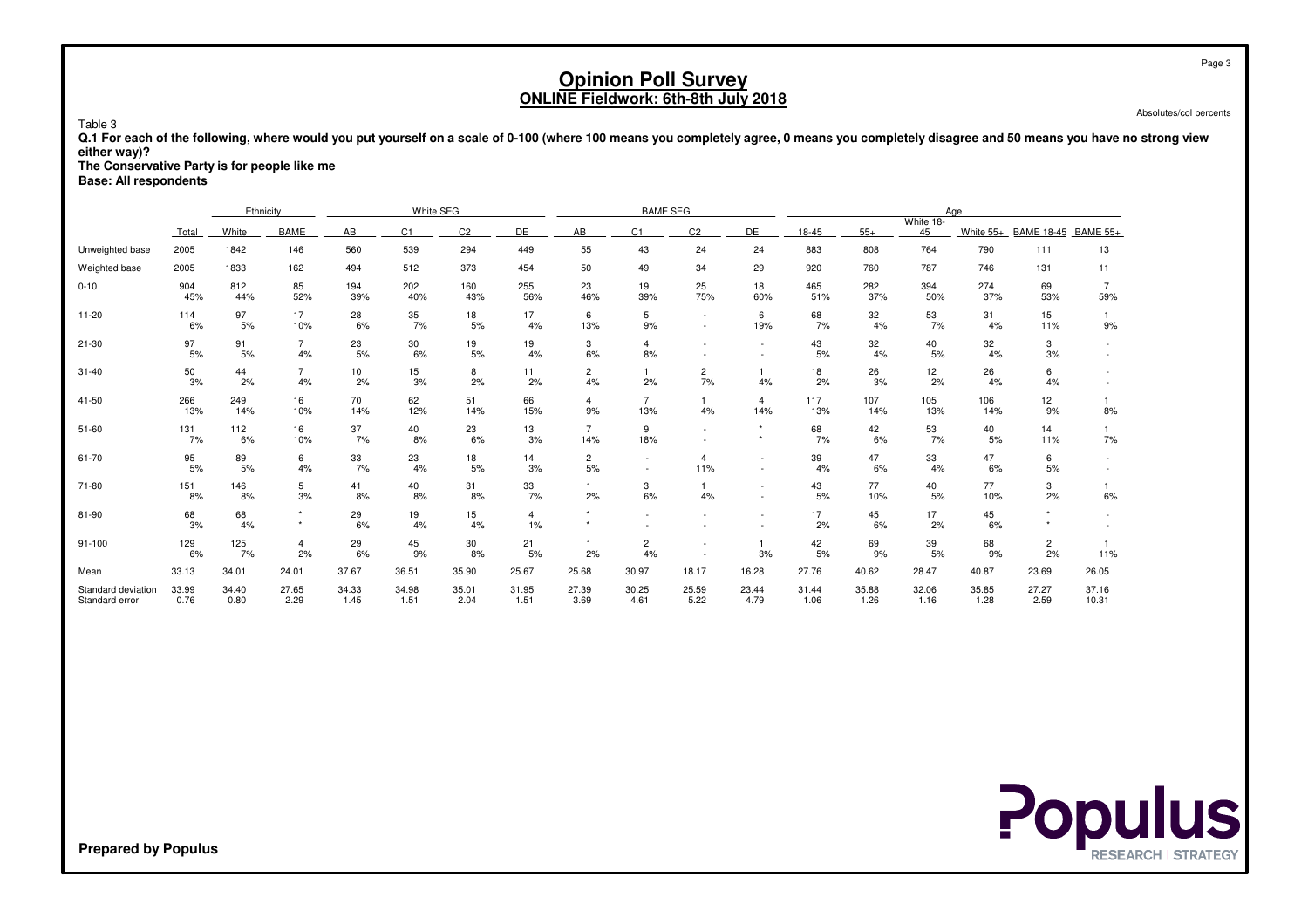# Opinion Poll Survey

## ONLINE Fieldwork: 6th-8th July 2018

Absolutes/col percents

Table 3

**Q.1 For each of the following, where would you put yourself on a scale of 0-100 (where 100 means you completely agree, 0 means you completely disagree and 50 means you have no strong view either way)?**

**The Conservative Party is for people like me**

**Base: All respondents**

| | | Ethnicity | | White SEG | | | | BAME SEG | | | | Age | | | | | |
|---|---|---|---|---|---|---|---|---|---|---|---|---|---|---|---|---|---|
| | Total | White | BAME | AB | C1 | C2 | DE | AB | C1 | C2 | DE | 18-45 | 55+ | White 18-45 | White 55+ | BAME 18-45 | BAME 55+ |
| Unweighted base | 2005 | 1842 | 146 | 560 | 539 | 294 | 449 | 55 | 43 | 24 | 24 | 883 | 808 | 764 | 790 | 111 | 13 |
| Weighted base | 2005 | 1833 | 162 | 494 | 512 | 373 | 454 | 50 | 49 | 34 | 29 | 920 | 760 | 787 | 746 | 131 | 11 |
| 0-10 | 904 | 812 | 85 | 194 | 202 | 160 | 255 | 23 | 19 | 25 | 18 | 465 | 282 | 394 | 274 | 69 | 7 |
| | 45% | 44% | 52% | 39% | 40% | 43% | 56% | 46% | 39% | 75% | 60% | 51% | 37% | 50% | 37% | 53% | 59% |
| 11-20 | 114 | 97 | 17 | 28 | 35 | 18 | 17 | 6 | 5 | - | 6 | 68 | 32 | 53 | 31 | 15 | 1 |
| | 6% | 5% | 10% | 6% | 7% | 5% | 4% | 13% | 9% | - | 19% | 7% | 4% | 7% | 4% | 11% | 9% |
| 21-30 | 97 | 91 | 7 | 23 | 30 | 19 | 19 | 3 | 4 | - | - | 43 | 32 | 40 | 32 | 3 | - |
| | 5% | 5% | 4% | 5% | 6% | 5% | 4% | 6% | 8% | - | - | 5% | 4% | 5% | 4% | 3% | - |
| 31-40 | 50 | 44 | 7 | 10 | 15 | 8 | 11 | 2 | 1 | 2 | 1 | 18 | 26 | 12 | 26 | 6 | - |
| | 3% | 2% | 4% | 2% | 3% | 2% | 2% | 4% | 2% | 7% | 4% | 2% | 3% | 2% | 4% | 4% | - |
| 41-50 | 266 | 249 | 16 | 70 | 62 | 51 | 66 | 4 | 7 | 1 | 4 | 117 | 107 | 105 | 106 | 12 | 1 |
| | 13% | 14% | 10% | 14% | 12% | 14% | 15% | 9% | 13% | 4% | 14% | 13% | 14% | 13% | 14% | 9% | 8% |
| 51-60 | 131 | 112 | 16 | 37 | 40 | 23 | 13 | 7 | 9 | - | * | 68 | 42 | 53 | 40 | 14 | 1 |
| | 7% | 6% | 10% | 7% | 8% | 6% | 3% | 14% | 18% | - | * | 7% | 6% | 7% | 5% | 11% | 7% |
| 61-70 | 95 | 89 | 6 | 33 | 23 | 18 | 14 | 2 | - | 4 | - | 39 | 47 | 33 | 47 | 6 | - |
| | 5% | 5% | 4% | 7% | 4% | 5% | 3% | 5% | - | 11% | - | 4% | 6% | 4% | 6% | 5% | - |
| 71-80 | 151 | 146 | 5 | 41 | 40 | 31 | 33 | 1 | 3 | 1 | - | 43 | 77 | 40 | 77 | 3 | 1 |
| | 8% | 8% | 3% | 8% | 8% | 8% | 7% | 2% | 6% | 4% | - | 5% | 10% | 5% | 10% | 2% | 6% |
| 81-90 | 68 | 68 | * | 29 | 19 | 15 | 4 | * | - | - | - | 17 | 45 | 17 | 45 | * | - |
| | 3% | 4% | * | 6% | 4% | 4% | 1% | * | - | - | - | 2% | 6% | 2% | 6% | * | - |
| 91-100 | 129 | 125 | 4 | 29 | 45 | 30 | 21 | 1 | 2 | - | 1 | 42 | 69 | 39 | 68 | 2 | 1 |
| | 6% | 7% | 2% | 6% | 9% | 8% | 5% | 2% | 4% | - | 3% | 5% | 9% | 5% | 9% | 2% | 11% |
| Mean | 33.13 | 34.01 | 24.01 | 37.67 | 36.51 | 35.90 | 25.67 | 25.68 | 30.97 | 18.17 | 16.28 | 27.76 | 40.62 | 28.47 | 40.87 | 23.69 | 26.05 |
| Standard deviation | 33.99 | 34.40 | 27.65 | 34.33 | 34.98 | 35.01 | 31.95 | 27.39 | 30.25 | 25.59 | 23.44 | 31.44 | 35.88 | 32.06 | 35.85 | 27.27 | 37.16 |
| Standard error | 0.76 | 0.80 | 2.29 | 1.45 | 1.51 | 2.04 | 1.51 | 3.69 | 4.61 | 5.22 | 4.79 | 1.06 | 1.26 | 1.16 | 1.28 | 2.59 | 10.31 |

**Prepared by Populus**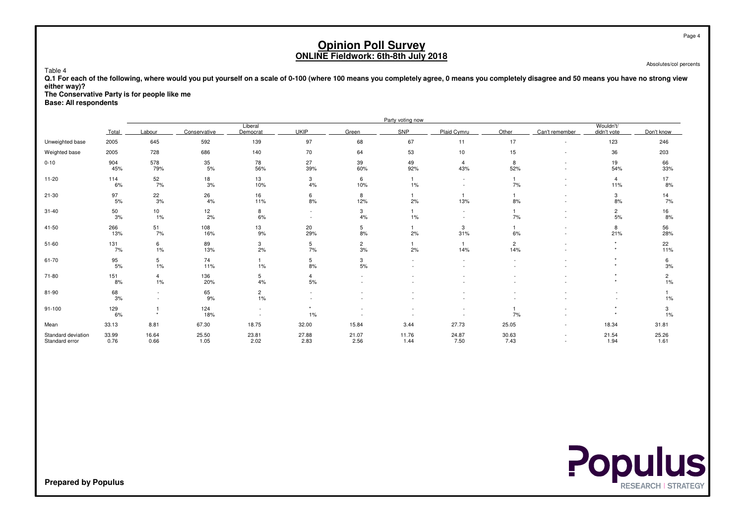# Opinion Poll Survey
## ONLINE Fieldwork: 6th-8th July 2018

Absolutes/col percents

Table 4

**Q.1 For each of the following, where would you put yourself on a scale of 0-100 (where 100 means you completely agree, 0 means you completely disagree and 50 means you have no strong view either way)?**
**The Conservative Party is for people like me**
**Base: All respondents**

| | Total | Party voting now | | | | | | | | | | |
|---|---|---|---|---|---|---|---|---|---|---|---|---|
| | | Labour | Conservative | Liberal Democrat | UKIP | Green | SNP | Plaid Cymru | Other | Can't remember | Wouldn't/ didn't vote | Don't know |
| Unweighted base | 2005 | 645 | 592 | 139 | 97 | 68 | 67 | 11 | 17 | - | 123 | 246 |
| Weighted base | 2005 | 728 | 686 | 140 | 70 | 64 | 53 | 10 | 15 | - | 36 | 203 |
| 0-10 | 904 | 578 | 35 | 78 | 27 | 39 | 49 | 4 | 8 | - | 19 | 66 |
| | 45% | 79% | 5% | 56% | 39% | 60% | 92% | 43% | 52% | - | 54% | 33% |
| 11-20 | 114 | 52 | 18 | 13 | 3 | 6 | 1 | - | 1 | - | 4 | 17 |
| | 6% | 7% | 3% | 10% | 4% | 10% | 1% | - | 7% | - | 11% | 8% |
| 21-30 | 97 | 22 | 26 | 16 | 6 | 8 | 1 | 1 | 1 | - | 3 | 14 |
| | 5% | 3% | 4% | 11% | 8% | 12% | 2% | 13% | 8% | - | 8% | 7% |
| 31-40 | 50 | 10 | 12 | 8 | - | 3 | 1 | - | 1 | - | 2 | 16 |
| | 3% | 1% | 2% | 6% | - | 4% | 1% | - | 7% | - | 5% | 8% |
| 41-50 | 266 | 51 | 108 | 13 | 20 | 5 | 1 | 3 | 1 | - | 8 | 56 |
| | 13% | 7% | 16% | 9% | 29% | 8% | 2% | 31% | 6% | - | 21% | 28% |
| 51-60 | 131 | 6 | 89 | 3 | 5 | 2 | 1 | 1 | 2 | - | * | 22 |
| | 7% | 1% | 13% | 2% | 7% | 3% | 2% | 14% | 14% | - | * | 11% |
| 61-70 | 95 | 5 | 74 | 1 | 5 | 3 | - | - | - | - | * | 6 |
| | 5% | 1% | 11% | 1% | 8% | 5% | - | - | - | - | * | 3% |
| 71-80 | 151 | 4 | 136 | 5 | 4 | - | - | - | - | - | * | 2 |
| | 8% | 1% | 20% | 4% | 5% | - | - | - | - | - | * | 1% |
| 81-90 | 68 | - | 65 | 2 | - | - | - | - | - | - | - | 1 |
| | 3% | - | 9% | 1% | - | - | - | - | - | - | - | 1% |
| 91-100 | 129 | 1 | 124 | - | * | - | - | - | 1 | - | * | 3 |
| | 6% | * | 18% | - | 1% | - | - | - | 7% | - | * | 1% |
| Mean | 33.13 | 8.81 | 67.30 | 18.75 | 32.00 | 15.84 | 3.44 | 27.73 | 25.05 | - | 18.34 | 31.81 |
| Standard deviation | 33.99 | 16.64 | 25.50 | 23.81 | 27.88 | 21.07 | 11.76 | 24.87 | 30.63 | - | 21.54 | 25.26 |
| Standard error | 0.76 | 0.66 | 1.05 | 2.02 | 2.83 | 2.56 | 1.44 | 7.50 | 7.43 | - | 1.94 | 1.61 |

**Prepared by Populus**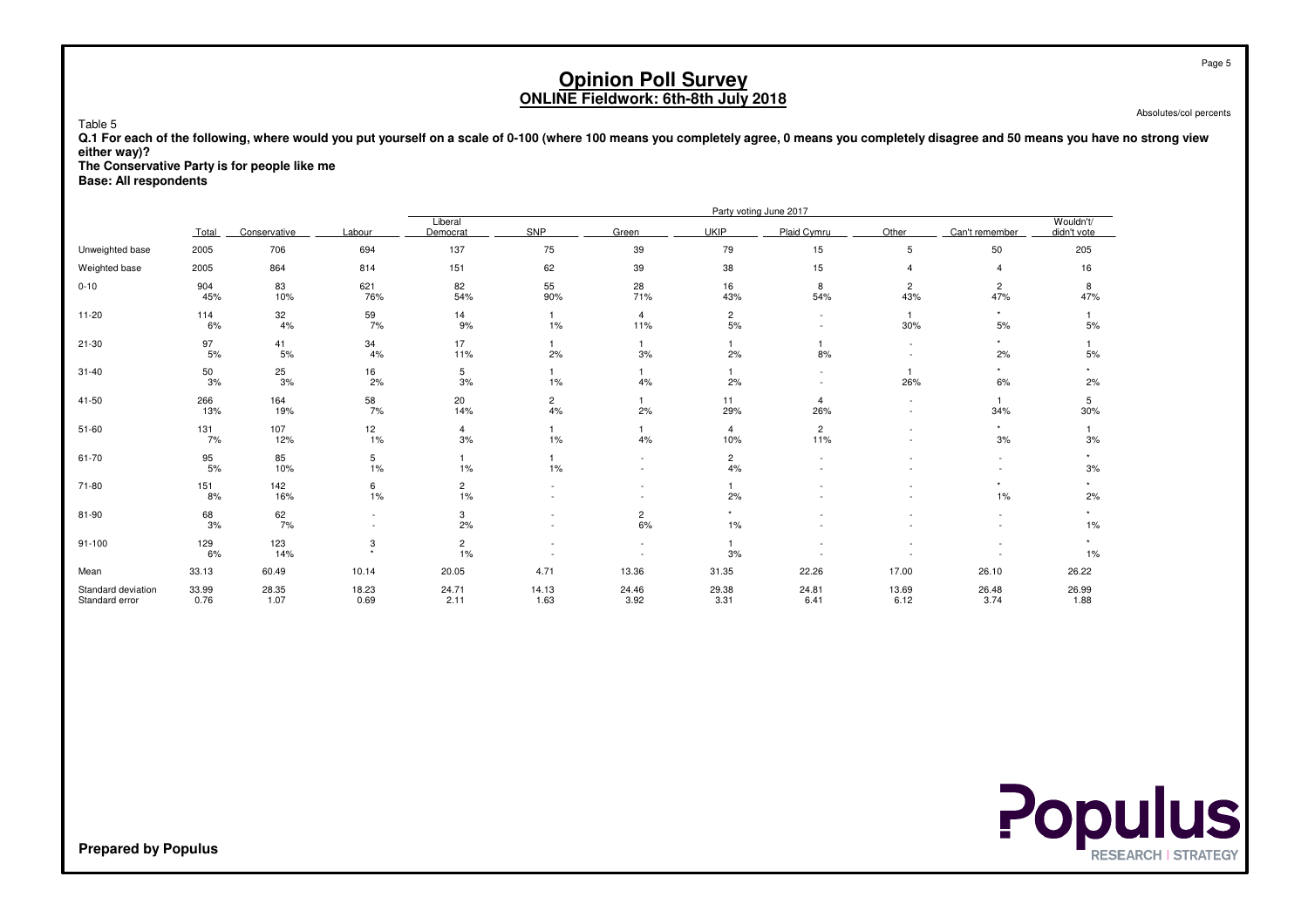# Opinion Poll Survey
## ONLINE Fieldwork: 6th-8th July 2018

Absolutes/col percents

Table 5

**Q.1 For each of the following, where would you put yourself on a scale of 0-100 (where 100 means you completely agree, 0 means you completely disagree and 50 means you have no strong view either way)?**
**The Conservative Party is for people like me**
**Base: All respondents**

| | | Party voting June 2017 | | | | | | | | | |
|---|---|---|---|---|---|---|---|---|---|---|---|
| | Total | Conservative | Labour | Liberal Democrat | SNP | Green | UKIP | Plaid Cymru | Other | Can't remember | Wouldn't/ didn't vote |
| Unweighted base | 2005 | 706 | 694 | 137 | 75 | 39 | 79 | 15 | 5 | 50 | 205 |
| Weighted base | 2005 | 864 | 814 | 151 | 62 | 39 | 38 | 15 | 4 | 4 | 16 |
| 0-10 | 904<br>45% | 83<br>10% | 621<br>76% | 82<br>54% | 55<br>90% | 28<br>71% | 16<br>43% | 8<br>54% | 2<br>43% | 2<br>47% | 8<br>47% |
| 11-20 | 114<br>6% | 32<br>4% | 59<br>7% | 14<br>9% | 1<br>1% | 4<br>11% | 2<br>5% | -<br>- | 1<br>30% | *<br>5% | 1<br>5% |
| 21-30 | 97<br>5% | 41<br>5% | 34<br>4% | 17<br>11% | 1<br>2% | 1<br>3% | 1<br>2% | 1<br>8% | -<br>- | *<br>2% | 1<br>5% |
| 31-40 | 50<br>3% | 25<br>3% | 16<br>2% | 5<br>3% | 1<br>1% | 1<br>4% | 1<br>2% | -<br>- | 1<br>26% | *<br>6% | *<br>2% |
| 41-50 | 266<br>13% | 164<br>19% | 58<br>7% | 20<br>14% | 2<br>4% | 1<br>2% | 11<br>29% | 4<br>26% | -<br>- | 1<br>34% | 5<br>30% |
| 51-60 | 131<br>7% | 107<br>12% | 12<br>1% | 4<br>3% | 1<br>1% | 1<br>4% | 4<br>10% | 2<br>11% | -<br>- | *<br>3% | 1<br>3% |
| 61-70 | 95<br>5% | 85<br>10% | 5<br>1% | 1<br>1% | 1<br>1% | -<br>- | 2<br>4% | -<br>- | -<br>- | -<br>- | *<br>3% |
| 71-80 | 151<br>8% | 142<br>16% | 6<br>1% | 2<br>1% | -<br>- | -<br>- | 1<br>2% | -<br>- | -<br>- | *<br>1% | *<br>2% |
| 81-90 | 68<br>3% | 62<br>7% | -<br>- | 3<br>2% | -<br>- | 2<br>6% | *<br>1% | -<br>- | -<br>- | -<br>- | *<br>1% |
| 91-100 | 129<br>6% | 123<br>14% | 3<br>* | 2<br>1% | -<br>- | -<br>- | 1<br>3% | -<br>- | -<br>- | -<br>- | *<br>1% |
| Mean | 33.13 | 60.49 | 10.14 | 20.05 | 4.71 | 13.36 | 31.35 | 22.26 | 17.00 | 26.10 | 26.22 |
| Standard deviation | 33.99 | 28.35 | 18.23 | 24.71 | 14.13 | 24.46 | 29.38 | 24.81 | 13.69 | 26.48 | 26.99 |
| Standard error | 0.76 | 1.07 | 0.69 | 2.11 | 1.63 | 3.92 | 3.31 | 6.41 | 6.12 | 3.74 | 1.88 |

**Prepared by Populus**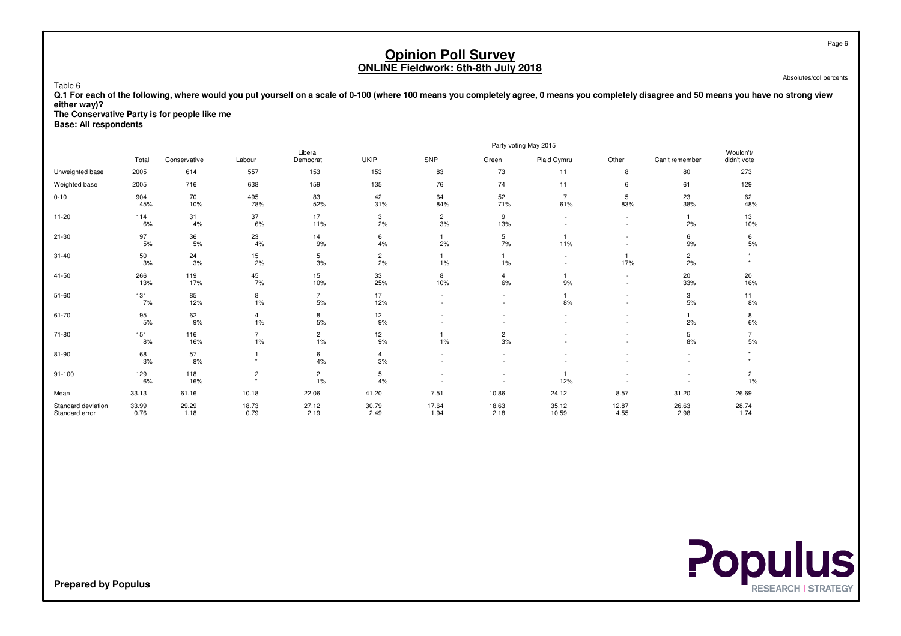# Opinion Poll Survey
## ONLINE Fieldwork: 6th-8th July 2018

Absolutes/col percents

Table 6

**Q.1 For each of the following, where would you put yourself on a scale of 0-100 (where 100 means you completely agree, 0 means you completely disagree and 50 means you have no strong view either way)?**
**The Conservative Party is for people like me**
**Base: All respondents**

| | | Party voting May 2015 | | | | | | | | | |
|---|---|---|---|---|---|---|---|---|---|---|---|
| | Total | Conservative | Labour | Liberal Democrat | UKIP | SNP | Green | Plaid Cymru | Other | Can't remember | Wouldn't/ didn't vote |
| Unweighted base | 2005 | 614 | 557 | 153 | 153 | 83 | 73 | 11 | 8 | 80 | 273 |
| Weighted base | 2005 | 716 | 638 | 159 | 135 | 76 | 74 | 11 | 6 | 61 | 129 |
| 0-10 | 904<br>45% | 70<br>10% | 495<br>78% | 83<br>52% | 42<br>31% | 64<br>84% | 52<br>71% | 7<br>61% | 5<br>83% | 23<br>38% | 62<br>48% |
| 11-20 | 114<br>6% | 31<br>4% | 37<br>6% | 17<br>11% | 3<br>2% | 2<br>3% | 9<br>13% | -<br>- | -<br>- | 1<br>2% | 13<br>10% |
| 21-30 | 97<br>5% | 36<br>5% | 23<br>4% | 14<br>9% | 6<br>4% | 1<br>2% | 5<br>7% | 1<br>11% | -<br>- | 6<br>9% | 6<br>5% |
| 31-40 | 50<br>3% | 24<br>3% | 15<br>2% | 5<br>3% | 2<br>2% | 1<br>1% | 1<br>1% | -<br>- | 1<br>17% | 2<br>2% | *<br>* |
| 41-50 | 266<br>13% | 119<br>17% | 45<br>7% | 15<br>10% | 33<br>25% | 8<br>10% | 4<br>6% | 1<br>9% | -<br>- | 20<br>33% | 20<br>16% |
| 51-60 | 131<br>7% | 85<br>12% | 8<br>1% | 7<br>5% | 17<br>12% | -<br>- | -<br>- | 1<br>8% | -<br>- | 3<br>5% | 11<br>8% |
| 61-70 | 95<br>5% | 62<br>9% | 4<br>1% | 8<br>5% | 12<br>9% | -<br>- | -<br>- | -<br>- | -<br>- | 1<br>2% | 8<br>6% |
| 71-80 | 151<br>8% | 116<br>16% | 7<br>1% | 2<br>1% | 12<br>9% | 1<br>1% | 2<br>3% | -<br>- | -<br>- | 5<br>8% | 7<br>5% |
| 81-90 | 68<br>3% | 57<br>8% | 1<br>* | 6<br>4% | 4<br>3% | -<br>- | -<br>- | -<br>- | -<br>- | -<br>- | *<br>* |
| 91-100 | 129<br>6% | 118<br>16% | 2<br>* | 2<br>1% | 5<br>4% | -<br>- | -<br>- | 1<br>12% | -<br>- | -<br>- | 2<br>1% |
| Mean | 33.13 | 61.16 | 10.18 | 22.06 | 41.20 | 7.51 | 10.86 | 24.12 | 8.57 | 31.20 | 26.69 |
| Standard deviation | 33.99 | 29.29 | 18.73 | 27.12 | 30.79 | 17.64 | 18.63 | 35.12 | 12.87 | 26.63 | 28.74 |
| Standard error | 0.76 | 1.18 | 0.79 | 2.19 | 2.49 | 1.94 | 2.18 | 10.59 | 4.55 | 2.98 | 1.74 |

**Prepared by Populus**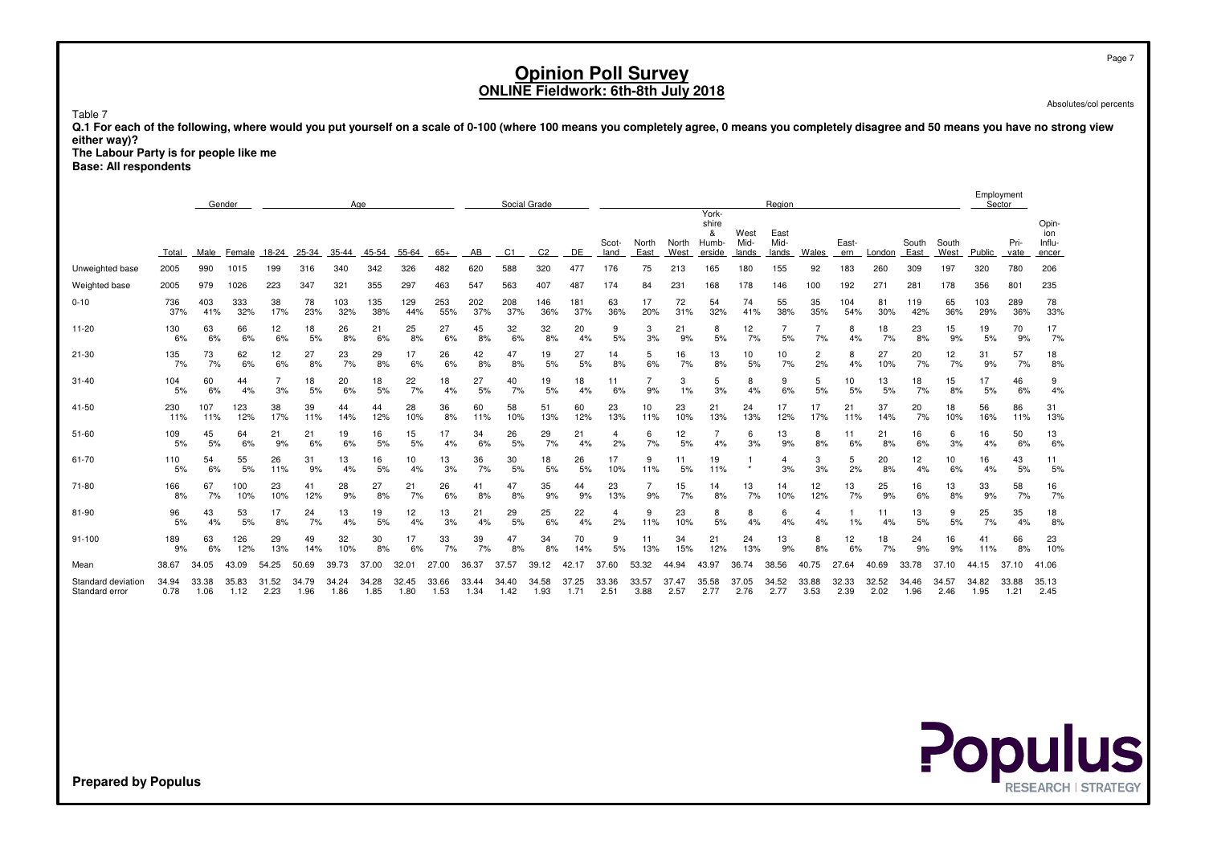# Opinion Poll Survey

## ONLINE Fieldwork: 6th-8th July 2018

Absolutes/col percents

Table 7

**Q.1 For each of the following, where would you put yourself on a scale of 0-100 (where 100 means you completely agree, 0 means you completely disagree and 50 means you have no strong view either way)?**

**The Labour Party is for people like me**

**Base: All respondents**

| | | Gender | | Age | | | | | | Social Grade | | | | Region | | | | | | | | | | | Employment Sector | | |
|---|---|---|---|---|---|---|---|---|---|---|---|---|---|---|---|---|---|---|---|---|---|---|---|---|---|---|---|
| | Total | Male | Female | 18-24 | 25-34 | 35-44 | 45-54 | 55-64 | 65+ | AB | C1 | C2 | DE | Scot-land | North East | North West | York-shire & Humb-erside | West Mid-lands | East Mid-lands | Wales | East-ern | London | South East | South West | Public | Pri-vate | Opin-ion Influ-encer |
| Unweighted base | 2005 | 990 | 1015 | 199 | 316 | 340 | 342 | 326 | 482 | 620 | 588 | 320 | 477 | 176 | 75 | 213 | 165 | 180 | 155 | 92 | 183 | 260 | 309 | 197 | 320 | 780 | 206 |
| Weighted base | 2005 | 979 | 1026 | 223 | 347 | 321 | 355 | 297 | 463 | 547 | 563 | 407 | 487 | 174 | 84 | 231 | 168 | 178 | 146 | 100 | 192 | 271 | 281 | 178 | 356 | 801 | 235 |
| 0-10 | 736 | 403 | 333 | 38 | 78 | 103 | 135 | 129 | 253 | 202 | 208 | 146 | 181 | 63 | 17 | 72 | 54 | 74 | 55 | 35 | 104 | 81 | 119 | 65 | 103 | 289 | 78 |
| | 37% | 41% | 32% | 17% | 23% | 32% | 38% | 44% | 55% | 37% | 37% | 36% | 37% | 36% | 20% | 31% | 32% | 41% | 38% | 35% | 54% | 30% | 42% | 36% | 29% | 36% | 33% |
| 11-20 | 130 | 63 | 66 | 12 | 18 | 26 | 21 | 25 | 27 | 45 | 32 | 32 | 20 | 9 | 3 | 21 | 8 | 12 | 7 | 7 | 8 | 18 | 23 | 15 | 19 | 70 | 17 |
| | 6% | 6% | 6% | 6% | 5% | 8% | 6% | 8% | 6% | 8% | 6% | 8% | 4% | 5% | 3% | 9% | 5% | 7% | 5% | 7% | 4% | 7% | 8% | 9% | 5% | 9% | 7% |
| 21-30 | 135 | 73 | 62 | 12 | 27 | 23 | 29 | 17 | 26 | 42 | 47 | 19 | 27 | 14 | 5 | 16 | 13 | 10 | 10 | 2 | 8 | 27 | 20 | 12 | 31 | 57 | 18 |
| | 7% | 7% | 6% | 6% | 8% | 7% | 8% | 6% | 6% | 8% | 8% | 5% | 5% | 8% | 6% | 7% | 8% | 5% | 7% | 2% | 4% | 10% | 7% | 7% | 9% | 7% | 8% |
| 31-40 | 104 | 60 | 44 | 7 | 18 | 20 | 18 | 22 | 18 | 27 | 40 | 19 | 18 | 11 | 7 | 3 | 5 | 8 | 9 | 5 | 10 | 13 | 18 | 15 | 17 | 46 | 9 |
| | 5% | 6% | 4% | 3% | 5% | 6% | 5% | 7% | 4% | 5% | 7% | 5% | 4% | 6% | 9% | 1% | 3% | 4% | 6% | 5% | 5% | 5% | 7% | 8% | 5% | 6% | 4% |
| 41-50 | 230 | 107 | 123 | 38 | 39 | 44 | 44 | 28 | 36 | 60 | 58 | 51 | 60 | 23 | 10 | 23 | 21 | 24 | 17 | 17 | 21 | 37 | 20 | 18 | 56 | 86 | 31 |
| | 11% | 11% | 12% | 17% | 11% | 14% | 12% | 10% | 8% | 11% | 10% | 13% | 12% | 13% | 11% | 10% | 13% | 13% | 12% | 17% | 11% | 14% | 7% | 10% | 16% | 11% | 13% |
| 51-60 | 109 | 45 | 64 | 21 | 21 | 19 | 16 | 15 | 17 | 34 | 26 | 29 | 21 | 4 | 6 | 12 | 7 | 6 | 13 | 8 | 11 | 21 | 16 | 6 | 16 | 50 | 13 |
| | 5% | 5% | 6% | 9% | 6% | 6% | 5% | 5% | 4% | 6% | 5% | 7% | 4% | 2% | 7% | 5% | 4% | 3% | 9% | 8% | 6% | 8% | 6% | 3% | 4% | 6% | 6% |
| 61-70 | 110 | 54 | 55 | 26 | 31 | 13 | 16 | 10 | 13 | 36 | 30 | 18 | 26 | 17 | 9 | 11 | 19 | 1 | 4 | 3 | 5 | 20 | 12 | 10 | 16 | 43 | 11 |
| | 5% | 6% | 5% | 11% | 9% | 4% | 5% | 4% | 3% | 7% | 5% | 5% | 5% | 10% | 11% | 5% | 11% | * | 3% | 3% | 2% | 8% | 4% | 6% | 4% | 5% | 5% |
| 71-80 | 166 | 67 | 100 | 23 | 41 | 28 | 27 | 21 | 26 | 41 | 47 | 35 | 44 | 23 | 7 | 15 | 14 | 13 | 14 | 12 | 13 | 25 | 16 | 13 | 33 | 58 | 16 |
| | 8% | 7% | 10% | 10% | 12% | 9% | 8% | 7% | 6% | 8% | 8% | 9% | 9% | 13% | 9% | 7% | 8% | 7% | 10% | 12% | 7% | 9% | 6% | 8% | 9% | 7% | 7% |
| 81-90 | 96 | 43 | 53 | 17 | 24 | 13 | 19 | 12 | 13 | 21 | 29 | 25 | 22 | 4 | 9 | 23 | 8 | 8 | 6 | 4 | 1 | 11 | 13 | 9 | 25 | 35 | 18 |
| | 5% | 4% | 5% | 8% | 7% | 4% | 5% | 4% | 3% | 4% | 5% | 6% | 4% | 2% | 11% | 10% | 5% | 4% | 4% | 4% | 1% | 4% | 5% | 5% | 7% | 4% | 8% |
| 91-100 | 189 | 63 | 126 | 29 | 49 | 32 | 30 | 17 | 33 | 39 | 47 | 34 | 70 | 9 | 11 | 34 | 21 | 24 | 13 | 8 | 12 | 18 | 24 | 16 | 41 | 66 | 23 |
| | 9% | 6% | 12% | 13% | 14% | 10% | 8% | 6% | 7% | 7% | 8% | 8% | 14% | 5% | 13% | 15% | 12% | 13% | 9% | 8% | 6% | 7% | 9% | 9% | 11% | 8% | 10% |
| Mean | 38.67 | 34.05 | 43.09 | 54.25 | 50.69 | 39.73 | 37.00 | 32.01 | 27.00 | 36.37 | 37.57 | 39.12 | 42.17 | 37.60 | 53.32 | 44.94 | 43.97 | 36.74 | 38.56 | 40.75 | 27.64 | 40.69 | 33.78 | 37.10 | 44.15 | 37.10 | 41.06 |
| Standard deviation | 34.94 | 33.38 | 35.83 | 31.52 | 34.79 | 34.24 | 34.28 | 32.45 | 33.66 | 33.44 | 34.40 | 34.58 | 37.25 | 33.36 | 33.57 | 37.47 | 35.58 | 37.05 | 34.52 | 33.88 | 32.33 | 32.52 | 34.46 | 34.57 | 34.82 | 33.88 | 35.13 |
| Standard error | 0.78 | 1.06 | 1.12 | 2.23 | 1.96 | 1.86 | 1.85 | 1.80 | 1.53 | 1.34 | 1.42 | 1.93 | 1.71 | 2.51 | 3.88 | 2.57 | 2.77 | 2.76 | 2.77 | 3.53 | 2.39 | 2.02 | 1.96 | 2.46 | 1.95 | 1.21 | 2.45 |

Prepared by Populus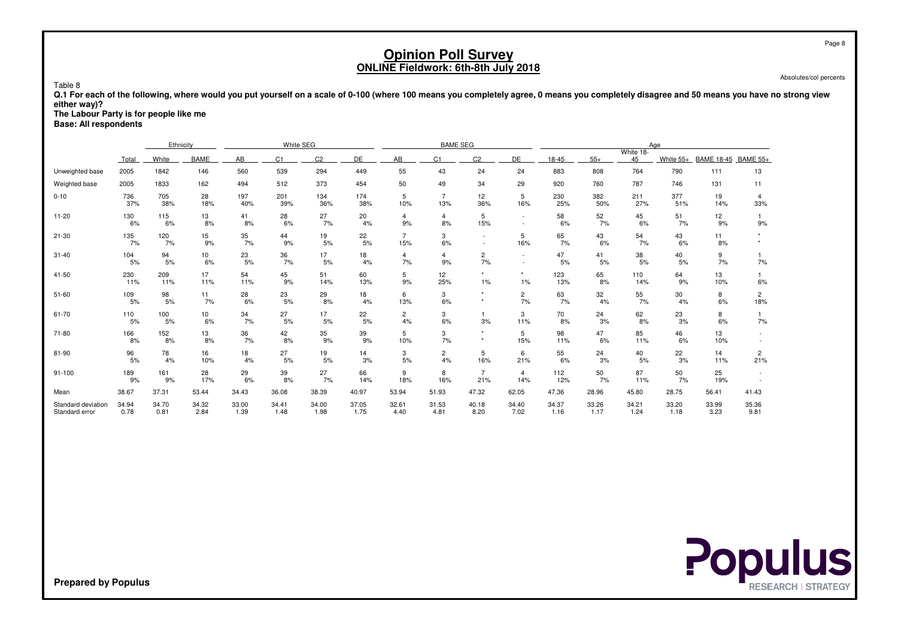# Opinion Poll Survey
## ONLINE Fieldwork: 6th-8th July 2018

Absolutes/col percents

Table 8

**Q.1 For each of the following, where would you put yourself on a scale of 0-100 (where 100 means you completely agree, 0 means you completely disagree and 50 means you have no strong view either way)?**
**The Labour Party is for people like me**
**Base: All respondents**

| | | Ethnicity | | White SEG | | | | BAME SEG | | | | Age | | | | | |
|---|---|---|---|---|---|---|---|---|---|---|---|---|---|---|---|---|---|
| | Total | White | BAME | AB | C1 | C2 | DE | AB | C1 | C2 | DE | 18-45 | 55+ | White 18-45 | White 55+ | BAME 18-45 | BAME 55+ |
| Unweighted base | 2005 | 1842 | 146 | 560 | 539 | 294 | 449 | 55 | 43 | 24 | 24 | 883 | 808 | 764 | 790 | 111 | 13 |
| Weighted base | 2005 | 1833 | 162 | 494 | 512 | 373 | 454 | 50 | 49 | 34 | 29 | 920 | 760 | 787 | 746 | 131 | 11 |
| 0-10 | 736 | 705 | 28 | 197 | 201 | 134 | 174 | 5 | 7 | 12 | 5 | 230 | 382 | 211 | 377 | 19 | 4 |
| | 37% | 38% | 18% | 40% | 39% | 36% | 38% | 10% | 13% | 36% | 16% | 25% | 50% | 27% | 51% | 14% | 33% |
| 11-20 | 130 | 115 | 13 | 41 | 28 | 27 | 20 | 4 | 4 | 5 | - | 58 | 52 | 45 | 51 | 12 | 1 |
| | 6% | 6% | 8% | 8% | 6% | 7% | 4% | 9% | 8% | 15% | - | 6% | 7% | 6% | 7% | 9% | 9% |
| 21-30 | 135 | 120 | 15 | 35 | 44 | 19 | 22 | 7 | 3 | - | 5 | 65 | 43 | 54 | 43 | 11 | * |
| | 7% | 7% | 9% | 7% | 9% | 5% | 5% | 15% | 6% | - | 16% | 7% | 6% | 7% | 6% | 8% | * |
| 31-40 | 104 | 94 | 10 | 23 | 36 | 17 | 18 | 4 | 4 | 2 | - | 47 | 41 | 38 | 40 | 9 | 1 |
| | 5% | 5% | 6% | 5% | 7% | 5% | 4% | 7% | 9% | 7% | - | 5% | 5% | 5% | 5% | 7% | 7% |
| 41-50 | 230 | 209 | 17 | 54 | 45 | 51 | 60 | 5 | 12 | * | * | 123 | 65 | 110 | 64 | 13 | 1 |
| | 11% | 11% | 11% | 11% | 9% | 14% | 13% | 9% | 25% | 1% | 1% | 13% | 8% | 14% | 9% | 10% | 6% |
| 51-60 | 109 | 98 | 11 | 28 | 23 | 29 | 18 | 6 | 3 | * | 2 | 63 | 32 | 55 | 30 | 8 | 2 |
| | 5% | 5% | 7% | 6% | 5% | 8% | 4% | 13% | 6% | * | 7% | 7% | 4% | 7% | 4% | 6% | 18% |
| 61-70 | 110 | 100 | 10 | 34 | 27 | 17 | 22 | 2 | 3 | 1 | 3 | 70 | 24 | 62 | 23 | 8 | 1 |
| | 5% | 5% | 6% | 7% | 5% | 5% | 5% | 4% | 6% | 3% | 11% | 8% | 3% | 8% | 3% | 6% | 7% |
| 71-80 | 166 | 152 | 13 | 36 | 42 | 35 | 39 | 5 | 3 | * | 5 | 98 | 47 | 85 | 46 | 13 | - |
| | 8% | 8% | 8% | 7% | 8% | 9% | 9% | 10% | 7% | * | 15% | 11% | 6% | 11% | 6% | 10% | - |
| 81-90 | 96 | 78 | 16 | 18 | 27 | 19 | 14 | 3 | 2 | 5 | 6 | 55 | 24 | 40 | 22 | 14 | 2 |
| | 5% | 4% | 10% | 4% | 5% | 5% | 3% | 5% | 4% | 16% | 21% | 6% | 3% | 5% | 3% | 11% | 21% |
| 91-100 | 189 | 161 | 28 | 29 | 39 | 27 | 66 | 9 | 8 | 7 | 4 | 112 | 50 | 87 | 50 | 25 | - |
| | 9% | 9% | 17% | 6% | 8% | 7% | 14% | 18% | 16% | 21% | 14% | 12% | 7% | 11% | 7% | 19% | - |
| Mean | 38.67 | 37.31 | 53.44 | 34.43 | 36.08 | 38.39 | 40.97 | 53.94 | 51.93 | 47.32 | 62.05 | 47.36 | 28.96 | 45.80 | 28.75 | 56.41 | 41.43 |
| Standard deviation | 34.94 | 34.70 | 34.32 | 33.00 | 34.41 | 34.00 | 37.05 | 32.61 | 31.53 | 40.18 | 34.40 | 34.37 | 33.26 | 34.21 | 33.20 | 33.99 | 35.36 |
| Standard error | 0.78 | 0.81 | 2.84 | 1.39 | 1.48 | 1.98 | 1.75 | 4.40 | 4.81 | 8.20 | 7.02 | 1.16 | 1.17 | 1.24 | 1.18 | 3.23 | 9.81 |

**Prepared by Populus**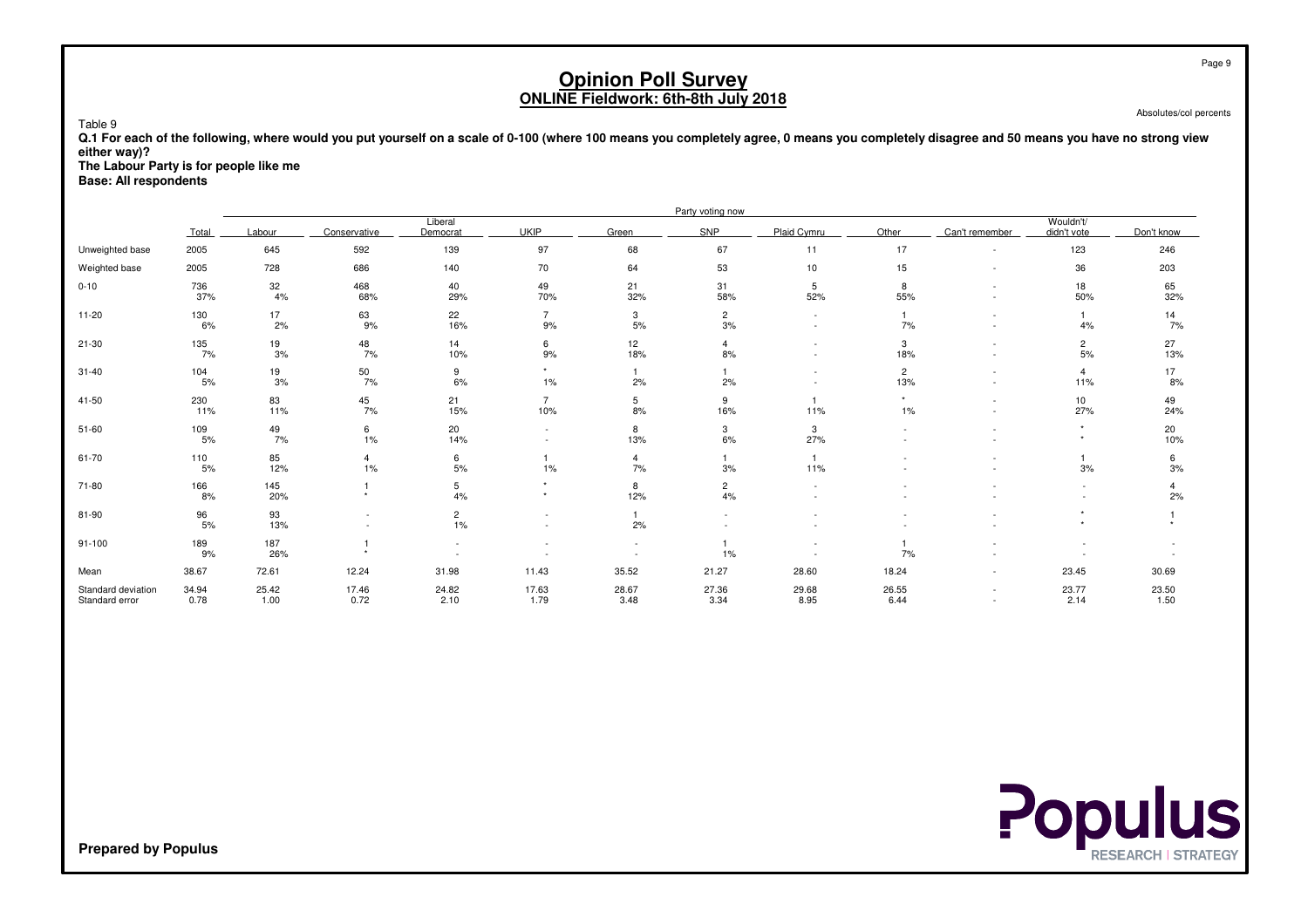# Opinion Poll Survey
## ONLINE Fieldwork: 6th-8th July 2018

Absolutes/col percents

Table 9

**Q.1 For each of the following, where would you put yourself on a scale of 0-100 (where 100 means you completely agree, 0 means you completely disagree and 50 means you have no strong view either way)?**
**The Labour Party is for people like me**
**Base: All respondents**

| | | Party voting now | | | | | | | | | | |
|---|---|---|---|---|---|---|---|---|---|---|---|---|
| | Total | Labour | Conservative | Liberal Democrat | UKIP | Green | SNP | Plaid Cymru | Other | Can't remember | Wouldn't/ didn't vote | Don't know |
| Unweighted base | 2005 | 645 | 592 | 139 | 97 | 68 | 67 | 11 | 17 | - | 123 | 246 |
| Weighted base | 2005 | 728 | 686 | 140 | 70 | 64 | 53 | 10 | 15 | - | 36 | 203 |
| 0-10 | 736 | 32 | 468 | 40 | 49 | 21 | 31 | 5 | 8 | - | 18 | 65 |
| | 37% | 4% | 68% | 29% | 70% | 32% | 58% | 52% | 55% | - | 50% | 32% |
| 11-20 | 130 | 17 | 63 | 22 | 7 | 3 | 2 | - | 1 | - | 1 | 14 |
| | 6% | 2% | 9% | 16% | 9% | 5% | 3% | - | 7% | - | 4% | 7% |
| 21-30 | 135 | 19 | 48 | 14 | 6 | 12 | 4 | - | 3 | - | 2 | 27 |
| | 7% | 3% | 7% | 10% | 9% | 18% | 8% | - | 18% | - | 5% | 13% |
| 31-40 | 104 | 19 | 50 | 9 | * | 1 | 1 | - | 2 | - | 4 | 17 |
| | 5% | 3% | 7% | 6% | 1% | 2% | 2% | - | 13% | - | 11% | 8% |
| 41-50 | 230 | 83 | 45 | 21 | 7 | 5 | 9 | 1 | * | - | 10 | 49 |
| | 11% | 11% | 7% | 15% | 10% | 8% | 16% | 11% | 1% | - | 27% | 24% |
| 51-60 | 109 | 49 | 6 | 20 | - | 8 | 3 | 3 | - | - | * | 20 |
| | 5% | 7% | 1% | 14% | - | 13% | 6% | 27% | - | - | * | 10% |
| 61-70 | 110 | 85 | 4 | 6 | 1 | 4 | 1 | 1 | - | - | 1 | 6 |
| | 5% | 12% | 1% | 5% | 1% | 7% | 3% | 11% | - | - | 3% | 3% |
| 71-80 | 166 | 145 | 1 | 5 | * | 8 | 2 | - | - | - | - | 4 |
| | 8% | 20% | * | 4% | * | 12% | 4% | - | - | - | - | 2% |
| 81-90 | 96 | 93 | - | 2 | - | 1 | - | - | - | - | * | 1 |
| | 5% | 13% | - | 1% | - | 2% | - | - | - | - | * | * |
| 91-100 | 189 | 187 | 1 | - | - | - | 1 | - | 1 | - | - | - |
| | 9% | 26% | * | - | - | - | 1% | - | 7% | - | - | - |
| Mean | 38.67 | 72.61 | 12.24 | 31.98 | 11.43 | 35.52 | 21.27 | 28.60 | 18.24 | - | 23.45 | 30.69 |
| Standard deviation | 34.94 | 25.42 | 17.46 | 24.82 | 17.63 | 28.67 | 27.36 | 29.68 | 26.55 | - | 23.77 | 23.50 |
| Standard error | 0.78 | 1.00 | 0.72 | 2.10 | 1.79 | 3.48 | 3.34 | 8.95 | 6.44 | - | 2.14 | 1.50 |

**Prepared by Populus**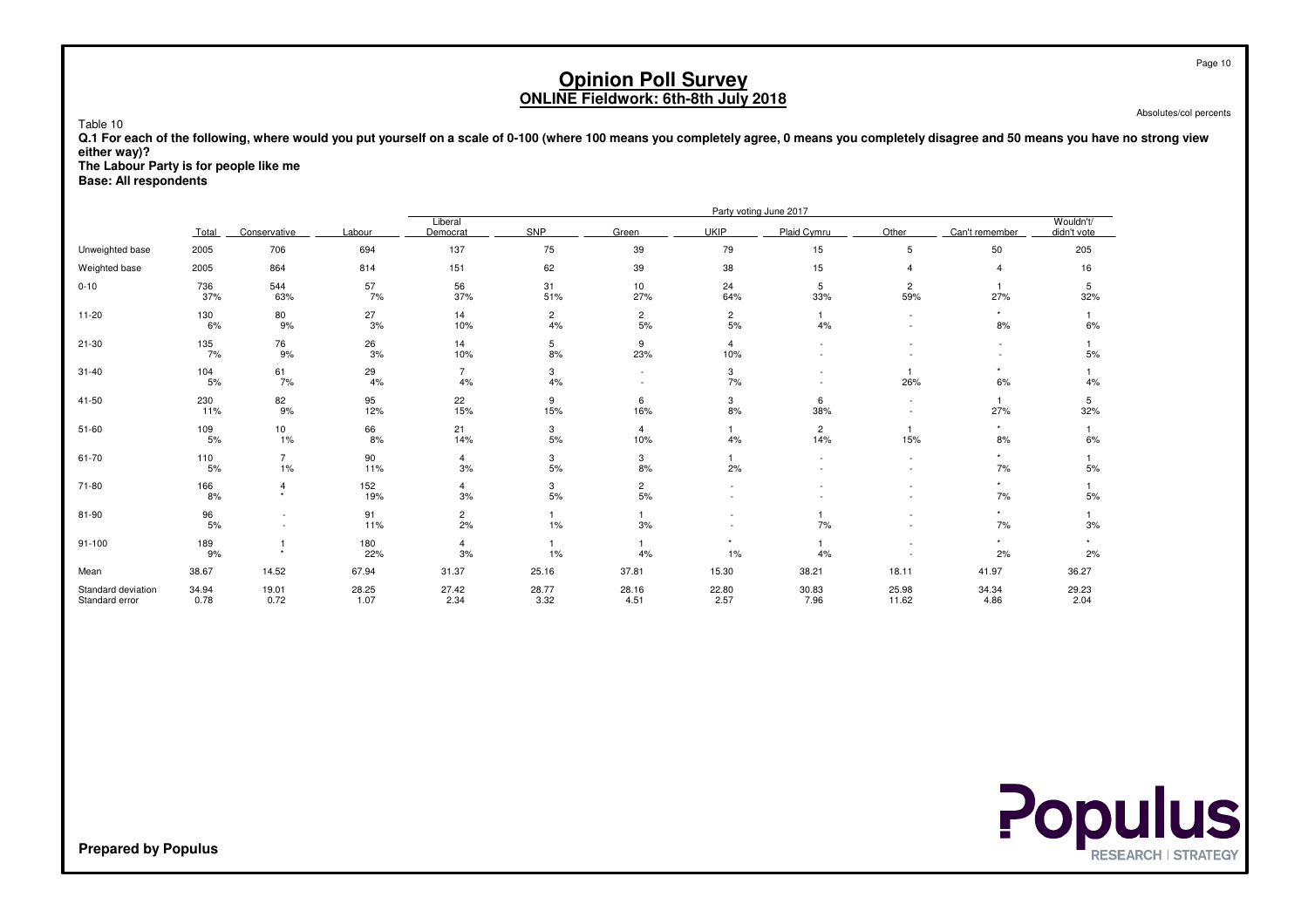# Opinion Poll Survey
## ONLINE Fieldwork: 6th-8th July 2018

Absolutes/col percents

Table 10

**Q.1 For each of the following, where would you put yourself on a scale of 0-100 (where 100 means you completely agree, 0 means you completely disagree and 50 means you have no strong view either way)?**
**The Labour Party is for people like me**
**Base: All respondents**

| | | Party voting June 2017 | | | | | | | | | |
|---|---|---|---|---|---|---|---|---|---|---|---|
| | Total | Conservative | Labour | Liberal Democrat | SNP | Green | UKIP | Plaid Cymru | Other | Can't remember | Wouldn't/ didn't vote |
| Unweighted base | 2005 | 706 | 694 | 137 | 75 | 39 | 79 | 15 | 5 | 50 | 205 |
| Weighted base | 2005 | 864 | 814 | 151 | 62 | 39 | 38 | 15 | 4 | 4 | 16 |
| 0-10 | 736 | 544 | 57 | 56 | 31 | 10 | 24 | 5 | 2 | 1 | 5 |
| | 37% | 63% | 7% | 37% | 51% | 27% | 64% | 33% | 59% | 27% | 32% |
| 11-20 | 130 | 80 | 27 | 14 | 2 | 2 | 2 | 1 | - | * | 1 |
| | 6% | 9% | 3% | 10% | 4% | 5% | 5% | 4% | - | 8% | 6% |
| 21-30 | 135 | 76 | 26 | 14 | 5 | 9 | 4 | - | - | - | 1 |
| | 7% | 9% | 3% | 10% | 8% | 23% | 10% | - | - | - | 5% |
| 31-40 | 104 | 61 | 29 | 7 | 3 | - | 3 | - | 1 | * | 1 |
| | 5% | 7% | 4% | 4% | 4% | - | 7% | - | 26% | 6% | 4% |
| 41-50 | 230 | 82 | 95 | 22 | 9 | 6 | 3 | 6 | - | 1 | 5 |
| | 11% | 9% | 12% | 15% | 15% | 16% | 8% | 38% | - | 27% | 32% |
| 51-60 | 109 | 10 | 66 | 21 | 3 | 4 | 1 | 2 | 1 | * | 1 |
| | 5% | 1% | 8% | 14% | 5% | 10% | 4% | 14% | 15% | 8% | 6% |
| 61-70 | 110 | 7 | 90 | 4 | 3 | 3 | 1 | - | - | * | 1 |
| | 5% | 1% | 11% | 3% | 5% | 8% | 2% | - | - | 7% | 5% |
| 71-80 | 166 | 4 | 152 | 4 | 3 | 2 | - | - | - | * | 1 |
| | 8% | * | 19% | 3% | 5% | 5% | - | - | - | 7% | 5% |
| 81-90 | 96 | - | 91 | 2 | 1 | 1 | - | 1 | - | * | 1 |
| | 5% | - | 11% | 2% | 1% | 3% | - | 7% | - | 7% | 3% |
| 91-100 | 189 | 1 | 180 | 4 | 1 | 1 | * | 1 | - | * | * |
| | 9% | * | 22% | 3% | 1% | 4% | 1% | 4% | - | 2% | 2% |
| Mean | 38.67 | 14.52 | 67.94 | 31.37 | 25.16 | 37.81 | 15.30 | 38.21 | 18.11 | 41.97 | 36.27 |
| Standard deviation | 34.94 | 19.01 | 28.25 | 27.42 | 28.77 | 28.16 | 22.80 | 30.83 | 25.98 | 34.34 | 29.23 |
| Standard error | 0.78 | 0.72 | 1.07 | 2.34 | 3.32 | 4.51 | 2.57 | 7.96 | 11.62 | 4.86 | 2.04 |

**Prepared by Populus**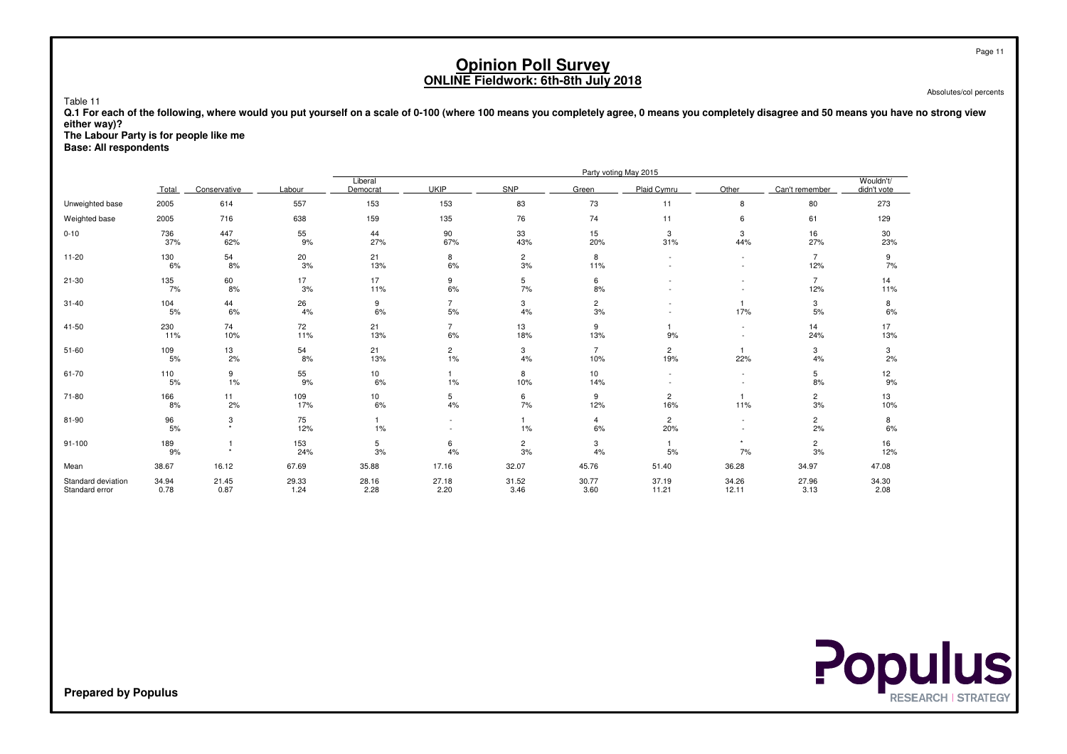# Opinion Poll Survey
## ONLINE Fieldwork: 6th-8th July 2018

Absolutes/col percents

Table 11

**Q.1 For each of the following, where would you put yourself on a scale of 0-100 (where 100 means you completely agree, 0 means you completely disagree and 50 means you have no strong view either way)?**
**The Labour Party is for people like me**
**Base: All respondents**

| | | Party voting May 2015 | | | | | | | | | |
|---|---|---|---|---|---|---|---|---|---|---|---|
| | Total | Conservative | Labour | Liberal Democrat | UKIP | SNP | Green | Plaid Cymru | Other | Can't remember | Wouldn't/ didn't vote |
| Unweighted base | 2005 | 614 | 557 | 153 | 153 | 83 | 73 | 11 | 8 | 80 | 273 |
| Weighted base | 2005 | 716 | 638 | 159 | 135 | 76 | 74 | 11 | 6 | 61 | 129 |
| 0-10 | 736 | 447 | 55 | 44 | 90 | 33 | 15 | 3 | 3 | 16 | 30 |
| | 37% | 62% | 9% | 27% | 67% | 43% | 20% | 31% | 44% | 27% | 23% |
| 11-20 | 130 | 54 | 20 | 21 | 8 | 2 | 8 | - | - | 7 | 9 |
| | 6% | 8% | 3% | 13% | 6% | 3% | 11% | - | - | 12% | 7% |
| 21-30 | 135 | 60 | 17 | 17 | 9 | 5 | 6 | - | - | 7 | 14 |
| | 7% | 8% | 3% | 11% | 6% | 7% | 8% | - | - | 12% | 11% |
| 31-40 | 104 | 44 | 26 | 9 | 7 | 3 | 2 | - | 1 | 3 | 8 |
| | 5% | 6% | 4% | 6% | 5% | 4% | 3% | - | 17% | 5% | 6% |
| 41-50 | 230 | 74 | 72 | 21 | 7 | 13 | 9 | 1 | - | 14 | 17 |
| | 11% | 10% | 11% | 13% | 6% | 18% | 13% | 9% | - | 24% | 13% |
| 51-60 | 109 | 13 | 54 | 21 | 2 | 3 | 7 | 2 | 1 | 3 | 3 |
| | 5% | 2% | 8% | 13% | 1% | 4% | 10% | 19% | 22% | 4% | 2% |
| 61-70 | 110 | 9 | 55 | 10 | 1 | 8 | 10 | - | - | 5 | 12 |
| | 5% | 1% | 9% | 6% | 1% | 10% | 14% | - | - | 8% | 9% |
| 71-80 | 166 | 11 | 109 | 10 | 5 | 6 | 9 | 2 | 1 | 2 | 13 |
| | 8% | 2% | 17% | 6% | 4% | 7% | 12% | 16% | 11% | 3% | 10% |
| 81-90 | 96 | 3 | 75 | 1 | - | 1 | 4 | 2 | - | 2 | 8 |
| | 5% | * | 12% | 1% | - | 1% | 6% | 20% | - | 2% | 6% |
| 91-100 | 189 | 1 | 153 | 5 | 6 | 2 | 3 | 1 | * | 2 | 16 |
| | 9% | * | 24% | 3% | 4% | 3% | 4% | 5% | 7% | 3% | 12% |
| Mean | 38.67 | 16.12 | 67.69 | 35.88 | 17.16 | 32.07 | 45.76 | 51.40 | 36.28 | 34.97 | 47.08 |
| Standard deviation | 34.94 | 21.45 | 29.33 | 28.16 | 27.18 | 31.52 | 30.77 | 37.19 | 34.26 | 27.96 | 34.30 |
| Standard error | 0.78 | 0.87 | 1.24 | 2.28 | 2.20 | 3.46 | 3.60 | 11.21 | 12.11 | 3.13 | 2.08 |

**Prepared by Populus**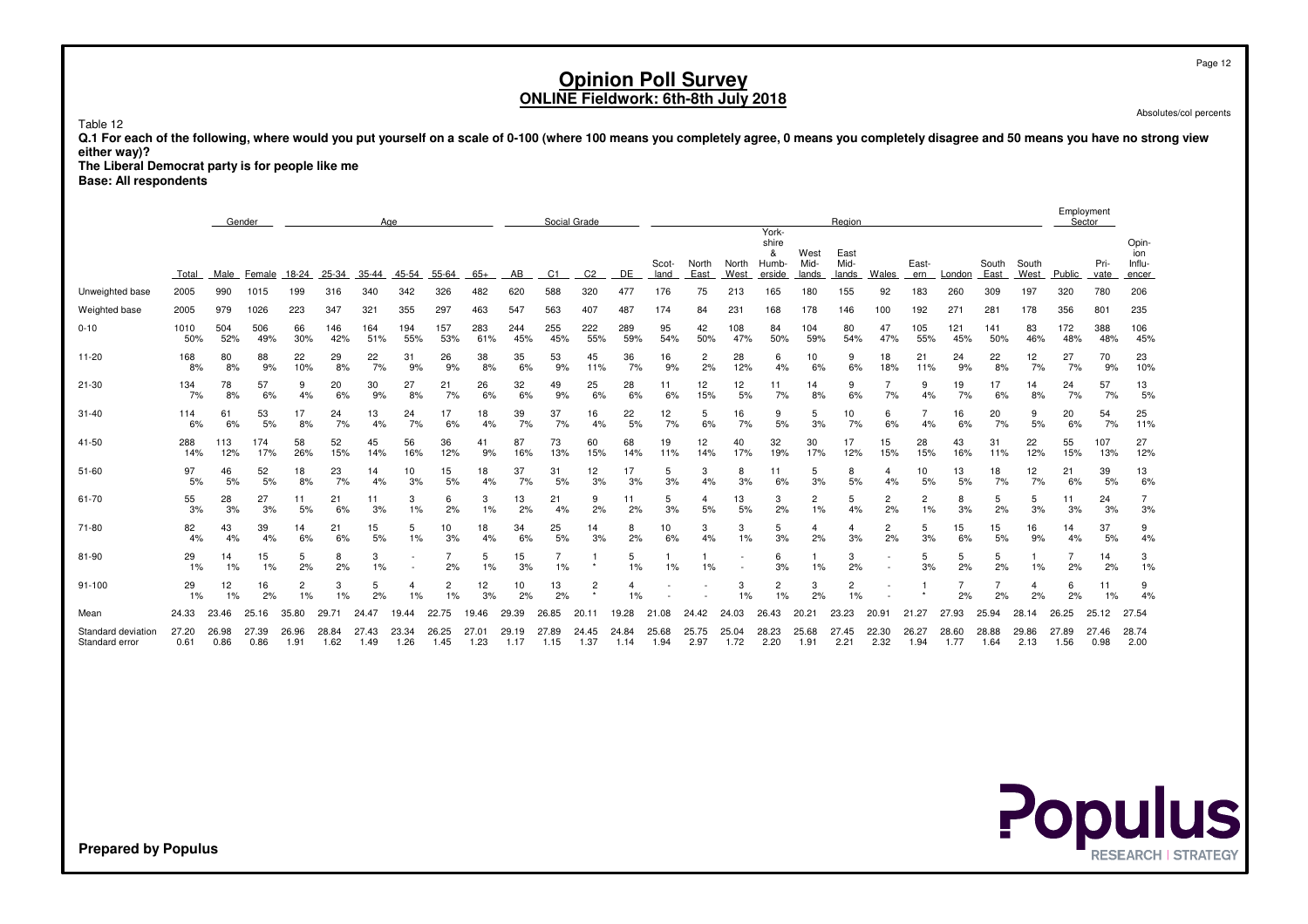# Opinion Poll Survey
## ONLINE Fieldwork: 6th-8th July 2018

Absolutes/col percents

Table 12

**Q.1 For each of the following, where would you put yourself on a scale of 0-100 (where 100 means you completely agree, 0 means you completely disagree and 50 means you have no strong view either way)?**
**The Liberal Democrat party is for people like me**
**Base: All respondents**

| | | Gender | | Age | | | | | | Social Grade | | | | Region | | | | | | | | | | | Employment Sector | | |
|---|---|---|---|---|---|---|---|---|---|---|---|---|---|---|---|---|---|---|---|---|---|---|---|---|---|---|---|
| | Total | Male | Female | 18-24 | 25-34 | 35-44 | 45-54 | 55-64 | 65+ | AB | C1 | C2 | DE | Scotland | North East | North West | Yorkshire & Humberside | West Midlands | East Midlands | Wales | Eastern | London | South East | South West | Public | Private | Opinion Influencer |
| Unweighted base | 2005 | 990 | 1015 | 199 | 316 | 340 | 342 | 326 | 482 | 620 | 588 | 320 | 477 | 176 | 75 | 213 | 165 | 180 | 155 | 92 | 183 | 260 | 309 | 197 | 320 | 780 | 206 |
| Weighted base | 2005 | 979 | 1026 | 223 | 347 | 321 | 355 | 297 | 463 | 547 | 563 | 407 | 487 | 174 | 84 | 231 | 168 | 178 | 146 | 100 | 192 | 271 | 281 | 178 | 356 | 801 | 235 |
| 0-10 | 1010 | 504 | 506 | 66 | 146 | 164 | 194 | 157 | 283 | 244 | 255 | 222 | 289 | 95 | 42 | 108 | 84 | 104 | 80 | 47 | 105 | 121 | 141 | 83 | 172 | 388 | 106 |
| | 50% | 52% | 49% | 30% | 42% | 51% | 55% | 53% | 61% | 45% | 45% | 55% | 59% | 54% | 50% | 47% | 50% | 59% | 54% | 47% | 55% | 45% | 50% | 46% | 48% | 48% | 45% |
| 11-20 | 168 | 80 | 88 | 22 | 29 | 22 | 31 | 26 | 38 | 35 | 53 | 45 | 36 | 16 | 2 | 28 | 6 | 10 | 9 | 18 | 21 | 24 | 22 | 12 | 27 | 70 | 23 |
| | 8% | 8% | 9% | 10% | 8% | 7% | 9% | 9% | 8% | 6% | 9% | 11% | 7% | 9% | 2% | 12% | 4% | 6% | 6% | 18% | 11% | 9% | 8% | 7% | 7% | 9% | 10% |
| 21-30 | 134 | 78 | 57 | 9 | 20 | 30 | 27 | 21 | 26 | 32 | 49 | 25 | 28 | 11 | 12 | 12 | 11 | 14 | 9 | 7 | 9 | 19 | 17 | 14 | 24 | 57 | 13 |
| | 7% | 8% | 6% | 4% | 6% | 9% | 8% | 7% | 6% | 6% | 9% | 6% | 6% | 6% | 15% | 5% | 7% | 8% | 6% | 7% | 4% | 7% | 6% | 8% | 7% | 7% | 5% |
| 31-40 | 114 | 61 | 53 | 17 | 24 | 13 | 24 | 17 | 18 | 39 | 37 | 16 | 22 | 12 | 5 | 16 | 9 | 5 | 10 | 6 | 7 | 16 | 20 | 9 | 20 | 54 | 25 |
| | 6% | 6% | 5% | 8% | 7% | 4% | 7% | 6% | 4% | 7% | 7% | 4% | 5% | 7% | 6% | 7% | 5% | 3% | 7% | 6% | 4% | 6% | 7% | 5% | 6% | 7% | 11% |
| 41-50 | 288 | 113 | 174 | 58 | 52 | 45 | 56 | 36 | 41 | 87 | 73 | 60 | 68 | 19 | 12 | 40 | 32 | 30 | 17 | 15 | 28 | 43 | 31 | 22 | 55 | 107 | 27 |
| | 14% | 12% | 17% | 26% | 15% | 14% | 16% | 12% | 9% | 16% | 13% | 15% | 14% | 11% | 14% | 17% | 19% | 17% | 12% | 15% | 15% | 16% | 11% | 12% | 15% | 13% | 12% |
| 51-60 | 97 | 46 | 52 | 18 | 23 | 14 | 10 | 15 | 18 | 37 | 31 | 12 | 17 | 5 | 3 | 8 | 11 | 5 | 8 | 4 | 10 | 13 | 18 | 12 | 21 | 39 | 13 |
| | 5% | 5% | 5% | 8% | 7% | 4% | 3% | 5% | 4% | 7% | 5% | 3% | 3% | 3% | 4% | 3% | 6% | 3% | 5% | 4% | 5% | 5% | 7% | 7% | 6% | 5% | 6% |
| 61-70 | 55 | 28 | 27 | 11 | 21 | 11 | 3 | 6 | 3 | 13 | 21 | 9 | 11 | 5 | 4 | 13 | 3 | 2 | 5 | 2 | 2 | 8 | 5 | 5 | 11 | 24 | 7 |
| | 3% | 3% | 3% | 5% | 6% | 3% | 1% | 2% | 1% | 2% | 4% | 2% | 2% | 3% | 5% | 5% | 2% | 1% | 4% | 2% | 1% | 3% | 2% | 3% | 3% | 3% | 3% |
| 71-80 | 82 | 43 | 39 | 14 | 21 | 15 | 5 | 10 | 18 | 34 | 25 | 14 | 8 | 10 | 3 | 3 | 5 | 4 | 4 | 2 | 5 | 15 | 15 | 16 | 14 | 37 | 9 |
| | 4% | 4% | 4% | 6% | 6% | 5% | 1% | 3% | 4% | 6% | 5% | 3% | 2% | 6% | 4% | 1% | 3% | 2% | 3% | 2% | 3% | 6% | 5% | 9% | 4% | 5% | 4% |
| 81-90 | 29 | 14 | 15 | 5 | 8 | 3 | - | 7 | 5 | 15 | 7 | 1 | 5 | 1 | 1 | - | 6 | 1 | 3 | - | 5 | 5 | 5 | 1 | 7 | 14 | 3 |
| | 1% | 1% | 1% | 2% | 2% | 1% | - | 2% | 1% | 3% | 1% | * | 1% | 1% | 1% | - | 3% | 1% | 2% | - | 3% | 2% | 2% | 1% | 2% | 2% | 1% |
| 91-100 | 29 | 12 | 16 | 2 | 3 | 5 | 4 | 2 | 12 | 10 | 13 | 2 | 4 | - | - | 3 | 2 | 3 | 2 | - | 1 | 7 | 7 | 4 | 6 | 11 | 9 |
| | 1% | 1% | 2% | 1% | 1% | 2% | 1% | 1% | 3% | 2% | 2% | * | 1% | - | - | 1% | 1% | 2% | 1% | - | * | 2% | 2% | 2% | 2% | 1% | 4% |
| Mean | 24.33 | 23.46 | 25.16 | 35.80 | 29.71 | 24.47 | 19.44 | 22.75 | 19.46 | 29.39 | 26.85 | 20.11 | 19.28 | 21.08 | 24.42 | 24.03 | 26.43 | 20.21 | 23.23 | 20.91 | 21.27 | 27.93 | 25.94 | 28.14 | 26.25 | 25.12 | 27.54 |
| Standard deviation | 27.20 | 26.98 | 27.39 | 26.96 | 28.84 | 27.43 | 23.34 | 26.25 | 27.01 | 29.19 | 27.89 | 24.45 | 24.84 | 25.68 | 25.75 | 25.04 | 28.23 | 25.68 | 27.45 | 22.30 | 26.27 | 28.60 | 28.88 | 29.86 | 27.89 | 27.46 | 28.74 |
| Standard error | 0.61 | 0.86 | 0.86 | 1.91 | 1.62 | 1.49 | 1.26 | 1.45 | 1.23 | 1.17 | 1.15 | 1.37 | 1.14 | 1.94 | 2.97 | 1.72 | 2.20 | 1.91 | 2.21 | 2.32 | 1.94 | 1.77 | 1.64 | 2.13 | 1.56 | 0.98 | 2.00 |

**Prepared by Populus**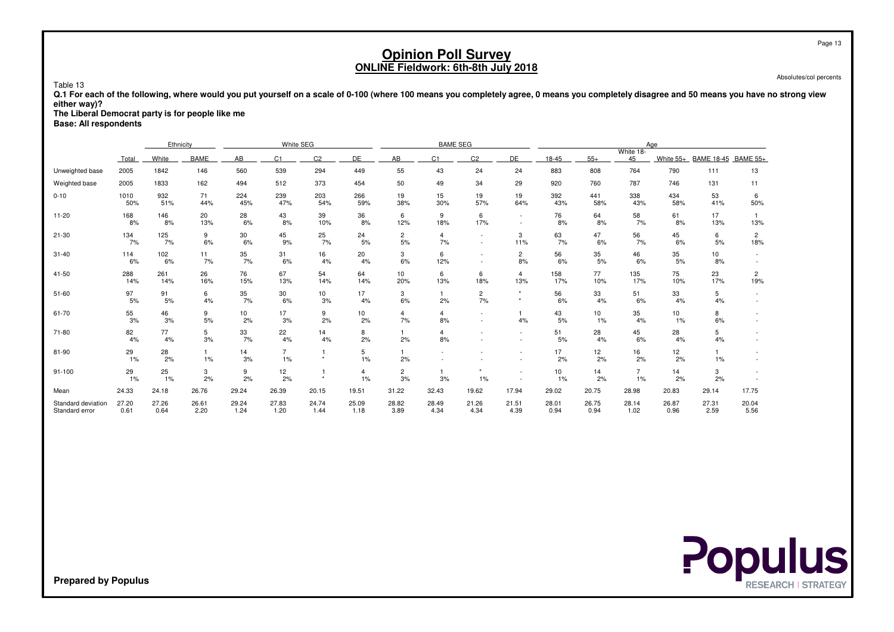# Opinion Poll Survey
## ONLINE Fieldwork: 6th-8th July 2018

Absolutes/col percents

Table 13

**Q.1 For each of the following, where would you put yourself on a scale of 0-100 (where 100 means you completely agree, 0 means you completely disagree and 50 means you have no strong view either way)?**
**The Liberal Democrat party is for people like me**
**Base: All respondents**

| | | Ethnicity | | White SEG | | | | BAME SEG | | | | Age | | | | | |
|---|---|---|---|---|---|---|---|---|---|---|---|---|---|---|---|---|---|
| | Total | White | BAME | AB | C1 | C2 | DE | AB | C1 | C2 | DE | 18-45 | 55+ | White 18-45 | White 55+ | BAME 18-45 | BAME 55+ |
| Unweighted base | 2005 | 1842 | 146 | 560 | 539 | 294 | 449 | 55 | 43 | 24 | 24 | 883 | 808 | 764 | 790 | 111 | 13 |
| Weighted base | 2005 | 1833 | 162 | 494 | 512 | 373 | 454 | 50 | 49 | 34 | 29 | 920 | 760 | 787 | 746 | 131 | 11 |
| 0-10 | 1010 | 932 | 71 | 224 | 239 | 203 | 266 | 19 | 15 | 19 | 19 | 392 | 441 | 338 | 434 | 53 | 6 |
| | 50% | 51% | 44% | 45% | 47% | 54% | 59% | 38% | 30% | 57% | 64% | 43% | 58% | 43% | 58% | 41% | 50% |
| 11-20 | 168 | 146 | 20 | 28 | 43 | 39 | 36 | 6 | 9 | 6 | - | 76 | 64 | 58 | 61 | 17 | 1 |
| | 8% | 8% | 13% | 6% | 8% | 10% | 8% | 12% | 18% | 17% | - | 8% | 8% | 7% | 8% | 13% | 13% |
| 21-30 | 134 | 125 | 9 | 30 | 45 | 25 | 24 | 2 | 4 | - | 3 | 63 | 47 | 56 | 45 | 6 | 2 |
| | 7% | 7% | 6% | 6% | 9% | 7% | 5% | 5% | 7% | - | 11% | 7% | 6% | 7% | 6% | 5% | 18% |
| 31-40 | 114 | 102 | 11 | 35 | 31 | 16 | 20 | 3 | 6 | - | 2 | 56 | 35 | 46 | 35 | 10 | - |
| | 6% | 6% | 7% | 7% | 6% | 4% | 4% | 6% | 12% | - | 8% | 6% | 5% | 6% | 5% | 8% | - |
| 41-50 | 288 | 261 | 26 | 76 | 67 | 54 | 64 | 10 | 6 | 6 | 4 | 158 | 77 | 135 | 75 | 23 | 2 |
| | 14% | 14% | 16% | 15% | 13% | 14% | 14% | 20% | 13% | 18% | 13% | 17% | 10% | 17% | 10% | 17% | 19% |
| 51-60 | 97 | 91 | 6 | 35 | 30 | 10 | 17 | 3 | 1 | 2 | * | 56 | 33 | 51 | 33 | 5 | - |
| | 5% | 5% | 4% | 7% | 6% | 3% | 4% | 6% | 2% | 7% | * | 6% | 4% | 6% | 4% | 4% | - |
| 61-70 | 55 | 46 | 9 | 10 | 17 | 9 | 10 | 4 | 4 | - | 1 | 43 | 10 | 35 | 10 | 8 | - |
| | 3% | 3% | 5% | 2% | 3% | 2% | 2% | 7% | 8% | - | 4% | 5% | 1% | 4% | 1% | 6% | - |
| 71-80 | 82 | 77 | 5 | 33 | 22 | 14 | 8 | 1 | 4 | - | - | 51 | 28 | 45 | 28 | 5 | - |
| | 4% | 4% | 3% | 7% | 4% | 4% | 2% | 2% | 8% | - | - | 5% | 4% | 6% | 4% | 4% | - |
| 81-90 | 29 | 28 | 1 | 14 | 7 | 1 | 5 | 1 | - | - | - | 17 | 12 | 16 | 12 | 1 | - |
| | 1% | 2% | 1% | 3% | 1% | * | 1% | 2% | - | - | - | 2% | 2% | 2% | 2% | 1% | - |
| 91-100 | 29 | 25 | 3 | 9 | 12 | 1 | 4 | 2 | 1 | * | - | 10 | 14 | 7 | 14 | 3 | - |
| | 1% | 1% | 2% | 2% | 2% | * | 1% | 3% | 3% | 1% | - | 1% | 2% | 1% | 2% | 2% | - |
| Mean | 24.33 | 24.18 | 26.76 | 29.24 | 26.39 | 20.15 | 19.51 | 31.22 | 32.43 | 19.62 | 17.94 | 29.02 | 20.75 | 28.98 | 20.83 | 29.14 | 17.75 |
| Standard deviation | 27.20 | 27.26 | 26.61 | 29.24 | 27.83 | 24.74 | 25.09 | 28.82 | 28.49 | 21.26 | 21.51 | 28.01 | 26.75 | 28.14 | 26.87 | 27.31 | 20.04 |
| Standard error | 0.61 | 0.64 | 2.20 | 1.24 | 1.20 | 1.44 | 1.18 | 3.89 | 4.34 | 4.34 | 4.39 | 0.94 | 0.94 | 1.02 | 0.96 | 2.59 | 5.56 |

**Prepared by Populus**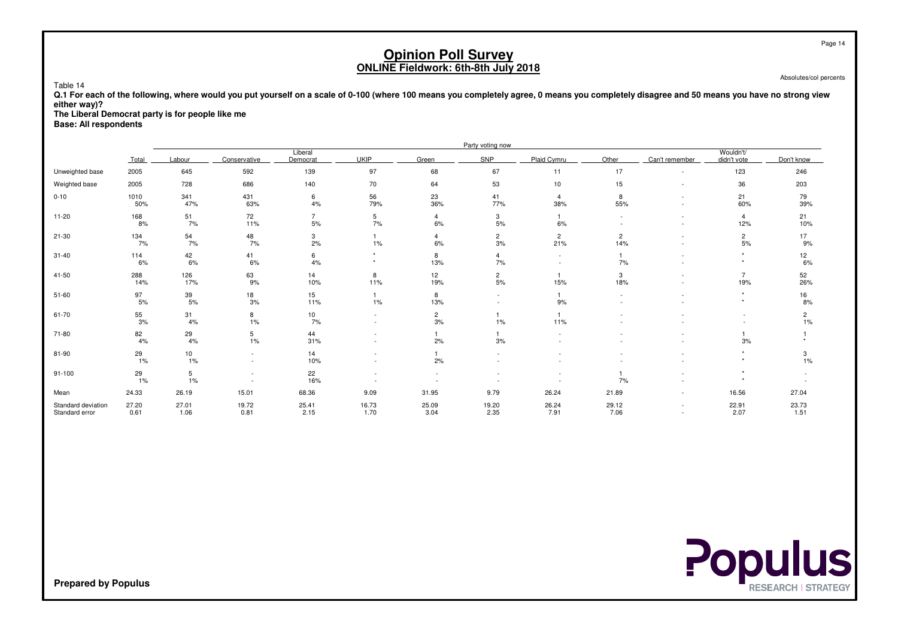# Opinion Poll Survey
## ONLINE Fieldwork: 6th-8th July 2018

Absolutes/col percents

Table 14

**Q.1 For each of the following, where would you put yourself on a scale of 0-100 (where 100 means you completely agree, 0 means you completely disagree and 50 means you have no strong view either way)?**
**The Liberal Democrat party is for people like me**
**Base: All respondents**

| | | Party voting now | | | | | | | | | | |
|---|---|---|---|---|---|---|---|---|---|---|---|---|
| | Total | Labour | Conservative | Liberal Democrat | UKIP | Green | SNP | Plaid Cymru | Other | Can't remember | Wouldn't/ didn't vote | Don't know |
| Unweighted base | 2005 | 645 | 592 | 139 | 97 | 68 | 67 | 11 | 17 | - | 123 | 246 |
| Weighted base | 2005 | 728 | 686 | 140 | 70 | 64 | 53 | 10 | 15 | - | 36 | 203 |
| 0-10 | 1010 | 341 | 431 | 6 | 56 | 23 | 41 | 4 | 8 | - | 21 | 79 |
| | 50% | 47% | 63% | 4% | 79% | 36% | 77% | 38% | 55% | - | 60% | 39% |
| 11-20 | 168 | 51 | 72 | 7 | 5 | 4 | 3 | 1 | - | - | 4 | 21 |
| | 8% | 7% | 11% | 5% | 7% | 6% | 5% | 6% | - | - | 12% | 10% |
| 21-30 | 134 | 54 | 48 | 3 | 1 | 4 | 2 | 2 | 2 | - | 2 | 17 |
| | 7% | 7% | 7% | 2% | 1% | 6% | 3% | 21% | 14% | - | 5% | 9% |
| 31-40 | 114 | 42 | 41 | 6 | * | 8 | 4 | - | 1 | - | * | 12 |
| | 6% | 6% | 6% | 4% | * | 13% | 7% | - | 7% | - | * | 6% |
| 41-50 | 288 | 126 | 63 | 14 | 8 | 12 | 2 | 1 | 3 | - | 7 | 52 |
| | 14% | 17% | 9% | 10% | 11% | 19% | 5% | 15% | 18% | - | 19% | 26% |
| 51-60 | 97 | 39 | 18 | 15 | 1 | 8 | - | 1 | - | - | * | 16 |
| | 5% | 5% | 3% | 11% | 1% | 13% | - | 9% | - | - | * | 8% |
| 61-70 | 55 | 31 | 8 | 10 | - | 2 | 1 | 1 | - | - | - | 2 |
| | 3% | 4% | 1% | 7% | - | 3% | 1% | 11% | - | - | - | 1% |
| 71-80 | 82 | 29 | 5 | 44 | - | 1 | 1 | - | - | - | 1 | 1 |
| | 4% | 4% | 1% | 31% | - | 2% | 3% | - | - | - | 3% | * |
| 81-90 | 29 | 10 | - | 14 | - | 1 | - | - | - | - | * | 3 |
| | 1% | 1% | - | 10% | - | 2% | - | - | - | - | * | 1% |
| 91-100 | 29 | 5 | - | 22 | - | - | - | - | 1 | - | * | - |
| | 1% | 1% | - | 16% | - | - | - | - | 7% | - | * | - |
| Mean | 24.33 | 26.19 | 15.01 | 68.36 | 9.09 | 31.95 | 9.79 | 26.24 | 21.89 | - | 16.56 | 27.04 |
| Standard deviation | 27.20 | 27.01 | 19.72 | 25.41 | 16.73 | 25.09 | 19.20 | 26.24 | 29.12 | - | 22.91 | 23.73 |
| Standard error | 0.61 | 1.06 | 0.81 | 2.15 | 1.70 | 3.04 | 2.35 | 7.91 | 7.06 | - | 2.07 | 1.51 |

**Prepared by Populus**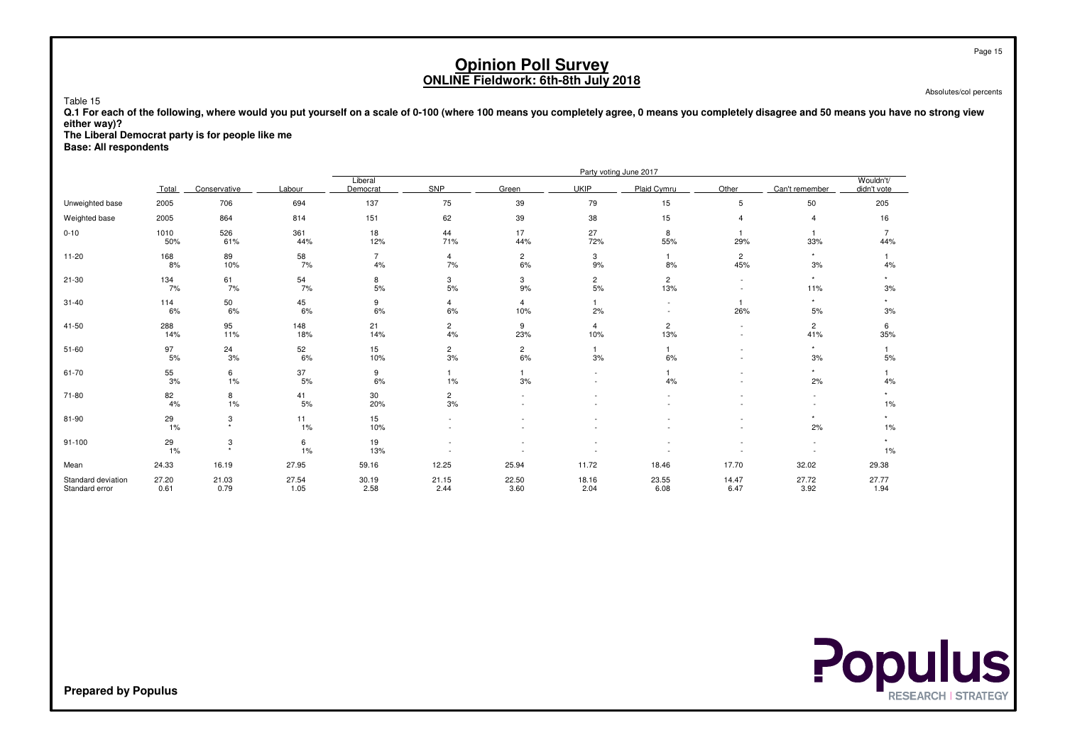# Opinion Poll Survey
## ONLINE Fieldwork: 6th-8th July 2018

Absolutes/col percents

Table 15

**Q.1 For each of the following, where would you put yourself on a scale of 0-100 (where 100 means you completely agree, 0 means you completely disagree and 50 means you have no strong view either way)?**
**The Liberal Democrat party is for people like me**
**Base: All respondents**

| | | Party voting June 2017 | | | | | | | | | |
|---|---|---|---|---|---|---|---|---|---|---|---|
| | Total | Conservative | Labour | Liberal Democrat | SNP | Green | UKIP | Plaid Cymru | Other | Can't remember | Wouldn't/ didn't vote |
| Unweighted base | 2005 | 706 | 694 | 137 | 75 | 39 | 79 | 15 | 5 | 50 | 205 |
| Weighted base | 2005 | 864 | 814 | 151 | 62 | 39 | 38 | 15 | 4 | 4 | 16 |
| 0-10 | 1010 | 526 | 361 | 18 | 44 | 17 | 27 | 8 | 1 | 1 | 7 |
| | 50% | 61% | 44% | 12% | 71% | 44% | 72% | 55% | 29% | 33% | 44% |
| 11-20 | 168 | 89 | 58 | 7 | 4 | 2 | 3 | 1 | 2 | * | 1 |
| | 8% | 10% | 7% | 4% | 7% | 6% | 9% | 8% | 45% | 3% | 4% |
| 21-30 | 134 | 61 | 54 | 8 | 3 | 3 | 2 | 2 | - | * | * |
| | 7% | 7% | 7% | 5% | 5% | 9% | 5% | 13% | - | 11% | 3% |
| 31-40 | 114 | 50 | 45 | 9 | 4 | 4 | 1 | - | 1 | * | * |
| | 6% | 6% | 6% | 6% | 6% | 10% | 2% | - | 26% | 5% | 3% |
| 41-50 | 288 | 95 | 148 | 21 | 2 | 9 | 4 | 2 | - | 2 | 6 |
| | 14% | 11% | 18% | 14% | 4% | 23% | 10% | 13% | - | 41% | 35% |
| 51-60 | 97 | 24 | 52 | 15 | 2 | 2 | 1 | 1 | - | * | 1 |
| | 5% | 3% | 6% | 10% | 3% | 6% | 3% | 6% | - | 3% | 5% |
| 61-70 | 55 | 6 | 37 | 9 | 1 | 1 | - | 1 | - | * | 1 |
| | 3% | 1% | 5% | 6% | 1% | 3% | - | 4% | - | 2% | 4% |
| 71-80 | 82 | 8 | 41 | 30 | 2 | - | - | - | - | - | * |
| | 4% | 1% | 5% | 20% | 3% | - | - | - | - | - | 1% |
| 81-90 | 29 | 3 | 11 | 15 | - | - | - | - | - | * | * |
| | 1% | * | 1% | 10% | - | - | - | - | - | 2% | 1% |
| 91-100 | 29 | 3 | 6 | 19 | - | - | - | - | - | - | * |
| | 1% | * | 1% | 13% | - | - | - | - | - | - | 1% |
| Mean | 24.33 | 16.19 | 27.95 | 59.16 | 12.25 | 25.94 | 11.72 | 18.46 | 17.70 | 32.02 | 29.38 |
| Standard deviation | 27.20 | 21.03 | 27.54 | 30.19 | 21.15 | 22.50 | 18.16 | 23.55 | 14.47 | 27.72 | 27.77 |
| Standard error | 0.61 | 0.79 | 1.05 | 2.58 | 2.44 | 3.60 | 2.04 | 6.08 | 6.47 | 3.92 | 1.94 |

**Prepared by Populus**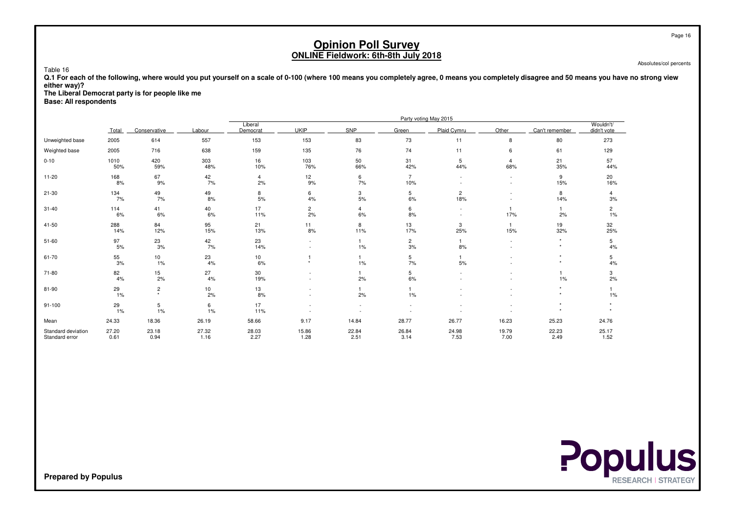# Opinion Poll Survey
## ONLINE Fieldwork: 6th-8th July 2018

Absolutes/col percents

Table 16

**Q.1 For each of the following, where would you put yourself on a scale of 0-100 (where 100 means you completely agree, 0 means you completely disagree and 50 means you have no strong view either way)?**
**The Liberal Democrat party is for people like me**
**Base: All respondents**

| | | Party voting May 2015 | | | | | | | | | |
|---|---|---|---|---|---|---|---|---|---|---|---|
| | Total | Conservative | Labour | Liberal Democrat | UKIP | SNP | Green | Plaid Cymru | Other | Can't remember | Wouldn't/ didn't vote |
| Unweighted base | 2005 | 614 | 557 | 153 | 153 | 83 | 73 | 11 | 8 | 80 | 273 |
| Weighted base | 2005 | 716 | 638 | 159 | 135 | 76 | 74 | 11 | 6 | 61 | 129 |
| 0-10 | 1010 | 420 | 303 | 16 | 103 | 50 | 31 | 5 | 4 | 21 | 57 |
| | 50% | 59% | 48% | 10% | 76% | 66% | 42% | 44% | 68% | 35% | 44% |
| 11-20 | 168 | 67 | 42 | 4 | 12 | 6 | 7 | - | - | 9 | 20 |
| | 8% | 9% | 7% | 2% | 9% | 7% | 10% | - | - | 15% | 16% |
| 21-30 | 134 | 49 | 49 | 8 | 6 | 3 | 5 | 2 | - | 8 | 4 |
| | 7% | 7% | 8% | 5% | 4% | 5% | 6% | 18% | - | 14% | 3% |
| 31-40 | 114 | 41 | 40 | 17 | 2 | 4 | 6 | - | 1 | 1 | 2 |
| | 6% | 6% | 6% | 11% | 2% | 6% | 8% | - | 17% | 2% | 1% |
| 41-50 | 288 | 84 | 95 | 21 | 11 | 8 | 13 | 3 | 1 | 19 | 32 |
| | 14% | 12% | 15% | 13% | 8% | 11% | 17% | 25% | 15% | 32% | 25% |
| 51-60 | 97 | 23 | 42 | 23 | - | 1 | 2 | 1 | - | * | 5 |
| | 5% | 3% | 7% | 14% | - | 1% | 3% | 8% | - | * | 4% |
| 61-70 | 55 | 10 | 23 | 10 | 1 | 1 | 5 | 1 | - | * | 5 |
| | 3% | 1% | 4% | 6% | * | 1% | 7% | 5% | - | * | 4% |
| 71-80 | 82 | 15 | 27 | 30 | - | 1 | 5 | - | - | 1 | 3 |
| | 4% | 2% | 4% | 19% | - | 2% | 6% | - | - | 1% | 2% |
| 81-90 | 29 | 2 | 10 | 13 | - | 1 | 1 | - | - | * | 1 |
| | 1% | * | 2% | 8% | - | 2% | 1% | - | - | * | 1% |
| 91-100 | 29 | 5 | 6 | 17 | - | - | - | - | - | * | * |
| | 1% | 1% | 1% | 11% | - | - | - | - | - | * | * |
| Mean | 24.33 | 18.36 | 26.19 | 58.66 | 9.17 | 14.84 | 28.77 | 26.77 | 16.23 | 25.23 | 24.76 |
| Standard deviation | 27.20 | 23.18 | 27.32 | 28.03 | 15.86 | 22.84 | 26.84 | 24.98 | 19.79 | 22.23 | 25.17 |
| Standard error | 0.61 | 0.94 | 1.16 | 2.27 | 1.28 | 2.51 | 3.14 | 7.53 | 7.00 | 2.49 | 1.52 |

**Prepared by Populus**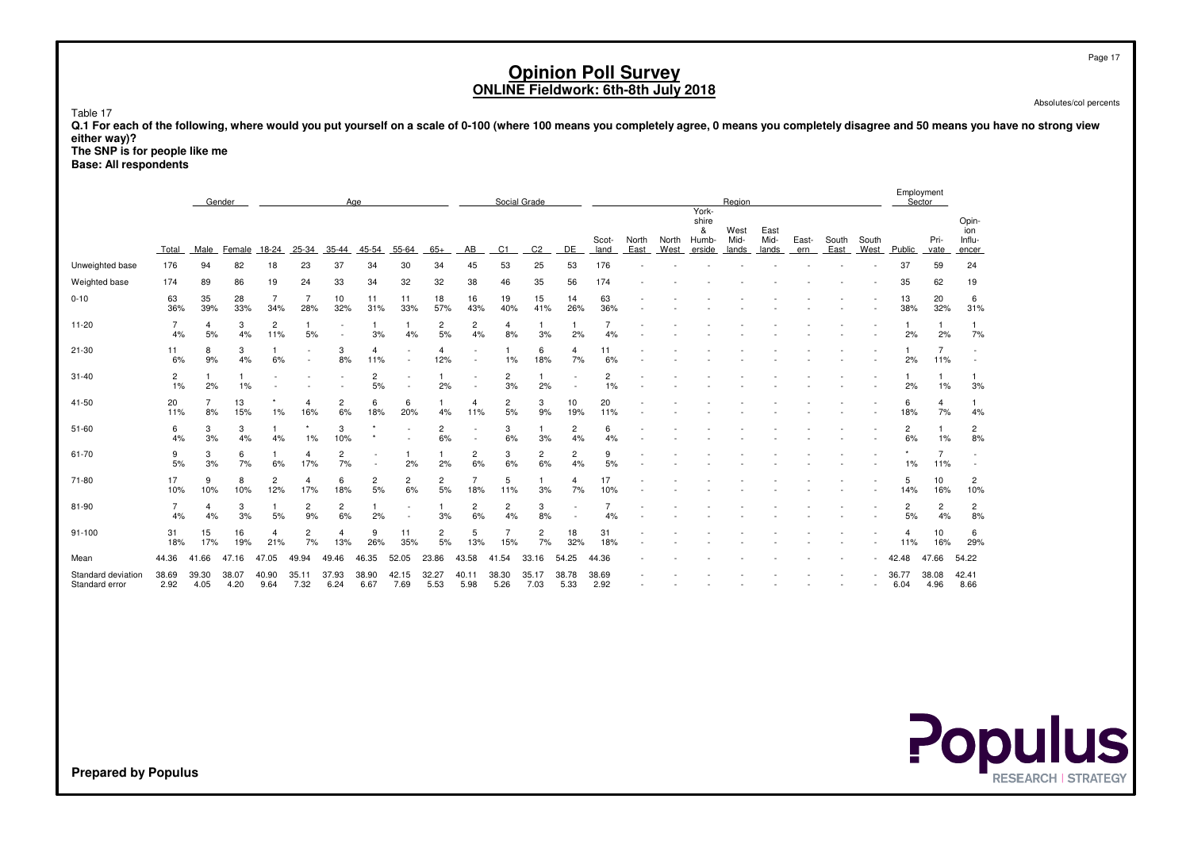# Opinion Poll Survey
## ONLINE Fieldwork: 6th-8th July 2018

Absolutes/col percents

Table 17

**Q.1 For each of the following, where would you put yourself on a scale of 0-100 (where 100 means you completely agree, 0 means you completely disagree and 50 means you have no strong view either way)?**
**The SNP is for people like me**
**Base: All respondents**

| | | Gender | | Age | | | | | | Social Grade | | | | Region | | | | | | | | | | | Employment Sector | | |
|---|---|---|---|---|---|---|---|---|---|---|---|---|---|---|---|---|---|---|---|---|---|---|---|---|---|---|---|
| | Total | Male | Female | 18-24 | 25-34 | 35-44 | 45-54 | 55-64 | 65+ | AB | C1 | C2 | DE | Scot-land | North East | North West | York-shire & Humb-erside | West Mid-lands | East Mid-lands | East-ern | South East | South West | Public | Pri-vate | Opin-ion Influ-encer |
| Unweighted base | 176 | 94 | 82 | 18 | 23 | 37 | 34 | 30 | 34 | 45 | 53 | 25 | 53 | 176 | - | - | - | - | - | - | - | - | 37 | 59 | 24 |
| Weighted base | 174 | 89 | 86 | 19 | 24 | 33 | 34 | 32 | 32 | 38 | 46 | 35 | 56 | 174 | - | - | - | - | - | - | - | - | 35 | 62 | 19 |
| 0-10 | 63 | 35 | 28 | 7 | 7 | 10 | 11 | 11 | 18 | 16 | 19 | 15 | 14 | 63 | - | - | - | - | - | - | - | - | 13 | 20 | 6 |
| | 36% | 39% | 33% | 34% | 28% | 32% | 31% | 33% | 57% | 43% | 40% | 41% | 26% | 36% | - | - | - | - | - | - | - | - | 38% | 32% | 31% |
| 11-20 | 7 | 4 | 3 | 2 | 1 | - | 1 | 1 | 2 | 2 | 4 | 1 | 1 | 7 | - | - | - | - | - | - | - | - | 1 | 1 | 1 |
| | 4% | 5% | 4% | 11% | 5% | - | 3% | 4% | 5% | 4% | 8% | 3% | 2% | 4% | - | - | - | - | - | - | - | - | 2% | 2% | 7% |
| 21-30 | 11 | 8 | 3 | 1 | - | 3 | 4 | - | 4 | - | 1 | 6 | 4 | 11 | - | - | - | - | - | - | - | - | 1 | 7 | - |
| | 6% | 9% | 4% | 6% | - | 8% | 11% | - | 12% | - | 1% | 18% | 7% | 6% | - | - | - | - | - | - | - | - | 2% | 11% | - |
| 31-40 | 2 | 1 | 1 | - | - | - | 2 | - | 1 | - | 2 | 1 | - | 2 | - | - | - | - | - | - | - | - | 1 | 1 | 1 |
| | 1% | 2% | 1% | - | - | - | 5% | - | 2% | - | 3% | 2% | - | 1% | - | - | - | - | - | - | - | - | 2% | 1% | 3% |
| 41-50 | 20 | 7 | 13 | * | 4 | 2 | 6 | 6 | 1 | 4 | 2 | 3 | 10 | 20 | - | - | - | - | - | - | - | - | 6 | 4 | 1 |
| | 11% | 8% | 15% | 1% | 16% | 6% | 18% | 20% | 4% | 11% | 5% | 9% | 19% | 11% | - | - | - | - | - | - | - | - | 18% | 7% | 4% |
| 51-60 | 6 | 3 | 3 | 1 | * | 3 | * | - | 2 | - | 3 | 1 | 2 | 6 | - | - | - | - | - | - | - | - | 2 | 1 | 2 |
| | 4% | 3% | 4% | 4% | 1% | 10% | * | - | 6% | - | 6% | 3% | 4% | 4% | - | - | - | - | - | - | - | - | 6% | 1% | 8% |
| 61-70 | 9 | 3 | 6 | 1 | 4 | 2 | - | 1 | 1 | 2 | 3 | 2 | 2 | 9 | - | - | - | - | - | - | - | - | * | 7 | - |
| | 5% | 3% | 7% | 6% | 17% | 7% | - | 2% | 2% | 6% | 6% | 6% | 4% | 5% | - | - | - | - | - | - | - | - | 1% | 11% | - |
| 71-80 | 17 | 9 | 8 | 2 | 4 | 6 | 2 | 2 | 2 | 7 | 5 | 1 | 4 | 17 | - | - | - | - | - | - | - | - | 5 | 10 | 2 |
| | 10% | 10% | 10% | 12% | 17% | 18% | 5% | 6% | 5% | 18% | 11% | 3% | 7% | 10% | - | - | - | - | - | - | - | - | 14% | 16% | 10% |
| 81-90 | 7 | 4 | 3 | 1 | 2 | 2 | 1 | - | 1 | 2 | 2 | 3 | - | 7 | - | - | - | - | - | - | - | - | 2 | 2 | 2 |
| | 4% | 4% | 3% | 5% | 9% | 6% | 2% | - | 3% | 6% | 4% | 8% | - | 4% | - | - | - | - | - | - | - | - | 5% | 4% | 8% |
| 91-100 | 31 | 15 | 16 | 4 | 2 | 4 | 9 | 11 | 2 | 5 | 7 | 2 | 18 | 31 | - | - | - | - | - | - | - | - | 4 | 10 | 6 |
| | 18% | 17% | 19% | 21% | 7% | 13% | 26% | 35% | 5% | 13% | 15% | 7% | 32% | 18% | - | - | - | - | - | - | - | - | 11% | 16% | 29% |
| Mean | 44.36 | 41.66 | 47.16 | 47.05 | 49.94 | 49.46 | 46.35 | 52.05 | 23.86 | 43.58 | 41.54 | 33.16 | 54.25 | 44.36 | - | - | - | - | - | - | - | - | 42.48 | 47.66 | 54.22 |
| Standard deviation | 38.69 | 39.30 | 38.07 | 40.90 | 35.11 | 37.93 | 38.90 | 42.15 | 32.27 | 40.11 | 38.30 | 35.17 | 38.78 | 38.69 | - | - | - | - | - | - | - | - | 36.77 | 38.08 | 42.41 |
| Standard error | 2.92 | 4.05 | 4.20 | 9.64 | 7.32 | 6.24 | 6.67 | 7.69 | 5.53 | 5.98 | 5.26 | 7.03 | 5.33 | 2.92 | - | - | - | - | - | - | - | - | 6.04 | 4.96 | 8.66 |

**Prepared by Populus**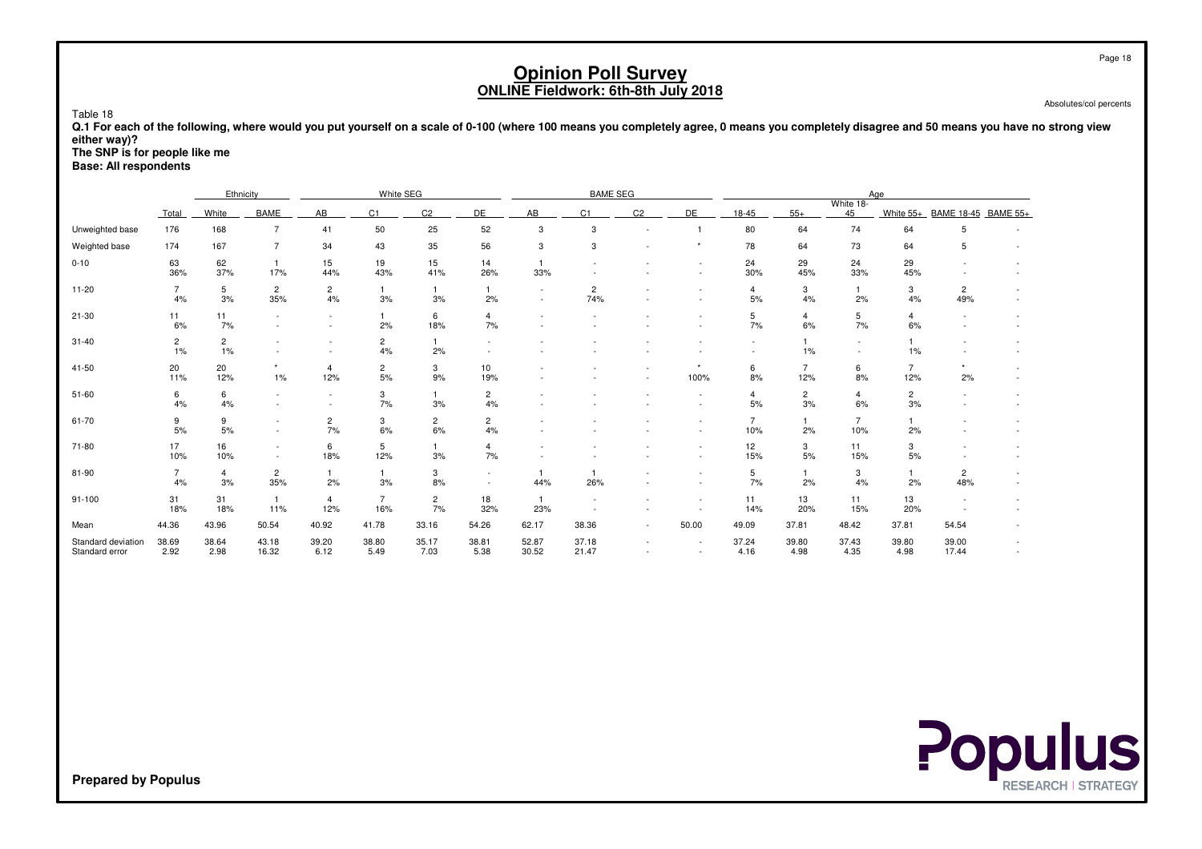# Opinion Poll Survey
## ONLINE Fieldwork: 6th-8th July 2018

Absolutes/col percents

Table 18

**Q.1 For each of the following, where would you put yourself on a scale of 0-100 (where 100 means you completely agree, 0 means you completely disagree and 50 means you have no strong view either way)?**
**The SNP is for people like me**
**Base: All respondents**

| | | Ethnicity | | White SEG | | | | BAME SEG | | | | Age | | | | | |
|---|---|---|---|---|---|---|---|---|---|---|---|---|---|---|---|---|---|
| | Total | White | BAME | AB | C1 | C2 | DE | AB | C1 | C2 | DE | 18-45 | 55+ | White 18-45 | White 55+ | BAME 18-45 | BAME 55+ |
| Unweighted base | 176 | 168 | 7 | 41 | 50 | 25 | 52 | 3 | 3 | - | 1 | 80 | 64 | 74 | 64 | 5 | - |
| Weighted base | 174 | 167 | 7 | 34 | 43 | 35 | 56 | 3 | 3 | - | * | 78 | 64 | 73 | 64 | 5 | - |
| 0-10 | 63<br>36% | 62<br>37% | 1<br>17% | 15<br>44% | 19<br>43% | 15<br>41% | 14<br>26% | 1<br>33% | -<br>- | -<br>- | -<br>- | 24<br>30% | 29<br>45% | 24<br>33% | 29<br>45% | -<br>- | -<br>- |
| 11-20 | 7<br>4% | 5<br>3% | 2<br>35% | 2<br>4% | 1<br>3% | 1<br>3% | 1<br>2% | -<br>- | 2<br>74% | -<br>- | -<br>- | 4<br>5% | 3<br>4% | 1<br>2% | 3<br>4% | 2<br>49% | -<br>- |
| 21-30 | 11<br>6% | 11<br>7% | -<br>- | -<br>- | 1<br>2% | 6<br>18% | 4<br>7% | -<br>- | -<br>- | -<br>- | -<br>- | 5<br>7% | 4<br>6% | 5<br>7% | 4<br>6% | -<br>- | -<br>- |
| 31-40 | 2<br>1% | 2<br>1% | -<br>- | -<br>- | 2<br>4% | 1<br>2% | -<br>- | -<br>- | -<br>- | -<br>- | -<br>- | -<br>- | 1<br>1% | -<br>- | 1<br>1% | -<br>- | -<br>- |
| 41-50 | 20<br>11% | 20<br>12% | *<br>1% | 4<br>12% | 2<br>5% | 3<br>9% | 10<br>19% | -<br>- | -<br>- | -<br>- | *<br>100% | 6<br>8% | 7<br>12% | 6<br>8% | 7<br>12% | *<br>2% | -<br>- |
| 51-60 | 6<br>4% | 6<br>4% | -<br>- | -<br>- | 3<br>7% | 1<br>3% | 2<br>4% | -<br>- | -<br>- | -<br>- | -<br>- | 4<br>5% | 2<br>3% | 4<br>6% | 2<br>3% | -<br>- | -<br>- |
| 61-70 | 9<br>5% | 9<br>5% | -<br>- | 2<br>7% | 3<br>6% | 2<br>6% | 2<br>4% | -<br>- | -<br>- | -<br>- | -<br>- | 7<br>10% | 1<br>2% | 7<br>10% | 1<br>2% | -<br>- | -<br>- |
| 71-80 | 17<br>10% | 16<br>10% | -<br>- | 6<br>18% | 5<br>12% | 1<br>3% | 4<br>7% | -<br>- | -<br>- | -<br>- | -<br>- | 12<br>15% | 3<br>5% | 11<br>15% | 3<br>5% | -<br>- | -<br>- |
| 81-90 | 7<br>4% | 4<br>3% | 2<br>35% | 1<br>2% | 1<br>3% | 3<br>8% | -<br>- | 1<br>44% | 1<br>26% | -<br>- | -<br>- | 5<br>7% | 1<br>2% | 3<br>4% | 1<br>2% | 2<br>48% | -<br>- |
| 91-100 | 31<br>18% | 31<br>18% | 1<br>11% | 4<br>12% | 7<br>16% | 2<br>7% | 18<br>32% | 1<br>23% | -<br>- | -<br>- | -<br>- | 11<br>14% | 13<br>20% | 11<br>15% | 13<br>20% | -<br>- | -<br>- |
| Mean | 44.36 | 43.96 | 50.54 | 40.92 | 41.78 | 33.16 | 54.26 | 62.17 | 38.36 | - | 50.00 | 49.09 | 37.81 | 48.42 | 37.81 | 54.54 | - |
| Standard deviation | 38.69 | 38.64 | 43.18 | 39.20 | 38.80 | 35.17 | 38.81 | 52.87 | 37.18 | - | - | 37.24 | 39.80 | 37.43 | 39.80 | 39.00 | - |
| Standard error | 2.92 | 2.98 | 16.32 | 6.12 | 5.49 | 7.03 | 5.38 | 30.52 | 21.47 | - | - | 4.16 | 4.98 | 4.35 | 4.98 | 17.44 | - |

**Prepared by Populus**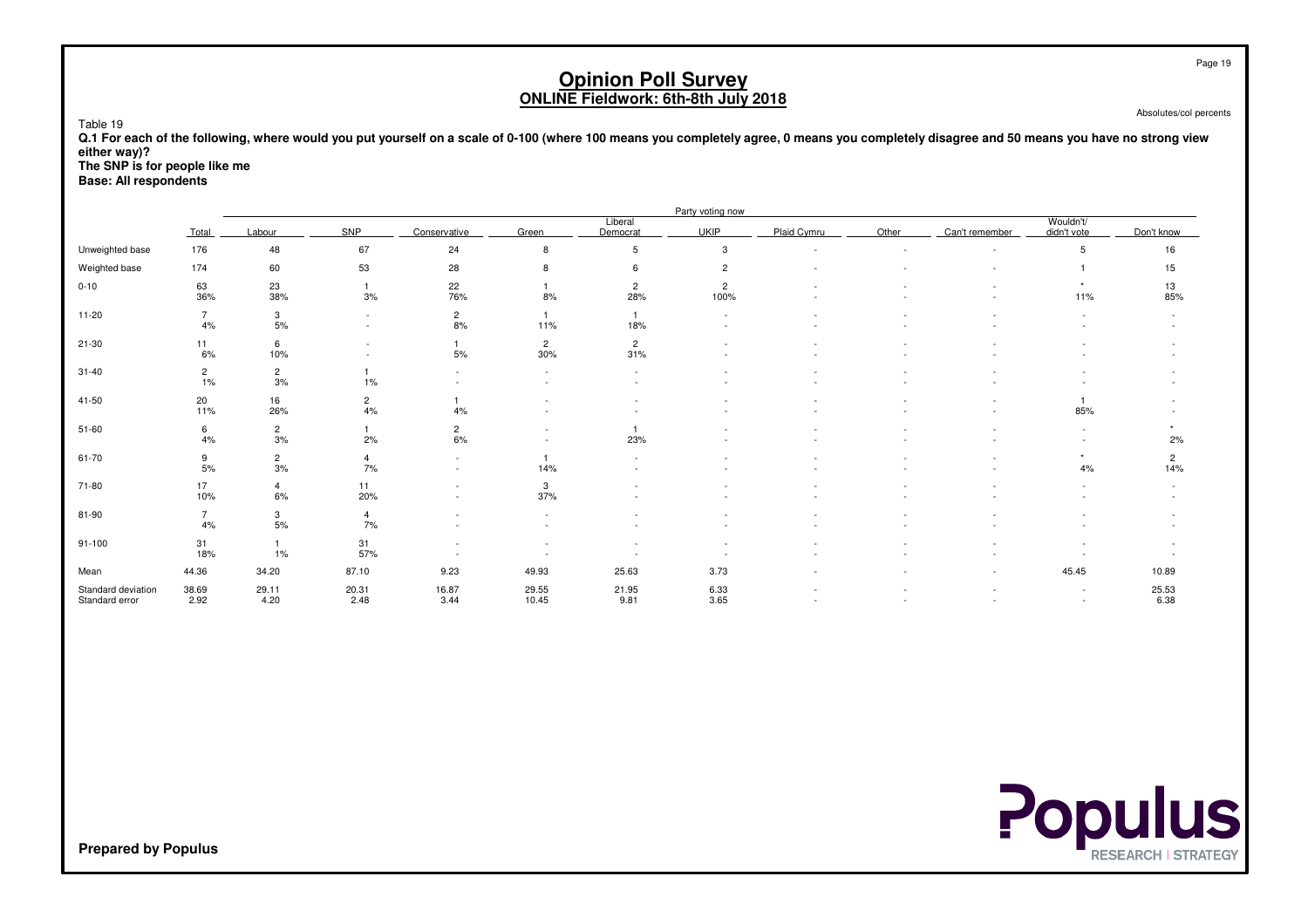# Opinion Poll Survey
## ONLINE Fieldwork: 6th-8th July 2018

Absolutes/col percents

Table 19

**Q.1 For each of the following, where would you put yourself on a scale of 0-100 (where 100 means you completely agree, 0 means you completely disagree and 50 means you have no strong view either way)?**
**The SNP is for people like me**
**Base: All respondents**

| | | Party voting now | | | | | | | | | | |
|---|---|---|---|---|---|---|---|---|---|---|---|---|
| | Total | Labour | SNP | Conservative | Green | Liberal Democrat | UKIP | Plaid Cymru | Other | Can't remember | Wouldn't/ didn't vote | Don't know |
| Unweighted base | 176 | 48 | 67 | 24 | 8 | 5 | 3 | - | - | - | 5 | 16 |
| Weighted base | 174 | 60 | 53 | 28 | 8 | 6 | 2 | - | - | - | 1 | 15 |
| 0-10 | 63 | 23 | 1 | 22 | 1 | 2 | 2 | - | - | - | * | 13 |
| | 36% | 38% | 3% | 76% | 8% | 28% | 100% | - | - | - | 11% | 85% |
| 11-20 | 7 | 3 | - | 2 | 1 | 1 | - | - | - | - | - | - |
| | 4% | 5% | - | 8% | 11% | 18% | - | - | - | - | - | - |
| 21-30 | 11 | 6 | - | 1 | 2 | 2 | - | - | - | - | - | - |
| | 6% | 10% | - | 5% | 30% | 31% | - | - | - | - | - | - |
| 31-40 | 2 | 2 | 1 | - | - | - | - | - | - | - | - | - |
| | 1% | 3% | 1% | - | - | - | - | - | - | - | - | - |
| 41-50 | 20 | 16 | 2 | 1 | - | - | - | - | - | - | 1 | - |
| | 11% | 26% | 4% | 4% | - | - | - | - | - | - | 85% | - |
| 51-60 | 6 | 2 | 1 | 2 | - | 1 | - | - | - | - | - | * |
| | 4% | 3% | 2% | 6% | - | 23% | - | - | - | - | - | 2% |
| 61-70 | 9 | 2 | 4 | - | 1 | - | - | - | - | - | * | 2 |
| | 5% | 3% | 7% | - | 14% | - | - | - | - | - | 4% | 14% |
| 71-80 | 17 | 4 | 11 | - | 3 | - | - | - | - | - | - | - |
| | 10% | 6% | 20% | - | 37% | - | - | - | - | - | - | - |
| 81-90 | 7 | 3 | 4 | - | - | - | - | - | - | - | - | - |
| | 4% | 5% | 7% | - | - | - | - | - | - | - | - | - |
| 91-100 | 31 | 1 | 31 | - | - | - | - | - | - | - | - | - |
| | 18% | 1% | 57% | - | - | - | - | - | - | - | - | - |
| Mean | 44.36 | 34.20 | 87.10 | 9.23 | 49.93 | 25.63 | 3.73 | - | - | - | 45.45 | 10.89 |
| Standard deviation | 38.69 | 29.11 | 20.31 | 16.87 | 29.55 | 21.95 | 6.33 | - | - | - | - | 25.53 |
| Standard error | 2.92 | 4.20 | 2.48 | 3.44 | 10.45 | 9.81 | 3.65 | - | - | - | - | 6.38 |

**Prepared by Populus**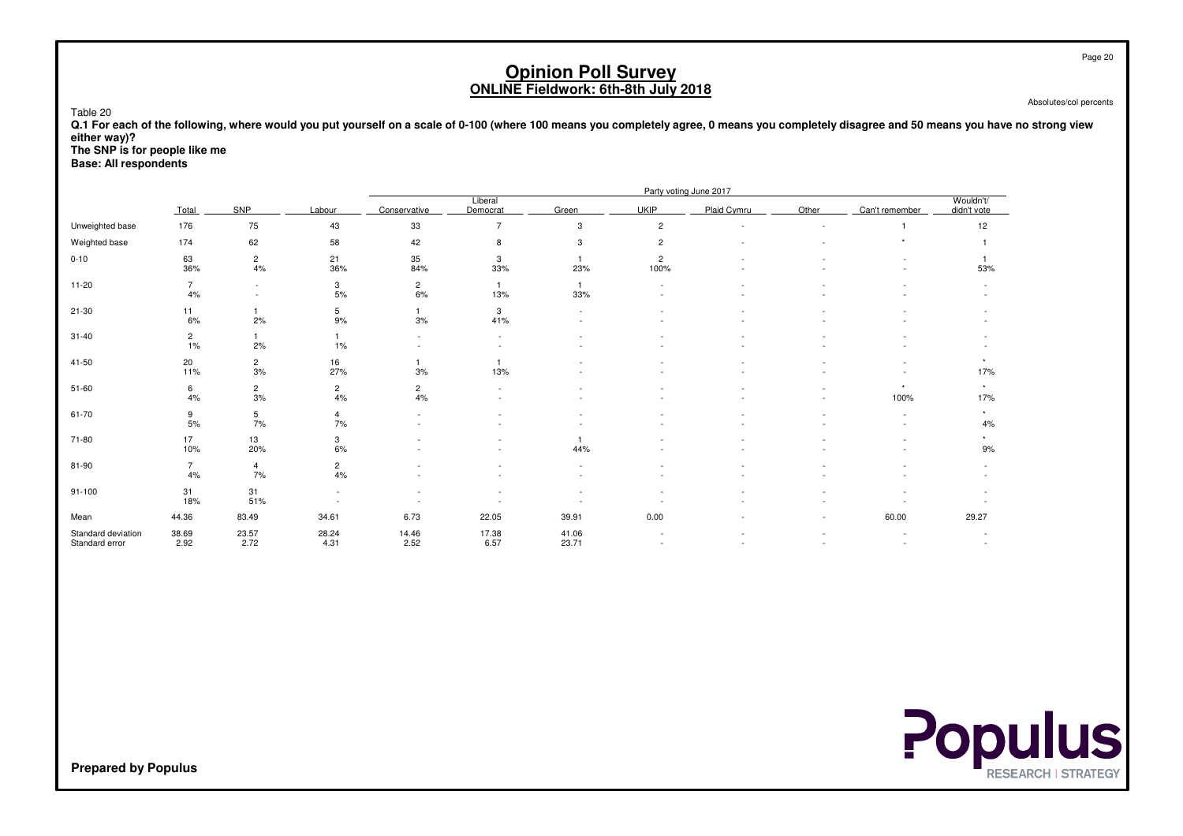# Opinion Poll Survey
## ONLINE Fieldwork: 6th-8th July 2018

Absolutes/col percents

Table 20

**Q.1 For each of the following, where would you put yourself on a scale of 0-100 (where 100 means you completely agree, 0 means you completely disagree and 50 means you have no strong view either way)?**
**The SNP is for people like me**
**Base: All respondents**

| | | Party voting June 2017 | | | | | | | | | |
|---|---|---|---|---|---|---|---|---|---|---|---|
| | Total | SNP | Labour | Conservative | Liberal Democrat | Green | UKIP | Plaid Cymru | Other | Can't remember | Wouldn't/ didn't vote |
| Unweighted base | 176 | 75 | 43 | 33 | 7 | 3 | 2 | - | - | 1 | 12 |
| Weighted base | 174 | 62 | 58 | 42 | 8 | 3 | 2 | - | - | * | 1 |
| 0-10 | 63<br>36% | 2<br>4% | 21<br>36% | 35<br>84% | 3<br>33% | 1<br>23% | 2<br>100% | -<br>- | -<br>- | -<br>- | 1<br>53% |
| 11-20 | 7<br>4% | -<br>- | 3<br>5% | 2<br>6% | 1<br>13% | 1<br>33% | -<br>- | -<br>- | -<br>- | -<br>- | -<br>- |
| 21-30 | 11<br>6% | 1<br>2% | 5<br>9% | 1<br>3% | 3<br>41% | -<br>- | -<br>- | -<br>- | -<br>- | -<br>- | -<br>- |
| 31-40 | 2<br>1% | 1<br>2% | 1<br>1% | -<br>- | -<br>- | -<br>- | -<br>- | -<br>- | -<br>- | -<br>- | -<br>- |
| 41-50 | 20<br>11% | 2<br>3% | 16<br>27% | 1<br>3% | 1<br>13% | -<br>- | -<br>- | -<br>- | -<br>- | -<br>- | *<br>17% |
| 51-60 | 6<br>4% | 2<br>3% | 2<br>4% | 2<br>4% | -<br>- | -<br>- | -<br>- | -<br>- | -<br>- | *<br>100% | *<br>17% |
| 61-70 | 9<br>5% | 5<br>7% | 4<br>7% | -<br>- | -<br>- | -<br>- | -<br>- | -<br>- | -<br>- | -<br>- | *<br>4% |
| 71-80 | 17<br>10% | 13<br>20% | 3<br>6% | -<br>- | -<br>- | 1<br>44% | -<br>- | -<br>- | -<br>- | -<br>- | *<br>9% |
| 81-90 | 7<br>4% | 4<br>7% | 2<br>4% | -<br>- | -<br>- | -<br>- | -<br>- | -<br>- | -<br>- | -<br>- | -<br>- |
| 91-100 | 31<br>18% | 31<br>51% | -<br>- | -<br>- | -<br>- | -<br>- | -<br>- | -<br>- | -<br>- | -<br>- | -<br>- |
| Mean | 44.36 | 83.49 | 34.61 | 6.73 | 22.05 | 39.91 | 0.00 | - | - | 60.00 | 29.27 |
| Standard deviation | 38.69 | 23.57 | 28.24 | 14.46 | 17.38 | 41.06 | - | - | - | - | - |
| Standard error | 2.92 | 2.72 | 4.31 | 2.52 | 6.57 | 23.71 | - | - | - | - | - |

**Prepared by Populus**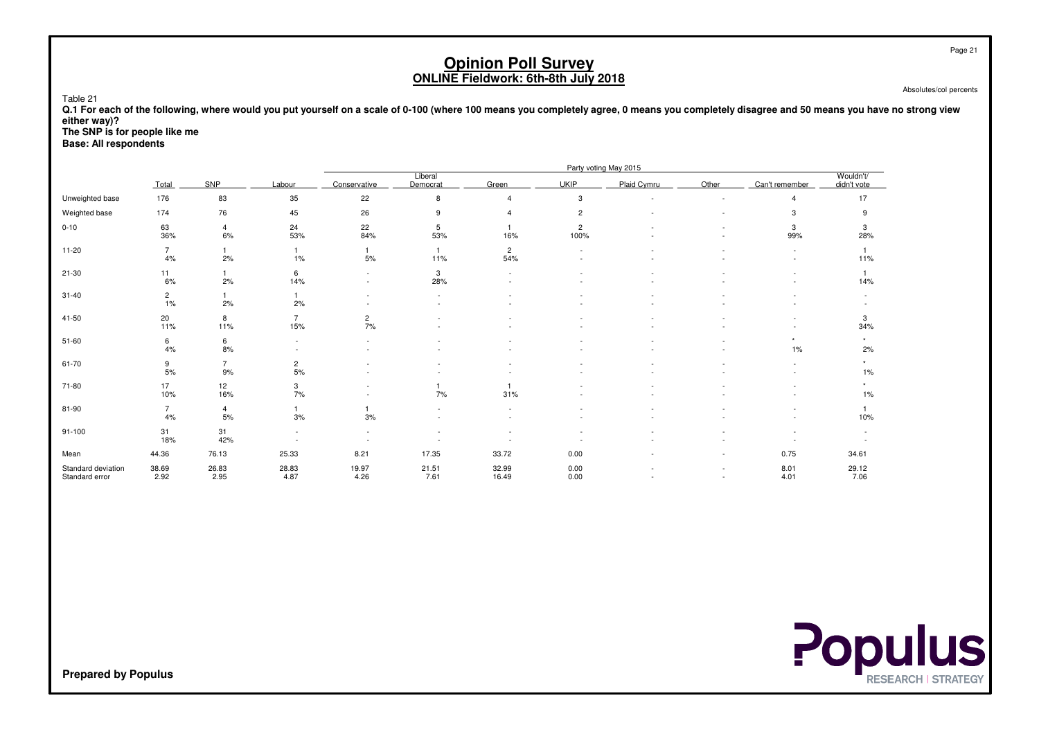# Opinion Poll Survey
## ONLINE Fieldwork: 6th-8th July 2018

Absolutes/col percents

Table 21

**Q.1 For each of the following, where would you put yourself on a scale of 0-100 (where 100 means you completely agree, 0 means you completely disagree and 50 means you have no strong view either way)?**
**The SNP is for people like me**
**Base: All respondents**

| | | Party voting May 2015 | | | | | | | | | |
|---|---|---|---|---|---|---|---|---|---|---|---|
| | Total | SNP | Labour | Conservative | Liberal Democrat | Green | UKIP | Plaid Cymru | Other | Can't remember | Wouldn't/ didn't vote |
| Unweighted base | 176 | 83 | 35 | 22 | 8 | 4 | 3 | - | - | 4 | 17 |
| Weighted base | 174 | 76 | 45 | 26 | 9 | 4 | 2 | - | - | 3 | 9 |
| 0-10 | 63 | 4 | 24 | 22 | 5 | 1 | 2 | - | - | 3 | 3 |
| | 36% | 6% | 53% | 84% | 53% | 16% | 100% | - | - | 99% | 28% |
| 11-20 | 7 | 1 | 1 | 1 | 1 | 2 | - | - | - | - | 1 |
| | 4% | 2% | 1% | 5% | 11% | 54% | - | - | - | - | 11% |
| 21-30 | 11 | 1 | 6 | - | 3 | - | - | - | - | - | 1 |
| | 6% | 2% | 14% | - | 28% | - | - | - | - | - | 14% |
| 31-40 | 2 | 1 | 1 | - | - | - | - | - | - | - | - |
| | 1% | 2% | 2% | - | - | - | - | - | - | - | - |
| 41-50 | 20 | 8 | 7 | 2 | - | - | - | - | - | - | 3 |
| | 11% | 11% | 15% | 7% | - | - | - | - | - | - | 34% |
| 51-60 | 6 | 6 | - | - | - | - | - | - | - | * | * |
| | 4% | 8% | - | - | - | - | - | - | - | 1% | 2% |
| 61-70 | 9 | 7 | 2 | - | - | - | - | - | - | - | * |
| | 5% | 9% | 5% | - | - | - | - | - | - | - | 1% |
| 71-80 | 17 | 12 | 3 | - | 1 | 1 | - | - | - | - | * |
| | 10% | 16% | 7% | - | 7% | 31% | - | - | - | - | 1% |
| 81-90 | 7 | 4 | 1 | 1 | - | - | - | - | - | - | 1 |
| | 4% | 5% | 3% | 3% | - | - | - | - | - | - | 10% |
| 91-100 | 31 | 31 | - | - | - | - | - | - | - | - | - |
| | 18% | 42% | - | - | - | - | - | - | - | - | - |
| Mean | 44.36 | 76.13 | 25.33 | 8.21 | 17.35 | 33.72 | 0.00 | - | - | 0.75 | 34.61 |
| Standard deviation | 38.69 | 26.83 | 28.83 | 19.97 | 21.51 | 32.99 | 0.00 | - | - | 8.01 | 29.12 |
| Standard error | 2.92 | 2.95 | 4.87 | 4.26 | 7.61 | 16.49 | 0.00 | - | - | 4.01 | 7.06 |

Prepared by Populus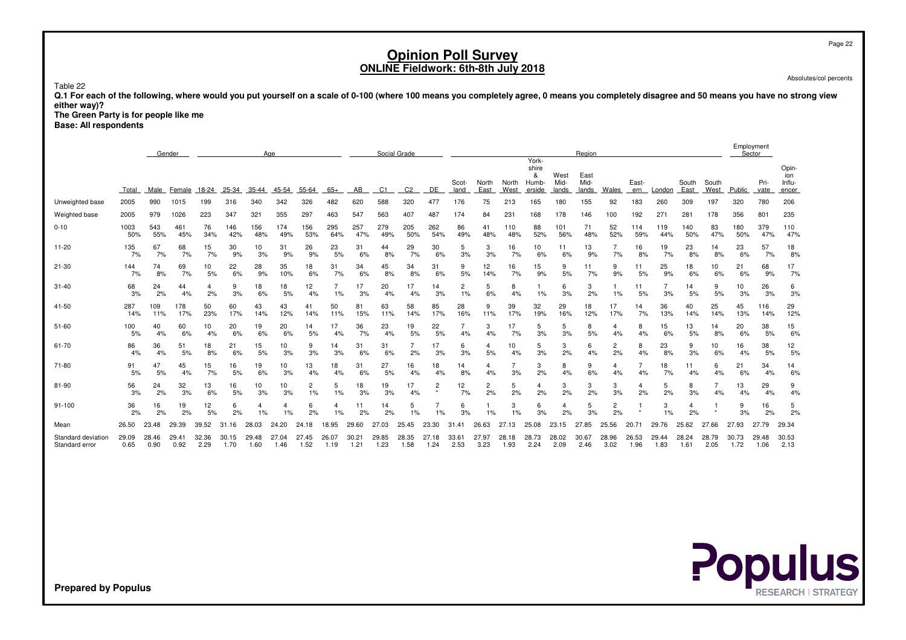# Opinion Poll Survey
## ONLINE Fieldwork: 6th-8th July 2018

Absolutes/col percents

Table 22

**Q.1 For each of the following, where would you put yourself on a scale of 0-100 (where 100 means you completely agree, 0 means you completely disagree and 50 means you have no strong view either way)?**
**The Green Party is for people like me**
**Base: All respondents**

| | | Gender | | Age | | | | | | Social Grade | | | | Region | | | | | | | | | | | Employment Sector | | |
|---|---|---|---|---|---|---|---|---|---|---|---|---|---|---|---|---|---|---|---|---|---|---|---|---|---|---|---|
| | Total | Male | Female | 18-24 | 25-34 | 35-44 | 45-54 | 55-64 | 65+ | AB | C1 | C2 | DE | Scot-land | North East | North West | York-shire & Humb-erside | West Mid-lands | East Mid-lands | Wales | East-ern | London | South East | South West | Public | Pri-vate | Opin-ion Influ-encer |
| Unweighted base | 2005 | 990 | 1015 | 199 | 316 | 340 | 342 | 326 | 482 | 620 | 588 | 320 | 477 | 176 | 75 | 213 | 165 | 180 | 155 | 92 | 183 | 260 | 309 | 197 | 320 | 780 | 206 |
| Weighted base | 2005 | 979 | 1026 | 223 | 347 | 321 | 355 | 297 | 463 | 547 | 563 | 407 | 487 | 174 | 84 | 231 | 168 | 178 | 146 | 100 | 192 | 271 | 281 | 178 | 356 | 801 | 235 |
| 0-10 | 1003<br>50% | 543<br>55% | 461<br>45% | 76<br>34% | 146<br>42% | 156<br>48% | 174<br>49% | 156<br>53% | 295<br>64% | 257<br>47% | 279<br>49% | 205<br>50% | 262<br>54% | 86<br>49% | 41<br>48% | 110<br>48% | 88<br>52% | 101<br>56% | 71<br>48% | 52<br>52% | 114<br>59% | 119<br>44% | 140<br>50% | 83<br>47% | 180<br>50% | 379<br>47% | 110<br>47% |
| 11-20 | 135<br>7% | 67<br>7% | 68<br>7% | 15<br>7% | 30<br>9% | 10<br>3% | 31<br>9% | 26<br>9% | 23<br>5% | 31<br>6% | 44<br>8% | 29<br>7% | 30<br>6% | 5<br>3% | 3<br>3% | 16<br>7% | 10<br>6% | 11<br>6% | 13<br>9% | 7<br>7% | 16<br>8% | 19<br>7% | 23<br>8% | 14<br>8% | 23<br>6% | 57<br>7% | 18<br>8% |
| 21-30 | 144<br>7% | 74<br>8% | 69<br>7% | 10<br>5% | 22<br>6% | 28<br>9% | 35<br>10% | 18<br>6% | 31<br>7% | 34<br>6% | 45<br>8% | 34<br>8% | 31<br>6% | 9<br>5% | 12<br>14% | 16<br>7% | 15<br>9% | 9<br>5% | 11<br>7% | 9<br>9% | 11<br>5% | 25<br>9% | 18<br>6% | 10<br>6% | 21<br>6% | 68<br>9% | 17<br>7% |
| 31-40 | 68<br>3% | 24<br>2% | 44<br>4% | 4<br>2% | 9<br>3% | 18<br>6% | 18<br>5% | 12<br>4% | 7<br>1% | 17<br>3% | 20<br>4% | 17<br>4% | 14<br>3% | 2<br>1% | 5<br>6% | 8<br>4% | 1<br>1% | 6<br>3% | 3<br>2% | 1<br>1% | 11<br>5% | 7<br>3% | 14<br>5% | 9<br>5% | 10<br>3% | 26<br>3% | 6<br>3% |
| 41-50 | 287<br>14% | 109<br>11% | 178<br>17% | 50<br>23% | 60<br>17% | 43<br>14% | 43<br>12% | 41<br>14% | 50<br>11% | 81<br>15% | 63<br>11% | 58<br>14% | 85<br>17% | 28<br>16% | 9<br>11% | 39<br>17% | 32<br>19% | 29<br>16% | 18<br>12% | 17<br>17% | 14<br>7% | 36<br>13% | 40<br>14% | 25<br>14% | 45<br>13% | 116<br>14% | 29<br>12% |
| 51-60 | 100<br>5% | 40<br>4% | 60<br>6% | 10<br>4% | 20<br>6% | 19<br>6% | 20<br>6% | 14<br>5% | 17<br>4% | 36<br>7% | 23<br>4% | 19<br>5% | 22<br>5% | 7<br>4% | 3<br>4% | 17<br>7% | 5<br>3% | 5<br>3% | 8<br>5% | 4<br>4% | 8<br>4% | 15<br>6% | 13<br>5% | 14<br>8% | 20<br>6% | 38<br>5% | 15<br>6% |
| 61-70 | 86<br>4% | 36<br>4% | 51<br>5% | 18<br>8% | 21<br>6% | 15<br>5% | 10<br>3% | 9<br>3% | 14<br>3% | 31<br>6% | 31<br>6% | 7<br>2% | 17<br>3% | 6<br>3% | 4<br>5% | 10<br>4% | 5<br>3% | 3<br>2% | 6<br>4% | 2<br>2% | 8<br>4% | 23<br>8% | 9<br>3% | 10<br>6% | 16<br>4% | 38<br>5% | 12<br>5% |
| 71-80 | 91<br>5% | 47<br>5% | 45<br>4% | 15<br>7% | 16<br>5% | 19<br>6% | 10<br>3% | 13<br>4% | 18<br>4% | 31<br>6% | 27<br>5% | 16<br>4% | 18<br>4% | 14<br>8% | 4<br>4% | 7<br>3% | 3<br>2% | 8<br>4% | 9<br>6% | 4<br>4% | 7<br>4% | 18<br>7% | 11<br>4% | 6<br>4% | 21<br>6% | 34<br>4% | 14<br>6% |
| 81-90 | 56<br>3% | 24<br>2% | 32<br>3% | 13<br>6% | 16<br>5% | 10<br>3% | 10<br>3% | 2<br>1% | 5<br>1% | 18<br>3% | 19<br>3% | 17<br>4% | 2<br>* | 12<br>7% | 2<br>2% | 5<br>2% | 4<br>2% | 3<br>2% | 3<br>2% | 3<br>3% | 4<br>2% | 5<br>2% | 8<br>3% | 7<br>4% | 13<br>4% | 29<br>4% | 9<br>4% |
| 91-100 | 36<br>2% | 16<br>2% | 19<br>2% | 12<br>5% | 6<br>2% | 4<br>1% | 4<br>1% | 6<br>2% | 4<br>1% | 11<br>2% | 14<br>2% | 5<br>1% | 7<br>1% | 6<br>3% | 1<br>1% | 3<br>1% | 6<br>3% | 4<br>2% | 5<br>3% | 2<br>2% | 1<br>* | 3<br>1% | 4<br>2% | 1<br>* | 9<br>3% | 16<br>2% | 5<br>2% |
| Mean | 26.50 | 23.48 | 29.39 | 39.52 | 31.16 | 28.03 | 24.20 | 24.18 | 18.95 | 29.60 | 27.03 | 25.45 | 23.30 | 31.41 | 26.63 | 27.13 | 25.08 | 23.15 | 27.85 | 25.56 | 20.71 | 29.76 | 25.62 | 27.66 | 27.93 | 27.79 | 29.34 |
| Standard deviation | 29.09 | 28.46 | 29.41 | 32.36 | 30.15 | 29.48 | 27.04 | 27.45 | 26.07 | 30.21 | 29.85 | 28.35 | 27.18 | 33.61 | 27.97 | 28.18 | 28.73 | 28.02 | 30.67 | 28.96 | 26.53 | 29.44 | 28.24 | 28.79 | 30.73 | 29.48 | 30.53 |
| Standard error | 0.65 | 0.90 | 0.92 | 2.29 | 1.70 | 1.60 | 1.46 | 1.52 | 1.19 | 1.21 | 1.23 | 1.58 | 1.24 | 2.53 | 3.23 | 1.93 | 2.24 | 2.09 | 2.46 | 3.02 | 1.96 | 1.83 | 1.61 | 2.05 | 1.72 | 1.06 | 2.13 |

**Prepared by Populus**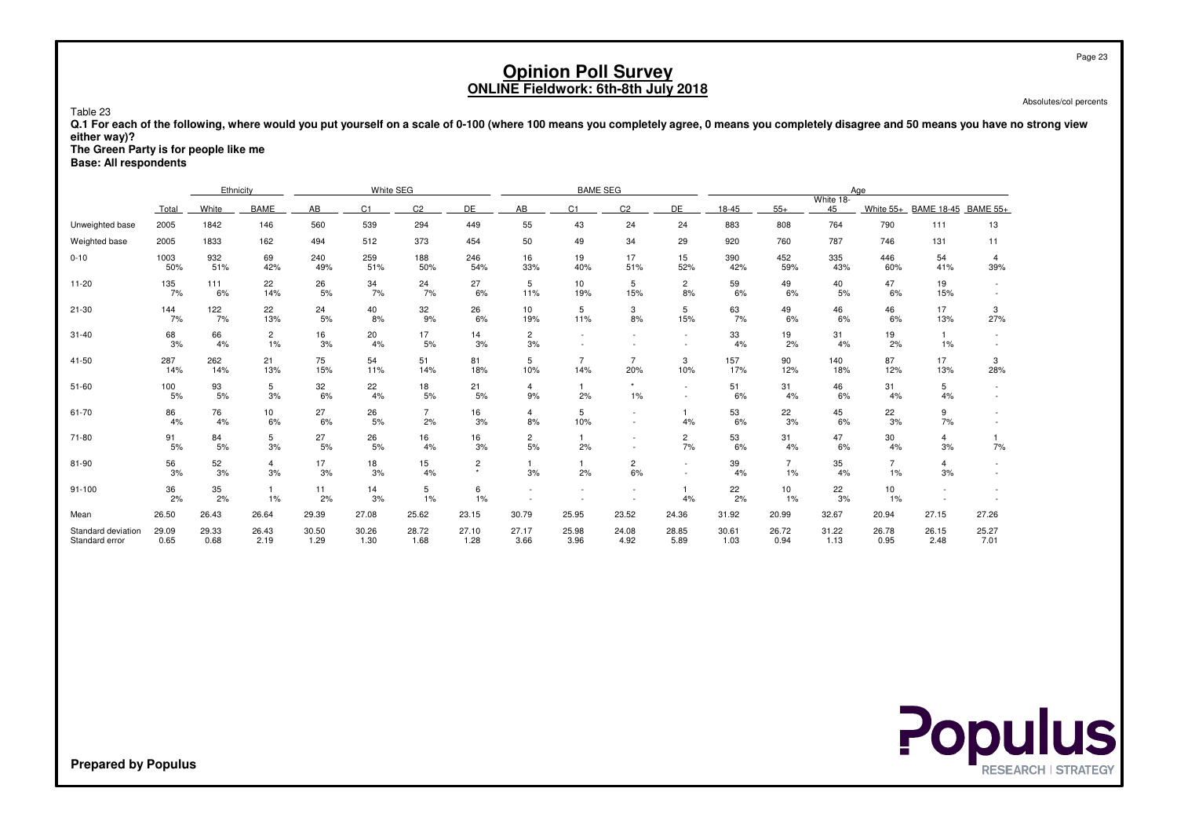# Opinion Poll Survey
## ONLINE Fieldwork: 6th-8th July 2018

Absolutes/col percents

Table 23

**Q.1 For each of the following, where would you put yourself on a scale of 0-100 (where 100 means you completely agree, 0 means you completely disagree and 50 means you have no strong view either way)?**
**The Green Party is for people like me**
**Base: All respondents**

| | | Ethnicity | | White SEG | | | | BAME SEG | | | | Age | | | | | |
|---|---|---|---|---|---|---|---|---|---|---|---|---|---|---|---|---|---|
| | Total | White | BAME | AB | C1 | C2 | DE | AB | C1 | C2 | DE | 18-45 | 55+ | White 18-45 | White 55+ | BAME 18-45 | BAME 55+ |
| Unweighted base | 2005 | 1842 | 146 | 560 | 539 | 294 | 449 | 55 | 43 | 24 | 24 | 883 | 808 | 764 | 790 | 111 | 13 |
| Weighted base | 2005 | 1833 | 162 | 494 | 512 | 373 | 454 | 50 | 49 | 34 | 29 | 920 | 760 | 787 | 746 | 131 | 11 |
| 0-10 | 1003 | 932 | 69 | 240 | 259 | 188 | 246 | 16 | 19 | 17 | 15 | 390 | 452 | 335 | 446 | 54 | 4 |
| | 50% | 51% | 42% | 49% | 51% | 50% | 54% | 33% | 40% | 51% | 52% | 42% | 59% | 43% | 60% | 41% | 39% |
| 11-20 | 135 | 111 | 22 | 26 | 34 | 24 | 27 | 5 | 10 | 5 | 2 | 59 | 49 | 40 | 47 | 19 | - |
| | 7% | 6% | 14% | 5% | 7% | 7% | 6% | 11% | 19% | 15% | 8% | 6% | 6% | 5% | 6% | 15% | - |
| 21-30 | 144 | 122 | 22 | 24 | 40 | 32 | 26 | 10 | 5 | 3 | 5 | 63 | 49 | 46 | 46 | 17 | 3 |
| | 7% | 7% | 13% | 5% | 8% | 9% | 6% | 19% | 11% | 8% | 15% | 7% | 6% | 6% | 6% | 13% | 27% |
| 31-40 | 68 | 66 | 2 | 16 | 20 | 17 | 14 | 2 | - | - | - | 33 | 19 | 31 | 19 | 1 | - |
| | 3% | 4% | 1% | 3% | 4% | 5% | 3% | 3% | - | - | - | 4% | 2% | 4% | 2% | 1% | - |
| 41-50 | 287 | 262 | 21 | 75 | 54 | 51 | 81 | 5 | 7 | 7 | 3 | 157 | 90 | 140 | 87 | 17 | 3 |
| | 14% | 14% | 13% | 15% | 11% | 14% | 18% | 10% | 14% | 20% | 10% | 17% | 12% | 18% | 12% | 13% | 28% |
| 51-60 | 100 | 93 | 5 | 32 | 22 | 18 | 21 | 4 | 1 | * | - | 51 | 31 | 46 | 31 | 5 | - |
| | 5% | 5% | 3% | 6% | 4% | 5% | 5% | 9% | 2% | 1% | - | 6% | 4% | 6% | 4% | 4% | - |
| 61-70 | 86 | 76 | 10 | 27 | 26 | 7 | 16 | 4 | 5 | - | 1 | 53 | 22 | 45 | 22 | 9 | - |
| | 4% | 4% | 6% | 6% | 5% | 2% | 3% | 8% | 10% | - | 4% | 6% | 3% | 6% | 3% | 7% | - |
| 71-80 | 91 | 84 | 5 | 27 | 26 | 16 | 16 | 2 | 1 | - | 2 | 53 | 31 | 47 | 30 | 4 | 1 |
| | 5% | 5% | 3% | 5% | 5% | 4% | 3% | 5% | 2% | - | 7% | 6% | 4% | 6% | 4% | 3% | 7% |
| 81-90 | 56 | 52 | 4 | 17 | 18 | 15 | 2 | 1 | 1 | 2 | - | 39 | 7 | 35 | 7 | 4 | - |
| | 3% | 3% | 3% | 3% | 3% | 4% | * | 3% | 2% | 6% | - | 4% | 1% | 4% | 1% | 3% | - |
| 91-100 | 36 | 35 | 1 | 11 | 14 | 5 | 6 | - | - | - | 1 | 22 | 10 | 22 | 10 | - | - |
| | 2% | 2% | 1% | 2% | 3% | 1% | 1% | - | - | - | 4% | 2% | 1% | 3% | 1% | - | - |
| Mean | 26.50 | 26.43 | 26.64 | 29.39 | 27.08 | 25.62 | 23.15 | 30.79 | 25.95 | 23.52 | 24.36 | 31.92 | 20.99 | 32.67 | 20.94 | 27.15 | 27.26 |
| Standard deviation | 29.09 | 29.33 | 26.43 | 30.50 | 30.26 | 28.72 | 27.10 | 27.17 | 25.98 | 24.08 | 28.85 | 30.61 | 26.72 | 31.22 | 26.78 | 26.15 | 25.27 |
| Standard error | 0.65 | 0.68 | 2.19 | 1.29 | 1.30 | 1.68 | 1.28 | 3.66 | 3.96 | 4.92 | 5.89 | 1.03 | 0.94 | 1.13 | 0.95 | 2.48 | 7.01 |

**Prepared by Populus**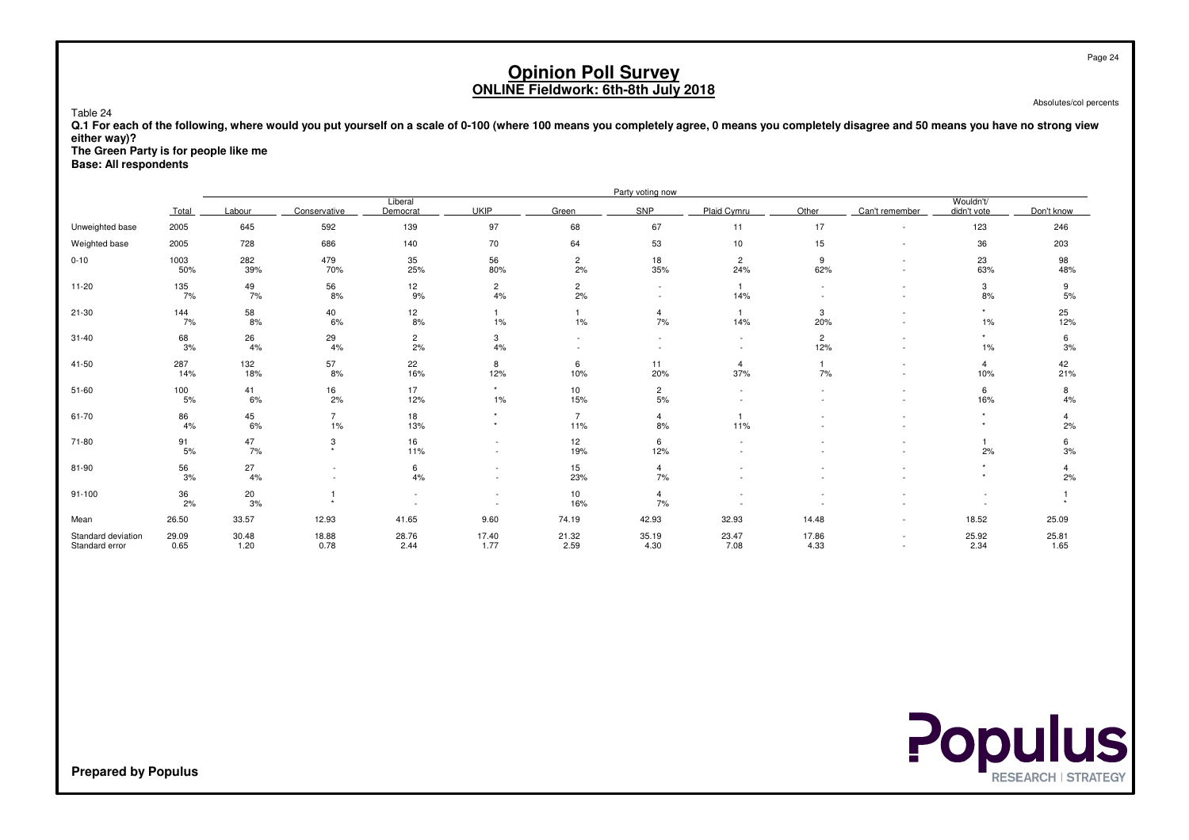# Opinion Poll Survey
## ONLINE Fieldwork: 6th-8th July 2018

Absolutes/col percents

Table 24

**Q.1 For each of the following, where would you put yourself on a scale of 0-100 (where 100 means you completely agree, 0 means you completely disagree and 50 means you have no strong view either way)?**
**The Green Party is for people like me**
**Base: All respondents**

| | | Party voting now | | | | | | | | | | |
|---|---|---|---|---|---|---|---|---|---|---|---|---|
| | Total | Labour | Conservative | Liberal Democrat | UKIP | Green | SNP | Plaid Cymru | Other | Can't remember | Wouldn't/ didn't vote | Don't know |
| Unweighted base | 2005 | 645 | 592 | 139 | 97 | 68 | 67 | 11 | 17 | - | 123 | 246 |
| Weighted base | 2005 | 728 | 686 | 140 | 70 | 64 | 53 | 10 | 15 | - | 36 | 203 |
| 0-10 | 1003 | 282 | 479 | 35 | 56 | 2 | 18 | 2 | 9 | - | 23 | 98 |
| | 50% | 39% | 70% | 25% | 80% | 2% | 35% | 24% | 62% | - | 63% | 48% |
| 11-20 | 135 | 49 | 56 | 12 | 2 | 2 | - | 1 | - | - | 3 | 9 |
| | 7% | 7% | 8% | 9% | 4% | 2% | - | 14% | - | - | 8% | 5% |
| 21-30 | 144 | 58 | 40 | 12 | 1 | 1 | 4 | 1 | 3 | - | * | 25 |
| | 7% | 8% | 6% | 8% | 1% | 1% | 7% | 14% | 20% | - | 1% | 12% |
| 31-40 | 68 | 26 | 29 | 2 | 3 | - | - | - | 2 | - | * | 6 |
| | 3% | 4% | 4% | 2% | 4% | - | - | - | 12% | - | 1% | 3% |
| 41-50 | 287 | 132 | 57 | 22 | 8 | 6 | 11 | 4 | 1 | - | 4 | 42 |
| | 14% | 18% | 8% | 16% | 12% | 10% | 20% | 37% | 7% | - | 10% | 21% |
| 51-60 | 100 | 41 | 16 | 17 | * | 10 | 2 | - | - | - | 6 | 8 |
| | 5% | 6% | 2% | 12% | 1% | 15% | 5% | - | - | - | 16% | 4% |
| 61-70 | 86 | 45 | 7 | 18 | * | 7 | 4 | 1 | - | - | * | 4 |
| | 4% | 6% | 1% | 13% | * | 11% | 8% | 11% | - | - | * | 2% |
| 71-80 | 91 | 47 | 3 | 16 | - | 12 | 6 | - | - | - | 1 | 6 |
| | 5% | 7% | * | 11% | - | 19% | 12% | - | - | - | 2% | 3% |
| 81-90 | 56 | 27 | - | 6 | - | 15 | 4 | - | - | - | * | 4 |
| | 3% | 4% | - | 4% | - | 23% | 7% | - | - | - | * | 2% |
| 91-100 | 36 | 20 | 1 | - | - | 10 | 4 | - | - | - | - | 1 |
| | 2% | 3% | * | - | - | 16% | 7% | - | - | - | - | * |
| Mean | 26.50 | 33.57 | 12.93 | 41.65 | 9.60 | 74.19 | 42.93 | 32.93 | 14.48 | - | 18.52 | 25.09 |
| Standard deviation | 29.09 | 30.48 | 18.88 | 28.76 | 17.40 | 21.32 | 35.19 | 23.47 | 17.86 | - | 25.92 | 25.81 |
| Standard error | 0.65 | 1.20 | 0.78 | 2.44 | 1.77 | 2.59 | 4.30 | 7.08 | 4.33 | - | 2.34 | 1.65 |

**Prepared by Populus**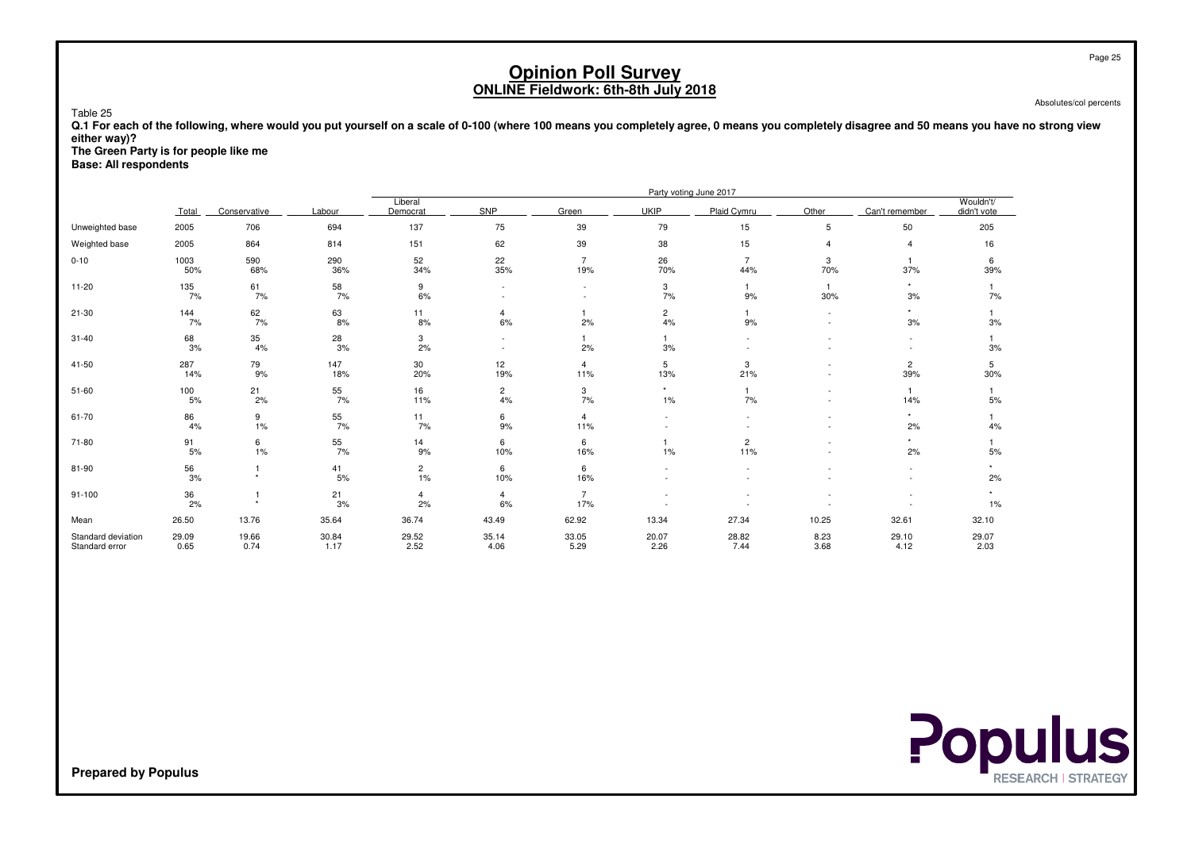# Opinion Poll Survey
## ONLINE Fieldwork: 6th-8th July 2018

Absolutes/col percents

Table 25

**Q.1 For each of the following, where would you put yourself on a scale of 0-100 (where 100 means you completely agree, 0 means you completely disagree and 50 means you have no strong view either way)?**
**The Green Party is for people like me**
**Base: All respondents**

| | Total | Party voting June 2017 | | | | | | | | | |
|---|---|---|---|---|---|---|---|---|---|---|---|
| | | Conservative | Labour | Liberal Democrat | SNP | Green | UKIP | Plaid Cymru | Other | Can't remember | Wouldn't/ didn't vote |
| Unweighted base | 2005 | 706 | 694 | 137 | 75 | 39 | 79 | 15 | 5 | 50 | 205 |
| Weighted base | 2005 | 864 | 814 | 151 | 62 | 39 | 38 | 15 | 4 | 4 | 16 |
| 0-10 | 1003 | 590 | 290 | 52 | 22 | 7 | 26 | 7 | 3 | 1 | 6 |
| | 50% | 68% | 36% | 34% | 35% | 19% | 70% | 44% | 70% | 37% | 39% |
| 11-20 | 135 | 61 | 58 | 9 | - | - | 3 | 1 | 1 | * | 1 |
| | 7% | 7% | 7% | 6% | - | - | 7% | 9% | 30% | 3% | 7% |
| 21-30 | 144 | 62 | 63 | 11 | 4 | 1 | 2 | 1 | - | * | 1 |
| | 7% | 7% | 8% | 8% | 6% | 2% | 4% | 9% | - | 3% | 3% |
| 31-40 | 68 | 35 | 28 | 3 | - | 1 | 1 | - | - | - | 1 |
| | 3% | 4% | 3% | 2% | - | 2% | 3% | - | - | - | 3% |
| 41-50 | 287 | 79 | 147 | 30 | 12 | 4 | 5 | 3 | - | 2 | 5 |
| | 14% | 9% | 18% | 20% | 19% | 11% | 13% | 21% | - | 39% | 30% |
| 51-60 | 100 | 21 | 55 | 16 | 2 | 3 | * | 1 | - | 1 | 1 |
| | 5% | 2% | 7% | 11% | 4% | 7% | 1% | 7% | - | 14% | 5% |
| 61-70 | 86 | 9 | 55 | 11 | 6 | 4 | - | - | - | * | 1 |
| | 4% | 1% | 7% | 7% | 9% | 11% | - | - | - | 2% | 4% |
| 71-80 | 91 | 6 | 55 | 14 | 6 | 6 | 1 | 2 | - | * | 1 |
| | 5% | 1% | 7% | 9% | 10% | 16% | 1% | 11% | - | 2% | 5% |
| 81-90 | 56 | 1 | 41 | 2 | 6 | 6 | - | - | - | - | * |
| | 3% | * | 5% | 1% | 10% | 16% | - | - | - | - | 2% |
| 91-100 | 36 | 1 | 21 | 4 | 4 | 7 | - | - | - | - | * |
| | 2% | * | 3% | 2% | 6% | 17% | - | - | - | - | 1% |
| Mean | 26.50 | 13.76 | 35.64 | 36.74 | 43.49 | 62.92 | 13.34 | 27.34 | 10.25 | 32.61 | 32.10 |
| Standard deviation | 29.09 | 19.66 | 30.84 | 29.52 | 35.14 | 33.05 | 20.07 | 28.82 | 8.23 | 29.10 | 29.07 |
| Standard error | 0.65 | 0.74 | 1.17 | 2.52 | 4.06 | 5.29 | 2.26 | 7.44 | 3.68 | 4.12 | 2.03 |

**Prepared by Populus**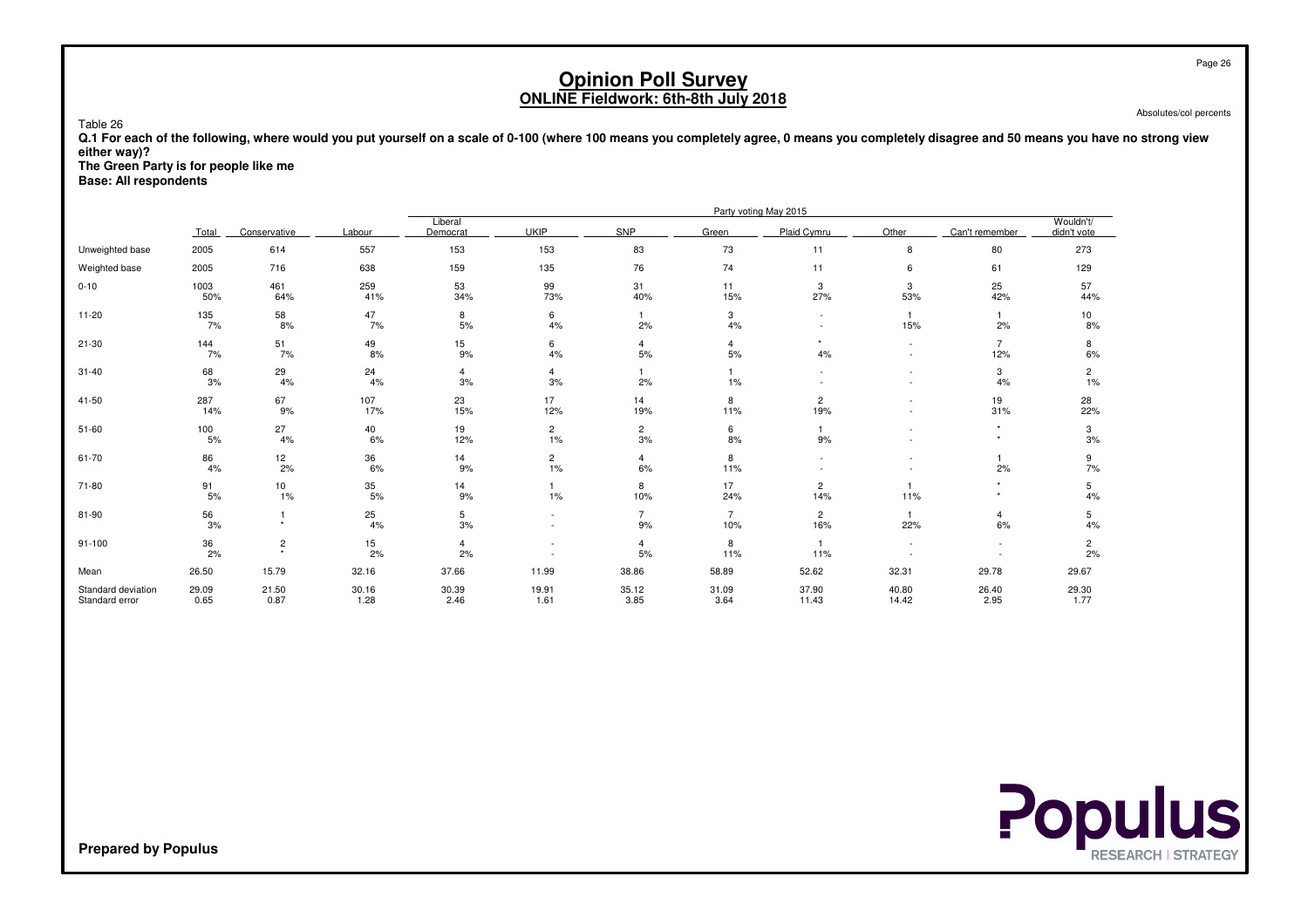# Opinion Poll Survey

## ONLINE Fieldwork: 6th-8th July 2018

Absolutes/col percents

Table 26

**Q.1 For each of the following, where would you put yourself on a scale of 0-100 (where 100 means you completely agree, 0 means you completely disagree and 50 means you have no strong view either way)?**

**The Green Party is for people like me**

**Base: All respondents**

| | Total | Party voting May 2015 | | | | | | | | | |
|---|---|---|---|---|---|---|---|---|---|---|---|
| | | Conservative | Labour | Liberal Democrat | UKIP | SNP | Green | Plaid Cymru | Other | Can't remember | Wouldn't/ didn't vote |
| Unweighted base | 2005 | 614 | 557 | 153 | 153 | 83 | 73 | 11 | 8 | 80 | 273 |
| Weighted base | 2005 | 716 | 638 | 159 | 135 | 76 | 74 | 11 | 6 | 61 | 129 |
| 0-10 | 1003<br>50% | 461<br>64% | 259<br>41% | 53<br>34% | 99<br>73% | 31<br>40% | 11<br>15% | 3<br>27% | 3<br>53% | 25<br>42% | 57<br>44% |
| 11-20 | 135<br>7% | 58<br>8% | 47<br>7% | 8<br>5% | 6<br>4% | 1<br>2% | 3<br>4% | -<br>- | 1<br>15% | 1<br>2% | 10<br>8% |
| 21-30 | 144<br>7% | 51<br>7% | 49<br>8% | 15<br>9% | 6<br>4% | 4<br>5% | 4<br>5% | *<br>4% | -<br>- | 7<br>12% | 8<br>6% |
| 31-40 | 68<br>3% | 29<br>4% | 24<br>4% | 4<br>3% | 4<br>3% | 1<br>2% | 1<br>1% | -<br>- | -<br>- | 3<br>4% | 2<br>1% |
| 41-50 | 287<br>14% | 67<br>9% | 107<br>17% | 23<br>15% | 17<br>12% | 14<br>19% | 8<br>11% | 2<br>19% | -<br>- | 19<br>31% | 28<br>22% |
| 51-60 | 100<br>5% | 27<br>4% | 40<br>6% | 19<br>12% | 2<br>1% | 2<br>3% | 6<br>8% | 1<br>9% | -<br>- | *<br>* | 3<br>3% |
| 61-70 | 86<br>4% | 12<br>2% | 36<br>6% | 14<br>9% | 2<br>1% | 4<br>6% | 8<br>11% | -<br>- | -<br>- | 1<br>2% | 9<br>7% |
| 71-80 | 91<br>5% | 10<br>1% | 35<br>5% | 14<br>9% | 1<br>1% | 8<br>10% | 17<br>24% | 2<br>14% | 1<br>11% | *<br>* | 5<br>4% |
| 81-90 | 56<br>3% | 1<br>* | 25<br>4% | 5<br>3% | -<br>- | 7<br>9% | 7<br>10% | 2<br>16% | 1<br>22% | 4<br>6% | 5<br>4% |
| 91-100 | 36<br>2% | 2<br>* | 15<br>2% | 4<br>2% | -<br>- | 4<br>5% | 8<br>11% | 1<br>11% | -<br>- | -<br>- | 2<br>2% |
| Mean | 26.50 | 15.79 | 32.16 | 37.66 | 11.99 | 38.86 | 58.89 | 52.62 | 32.31 | 29.78 | 29.67 |
| Standard deviation | 29.09 | 21.50 | 30.16 | 30.39 | 19.91 | 35.12 | 31.09 | 37.90 | 40.80 | 26.40 | 29.30 |
| Standard error | 0.65 | 0.87 | 1.28 | 2.46 | 1.61 | 3.85 | 3.64 | 11.43 | 14.42 | 2.95 | 1.77 |

**Prepared by Populus**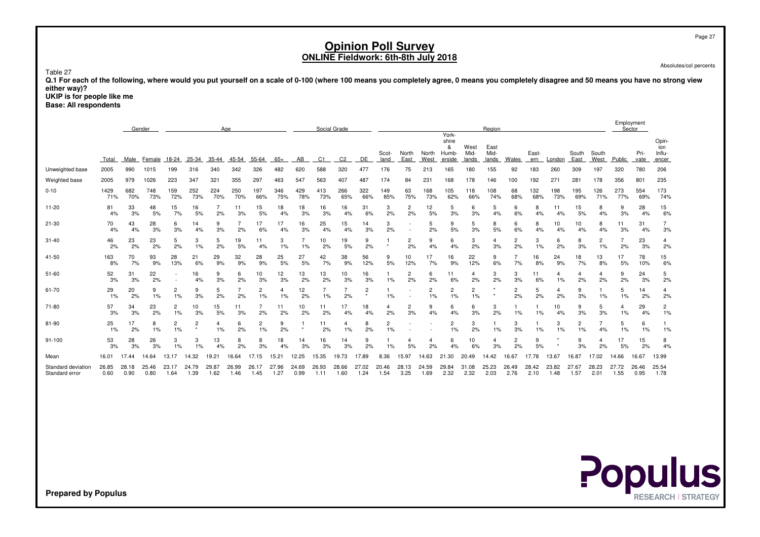# Opinion Poll Survey
## ONLINE Fieldwork: 6th-8th July 2018

Absolutes/col percents

Table 27

**Q.1 For each of the following, where would you put yourself on a scale of 0-100 (where 100 means you completely agree, 0 means you completely disagree and 50 means you have no strong view either way)?**
**UKIP is for people like me**
**Base: All respondents**

| | Total | Gender | | Age | | | | | | Social Grade | | | | Region | | | | | | | | | | | Employment Sector | | |
|---|---|---|---|---|---|---|---|---|---|---|---|---|---|---|---|---|---|---|---|---|---|---|---|---|---|---|---|
| | | Male | Female | 18-24 | 25-34 | 35-44 | 45-54 | 55-64 | 65+ | AB | C1 | C2 | DE | Scot-land | North East | North West | York-shire & Humb-erside | West Mid-lands | East Mid-lands | Wales | East-ern | London | South East | South West | Public | Pri-vate | Opin-ion Influ-encer |
| Unweighted base | 2005 | 990 | 1015 | 199 | 316 | 340 | 342 | 326 | 482 | 620 | 588 | 320 | 477 | 176 | 75 | 213 | 165 | 180 | 155 | 92 | 183 | 260 | 309 | 197 | 320 | 780 | 206 |
| Weighted base | 2005 | 979 | 1026 | 223 | 347 | 321 | 355 | 297 | 463 | 547 | 563 | 407 | 487 | 174 | 84 | 231 | 168 | 178 | 146 | 100 | 192 | 271 | 281 | 178 | 356 | 801 | 235 |
| 0-10 | 1429 | 682 | 748 | 159 | 252 | 224 | 250 | 197 | 346 | 429 | 413 | 266 | 322 | 149 | 63 | 168 | 105 | 118 | 108 | 68 | 132 | 198 | 195 | 126 | 273 | 554 | 173 |
| | 71% | 70% | 73% | 72% | 73% | 70% | 70% | 66% | 75% | 78% | 73% | 65% | 66% | 85% | 75% | 73% | 62% | 66% | 74% | 68% | 68% | 73% | 69% | 71% | 77% | 69% | 74% |
| 11-20 | 81 | 33 | 48 | 15 | 16 | 7 | 11 | 15 | 18 | 18 | 16 | 16 | 31 | 3 | 2 | 12 | 5 | 6 | 5 | 6 | 8 | 11 | 15 | 8 | 9 | 28 | 15 |
| | 4% | 3% | 5% | 7% | 5% | 2% | 3% | 5% | 4% | 3% | 3% | 4% | 6% | 2% | 2% | 5% | 3% | 3% | 4% | 6% | 4% | 4% | 5% | 4% | 3% | 4% | 6% |
| 21-30 | 70 | 43 | 28 | 6 | 14 | 9 | 7 | 17 | 17 | 16 | 25 | 15 | 14 | 3 | - | 5 | 9 | 5 | 8 | 6 | 8 | 10 | 10 | 8 | 11 | 31 | 7 |
| | 4% | 4% | 3% | 3% | 4% | 3% | 2% | 6% | 4% | 3% | 4% | 4% | 3% | 2% | - | 2% | 5% | 3% | 5% | 6% | 4% | 4% | 4% | 4% | 3% | 4% | 3% |
| 31-40 | 46 | 23 | 23 | 5 | 3 | 5 | 19 | 11 | 3 | 7 | 10 | 19 | 9 | 1 | 2 | 9 | 6 | 3 | 4 | 2 | 3 | 6 | 8 | 2 | 7 | 23 | 4 |
| | 2% | 2% | 2% | 2% | 1% | 2% | 5% | 4% | 1% | 1% | 2% | 5% | 2% | * | 2% | 4% | 4% | 2% | 3% | 2% | 1% | 2% | 3% | 1% | 2% | 3% | 2% |
| 41-50 | 163 | 70 | 93 | 28 | 21 | 29 | 32 | 28 | 25 | 27 | 42 | 38 | 56 | 9 | 10 | 17 | 16 | 22 | 9 | 7 | 16 | 24 | 18 | 13 | 17 | 78 | 15 |
| | 8% | 7% | 9% | 13% | 6% | 9% | 9% | 9% | 5% | 5% | 7% | 9% | 12% | 5% | 12% | 7% | 9% | 12% | 6% | 7% | 8% | 9% | 7% | 8% | 5% | 10% | 6% |
| 51-60 | 52 | 31 | 22 | - | 16 | 9 | 6 | 10 | 12 | 13 | 13 | 10 | 16 | 1 | 2 | 6 | 11 | 4 | 3 | 3 | 11 | 4 | 4 | 4 | 9 | 24 | 5 |
| | 3% | 3% | 2% | - | 4% | 3% | 2% | 3% | 3% | 2% | 2% | 3% | 3% | 1% | 2% | 2% | 6% | 2% | 2% | 3% | 6% | 1% | 2% | 2% | 2% | 3% | 2% |
| 61-70 | 29 | 20 | 9 | 2 | 9 | 5 | 7 | 2 | 4 | 12 | 7 | 7 | 2 | 1 | - | 2 | 2 | 2 | * | 2 | 5 | 4 | 9 | 1 | 5 | 14 | 4 |
| | 1% | 2% | 1% | 1% | 3% | 2% | 2% | 1% | 1% | 2% | 1% | 2% | * | 1% | - | 1% | 1% | 1% | * | 2% | 2% | 2% | 3% | 1% | 1% | 2% | 2% |
| 71-80 | 57 | 34 | 23 | 2 | 10 | 15 | 11 | 7 | 11 | 10 | 11 | 17 | 18 | 4 | 2 | 9 | 6 | 6 | 3 | 1 | 1 | 10 | 9 | 5 | 4 | 29 | 2 |
| | 3% | 3% | 2% | 1% | 3% | 5% | 3% | 2% | 2% | 2% | 2% | 4% | 4% | 2% | 3% | 4% | 4% | 3% | 2% | 1% | 1% | 4% | 3% | 3% | 1% | 4% | 1% |
| 81-90 | 25 | 17 | 8 | 2 | 2 | 4 | 6 | 2 | 9 | 1 | 11 | 4 | 8 | 2 | - | - | 2 | 3 | 1 | 3 | 1 | 3 | 2 | 7 | 5 | 6 | 1 |
| | 1% | 2% | 1% | 1% | * | 1% | 2% | 1% | 2% | * | 2% | 1% | 2% | 1% | - | - | 1% | 2% | 1% | 3% | 1% | 1% | 1% | 4% | 1% | 1% | 1% |
| 91-100 | 53 | 28 | 26 | 3 | 3 | 13 | 8 | 8 | 18 | 14 | 16 | 14 | 9 | 1 | 4 | 4 | 6 | 10 | 4 | 2 | 9 | * | 9 | 4 | 17 | 15 | 8 |
| | 3% | 3% | 3% | 1% | 1% | 4% | 2% | 3% | 4% | 3% | 3% | 3% | 2% | 1% | 5% | 2% | 4% | 6% | 3% | 2% | 5% | * | 3% | 2% | 5% | 2% | 4% |
| Mean | 16.01 | 17.44 | 14.64 | 13.17 | 14.32 | 19.21 | 16.64 | 17.15 | 15.21 | 12.25 | 15.35 | 19.73 | 17.89 | 8.36 | 15.97 | 14.63 | 21.30 | 20.49 | 14.42 | 16.67 | 17.78 | 13.67 | 16.87 | 17.02 | 14.66 | 16.67 | 13.99 |
| Standard deviation | 26.85 | 28.18 | 25.46 | 23.17 | 24.79 | 29.87 | 26.99 | 26.17 | 27.96 | 24.69 | 26.93 | 28.66 | 27.02 | 20.46 | 28.13 | 24.59 | 29.84 | 31.08 | 25.23 | 26.49 | 28.42 | 23.82 | 27.67 | 28.23 | 27.72 | 26.46 | 25.54 |
| Standard error | 0.60 | 0.90 | 0.80 | 1.64 | 1.39 | 1.62 | 1.46 | 1.45 | 1.27 | 0.99 | 1.11 | 1.60 | 1.24 | 1.54 | 3.25 | 1.69 | 2.32 | 2.32 | 2.03 | 2.76 | 2.10 | 1.48 | 1.57 | 2.01 | 1.55 | 0.95 | 1.78 |

**Prepared by Populus**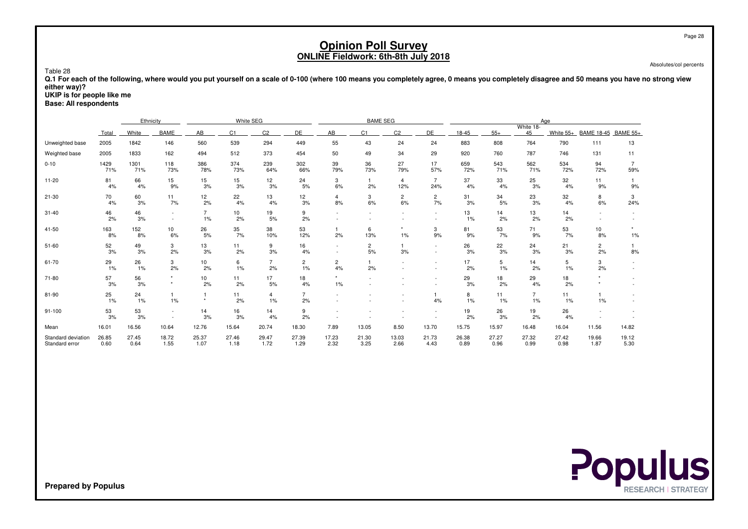# Opinion Poll Survey
## ONLINE Fieldwork: 6th-8th July 2018

Absolutes/col percents

Table 28

**Q.1 For each of the following, where would you put yourself on a scale of 0-100 (where 100 means you completely agree, 0 means you completely disagree and 50 means you have no strong view either way)?**
**UKIP is for people like me**
**Base: All respondents**

| | | Ethnicity | | White SEG | | | | BAME SEG | | | | Age | | | | | |
|---|---|---|---|---|---|---|---|---|---|---|---|---|---|---|---|---|---|
| | Total | White | BAME | AB | C1 | C2 | DE | AB | C1 | C2 | DE | 18-45 | 55+ | White 18-45 | White 55+ | BAME 18-45 | BAME 55+ |
| Unweighted base | 2005 | 1842 | 146 | 560 | 539 | 294 | 449 | 55 | 43 | 24 | 24 | 883 | 808 | 764 | 790 | 111 | 13 |
| Weighted base | 2005 | 1833 | 162 | 494 | 512 | 373 | 454 | 50 | 49 | 34 | 29 | 920 | 760 | 787 | 746 | 131 | 11 |
| 0-10 | 1429<br>71% | 1301<br>71% | 118<br>73% | 386<br>78% | 374<br>73% | 239<br>64% | 302<br>66% | 39<br>79% | 36<br>73% | 27<br>79% | 17<br>57% | 659<br>72% | 543<br>71% | 562<br>71% | 534<br>72% | 94<br>72% | 7<br>59% |
| 11-20 | 81<br>4% | 66<br>4% | 15<br>9% | 15<br>3% | 15<br>3% | 12<br>3% | 24<br>5% | 3<br>6% | 1<br>2% | 4<br>12% | 7<br>24% | 37<br>4% | 33<br>4% | 25<br>3% | 32<br>4% | 11<br>9% | 1<br>9% |
| 21-30 | 70<br>4% | 60<br>3% | 11<br>7% | 12<br>2% | 22<br>4% | 13<br>4% | 12<br>3% | 4<br>8% | 3<br>6% | 2<br>6% | 2<br>7% | 31<br>3% | 34<br>5% | 23<br>3% | 32<br>4% | 8<br>6% | 3<br>24% |
| 31-40 | 46<br>2% | 46<br>3% | -<br>- | 7<br>1% | 10<br>2% | 19<br>5% | 9<br>2% | -<br>- | -<br>- | -<br>- | -<br>- | 13<br>1% | 14<br>2% | 13<br>2% | 14<br>2% | -<br>- | -<br>- |
| 41-50 | 163<br>8% | 152<br>8% | 10<br>6% | 26<br>5% | 35<br>7% | 38<br>10% | 53<br>12% | 1<br>2% | 6<br>13% | *<br>1% | 3<br>9% | 81<br>9% | 53<br>7% | 71<br>9% | 53<br>7% | 10<br>8% | *<br>1% |
| 51-60 | 52<br>3% | 49<br>3% | 3<br>2% | 13<br>3% | 11<br>2% | 9<br>3% | 16<br>4% | -<br>- | 2<br>5% | 1<br>3% | -<br>- | 26<br>3% | 22<br>3% | 24<br>3% | 21<br>3% | 2<br>2% | 1<br>8% |
| 61-70 | 29<br>1% | 26<br>1% | 3<br>2% | 10<br>2% | 6<br>1% | 7<br>2% | 2<br>1% | 2<br>4% | 1<br>2% | -<br>- | -<br>- | 17<br>2% | 5<br>1% | 14<br>2% | 5<br>1% | 3<br>2% | -<br>- |
| 71-80 | 57<br>3% | 56<br>3% | *<br>* | 10<br>2% | 11<br>2% | 17<br>5% | 18<br>4% | *<br>1% | -<br>- | -<br>- | -<br>- | 29<br>3% | 18<br>2% | 29<br>4% | 18<br>2% | *<br>* | -<br>- |
| 81-90 | 25<br>1% | 24<br>1% | 1<br>1% | 1<br>* | 11<br>2% | 4<br>1% | 7<br>2% | -<br>- | -<br>- | -<br>- | 1<br>4% | 8<br>1% | 11<br>1% | 7<br>1% | 11<br>1% | 1<br>1% | -<br>- |
| 91-100 | 53<br>3% | 53<br>3% | -<br>- | 14<br>3% | 16<br>3% | 14<br>4% | 9<br>2% | -<br>- | -<br>- | -<br>- | -<br>- | 19<br>2% | 26<br>3% | 19<br>2% | 26<br>4% | -<br>- | -<br>- |
| Mean | 16.01 | 16.56 | 10.64 | 12.76 | 15.64 | 20.74 | 18.30 | 7.89 | 13.05 | 8.50 | 13.70 | 15.75 | 15.97 | 16.48 | 16.04 | 11.56 | 14.82 |
| Standard deviation | 26.85 | 27.45 | 18.72 | 25.37 | 27.46 | 29.47 | 27.39 | 17.23 | 21.30 | 13.03 | 21.73 | 26.38 | 27.27 | 27.32 | 27.42 | 19.66 | 19.12 |
| Standard error | 0.60 | 0.64 | 1.55 | 1.07 | 1.18 | 1.72 | 1.29 | 2.32 | 3.25 | 2.66 | 4.43 | 0.89 | 0.96 | 0.99 | 0.98 | 1.87 | 5.30 |

**Prepared by Populus**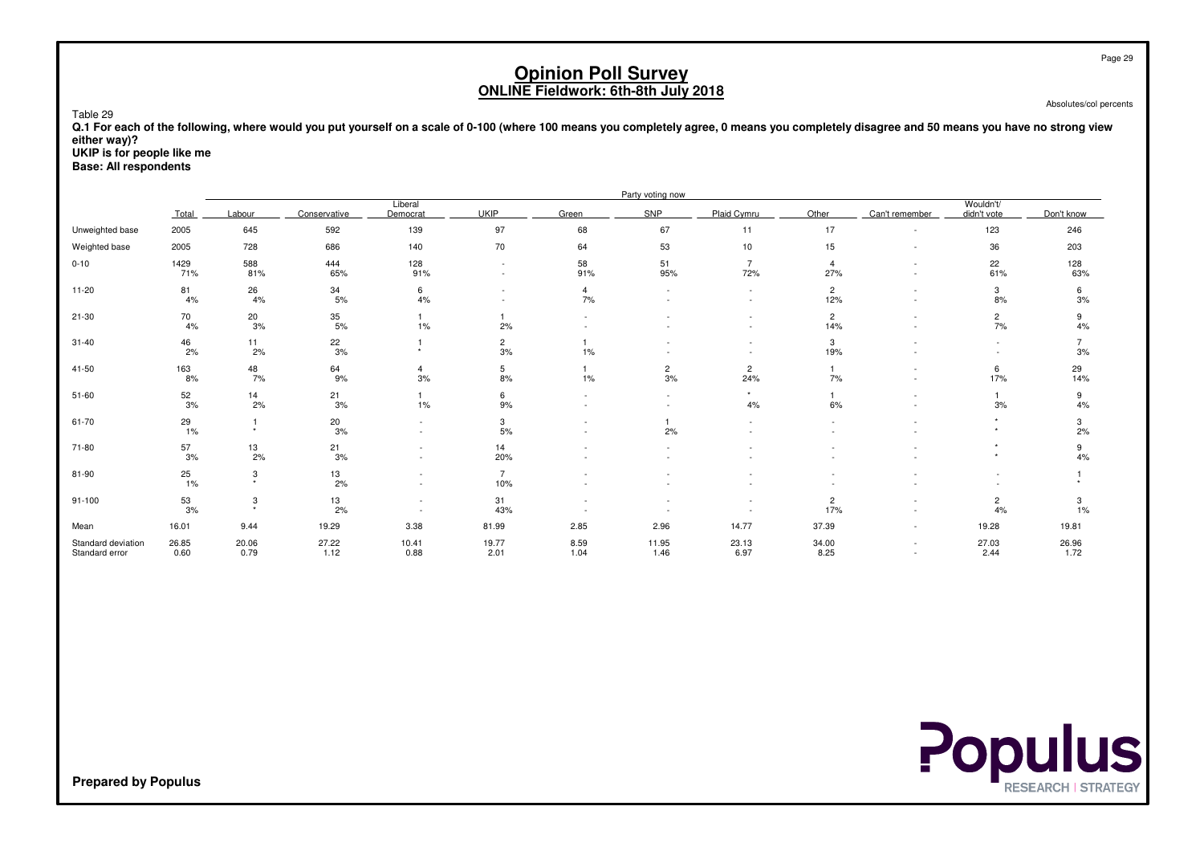# Opinion Poll Survey
## ONLINE Fieldwork: 6th-8th July 2018

Absolutes/col percents

Table 29

**Q.1 For each of the following, where would you put yourself on a scale of 0-100 (where 100 means you completely agree, 0 means you completely disagree and 50 means you have no strong view either way)?**
**UKIP is for people like me**
**Base: All respondents**

| | | Party voting now | | | | | | | | | | |
|---|---|---|---|---|---|---|---|---|---|---|---|---|
| | Total | Labour | Conservative | Liberal Democrat | UKIP | Green | SNP | Plaid Cymru | Other | Can't remember | Wouldn't/ didn't vote | Don't know |
| Unweighted base | 2005 | 645 | 592 | 139 | 97 | 68 | 67 | 11 | 17 | - | 123 | 246 |
| Weighted base | 2005 | 728 | 686 | 140 | 70 | 64 | 53 | 10 | 15 | - | 36 | 203 |
| 0-10 | 1429 | 588 | 444 | 128 | - | 58 | 51 | 7 | 4 | - | 22 | 128 |
| | 71% | 81% | 65% | 91% | - | 91% | 95% | 72% | 27% | - | 61% | 63% |
| 11-20 | 81 | 26 | 34 | 6 | - | 4 | - | - | 2 | - | 3 | 6 |
| | 4% | 4% | 5% | 4% | - | 7% | - | - | 12% | - | 8% | 3% |
| 21-30 | 70 | 20 | 35 | 1 | 1 | - | - | - | 2 | - | 2 | 9 |
| | 4% | 3% | 5% | 1% | 2% | - | - | - | 14% | - | 7% | 4% |
| 31-40 | 46 | 11 | 22 | 1 | 2 | 1 | - | - | 3 | - | - | 7 |
| | 2% | 2% | 3% | * | 3% | 1% | - | - | 19% | - | - | 3% |
| 41-50 | 163 | 48 | 64 | 4 | 5 | 1 | 2 | 2 | 1 | - | 6 | 29 |
| | 8% | 7% | 9% | 3% | 8% | 1% | 3% | 24% | 7% | - | 17% | 14% |
| 51-60 | 52 | 14 | 21 | 1 | 6 | - | - | * | 1 | - | 1 | 9 |
| | 3% | 2% | 3% | 1% | 9% | - | - | 4% | 6% | - | 3% | 4% |
| 61-70 | 29 | 1 | 20 | - | 3 | - | 1 | - | - | - | * | 3 |
| | 1% | * | 3% | - | 5% | - | 2% | - | - | - | * | 2% |
| 71-80 | 57 | 13 | 21 | - | 14 | - | - | - | - | - | * | 9 |
| | 3% | 2% | 3% | - | 20% | - | - | - | - | - | * | 4% |
| 81-90 | 25 | 3 | 13 | - | 7 | - | - | - | - | - | - | 1 |
| | 1% | * | 2% | - | 10% | - | - | - | - | - | - | * |
| 91-100 | 53 | 3 | 13 | - | 31 | - | - | - | 2 | - | 2 | 3 |
| | 3% | * | 2% | - | 43% | - | - | - | 17% | - | 4% | 1% |
| Mean | 16.01 | 9.44 | 19.29 | 3.38 | 81.99 | 2.85 | 2.96 | 14.77 | 37.39 | - | 19.28 | 19.81 |
| Standard deviation | 26.85 | 20.06 | 27.22 | 10.41 | 19.77 | 8.59 | 11.95 | 23.13 | 34.00 | - | 27.03 | 26.96 |
| Standard error | 0.60 | 0.79 | 1.12 | 0.88 | 2.01 | 1.04 | 1.46 | 6.97 | 8.25 | - | 2.44 | 1.72 |

**Prepared by Populus**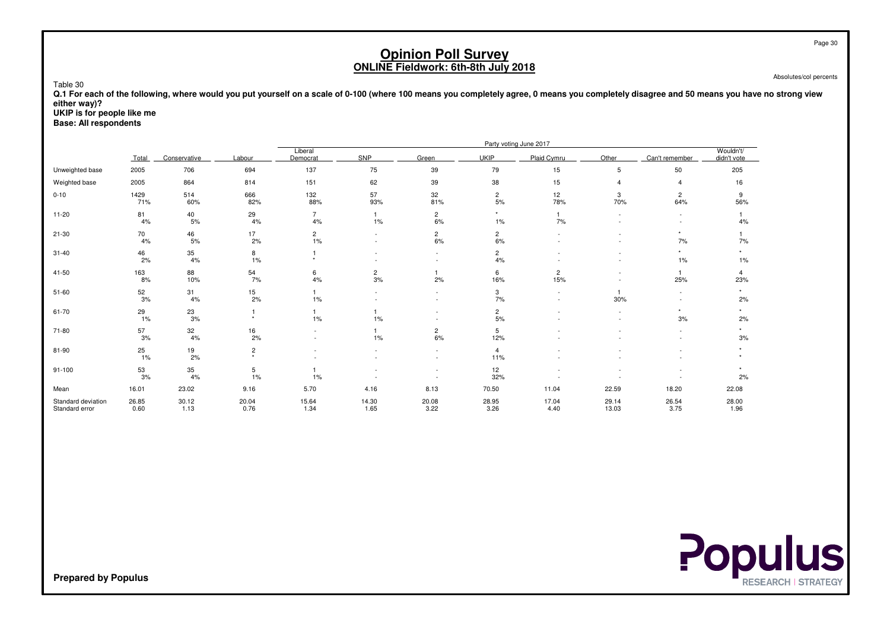# Opinion Poll Survey

## ONLINE Fieldwork: 6th-8th July 2018

Absolutes/col percents

Table 30

**Q.1 For each of the following, where would you put yourself on a scale of 0-100 (where 100 means you completely agree, 0 means you completely disagree and 50 means you have no strong view either way)?**
**UKIP is for people like me**
**Base: All respondents**

| | | Party voting June 2017 | | | | | | | | | |
|---|---|---|---|---|---|---|---|---|---|---|---|
| | Total | Conservative | Labour | Liberal Democrat | SNP | Green | UKIP | Plaid Cymru | Other | Can't remember | Wouldn't/ didn't vote |
| Unweighted base | 2005 | 706 | 694 | 137 | 75 | 39 | 79 | 15 | 5 | 50 | 205 |
| Weighted base | 2005 | 864 | 814 | 151 | 62 | 39 | 38 | 15 | 4 | 4 | 16 |
| 0-10 | 1429<br>71% | 514<br>60% | 666<br>82% | 132<br>88% | 57<br>93% | 32<br>81% | 2<br>5% | 12<br>78% | 3<br>70% | 2<br>64% | 9<br>56% |
| 11-20 | 81<br>4% | 40<br>5% | 29<br>4% | 7<br>4% | 1<br>1% | 2<br>6% | *<br>1% | 1<br>7% | -<br>- | -<br>- | 1<br>4% |
| 21-30 | 70<br>4% | 46<br>5% | 17<br>2% | 2<br>1% | -<br>- | 2<br>6% | 2<br>6% | -<br>- | -<br>- | *<br>7% | 1<br>7% |
| 31-40 | 46<br>2% | 35<br>4% | 8<br>1% | 1<br>* | -<br>- | -<br>- | 2<br>4% | -<br>- | -<br>- | *<br>1% | *<br>1% |
| 41-50 | 163<br>8% | 88<br>10% | 54<br>7% | 6<br>4% | 2<br>3% | 1<br>2% | 6<br>16% | 2<br>15% | -<br>- | 1<br>25% | 4<br>23% |
| 51-60 | 52<br>3% | 31<br>4% | 15<br>2% | 1<br>1% | -<br>- | -<br>- | 3<br>7% | -<br>- | 1<br>30% | -<br>- | *<br>2% |
| 61-70 | 29<br>1% | 23<br>3% | 1<br>* | 1<br>1% | 1<br>1% | -<br>- | 2<br>5% | -<br>- | -<br>- | *<br>3% | *<br>2% |
| 71-80 | 57<br>3% | 32<br>4% | 16<br>2% | -<br>- | 1<br>1% | 2<br>6% | 5<br>12% | -<br>- | -<br>- | -<br>- | *<br>3% |
| 81-90 | 25<br>1% | 19<br>2% | 2<br>* | -<br>- | -<br>- | -<br>- | 4<br>11% | -<br>- | -<br>- | -<br>- | *<br>* |
| 91-100 | 53<br>3% | 35<br>4% | 5<br>1% | 1<br>1% | -<br>- | -<br>- | 12<br>32% | -<br>- | -<br>- | -<br>- | *<br>2% |
| Mean | 16.01 | 23.02 | 9.16 | 5.70 | 4.16 | 8.13 | 70.50 | 11.04 | 22.59 | 18.20 | 22.08 |
| Standard deviation | 26.85 | 30.12 | 20.04 | 15.64 | 14.30 | 20.08 | 28.95 | 17.04 | 29.14 | 26.54 | 28.00 |
| Standard error | 0.60 | 1.13 | 0.76 | 1.34 | 1.65 | 3.22 | 3.26 | 4.40 | 13.03 | 3.75 | 1.96 |

**Prepared by Populus**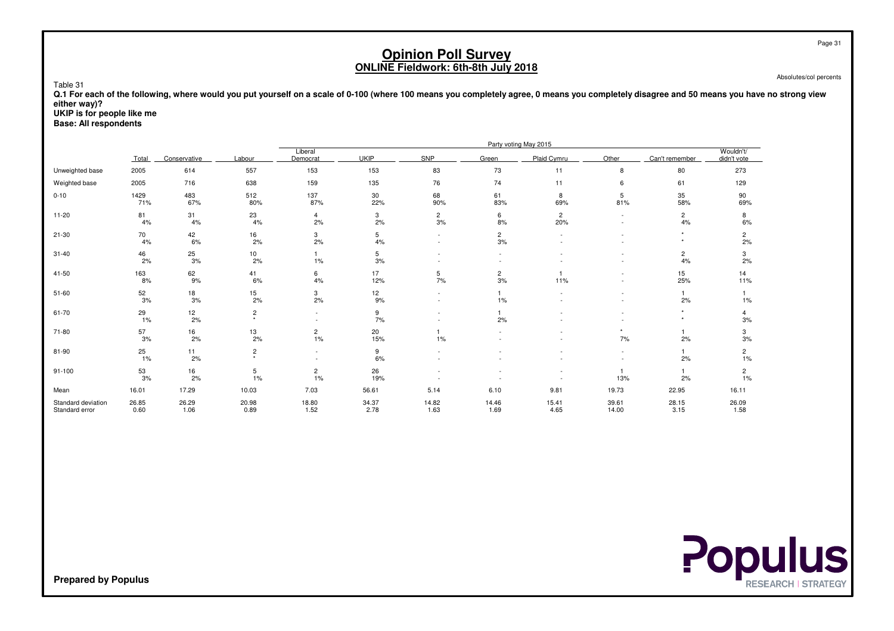# Opinion Poll Survey
## ONLINE Fieldwork: 6th-8th July 2018

Absolutes/col percents

Table 31

**Q.1 For each of the following, where would you put yourself on a scale of 0-100 (where 100 means you completely agree, 0 means you completely disagree and 50 means you have no strong view either way)?**
**UKIP is for people like me**
**Base: All respondents**

| | | Party voting May 2015 | | | | | | | | | |
|---|---|---|---|---|---|---|---|---|---|---|---|
| | Total | Conservative | Labour | Liberal Democrat | UKIP | SNP | Green | Plaid Cymru | Other | Can't remember | Wouldn't/ didn't vote |
| Unweighted base | 2005 | 614 | 557 | 153 | 153 | 83 | 73 | 11 | 8 | 80 | 273 |
| Weighted base | 2005 | 716 | 638 | 159 | 135 | 76 | 74 | 11 | 6 | 61 | 129 |
| 0-10 | 1429 | 483 | 512 | 137 | 30 | 68 | 61 | 8 | 5 | 35 | 90 |
| | 71% | 67% | 80% | 87% | 22% | 90% | 83% | 69% | 81% | 58% | 69% |
| 11-20 | 81 | 31 | 23 | 4 | 3 | 2 | 6 | 2 | - | 2 | 8 |
| | 4% | 4% | 4% | 2% | 2% | 3% | 8% | 20% | - | 4% | 6% |
| 21-30 | 70 | 42 | 16 | 3 | 5 | - | 2 | - | - | * | 2 |
| | 4% | 6% | 2% | 2% | 4% | - | 3% | - | - | * | 2% |
| 31-40 | 46 | 25 | 10 | 1 | 5 | - | - | - | - | 2 | 3 |
| | 2% | 3% | 2% | 1% | 3% | - | - | - | - | 4% | 2% |
| 41-50 | 163 | 62 | 41 | 6 | 17 | 5 | 2 | 1 | - | 15 | 14 |
| | 8% | 9% | 6% | 4% | 12% | 7% | 3% | 11% | - | 25% | 11% |
| 51-60 | 52 | 18 | 15 | 3 | 12 | - | 1 | - | - | 1 | 1 |
| | 3% | 3% | 2% | 2% | 9% | - | 1% | - | - | 2% | 1% |
| 61-70 | 29 | 12 | 2 | - | 9 | - | 1 | - | - | * | 4 |
| | 1% | 2% | * | - | 7% | - | 2% | - | - | * | 3% |
| 71-80 | 57 | 16 | 13 | 2 | 20 | 1 | - | - | * | 1 | 3 |
| | 3% | 2% | 2% | 1% | 15% | 1% | - | - | 7% | 2% | 3% |
| 81-90 | 25 | 11 | 2 | - | 9 | - | - | - | - | 1 | 2 |
| | 1% | 2% | * | - | 6% | - | - | - | - | 2% | 1% |
| 91-100 | 53 | 16 | 5 | 2 | 26 | - | - | - | 1 | 1 | 2 |
| | 3% | 2% | 1% | 1% | 19% | - | - | - | 13% | 2% | 1% |
| Mean | 16.01 | 17.29 | 10.03 | 7.03 | 56.61 | 5.14 | 6.10 | 9.81 | 19.73 | 22.95 | 16.11 |
| Standard deviation | 26.85 | 26.29 | 20.98 | 18.80 | 34.37 | 14.82 | 14.46 | 15.41 | 39.61 | 28.15 | 26.09 |
| Standard error | 0.60 | 1.06 | 0.89 | 1.52 | 2.78 | 1.63 | 1.69 | 4.65 | 14.00 | 3.15 | 1.58 |

**Prepared by Populus**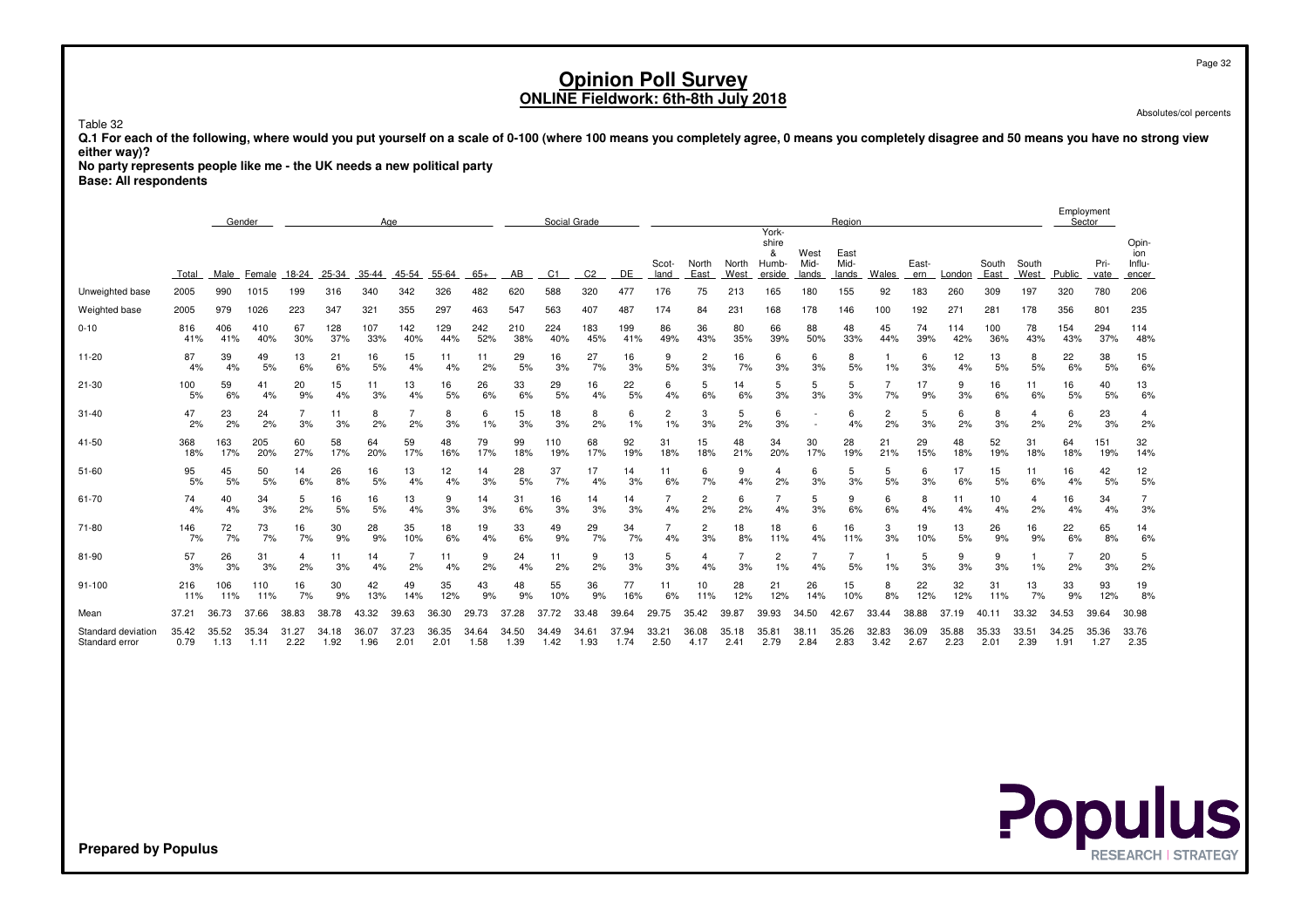# Opinion Poll Survey
## ONLINE Fieldwork: 6th-8th July 2018

Absolutes/col percents

Table 32

**Q.1 For each of the following, where would you put yourself on a scale of 0-100 (where 100 means you completely agree, 0 means you completely disagree and 50 means you have no strong view either way)?**
**No party represents people like me - the UK needs a new political party**
**Base: All respondents**

| | | Gender | | Age | | | | | | Social Grade | | | | Region | | | | | | | | | | | Employment Sector | | |
|---|---|---|---|---|---|---|---|---|---|---|---|---|---|---|---|---|---|---|---|---|---|---|---|---|---|---|---|
| | Total | Male | Female | 18-24 | 25-34 | 35-44 | 45-54 | 55-64 | 65+ | AB | C1 | C2 | DE | Scotland | North East | North West | Yorkshire & Humberside | West Midlands | East Midlands | Wales | Eastern | London | South East | South West | Public | Private | Opinion Influencer |
| Unweighted base | 2005 | 990 | 1015 | 199 | 316 | 340 | 342 | 326 | 482 | 620 | 588 | 320 | 477 | 176 | 75 | 213 | 165 | 180 | 155 | 92 | 183 | 260 | 309 | 197 | 320 | 780 | 206 |
| Weighted base | 2005 | 979 | 1026 | 223 | 347 | 321 | 355 | 297 | 463 | 547 | 563 | 407 | 487 | 174 | 84 | 231 | 168 | 178 | 146 | 100 | 192 | 271 | 281 | 178 | 356 | 801 | 235 |
| 0-10 | 816 | 406 | 410 | 67 | 128 | 107 | 142 | 129 | 242 | 210 | 224 | 183 | 199 | 86 | 36 | 80 | 66 | 88 | 48 | 45 | 74 | 114 | 100 | 78 | 154 | 294 | 114 |
| | 41% | 41% | 40% | 30% | 37% | 33% | 40% | 44% | 52% | 38% | 40% | 45% | 41% | 49% | 43% | 35% | 39% | 50% | 33% | 44% | 39% | 42% | 36% | 43% | 43% | 37% | 48% |
| 11-20 | 87 | 39 | 49 | 13 | 21 | 16 | 15 | 11 | 11 | 29 | 16 | 27 | 16 | 9 | 2 | 16 | 6 | 6 | 8 | 1 | 6 | 12 | 13 | 8 | 22 | 38 | 15 |
| | 4% | 4% | 5% | 6% | 6% | 5% | 4% | 4% | 2% | 5% | 3% | 7% | 3% | 5% | 3% | 7% | 3% | 3% | 5% | 1% | 3% | 4% | 5% | 5% | 6% | 5% | 6% |
| 21-30 | 100 | 59 | 41 | 20 | 15 | 11 | 13 | 16 | 26 | 33 | 29 | 16 | 22 | 6 | 5 | 14 | 5 | 5 | 5 | 7 | 17 | 9 | 16 | 11 | 16 | 40 | 13 |
| | 5% | 6% | 4% | 9% | 4% | 3% | 4% | 5% | 6% | 6% | 5% | 4% | 5% | 4% | 6% | 6% | 3% | 3% | 3% | 7% | 9% | 3% | 6% | 6% | 5% | 5% | 6% |
| 31-40 | 47 | 23 | 24 | 7 | 11 | 8 | 7 | 8 | 6 | 15 | 18 | 8 | 6 | 2 | 3 | 5 | 6 | - | 6 | 2 | 5 | 6 | 8 | 4 | 6 | 23 | 4 |
| | 2% | 2% | 2% | 3% | 3% | 2% | 2% | 3% | 1% | 3% | 3% | 2% | 1% | 1% | 3% | 2% | 3% | - | 4% | 2% | 3% | 2% | 3% | 2% | 2% | 3% | 2% |
| 41-50 | 368 | 163 | 205 | 60 | 58 | 64 | 59 | 48 | 79 | 99 | 110 | 68 | 92 | 31 | 15 | 48 | 34 | 30 | 28 | 21 | 29 | 48 | 52 | 31 | 64 | 151 | 32 |
| | 18% | 17% | 20% | 27% | 17% | 20% | 17% | 16% | 17% | 18% | 19% | 17% | 19% | 18% | 18% | 21% | 20% | 17% | 19% | 21% | 15% | 18% | 19% | 18% | 18% | 19% | 14% |
| 51-60 | 95 | 45 | 50 | 14 | 26 | 16 | 13 | 12 | 14 | 28 | 37 | 17 | 14 | 11 | 6 | 9 | 4 | 6 | 5 | 5 | 6 | 17 | 15 | 11 | 16 | 42 | 12 |
| | 5% | 5% | 5% | 6% | 8% | 5% | 4% | 4% | 3% | 5% | 7% | 4% | 3% | 6% | 7% | 4% | 2% | 3% | 3% | 5% | 3% | 6% | 5% | 6% | 4% | 5% | 5% |
| 61-70 | 74 | 40 | 34 | 5 | 16 | 16 | 13 | 9 | 14 | 31 | 16 | 14 | 14 | 7 | 2 | 6 | 7 | 5 | 9 | 6 | 8 | 11 | 10 | 4 | 16 | 34 | 7 |
| | 4% | 4% | 3% | 2% | 5% | 5% | 4% | 3% | 3% | 6% | 3% | 3% | 3% | 4% | 2% | 2% | 4% | 3% | 6% | 6% | 4% | 4% | 4% | 2% | 4% | 4% | 3% |
| 71-80 | 146 | 72 | 73 | 16 | 30 | 28 | 35 | 18 | 19 | 33 | 49 | 29 | 34 | 7 | 2 | 18 | 18 | 6 | 16 | 3 | 19 | 13 | 26 | 16 | 22 | 65 | 14 |
| | 7% | 7% | 7% | 7% | 9% | 9% | 10% | 6% | 4% | 6% | 9% | 7% | 7% | 4% | 3% | 8% | 11% | 4% | 11% | 3% | 10% | 5% | 9% | 9% | 6% | 8% | 6% |
| 81-90 | 57 | 26 | 31 | 4 | 11 | 14 | 7 | 11 | 9 | 24 | 11 | 9 | 13 | 5 | 4 | 7 | 2 | 7 | 7 | 1 | 5 | 9 | 9 | 1 | 7 | 20 | 5 |
| | 3% | 3% | 3% | 2% | 3% | 4% | 2% | 4% | 2% | 4% | 2% | 2% | 3% | 3% | 4% | 3% | 1% | 4% | 5% | 1% | 3% | 3% | 3% | 1% | 2% | 3% | 2% |
| 91-100 | 216 | 106 | 110 | 16 | 30 | 42 | 49 | 35 | 43 | 48 | 55 | 36 | 77 | 11 | 10 | 28 | 21 | 26 | 15 | 8 | 22 | 32 | 31 | 13 | 33 | 93 | 19 |
| | 11% | 11% | 11% | 7% | 9% | 13% | 14% | 12% | 9% | 9% | 10% | 9% | 16% | 6% | 11% | 12% | 12% | 14% | 10% | 8% | 12% | 12% | 11% | 7% | 9% | 12% | 8% |
| Mean | 37.21 | 36.73 | 37.66 | 38.83 | 38.78 | 43.32 | 39.63 | 36.30 | 29.73 | 37.28 | 37.72 | 33.48 | 39.64 | 29.75 | 35.42 | 39.87 | 39.93 | 34.50 | 42.67 | 33.44 | 38.88 | 37.19 | 40.11 | 33.32 | 34.53 | 39.64 | 30.98 |
| Standard deviation | 35.42 | 35.52 | 35.34 | 31.27 | 34.18 | 36.07 | 37.23 | 36.35 | 34.64 | 34.50 | 34.49 | 34.61 | 37.94 | 33.21 | 36.08 | 35.18 | 35.81 | 38.11 | 35.26 | 32.83 | 36.09 | 35.88 | 35.33 | 33.51 | 34.25 | 35.36 | 33.76 |
| Standard error | 0.79 | 1.13 | 1.11 | 2.22 | 1.92 | 1.96 | 2.01 | 2.01 | 1.58 | 1.39 | 1.42 | 1.93 | 1.74 | 2.50 | 4.17 | 2.41 | 2.79 | 2.84 | 2.83 | 3.42 | 2.67 | 2.23 | 2.01 | 2.39 | 1.91 | 1.27 | 2.35 |

**Prepared by Populus**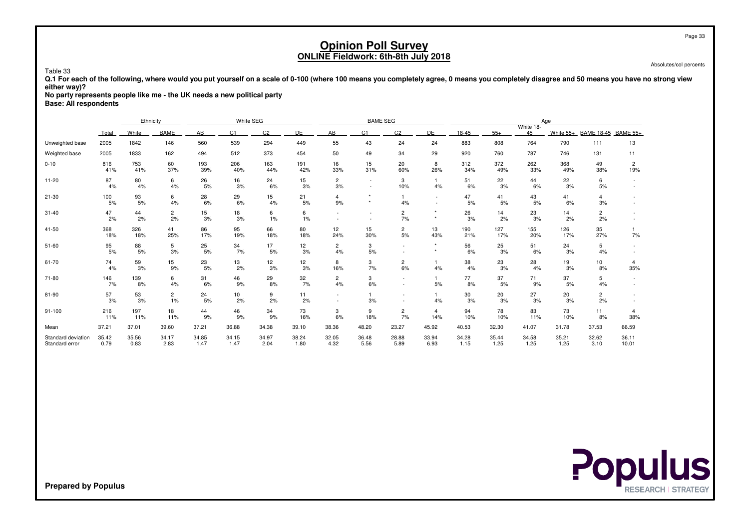# Opinion Poll Survey
## ONLINE Fieldwork: 6th-8th July 2018

Absolutes/col percents

Table 33

**Q.1 For each of the following, where would you put yourself on a scale of 0-100 (where 100 means you completely agree, 0 means you completely disagree and 50 means you have no strong view either way)?**

**No party represents people like me - the UK needs a new political party**

**Base: All respondents**

| | | Ethnicity | | White SEG | | | | BAME SEG | | | | Age | | | | | |
|---|---|---|---|---|---|---|---|---|---|---|---|---|---|---|---|---|---|
| | Total | White | BAME | AB | C1 | C2 | DE | AB | C1 | C2 | DE | 18-45 | 55+ | White 18-45 | White 55+ | BAME 18-45 | BAME 55+ |
| Unweighted base | 2005 | 1842 | 146 | 560 | 539 | 294 | 449 | 55 | 43 | 24 | 24 | 883 | 808 | 764 | 790 | 111 | 13 |
| Weighted base | 2005 | 1833 | 162 | 494 | 512 | 373 | 454 | 50 | 49 | 34 | 29 | 920 | 760 | 787 | 746 | 131 | 11 |
| 0-10 | 816 | 753 | 60 | 193 | 206 | 163 | 191 | 16 | 15 | 20 | 8 | 312 | 372 | 262 | 368 | 49 | 2 |
| | 41% | 41% | 37% | 39% | 40% | 44% | 42% | 33% | 31% | 60% | 26% | 34% | 49% | 33% | 49% | 38% | 19% |
| 11-20 | 87 | 80 | 6 | 26 | 16 | 24 | 15 | 2 | - | 3 | 1 | 51 | 22 | 44 | 22 | 6 | - |
| | 4% | 4% | 4% | 5% | 3% | 6% | 3% | 3% | - | 10% | 4% | 6% | 3% | 6% | 3% | 5% | - |
| 21-30 | 100 | 93 | 6 | 28 | 29 | 15 | 21 | 4 | * | 1 | - | 47 | 41 | 43 | 41 | 4 | - |
| | 5% | 5% | 4% | 6% | 6% | 4% | 5% | 9% | * | 4% | - | 5% | 5% | 5% | 6% | 3% | - |
| 31-40 | 47 | 44 | 2 | 15 | 18 | 6 | 6 | - | - | 2 | * | 26 | 14 | 23 | 14 | 2 | - |
| | 2% | 2% | 2% | 3% | 3% | 1% | 1% | - | - | 7% | * | 3% | 2% | 3% | 2% | 2% | - |
| 41-50 | 368 | 326 | 41 | 86 | 95 | 66 | 80 | 12 | 15 | 2 | 13 | 190 | 127 | 155 | 126 | 35 | 1 |
| | 18% | 18% | 25% | 17% | 19% | 18% | 18% | 24% | 30% | 5% | 43% | 21% | 17% | 20% | 17% | 27% | 7% |
| 51-60 | 95 | 88 | 5 | 25 | 34 | 17 | 12 | 2 | 3 | - | * | 56 | 25 | 51 | 24 | 5 | - |
| | 5% | 5% | 3% | 5% | 7% | 5% | 3% | 4% | 5% | - | * | 6% | 3% | 6% | 3% | 4% | - |
| 61-70 | 74 | 59 | 15 | 23 | 13 | 12 | 12 | 8 | 3 | 2 | 1 | 38 | 23 | 28 | 19 | 10 | 4 |
| | 4% | 3% | 9% | 5% | 2% | 3% | 3% | 16% | 7% | 6% | 4% | 4% | 3% | 4% | 3% | 8% | 35% |
| 71-80 | 146 | 139 | 6 | 31 | 46 | 29 | 32 | 2 | 3 | - | 1 | 77 | 37 | 71 | 37 | 5 | - |
| | 7% | 8% | 4% | 6% | 9% | 8% | 7% | 4% | 6% | - | 5% | 8% | 5% | 9% | 5% | 4% | - |
| 81-90 | 57 | 53 | 2 | 24 | 10 | 9 | 11 | - | 1 | - | 1 | 30 | 20 | 27 | 20 | 2 | - |
| | 3% | 3% | 1% | 5% | 2% | 2% | 2% | - | 3% | - | 4% | 3% | 3% | 3% | 3% | 2% | - |
| 91-100 | 216 | 197 | 18 | 44 | 46 | 34 | 73 | 3 | 9 | 2 | 4 | 94 | 78 | 83 | 73 | 11 | 4 |
| | 11% | 11% | 11% | 9% | 9% | 9% | 16% | 6% | 18% | 7% | 14% | 10% | 10% | 11% | 10% | 8% | 38% |
| Mean | 37.21 | 37.01 | 39.60 | 37.21 | 36.88 | 34.38 | 39.10 | 38.36 | 48.20 | 23.27 | 45.92 | 40.53 | 32.30 | 41.07 | 31.78 | 37.53 | 66.59 |
| Standard deviation | 35.42 | 35.56 | 34.17 | 34.85 | 34.15 | 34.97 | 38.24 | 32.05 | 36.48 | 28.88 | 33.94 | 34.28 | 35.44 | 34.58 | 35.21 | 32.62 | 36.11 |
| Standard error | 0.79 | 0.83 | 2.83 | 1.47 | 1.47 | 2.04 | 1.80 | 4.32 | 5.56 | 5.89 | 6.93 | 1.15 | 1.25 | 1.25 | 1.25 | 3.10 | 10.01 |

**Prepared by Populus**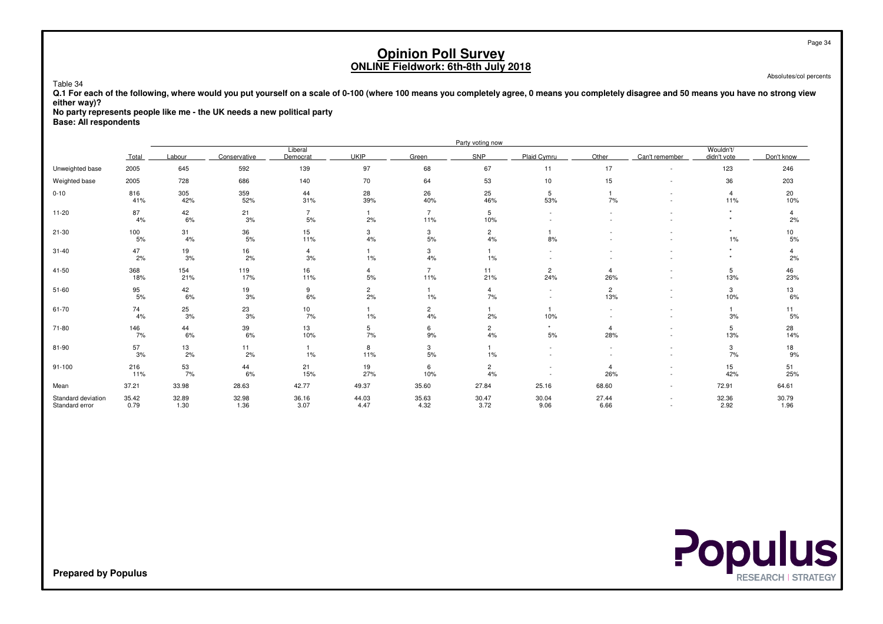# Opinion Poll Survey
## ONLINE Fieldwork: 6th-8th July 2018

Absolutes/col percents

Table 34

**Q.1 For each of the following, where would you put yourself on a scale of 0-100 (where 100 means you completely agree, 0 means you completely disagree and 50 means you have no strong view either way)?**
**No party represents people like me - the UK needs a new political party**
**Base: All respondents**

| | | Party voting now | | | | | | | | | | |
|---|---|---|---|---|---|---|---|---|---|---|---|---|
| | Total | Labour | Conservative | Liberal Democrat | UKIP | Green | SNP | Plaid Cymru | Other | Can't remember | Wouldn't/ didn't vote | Don't know |
| Unweighted base | 2005 | 645 | 592 | 139 | 97 | 68 | 67 | 11 | 17 | - | 123 | 246 |
| Weighted base | 2005 | 728 | 686 | 140 | 70 | 64 | 53 | 10 | 15 | - | 36 | 203 |
| 0-10 | 816 | 305 | 359 | 44 | 28 | 26 | 25 | 5 | 1 | - | 4 | 20 |
| | 41% | 42% | 52% | 31% | 39% | 40% | 46% | 53% | 7% | - | 11% | 10% |
| 11-20 | 87 | 42 | 21 | 7 | 1 | 7 | 5 | - | - | - | * | 4 |
| | 4% | 6% | 3% | 5% | 2% | 11% | 10% | - | - | - | * | 2% |
| 21-30 | 100 | 31 | 36 | 15 | 3 | 3 | 2 | 1 | - | - | * | 10 |
| | 5% | 4% | 5% | 11% | 4% | 5% | 4% | 8% | - | - | 1% | 5% |
| 31-40 | 47 | 19 | 16 | 4 | 1 | 3 | 1 | - | - | - | * | 4 |
| | 2% | 3% | 2% | 3% | 1% | 4% | 1% | - | - | - | * | 2% |
| 41-50 | 368 | 154 | 119 | 16 | 4 | 7 | 11 | 2 | 4 | - | 5 | 46 |
| | 18% | 21% | 17% | 11% | 5% | 11% | 21% | 24% | 26% | - | 13% | 23% |
| 51-60 | 95 | 42 | 19 | 9 | 2 | 1 | 4 | - | 2 | - | 3 | 13 |
| | 5% | 6% | 3% | 6% | 2% | 1% | 7% | - | 13% | - | 10% | 6% |
| 61-70 | 74 | 25 | 23 | 10 | 1 | 2 | 1 | 1 | - | - | 1 | 11 |
| | 4% | 3% | 3% | 7% | 1% | 4% | 2% | 10% | - | - | 3% | 5% |
| 71-80 | 146 | 44 | 39 | 13 | 5 | 6 | 2 | * | 4 | - | 5 | 28 |
| | 7% | 6% | 6% | 10% | 7% | 9% | 4% | 5% | 28% | - | 13% | 14% |
| 81-90 | 57 | 13 | 11 | 1 | 8 | 3 | 1 | - | - | - | 3 | 18 |
| | 3% | 2% | 2% | 1% | 11% | 5% | 1% | - | - | - | 7% | 9% |
| 91-100 | 216 | 53 | 44 | 21 | 19 | 6 | 2 | - | 4 | - | 15 | 51 |
| | 11% | 7% | 6% | 15% | 27% | 10% | 4% | - | 26% | - | 42% | 25% |
| Mean | 37.21 | 33.98 | 28.63 | 42.77 | 49.37 | 35.60 | 27.84 | 25.16 | 68.60 | - | 72.91 | 64.61 |
| Standard deviation | 35.42 | 32.89 | 32.98 | 36.16 | 44.03 | 35.63 | 30.47 | 30.04 | 27.44 | - | 32.36 | 30.79 |
| Standard error | 0.79 | 1.30 | 1.36 | 3.07 | 4.47 | 4.32 | 3.72 | 9.06 | 6.66 | - | 2.92 | 1.96 |

Prepared by Populus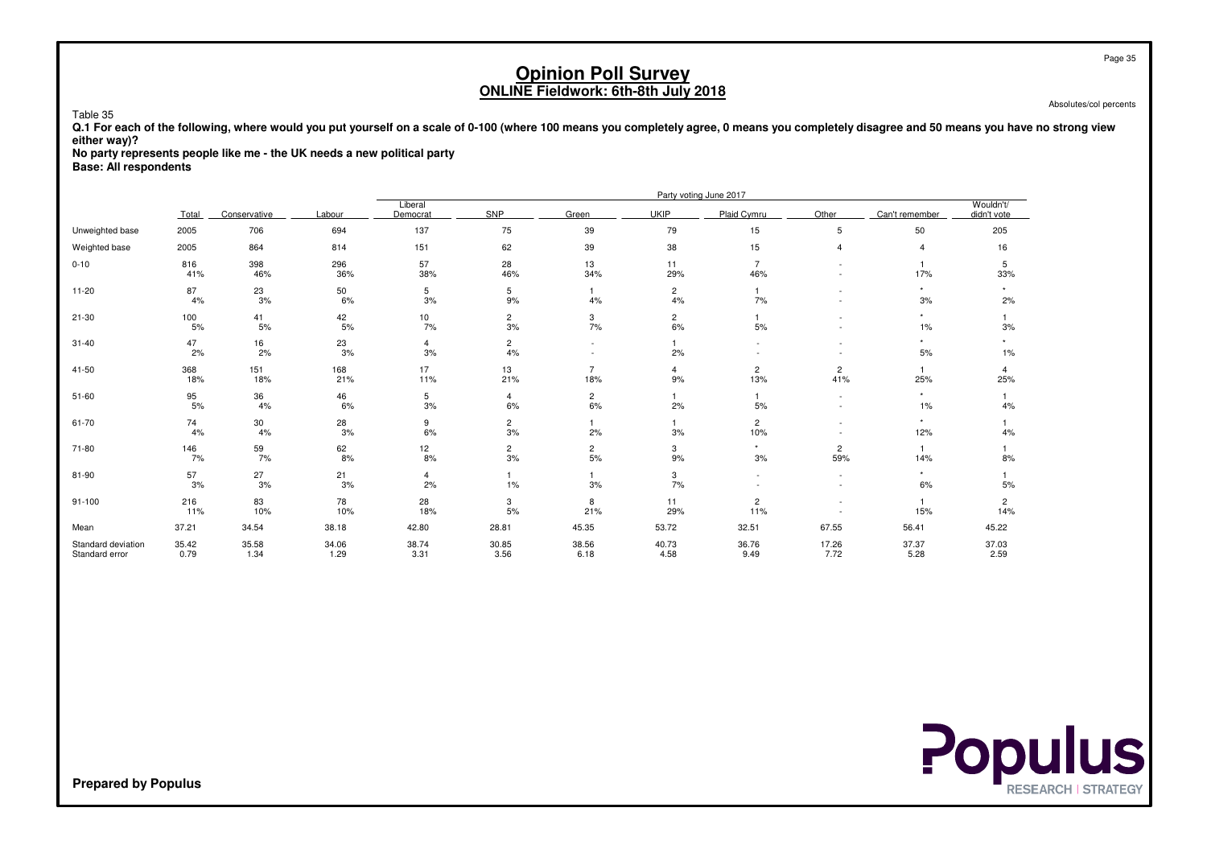# Opinion Poll Survey

## ONLINE Fieldwork: 6th-8th July 2018

Absolutes/col percents

Table 35

**Q.1 For each of the following, where would you put yourself on a scale of 0-100 (where 100 means you completely agree, 0 means you completely disagree and 50 means you have no strong view either way)?**

**No party represents people like me - the UK needs a new political party**

**Base: All respondents**

| | | Party voting June 2017 | | | | | | | | | |
|---|---|---|---|---|---|---|---|---|---|---|---|
| | Total | Conservative | Labour | Liberal Democrat | SNP | Green | UKIP | Plaid Cymru | Other | Can't remember | Wouldn't/ didn't vote |
| Unweighted base | 2005 | 706 | 694 | 137 | 75 | 39 | 79 | 15 | 5 | 50 | 205 |
| Weighted base | 2005 | 864 | 814 | 151 | 62 | 39 | 38 | 15 | 4 | 4 | 16 |
| 0-10 | 816 | 398 | 296 | 57 | 28 | 13 | 11 | 7 | - | 1 | 5 |
| | 41% | 46% | 36% | 38% | 46% | 34% | 29% | 46% | - | 17% | 33% |
| 11-20 | 87 | 23 | 50 | 5 | 5 | 1 | 2 | 1 | - | * | * |
| | 4% | 3% | 6% | 3% | 9% | 4% | 4% | 7% | - | 3% | 2% |
| 21-30 | 100 | 41 | 42 | 10 | 2 | 3 | 2 | 1 | - | * | 1 |
| | 5% | 5% | 5% | 7% | 3% | 7% | 6% | 5% | - | 1% | 3% |
| 31-40 | 47 | 16 | 23 | 4 | 2 | - | 1 | - | - | * | * |
| | 2% | 2% | 3% | 3% | 4% | - | 2% | - | - | 5% | 1% |
| 41-50 | 368 | 151 | 168 | 17 | 13 | 7 | 4 | 2 | 2 | 1 | 4 |
| | 18% | 18% | 21% | 11% | 21% | 18% | 9% | 13% | 41% | 25% | 25% |
| 51-60 | 95 | 36 | 46 | 5 | 4 | 2 | 1 | 1 | - | * | 1 |
| | 5% | 4% | 6% | 3% | 6% | 6% | 2% | 5% | - | 1% | 4% |
| 61-70 | 74 | 30 | 28 | 9 | 2 | 1 | 1 | 2 | - | * | 1 |
| | 4% | 4% | 3% | 6% | 3% | 2% | 3% | 10% | - | 12% | 4% |
| 71-80 | 146 | 59 | 62 | 12 | 2 | 2 | 3 | * | 2 | 1 | 1 |
| | 7% | 7% | 8% | 8% | 3% | 5% | 9% | 3% | 59% | 14% | 8% |
| 81-90 | 57 | 27 | 21 | 4 | 1 | 1 | 3 | - | - | * | 1 |
| | 3% | 3% | 3% | 2% | 1% | 3% | 7% | - | - | 6% | 5% |
| 91-100 | 216 | 83 | 78 | 28 | 3 | 8 | 11 | 2 | - | 1 | 2 |
| | 11% | 10% | 10% | 18% | 5% | 21% | 29% | 11% | - | 15% | 14% |
| Mean | 37.21 | 34.54 | 38.18 | 42.80 | 28.81 | 45.35 | 53.72 | 32.51 | 67.55 | 56.41 | 45.22 |
| Standard deviation | 35.42 | 35.58 | 34.06 | 38.74 | 30.85 | 38.56 | 40.73 | 36.76 | 17.26 | 37.37 | 37.03 |
| Standard error | 0.79 | 1.34 | 1.29 | 3.31 | 3.56 | 6.18 | 4.58 | 9.49 | 7.72 | 5.28 | 2.59 |

**Prepared by Populus**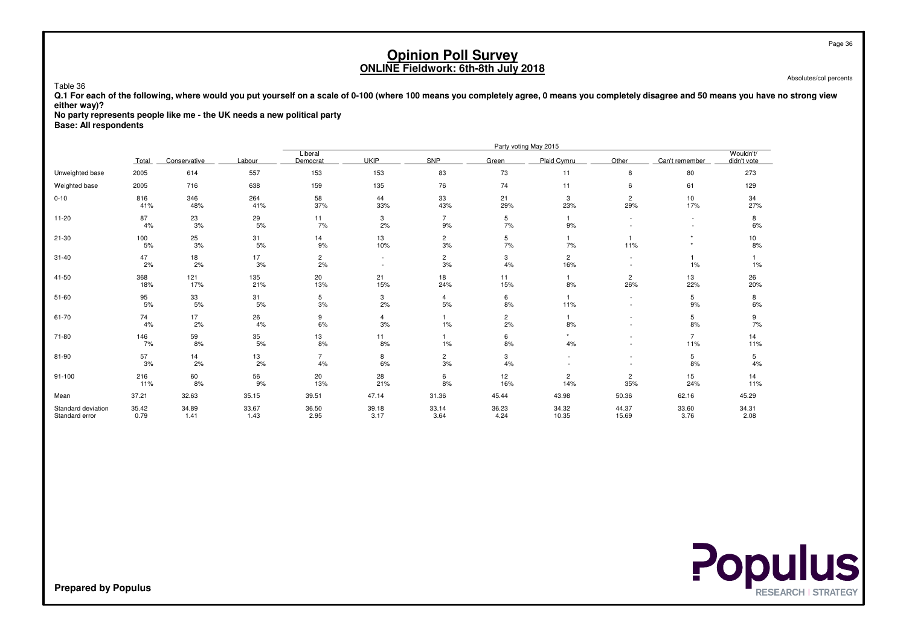# Opinion Poll Survey
## ONLINE Fieldwork: 6th-8th July 2018

Absolutes/col percents

Table 36

**Q.1 For each of the following, where would you put yourself on a scale of 0-100 (where 100 means you completely agree, 0 means you completely disagree and 50 means you have no strong view either way)?**
**No party represents people like me - the UK needs a new political party**
**Base: All respondents**

| | | Party voting May 2015 | | | | | | | | | |
|---|---|---|---|---|---|---|---|---|---|---|---|
| | Total | Conservative | Labour | Liberal Democrat | UKIP | SNP | Green | Plaid Cymru | Other | Can't remember | Wouldn't/ didn't vote |
| Unweighted base | 2005 | 614 | 557 | 153 | 153 | 83 | 73 | 11 | 8 | 80 | 273 |
| Weighted base | 2005 | 716 | 638 | 159 | 135 | 76 | 74 | 11 | 6 | 61 | 129 |
| 0-10 | 816 | 346 | 264 | 58 | 44 | 33 | 21 | 3 | 2 | 10 | 34 |
| | 41% | 48% | 41% | 37% | 33% | 43% | 29% | 23% | 29% | 17% | 27% |
| 11-20 | 87 | 23 | 29 | 11 | 3 | 7 | 5 | 1 | - | - | 8 |
| | 4% | 3% | 5% | 7% | 2% | 9% | 7% | 9% | - | - | 6% |
| 21-30 | 100 | 25 | 31 | 14 | 13 | 2 | 5 | 1 | 1 | * | 10 |
| | 5% | 3% | 5% | 9% | 10% | 3% | 7% | 7% | 11% | * | 8% |
| 31-40 | 47 | 18 | 17 | 2 | - | 2 | 3 | 2 | - | 1 | 1 |
| | 2% | 2% | 3% | 2% | - | 3% | 4% | 16% | - | 1% | 1% |
| 41-50 | 368 | 121 | 135 | 20 | 21 | 18 | 11 | 1 | 2 | 13 | 26 |
| | 18% | 17% | 21% | 13% | 15% | 24% | 15% | 8% | 26% | 22% | 20% |
| 51-60 | 95 | 33 | 31 | 5 | 3 | 4 | 6 | 1 | - | 5 | 8 |
| | 5% | 5% | 5% | 3% | 2% | 5% | 8% | 11% | - | 9% | 6% |
| 61-70 | 74 | 17 | 26 | 9 | 4 | 1 | 2 | 1 | - | 5 | 9 |
| | 4% | 2% | 4% | 6% | 3% | 1% | 2% | 8% | - | 8% | 7% |
| 71-80 | 146 | 59 | 35 | 13 | 11 | 1 | 6 | * | - | 7 | 14 |
| | 7% | 8% | 5% | 8% | 8% | 1% | 8% | 4% | - | 11% | 11% |
| 81-90 | 57 | 14 | 13 | 7 | 8 | 2 | 3 | - | - | 5 | 5 |
| | 3% | 2% | 2% | 4% | 6% | 3% | 4% | - | - | 8% | 4% |
| 91-100 | 216 | 60 | 56 | 20 | 28 | 6 | 12 | 2 | 2 | 15 | 14 |
| | 11% | 8% | 9% | 13% | 21% | 8% | 16% | 14% | 35% | 24% | 11% |
| Mean | 37.21 | 32.63 | 35.15 | 39.51 | 47.14 | 31.36 | 45.44 | 43.98 | 50.36 | 62.16 | 45.29 |
| Standard deviation | 35.42 | 34.89 | 33.67 | 36.50 | 39.18 | 33.14 | 36.23 | 34.32 | 44.37 | 33.60 | 34.31 |
| Standard error | 0.79 | 1.41 | 1.43 | 2.95 | 3.17 | 3.64 | 4.24 | 10.35 | 15.69 | 3.76 | 2.08 |

**Prepared by Populus**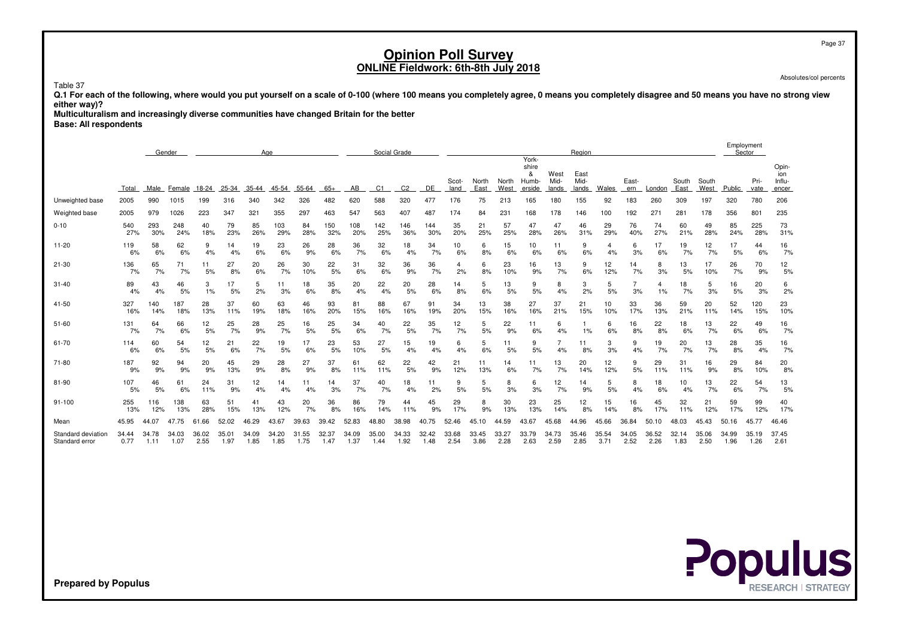# Opinion Poll Survey
## ONLINE Fieldwork: 6th-8th July 2018

Absolutes/col percents

Table 37

**Q.1 For each of the following, where would you put yourself on a scale of 0-100 (where 100 means you completely agree, 0 means you completely disagree and 50 means you have no strong view either way)?**

**Multiculturalism and increasingly diverse communities have changed Britain for the better**

**Base: All respondents**

| | | Gender | | Age | | | | | | Social Grade | | | | Region | | | | | | | | | | | Employment Sector | | |
|---|---|---|---|---|---|---|---|---|---|---|---|---|---|---|---|---|---|---|---|---|---|---|---|---|---|---|---|
| | Total | Male | Female | 18-24 | 25-34 | 35-44 | 45-54 | 55-64 | 65+ | AB | C1 | C2 | DE | Scotland | North East | North West | Yorkshire & Humberside | West Midlands | East Midlands | Wales | Eastern | London | South East | South West | Public | Private | Opinion Influencer |
| Unweighted base | 2005 | 990 | 1015 | 199 | 316 | 340 | 342 | 326 | 482 | 620 | 588 | 320 | 477 | 176 | 75 | 213 | 165 | 180 | 155 | 92 | 183 | 260 | 309 | 197 | 320 | 780 | 206 |
| Weighted base | 2005 | 979 | 1026 | 223 | 347 | 321 | 355 | 297 | 463 | 547 | 563 | 407 | 487 | 174 | 84 | 231 | 168 | 178 | 146 | 100 | 192 | 271 | 281 | 178 | 356 | 801 | 235 |
| 0-10 | 540 | 293 | 248 | 40 | 79 | 85 | 103 | 84 | 150 | 108 | 142 | 146 | 144 | 35 | 21 | 57 | 47 | 47 | 46 | 29 | 76 | 74 | 60 | 49 | 85 | 225 | 73 |
| | 27% | 30% | 24% | 18% | 23% | 26% | 29% | 28% | 32% | 20% | 25% | 36% | 30% | 20% | 25% | 25% | 28% | 26% | 31% | 29% | 40% | 27% | 21% | 28% | 24% | 28% | 31% |
| 11-20 | 119 | 58 | 62 | 9 | 14 | 19 | 23 | 26 | 28 | 36 | 32 | 18 | 34 | 10 | 6 | 15 | 10 | 11 | 9 | 4 | 6 | 17 | 19 | 12 | 17 | 44 | 16 |
| | 6% | 6% | 6% | 4% | 4% | 6% | 6% | 9% | 6% | 7% | 6% | 4% | 7% | 6% | 8% | 6% | 6% | 6% | 6% | 4% | 3% | 6% | 7% | 7% | 5% | 6% | 7% |
| 21-30 | 136 | 65 | 71 | 11 | 27 | 20 | 26 | 30 | 22 | 31 | 32 | 36 | 36 | 4 | 6 | 23 | 16 | 13 | 9 | 12 | 14 | 8 | 13 | 17 | 26 | 70 | 12 |
| | 7% | 7% | 7% | 5% | 8% | 6% | 7% | 10% | 5% | 6% | 6% | 9% | 7% | 2% | 8% | 10% | 9% | 7% | 6% | 12% | 7% | 3% | 5% | 10% | 7% | 9% | 5% |
| 31-40 | 89 | 43 | 46 | 3 | 17 | 5 | 11 | 18 | 35 | 20 | 22 | 20 | 28 | 14 | 5 | 13 | 9 | 8 | 3 | 5 | 7 | 4 | 18 | 5 | 16 | 20 | 6 |
| | 4% | 4% | 5% | 1% | 5% | 2% | 3% | 6% | 8% | 4% | 4% | 5% | 6% | 8% | 6% | 5% | 5% | 4% | 2% | 5% | 3% | 1% | 7% | 3% | 5% | 3% | 2% |
| 41-50 | 327 | 140 | 187 | 28 | 37 | 60 | 63 | 46 | 93 | 81 | 88 | 67 | 91 | 34 | 13 | 38 | 27 | 37 | 21 | 10 | 33 | 36 | 59 | 20 | 52 | 120 | 23 |
| | 16% | 14% | 18% | 13% | 11% | 19% | 18% | 16% | 20% | 15% | 16% | 16% | 19% | 20% | 15% | 16% | 16% | 21% | 15% | 10% | 17% | 13% | 21% | 11% | 14% | 15% | 10% |
| 51-60 | 131 | 64 | 66 | 12 | 25 | 28 | 25 | 16 | 25 | 34 | 40 | 22 | 35 | 12 | 5 | 22 | 11 | 6 | 1 | 6 | 16 | 22 | 18 | 13 | 22 | 49 | 16 |
| | 7% | 7% | 6% | 5% | 7% | 9% | 7% | 5% | 5% | 6% | 7% | 5% | 7% | 7% | 5% | 9% | 6% | 4% | 1% | 6% | 8% | 8% | 6% | 7% | 6% | 6% | 7% |
| 61-70 | 114 | 60 | 54 | 12 | 21 | 22 | 19 | 17 | 23 | 53 | 27 | 15 | 19 | 6 | 5 | 11 | 9 | 7 | 11 | 3 | 9 | 19 | 20 | 13 | 28 | 35 | 16 |
| | 6% | 6% | 5% | 5% | 6% | 7% | 5% | 6% | 5% | 10% | 5% | 4% | 4% | 4% | 6% | 5% | 5% | 4% | 8% | 3% | 4% | 7% | 7% | 7% | 8% | 4% | 7% |
| 71-80 | 187 | 92 | 94 | 20 | 45 | 29 | 28 | 27 | 37 | 61 | 62 | 22 | 42 | 21 | 11 | 14 | 11 | 13 | 20 | 12 | 9 | 29 | 31 | 16 | 29 | 84 | 20 |
| | 9% | 9% | 9% | 9% | 13% | 9% | 8% | 9% | 8% | 11% | 11% | 5% | 9% | 12% | 13% | 6% | 7% | 7% | 14% | 12% | 5% | 11% | 11% | 9% | 8% | 10% | 8% |
| 81-90 | 107 | 46 | 61 | 24 | 31 | 12 | 14 | 11 | 14 | 37 | 40 | 18 | 11 | 9 | 5 | 8 | 6 | 12 | 14 | 5 | 8 | 18 | 10 | 13 | 22 | 54 | 13 |
| | 5% | 5% | 6% | 11% | 9% | 4% | 4% | 4% | 3% | 7% | 7% | 4% | 2% | 5% | 5% | 3% | 3% | 7% | 9% | 5% | 4% | 6% | 4% | 7% | 6% | 7% | 5% |
| 91-100 | 255 | 116 | 138 | 63 | 51 | 41 | 43 | 20 | 36 | 86 | 79 | 44 | 45 | 29 | 8 | 30 | 23 | 25 | 12 | 15 | 16 | 45 | 32 | 21 | 59 | 99 | 40 |
| | 13% | 12% | 13% | 28% | 15% | 13% | 12% | 7% | 8% | 16% | 14% | 11% | 9% | 17% | 9% | 13% | 13% | 14% | 8% | 14% | 8% | 17% | 11% | 12% | 17% | 12% | 17% |
| Mean | 45.95 | 44.07 | 47.75 | 61.66 | 52.02 | 46.29 | 43.67 | 39.63 | 39.42 | 52.83 | 48.80 | 38.98 | 40.75 | 52.46 | 45.10 | 44.59 | 43.67 | 45.68 | 44.96 | 45.66 | 36.84 | 50.10 | 48.03 | 45.43 | 50.16 | 45.77 | 46.46 |
| Standard deviation | 34.44 | 34.78 | 34.03 | 36.02 | 35.01 | 34.09 | 34.20 | 31.55 | 32.37 | 34.09 | 35.00 | 34.33 | 32.42 | 33.68 | 33.45 | 33.27 | 33.79 | 34.73 | 35.46 | 35.54 | 34.05 | 36.52 | 32.14 | 35.06 | 34.99 | 35.19 | 37.45 |
| Standard error | 0.77 | 1.11 | 1.07 | 2.55 | 1.97 | 1.85 | 1.85 | 1.75 | 1.47 | 1.37 | 1.44 | 1.92 | 1.48 | 2.54 | 3.86 | 2.28 | 2.63 | 2.59 | 2.85 | 3.71 | 2.52 | 2.26 | 1.83 | 2.50 | 1.96 | 1.26 | 2.61 |

**Prepared by Populus**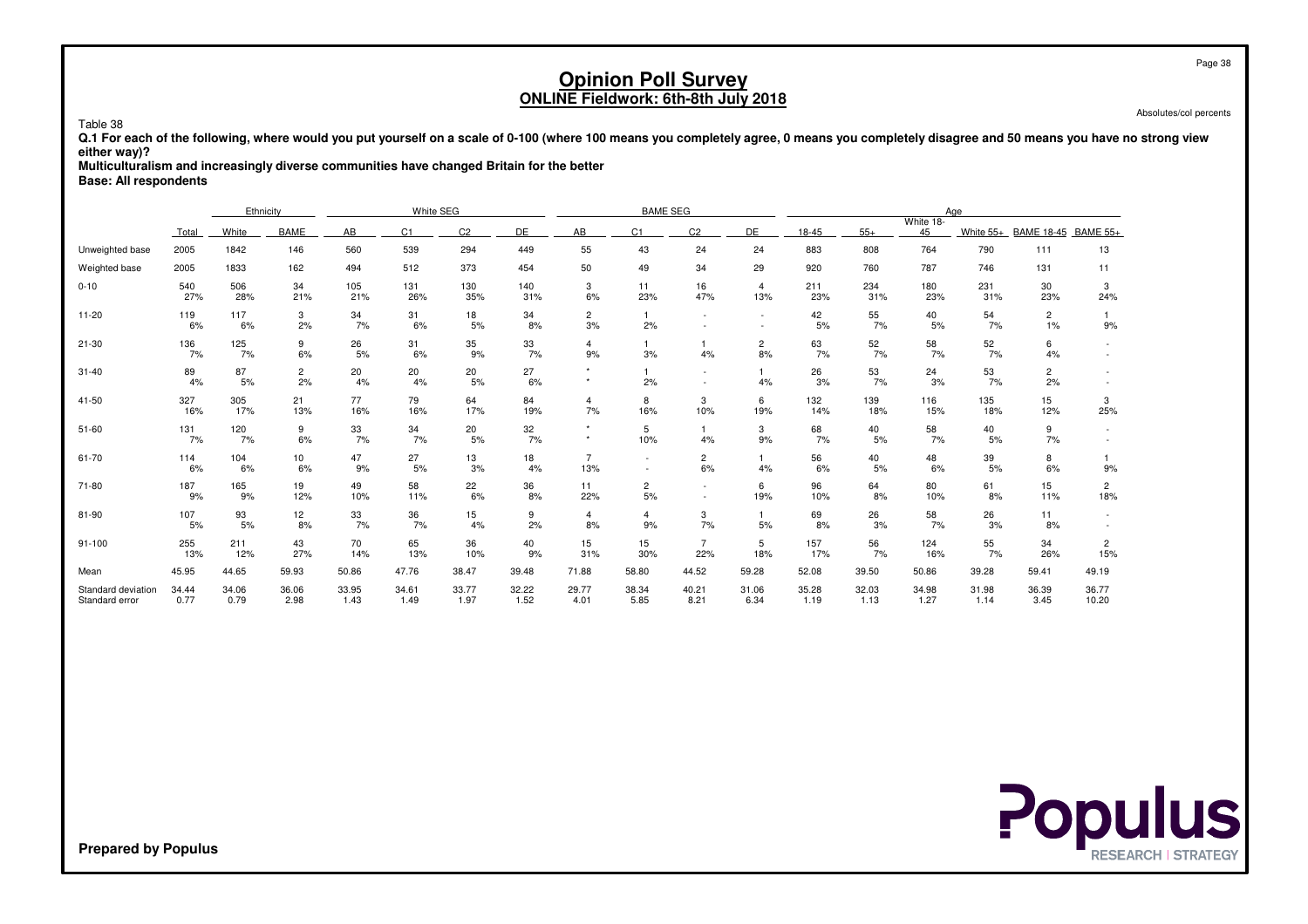# Opinion Poll Survey
## ONLINE Fieldwork: 6th-8th July 2018

Absolutes/col percents

Table 38

**Q.1 For each of the following, where would you put yourself on a scale of 0-100 (where 100 means you completely agree, 0 means you completely disagree and 50 means you have no strong view either way)?**

**Multiculturalism and increasingly diverse communities have changed Britain for the better**

**Base: All respondents**

| | | Ethnicity | | White SEG | | | | BAME SEG | | | | Age | | | | | |
|---|---|---|---|---|---|---|---|---|---|---|---|---|---|---|---|---|---|
| | Total | White | BAME | AB | C1 | C2 | DE | AB | C1 | C2 | DE | 18-45 | 55+ | White 18-45 | White 55+ | BAME 18-45 | BAME 55+ |
| Unweighted base | 2005 | 1842 | 146 | 560 | 539 | 294 | 449 | 55 | 43 | 24 | 24 | 883 | 808 | 764 | 790 | 111 | 13 |
| Weighted base | 2005 | 1833 | 162 | 494 | 512 | 373 | 454 | 50 | 49 | 34 | 29 | 920 | 760 | 787 | 746 | 131 | 11 |
| 0-10 | 540<br>27% | 506<br>28% | 34<br>21% | 105<br>21% | 131<br>26% | 130<br>35% | 140<br>31% | 3<br>6% | 11<br>23% | 16<br>47% | 4<br>13% | 211<br>23% | 234<br>31% | 180<br>23% | 231<br>31% | 30<br>23% | 3<br>24% |
| 11-20 | 119<br>6% | 117<br>6% | 3<br>2% | 34<br>7% | 31<br>6% | 18<br>5% | 34<br>8% | 2<br>3% | 1<br>2% | -<br>- | -<br>- | 42<br>5% | 55<br>7% | 40<br>5% | 54<br>7% | 2<br>1% | 1<br>9% |
| 21-30 | 136<br>7% | 125<br>7% | 9<br>6% | 26<br>5% | 31<br>6% | 35<br>9% | 33<br>7% | 4<br>9% | 1<br>3% | 1<br>4% | 2<br>8% | 63<br>7% | 52<br>7% | 58<br>7% | 52<br>7% | 6<br>4% | -<br>- |
| 31-40 | 89<br>4% | 87<br>5% | 2<br>2% | 20<br>4% | 20<br>4% | 20<br>5% | 27<br>6% | *<br>* | 1<br>2% | -<br>- | 1<br>4% | 26<br>3% | 53<br>7% | 24<br>3% | 53<br>7% | 2<br>2% | -<br>- |
| 41-50 | 327<br>16% | 305<br>17% | 21<br>13% | 77<br>16% | 79<br>16% | 64<br>17% | 84<br>19% | 4<br>7% | 8<br>16% | 3<br>10% | 6<br>19% | 132<br>14% | 139<br>18% | 116<br>15% | 135<br>18% | 15<br>12% | 3<br>25% |
| 51-60 | 131<br>7% | 120<br>7% | 9<br>6% | 33<br>7% | 34<br>7% | 20<br>5% | 32<br>7% | *<br>* | 5<br>10% | 1<br>4% | 3<br>9% | 68<br>7% | 40<br>5% | 58<br>7% | 40<br>5% | 9<br>7% | -<br>- |
| 61-70 | 114<br>6% | 104<br>6% | 10<br>6% | 47<br>9% | 27<br>5% | 13<br>3% | 18<br>4% | 7<br>13% | -<br>- | 2<br>6% | 1<br>4% | 56<br>6% | 40<br>5% | 48<br>6% | 39<br>5% | 8<br>6% | 1<br>9% |
| 71-80 | 187<br>9% | 165<br>9% | 19<br>12% | 49<br>10% | 58<br>11% | 22<br>6% | 36<br>8% | 11<br>22% | 2<br>5% | -<br>- | 6<br>19% | 96<br>10% | 64<br>8% | 80<br>10% | 61<br>8% | 15<br>11% | 2<br>18% |
| 81-90 | 107<br>5% | 93<br>5% | 12<br>8% | 33<br>7% | 36<br>7% | 15<br>4% | 9<br>2% | 4<br>8% | 4<br>9% | 3<br>7% | 1<br>5% | 69<br>8% | 26<br>3% | 58<br>7% | 26<br>3% | 11<br>8% | -<br>- |
| 91-100 | 255<br>13% | 211<br>12% | 43<br>27% | 70<br>14% | 65<br>13% | 36<br>10% | 40<br>9% | 15<br>31% | 15<br>30% | 7<br>22% | 5<br>18% | 157<br>17% | 56<br>7% | 124<br>16% | 55<br>7% | 34<br>26% | 2<br>15% |
| Mean | 45.95 | 44.65 | 59.93 | 50.86 | 47.76 | 38.47 | 39.48 | 71.88 | 58.80 | 44.52 | 59.28 | 52.08 | 39.50 | 50.86 | 39.28 | 59.41 | 49.19 |
| Standard deviation | 34.44 | 34.06 | 36.06 | 33.95 | 34.61 | 33.77 | 32.22 | 29.77 | 38.34 | 40.21 | 31.06 | 35.28 | 32.03 | 34.98 | 31.98 | 36.39 | 36.77 |
| Standard error | 0.77 | 0.79 | 2.98 | 1.43 | 1.49 | 1.97 | 1.52 | 4.01 | 5.85 | 8.21 | 6.34 | 1.19 | 1.13 | 1.27 | 1.14 | 3.45 | 10.20 |

**Prepared by Populus**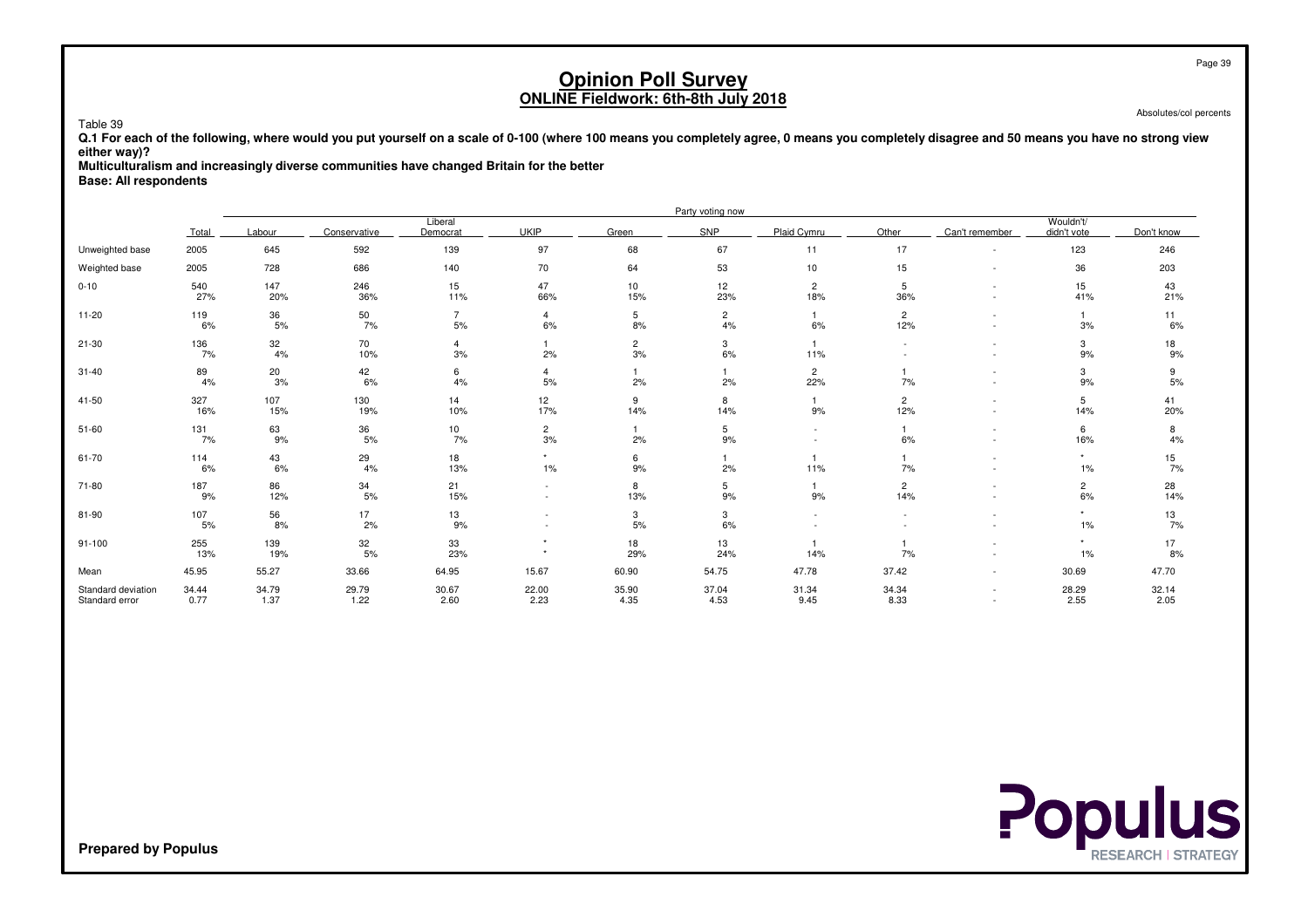# Opinion Poll Survey
## ONLINE Fieldwork: 6th-8th July 2018

Absolutes/col percents

Table 39

**Q.1 For each of the following, where would you put yourself on a scale of 0-100 (where 100 means you completely agree, 0 means you completely disagree and 50 means you have no strong view either way)?**
**Multiculturalism and increasingly diverse communities have changed Britain for the better**
**Base: All respondents**

| | | Party voting now | | | | | | | | | | |
|---|---|---|---|---|---|---|---|---|---|---|---|---|
| | Total | Labour | Conservative | Liberal Democrat | UKIP | Green | SNP | Plaid Cymru | Other | Can't remember | Wouldn't/ didn't vote | Don't know |
| Unweighted base | 2005 | 645 | 592 | 139 | 97 | 68 | 67 | 11 | 17 | - | 123 | 246 |
| Weighted base | 2005 | 728 | 686 | 140 | 70 | 64 | 53 | 10 | 15 | - | 36 | 203 |
| 0-10 | 540 | 147 | 246 | 15 | 47 | 10 | 12 | 2 | 5 | - | 15 | 43 |
| | 27% | 20% | 36% | 11% | 66% | 15% | 23% | 18% | 36% | - | 41% | 21% |
| 11-20 | 119 | 36 | 50 | 7 | 4 | 5 | 2 | 1 | 2 | - | 1 | 11 |
| | 6% | 5% | 7% | 5% | 6% | 8% | 4% | 6% | 12% | - | 3% | 6% |
| 21-30 | 136 | 32 | 70 | 4 | 1 | 2 | 3 | 1 | - | - | 3 | 18 |
| | 7% | 4% | 10% | 3% | 2% | 3% | 6% | 11% | - | - | 9% | 9% |
| 31-40 | 89 | 20 | 42 | 6 | 4 | 1 | 1 | 2 | 1 | - | 3 | 9 |
| | 4% | 3% | 6% | 4% | 5% | 2% | 2% | 22% | 7% | - | 9% | 5% |
| 41-50 | 327 | 107 | 130 | 14 | 12 | 9 | 8 | 1 | 2 | - | 5 | 41 |
| | 16% | 15% | 19% | 10% | 17% | 14% | 14% | 9% | 12% | - | 14% | 20% |
| 51-60 | 131 | 63 | 36 | 10 | 2 | 1 | 5 | - | 1 | - | 6 | 8 |
| | 7% | 9% | 5% | 7% | 3% | 2% | 9% | - | 6% | - | 16% | 4% |
| 61-70 | 114 | 43 | 29 | 18 | * | 6 | 1 | 1 | 1 | - | * | 15 |
| | 6% | 6% | 4% | 13% | 1% | 9% | 2% | 11% | 7% | - | 1% | 7% |
| 71-80 | 187 | 86 | 34 | 21 | - | 8 | 5 | 1 | 2 | - | 2 | 28 |
| | 9% | 12% | 5% | 15% | - | 13% | 9% | 9% | 14% | - | 6% | 14% |
| 81-90 | 107 | 56 | 17 | 13 | - | 3 | 3 | - | - | - | * | 13 |
| | 5% | 8% | 2% | 9% | - | 5% | 6% | - | - | - | 1% | 7% |
| 91-100 | 255 | 139 | 32 | 33 | * | 18 | 13 | 1 | 1 | - | * | 17 |
| | 13% | 19% | 5% | 23% | * | 29% | 24% | 14% | 7% | - | 1% | 8% |
| Mean | 45.95 | 55.27 | 33.66 | 64.95 | 15.67 | 60.90 | 54.75 | 47.78 | 37.42 | - | 30.69 | 47.70 |
| Standard deviation | 34.44 | 34.79 | 29.79 | 30.67 | 22.00 | 35.90 | 37.04 | 31.34 | 34.34 | - | 28.29 | 32.14 |
| Standard error | 0.77 | 1.37 | 1.22 | 2.60 | 2.23 | 4.35 | 4.53 | 9.45 | 8.33 | - | 2.55 | 2.05 |

**Prepared by Populus**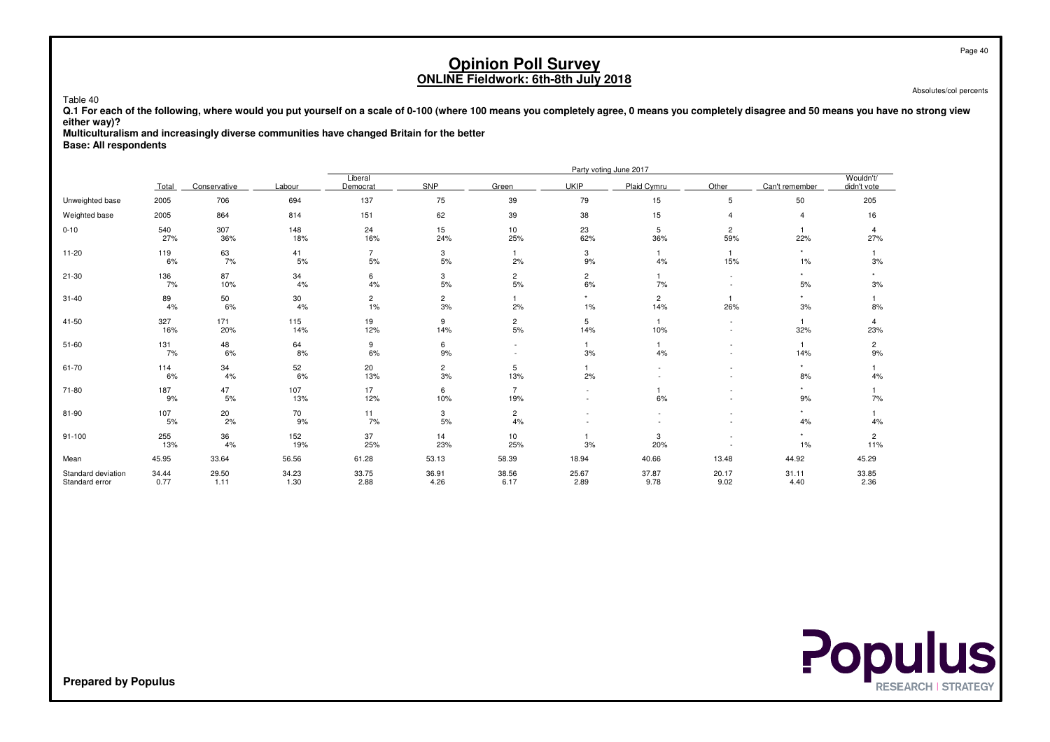# Opinion Poll Survey
## ONLINE Fieldwork: 6th-8th July 2018

Absolutes/col percents

Table 40

**Q.1 For each of the following, where would you put yourself on a scale of 0-100 (where 100 means you completely agree, 0 means you completely disagree and 50 means you have no strong view either way)?**

**Multiculturalism and increasingly diverse communities have changed Britain for the better**

**Base: All respondents**

| | Total | Party voting June 2017 | | | | | | | | | | |
|---|---|---|---|---|---|---|---|---|---|---|---|---|
| | | Conservative | Labour | Liberal Democrat | SNP | Green | UKIP | Plaid Cymru | Other | Can't remember | Wouldn't/ didn't vote |
| Unweighted base | 2005 | 706 | 694 | 137 | 75 | 39 | 79 | 15 | 5 | 50 | 205 |
| Weighted base | 2005 | 864 | 814 | 151 | 62 | 39 | 38 | 15 | 4 | 4 | 16 |
| 0-10 | 540 | 307 | 148 | 24 | 15 | 10 | 23 | 5 | 2 | 1 | 4 |
| | 27% | 36% | 18% | 16% | 24% | 25% | 62% | 36% | 59% | 22% | 27% |
| 11-20 | 119 | 63 | 41 | 7 | 3 | 1 | 3 | 1 | 1 | * | 1 |
| | 6% | 7% | 5% | 5% | 5% | 2% | 9% | 4% | 15% | 1% | 3% |
| 21-30 | 136 | 87 | 34 | 6 | 3 | 2 | 2 | 1 | - | * | * |
| | 7% | 10% | 4% | 4% | 5% | 5% | 6% | 7% | - | 5% | 3% |
| 31-40 | 89 | 50 | 30 | 2 | 2 | 1 | * | 2 | 1 | * | 1 |
| | 4% | 6% | 4% | 1% | 3% | 2% | 1% | 14% | 26% | 3% | 8% |
| 41-50 | 327 | 171 | 115 | 19 | 9 | 2 | 5 | 1 | - | 1 | 4 |
| | 16% | 20% | 14% | 12% | 14% | 5% | 14% | 10% | - | 32% | 23% |
| 51-60 | 131 | 48 | 64 | 9 | 6 | - | 1 | 1 | - | 1 | 2 |
| | 7% | 6% | 8% | 6% | 9% | - | 3% | 4% | - | 14% | 9% |
| 61-70 | 114 | 34 | 52 | 20 | 2 | 5 | 1 | - | - | * | 1 |
| | 6% | 4% | 6% | 13% | 3% | 13% | 2% | - | - | 8% | 4% |
| 71-80 | 187 | 47 | 107 | 17 | 6 | 7 | - | 1 | - | * | 1 |
| | 9% | 5% | 13% | 12% | 10% | 19% | - | 6% | - | 9% | 7% |
| 81-90 | 107 | 20 | 70 | 11 | 3 | 2 | - | - | - | * | 1 |
| | 5% | 2% | 9% | 7% | 5% | 4% | - | - | - | 4% | 4% |
| 91-100 | 255 | 36 | 152 | 37 | 14 | 10 | 1 | 3 | - | * | 2 |
| | 13% | 4% | 19% | 25% | 23% | 25% | 3% | 20% | - | 1% | 11% |
| Mean | 45.95 | 33.64 | 56.56 | 61.28 | 53.13 | 58.39 | 18.94 | 40.66 | 13.48 | 44.92 | 45.29 |
| Standard deviation | 34.44 | 29.50 | 34.23 | 33.75 | 36.91 | 38.56 | 25.67 | 37.87 | 20.17 | 31.11 | 33.85 |
| Standard error | 0.77 | 1.11 | 1.30 | 2.88 | 4.26 | 6.17 | 2.89 | 9.78 | 9.02 | 4.40 | 2.36 |

**Prepared by Populus**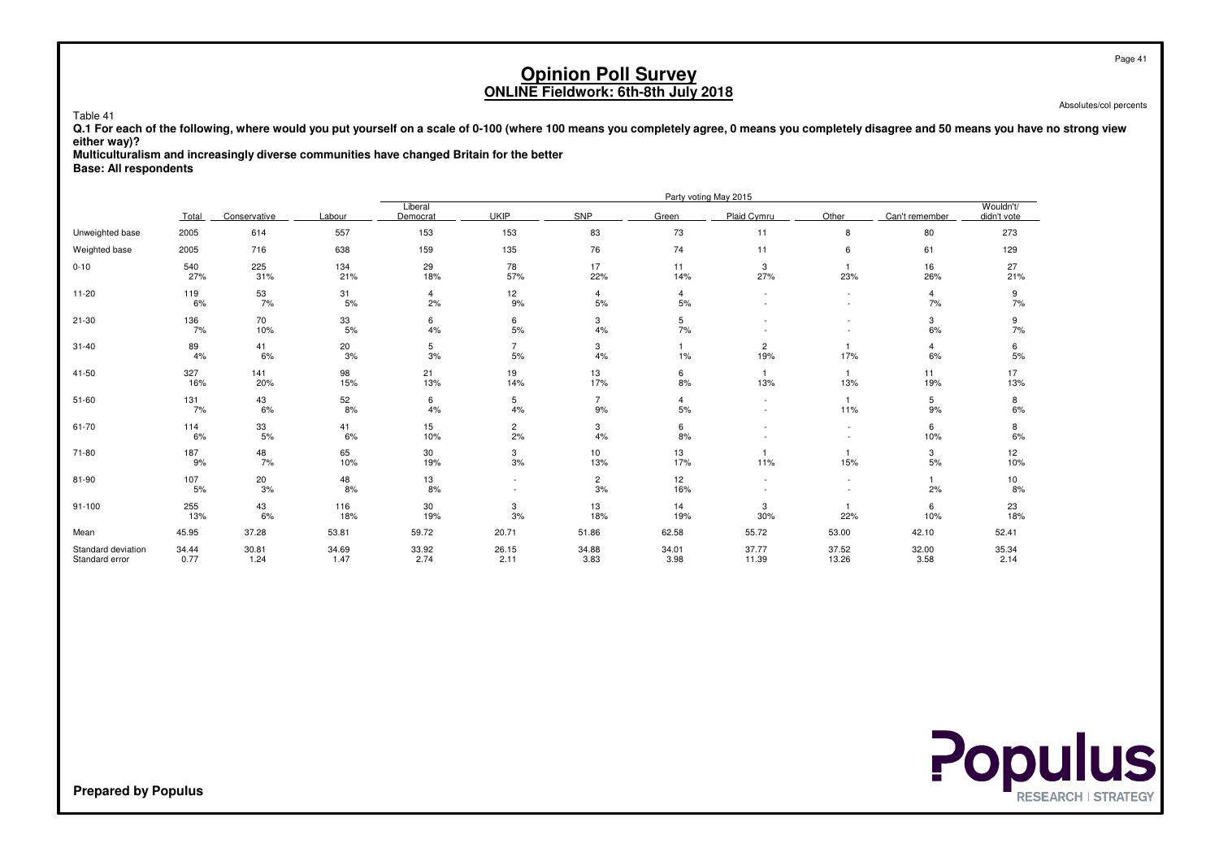# Opinion Poll Survey

## ONLINE Fieldwork: 6th-8th July 2018

Absolutes/col percents

Table 41

**Q.1 For each of the following, where would you put yourself on a scale of 0-100 (where 100 means you completely agree, 0 means you completely disagree and 50 means you have no strong view either way)?**

**Multiculturalism and increasingly diverse communities have changed Britain for the better**

**Base: All respondents**

| | | Party voting May 2015 | | | | | | | | | |
|---|---|---|---|---|---|---|---|---|---|---|---|
| | Total | Conservative | Labour | Liberal Democrat | UKIP | SNP | Green | Plaid Cymru | Other | Can't remember | Wouldn't/ didn't vote |
| Unweighted base | 2005 | 614 | 557 | 153 | 153 | 83 | 73 | 11 | 8 | 80 | 273 |
| Weighted base | 2005 | 716 | 638 | 159 | 135 | 76 | 74 | 11 | 6 | 61 | 129 |
| 0-10 | 540 | 225 | 134 | 29 | 78 | 17 | 11 | 3 | 1 | 16 | 27 |
| | 27% | 31% | 21% | 18% | 57% | 22% | 14% | 27% | 23% | 26% | 21% |
| 11-20 | 119 | 53 | 31 | 4 | 12 | 4 | 4 | - | - | 4 | 9 |
| | 6% | 7% | 5% | 2% | 9% | 5% | 5% | - | - | 7% | 7% |
| 21-30 | 136 | 70 | 33 | 6 | 6 | 3 | 5 | - | - | 3 | 9 |
| | 7% | 10% | 5% | 4% | 5% | 4% | 7% | - | - | 6% | 7% |
| 31-40 | 89 | 41 | 20 | 5 | 7 | 3 | 1 | 2 | 1 | 4 | 6 |
| | 4% | 6% | 3% | 3% | 5% | 4% | 1% | 19% | 17% | 6% | 5% |
| 41-50 | 327 | 141 | 98 | 21 | 19 | 13 | 6 | 1 | 1 | 11 | 17 |
| | 16% | 20% | 15% | 13% | 14% | 17% | 8% | 13% | 13% | 19% | 13% |
| 51-60 | 131 | 43 | 52 | 6 | 5 | 7 | 4 | - | 1 | 5 | 8 |
| | 7% | 6% | 8% | 4% | 4% | 9% | 5% | - | 11% | 9% | 6% |
| 61-70 | 114 | 33 | 41 | 15 | 2 | 3 | 6 | - | - | 6 | 8 |
| | 6% | 5% | 6% | 10% | 2% | 4% | 8% | - | - | 10% | 6% |
| 71-80 | 187 | 48 | 65 | 30 | 3 | 10 | 13 | 1 | 1 | 3 | 12 |
| | 9% | 7% | 10% | 19% | 3% | 13% | 17% | 11% | 15% | 5% | 10% |
| 81-90 | 107 | 20 | 48 | 13 | - | 2 | 12 | - | - | 1 | 10 |
| | 5% | 3% | 8% | 8% | - | 3% | 16% | - | - | 2% | 8% |
| 91-100 | 255 | 43 | 116 | 30 | 3 | 13 | 14 | 3 | 1 | 6 | 23 |
| | 13% | 6% | 18% | 19% | 3% | 18% | 19% | 30% | 22% | 10% | 18% |
| Mean | 45.95 | 37.28 | 53.81 | 59.72 | 20.71 | 51.86 | 62.58 | 55.72 | 53.00 | 42.10 | 52.41 |
| Standard deviation | 34.44 | 30.81 | 34.69 | 33.92 | 26.15 | 34.88 | 34.01 | 37.77 | 37.52 | 32.00 | 35.34 |
| Standard error | 0.77 | 1.24 | 1.47 | 2.74 | 2.11 | 3.83 | 3.98 | 11.39 | 13.26 | 3.58 | 2.14 |

**Prepared by Populus**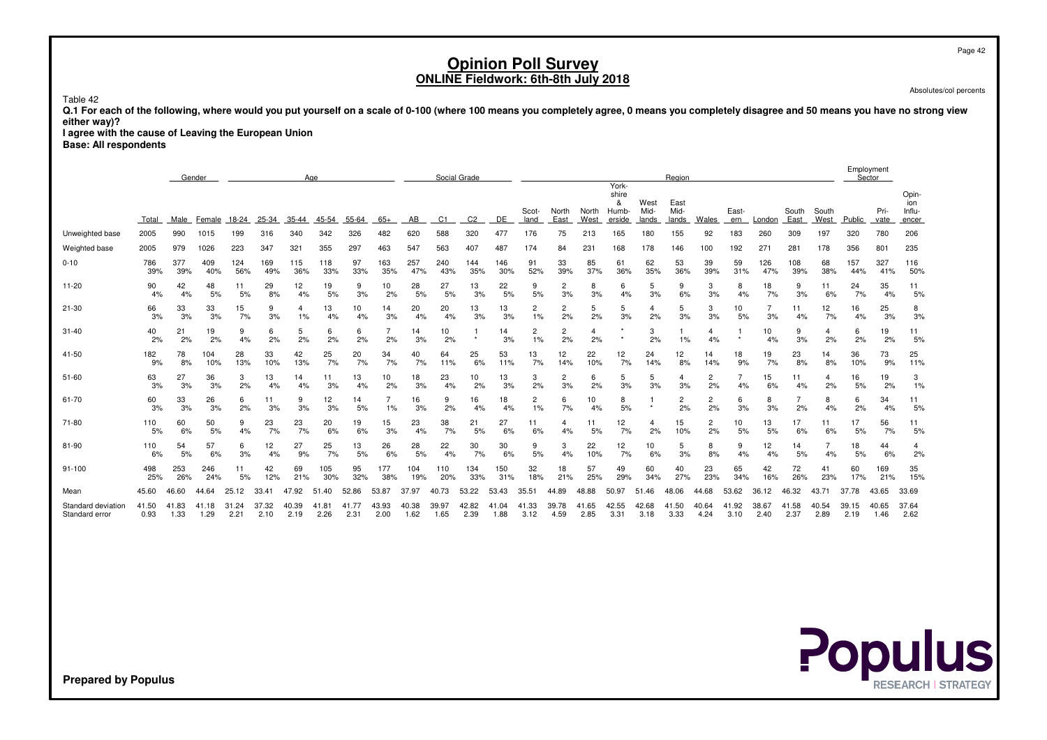# Opinion Poll Survey
## ONLINE Fieldwork: 6th-8th July 2018

Absolutes/col percents

Table 42

**Q.1 For each of the following, where would you put yourself on a scale of 0-100 (where 100 means you completely agree, 0 means you completely disagree and 50 means you have no strong view either way)?**

**I agree with the cause of Leaving the European Union**

**Base: All respondents**

| | Total | Gender | | Age | | | | | | Social Grade | | | | Region | | | | | | | | | | | Employment Sector | | |
|---|---|---|---|---|---|---|---|---|---|---|---|---|---|---|---|---|---|---|---|---|---|---|---|---|---|---|---|
| | Total | Male | Female | 18-24 | 25-34 | 35-44 | 45-54 | 55-64 | 65+ | AB | C1 | C2 | DE | Scot-land | North East | North West | York-shire & Humb-erside | West Mid-lands | East Mid-lands | Wales | East-ern | London | South East | South West | Public | Pri-vate | Opin-ion Influ-encer |
| Unweighted base | 2005 | 990 | 1015 | 199 | 316 | 340 | 342 | 326 | 482 | 620 | 588 | 320 | 477 | 176 | 75 | 213 | 165 | 180 | 155 | 92 | 183 | 260 | 309 | 197 | 320 | 780 | 206 |
| Weighted base | 2005 | 979 | 1026 | 223 | 347 | 321 | 355 | 297 | 463 | 547 | 563 | 407 | 487 | 174 | 84 | 231 | 168 | 178 | 146 | 100 | 192 | 271 | 281 | 178 | 356 | 801 | 235 |
| 0-10 | 786<br>39% | 377<br>39% | 409<br>40% | 124<br>56% | 169<br>49% | 115<br>36% | 118<br>33% | 97<br>33% | 163<br>35% | 257<br>47% | 240<br>43% | 144<br>35% | 146<br>30% | 91<br>52% | 33<br>39% | 85<br>37% | 61<br>36% | 62<br>35% | 53<br>36% | 39<br>39% | 59<br>31% | 126<br>47% | 108<br>39% | 68<br>38% | 157<br>44% | 327<br>41% | 116<br>50% |
| 11-20 | 90<br>4% | 42<br>4% | 48<br>5% | 11<br>5% | 29<br>8% | 12<br>4% | 19<br>5% | 9<br>3% | 10<br>2% | 28<br>5% | 27<br>5% | 13<br>3% | 22<br>5% | 9<br>5% | 2<br>3% | 8<br>3% | 6<br>4% | 5<br>3% | 9<br>6% | 3<br>3% | 8<br>4% | 18<br>7% | 9<br>3% | 11<br>6% | 24<br>7% | 35<br>4% | 11<br>5% |
| 21-30 | 66<br>3% | 33<br>3% | 33<br>3% | 15<br>7% | 9<br>3% | 4<br>1% | 13<br>4% | 10<br>4% | 14<br>3% | 20<br>4% | 20<br>4% | 13<br>3% | 13<br>3% | 2<br>1% | 2<br>2% | 5<br>2% | 5<br>3% | 4<br>2% | 5<br>3% | 3<br>3% | 10<br>5% | 7<br>3% | 11<br>4% | 12<br>7% | 16<br>4% | 25<br>3% | 8<br>3% |
| 31-40 | 40<br>2% | 21<br>2% | 19<br>2% | 9<br>4% | 6<br>2% | 5<br>2% | 6<br>2% | 6<br>2% | 7<br>2% | 14<br>3% | 10<br>2% | 1<br>* | 14<br>3% | 2<br>1% | 2<br>2% | 4<br>2% | *<br>* | 3<br>2% | 1<br>1% | 4<br>4% | 1<br>* | 10<br>4% | 9<br>3% | 4<br>2% | 6<br>2% | 19<br>2% | 11<br>5% |
| 41-50 | 182<br>9% | 78<br>8% | 104<br>10% | 28<br>13% | 33<br>10% | 42<br>13% | 25<br>7% | 20<br>7% | 34<br>7% | 40<br>7% | 64<br>11% | 25<br>6% | 53<br>11% | 13<br>7% | 12<br>14% | 22<br>10% | 12<br>7% | 24<br>14% | 12<br>8% | 14<br>14% | 18<br>9% | 19<br>7% | 23<br>8% | 14<br>8% | 36<br>10% | 73<br>9% | 25<br>11% |
| 51-60 | 63<br>3% | 27<br>3% | 36<br>3% | 3<br>2% | 13<br>4% | 14<br>4% | 11<br>3% | 13<br>4% | 10<br>2% | 18<br>3% | 23<br>4% | 10<br>2% | 13<br>3% | 3<br>2% | 2<br>3% | 6<br>2% | 5<br>3% | 5<br>3% | 4<br>3% | 2<br>2% | 7<br>4% | 15<br>6% | 11<br>4% | 4<br>2% | 16<br>5% | 19<br>2% | 3<br>1% |
| 61-70 | 60<br>3% | 33<br>3% | 26<br>3% | 6<br>2% | 11<br>3% | 9<br>3% | 12<br>3% | 14<br>5% | 7<br>1% | 16<br>3% | 9<br>2% | 16<br>4% | 18<br>4% | 2<br>1% | 6<br>7% | 10<br>4% | 8<br>5% | 1<br>* | 2<br>2% | 2<br>2% | 6<br>3% | 8<br>3% | 7<br>2% | 8<br>4% | 6<br>2% | 34<br>4% | 11<br>5% |
| 71-80 | 110<br>5% | 60<br>6% | 50<br>5% | 9<br>4% | 23<br>7% | 23<br>7% | 20<br>6% | 19<br>6% | 15<br>3% | 23<br>4% | 38<br>7% | 21<br>5% | 27<br>6% | 11<br>6% | 4<br>4% | 11<br>5% | 12<br>7% | 4<br>2% | 15<br>10% | 2<br>2% | 10<br>5% | 13<br>5% | 17<br>6% | 11<br>6% | 17<br>5% | 56<br>7% | 11<br>5% |
| 81-90 | 110<br>6% | 54<br>5% | 57<br>6% | 6<br>3% | 12<br>4% | 27<br>9% | 25<br>7% | 13<br>5% | 26<br>6% | 28<br>5% | 22<br>4% | 30<br>7% | 30<br>6% | 9<br>5% | 3<br>4% | 22<br>10% | 12<br>7% | 10<br>6% | 5<br>3% | 8<br>8% | 9<br>4% | 12<br>4% | 14<br>5% | 7<br>4% | 18<br>5% | 44<br>6% | 4<br>2% |
| 91-100 | 498<br>25% | 253<br>26% | 246<br>24% | 11<br>5% | 42<br>12% | 69<br>21% | 105<br>30% | 95<br>32% | 177<br>38% | 104<br>19% | 110<br>20% | 134<br>33% | 150<br>31% | 32<br>18% | 18<br>21% | 57<br>25% | 49<br>29% | 60<br>34% | 40<br>27% | 23<br>23% | 65<br>34% | 42<br>16% | 72<br>26% | 41<br>23% | 60<br>17% | 169<br>21% | 35<br>15% |
| Mean | 45.60 | 46.60 | 44.64 | 25.12 | 33.41 | 47.92 | 51.40 | 52.86 | 53.87 | 37.97 | 40.73 | 53.22 | 53.43 | 35.51 | 44.89 | 48.88 | 50.97 | 51.46 | 48.06 | 44.68 | 53.62 | 36.12 | 46.32 | 43.71 | 37.78 | 43.65 | 33.69 |
| Standard deviation | 41.50 | 41.83 | 41.18 | 31.24 | 37.32 | 40.39 | 41.81 | 41.77 | 43.93 | 40.38 | 39.97 | 42.82 | 41.04 | 41.33 | 39.78 | 41.65 | 42.55 | 42.68 | 41.50 | 40.64 | 41.92 | 38.67 | 41.58 | 40.54 | 39.15 | 40.65 | 37.64 |
| Standard error | 0.93 | 1.33 | 1.29 | 2.21 | 2.10 | 2.19 | 2.26 | 2.31 | 2.00 | 1.62 | 1.65 | 2.39 | 1.88 | 3.12 | 4.59 | 2.85 | 3.31 | 3.18 | 3.33 | 4.24 | 3.10 | 2.40 | 2.37 | 2.89 | 2.19 | 1.46 | 2.62 |

Prepared by Populus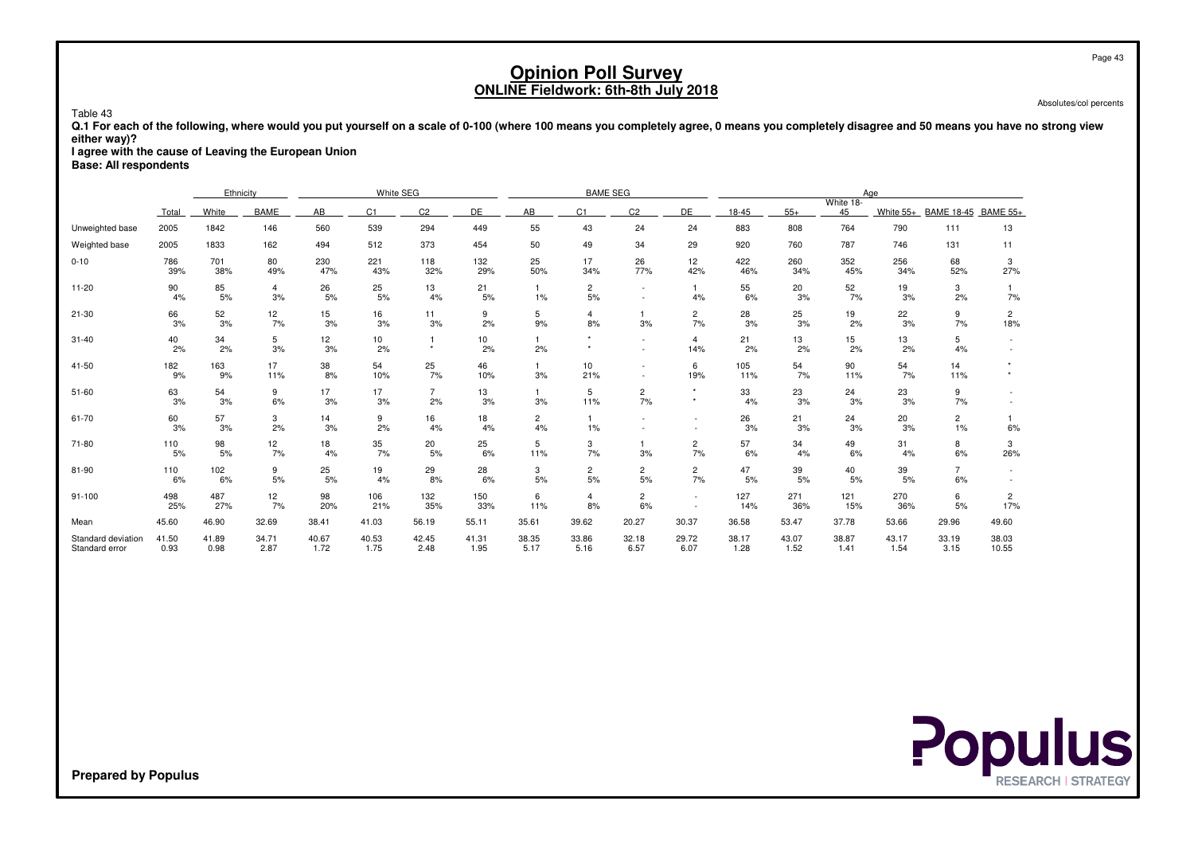# Opinion Poll Survey
## ONLINE Fieldwork: 6th-8th July 2018

Absolutes/col percents

Table 43

**Q.1 For each of the following, where would you put yourself on a scale of 0-100 (where 100 means you completely agree, 0 means you completely disagree and 50 means you have no strong view either way)?**
**I agree with the cause of Leaving the European Union**
**Base: All respondents**

| | | Ethnicity | | White SEG | | | | BAME SEG | | | | Age | | | | | |
|---|---|---|---|---|---|---|---|---|---|---|---|---|---|---|---|---|---|
| | Total | White | BAME | AB | C1 | C2 | DE | AB | C1 | C2 | DE | 18-45 | 55+ | White 18-45 | White 55+ | BAME 18-45 | BAME 55+ |
| Unweighted base | 2005 | 1842 | 146 | 560 | 539 | 294 | 449 | 55 | 43 | 24 | 24 | 883 | 808 | 764 | 790 | 111 | 13 |
| Weighted base | 2005 | 1833 | 162 | 494 | 512 | 373 | 454 | 50 | 49 | 34 | 29 | 920 | 760 | 787 | 746 | 131 | 11 |
| 0-10 | 786 | 701 | 80 | 230 | 221 | 118 | 132 | 25 | 17 | 26 | 12 | 422 | 260 | 352 | 256 | 68 | 3 |
| | 39% | 38% | 49% | 47% | 43% | 32% | 29% | 50% | 34% | 77% | 42% | 46% | 34% | 45% | 34% | 52% | 27% |
| 11-20 | 90 | 85 | 4 | 26 | 25 | 13 | 21 | 1 | 2 | - | 1 | 55 | 20 | 52 | 19 | 3 | 1 |
| | 4% | 5% | 3% | 5% | 5% | 4% | 5% | 1% | 5% | - | 4% | 6% | 3% | 7% | 3% | 2% | 7% |
| 21-30 | 66 | 52 | 12 | 15 | 16 | 11 | 9 | 5 | 4 | 1 | 2 | 28 | 25 | 19 | 22 | 9 | 2 |
| | 3% | 3% | 7% | 3% | 3% | 3% | 2% | 9% | 8% | 3% | 7% | 3% | 3% | 2% | 3% | 7% | 18% |
| 31-40 | 40 | 34 | 5 | 12 | 10 | 1 | 10 | 1 | * | - | 4 | 21 | 13 | 15 | 13 | 5 | - |
| | 2% | 2% | 3% | 3% | 2% | * | 2% | 2% | * | - | 14% | 2% | 2% | 2% | 2% | 4% | - |
| 41-50 | 182 | 163 | 17 | 38 | 54 | 25 | 46 | 1 | 10 | - | 6 | 105 | 54 | 90 | 54 | 14 | * |
| | 9% | 9% | 11% | 8% | 10% | 7% | 10% | 3% | 21% | - | 19% | 11% | 7% | 11% | 7% | 11% | * |
| 51-60 | 63 | 54 | 9 | 17 | 17 | 7 | 13 | 1 | 5 | 2 | * | 33 | 23 | 24 | 23 | 9 | - |
| | 3% | 3% | 6% | 3% | 3% | 2% | 3% | 3% | 11% | 7% | * | 4% | 3% | 3% | 3% | 7% | - |
| 61-70 | 60 | 57 | 3 | 14 | 9 | 16 | 18 | 2 | 1 | - | - | 26 | 21 | 24 | 20 | 2 | 1 |
| | 3% | 3% | 2% | 3% | 2% | 4% | 4% | 4% | 1% | - | - | 3% | 3% | 3% | 3% | 1% | 6% |
| 71-80 | 110 | 98 | 12 | 18 | 35 | 20 | 25 | 5 | 3 | 1 | 2 | 57 | 34 | 49 | 31 | 8 | 3 |
| | 5% | 5% | 7% | 4% | 7% | 5% | 6% | 11% | 7% | 3% | 7% | 6% | 4% | 6% | 4% | 6% | 26% |
| 81-90 | 110 | 102 | 9 | 25 | 19 | 29 | 28 | 3 | 2 | 2 | 2 | 47 | 39 | 40 | 39 | 7 | - |
| | 6% | 6% | 5% | 5% | 4% | 8% | 6% | 5% | 5% | 5% | 7% | 5% | 5% | 5% | 5% | 6% | - |
| 91-100 | 498 | 487 | 12 | 98 | 106 | 132 | 150 | 6 | 4 | 2 | - | 127 | 271 | 121 | 270 | 6 | 2 |
| | 25% | 27% | 7% | 20% | 21% | 35% | 33% | 11% | 8% | 6% | - | 14% | 36% | 15% | 36% | 5% | 17% |
| Mean | 45.60 | 46.90 | 32.69 | 38.41 | 41.03 | 56.19 | 55.11 | 35.61 | 39.62 | 20.27 | 30.37 | 36.58 | 53.47 | 37.78 | 53.66 | 29.96 | 49.60 |
| Standard deviation | 41.50 | 41.89 | 34.71 | 40.67 | 40.53 | 42.45 | 41.31 | 38.35 | 33.86 | 32.18 | 29.72 | 38.17 | 43.07 | 38.87 | 43.17 | 33.19 | 38.03 |
| Standard error | 0.93 | 0.98 | 2.87 | 1.72 | 1.75 | 2.48 | 1.95 | 5.17 | 5.16 | 6.57 | 6.07 | 1.28 | 1.52 | 1.41 | 1.54 | 3.15 | 10.55 |

**Prepared by Populus**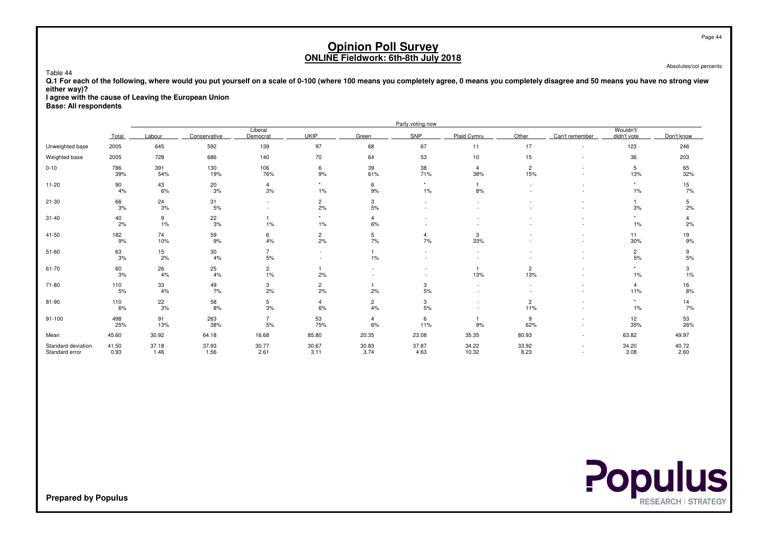# Opinion Poll Survey
## ONLINE Fieldwork: 6th-8th July 2018

Absolutes/col percents

Table 44

**Q.1 For each of the following, where would you put yourself on a scale of 0-100 (where 100 means you completely agree, 0 means you completely disagree and 50 means you have no strong view either way)?**

**I agree with the cause of Leaving the European Union**

**Base: All respondents**

| | | Party voting now | | | | | | | | | | |
|---|---|---|---|---|---|---|---|---|---|---|---|---|
| | Total | Labour | Conservative | Liberal Democrat | UKIP | Green | SNP | Plaid Cymru | Other | Can't remember | Wouldn't/ didn't vote | Don't know |
| Unweighted base | 2005 | 645 | 592 | 139 | 97 | 68 | 67 | 11 | 17 | - | 123 | 246 |
| Weighted base | 2005 | 728 | 686 | 140 | 70 | 64 | 53 | 10 | 15 | - | 36 | 203 |
| 0-10 | 786 | 391 | 130 | 106 | 6 | 39 | 38 | 4 | 2 | - | 5 | 65 |
| | 39% | 54% | 19% | 76% | 9% | 61% | 71% | 38% | 15% | - | 13% | 32% |
| 11-20 | 90 | 43 | 20 | 4 | * | 6 | * | 1 | - | - | * | 15 |
| | 4% | 6% | 3% | 3% | 1% | 9% | 1% | 8% | - | - | 1% | 7% |
| 21-30 | 66 | 24 | 31 | - | 2 | 3 | - | - | - | - | 1 | 5 |
| | 3% | 3% | 5% | - | 2% | 5% | - | - | - | - | 3% | 2% |
| 31-40 | 40 | 9 | 22 | 1 | * | 4 | - | - | - | - | * | 4 |
| | 2% | 1% | 3% | 1% | 1% | 6% | - | - | - | - | 1% | 2% |
| 41-50 | 182 | 74 | 59 | 6 | 2 | 5 | 4 | 3 | - | - | 11 | 19 |
| | 9% | 10% | 9% | 4% | 2% | 7% | 7% | 33% | - | - | 30% | 9% |
| 51-60 | 63 | 15 | 30 | 7 | - | 1 | - | - | - | - | 2 | 9 |
| | 3% | 2% | 4% | 5% | - | 1% | - | - | - | - | 5% | 5% |
| 61-70 | 60 | 26 | 25 | 2 | 1 | - | - | 1 | 2 | - | * | 3 |
| | 3% | 4% | 4% | 1% | 2% | - | - | 13% | 13% | - | 1% | 1% |
| 71-80 | 110 | 33 | 49 | 3 | 2 | 1 | 3 | - | - | - | 4 | 16 |
| | 5% | 4% | 7% | 2% | 2% | 2% | 5% | - | - | - | 11% | 8% |
| 81-90 | 110 | 22 | 58 | 5 | 4 | 2 | 3 | - | 2 | - | * | 14 |
| | 6% | 3% | 8% | 3% | 6% | 4% | 5% | - | 11% | - | 1% | 7% |
| 91-100 | 498 | 91 | 263 | 7 | 53 | 4 | 6 | 1 | 9 | - | 12 | 53 |
| | 25% | 13% | 38% | 5% | 75% | 6% | 11% | 9% | 62% | - | 35% | 26% |
| Mean | 45.60 | 30.92 | 64.18 | 16.68 | 85.80 | 20.35 | 23.08 | 35.35 | 80.93 | - | 63.82 | 49.97 |
| Standard deviation | 41.50 | 37.18 | 37.93 | 30.77 | 30.67 | 30.83 | 37.87 | 34.22 | 33.92 | - | 34.20 | 40.72 |
| Standard error | 0.93 | 1.46 | 1.56 | 2.61 | 3.11 | 3.74 | 4.63 | 10.32 | 8.23 | - | 3.08 | 2.60 |

**Prepared by Populus**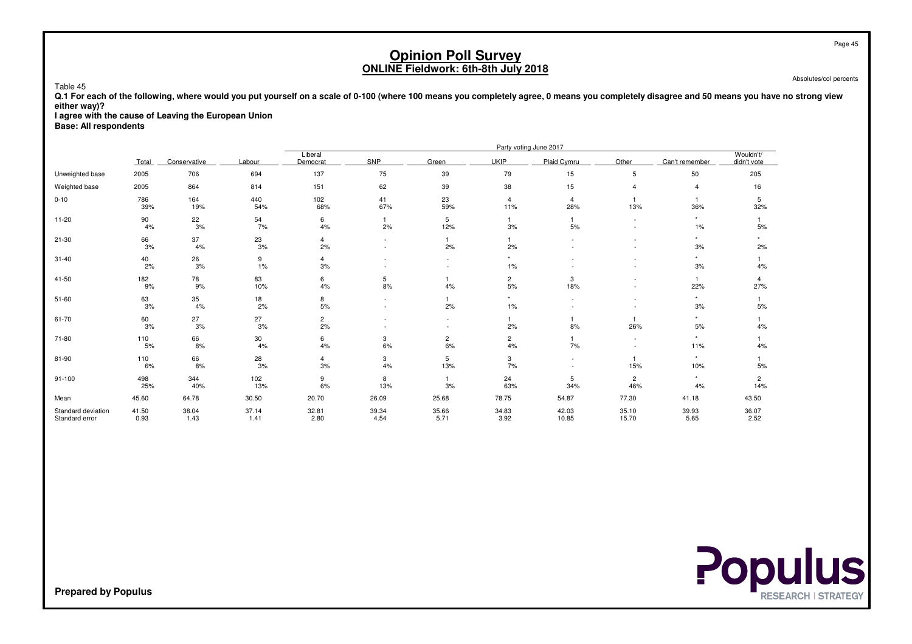# Opinion Poll Survey
## ONLINE Fieldwork: 6th-8th July 2018

Absolutes/col percents

Table 45

**Q.1 For each of the following, where would you put yourself on a scale of 0-100 (where 100 means you completely agree, 0 means you completely disagree and 50 means you have no strong view either way)?**
**I agree with the cause of Leaving the European Union**
**Base: All respondents**

| | | Party voting June 2017 | | | | | | | | | |
|---|---|---|---|---|---|---|---|---|---|---|---|
| | Total | Conservative | Labour | Liberal Democrat | SNP | Green | UKIP | Plaid Cymru | Other | Can't remember | Wouldn't/ didn't vote |
| Unweighted base | 2005 | 706 | 694 | 137 | 75 | 39 | 79 | 15 | 5 | 50 | 205 |
| Weighted base | 2005 | 864 | 814 | 151 | 62 | 39 | 38 | 15 | 4 | 4 | 16 |
| 0-10 | 786 | 164 | 440 | 102 | 41 | 23 | 4 | 4 | 1 | 1 | 5 |
| | 39% | 19% | 54% | 68% | 67% | 59% | 11% | 28% | 13% | 36% | 32% |
| 11-20 | 90 | 22 | 54 | 6 | 1 | 5 | 1 | 1 | - | * | 1 |
| | 4% | 3% | 7% | 4% | 2% | 12% | 3% | 5% | - | 1% | 5% |
| 21-30 | 66 | 37 | 23 | 4 | - | 1 | 1 | - | - | * | * |
| | 3% | 4% | 3% | 2% | - | 2% | 2% | - | - | 3% | 2% |
| 31-40 | 40 | 26 | 9 | 4 | - | - | * | - | - | * | 1 |
| | 2% | 3% | 1% | 3% | - | - | 1% | - | - | 3% | 4% |
| 41-50 | 182 | 78 | 83 | 6 | 5 | 1 | 2 | 3 | - | 1 | 4 |
| | 9% | 9% | 10% | 4% | 8% | 4% | 5% | 18% | - | 22% | 27% |
| 51-60 | 63 | 35 | 18 | 8 | - | 1 | * | - | - | * | 1 |
| | 3% | 4% | 2% | 5% | - | 2% | 1% | - | - | 3% | 5% |
| 61-70 | 60 | 27 | 27 | 2 | - | - | 1 | 1 | 1 | * | 1 |
| | 3% | 3% | 3% | 2% | - | - | 2% | 8% | 26% | 5% | 4% |
| 71-80 | 110 | 66 | 30 | 6 | 3 | 2 | 2 | 1 | - | * | 1 |
| | 5% | 8% | 4% | 4% | 6% | 6% | 4% | 7% | - | 11% | 4% |
| 81-90 | 110 | 66 | 28 | 4 | 3 | 5 | 3 | - | 1 | * | 1 |
| | 6% | 8% | 3% | 3% | 4% | 13% | 7% | - | 15% | 10% | 5% |
| 91-100 | 498 | 344 | 102 | 9 | 8 | 1 | 24 | 5 | 2 | * | 2 |
| | 25% | 40% | 13% | 6% | 13% | 3% | 63% | 34% | 46% | 4% | 14% |
| Mean | 45.60 | 64.78 | 30.50 | 20.70 | 26.09 | 25.68 | 78.75 | 54.87 | 77.30 | 41.18 | 43.50 |
| Standard deviation | 41.50 | 38.04 | 37.14 | 32.81 | 39.34 | 35.66 | 34.83 | 42.03 | 35.10 | 39.93 | 36.07 |
| Standard error | 0.93 | 1.43 | 1.41 | 2.80 | 4.54 | 5.71 | 3.92 | 10.85 | 15.70 | 5.65 | 2.52 |

**Prepared by Populus**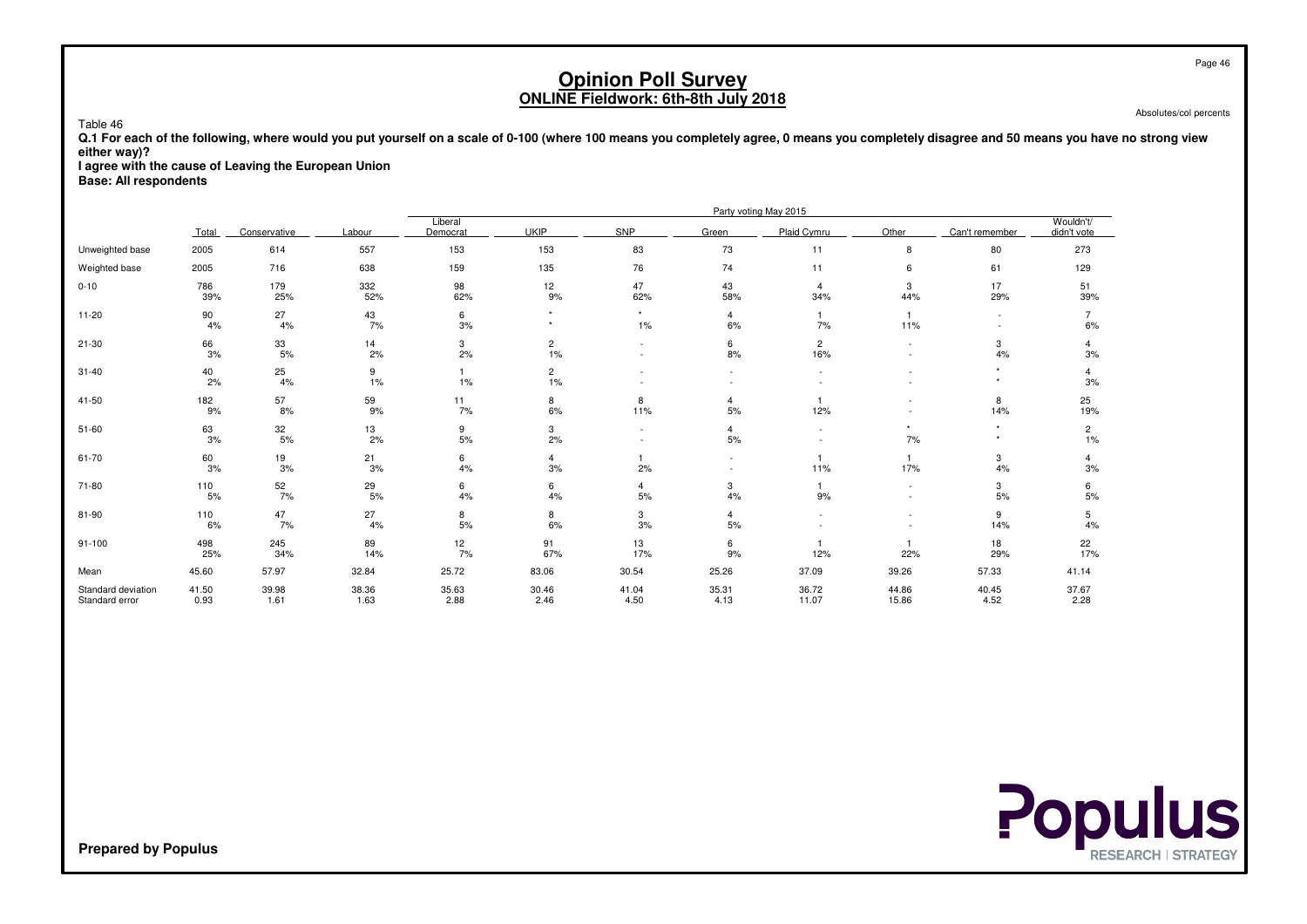# Opinion Poll Survey
## ONLINE Fieldwork: 6th-8th July 2018

Absolutes/col percents

Table 46

**Q.1 For each of the following, where would you put yourself on a scale of 0-100 (where 100 means you completely agree, 0 means you completely disagree and 50 means you have no strong view either way)?**
**I agree with the cause of Leaving the European Union**
**Base: All respondents**

| | | Party voting May 2015 | | | | | | | | | |
|---|---|---|---|---|---|---|---|---|---|---|---|
| | Total | Conservative | Labour | Liberal Democrat | UKIP | SNP | Green | Plaid Cymru | Other | Can't remember | Wouldn't/ didn't vote |
| Unweighted base | 2005 | 614 | 557 | 153 | 153 | 83 | 73 | 11 | 8 | 80 | 273 |
| Weighted base | 2005 | 716 | 638 | 159 | 135 | 76 | 74 | 11 | 6 | 61 | 129 |
| 0-10 | 786 | 179 | 332 | 98 | 12 | 47 | 43 | 4 | 3 | 17 | 51 |
| | 39% | 25% | 52% | 62% | 9% | 62% | 58% | 34% | 44% | 29% | 39% |
| 11-20 | 90 | 27 | 43 | 6 | * | * | 4 | 1 | 1 | - | 7 |
| | 4% | 4% | 7% | 3% | * | 1% | 6% | 7% | 11% | - | 6% |
| 21-30 | 66 | 33 | 14 | 3 | 2 | - | 6 | 2 | - | 3 | 4 |
| | 3% | 5% | 2% | 2% | 1% | - | 8% | 16% | - | 4% | 3% |
| 31-40 | 40 | 25 | 9 | 1 | 2 | - | - | - | - | * | 4 |
| | 2% | 4% | 1% | 1% | 1% | - | - | - | - | * | 3% |
| 41-50 | 182 | 57 | 59 | 11 | 8 | 8 | 4 | 1 | - | 8 | 25 |
| | 9% | 8% | 9% | 7% | 6% | 11% | 5% | 12% | - | 14% | 19% |
| 51-60 | 63 | 32 | 13 | 9 | 3 | - | 4 | - | * | * | 2 |
| | 3% | 5% | 2% | 5% | 2% | - | 5% | - | 7% | * | 1% |
| 61-70 | 60 | 19 | 21 | 6 | 4 | 1 | - | 1 | 1 | 3 | 4 |
| | 3% | 3% | 3% | 4% | 3% | 2% | - | 11% | 17% | 4% | 3% |
| 71-80 | 110 | 52 | 29 | 6 | 6 | 4 | 3 | 1 | - | 3 | 6 |
| | 5% | 7% | 5% | 4% | 4% | 5% | 4% | 9% | - | 5% | 5% |
| 81-90 | 110 | 47 | 27 | 8 | 8 | 3 | 4 | - | - | 9 | 5 |
| | 6% | 7% | 4% | 5% | 6% | 3% | 5% | - | - | 14% | 4% |
| 91-100 | 498 | 245 | 89 | 12 | 91 | 13 | 6 | 1 | 1 | 18 | 22 |
| | 25% | 34% | 14% | 7% | 67% | 17% | 9% | 12% | 22% | 29% | 17% |
| Mean | 45.60 | 57.97 | 32.84 | 25.72 | 83.06 | 30.54 | 25.26 | 37.09 | 39.26 | 57.33 | 41.14 |
| Standard deviation | 41.50 | 39.98 | 38.36 | 35.63 | 30.46 | 41.04 | 35.31 | 36.72 | 44.86 | 40.45 | 37.67 |
| Standard error | 0.93 | 1.61 | 1.63 | 2.88 | 2.46 | 4.50 | 4.13 | 11.07 | 15.86 | 4.52 | 2.28 |

**Prepared by Populus**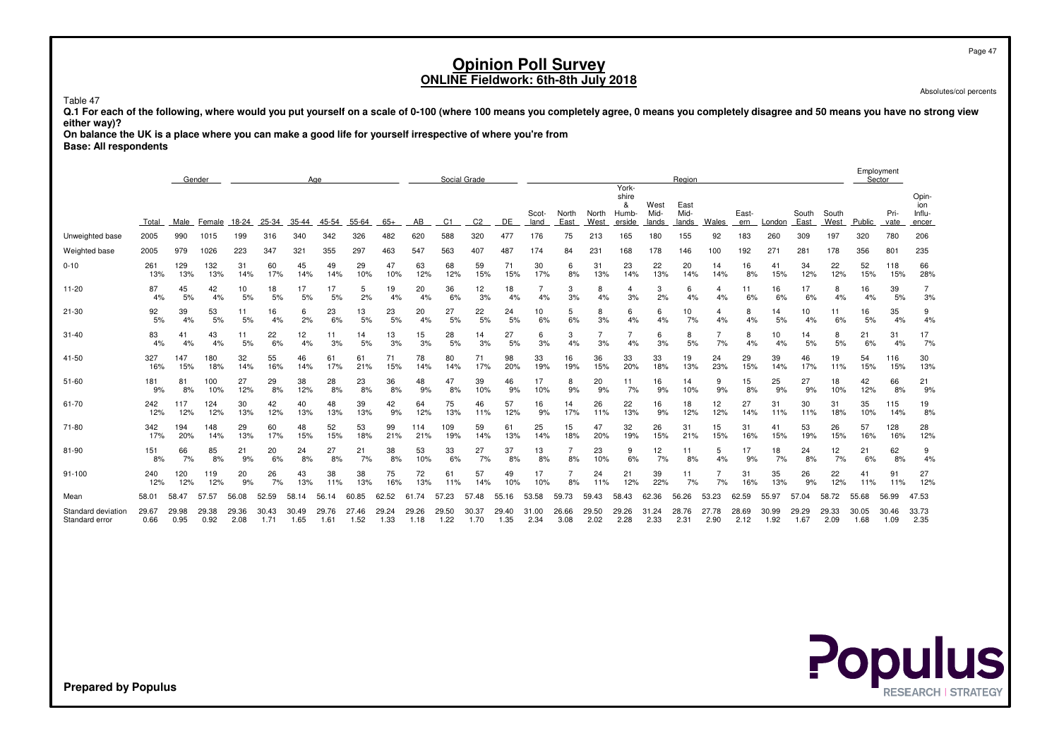# Opinion Poll Survey
## ONLINE Fieldwork: 6th-8th July 2018

Absolutes/col percents

Table 47

**Q.1 For each of the following, where would you put yourself on a scale of 0-100 (where 100 means you completely agree, 0 means you completely disagree and 50 means you have no strong view either way)?**

**On balance the UK is a place where you can make a good life for yourself irrespective of where you're from**

**Base: All respondents**

| | | Gender | | Age | | | | | | Social Grade | | | | Region | | | | | | | | | | | Employment Sector | | |
|---|---|---|---|---|---|---|---|---|---|---|---|---|---|---|---|---|---|---|---|---|---|---|---|---|---|---|---|
| | Total | Male | Female | 18-24 | 25-34 | 35-44 | 45-54 | 55-64 | 65+ | AB | C1 | C2 | DE | Scot-land | North East | North West | York-shire & Humb-erside | West Mid-lands | East Mid-lands | Wales | East-ern | London | South East | South West | Public | Pri-vate | Opin-ion Influ-encer |
| Unweighted base | 2005 | 990 | 1015 | 199 | 316 | 340 | 342 | 326 | 482 | 620 | 588 | 320 | 477 | 176 | 75 | 213 | 165 | 180 | 155 | 92 | 183 | 260 | 309 | 197 | 320 | 780 | 206 |
| Weighted base | 2005 | 979 | 1026 | 223 | 347 | 321 | 355 | 297 | 463 | 547 | 563 | 407 | 487 | 174 | 84 | 231 | 168 | 178 | 146 | 100 | 192 | 271 | 281 | 178 | 356 | 801 | 235 |
| 0-10 | 261 13% | 129 13% | 132 13% | 31 14% | 60 17% | 45 14% | 49 14% | 29 10% | 47 10% | 63 12% | 68 12% | 59 15% | 71 15% | 30 17% | 6 8% | 31 13% | 23 14% | 22 13% | 20 14% | 14 14% | 16 8% | 41 15% | 34 12% | 22 12% | 52 15% | 118 15% | 66 28% |
| 11-20 | 87 4% | 45 5% | 42 4% | 10 5% | 18 5% | 17 5% | 17 5% | 5 2% | 19 4% | 20 4% | 36 6% | 12 3% | 18 4% | 7 4% | 3 3% | 8 4% | 4 3% | 3 2% | 6 4% | 4 4% | 11 6% | 16 6% | 17 6% | 8 4% | 16 4% | 39 5% | 7 3% |
| 21-30 | 92 5% | 39 4% | 53 5% | 11 5% | 16 4% | 6 2% | 23 6% | 13 5% | 23 5% | 20 4% | 27 5% | 22 5% | 24 5% | 10 6% | 5 6% | 8 3% | 6 4% | 6 4% | 10 7% | 4 4% | 8 4% | 14 5% | 10 4% | 11 6% | 16 5% | 35 4% | 9 4% |
| 31-40 | 83 4% | 41 4% | 43 4% | 11 5% | 22 6% | 12 4% | 11 3% | 14 5% | 13 3% | 15 3% | 28 5% | 14 3% | 27 5% | 6 3% | 3 4% | 7 3% | 7 4% | 6 3% | 8 5% | 7 7% | 8 4% | 10 4% | 14 5% | 8 5% | 21 6% | 31 4% | 17 7% |
| 41-50 | 327 16% | 147 15% | 180 18% | 32 14% | 55 16% | 46 14% | 61 17% | 61 21% | 71 15% | 78 14% | 80 14% | 71 17% | 98 20% | 33 19% | 16 19% | 36 15% | 33 20% | 33 18% | 19 13% | 24 23% | 29 15% | 39 14% | 46 17% | 19 11% | 54 15% | 116 15% | 30 13% |
| 51-60 | 181 9% | 81 8% | 100 10% | 27 12% | 29 8% | 38 12% | 28 8% | 23 8% | 36 8% | 48 9% | 47 8% | 39 10% | 46 9% | 17 10% | 8 9% | 20 9% | 11 7% | 16 9% | 14 10% | 9 9% | 15 8% | 25 9% | 27 9% | 18 10% | 42 12% | 66 8% | 21 9% |
| 61-70 | 242 12% | 117 12% | 124 12% | 30 13% | 42 12% | 40 13% | 48 13% | 39 13% | 42 9% | 64 12% | 75 13% | 46 11% | 57 12% | 16 9% | 14 17% | 26 11% | 22 13% | 16 9% | 18 12% | 12 12% | 27 14% | 31 11% | 30 11% | 31 18% | 35 10% | 115 14% | 19 8% |
| 71-80 | 342 17% | 194 20% | 148 14% | 29 13% | 60 17% | 48 15% | 52 15% | 53 18% | 99 21% | 114 21% | 109 19% | 59 14% | 61 13% | 25 14% | 15 18% | 47 20% | 32 19% | 26 15% | 31 21% | 15 15% | 31 16% | 41 15% | 53 19% | 26 15% | 57 16% | 128 16% | 28 12% |
| 81-90 | 151 8% | 66 7% | 85 8% | 21 9% | 20 6% | 24 8% | 27 8% | 21 7% | 38 8% | 53 10% | 33 6% | 27 7% | 37 8% | 13 8% | 7 8% | 23 10% | 9 6% | 12 7% | 11 8% | 5 4% | 17 9% | 18 7% | 24 8% | 12 7% | 21 6% | 62 8% | 9 4% |
| 91-100 | 240 12% | 120 12% | 119 12% | 20 9% | 26 7% | 43 13% | 38 11% | 38 13% | 75 16% | 72 13% | 61 11% | 57 14% | 49 10% | 17 10% | 7 8% | 24 11% | 21 12% | 39 22% | 11 7% | 7 7% | 31 16% | 35 13% | 26 9% | 22 12% | 41 11% | 91 11% | 27 12% |
| Mean | 58.01 | 58.47 | 57.57 | 56.08 | 52.59 | 58.14 | 56.14 | 60.85 | 62.52 | 61.74 | 57.23 | 57.48 | 55.16 | 53.58 | 59.73 | 59.43 | 58.43 | 62.36 | 56.26 | 53.23 | 62.59 | 55.97 | 57.04 | 58.72 | 55.68 | 56.99 | 47.53 |
| Standard deviation | 29.67 | 29.98 | 29.38 | 29.36 | 30.43 | 30.49 | 29.76 | 27.46 | 29.24 | 29.26 | 29.50 | 30.37 | 29.40 | 31.00 | 26.66 | 29.50 | 29.26 | 31.24 | 28.76 | 27.78 | 28.69 | 30.99 | 29.29 | 29.33 | 30.05 | 30.46 | 33.73 |
| Standard error | 0.66 | 0.95 | 0.92 | 2.08 | 1.71 | 1.65 | 1.61 | 1.52 | 1.33 | 1.18 | 1.22 | 1.70 | 1.35 | 2.34 | 3.08 | 2.02 | 2.28 | 2.33 | 2.31 | 2.90 | 2.12 | 1.92 | 1.67 | 2.09 | 1.68 | 1.09 | 2.35 |

**Prepared by Populus**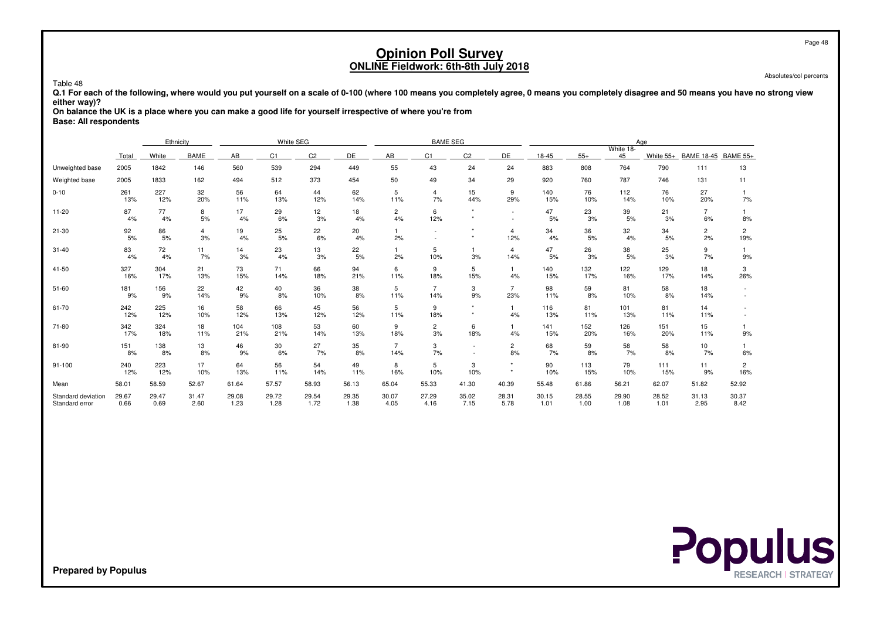# Opinion Poll Survey
## ONLINE Fieldwork: 6th-8th July 2018

Absolutes/col percents

Table 48

**Q.1 For each of the following, where would you put yourself on a scale of 0-100 (where 100 means you completely agree, 0 means you completely disagree and 50 means you have no strong view either way)?**

**On balance the UK is a place where you can make a good life for yourself irrespective of where you're from**

**Base: All respondents**

| | | Ethnicity | | White SEG | | | | BAME SEG | | | | Age | | | | | |
|---|---|---|---|---|---|---|---|---|---|---|---|---|---|---|---|---|---|
| | Total | White | BAME | AB | C1 | C2 | DE | AB | C1 | C2 | DE | 18-45 | 55+ | White 18-45 | White 55+ | BAME 18-45 | BAME 55+ |
| Unweighted base | 2005 | 1842 | 146 | 560 | 539 | 294 | 449 | 55 | 43 | 24 | 24 | 883 | 808 | 764 | 790 | 111 | 13 |
| Weighted base | 2005 | 1833 | 162 | 494 | 512 | 373 | 454 | 50 | 49 | 34 | 29 | 920 | 760 | 787 | 746 | 131 | 11 |
| 0-10 | 261 | 227 | 32 | 56 | 64 | 44 | 62 | 5 | 4 | 15 | 9 | 140 | 76 | 112 | 76 | 27 | 1 |
| | 13% | 12% | 20% | 11% | 13% | 12% | 14% | 11% | 7% | 44% | 29% | 15% | 10% | 14% | 10% | 20% | 7% |
| 11-20 | 87 | 77 | 8 | 17 | 29 | 12 | 18 | 2 | 6 | * | - | 47 | 23 | 39 | 21 | 7 | 1 |
| | 4% | 4% | 5% | 4% | 6% | 3% | 4% | 4% | 12% | * | - | 5% | 3% | 5% | 3% | 6% | 8% |
| 21-30 | 92 | 86 | 4 | 19 | 25 | 22 | 20 | 1 | - | * | 4 | 34 | 36 | 32 | 34 | 2 | 2 |
| | 5% | 5% | 3% | 4% | 5% | 6% | 4% | 2% | - | * | 12% | 4% | 5% | 4% | 5% | 2% | 19% |
| 31-40 | 83 | 72 | 11 | 14 | 23 | 13 | 22 | 1 | 5 | 1 | 4 | 47 | 26 | 38 | 25 | 9 | 1 |
| | 4% | 4% | 7% | 3% | 4% | 3% | 5% | 2% | 10% | 3% | 14% | 5% | 3% | 5% | 3% | 7% | 9% |
| 41-50 | 327 | 304 | 21 | 73 | 71 | 66 | 94 | 6 | 9 | 5 | 1 | 140 | 132 | 122 | 129 | 18 | 3 |
| | 16% | 17% | 13% | 15% | 14% | 18% | 21% | 11% | 18% | 15% | 4% | 15% | 17% | 16% | 17% | 14% | 26% |
| 51-60 | 181 | 156 | 22 | 42 | 40 | 36 | 38 | 5 | 7 | 3 | 7 | 98 | 59 | 81 | 58 | 18 | - |
| | 9% | 9% | 14% | 9% | 8% | 10% | 8% | 11% | 14% | 9% | 23% | 11% | 8% | 10% | 8% | 14% | - |
| 61-70 | 242 | 225 | 16 | 58 | 66 | 45 | 56 | 5 | 9 | * | 1 | 116 | 81 | 101 | 81 | 14 | - |
| | 12% | 12% | 10% | 12% | 13% | 12% | 12% | 11% | 18% | * | 4% | 13% | 11% | 13% | 11% | 11% | - |
| 71-80 | 342 | 324 | 18 | 104 | 108 | 53 | 60 | 9 | 2 | 6 | 1 | 141 | 152 | 126 | 151 | 15 | 1 |
| | 17% | 18% | 11% | 21% | 21% | 14% | 13% | 18% | 3% | 18% | 4% | 15% | 20% | 16% | 20% | 11% | 9% |
| 81-90 | 151 | 138 | 13 | 46 | 30 | 27 | 35 | 7 | 3 | - | 2 | 68 | 59 | 58 | 58 | 10 | 1 |
| | 8% | 8% | 8% | 9% | 6% | 7% | 8% | 14% | 7% | - | 8% | 7% | 8% | 7% | 8% | 7% | 6% |
| 91-100 | 240 | 223 | 17 | 64 | 56 | 54 | 49 | 8 | 5 | 3 | * | 90 | 113 | 79 | 111 | 11 | 2 |
| | 12% | 12% | 10% | 13% | 11% | 14% | 11% | 16% | 10% | 10% | * | 10% | 15% | 10% | 15% | 9% | 16% |
| Mean | 58.01 | 58.59 | 52.67 | 61.64 | 57.57 | 58.93 | 56.13 | 65.04 | 55.33 | 41.30 | 40.39 | 55.48 | 61.86 | 56.21 | 62.07 | 51.82 | 52.92 |
| Standard deviation | 29.67 | 29.47 | 31.47 | 29.08 | 29.72 | 29.54 | 29.35 | 30.07 | 27.29 | 35.02 | 28.31 | 30.15 | 28.55 | 29.90 | 28.52 | 31.13 | 30.37 |
| Standard error | 0.66 | 0.69 | 2.60 | 1.23 | 1.28 | 1.72 | 1.38 | 4.05 | 4.16 | 7.15 | 5.78 | 1.01 | 1.00 | 1.08 | 1.01 | 2.95 | 8.42 |

**Prepared by Populus**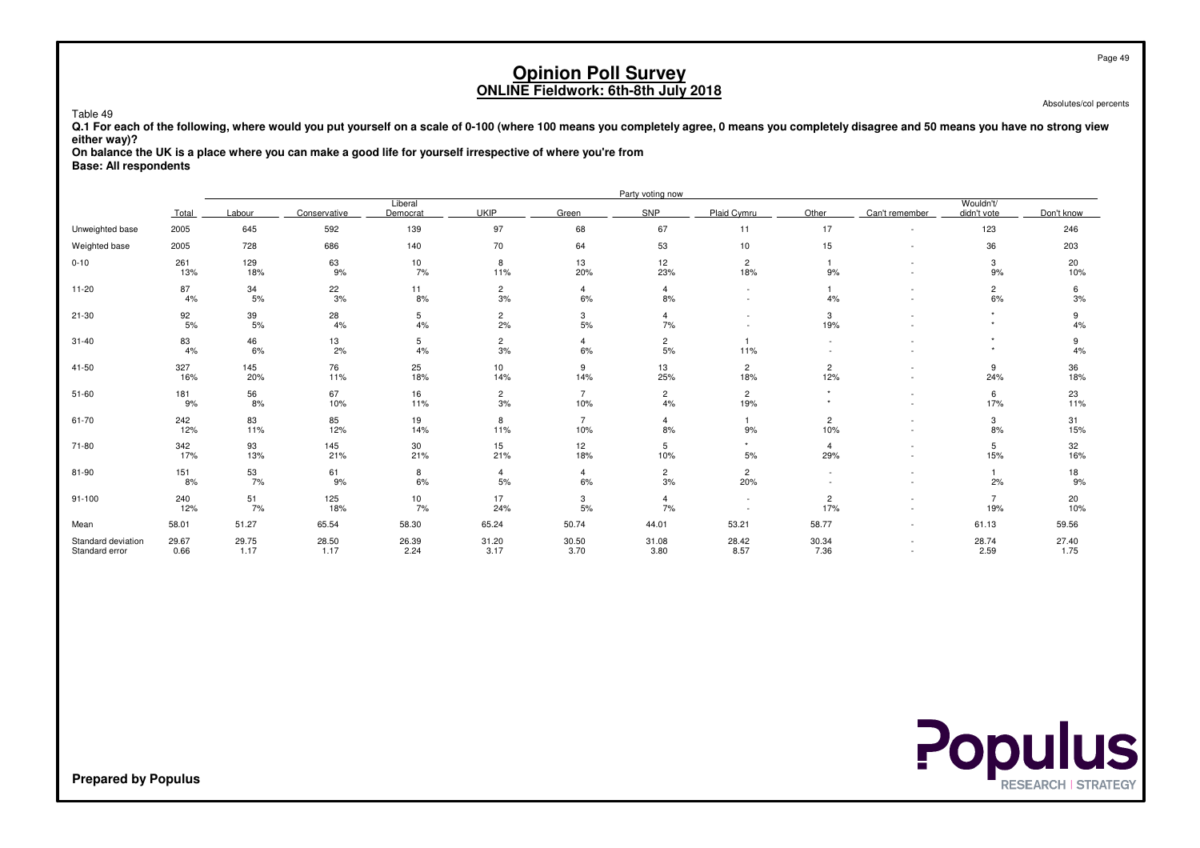# Opinion Poll Survey
## ONLINE Fieldwork: 6th-8th July 2018

Absolutes/col percents

Table 49

**Q.1 For each of the following, where would you put yourself on a scale of 0-100 (where 100 means you completely agree, 0 means you completely disagree and 50 means you have no strong view either way)?**

**On balance the UK is a place where you can make a good life for yourself irrespective of where you're from**

**Base: All respondents**

| | | Party voting now | | | | | | | | | | |
|---|---|---|---|---|---|---|---|---|---|---|---|---|
| | Total | Labour | Conservative | Liberal Democrat | UKIP | Green | SNP | Plaid Cymru | Other | Can't remember | Wouldn't/ didn't vote | Don't know |
| Unweighted base | 2005 | 645 | 592 | 139 | 97 | 68 | 67 | 11 | 17 | - | 123 | 246 |
| Weighted base | 2005 | 728 | 686 | 140 | 70 | 64 | 53 | 10 | 15 | - | 36 | 203 |
| 0-10 | 261 | 129 | 63 | 10 | 8 | 13 | 12 | 2 | 1 | - | 3 | 20 |
| | 13% | 18% | 9% | 7% | 11% | 20% | 23% | 18% | 9% | - | 9% | 10% |
| 11-20 | 87 | 34 | 22 | 11 | 2 | 4 | 4 | - | 1 | - | 2 | 6 |
| | 4% | 5% | 3% | 8% | 3% | 6% | 8% | - | 4% | - | 6% | 3% |
| 21-30 | 92 | 39 | 28 | 5 | 2 | 3 | 4 | - | 3 | - | * | 9 |
| | 5% | 5% | 4% | 4% | 2% | 5% | 7% | - | 19% | - | * | 4% |
| 31-40 | 83 | 46 | 13 | 5 | 2 | 4 | 2 | 1 | - | - | * | 9 |
| | 4% | 6% | 2% | 4% | 3% | 6% | 5% | 11% | - | - | * | 4% |
| 41-50 | 327 | 145 | 76 | 25 | 10 | 9 | 13 | 2 | 2 | - | 9 | 36 |
| | 16% | 20% | 11% | 18% | 14% | 14% | 25% | 18% | 12% | - | 24% | 18% |
| 51-60 | 181 | 56 | 67 | 16 | 2 | 7 | 2 | 2 | * | - | 6 | 23 |
| | 9% | 8% | 10% | 11% | 3% | 10% | 4% | 19% | * | - | 17% | 11% |
| 61-70 | 242 | 83 | 85 | 19 | 8 | 7 | 4 | 1 | 2 | - | 3 | 31 |
| | 12% | 11% | 12% | 14% | 11% | 10% | 8% | 9% | 10% | - | 8% | 15% |
| 71-80 | 342 | 93 | 145 | 30 | 15 | 12 | 5 | * | 4 | - | 5 | 32 |
| | 17% | 13% | 21% | 21% | 21% | 18% | 10% | 5% | 29% | - | 15% | 16% |
| 81-90 | 151 | 53 | 61 | 8 | 4 | 4 | 2 | 2 | - | - | 1 | 18 |
| | 8% | 7% | 9% | 6% | 5% | 6% | 3% | 20% | - | - | 2% | 9% |
| 91-100 | 240 | 51 | 125 | 10 | 17 | 3 | 4 | - | 2 | - | 7 | 20 |
| | 12% | 7% | 18% | 7% | 24% | 5% | 7% | - | 17% | - | 19% | 10% |
| Mean | 58.01 | 51.27 | 65.54 | 58.30 | 65.24 | 50.74 | 44.01 | 53.21 | 58.77 | - | 61.13 | 59.56 |
| Standard deviation | 29.67 | 29.75 | 28.50 | 26.39 | 31.20 | 30.50 | 31.08 | 28.42 | 30.34 | - | 28.74 | 27.40 |
| Standard error | 0.66 | 1.17 | 1.17 | 2.24 | 3.17 | 3.70 | 3.80 | 8.57 | 7.36 | - | 2.59 | 1.75 |

Prepared by Populus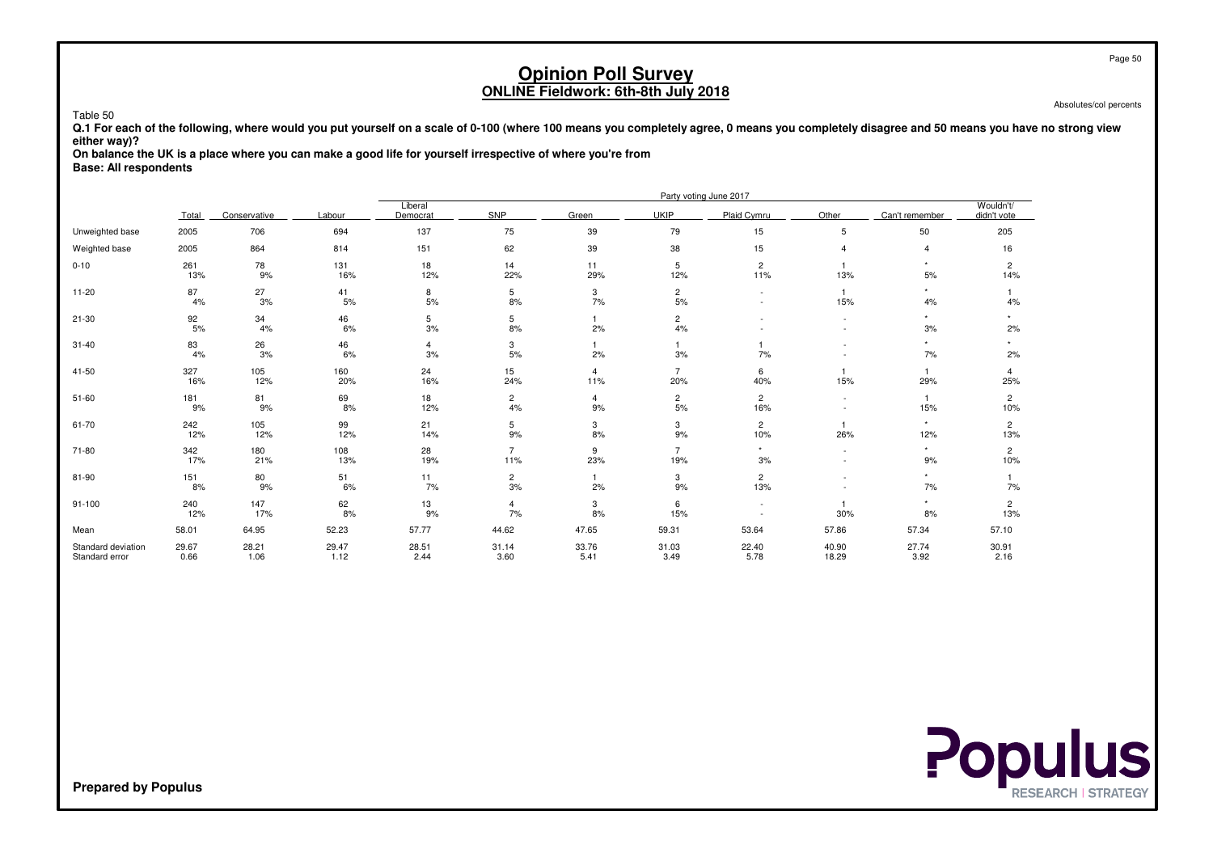# Opinion Poll Survey
## ONLINE Fieldwork: 6th-8th July 2018

Absolutes/col percents

Table 50

**Q.1 For each of the following, where would you put yourself on a scale of 0-100 (where 100 means you completely agree, 0 means you completely disagree and 50 means you have no strong view either way)?**

**On balance the UK is a place where you can make a good life for yourself irrespective of where you're from**

**Base: All respondents**

| | | Party voting June 2017 | | | | | | | | | |
|---|---|---|---|---|---|---|---|---|---|---|---|
| | Total | Conservative | Labour | Liberal Democrat | SNP | Green | UKIP | Plaid Cymru | Other | Can't remember | Wouldn't/ didn't vote |
| Unweighted base | 2005 | 706 | 694 | 137 | 75 | 39 | 79 | 15 | 5 | 50 | 205 |
| Weighted base | 2005 | 864 | 814 | 151 | 62 | 39 | 38 | 15 | 4 | 4 | 16 |
| 0-10 | 261 | 78 | 131 | 18 | 14 | 11 | 5 | 2 | 1 | * | 2 |
| | 13% | 9% | 16% | 12% | 22% | 29% | 12% | 11% | 13% | 5% | 14% |
| 11-20 | 87 | 27 | 41 | 8 | 5 | 3 | 2 | - | 1 | * | 1 |
| | 4% | 3% | 5% | 5% | 8% | 7% | 5% | - | 15% | 4% | 4% |
| 21-30 | 92 | 34 | 46 | 5 | 5 | 1 | 2 | - | - | * | * |
| | 5% | 4% | 6% | 3% | 8% | 2% | 4% | - | - | 3% | 2% |
| 31-40 | 83 | 26 | 46 | 4 | 3 | 1 | 1 | 1 | - | * | * |
| | 4% | 3% | 6% | 3% | 5% | 2% | 3% | 7% | - | 7% | 2% |
| 41-50 | 327 | 105 | 160 | 24 | 15 | 4 | 7 | 6 | 1 | 1 | 4 |
| | 16% | 12% | 20% | 16% | 24% | 11% | 20% | 40% | 15% | 29% | 25% |
| 51-60 | 181 | 81 | 69 | 18 | 2 | 4 | 2 | 2 | - | 1 | 2 |
| | 9% | 9% | 8% | 12% | 4% | 9% | 5% | 16% | - | 15% | 10% |
| 61-70 | 242 | 105 | 99 | 21 | 5 | 3 | 3 | 2 | 1 | * | 2 |
| | 12% | 12% | 12% | 14% | 9% | 8% | 9% | 10% | 26% | 12% | 13% |
| 71-80 | 342 | 180 | 108 | 28 | 7 | 9 | 7 | * | - | * | 2 |
| | 17% | 21% | 13% | 19% | 11% | 23% | 19% | 3% | - | 9% | 10% |
| 81-90 | 151 | 80 | 51 | 11 | 2 | 1 | 3 | 2 | - | * | 1 |
| | 8% | 9% | 6% | 7% | 3% | 2% | 9% | 13% | - | 7% | 7% |
| 91-100 | 240 | 147 | 62 | 13 | 4 | 3 | 6 | - | 1 | * | 2 |
| | 12% | 17% | 8% | 9% | 7% | 8% | 15% | - | 30% | 8% | 13% |
| Mean | 58.01 | 64.95 | 52.23 | 57.77 | 44.62 | 47.65 | 59.31 | 53.64 | 57.86 | 57.34 | 57.10 |
| Standard deviation | 29.67 | 28.21 | 29.47 | 28.51 | 31.14 | 33.76 | 31.03 | 22.40 | 40.90 | 27.74 | 30.91 |
| Standard error | 0.66 | 1.06 | 1.12 | 2.44 | 3.60 | 5.41 | 3.49 | 5.78 | 18.29 | 3.92 | 2.16 |

**Prepared by Populus**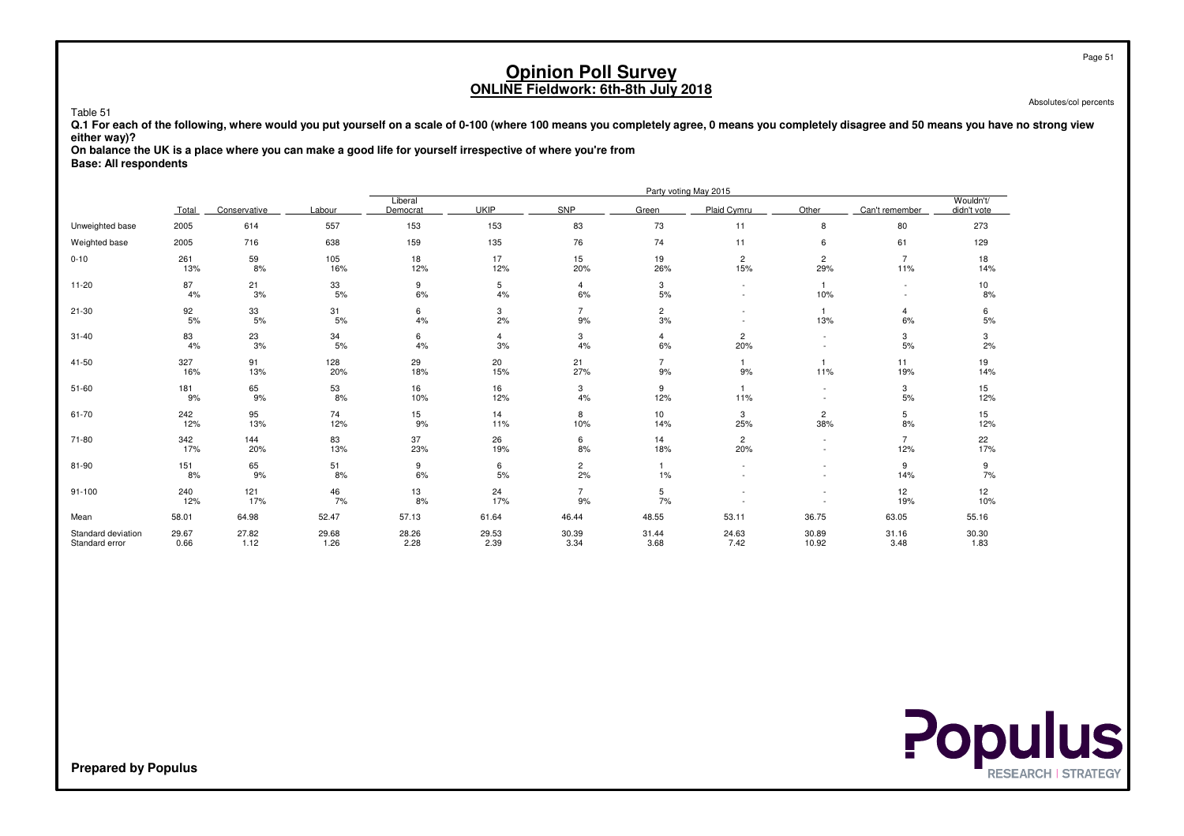# Opinion Poll Survey
## ONLINE Fieldwork: 6th-8th July 2018

Absolutes/col percents

Table 51

**Q.1 For each of the following, where would you put yourself on a scale of 0-100 (where 100 means you completely agree, 0 means you completely disagree and 50 means you have no strong view either way)?**

**On balance the UK is a place where you can make a good life for yourself irrespective of where you're from**

**Base: All respondents**

| | | Party voting May 2015 | | | | | | | | | | |
|---|---|---|---|---|---|---|---|---|---|---|---|---|
| | Total | Conservative | Labour | Liberal Democrat | UKIP | SNP | Green | Plaid Cymru | Other | Can't remember | Wouldn't/ didn't vote |
| Unweighted base | 2005 | 614 | 557 | 153 | 153 | 83 | 73 | 11 | 8 | 80 | 273 |
| Weighted base | 2005 | 716 | 638 | 159 | 135 | 76 | 74 | 11 | 6 | 61 | 129 |
| 0-10 | 261 | 59 | 105 | 18 | 17 | 15 | 19 | 2 | 2 | 7 | 18 |
| | 13% | 8% | 16% | 12% | 12% | 20% | 26% | 15% | 29% | 11% | 14% |
| 11-20 | 87 | 21 | 33 | 9 | 5 | 4 | 3 | - | 1 | - | 10 |
| | 4% | 3% | 5% | 6% | 4% | 6% | 5% | - | 10% | - | 8% |
| 21-30 | 92 | 33 | 31 | 6 | 3 | 7 | 2 | - | 1 | 4 | 6 |
| | 5% | 5% | 5% | 4% | 2% | 9% | 3% | - | 13% | 6% | 5% |
| 31-40 | 83 | 23 | 34 | 6 | 4 | 3 | 4 | 2 | - | 3 | 3 |
| | 4% | 3% | 5% | 4% | 3% | 4% | 6% | 20% | - | 5% | 2% |
| 41-50 | 327 | 91 | 128 | 29 | 20 | 21 | 7 | 1 | 1 | 11 | 19 |
| | 16% | 13% | 20% | 18% | 15% | 27% | 9% | 9% | 11% | 19% | 14% |
| 51-60 | 181 | 65 | 53 | 16 | 16 | 3 | 9 | 1 | - | 3 | 15 |
| | 9% | 9% | 8% | 10% | 12% | 4% | 12% | 11% | - | 5% | 12% |
| 61-70 | 242 | 95 | 74 | 15 | 14 | 8 | 10 | 3 | 2 | 5 | 15 |
| | 12% | 13% | 12% | 9% | 11% | 10% | 14% | 25% | 38% | 8% | 12% |
| 71-80 | 342 | 144 | 83 | 37 | 26 | 6 | 14 | 2 | - | 7 | 22 |
| | 17% | 20% | 13% | 23% | 19% | 8% | 18% | 20% | - | 12% | 17% |
| 81-90 | 151 | 65 | 51 | 9 | 6 | 2 | 1 | - | - | 9 | 9 |
| | 8% | 9% | 8% | 6% | 5% | 2% | 1% | - | - | 14% | 7% |
| 91-100 | 240 | 121 | 46 | 13 | 24 | 7 | 5 | - | - | 12 | 12 |
| | 12% | 17% | 7% | 8% | 17% | 9% | 7% | - | - | 19% | 10% |
| Mean | 58.01 | 64.98 | 52.47 | 57.13 | 61.64 | 46.44 | 48.55 | 53.11 | 36.75 | 63.05 | 55.16 |
| Standard deviation | 29.67 | 27.82 | 29.68 | 28.26 | 29.53 | 30.39 | 31.44 | 24.63 | 30.89 | 31.16 | 30.30 |
| Standard error | 0.66 | 1.12 | 1.26 | 2.28 | 2.39 | 3.34 | 3.68 | 7.42 | 10.92 | 3.48 | 1.83 |

**Prepared by Populus**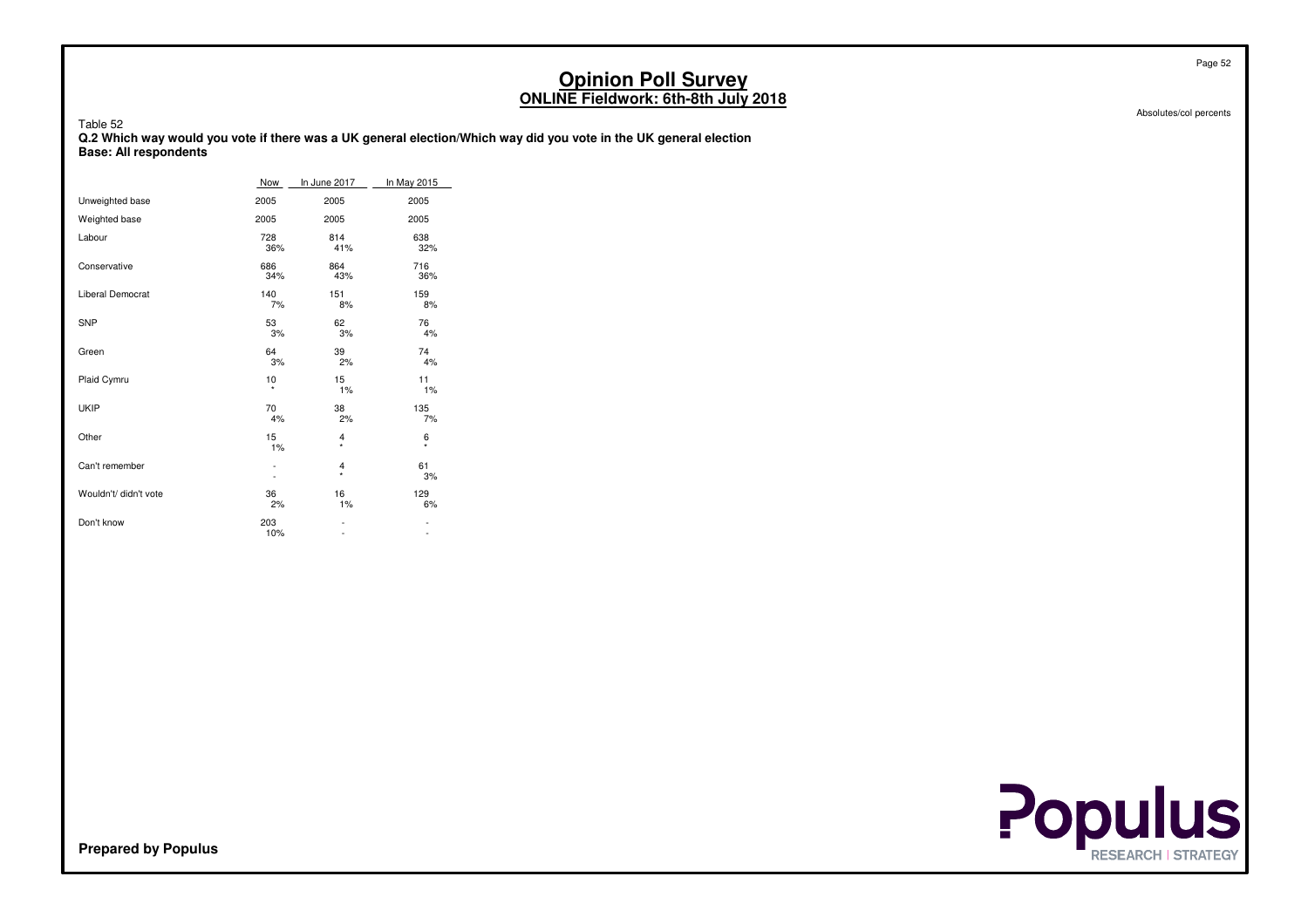# Opinion Poll Survey
## ONLINE Fieldwork: 6th-8th July 2018

Absolutes/col percents

Table 52

**Q.2 Which way would you vote if there was a UK general election/Which way did you vote in the UK general election**
**Base: All respondents**

| | Now | In June 2017 | In May 2015 |
|---|---|---|---|
| Unweighted base | 2005 | 2005 | 2005 |
| Weighted base | 2005 | 2005 | 2005 |
| Labour | 728<br>36% | 814<br>41% | 638<br>32% |
| Conservative | 686<br>34% | 864<br>43% | 716<br>36% |
| Liberal Democrat | 140<br>7% | 151<br>8% | 159<br>8% |
| SNP | 53<br>3% | 62<br>3% | 76<br>4% |
| Green | 64<br>3% | 39<br>2% | 74<br>4% |
| Plaid Cymru | 10<br>* | 15<br>1% | 11<br>1% |
| UKIP | 70<br>4% | 38<br>2% | 135<br>7% |
| Other | 15<br>1% | 4<br>* | 6<br>* |
| Can't remember | -<br>- | 4<br>* | 61<br>3% |
| Wouldn't/ didn't vote | 36<br>2% | 16<br>1% | 129<br>6% |
| Don't know | 203<br>10% | -<br>- | -<br>- |

**Prepared by Populus**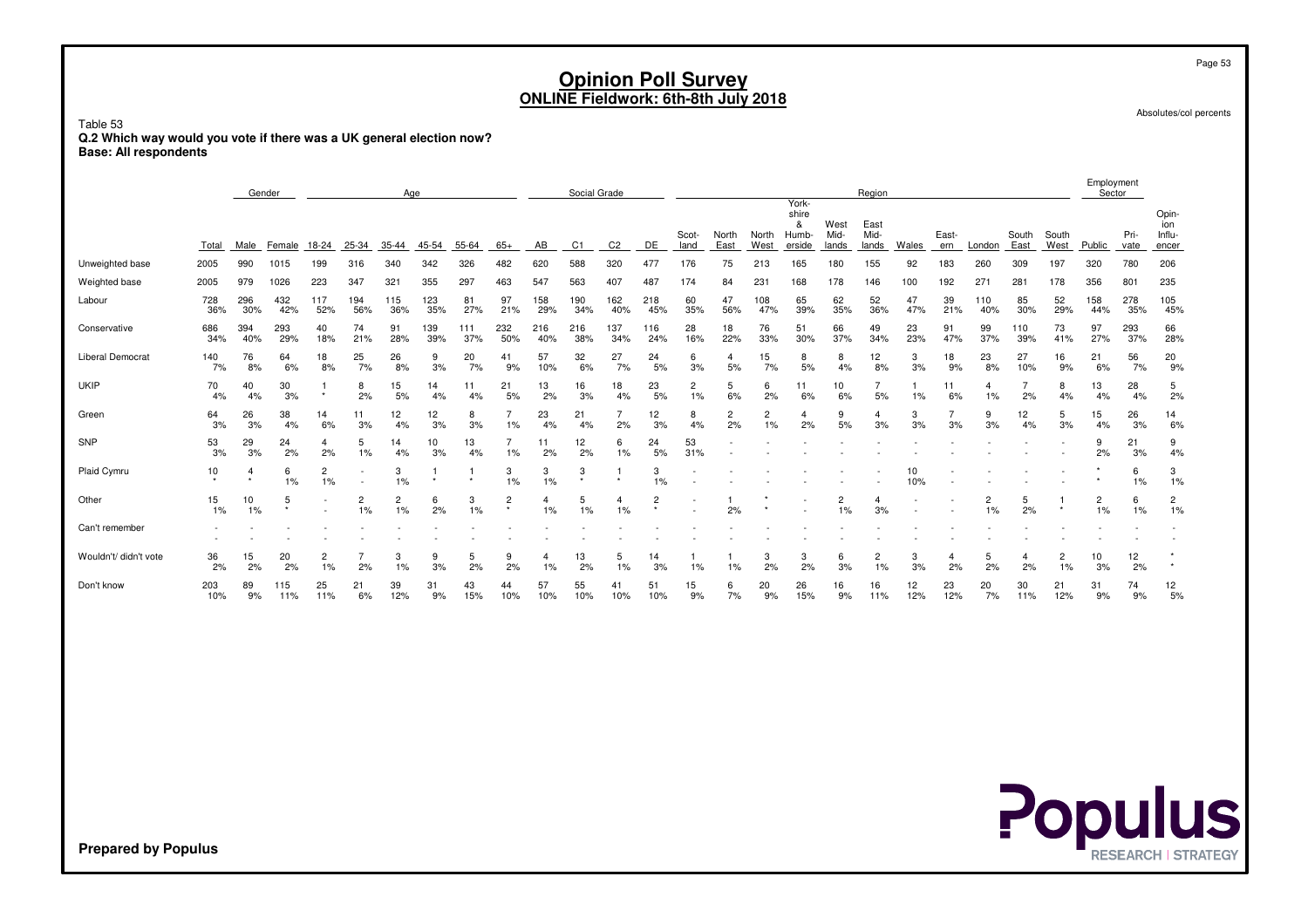# Opinion Poll Survey
## ONLINE Fieldwork: 6th-8th July 2018

Absolutes/col percents

Table 53
**Q.2 Which way would you vote if there was a UK general election now?**
**Base: All respondents**

| | | Gender | | Age | | | | | | Social Grade | | | | Region | | | | | | | | | | | Employment Sector | | |
|---|---|---|---|---|---|---|---|---|---|---|---|---|---|---|---|---|---|---|---|---|---|---|---|---|---|---|---|
| | Total | Male | Female | 18-24 | 25-34 | 35-44 | 45-54 | 55-64 | 65+ | AB | C1 | C2 | DE | Scot-land | North East | North West | York-shire & Humb-erside | West Mid-lands | East Mid-lands | Wales | East-ern | London | South East | South West | Public | Pri-vate | Opin-ion Influ-encer |
| Unweighted base | 2005 | 990 | 1015 | 199 | 316 | 340 | 342 | 326 | 482 | 620 | 588 | 320 | 477 | 176 | 75 | 213 | 165 | 180 | 155 | 92 | 183 | 260 | 309 | 197 | 320 | 780 | 206 |
| Weighted base | 2005 | 979 | 1026 | 223 | 347 | 321 | 355 | 297 | 463 | 547 | 563 | 407 | 487 | 174 | 84 | 231 | 168 | 178 | 146 | 100 | 192 | 271 | 281 | 178 | 356 | 801 | 235 |
| Labour | 728<br>36% | 296<br>30% | 432<br>42% | 117<br>52% | 194<br>56% | 115<br>36% | 123<br>35% | 81<br>27% | 97<br>21% | 158<br>29% | 190<br>34% | 162<br>40% | 218<br>45% | 60<br>35% | 47<br>56% | 108<br>47% | 65<br>39% | 62<br>35% | 52<br>36% | 47<br>47% | 39<br>21% | 110<br>40% | 85<br>30% | 52<br>29% | 158<br>44% | 278<br>35% | 105<br>45% |
| Conservative | 686<br>34% | 394<br>40% | 293<br>29% | 40<br>18% | 74<br>21% | 91<br>28% | 139<br>39% | 111<br>37% | 232<br>50% | 216<br>40% | 216<br>38% | 137<br>34% | 116<br>24% | 28<br>16% | 18<br>22% | 76<br>33% | 51<br>30% | 66<br>37% | 49<br>34% | 23<br>23% | 91<br>47% | 99<br>37% | 110<br>39% | 73<br>41% | 97<br>27% | 293<br>37% | 66<br>28% |
| Liberal Democrat | 140<br>7% | 76<br>8% | 64<br>6% | 18<br>8% | 25<br>7% | 26<br>8% | 9<br>3% | 20<br>7% | 41<br>9% | 57<br>10% | 32<br>6% | 27<br>7% | 24<br>5% | 6<br>3% | 4<br>5% | 15<br>7% | 8<br>5% | 8<br>4% | 12<br>8% | 3<br>3% | 18<br>9% | 23<br>8% | 27<br>10% | 16<br>9% | 21<br>6% | 56<br>7% | 20<br>9% |
| UKIP | 70<br>4% | 40<br>4% | 30<br>3% | 1<br>* | 8<br>2% | 15<br>5% | 14<br>4% | 11<br>4% | 21<br>5% | 13<br>2% | 16<br>3% | 18<br>4% | 23<br>5% | 2<br>1% | 5<br>6% | 6<br>2% | 11<br>6% | 10<br>6% | 7<br>5% | 1<br>1% | 11<br>6% | 4<br>1% | 7<br>2% | 8<br>4% | 13<br>4% | 28<br>4% | 5<br>2% |
| Green | 64<br>3% | 26<br>3% | 38<br>4% | 14<br>6% | 11<br>3% | 12<br>4% | 12<br>3% | 8<br>3% | 7<br>1% | 23<br>4% | 21<br>4% | 7<br>2% | 12<br>3% | 8<br>4% | 2<br>2% | 2<br>1% | 4<br>2% | 9<br>5% | 4<br>3% | 3<br>3% | 7<br>3% | 9<br>3% | 12<br>4% | 5<br>3% | 15<br>4% | 26<br>3% | 14<br>6% |
| SNP | 53<br>3% | 29<br>3% | 24<br>2% | 4<br>2% | 5<br>1% | 14<br>4% | 10<br>3% | 13<br>4% | 7<br>1% | 11<br>2% | 12<br>2% | 6<br>1% | 24<br>5% | 53<br>31% | -<br>- | - | - | - | - | - | - | - | - | -<br>- | 9<br>2% | 21<br>3% | 9<br>4% |
| Plaid Cymru | 10<br>* | 4<br>* | 6<br>1% | 2<br>1% | -<br>- | 3<br>1% | 1<br>* | 1<br>* | 3<br>1% | 3<br>1% | 3<br>* | 1<br>* | 3<br>1% | -<br>- | - | - | - | - | -<br>- | 10<br>10% | - | - | - | -<br>- | *<br>* | 6<br>1% | 3<br>1% |
| Other | 15<br>1% | 10<br>1% | 5<br>* | -<br>- | 2<br>1% | 2<br>1% | 6<br>2% | 3<br>1% | 2<br>* | 4<br>1% | 5<br>1% | 4<br>1% | 2<br>* | -<br>- | 1<br>2% | *<br>* | -<br>- | 2<br>1% | 4<br>3% | -<br>- | -<br>- | 2<br>1% | 5<br>2% | 1<br>* | 2<br>1% | 6<br>1% | 2<br>1% |
| Can't remember | -<br>- | - | - | - | - | - | - | - | - | - | - | - | - | - | - | - | - | - | - | - | - | - | - | - | - | - | -<br>- |
| Wouldn't/ didn't vote | 36<br>2% | 15<br>2% | 20<br>2% | 2<br>1% | 7<br>2% | 3<br>1% | 9<br>3% | 5<br>2% | 9<br>2% | 4<br>1% | 13<br>2% | 5<br>1% | 14<br>3% | 1<br>1% | 1<br>1% | 3<br>1% | 3<br>2% | 6<br>3% | 2<br>1% | 3<br>3% | 4<br>2% | 5<br>2% | 4<br>2% | 2<br>1% | 10<br>3% | 12<br>2% | *<br>* |
| Don't know | 203<br>10% | 89<br>9% | 115<br>11% | 25<br>11% | 21<br>6% | 39<br>12% | 31<br>9% | 43<br>15% | 44<br>10% | 57<br>10% | 55<br>10% | 41<br>10% | 51<br>10% | 15<br>9% | 6<br>7% | 20<br>9% | 26<br>15% | 16<br>9% | 16<br>11% | 12<br>12% | 23<br>12% | 20<br>7% | 30<br>11% | 21<br>12% | 31<br>9% | 74<br>9% | 12<br>5% |

**Prepared by Populus**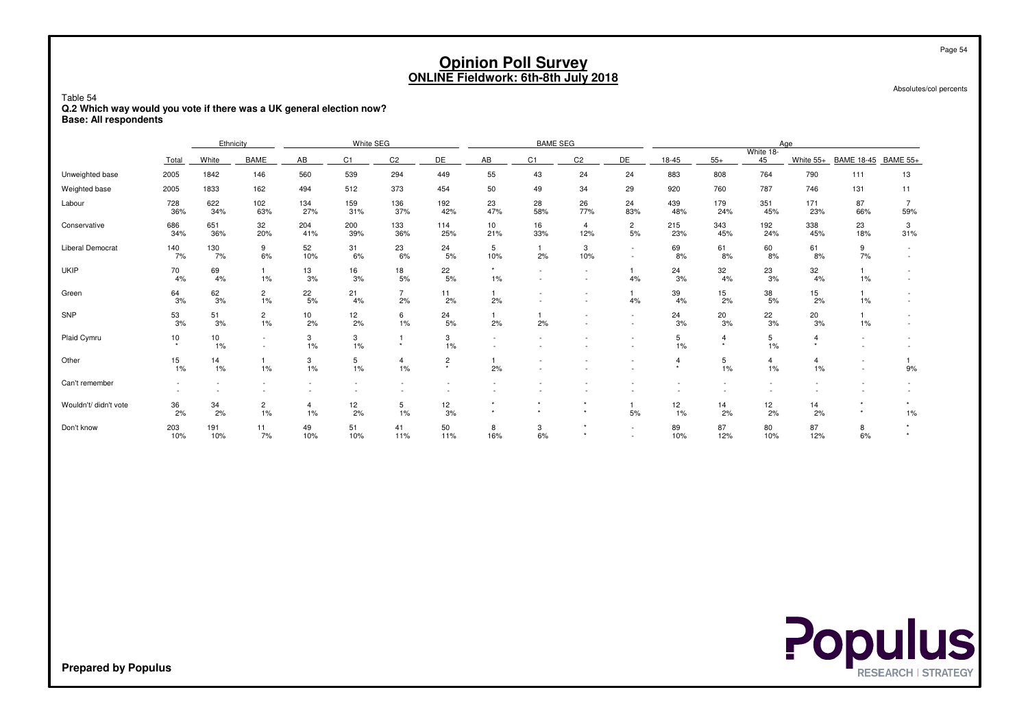# Opinion Poll Survey
## ONLINE Fieldwork: 6th-8th July 2018

Absolutes/col percents

Table 54
**Q.2 Which way would you vote if there was a UK general election now?**
**Base: All respondents**

| | | Ethnicity | | White SEG | | | | BAME SEG | | | | Age | | | | | |
|---|---|---|---|---|---|---|---|---|---|---|---|---|---|---|---|---|---|
| | Total | White | BAME | AB | C1 | C2 | DE | AB | C1 | C2 | DE | 18-45 | 55+ | White 18-45 | White 55+ | BAME 18-45 | BAME 55+ |
| Unweighted base | 2005 | 1842 | 146 | 560 | 539 | 294 | 449 | 55 | 43 | 24 | 24 | 883 | 808 | 764 | 790 | 111 | 13 |
| Weighted base | 2005 | 1833 | 162 | 494 | 512 | 373 | 454 | 50 | 49 | 34 | 29 | 920 | 760 | 787 | 746 | 131 | 11 |
| Labour | 728<br>36% | 622<br>34% | 102<br>63% | 134<br>27% | 159<br>31% | 136<br>37% | 192<br>42% | 23<br>47% | 28<br>58% | 26<br>77% | 24<br>83% | 439<br>48% | 179<br>24% | 351<br>45% | 171<br>23% | 87<br>66% | 7<br>59% |
| Conservative | 686<br>34% | 651<br>36% | 32<br>20% | 204<br>41% | 200<br>39% | 133<br>36% | 114<br>25% | 10<br>21% | 16<br>33% | 4<br>12% | 2<br>5% | 215<br>23% | 343<br>45% | 192<br>24% | 338<br>45% | 23<br>18% | 3<br>31% |
| Liberal Democrat | 140<br>7% | 130<br>7% | 9<br>6% | 52<br>10% | 31<br>6% | 23<br>6% | 24<br>5% | 5<br>10% | 1<br>2% | 3<br>10% | -<br>- | 69<br>8% | 61<br>8% | 60<br>8% | 61<br>8% | 9<br>7% | -<br>- |
| UKIP | 70<br>4% | 69<br>4% | 1<br>1% | 13<br>3% | 16<br>3% | 18<br>5% | 22<br>5% | *<br>1% | -<br>- | -<br>- | 1<br>4% | 24<br>3% | 32<br>4% | 23<br>3% | 32<br>4% | 1<br>1% | -<br>- |
| Green | 64<br>3% | 62<br>3% | 2<br>1% | 22<br>5% | 21<br>4% | 7<br>2% | 11<br>2% | 1<br>2% | -<br>- | -<br>- | 1<br>4% | 39<br>4% | 15<br>2% | 38<br>5% | 15<br>2% | 1<br>1% | -<br>- |
| SNP | 53<br>3% | 51<br>3% | 2<br>1% | 10<br>2% | 12<br>2% | 6<br>1% | 24<br>5% | 1<br>2% | 1<br>2% | -<br>- | -<br>- | 24<br>3% | 20<br>3% | 22<br>3% | 20<br>3% | 1<br>1% | -<br>- |
| Plaid Cymru | 10<br>* | 10<br>1% | -<br>- | 3<br>1% | 3<br>1% | 1<br>* | 3<br>1% | -<br>- | -<br>- | -<br>- | -<br>- | 5<br>1% | 4<br>* | 5<br>1% | 4<br>* | -<br>- | -<br>- |
| Other | 15<br>1% | 14<br>1% | 1<br>1% | 3<br>1% | 5<br>1% | 4<br>1% | 2<br>* | 1<br>2% | -<br>- | -<br>- | -<br>- | 4<br>* | 5<br>1% | 4<br>1% | 4<br>1% | -<br>- | 1<br>9% |
| Can't remember | -<br>- | -<br>- | -<br>- | -<br>- | -<br>- | -<br>- | -<br>- | -<br>- | -<br>- | -<br>- | -<br>- | -<br>- | -<br>- | -<br>- | -<br>- | -<br>- | -<br>- |
| Wouldn't/ didn't vote | 36<br>2% | 34<br>2% | 2<br>1% | 4<br>1% | 12<br>2% | 5<br>1% | 12<br>3% | *<br>* | *<br>* | *<br>* | 1<br>5% | 12<br>1% | 14<br>2% | 12<br>2% | 14<br>2% | *<br>* | *<br>1% |
| Don't know | 203<br>10% | 191<br>10% | 11<br>7% | 49<br>10% | 51<br>10% | 41<br>11% | 50<br>11% | 8<br>16% | 3<br>6% | *<br>* | -<br>- | 89<br>10% | 87<br>12% | 80<br>10% | 87<br>12% | 8<br>6% | *<br>* |

**Prepared by Populus**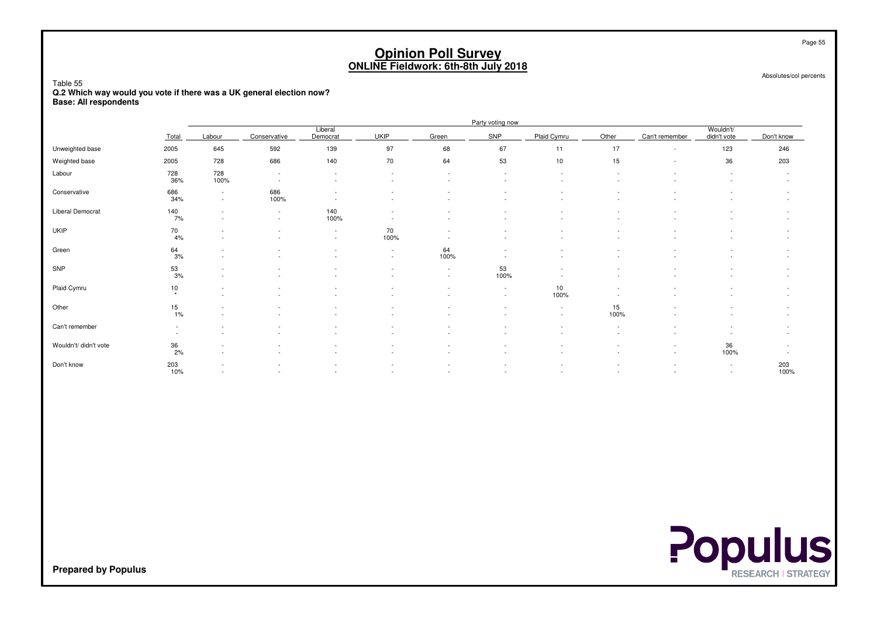# Opinion Poll Survey
## ONLINE Fieldwork: 6th-8th July 2018

Absolutes/col percents

Table 55
**Q.2 Which way would you vote if there was a UK general election now?**
**Base: All respondents**

| | | Party voting now | | | | | | | | | | |
|---|---|---|---|---|---|---|---|---|---|---|---|---|
| | Total | Labour | Conservative | Liberal Democrat | UKIP | Green | SNP | Plaid Cymru | Other | Can't remember | Wouldn't/ didn't vote | Don't know |
| Unweighted base | 2005 | 645 | 592 | 139 | 97 | 68 | 67 | 11 | 17 | - | 123 | 246 |
| Weighted base | 2005 | 728 | 686 | 140 | 70 | 64 | 53 | 10 | 15 | - | 36 | 203 |
| Labour | 728<br>36% | 728<br>100% | -<br>- | -<br>- | -<br>- | -<br>- | -<br>- | -<br>- | -<br>- | -<br>- | -<br>- | -<br>- |
| Conservative | 686<br>34% | -<br>- | 686<br>100% | -<br>- | -<br>- | -<br>- | -<br>- | -<br>- | -<br>- | -<br>- | -<br>- | -<br>- |
| Liberal Democrat | 140<br>7% | -<br>- | -<br>- | 140<br>100% | -<br>- | -<br>- | -<br>- | -<br>- | -<br>- | -<br>- | -<br>- | -<br>- |
| UKIP | 70<br>4% | -<br>- | -<br>- | -<br>- | 70<br>100% | -<br>- | -<br>- | -<br>- | -<br>- | -<br>- | -<br>- | -<br>- |
| Green | 64<br>3% | -<br>- | -<br>- | -<br>- | -<br>- | 64<br>100% | -<br>- | -<br>- | -<br>- | -<br>- | -<br>- | -<br>- |
| SNP | 53<br>3% | -<br>- | -<br>- | -<br>- | -<br>- | -<br>- | 53<br>100% | -<br>- | -<br>- | -<br>- | -<br>- | -<br>- |
| Plaid Cymru | 10<br>* | -<br>- | -<br>- | -<br>- | -<br>- | -<br>- | -<br>- | 10<br>100% | -<br>- | -<br>- | -<br>- | -<br>- |
| Other | 15<br>1% | -<br>- | -<br>- | -<br>- | -<br>- | -<br>- | -<br>- | -<br>- | 15<br>100% | -<br>- | -<br>- | -<br>- |
| Can't remember | -<br>- | -<br>- | -<br>- | -<br>- | -<br>- | -<br>- | -<br>- | -<br>- | -<br>- | -<br>- | -<br>- | -<br>- |
| Wouldn't/ didn't vote | 36<br>2% | -<br>- | -<br>- | -<br>- | -<br>- | -<br>- | -<br>- | -<br>- | -<br>- | -<br>- | 36<br>100% | -<br>- |
| Don't know | 203<br>10% | -<br>- | -<br>- | -<br>- | -<br>- | -<br>- | -<br>- | -<br>- | -<br>- | -<br>- | -<br>- | 203<br>100% |

**Prepared by Populus**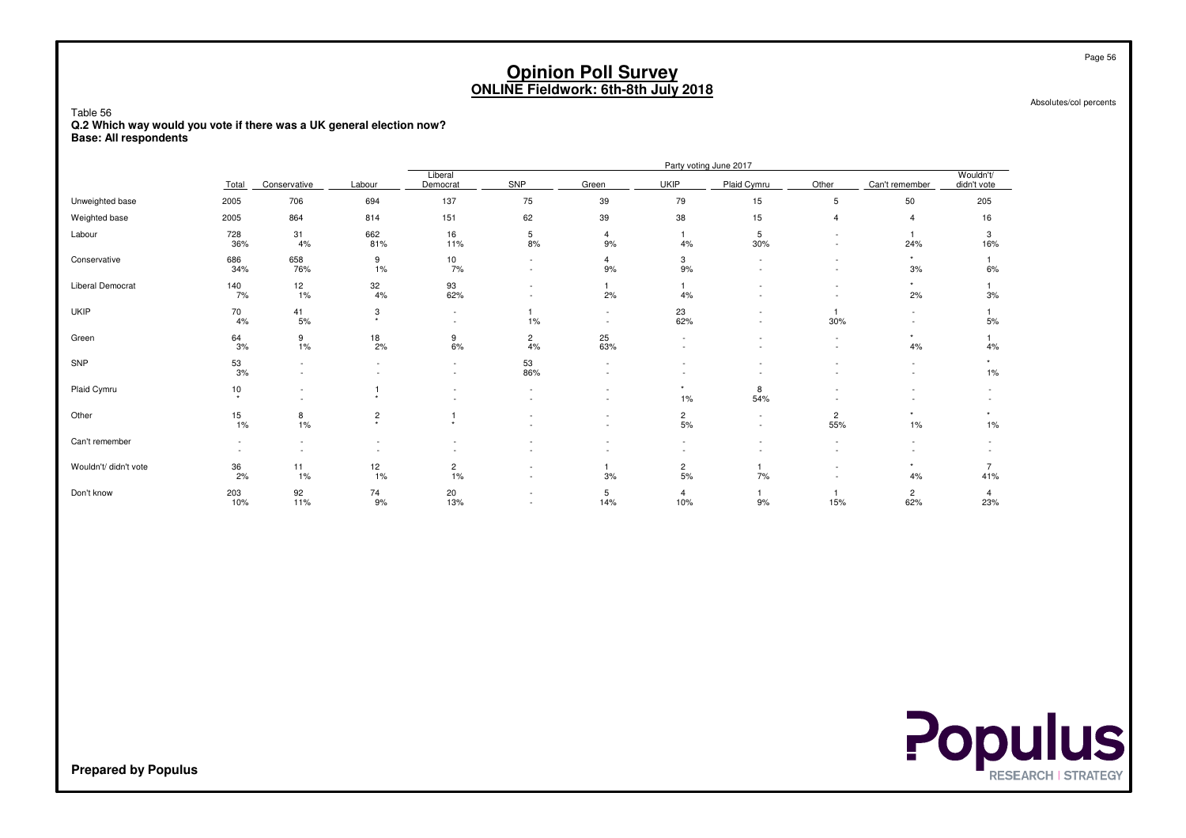# Opinion Poll Survey
## ONLINE Fieldwork: 6th-8th July 2018

Absolutes/col percents

Table 56
**Q.2 Which way would you vote if there was a UK general election now?**
**Base: All respondents**

| | | Party voting June 2017 | | | | | | | | | |
|---|---|---|---|---|---|---|---|---|---|---|---|
| | Total | Conservative | Labour | Liberal Democrat | SNP | Green | UKIP | Plaid Cymru | Other | Can't remember | Wouldn't/ didn't vote |
| Unweighted base | 2005 | 706 | 694 | 137 | 75 | 39 | 79 | 15 | 5 | 50 | 205 |
| Weighted base | 2005 | 864 | 814 | 151 | 62 | 39 | 38 | 15 | 4 | 4 | 16 |
| Labour | 728<br>36% | 31<br>4% | 662<br>81% | 16<br>11% | 5<br>8% | 4<br>9% | 1<br>4% | 5<br>30% | -<br>- | 1<br>24% | 3<br>16% |
| Conservative | 686<br>34% | 658<br>76% | 9<br>1% | 10<br>7% | -<br>- | 4<br>9% | 3<br>9% | -<br>- | -<br>- | *<br>3% | 1<br>6% |
| Liberal Democrat | 140<br>7% | 12<br>1% | 32<br>4% | 93<br>62% | -<br>- | 1<br>2% | 1<br>4% | -<br>- | -<br>- | *<br>2% | 1<br>3% |
| UKIP | 70<br>4% | 41<br>5% | 3<br>* | -<br>- | 1<br>1% | -<br>- | 23<br>62% | -<br>- | 1<br>30% | -<br>- | 1<br>5% |
| Green | 64<br>3% | 9<br>1% | 18<br>2% | 9<br>6% | 2<br>4% | 25<br>63% | -<br>- | -<br>- | -<br>- | *<br>4% | 1<br>4% |
| SNP | 53<br>3% | -<br>- | -<br>- | -<br>- | 53<br>86% | -<br>- | -<br>- | -<br>- | -<br>- | -<br>- | *<br>1% |
| Plaid Cymru | 10<br>* | -<br>- | 1<br>* | -<br>- | -<br>- | -<br>- | *<br>1% | 8<br>54% | -<br>- | -<br>- | -<br>- |
| Other | 15<br>1% | 8<br>1% | 2<br>* | 1<br>* | -<br>- | -<br>- | 2<br>5% | -<br>- | 2<br>55% | *<br>1% | *<br>1% |
| Can't remember | -<br>- | -<br>- | -<br>- | -<br>- | -<br>- | -<br>- | -<br>- | -<br>- | -<br>- | -<br>- | -<br>- |
| Wouldn't/ didn't vote | 36<br>2% | 11<br>1% | 12<br>1% | 2<br>1% | -<br>- | 1<br>3% | 2<br>5% | 1<br>7% | -<br>- | *<br>4% | 7<br>41% |
| Don't know | 203<br>10% | 92<br>11% | 74<br>9% | 20<br>13% | -<br>- | 5<br>14% | 4<br>10% | 1<br>9% | 1<br>15% | 2<br>62% | 4<br>23% |

**Prepared by Populus**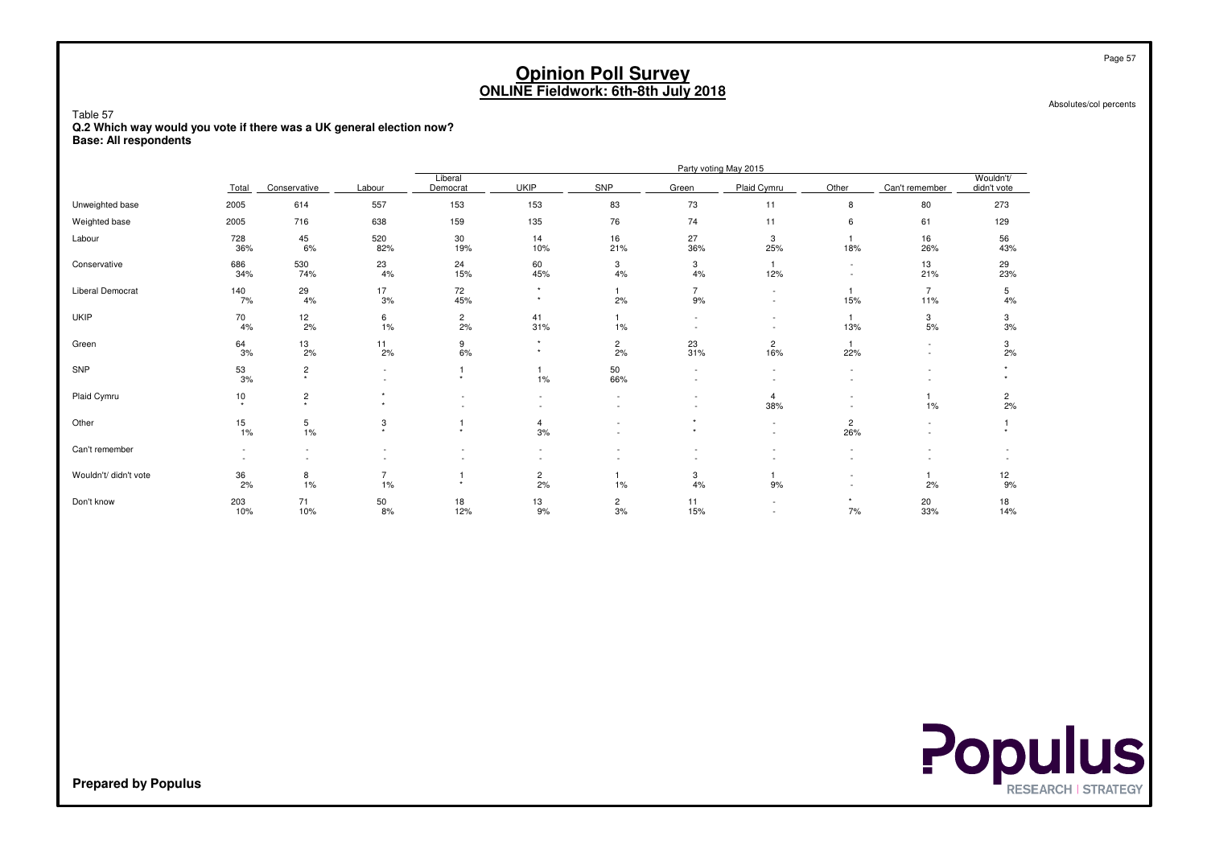# Opinion Poll Survey
## ONLINE Fieldwork: 6th-8th July 2018

Absolutes/col percents

Table 57
**Q.2 Which way would you vote if there was a UK general election now?**
**Base: All respondents**

| | | Party voting May 2015 | | | | | | | | | |
|---|---|---|---|---|---|---|---|---|---|---|---|
| | Total | Conservative | Labour | Liberal Democrat | UKIP | SNP | Green | Plaid Cymru | Other | Can't remember | Wouldn't/ didn't vote |
| Unweighted base | 2005 | 614 | 557 | 153 | 153 | 83 | 73 | 11 | 8 | 80 | 273 |
| Weighted base | 2005 | 716 | 638 | 159 | 135 | 76 | 74 | 11 | 6 | 61 | 129 |
| Labour | 728<br>36% | 45<br>6% | 520<br>82% | 30<br>19% | 14<br>10% | 16<br>21% | 27<br>36% | 3<br>25% | 1<br>18% | 16<br>26% | 56<br>43% |
| Conservative | 686<br>34% | 530<br>74% | 23<br>4% | 24<br>15% | 60<br>45% | 3<br>4% | 3<br>4% | 1<br>12% | -<br>- | 13<br>21% | 29<br>23% |
| Liberal Democrat | 140<br>7% | 29<br>4% | 17<br>3% | 72<br>45% | *<br>* | 1<br>2% | 7<br>9% | -<br>- | 1<br>15% | 7<br>11% | 5<br>4% |
| UKIP | 70<br>4% | 12<br>2% | 6<br>1% | 2<br>2% | 41<br>31% | 1<br>1% | -<br>- | -<br>- | 1<br>13% | 3<br>5% | 3<br>3% |
| Green | 64<br>3% | 13<br>2% | 11<br>2% | 9<br>6% | *<br>* | 2<br>2% | 23<br>31% | 2<br>16% | 1<br>22% | -<br>- | 3<br>2% |
| SNP | 53<br>3% | 2<br>* | -<br>- | 1<br>* | 1<br>1% | 50<br>66% | -<br>- | -<br>- | -<br>- | -<br>- | *<br>* |
| Plaid Cymru | 10<br>* | 2<br>* | *<br>* | -<br>- | -<br>- | -<br>- | -<br>- | 4<br>38% | -<br>- | 1<br>1% | 2<br>2% |
| Other | 15<br>1% | 5<br>1% | 3<br>* | 1<br>* | 4<br>3% | -<br>- | *<br>* | -<br>- | 2<br>26% | -<br>- | 1<br>* |
| Can't remember | -<br>- | -<br>- | -<br>- | -<br>- | -<br>- | -<br>- | -<br>- | -<br>- | -<br>- | -<br>- | -<br>- |
| Wouldn't/ didn't vote | 36<br>2% | 8<br>1% | 7<br>1% | 1<br>* | 2<br>2% | 1<br>1% | 3<br>4% | 1<br>9% | -<br>- | 1<br>2% | 12<br>9% |
| Don't know | 203<br>10% | 71<br>10% | 50<br>8% | 18<br>12% | 13<br>9% | 2<br>3% | 11<br>15% | -<br>- | *<br>7% | 20<br>33% | 18<br>14% |

**Prepared by Populus**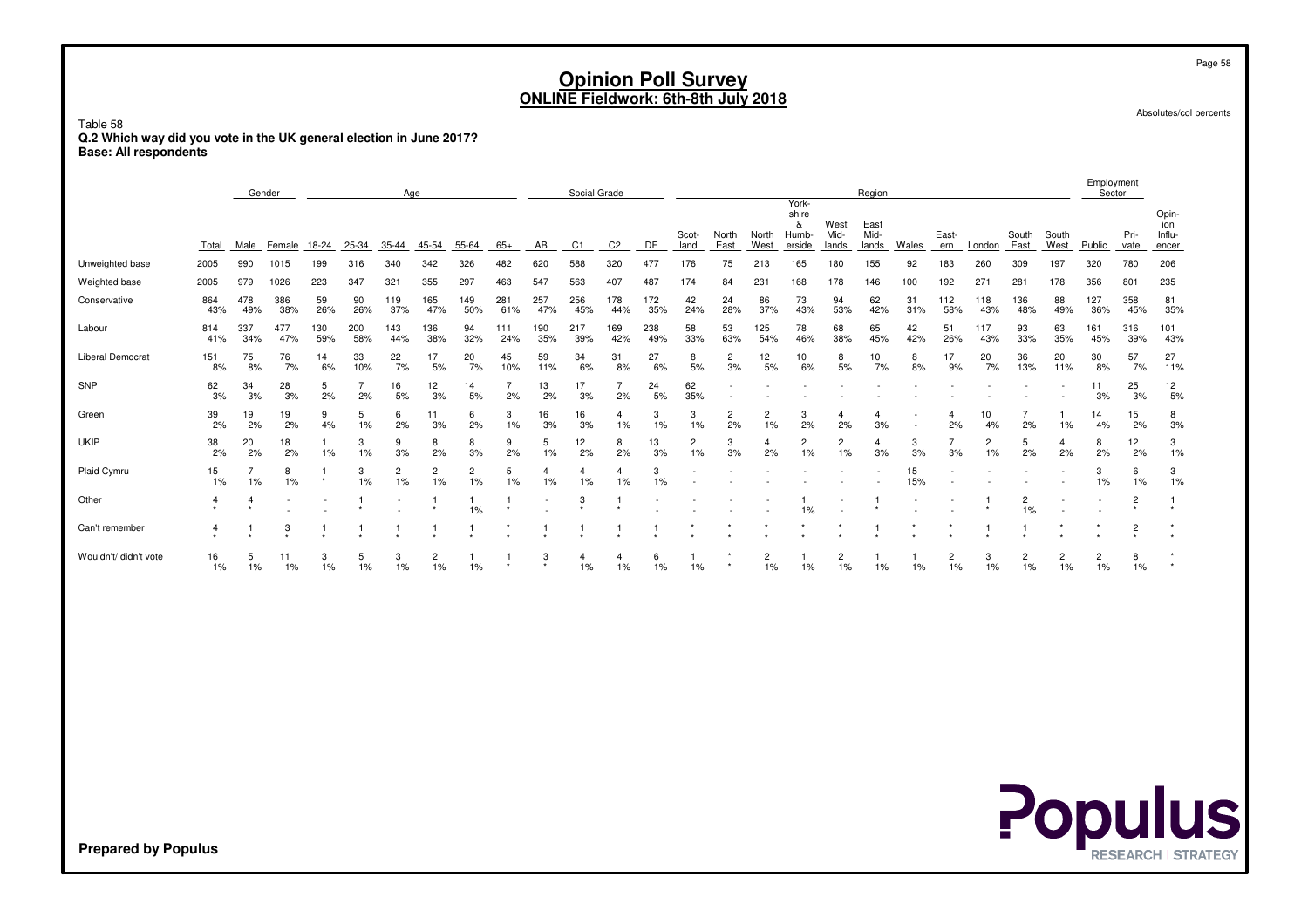# Opinion Poll Survey
## ONLINE Fieldwork: 6th-8th July 2018

Absolutes/col percents

Table 58
**Q.2 Which way did you vote in the UK general election in June 2017?**
**Base: All respondents**

| | Total | Gender | | Age | | | | | | Social Grade | | | | Region | | | | | | | | | | | | Employment Sector | | |
|---|---|---|---|---|---|---|---|---|---|---|---|---|---|---|---|---|---|---|---|---|---|---|---|---|---|---|---|---|
| | Total | Male | Female | 18-24 | 25-34 | 35-44 | 45-54 | 55-64 | 65+ | AB | C1 | C2 | DE | Scot-land | North East | North West | York-shire & Humb-erside | West Mid-lands | East Mid-lands | Wales | East-ern | London | South East | South West | Public | Pri-vate | Opin-ion Influ-encer |
| Unweighted base | 2005 | 990 | 1015 | 199 | 316 | 340 | 342 | 326 | 482 | 620 | 588 | 320 | 477 | 176 | 75 | 213 | 165 | 180 | 155 | 92 | 183 | 260 | 309 | 197 | 320 | 780 | 206 |
| Weighted base | 2005 | 979 | 1026 | 223 | 347 | 321 | 355 | 297 | 463 | 547 | 563 | 407 | 487 | 174 | 84 | 231 | 168 | 178 | 146 | 100 | 192 | 271 | 281 | 178 | 356 | 801 | 235 |
| Conservative | 864 | 478 | 386 | 59 | 90 | 119 | 165 | 149 | 281 | 257 | 256 | 178 | 172 | 42 | 24 | 86 | 73 | 94 | 62 | 31 | 112 | 118 | 136 | 88 | 127 | 358 | 81 |
| | 43% | 49% | 38% | 26% | 26% | 37% | 47% | 50% | 61% | 47% | 45% | 44% | 35% | 24% | 28% | 37% | 43% | 53% | 42% | 31% | 58% | 43% | 48% | 49% | 36% | 45% | 35% |
| Labour | 814 | 337 | 477 | 130 | 200 | 143 | 136 | 94 | 111 | 190 | 217 | 169 | 238 | 58 | 53 | 125 | 78 | 68 | 65 | 42 | 51 | 117 | 93 | 63 | 161 | 316 | 101 |
| | 41% | 34% | 47% | 59% | 58% | 44% | 38% | 32% | 24% | 35% | 39% | 42% | 49% | 33% | 63% | 54% | 46% | 38% | 45% | 42% | 26% | 43% | 33% | 35% | 45% | 39% | 43% |
| Liberal Democrat | 151 | 75 | 76 | 14 | 33 | 22 | 17 | 20 | 45 | 59 | 34 | 31 | 27 | 8 | 2 | 12 | 10 | 8 | 10 | 8 | 17 | 20 | 36 | 20 | 30 | 57 | 27 |
| | 8% | 8% | 7% | 6% | 10% | 7% | 5% | 7% | 10% | 11% | 6% | 8% | 6% | 5% | 3% | 5% | 6% | 5% | 7% | 8% | 9% | 7% | 13% | 11% | 8% | 7% | 11% |
| SNP | 62 | 34 | 28 | 5 | 7 | 16 | 12 | 14 | 7 | 13 | 17 | 7 | 24 | 62 | - | - | - | - | - | - | - | - | - | - | 11 | 25 | 12 |
| | 3% | 3% | 3% | 2% | 2% | 5% | 3% | 5% | 2% | 2% | 3% | 2% | 5% | 35% | - | - | - | - | - | - | - | - | - | - | 3% | 3% | 5% |
| Green | 39 | 19 | 19 | 9 | 5 | 6 | 11 | 6 | 3 | 16 | 16 | 4 | 3 | 3 | 2 | 2 | 3 | 4 | 4 | - | 4 | 10 | 7 | 1 | 14 | 15 | 8 |
| | 2% | 2% | 2% | 4% | 1% | 2% | 3% | 2% | 1% | 3% | 3% | 1% | 1% | 1% | 2% | 1% | 2% | 2% | 3% | - | 2% | 4% | 2% | 1% | 4% | 2% | 3% |
| UKIP | 38 | 20 | 18 | 1 | 3 | 9 | 8 | 8 | 9 | 5 | 12 | 8 | 13 | 2 | 3 | 4 | 2 | 2 | 4 | 3 | 7 | 2 | 5 | 4 | 8 | 12 | 3 |
| | 2% | 2% | 2% | 1% | 1% | 3% | 2% | 3% | 2% | 1% | 2% | 2% | 3% | 1% | 3% | 2% | 1% | 1% | 3% | 3% | 3% | 1% | 2% | 2% | 2% | 2% | 1% |
| Plaid Cymru | 15 | 7 | 8 | 1 | 3 | 2 | 2 | 2 | 5 | 4 | 4 | 4 | 3 | - | - | - | - | - | - | 15 | - | - | - | - | 3 | 6 | 3 |
| | 1% | 1% | 1% | * | 1% | 1% | 1% | 1% | 1% | 1% | 1% | 1% | 1% | - | - | - | - | - | - | 15% | - | - | - | - | 1% | 1% | 1% |
| Other | 4 | 4 | - | - | 1 | - | 1 | 1 | 1 | - | 3 | 1 | - | - | - | - | 1 | - | 1 | - | - | 1 | 2 | - | - | 2 | 1 |
| | * | * | - | - | * | - | * | 1% | * | - | * | * | - | - | - | - | 1% | - | * | - | - | * | 1% | - | - | * | * |
| Can't remember | 4 | 1 | 3 | 1 | 1 | 1 | 1 | 1 | * | 1 | 1 | 1 | 1 | * | * | * | * | * | 1 | * | * | 1 | 1 | * | * | 2 | * |
| | * | * | * | * | * | * | * | * | * | * | * | * | * | * | * | * | * | * | * | * | * | * | * | * | * | * | * |
| Wouldn't/ didn't vote | 16 | 5 | 11 | 3 | 5 | 3 | 2 | 1 | 1 | 3 | 4 | 4 | 6 | 1 | * | 2 | 1 | 2 | 1 | 1 | 2 | 3 | 2 | 2 | 2 | 8 | * |
| | 1% | 1% | 1% | 1% | 1% | 1% | 1% | 1% | * | * | 1% | 1% | 1% | 1% | * | 1% | 1% | 1% | 1% | 1% | 1% | 1% | 1% | 1% | 1% | 1% | * |

Prepared by Populus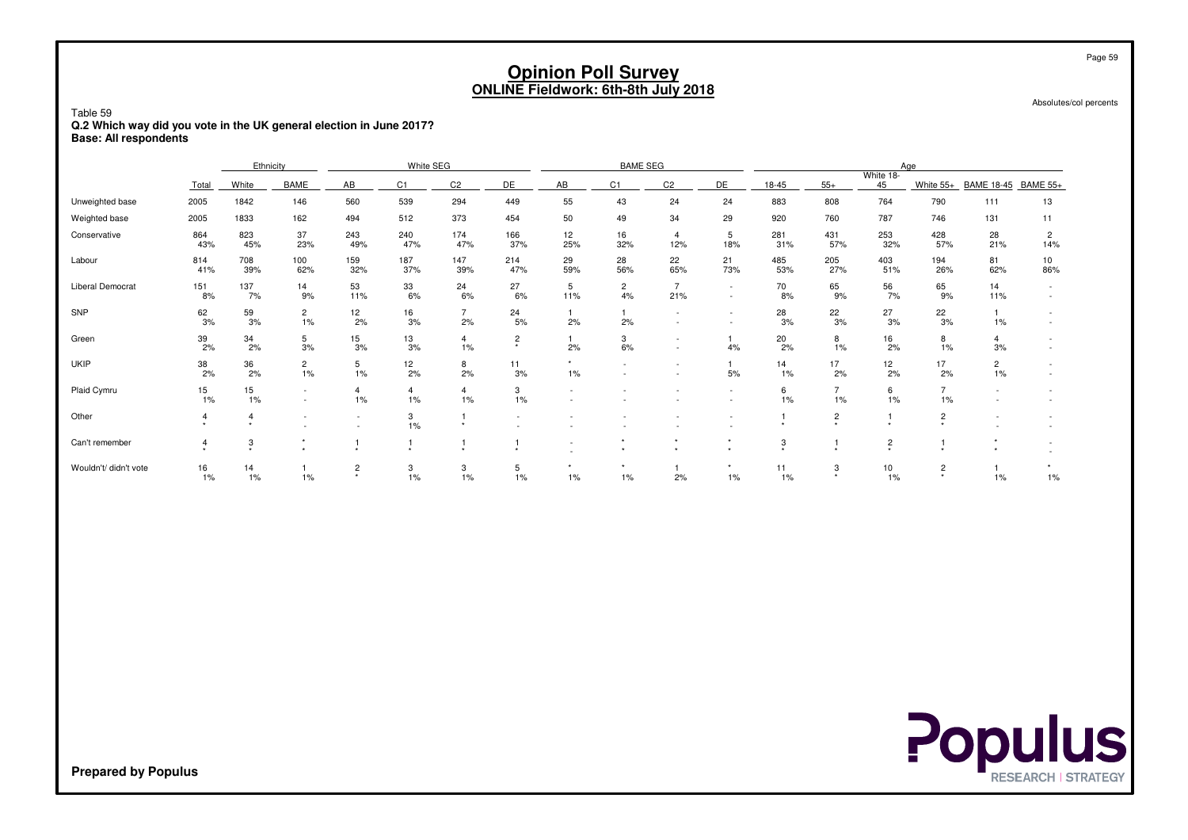# Opinion Poll Survey
## ONLINE Fieldwork: 6th-8th July 2018

Absolutes/col percents

Table 59
**Q.2 Which way did you vote in the UK general election in June 2017?**
**Base: All respondents**

| | | Ethnicity | | White SEG | | | | BAME SEG | | | | Age | | | | | |
|---|---|---|---|---|---|---|---|---|---|---|---|---|---|---|---|---|---|
| | Total | White | BAME | AB | C1 | C2 | DE | AB | C1 | C2 | DE | 18-45 | 55+ | White 18-45 | White 55+ | BAME 18-45 | BAME 55+ |
| Unweighted base | 2005 | 1842 | 146 | 560 | 539 | 294 | 449 | 55 | 43 | 24 | 24 | 883 | 808 | 764 | 790 | 111 | 13 |
| Weighted base | 2005 | 1833 | 162 | 494 | 512 | 373 | 454 | 50 | 49 | 34 | 29 | 920 | 760 | 787 | 746 | 131 | 11 |
| Conservative | 864<br>43% | 823<br>45% | 37<br>23% | 243<br>49% | 240<br>47% | 174<br>47% | 166<br>37% | 12<br>25% | 16<br>32% | 4<br>12% | 5<br>18% | 281<br>31% | 431<br>57% | 253<br>32% | 428<br>57% | 28<br>21% | 2<br>14% |
| Labour | 814<br>41% | 708<br>39% | 100<br>62% | 159<br>32% | 187<br>37% | 147<br>39% | 214<br>47% | 29<br>59% | 28<br>56% | 22<br>65% | 21<br>73% | 485<br>53% | 205<br>27% | 403<br>51% | 194<br>26% | 81<br>62% | 10<br>86% |
| Liberal Democrat | 151<br>8% | 137<br>7% | 14<br>9% | 53<br>11% | 33<br>6% | 24<br>6% | 27<br>6% | 5<br>11% | 2<br>4% | 7<br>21% | -<br>- | 70<br>8% | 65<br>9% | 56<br>7% | 65<br>9% | 14<br>11% | -<br>- |
| SNP | 62<br>3% | 59<br>3% | 2<br>1% | 12<br>2% | 16<br>3% | 7<br>2% | 24<br>5% | 1<br>2% | 1<br>2% | -<br>- | -<br>- | 28<br>3% | 22<br>3% | 27<br>3% | 22<br>3% | 1<br>1% | -<br>- |
| Green | 39<br>2% | 34<br>2% | 5<br>3% | 15<br>3% | 13<br>3% | 4<br>1% | 2<br>* | 1<br>2% | 3<br>6% | -<br>- | 1<br>4% | 20<br>2% | 8<br>1% | 16<br>2% | 8<br>1% | 4<br>3% | -<br>- |
| UKIP | 38<br>2% | 36<br>2% | 2<br>1% | 5<br>1% | 12<br>2% | 8<br>2% | 11<br>3% | *<br>1% | -<br>- | -<br>- | 1<br>5% | 14<br>1% | 17<br>2% | 12<br>2% | 17<br>2% | 2<br>1% | -<br>- |
| Plaid Cymru | 15<br>1% | 15<br>1% | -<br>- | 4<br>1% | 4<br>1% | 4<br>1% | 3<br>1% | -<br>- | -<br>- | -<br>- | -<br>- | 6<br>1% | 7<br>1% | 6<br>1% | 7<br>1% | -<br>- | -<br>- |
| Other | 4<br>* | 4<br>* | -<br>- | -<br>- | 3<br>1% | 1<br>* | -<br>- | -<br>- | -<br>- | -<br>- | -<br>- | 1<br>* | 2<br>* | 1<br>* | 2<br>* | -<br>- | -<br>- |
| Can't remember | 4<br>* | 3<br>* | *<br>* | 1<br>* | 1<br>* | 1<br>* | 1<br>* | -<br>- | *<br>* | *<br>* | *<br>* | 3<br>* | 1<br>* | 2<br>* | 1<br>* | *<br>* | -<br>- |
| Wouldn't/ didn't vote | 16<br>1% | 14<br>1% | 1<br>1% | 2<br>* | 3<br>1% | 3<br>1% | 5<br>1% | *<br>1% | *<br>1% | 1<br>2% | *<br>1% | 11<br>1% | 3<br>* | 10<br>1% | 2<br>* | 1<br>1% | *<br>1% |

**Prepared by Populus**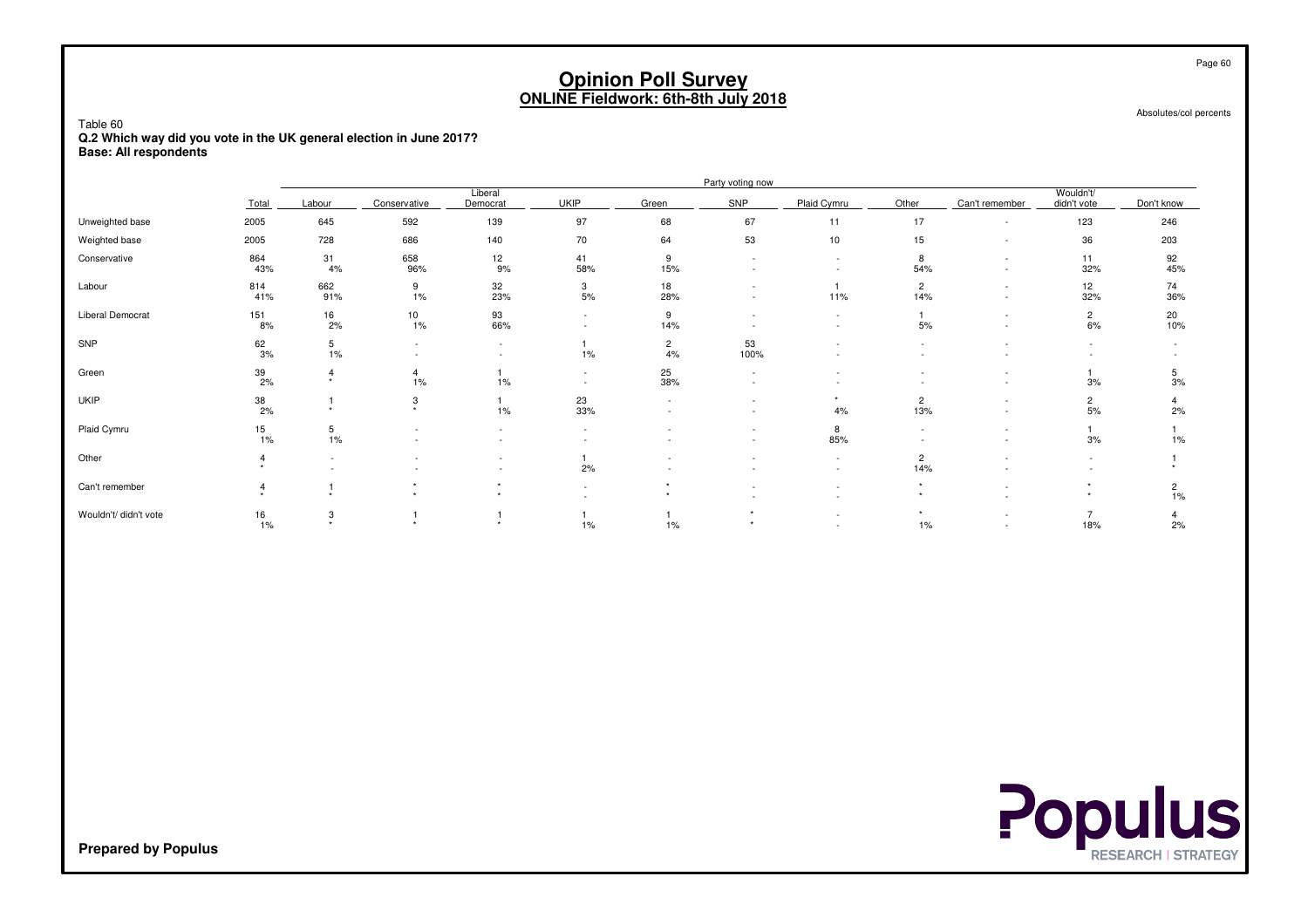# Opinion Poll Survey
## ONLINE Fieldwork: 6th-8th July 2018

Absolutes/col percents

Table 60
**Q.2 Which way did you vote in the UK general election in June 2017?**
**Base: All respondents**

| | | Party voting now | | | | | | | | | | |
|---|---|---|---|---|---|---|---|---|---|---|---|---|
| | Total | Labour | Conservative | Liberal Democrat | UKIP | Green | SNP | Plaid Cymru | Other | Can't remember | Wouldn't/ didn't vote | Don't know |
| Unweighted base | 2005 | 645 | 592 | 139 | 97 | 68 | 67 | 11 | 17 | - | 123 | 246 |
| Weighted base | 2005 | 728 | 686 | 140 | 70 | 64 | 53 | 10 | 15 | - | 36 | 203 |
| Conservative | 864 | 31 | 658 | 12 | 41 | 9 | - | - | 8 | - | 11 | 92 |
| | 43% | 4% | 96% | 9% | 58% | 15% | - | - | 54% | - | 32% | 45% |
| Labour | 814 | 662 | 9 | 32 | 3 | 18 | - | 1 | 2 | - | 12 | 74 |
| | 41% | 91% | 1% | 23% | 5% | 28% | - | 11% | 14% | - | 32% | 36% |
| Liberal Democrat | 151 | 16 | 10 | 93 | - | 9 | - | - | 1 | - | 2 | 20 |
| | 8% | 2% | 1% | 66% | - | 14% | - | - | 5% | - | 6% | 10% |
| SNP | 62 | 5 | - | - | 1 | 2 | 53 | - | - | - | - | - |
| | 3% | 1% | - | - | 1% | 4% | 100% | - | - | - | - | - |
| Green | 39 | 4 | 4 | 1 | - | 25 | - | - | - | - | 1 | 5 |
| | 2% | * | 1% | 1% | - | 38% | - | - | - | - | 3% | 3% |
| UKIP | 38 | 1 | 3 | 1 | 23 | - | - | * | 2 | - | 2 | 4 |
| | 2% | * | * | 1% | 33% | - | - | 4% | 13% | - | 5% | 2% |
| Plaid Cymru | 15 | 5 | - | - | - | - | - | 8 | - | - | 1 | 1 |
| | 1% | 1% | - | - | - | - | - | 85% | - | - | 3% | 1% |
| Other | 4 | - | - | - | 1 | - | - | - | 2 | - | - | 1 |
| | * | - | - | - | 2% | - | - | - | 14% | - | - | * |
| Can't remember | 4 | 1 | * | * | - | * | - | - | * | - | * | 2 |
| | * | * | * | * | - | * | - | - | * | - | * | 1% |
| Wouldn't/ didn't vote | 16 | 3 | 1 | 1 | 1 | 1 | * | - | * | - | 7 | 4 |
| | 1% | * | * | * | 1% | 1% | * | - | 1% | - | 18% | 2% |

**Prepared by Populus**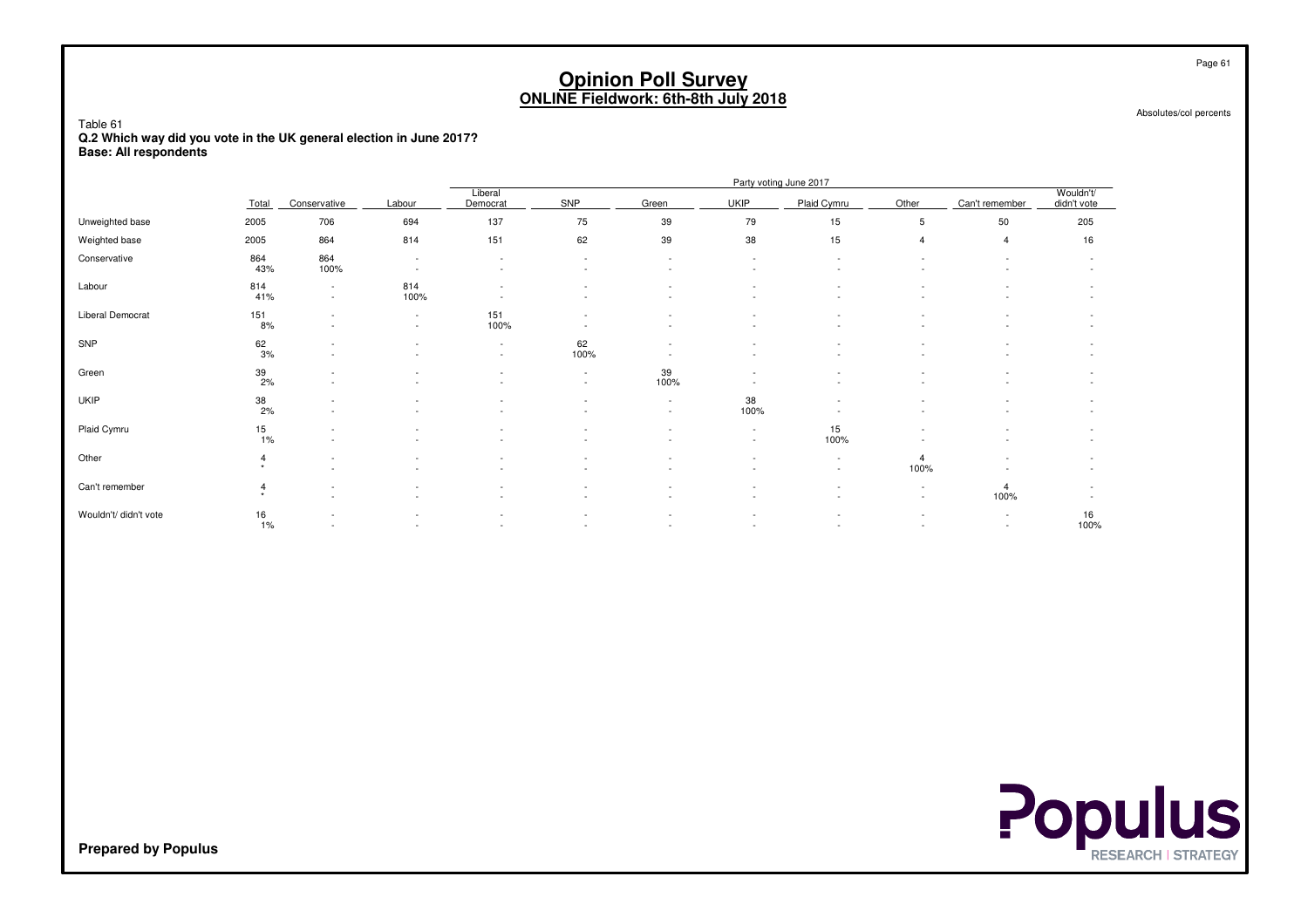# Opinion Poll Survey
## ONLINE Fieldwork: 6th-8th July 2018

Absolutes/col percents

Table 61
**Q.2 Which way did you vote in the UK general election in June 2017?**
**Base: All respondents**

| | | Party voting June 2017 | | | | | | | | | |
|---|---|---|---|---|---|---|---|---|---|---|---|
| | Total | Conservative | Labour | Liberal Democrat | SNP | Green | UKIP | Plaid Cymru | Other | Can't remember | Wouldn't/ didn't vote |
| Unweighted base | 2005 | 706 | 694 | 137 | 75 | 39 | 79 | 15 | 5 | 50 | 205 |
| Weighted base | 2005 | 864 | 814 | 151 | 62 | 39 | 38 | 15 | 4 | 4 | 16 |
| Conservative | 864 | 864 | - | - | - | - | - | - | - | - | - |
| | 43% | 100% | - | - | - | - | - | - | - | - | - |
| Labour | 814 | - | 814 | - | - | - | - | - | - | - | - |
| | 41% | - | 100% | - | - | - | - | - | - | - | - |
| Liberal Democrat | 151 | - | - | 151 | - | - | - | - | - | - | - |
| | 8% | - | - | 100% | - | - | - | - | - | - | - |
| SNP | 62 | - | - | - | 62 | - | - | - | - | - | - |
| | 3% | - | - | - | 100% | - | - | - | - | - | - |
| Green | 39 | - | - | - | - | 39 | - | - | - | - | - |
| | 2% | - | - | - | - | 100% | - | - | - | - | - |
| UKIP | 38 | - | - | - | - | - | 38 | - | - | - | - |
| | 2% | - | - | - | - | - | 100% | - | - | - | - |
| Plaid Cymru | 15 | - | - | - | - | - | - | 15 | - | - | - |
| | 1% | - | - | - | - | - | - | 100% | - | - | - |
| Other | 4 | - | - | - | - | - | - | - | 4 | - | - |
| | * | - | - | - | - | - | - | - | 100% | - | - |
| Can't remember | 4 | - | - | - | - | - | - | - | - | 4 | - |
| | * | - | - | - | - | - | - | - | - | 100% | - |
| Wouldn't/ didn't vote | 16 | - | - | - | - | - | - | - | - | - | 16 |
| | 1% | - | - | - | - | - | - | - | - | - | 100% |

**Prepared by Populus**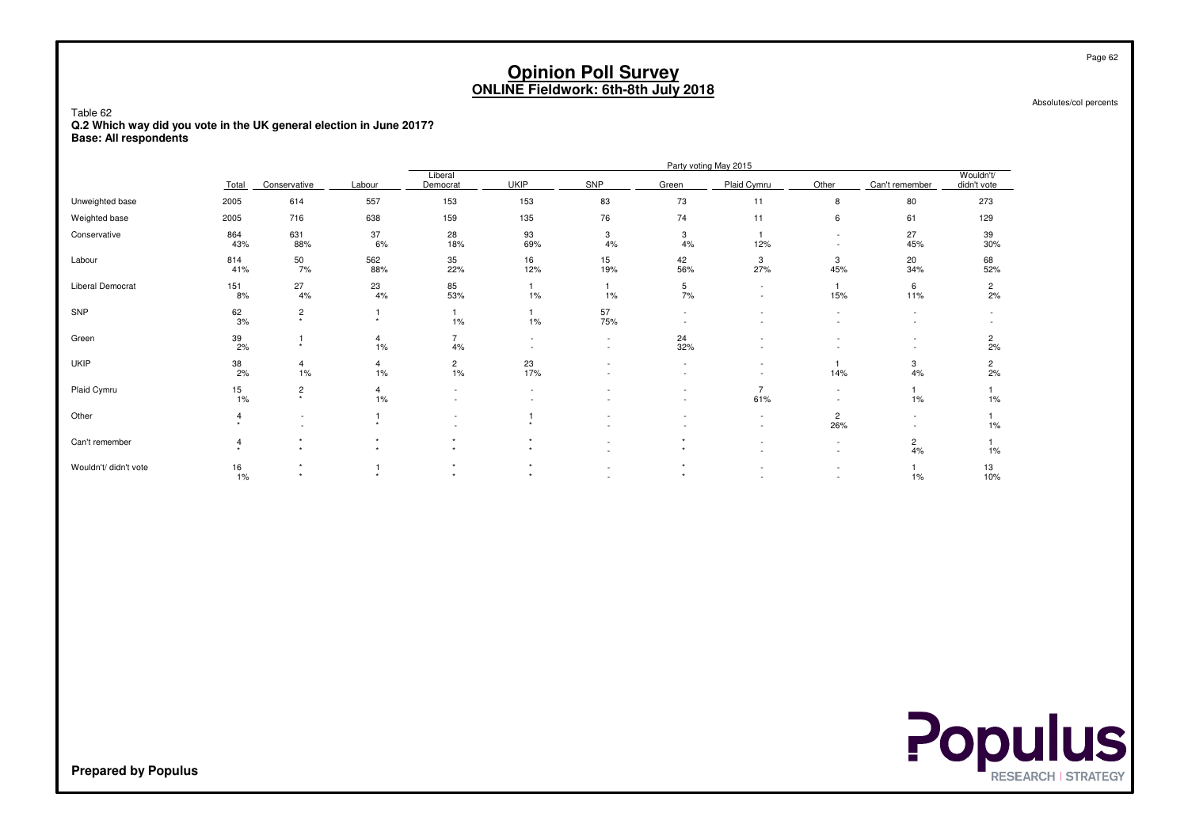# Opinion Poll Survey
## ONLINE Fieldwork: 6th-8th July 2018

Absolutes/col percents

Table 62
**Q.2 Which way did you vote in the UK general election in June 2017?**
**Base: All respondents**

| | Total | Party voting May 2015 | | | | | | | | | |
|---|---|---|---|---|---|---|---|---|---|---|---|
| | | Conservative | Labour | Liberal Democrat | UKIP | SNP | Green | Plaid Cymru | Other | Can't remember | Wouldn't/ didn't vote |
| Unweighted base | 2005 | 614 | 557 | 153 | 153 | 83 | 73 | 11 | 8 | 80 | 273 |
| Weighted base | 2005 | 716 | 638 | 159 | 135 | 76 | 74 | 11 | 6 | 61 | 129 |
| Conservative | 864 | 631 | 37 | 28 | 93 | 3 | 3 | 1 | - | 27 | 39 |
| | 43% | 88% | 6% | 18% | 69% | 4% | 4% | 12% | - | 45% | 30% |
| Labour | 814 | 50 | 562 | 35 | 16 | 15 | 42 | 3 | 3 | 20 | 68 |
| | 41% | 7% | 88% | 22% | 12% | 19% | 56% | 27% | 45% | 34% | 52% |
| Liberal Democrat | 151 | 27 | 23 | 85 | 1 | 1 | 5 | - | 1 | 6 | 2 |
| | 8% | 4% | 4% | 53% | 1% | 1% | 7% | - | 15% | 11% | 2% |
| SNP | 62 | 2 | 1 | 1 | 1 | 57 | - | - | - | - | - |
| | 3% | * | * | 1% | 1% | 75% | - | - | - | - | - |
| Green | 39 | 1 | 4 | 7 | - | - | 24 | - | - | - | 2 |
| | 2% | * | 1% | 4% | - | - | 32% | - | - | - | 2% |
| UKIP | 38 | 4 | 4 | 2 | 23 | - | - | - | 1 | 3 | 2 |
| | 2% | 1% | 1% | 1% | 17% | - | - | - | 14% | 4% | 2% |
| Plaid Cymru | 15 | 2 | 4 | - | - | - | - | 7 | - | 1 | 1 |
| | 1% | * | 1% | - | - | - | - | 61% | - | 1% | 1% |
| Other | 4 | - | 1 | - | 1 | - | - | - | 2 | - | 1 |
| | * | - | * | - | * | - | - | - | 26% | - | 1% |
| Can't remember | 4 | * | * | * | * | - | * | - | - | 2 | 1 |
| | * | * | * | * | * | - | * | - | - | 4% | 1% |
| Wouldn't/ didn't vote | 16 | * | 1 | * | * | - | * | - | - | 1 | 13 |
| | 1% | * | * | * | * | - | * | - | - | 1% | 10% |

**Prepared by Populus**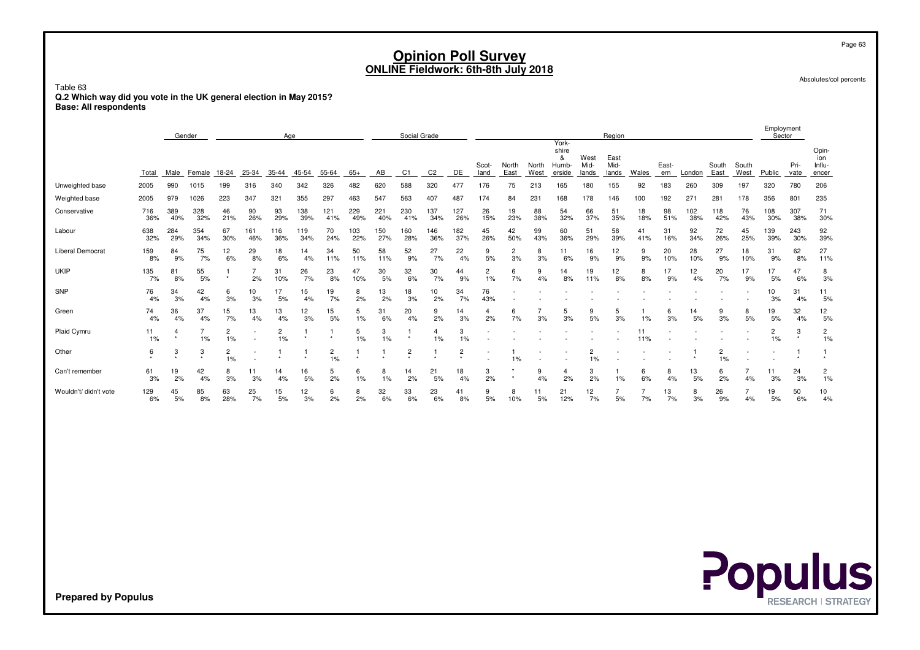# Opinion Poll Survey
## ONLINE Fieldwork: 6th-8th July 2018

Absolutes/col percents

Table 63
**Q.2 Which way did you vote in the UK general election in May 2015?**
**Base: All respondents**

| | | Gender | | Age | | | | | | Social Grade | | | | Region | | | | | | | | | | | Employment Sector | | |
|---|---|---|---|---|---|---|---|---|---|---|---|---|---|---|---|---|---|---|---|---|---|---|---|---|---|---|---|
| | Total | Male | Female | 18-24 | 25-34 | 35-44 | 45-54 | 55-64 | 65+ | AB | C1 | C2 | DE | Scot-land | North East | North West | York-shire & Humb-erside | West Mid-lands | East Mid-lands | Wales | East-ern | London | South East | South West | Public | Pri-vate | Opin-ion Influ-encer |
| Unweighted base | 2005 | 990 | 1015 | 199 | 316 | 340 | 342 | 326 | 482 | 620 | 588 | 320 | 477 | 176 | 75 | 213 | 165 | 180 | 155 | 92 | 183 | 260 | 309 | 197 | 320 | 780 | 206 |
| Weighted base | 2005 | 979 | 1026 | 223 | 347 | 321 | 355 | 297 | 463 | 547 | 563 | 407 | 487 | 174 | 84 | 231 | 168 | 178 | 146 | 100 | 192 | 271 | 281 | 178 | 356 | 801 | 235 |
| Conservative | 716 | 389 | 328 | 46 | 90 | 93 | 138 | 121 | 229 | 221 | 230 | 137 | 127 | 26 | 19 | 88 | 54 | 66 | 51 | 18 | 98 | 102 | 118 | 76 | 108 | 307 | 71 |
| | 36% | 40% | 32% | 21% | 26% | 29% | 39% | 41% | 49% | 40% | 41% | 34% | 26% | 15% | 23% | 38% | 32% | 37% | 35% | 18% | 51% | 38% | 42% | 43% | 30% | 38% | 30% |
| Labour | 638 | 284 | 354 | 67 | 161 | 116 | 119 | 70 | 103 | 150 | 160 | 146 | 182 | 45 | 42 | 99 | 60 | 51 | 58 | 41 | 31 | 92 | 72 | 45 | 139 | 243 | 92 |
| | 32% | 29% | 34% | 30% | 46% | 36% | 34% | 24% | 22% | 27% | 28% | 36% | 37% | 26% | 50% | 43% | 36% | 29% | 39% | 41% | 16% | 34% | 26% | 25% | 39% | 30% | 39% |
| Liberal Democrat | 159 | 84 | 75 | 12 | 29 | 18 | 14 | 34 | 50 | 58 | 52 | 27 | 22 | 9 | 2 | 8 | 11 | 16 | 12 | 9 | 20 | 28 | 27 | 18 | 31 | 62 | 27 |
| | 8% | 9% | 7% | 6% | 8% | 6% | 4% | 11% | 11% | 11% | 9% | 7% | 4% | 5% | 3% | 3% | 6% | 9% | 9% | 9% | 10% | 10% | 9% | 10% | 9% | 8% | 11% |
| UKIP | 135 | 81 | 55 | 1 | 7 | 31 | 26 | 23 | 47 | 30 | 32 | 30 | 44 | 2 | 6 | 9 | 14 | 19 | 12 | 8 | 17 | 12 | 20 | 17 | 17 | 47 | 8 |
| | 7% | 8% | 5% | * | 2% | 10% | 7% | 8% | 10% | 5% | 6% | 7% | 9% | 1% | 7% | 4% | 8% | 11% | 8% | 8% | 9% | 4% | 7% | 9% | 5% | 6% | 3% |
| SNP | 76 | 34 | 42 | 6 | 10 | 17 | 15 | 19 | 8 | 13 | 18 | 10 | 34 | 76 | - | - | - | - | - | - | - | - | - | - | 10 | 31 | 11 |
| | 4% | 3% | 4% | 3% | 3% | 5% | 4% | 7% | 2% | 2% | 3% | 2% | 7% | 43% | - | - | - | - | - | - | - | - | - | - | 3% | 4% | 5% |
| Green | 74 | 36 | 37 | 15 | 13 | 13 | 12 | 15 | 5 | 31 | 20 | 9 | 14 | 4 | 6 | 7 | 5 | 9 | 5 | 1 | 6 | 14 | 9 | 8 | 19 | 32 | 12 |
| | 4% | 4% | 4% | 7% | 4% | 4% | 3% | 5% | 1% | 6% | 4% | 2% | 3% | 2% | 7% | 3% | 3% | 5% | 3% | 1% | 3% | 5% | 3% | 5% | 5% | 4% | 5% |
| Plaid Cymru | 11 | 4 | 7 | 2 | - | 2 | 1 | 1 | 5 | 3 | 1 | 4 | 3 | - | - | - | - | - | - | 11 | - | - | - | - | 2 | 3 | 2 |
| | 1% | * | 1% | 1% | - | 1% | * | * | 1% | 1% | * | 1% | 1% | - | - | - | - | - | - | 11% | - | - | - | - | 1% | * | 1% |
| Other | 6 | 3 | 3 | 2 | - | 1 | 1 | 2 | 1 | 1 | 2 | 1 | 2 | - | 1 | - | - | 2 | - | - | - | 1 | 2 | - | - | 1 | 1 |
| | * | * | * | 1% | - | * | * | 1% | * | * | * | * | * | - | 1% | - | - | 1% | - | - | - | * | 1% | - | - | * | * |
| Can't remember | 61 | 19 | 42 | 8 | 11 | 14 | 16 | 5 | 6 | 8 | 14 | 21 | 18 | 3 | * | 9 | 4 | 3 | 1 | 6 | 8 | 13 | 6 | 7 | 11 | 24 | 2 |
| | 3% | 2% | 4% | 3% | 3% | 4% | 5% | 2% | 1% | 1% | 2% | 5% | 4% | 2% | * | 4% | 2% | 2% | 1% | 6% | 4% | 5% | 2% | 4% | 3% | 3% | 1% |
| Wouldn't/ didn't vote | 129 | 45 | 85 | 63 | 25 | 15 | 12 | 6 | 8 | 32 | 33 | 23 | 41 | 9 | 8 | 11 | 21 | 12 | 7 | 7 | 13 | 8 | 26 | 7 | 19 | 50 | 10 |
| | 6% | 5% | 8% | 28% | 7% | 5% | 3% | 2% | 2% | 6% | 6% | 6% | 8% | 5% | 10% | 5% | 12% | 7% | 5% | 7% | 7% | 3% | 9% | 4% | 5% | 6% | 4% |

**Prepared by Populus**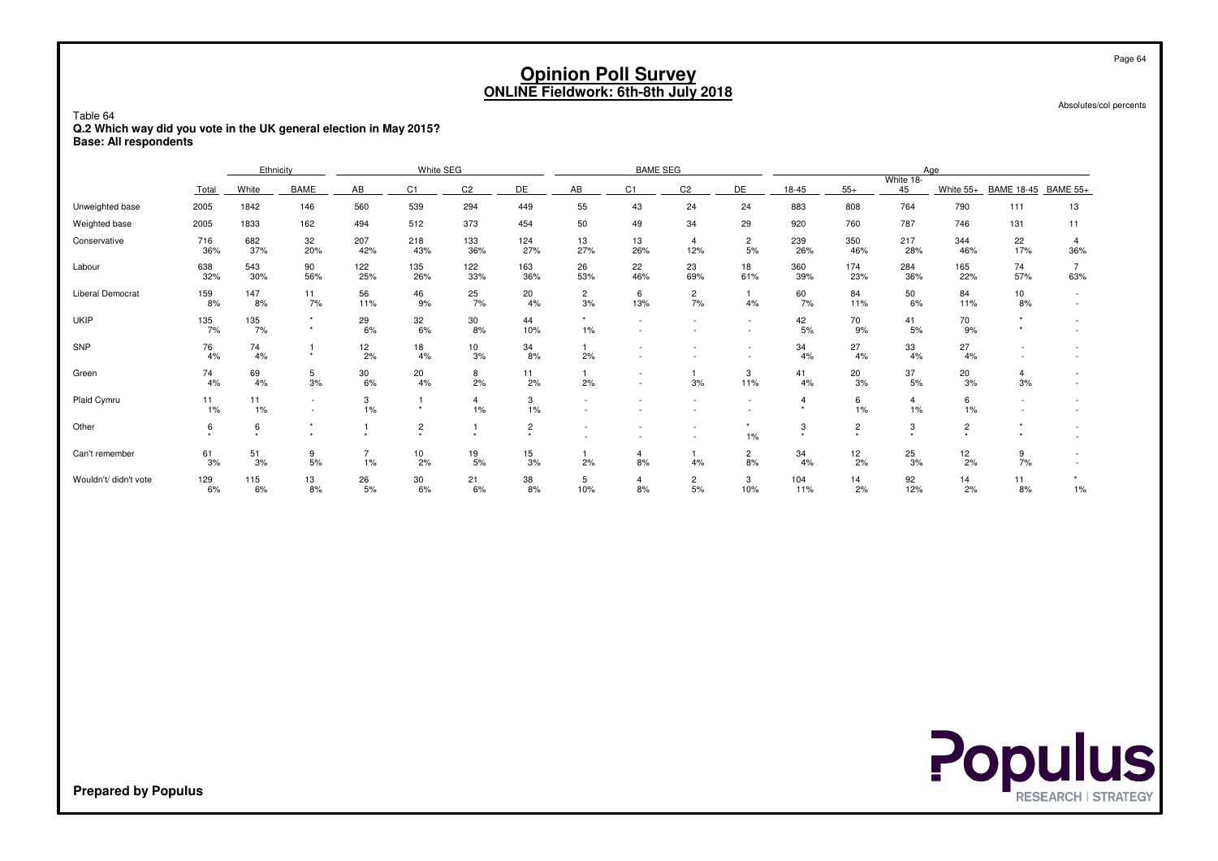# Opinion Poll Survey
## ONLINE Fieldwork: 6th-8th July 2018

Absolutes/col percents

Table 64
**Q.2 Which way did you vote in the UK general election in May 2015?**
**Base: All respondents**

| | | Ethnicity | | White SEG | | | | BAME SEG | | | | Age | | | | | |
|---|---|---|---|---|---|---|---|---|---|---|---|---|---|---|---|---|---|
| | Total | White | BAME | AB | C1 | C2 | DE | AB | C1 | C2 | DE | 18-45 | 55+ | White 18-45 | White 55+ | BAME 18-45 | BAME 55+ |
| Unweighted base | 2005 | 1842 | 146 | 560 | 539 | 294 | 449 | 55 | 43 | 24 | 24 | 883 | 808 | 764 | 790 | 111 | 13 |
| Weighted base | 2005 | 1833 | 162 | 494 | 512 | 373 | 454 | 50 | 49 | 34 | 29 | 920 | 760 | 787 | 746 | 131 | 11 |
| Conservative | 716<br>36% | 682<br>37% | 32<br>20% | 207<br>42% | 218<br>43% | 133<br>36% | 124<br>27% | 13<br>27% | 13<br>26% | 4<br>12% | 2<br>5% | 239<br>26% | 350<br>46% | 217<br>28% | 344<br>46% | 22<br>17% | 4<br>36% |
| Labour | 638<br>32% | 543<br>30% | 90<br>56% | 122<br>25% | 135<br>26% | 122<br>33% | 163<br>36% | 26<br>53% | 22<br>46% | 23<br>69% | 18<br>61% | 360<br>39% | 174<br>23% | 284<br>36% | 165<br>22% | 74<br>57% | 7<br>63% |
| Liberal Democrat | 159<br>8% | 147<br>8% | 11<br>7% | 56<br>11% | 46<br>9% | 25<br>7% | 20<br>4% | 2<br>3% | 6<br>13% | 2<br>7% | 1<br>4% | 60<br>7% | 84<br>11% | 50<br>6% | 84<br>11% | 10<br>8% | -<br>- |
| UKIP | 135<br>7% | 135<br>7% | *<br>* | 29<br>6% | 32<br>6% | 30<br>8% | 44<br>10% | *<br>1% | -<br>- | -<br>- | -<br>- | 42<br>5% | 70<br>9% | 41<br>5% | 70<br>9% | *<br>* | -<br>- |
| SNP | 76<br>4% | 74<br>4% | 1<br>* | 12<br>2% | 18<br>4% | 10<br>3% | 34<br>8% | 1<br>2% | -<br>- | -<br>- | -<br>- | 34<br>4% | 27<br>4% | 33<br>4% | 27<br>4% | -<br>- | -<br>- |
| Green | 74<br>4% | 69<br>4% | 5<br>3% | 30<br>6% | 20<br>4% | 8<br>2% | 11<br>2% | 1<br>2% | -<br>- | 1<br>3% | 3<br>11% | 41<br>4% | 20<br>3% | 37<br>5% | 20<br>3% | 4<br>3% | -<br>- |
| Plaid Cymru | 11<br>1% | 11<br>1% | -<br>- | 3<br>1% | 1<br>* | 4<br>1% | 3<br>1% | -<br>- | -<br>- | -<br>- | -<br>- | 4<br>* | 6<br>1% | 4<br>1% | 6<br>1% | -<br>- | -<br>- |
| Other | 6<br>* | 6<br>* | *<br>* | 1<br>* | 2<br>* | 1<br>* | 2<br>* | -<br>- | -<br>- | -<br>- | *<br>1% | 3<br>* | 2<br>* | 3<br>* | 2<br>* | *<br>* | -<br>- |
| Can't remember | 61<br>3% | 51<br>3% | 9<br>5% | 7<br>1% | 10<br>2% | 19<br>5% | 15<br>3% | 1<br>2% | 4<br>8% | 1<br>4% | 2<br>8% | 34<br>4% | 12<br>2% | 25<br>3% | 12<br>2% | 9<br>7% | -<br>- |
| Wouldn't/ didn't vote | 129<br>6% | 115<br>6% | 13<br>8% | 26<br>5% | 30<br>6% | 21<br>6% | 38<br>8% | 5<br>10% | 4<br>8% | 2<br>5% | 3<br>10% | 104<br>11% | 14<br>2% | 92<br>12% | 14<br>2% | 11<br>8% | *<br>1% |

**Prepared by Populus**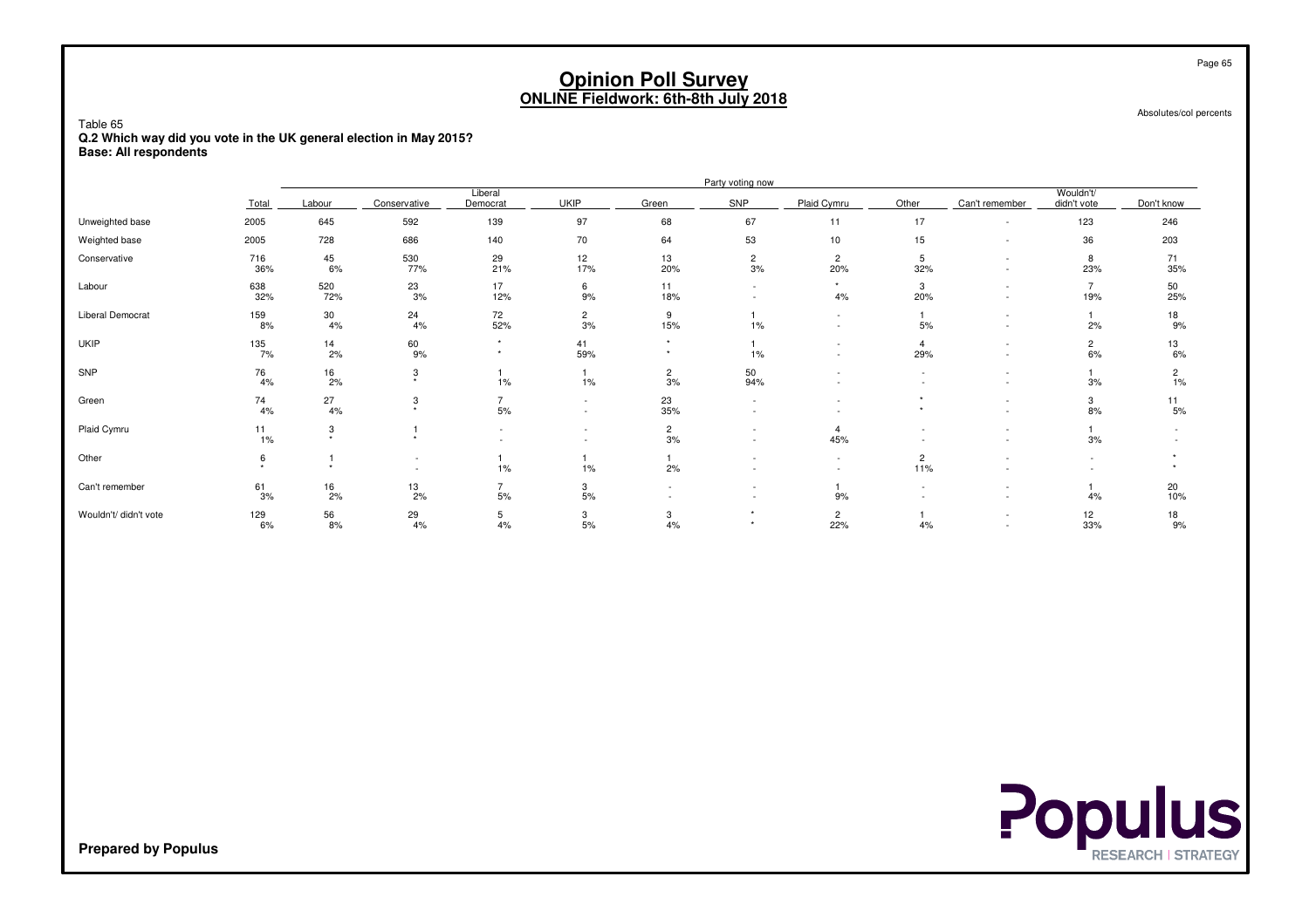# Opinion Poll Survey
## ONLINE Fieldwork: 6th-8th July 2018

Absolutes/col percents

Table 65
**Q.2 Which way did you vote in the UK general election in May 2015?**
**Base: All respondents**

| | | Party voting now | | | | | | | | | | |
|---|---|---|---|---|---|---|---|---|---|---|---|---|
| | Total | Labour | Conservative | Liberal Democrat | UKIP | Green | SNP | Plaid Cymru | Other | Can't remember | Wouldn't/ didn't vote | Don't know |
| Unweighted base | 2005 | 645 | 592 | 139 | 97 | 68 | 67 | 11 | 17 | - | 123 | 246 |
| Weighted base | 2005 | 728 | 686 | 140 | 70 | 64 | 53 | 10 | 15 | - | 36 | 203 |
| Conservative | 716<br>36% | 45<br>6% | 530<br>77% | 29<br>21% | 12<br>17% | 13<br>20% | 2<br>3% | 2<br>20% | 5<br>32% | -<br>- | 8<br>23% | 71<br>35% |
| Labour | 638<br>32% | 520<br>72% | 23<br>3% | 17<br>12% | 6<br>9% | 11<br>18% | -<br>- | *<br>4% | 3<br>20% | -<br>- | 7<br>19% | 50<br>25% |
| Liberal Democrat | 159<br>8% | 30<br>4% | 24<br>4% | 72<br>52% | 2<br>3% | 9<br>15% | 1<br>1% | -<br>- | 1<br>5% | -<br>- | 1<br>2% | 18<br>9% |
| UKIP | 135<br>7% | 14<br>2% | 60<br>9% | *<br>* | 41<br>59% | *<br>* | 1<br>1% | -<br>- | 4<br>29% | -<br>- | 2<br>6% | 13<br>6% |
| SNP | 76<br>4% | 16<br>2% | 3<br>* | 1<br>1% | 1<br>1% | 2<br>3% | 50<br>94% | -<br>- | -<br>- | -<br>- | 1<br>3% | 2<br>1% |
| Green | 74<br>4% | 27<br>4% | 3<br>* | 7<br>5% | -<br>- | 23<br>35% | -<br>- | -<br>- | *<br>* | -<br>- | 3<br>8% | 11<br>5% |
| Plaid Cymru | 11<br>1% | 3<br>* | 1<br>* | -<br>- | -<br>- | 2<br>3% | -<br>- | 4<br>45% | -<br>- | -<br>- | 1<br>3% | -<br>- |
| Other | 6<br>* | 1<br>* | -<br>- | 1<br>1% | 1<br>1% | 1<br>2% | -<br>- | -<br>- | 2<br>11% | -<br>- | -<br>- | *<br>* |
| Can't remember | 61<br>3% | 16<br>2% | 13<br>2% | 7<br>5% | 3<br>5% | -<br>- | -<br>- | 1<br>9% | -<br>- | -<br>- | 1<br>4% | 20<br>10% |
| Wouldn't/ didn't vote | 129<br>6% | 56<br>8% | 29<br>4% | 5<br>4% | 3<br>5% | 3<br>4% | *<br>* | 2<br>22% | 1<br>4% | -<br>- | 12<br>33% | 18<br>9% |

**Prepared by Populus**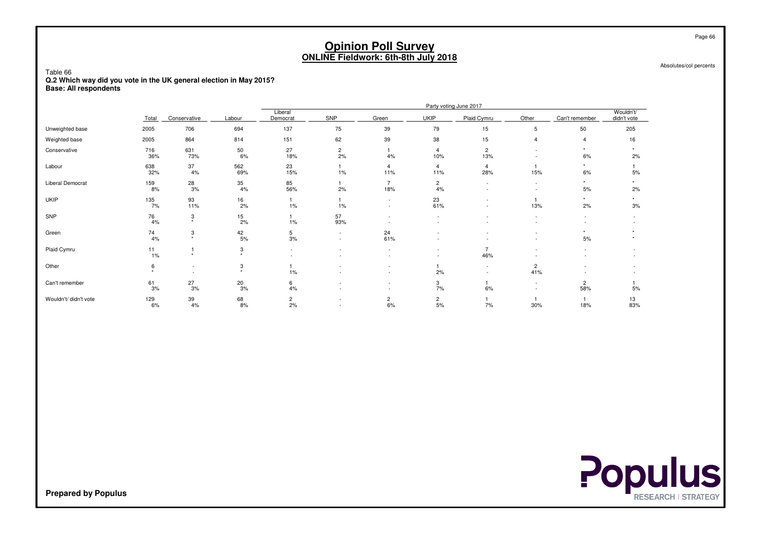# Opinion Poll Survey
## ONLINE Fieldwork: 6th-8th July 2018

Absolutes/col percents

Table 66
**Q.2 Which way did you vote in the UK general election in May 2015?**
**Base: All respondents**

| | Total | Party voting June 2017 | | | | | | | | | |
|---|---|---|---|---|---|---|---|---|---|---|---|
| | | Conservative | Labour | Liberal Democrat | SNP | Green | UKIP | Plaid Cymru | Other | Can't remember | Wouldn't/ didn't vote |
| Unweighted base | 2005 | 706 | 694 | 137 | 75 | 39 | 79 | 15 | 5 | 50 | 205 |
| Weighted base | 2005 | 864 | 814 | 151 | 62 | 39 | 38 | 15 | 4 | 4 | 16 |
| Conservative | 716<br>36% | 631<br>73% | 50<br>6% | 27<br>18% | 2<br>2% | 1<br>4% | 4<br>10% | 2<br>13% | -<br>- | *<br>6% | *<br>2% |
| Labour | 638<br>32% | 37<br>4% | 562<br>69% | 23<br>15% | 1<br>1% | 4<br>11% | 4<br>11% | 4<br>28% | 1<br>15% | *<br>6% | 1<br>5% |
| Liberal Democrat | 159<br>8% | 28<br>3% | 35<br>4% | 85<br>56% | 1<br>2% | 7<br>18% | 2<br>4% | -<br>- | -<br>- | *<br>5% | *<br>2% |
| UKIP | 135<br>7% | 93<br>11% | 16<br>2% | 1<br>1% | 1<br>1% | -<br>- | 23<br>61% | -<br>- | 1<br>13% | *<br>2% | *<br>3% |
| SNP | 76<br>4% | 3<br>* | 15<br>2% | 1<br>1% | 57<br>93% | -<br>- | -<br>- | -<br>- | -<br>- | -<br>- | -<br>- |
| Green | 74<br>4% | 3<br>* | 42<br>5% | 5<br>3% | -<br>- | 24<br>61% | -<br>- | -<br>- | -<br>- | *<br>5% | *<br>* |
| Plaid Cymru | 11<br>1% | 1<br>* | 3<br>* | -<br>- | -<br>- | -<br>- | -<br>- | 7<br>46% | -<br>- | -<br>- | -<br>- |
| Other | 6<br>* | -<br>- | 3<br>* | 1<br>1% | -<br>- | -<br>- | 1<br>2% | -<br>- | 2<br>41% | -<br>- | -<br>- |
| Can't remember | 61<br>3% | 27<br>3% | 20<br>3% | 6<br>4% | -<br>- | -<br>- | 3<br>7% | 1<br>6% | -<br>- | 2<br>58% | 1<br>5% |
| Wouldn't/ didn't vote | 129<br>6% | 39<br>4% | 68<br>8% | 2<br>2% | -<br>- | 2<br>6% | 2<br>5% | 1<br>7% | 1<br>30% | 1<br>18% | 13<br>83% |

**Prepared by Populus**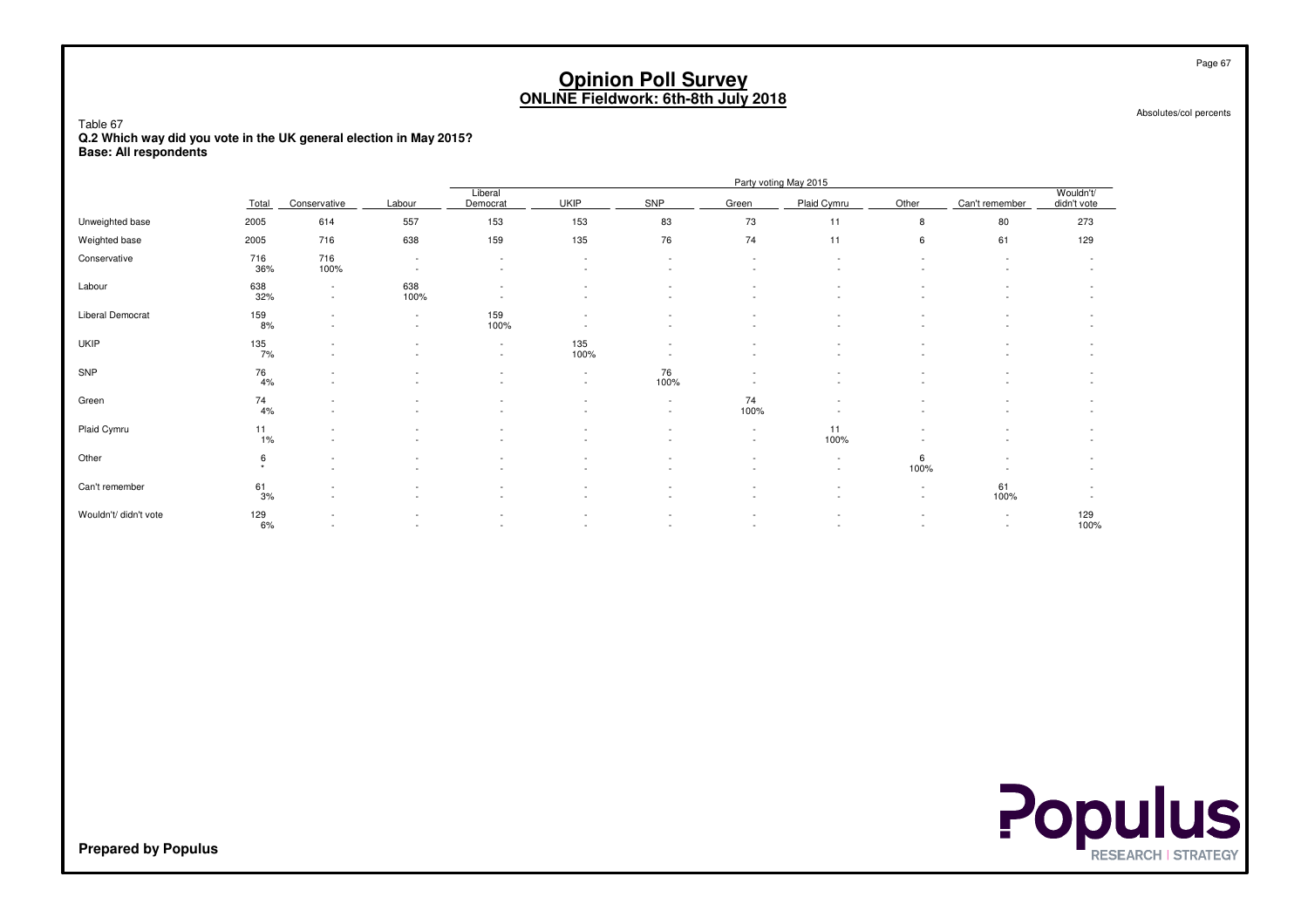# Opinion Poll Survey
## ONLINE Fieldwork: 6th-8th July 2018

Absolutes/col percents

Table 67
**Q.2 Which way did you vote in the UK general election in May 2015?**
**Base: All respondents**

| | | Party voting May 2015 | | | | | | | | | |
|---|---|---|---|---|---|---|---|---|---|---|---|
| | Total | Conservative | Labour | Liberal Democrat | UKIP | SNP | Green | Plaid Cymru | Other | Can't remember | Wouldn't/ didn't vote |
| Unweighted base | 2005 | 614 | 557 | 153 | 153 | 83 | 73 | 11 | 8 | 80 | 273 |
| Weighted base | 2005 | 716 | 638 | 159 | 135 | 76 | 74 | 11 | 6 | 61 | 129 |
| Conservative | 716<br>36% | 716<br>100% | -<br>- | -<br>- | -<br>- | -<br>- | -<br>- | -<br>- | -<br>- | -<br>- | -<br>- |
| Labour | 638<br>32% | -<br>- | 638<br>100% | -<br>- | -<br>- | -<br>- | -<br>- | -<br>- | -<br>- | -<br>- | -<br>- |
| Liberal Democrat | 159<br>8% | -<br>- | -<br>- | 159<br>100% | -<br>- | -<br>- | -<br>- | -<br>- | -<br>- | -<br>- | -<br>- |
| UKIP | 135<br>7% | -<br>- | -<br>- | -<br>- | 135<br>100% | -<br>- | -<br>- | -<br>- | -<br>- | -<br>- | -<br>- |
| SNP | 76<br>4% | -<br>- | -<br>- | -<br>- | -<br>- | 76<br>100% | -<br>- | -<br>- | -<br>- | -<br>- | -<br>- |
| Green | 74<br>4% | -<br>- | -<br>- | -<br>- | -<br>- | -<br>- | 74<br>100% | -<br>- | -<br>- | -<br>- | -<br>- |
| Plaid Cymru | 11<br>1% | -<br>- | -<br>- | -<br>- | -<br>- | -<br>- | -<br>- | 11<br>100% | -<br>- | -<br>- | -<br>- |
| Other | 6<br>* | -<br>- | -<br>- | -<br>- | -<br>- | -<br>- | -<br>- | -<br>- | 6<br>100% | -<br>- | -<br>- |
| Can't remember | 61<br>3% | -<br>- | -<br>- | -<br>- | -<br>- | -<br>- | -<br>- | -<br>- | -<br>- | 61<br>100% | -<br>- |
| Wouldn't/ didn't vote | 129<br>6% | -<br>- | -<br>- | -<br>- | -<br>- | -<br>- | -<br>- | -<br>- | -<br>- | -<br>- | 129<br>100% |

**Prepared by Populus**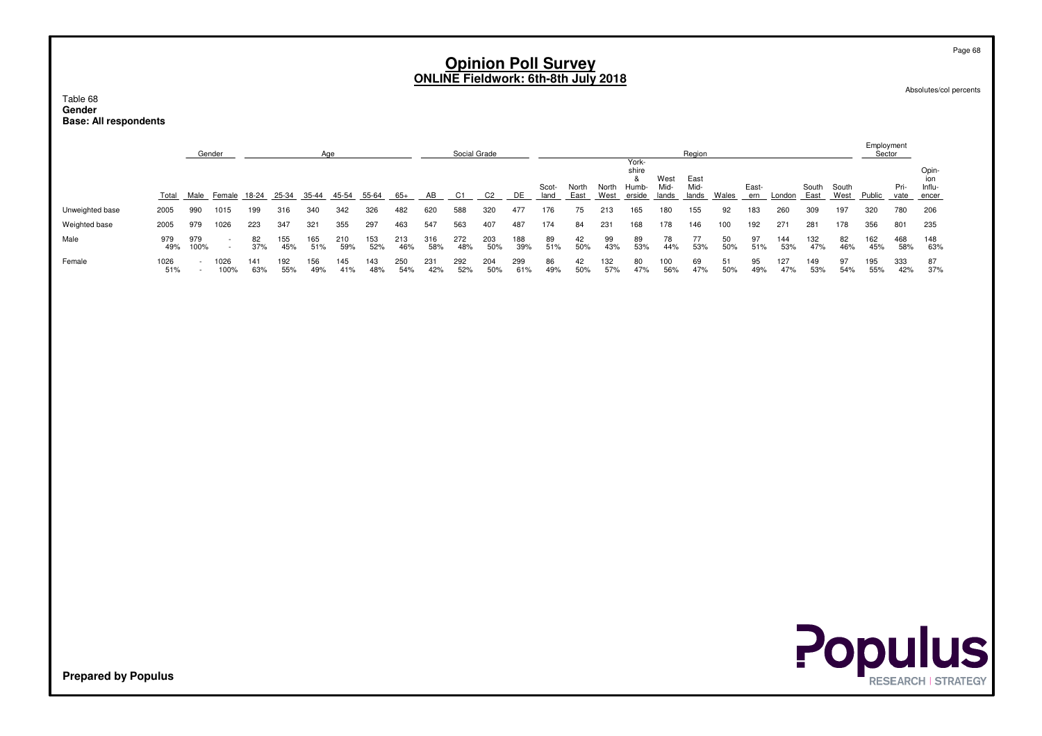# Opinion Poll Survey
## ONLINE Fieldwork: 6th-8th July 2018

Absolutes/col percents

Table 68
**Gender**
**Base: All respondents**

| | Total | Gender | | Age | | | | | | Social Grade | | | | Region | | | | | | | | | | | Employment Sector | | |
|---|---|---|---|---|---|---|---|---|---|---|---|---|---|---|---|---|---|---|---|---|---|---|---|---|---|---|---|
| | | Male | Female | 18-24 | 25-34 | 35-44 | 45-54 | 55-64 | 65+ | AB | C1 | C2 | DE | Scotland | North East | North West | Yorkshire & Humberside | West Midlands | East Midlands | Wales | Eastern | London | South East | South West | Public | Private | Opinion Influencer |
| Unweighted base | 2005 | 990 | 1015 | 199 | 316 | 340 | 342 | 326 | 482 | 620 | 588 | 320 | 477 | 176 | 75 | 213 | 165 | 180 | 155 | 92 | 183 | 260 | 309 | 197 | 320 | 780 | 206 |
| Weighted base | 2005 | 979 | 1026 | 223 | 347 | 321 | 355 | 297 | 463 | 547 | 563 | 407 | 487 | 174 | 84 | 231 | 168 | 178 | 146 | 100 | 192 | 271 | 281 | 178 | 356 | 801 | 235 |
| Male | 979 | 979 | - | 82 | 155 | 165 | 210 | 153 | 213 | 316 | 272 | 203 | 188 | 89 | 42 | 99 | 89 | 78 | 77 | 50 | 97 | 144 | 132 | 82 | 162 | 468 | 148 |
| | 49% | 100% | - | 37% | 45% | 51% | 59% | 52% | 46% | 58% | 48% | 50% | 39% | 51% | 50% | 43% | 53% | 44% | 53% | 50% | 51% | 53% | 47% | 46% | 45% | 58% | 63% |
| Female | 1026 | - | 1026 | 141 | 192 | 156 | 145 | 143 | 250 | 231 | 292 | 204 | 299 | 86 | 42 | 132 | 80 | 100 | 69 | 51 | 95 | 127 | 149 | 97 | 195 | 333 | 87 |
| | 51% | - | 100% | 63% | 55% | 49% | 41% | 48% | 54% | 42% | 52% | 50% | 61% | 49% | 50% | 57% | 47% | 56% | 47% | 50% | 49% | 47% | 53% | 54% | 55% | 42% | 37% |

**Prepared by Populus**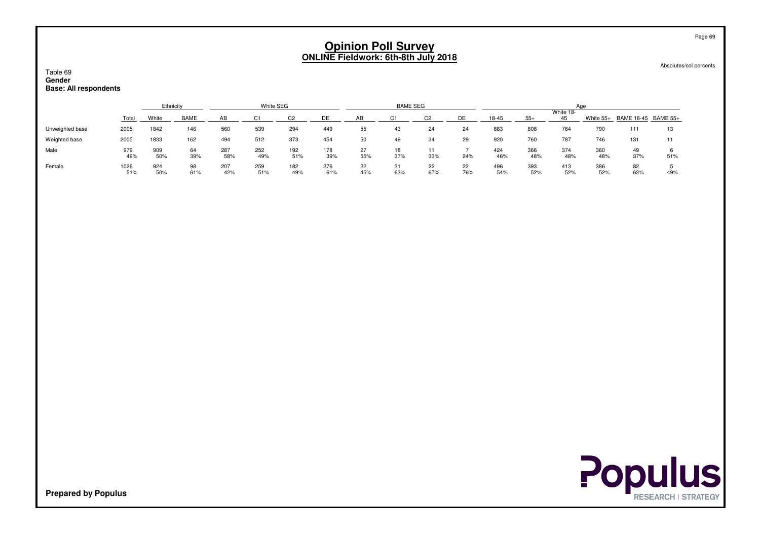# Opinion Poll Survey
## ONLINE Fieldwork: 6th-8th July 2018

Absolutes/col percents

Table 69
**Gender**
**Base: All respondents**

| | Total | Ethnicity | | White SEG | | | | BAME SEG | | | | Age | | | | | |
|---|---|---|---|---|---|---|---|---|---|---|---|---|---|---|---|---|---|
| | | White | BAME | AB | C1 | C2 | DE | AB | C1 | C2 | DE | 18-45 | 55+ | White 18-45 | White 55+ | BAME 18-45 | BAME 55+ |
| Unweighted base | 2005 | 1842 | 146 | 560 | 539 | 294 | 449 | 55 | 43 | 24 | 24 | 883 | 808 | 764 | 790 | 111 | 13 |
| Weighted base | 2005 | 1833 | 162 | 494 | 512 | 373 | 454 | 50 | 49 | 34 | 29 | 920 | 760 | 787 | 746 | 131 | 11 |
| Male | 979 | 909 | 64 | 287 | 252 | 192 | 178 | 27 | 18 | 11 | 7 | 424 | 366 | 374 | 360 | 49 | 6 |
| | 49% | 50% | 39% | 58% | 49% | 51% | 39% | 55% | 37% | 33% | 24% | 46% | 48% | 48% | 48% | 37% | 51% |
| Female | 1026 | 924 | 98 | 207 | 259 | 182 | 276 | 22 | 31 | 22 | 22 | 496 | 393 | 413 | 386 | 82 | 5 |
| | 51% | 50% | 61% | 42% | 51% | 49% | 61% | 45% | 63% | 67% | 76% | 54% | 52% | 52% | 52% | 63% | 49% |

**Prepared by Populus**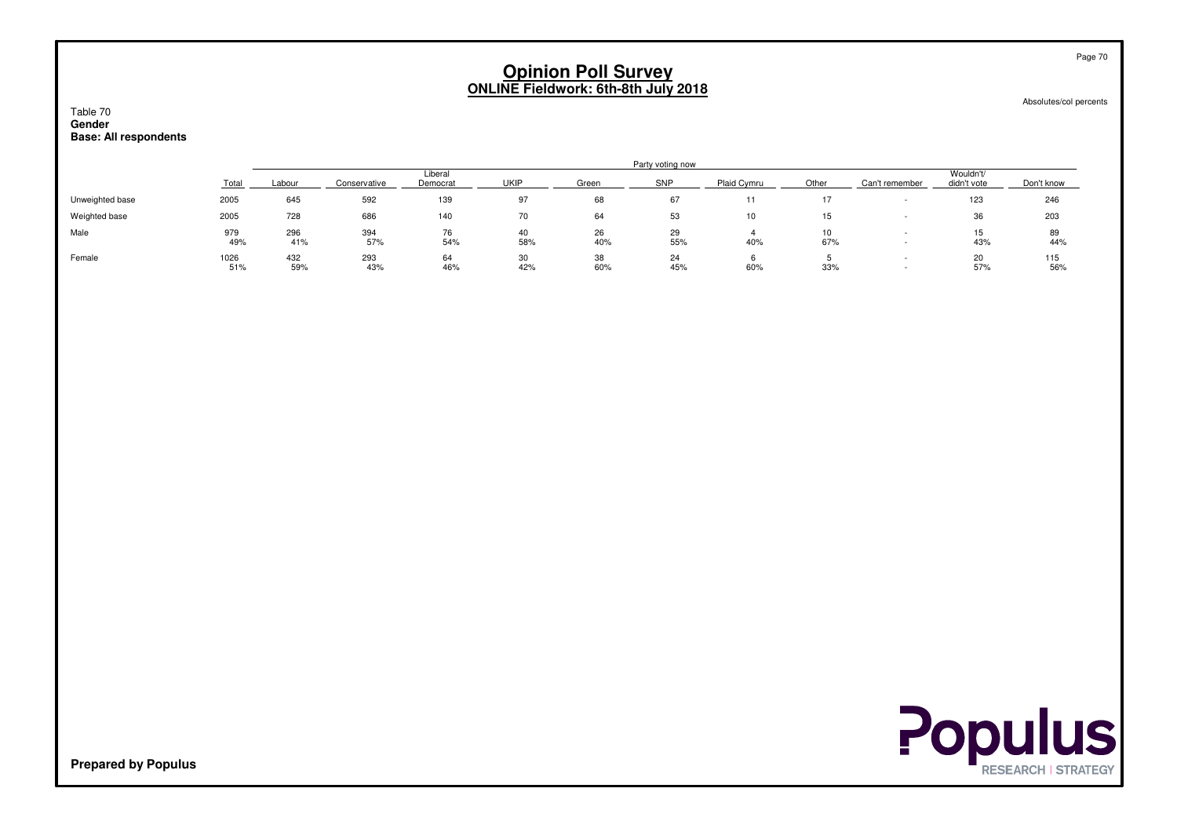# Opinion Poll Survey
## ONLINE Fieldwork: 6th-8th July 2018

Absolutes/col percents

Table 70
**Gender**
**Base: All respondents**

| | | Party voting now | | | | | | | | | | |
|---|---|---|---|---|---|---|---|---|---|---|---|---|
| | Total | Labour | Conservative | Liberal Democrat | UKIP | Green | SNP | Plaid Cymru | Other | Can't remember | Wouldn't/ didn't vote | Don't know |
| Unweighted base | 2005 | 645 | 592 | 139 | 97 | 68 | 67 | 11 | 17 | - | 123 | 246 |
| Weighted base | 2005 | 728 | 686 | 140 | 70 | 64 | 53 | 10 | 15 | - | 36 | 203 |
| Male | 979 | 296 | 394 | 76 | 40 | 26 | 29 | 4 | 10 | - | 15 | 89 |
| | 49% | 41% | 57% | 54% | 58% | 40% | 55% | 40% | 67% | - | 43% | 44% |
| Female | 1026 | 432 | 293 | 64 | 30 | 38 | 24 | 6 | 5 | - | 20 | 115 |
| | 51% | 59% | 43% | 46% | 42% | 60% | 45% | 60% | 33% | - | 57% | 56% |

**Prepared by Populus**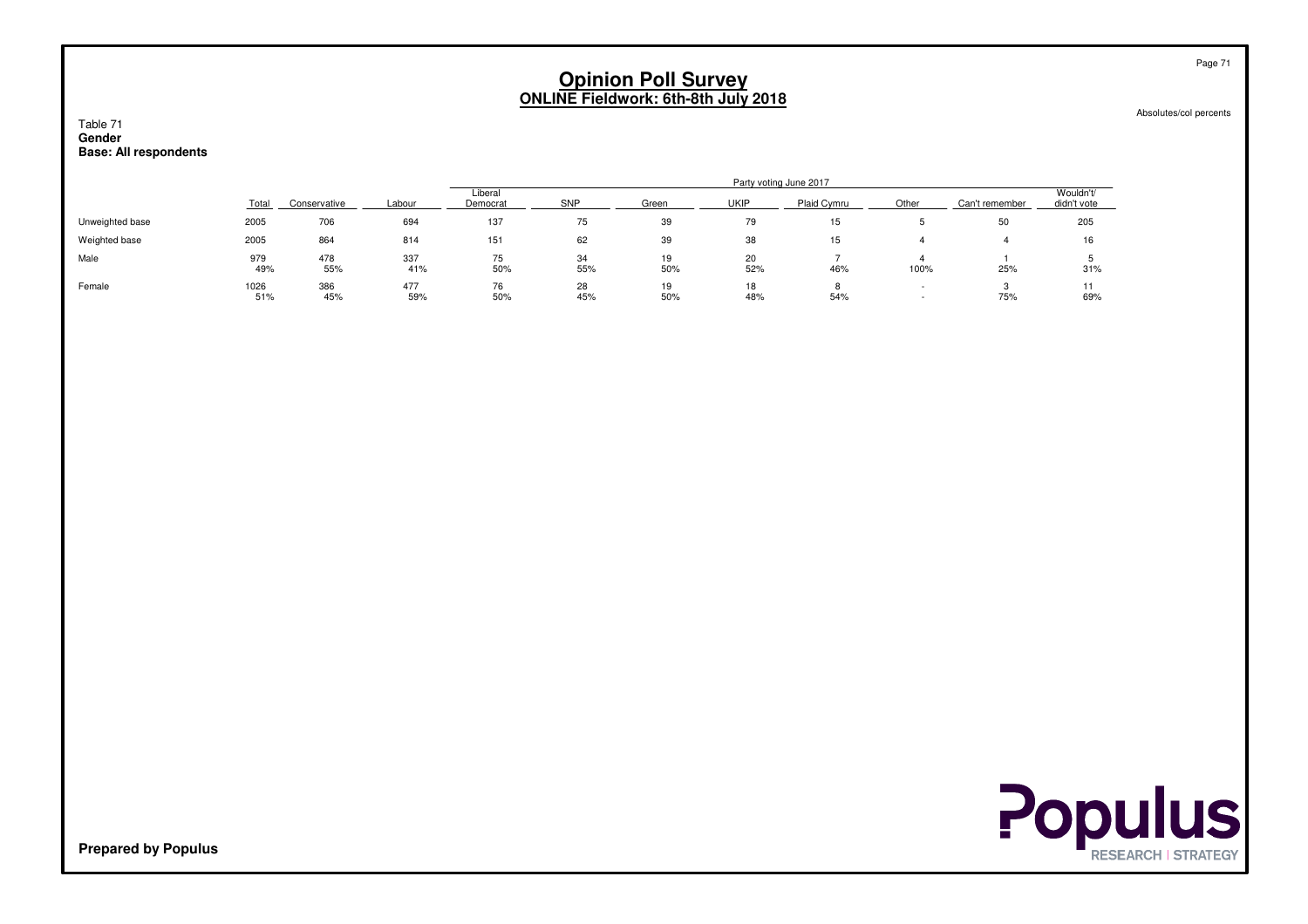# Opinion Poll Survey
## ONLINE Fieldwork: 6th-8th July 2018

Absolutes/col percents

Table 71
**Gender**
**Base: All respondents**

| | Total | Party voting June 2017 | | | | | | | | | |
|---|---|---|---|---|---|---|---|---|---|---|---|
| | | Conservative | Labour | Liberal Democrat | SNP | Green | UKIP | Plaid Cymru | Other | Can't remember | Wouldn't/ didn't vote |
| Unweighted base | 2005 | 706 | 694 | 137 | 75 | 39 | 79 | 15 | 5 | 50 | 205 |
| Weighted base | 2005 | 864 | 814 | 151 | 62 | 39 | 38 | 15 | 4 | 4 | 16 |
| Male | 979 | 478 | 337 | 75 | 34 | 19 | 20 | 7 | 4 | 1 | 5 |
| | 49% | 55% | 41% | 50% | 55% | 50% | 52% | 46% | 100% | 25% | 31% |
| Female | 1026 | 386 | 477 | 76 | 28 | 19 | 18 | 8 | - | 3 | 11 |
| | 51% | 45% | 59% | 50% | 45% | 50% | 48% | 54% | - | 75% | 69% |

**Prepared by Populus**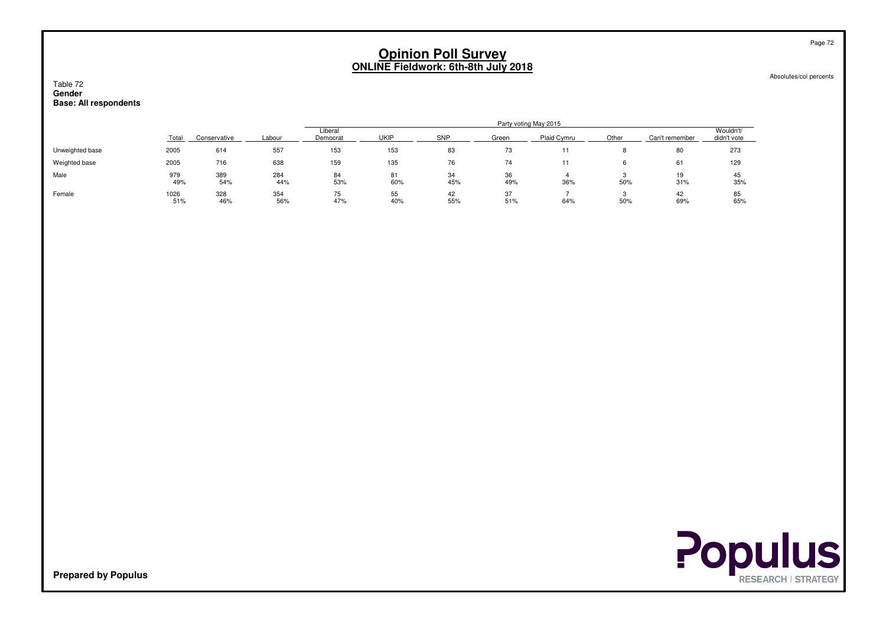# Opinion Poll Survey
## ONLINE Fieldwork: 6th-8th July 2018

Absolutes/col percents

Table 72
**Gender**
**Base: All respondents**

| | Total | Party voting May 2015 | | | | | | | | | |
|---|---|---|---|---|---|---|---|---|---|---|---|
| | | Conservative | Labour | Liberal Democrat | UKIP | SNP | Green | Plaid Cymru | Other | Can't remember | Wouldn't/ didn't vote |
| Unweighted base | 2005 | 614 | 557 | 153 | 153 | 83 | 73 | 11 | 8 | 80 | 273 |
| Weighted base | 2005 | 716 | 638 | 159 | 135 | 76 | 74 | 11 | 6 | 61 | 129 |
| Male | 979 | 389 | 284 | 84 | 81 | 34 | 36 | 4 | 3 | 19 | 45 |
| | 49% | 54% | 44% | 53% | 60% | 45% | 49% | 36% | 50% | 31% | 35% |
| Female | 1026 | 328 | 354 | 75 | 55 | 42 | 37 | 7 | 3 | 42 | 85 |
| | 51% | 46% | 56% | 47% | 40% | 55% | 51% | 64% | 50% | 69% | 65% |

**Prepared by Populus**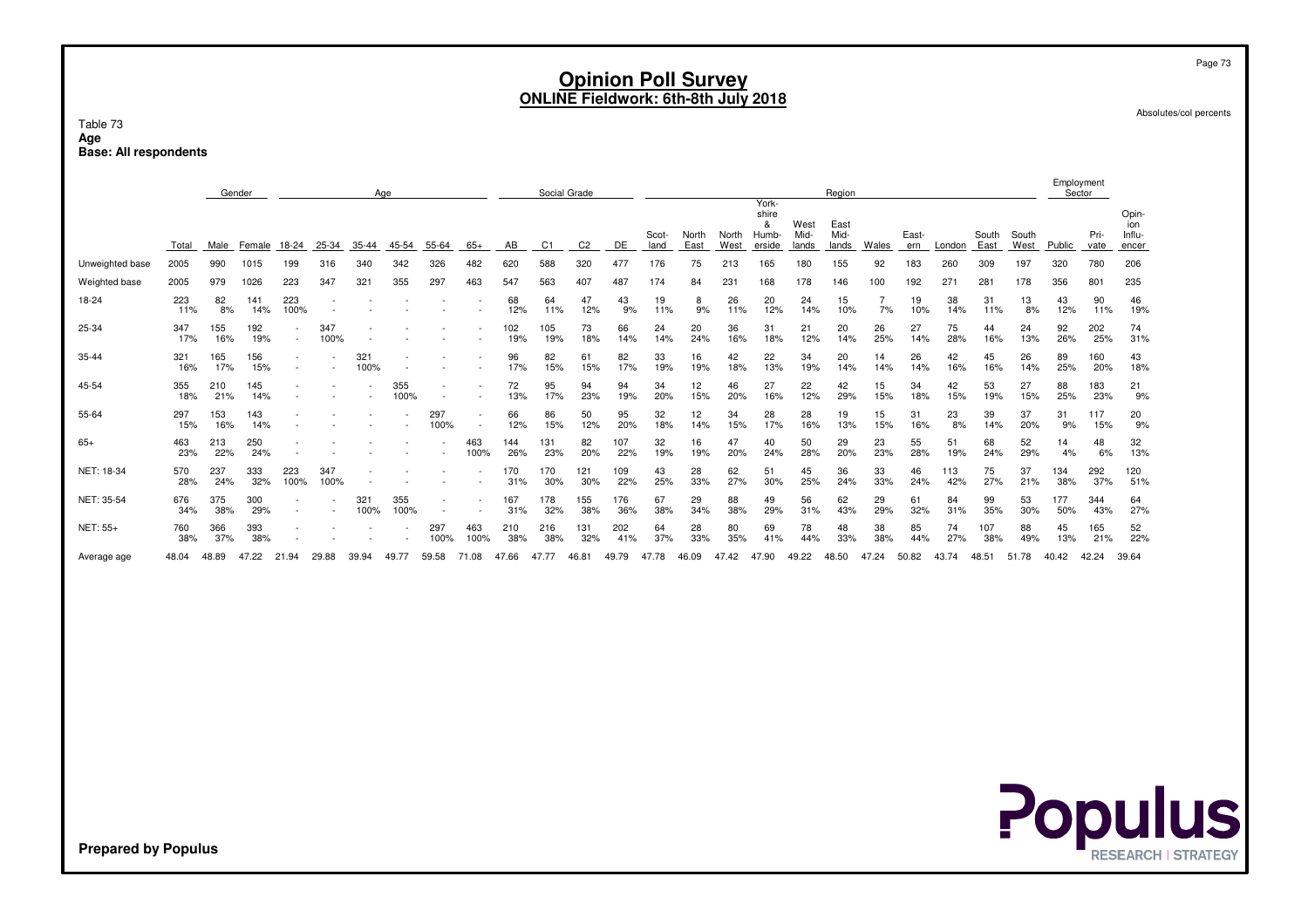# Opinion Poll Survey
## ONLINE Fieldwork: 6th-8th July 2018

Absolutes/col percents

Table 73
**Age**
**Base: All respondents**

| | Total | Gender | | Age | | | | | | Social Grade | | | | Region | | | | | | | | | | | | Employment Sector | | |
|---|---|---|---|---|---|---|---|---|---|---|---|---|---|---|---|---|---|---|---|---|---|---|---|---|---|---|---|---|
| | | Male | Female | 18-24 | 25-34 | 35-44 | 45-54 | 55-64 | 65+ | AB | C1 | C2 | DE | Scot-land | North East | North West | York-shire & Humb-erside | West Mid-lands | East Mid-lands | Wales | East-ern | London | South East | South West | Public | Pri-vate | Opin-ion Influ-encer |
| Unweighted base | 2005 | 990 | 1015 | 199 | 316 | 340 | 342 | 326 | 482 | 620 | 588 | 320 | 477 | 176 | 75 | 213 | 165 | 180 | 155 | 92 | 183 | 260 | 309 | 197 | 320 | 780 | 206 |
| Weighted base | 2005 | 979 | 1026 | 223 | 347 | 321 | 355 | 297 | 463 | 547 | 563 | 407 | 487 | 174 | 84 | 231 | 168 | 178 | 146 | 100 | 192 | 271 | 281 | 178 | 356 | 801 | 235 |
| 18-24 | 223 | 82 | 141 | 223 | - | - | - | - | - | 68 | 64 | 47 | 43 | 19 | 8 | 26 | 20 | 24 | 15 | 7 | 19 | 38 | 31 | 13 | 43 | 90 | 46 |
| | 11% | 8% | 14% | 100% | - | - | - | - | - | 12% | 11% | 12% | 9% | 11% | 9% | 11% | 12% | 14% | 10% | 7% | 10% | 14% | 11% | 8% | 12% | 11% | 19% |
| 25-34 | 347 | 155 | 192 | - | 347 | - | - | - | - | 102 | 105 | 73 | 66 | 24 | 20 | 36 | 31 | 21 | 20 | 26 | 27 | 75 | 44 | 24 | 92 | 202 | 74 |
| | 17% | 16% | 19% | - | 100% | - | - | - | - | 19% | 19% | 18% | 14% | 14% | 24% | 16% | 18% | 12% | 14% | 25% | 14% | 28% | 16% | 13% | 26% | 25% | 31% |
| 35-44 | 321 | 165 | 156 | - | - | 321 | - | - | - | 96 | 82 | 61 | 82 | 33 | 16 | 42 | 22 | 34 | 20 | 14 | 26 | 42 | 45 | 26 | 89 | 160 | 43 |
| | 16% | 17% | 15% | - | - | 100% | - | - | - | 17% | 15% | 15% | 17% | 19% | 19% | 18% | 13% | 19% | 14% | 14% | 14% | 16% | 16% | 14% | 25% | 20% | 18% |
| 45-54 | 355 | 210 | 145 | - | - | - | 355 | - | - | 72 | 95 | 94 | 94 | 34 | 12 | 46 | 27 | 22 | 42 | 15 | 34 | 42 | 53 | 27 | 88 | 183 | 21 |
| | 18% | 21% | 14% | - | - | - | 100% | - | - | 13% | 17% | 23% | 19% | 20% | 15% | 20% | 16% | 12% | 29% | 15% | 18% | 15% | 19% | 15% | 25% | 23% | 9% |
| 55-64 | 297 | 153 | 143 | - | - | - | - | 297 | - | 66 | 86 | 50 | 95 | 32 | 12 | 34 | 28 | 28 | 19 | 15 | 31 | 23 | 39 | 37 | 31 | 117 | 20 |
| | 15% | 16% | 14% | - | - | - | - | 100% | - | 12% | 15% | 12% | 20% | 18% | 14% | 15% | 17% | 16% | 13% | 15% | 16% | 8% | 14% | 20% | 9% | 15% | 9% |
| 65+ | 463 | 213 | 250 | - | - | - | - | - | 463 | 144 | 131 | 82 | 107 | 32 | 16 | 47 | 40 | 50 | 29 | 23 | 55 | 51 | 68 | 52 | 14 | 48 | 32 |
| | 23% | 22% | 24% | - | - | - | - | - | 100% | 26% | 23% | 20% | 22% | 19% | 19% | 20% | 24% | 28% | 20% | 23% | 28% | 19% | 24% | 29% | 4% | 6% | 13% |
| NET: 18-34 | 570 | 237 | 333 | 223 | 347 | - | - | - | - | 170 | 170 | 121 | 109 | 43 | 28 | 62 | 51 | 45 | 36 | 33 | 46 | 113 | 75 | 37 | 134 | 292 | 120 |
| | 28% | 24% | 32% | 100% | 100% | - | - | - | - | 31% | 30% | 30% | 22% | 25% | 33% | 27% | 30% | 25% | 24% | 33% | 24% | 42% | 27% | 21% | 38% | 37% | 51% |
| NET: 35-54 | 676 | 375 | 300 | - | - | 321 | 355 | - | - | 167 | 178 | 155 | 176 | 67 | 29 | 88 | 49 | 56 | 62 | 29 | 61 | 84 | 99 | 53 | 177 | 344 | 64 |
| | 34% | 38% | 29% | - | - | 100% | 100% | - | - | 31% | 32% | 38% | 36% | 38% | 34% | 38% | 29% | 31% | 43% | 29% | 32% | 31% | 35% | 30% | 50% | 43% | 27% |
| NET: 55+ | 760 | 366 | 393 | - | - | - | - | 297 | 463 | 210 | 216 | 131 | 202 | 64 | 28 | 80 | 69 | 78 | 48 | 38 | 85 | 74 | 107 | 88 | 45 | 165 | 52 |
| | 38% | 37% | 38% | - | - | - | - | 100% | 100% | 38% | 38% | 32% | 41% | 37% | 33% | 35% | 41% | 44% | 33% | 38% | 44% | 27% | 38% | 49% | 13% | 21% | 22% |
| Average age | 48.04 | 48.89 | 47.22 | 21.94 | 29.88 | 39.94 | 49.77 | 59.58 | 71.08 | 47.66 | 47.77 | 46.81 | 49.79 | 47.78 | 46.09 | 47.42 | 47.90 | 49.22 | 48.50 | 47.24 | 50.82 | 43.74 | 48.51 | 51.78 | 40.42 | 42.24 | 39.64 |

**Prepared by Populus**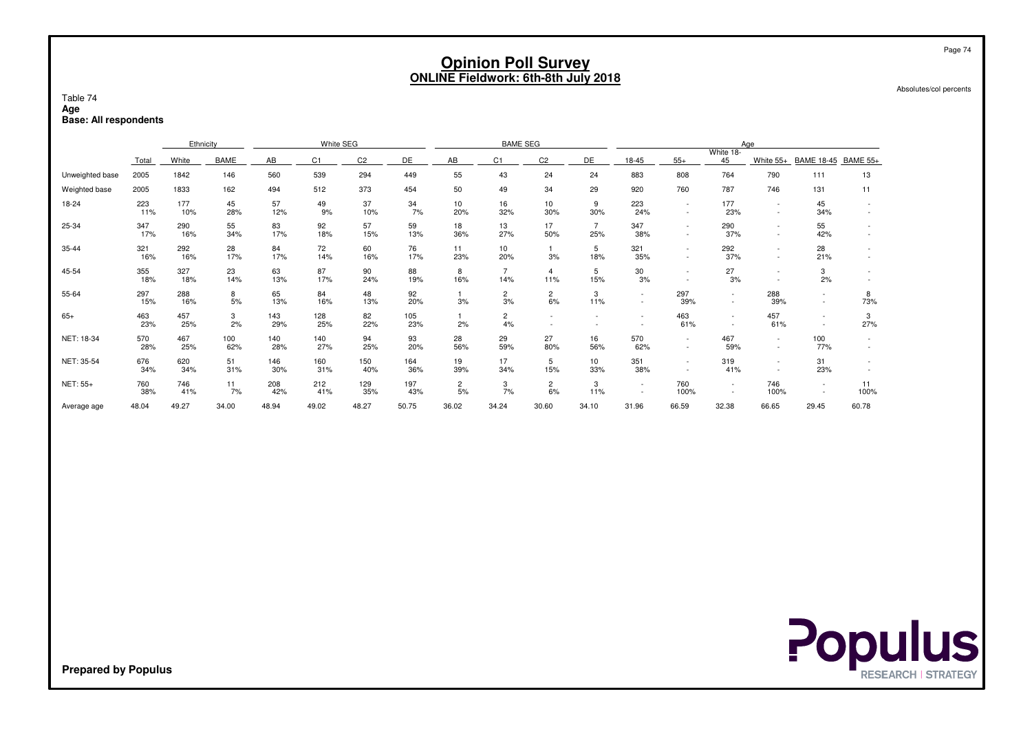# Opinion Poll Survey
## ONLINE Fieldwork: 6th-8th July 2018

Absolutes/col percents

Table 74
**Age**
**Base: All respondents**

| | | Ethnicity | | White SEG | | | | BAME SEG | | | | Age | | | | | |
|---|---|---|---|---|---|---|---|---|---|---|---|---|---|---|---|---|---|
| | Total | White | BAME | AB | C1 | C2 | DE | AB | C1 | C2 | DE | 18-45 | 55+ | White 18-45 | White 55+ | BAME 18-45 | BAME 55+ |
| Unweighted base | 2005 | 1842 | 146 | 560 | 539 | 294 | 449 | 55 | 43 | 24 | 24 | 883 | 808 | 764 | 790 | 111 | 13 |
| Weighted base | 2005 | 1833 | 162 | 494 | 512 | 373 | 454 | 50 | 49 | 34 | 29 | 920 | 760 | 787 | 746 | 131 | 11 |
| 18-24 | 223 | 177 | 45 | 57 | 49 | 37 | 34 | 10 | 16 | 10 | 9 | 223 | - | 177 | - | 45 | - |
| | 11% | 10% | 28% | 12% | 9% | 10% | 7% | 20% | 32% | 30% | 30% | 24% | - | 23% | - | 34% | - |
| 25-34 | 347 | 290 | 55 | 83 | 92 | 57 | 59 | 18 | 13 | 17 | 7 | 347 | - | 290 | - | 55 | - |
| | 17% | 16% | 34% | 17% | 18% | 15% | 13% | 36% | 27% | 50% | 25% | 38% | - | 37% | - | 42% | - |
| 35-44 | 321 | 292 | 28 | 84 | 72 | 60 | 76 | 11 | 10 | 1 | 5 | 321 | - | 292 | - | 28 | - |
| | 16% | 16% | 17% | 17% | 14% | 16% | 17% | 23% | 20% | 3% | 18% | 35% | - | 37% | - | 21% | - |
| 45-54 | 355 | 327 | 23 | 63 | 87 | 90 | 88 | 8 | 7 | 4 | 5 | 30 | - | 27 | - | 3 | - |
| | 18% | 18% | 14% | 13% | 17% | 24% | 19% | 16% | 14% | 11% | 15% | 3% | - | 3% | - | 2% | - |
| 55-64 | 297 | 288 | 8 | 65 | 84 | 48 | 92 | 1 | 2 | 2 | 3 | - | 297 | - | 288 | - | 8 |
| | 15% | 16% | 5% | 13% | 16% | 13% | 20% | 3% | 3% | 6% | 11% | - | 39% | - | 39% | - | 73% |
| 65+ | 463 | 457 | 3 | 143 | 128 | 82 | 105 | 1 | 2 | - | - | - | 463 | - | 457 | - | 3 |
| | 23% | 25% | 2% | 29% | 25% | 22% | 23% | 2% | 4% | - | - | - | 61% | - | 61% | - | 27% |
| NET: 18-34 | 570 | 467 | 100 | 140 | 140 | 94 | 93 | 28 | 29 | 27 | 16 | 570 | - | 467 | - | 100 | - |
| | 28% | 25% | 62% | 28% | 27% | 25% | 20% | 56% | 59% | 80% | 56% | 62% | - | 59% | - | 77% | - |
| NET: 35-54 | 676 | 620 | 51 | 146 | 160 | 150 | 164 | 19 | 17 | 5 | 10 | 351 | - | 319 | - | 31 | - |
| | 34% | 34% | 31% | 30% | 31% | 40% | 36% | 39% | 34% | 15% | 33% | 38% | - | 41% | - | 23% | - |
| NET: 55+ | 760 | 746 | 11 | 208 | 212 | 129 | 197 | 2 | 3 | 2 | 3 | - | 760 | - | 746 | - | 11 |
| | 38% | 41% | 7% | 42% | 41% | 35% | 43% | 5% | 7% | 6% | 11% | - | 100% | - | 100% | - | 100% |
| Average age | 48.04 | 49.27 | 34.00 | 48.94 | 49.02 | 48.27 | 50.75 | 36.02 | 34.24 | 30.60 | 34.10 | 31.96 | 66.59 | 32.38 | 66.65 | 29.45 | 60.78 |

**Prepared by Populus**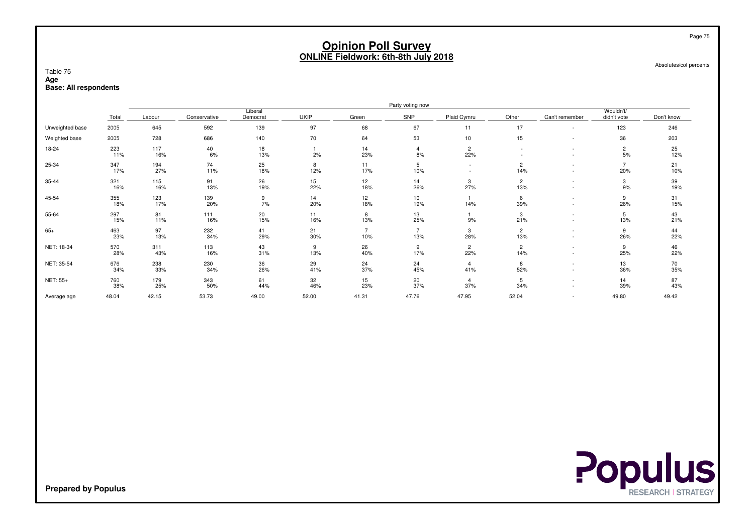# Opinion Poll Survey
## ONLINE Fieldwork: 6th-8th July 2018

Absolutes/col percents

Table 75
**Age**
**Base: All respondents**

| | Total | Party voting now | | | | | | | | | | |
|---|---|---|---|---|---|---|---|---|---|---|---|---|
| | | Labour | Conservative | Liberal Democrat | UKIP | Green | SNP | Plaid Cymru | Other | Can't remember | Wouldn't/ didn't vote | Don't know |
| Unweighted base | 2005 | 645 | 592 | 139 | 97 | 68 | 67 | 11 | 17 | - | 123 | 246 |
| Weighted base | 2005 | 728 | 686 | 140 | 70 | 64 | 53 | 10 | 15 | - | 36 | 203 |
| 18-24 | 223 | 117 | 40 | 18 | 1 | 14 | 4 | 2 | - | - | 2 | 25 |
| | 11% | 16% | 6% | 13% | 2% | 23% | 8% | 22% | - | - | 5% | 12% |
| 25-34 | 347 | 194 | 74 | 25 | 8 | 11 | 5 | - | 2 | - | 7 | 21 |
| | 17% | 27% | 11% | 18% | 12% | 17% | 10% | - | 14% | - | 20% | 10% |
| 35-44 | 321 | 115 | 91 | 26 | 15 | 12 | 14 | 3 | 2 | - | 3 | 39 |
| | 16% | 16% | 13% | 19% | 22% | 18% | 26% | 27% | 13% | - | 9% | 19% |
| 45-54 | 355 | 123 | 139 | 9 | 14 | 12 | 10 | 1 | 6 | - | 9 | 31 |
| | 18% | 17% | 20% | 7% | 20% | 18% | 19% | 14% | 39% | - | 26% | 15% |
| 55-64 | 297 | 81 | 111 | 20 | 11 | 8 | 13 | 1 | 3 | - | 5 | 43 |
| | 15% | 11% | 16% | 15% | 16% | 13% | 25% | 9% | 21% | - | 13% | 21% |
| 65+ | 463 | 97 | 232 | 41 | 21 | 7 | 7 | 3 | 2 | - | 9 | 44 |
| | 23% | 13% | 34% | 29% | 30% | 10% | 13% | 28% | 13% | - | 26% | 22% |
| NET: 18-34 | 570 | 311 | 113 | 43 | 9 | 26 | 9 | 2 | 2 | - | 9 | 46 |
| | 28% | 43% | 16% | 31% | 13% | 40% | 17% | 22% | 14% | - | 25% | 22% |
| NET: 35-54 | 676 | 238 | 230 | 36 | 29 | 24 | 24 | 4 | 8 | - | 13 | 70 |
| | 34% | 33% | 34% | 26% | 41% | 37% | 45% | 41% | 52% | - | 36% | 35% |
| NET: 55+ | 760 | 179 | 343 | 61 | 32 | 15 | 20 | 4 | 5 | - | 14 | 87 |
| | 38% | 25% | 50% | 44% | 46% | 23% | 37% | 37% | 34% | - | 39% | 43% |
| Average age | 48.04 | 42.15 | 53.73 | 49.00 | 52.00 | 41.31 | 47.76 | 47.95 | 52.04 | - | 49.80 | 49.42 |

**Prepared by Populus**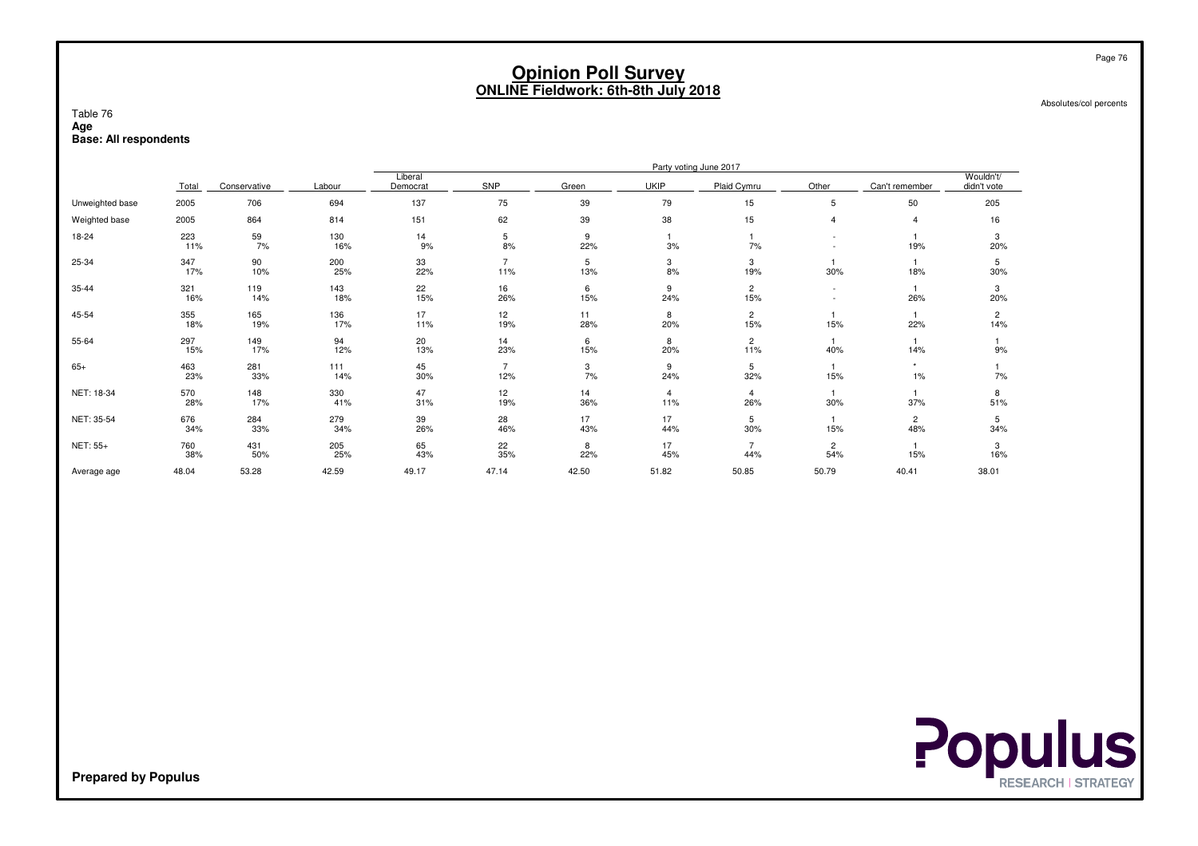# Opinion Poll Survey
## ONLINE Fieldwork: 6th-8th July 2018

Absolutes/col percents

Table 76
**Age**
**Base: All respondents**

| | Total | Conservative | Labour | Liberal Democrat | SNP | Green | UKIP | Plaid Cymru | Other | Can't remember | Wouldn't/ didn't vote |
|---|---|---|---|---|---|---|---|---|---|---|---|
| | | Party voting June 2017 | | | | | | | | | |
| Unweighted base | 2005 | 706 | 694 | 137 | 75 | 39 | 79 | 15 | 5 | 50 | 205 |
| Weighted base | 2005 | 864 | 814 | 151 | 62 | 39 | 38 | 15 | 4 | 4 | 16 |
| 18-24 | 223 | 59 | 130 | 14 | 5 | 9 | 1 | 1 | - | 1 | 3 |
| | 11% | 7% | 16% | 9% | 8% | 22% | 3% | 7% | - | 19% | 20% |
| 25-34 | 347 | 90 | 200 | 33 | 7 | 5 | 3 | 3 | 1 | 1 | 5 |
| | 17% | 10% | 25% | 22% | 11% | 13% | 8% | 19% | 30% | 18% | 30% |
| 35-44 | 321 | 119 | 143 | 22 | 16 | 6 | 9 | 2 | - | 1 | 3 |
| | 16% | 14% | 18% | 15% | 26% | 15% | 24% | 15% | - | 26% | 20% |
| 45-54 | 355 | 165 | 136 | 17 | 12 | 11 | 8 | 2 | 1 | 1 | 2 |
| | 18% | 19% | 17% | 11% | 19% | 28% | 20% | 15% | 15% | 22% | 14% |
| 55-64 | 297 | 149 | 94 | 20 | 14 | 6 | 8 | 2 | 1 | 1 | 1 |
| | 15% | 17% | 12% | 13% | 23% | 15% | 20% | 11% | 40% | 14% | 9% |
| 65+ | 463 | 281 | 111 | 45 | 7 | 3 | 9 | 5 | 1 | * | 1 |
| | 23% | 33% | 14% | 30% | 12% | 7% | 24% | 32% | 15% | 1% | 7% |
| NET: 18-34 | 570 | 148 | 330 | 47 | 12 | 14 | 4 | 4 | 1 | 1 | 8 |
| | 28% | 17% | 41% | 31% | 19% | 36% | 11% | 26% | 30% | 37% | 51% |
| NET: 35-54 | 676 | 284 | 279 | 39 | 28 | 17 | 17 | 5 | 1 | 2 | 5 |
| | 34% | 33% | 34% | 26% | 46% | 43% | 44% | 30% | 15% | 48% | 34% |
| NET: 55+ | 760 | 431 | 205 | 65 | 22 | 8 | 17 | 7 | 2 | 1 | 3 |
| | 38% | 50% | 25% | 43% | 35% | 22% | 45% | 44% | 54% | 15% | 16% |
| Average age | 48.04 | 53.28 | 42.59 | 49.17 | 47.14 | 42.50 | 51.82 | 50.85 | 50.79 | 40.41 | 38.01 |

**Prepared by Populus**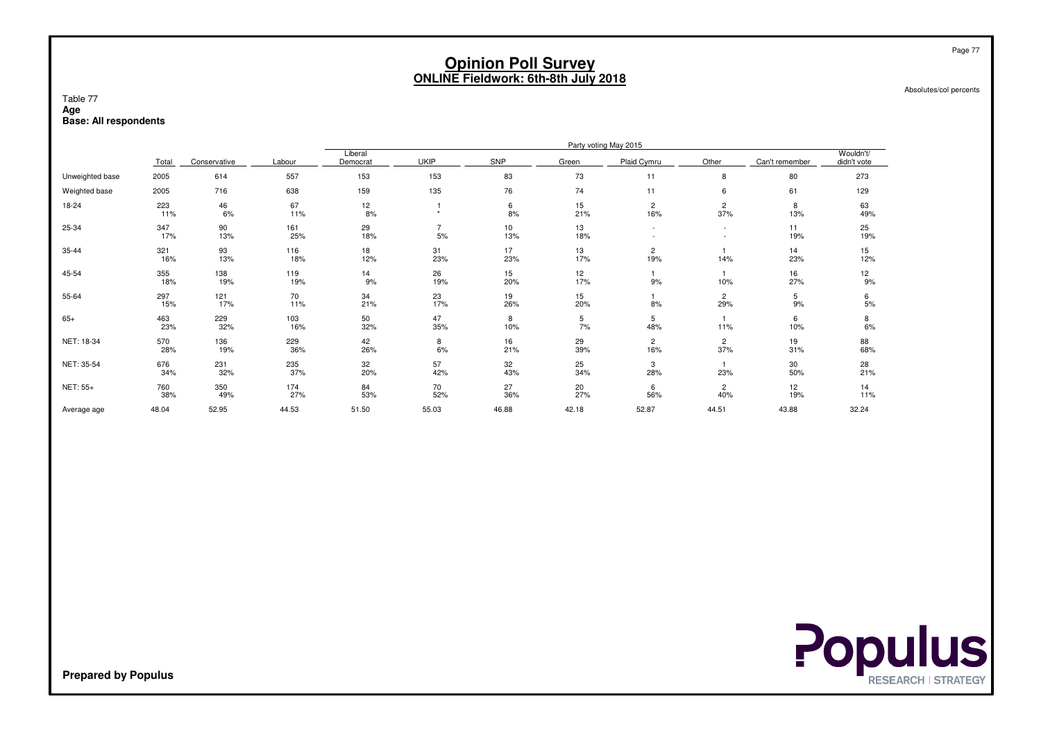# Opinion Poll Survey
## ONLINE Fieldwork: 6th-8th July 2018

Absolutes/col percents

Table 77
**Age**
**Base: All respondents**

| | | Party voting May 2015 | | | | | | | | | |
|---|---|---|---|---|---|---|---|---|---|---|---|
| | Total | Conservative | Labour | Liberal Democrat | UKIP | SNP | Green | Plaid Cymru | Other | Can't remember | Wouldn't/ didn't vote |
| Unweighted base | 2005 | 614 | 557 | 153 | 153 | 83 | 73 | 11 | 8 | 80 | 273 |
| Weighted base | 2005 | 716 | 638 | 159 | 135 | 76 | 74 | 11 | 6 | 61 | 129 |
| 18-24 | 223 | 46 | 67 | 12 | 1 | 6 | 15 | 2 | 2 | 8 | 63 |
| | 11% | 6% | 11% | 8% | * | 8% | 21% | 16% | 37% | 13% | 49% |
| 25-34 | 347 | 90 | 161 | 29 | 7 | 10 | 13 | - | - | 11 | 25 |
| | 17% | 13% | 25% | 18% | 5% | 13% | 18% | - | - | 19% | 19% |
| 35-44 | 321 | 93 | 116 | 18 | 31 | 17 | 13 | 2 | 1 | 14 | 15 |
| | 16% | 13% | 18% | 12% | 23% | 23% | 17% | 19% | 14% | 23% | 12% |
| 45-54 | 355 | 138 | 119 | 14 | 26 | 15 | 12 | 1 | 1 | 16 | 12 |
| | 18% | 19% | 19% | 9% | 19% | 20% | 17% | 9% | 10% | 27% | 9% |
| 55-64 | 297 | 121 | 70 | 34 | 23 | 19 | 15 | 1 | 2 | 5 | 6 |
| | 15% | 17% | 11% | 21% | 17% | 26% | 20% | 8% | 29% | 9% | 5% |
| 65+ | 463 | 229 | 103 | 50 | 47 | 8 | 5 | 5 | 1 | 6 | 8 |
| | 23% | 32% | 16% | 32% | 35% | 10% | 7% | 48% | 11% | 10% | 6% |
| NET: 18-34 | 570 | 136 | 229 | 42 | 8 | 16 | 29 | 2 | 2 | 19 | 88 |
| | 28% | 19% | 36% | 26% | 6% | 21% | 39% | 16% | 37% | 31% | 68% |
| NET: 35-54 | 676 | 231 | 235 | 32 | 57 | 32 | 25 | 3 | 1 | 30 | 28 |
| | 34% | 32% | 37% | 20% | 42% | 43% | 34% | 28% | 23% | 50% | 21% |
| NET: 55+ | 760 | 350 | 174 | 84 | 70 | 27 | 20 | 6 | 2 | 12 | 14 |
| | 38% | 49% | 27% | 53% | 52% | 36% | 27% | 56% | 40% | 19% | 11% |
| Average age | 48.04 | 52.95 | 44.53 | 51.50 | 55.03 | 46.88 | 42.18 | 52.87 | 44.51 | 43.88 | 32.24 |

**Prepared by Populus**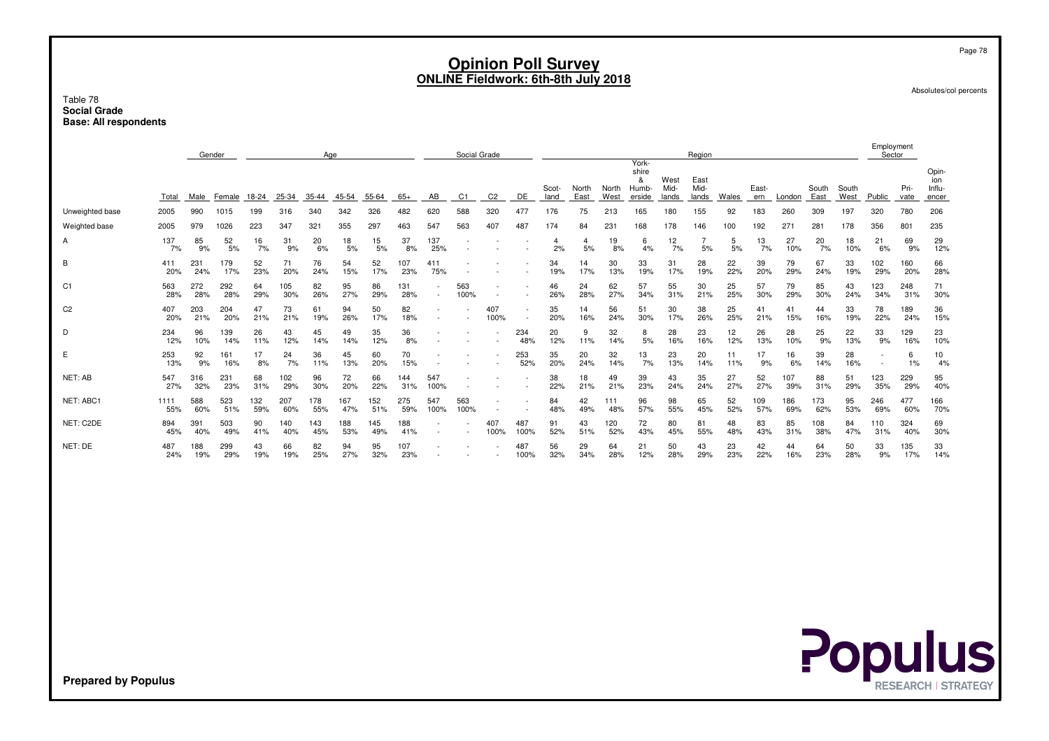# Opinion Poll Survey
## ONLINE Fieldwork: 6th-8th July 2018

Absolutes/col percents

Table 78
**Social Grade**
**Base: All respondents**

| | | Gender | | Age | | | | | | Social Grade | | | | Region | | | | | | | | | | | Employment Sector | | |
|---|---|---|---|---|---|---|---|---|---|---|---|---|---|---|---|---|---|---|---|---|---|---|---|---|---|---|---|
| | Total | Male | Female | 18-24 | 25-34 | 35-44 | 45-54 | 55-64 | 65+ | AB | C1 | C2 | DE | Scot-land | North East | North West | York-shire & Humb-erside | West Mid-lands | East Mid-lands | Wales | East-ern | London | South East | South West | Public | Pri-vate | Opin-ion Influ-encer |
| Unweighted base | 2005 | 990 | 1015 | 199 | 316 | 340 | 342 | 326 | 482 | 620 | 588 | 320 | 477 | 176 | 75 | 213 | 165 | 180 | 155 | 92 | 183 | 260 | 309 | 197 | 320 | 780 | 206 |
| Weighted base | 2005 | 979 | 1026 | 223 | 347 | 321 | 355 | 297 | 463 | 547 | 563 | 407 | 487 | 174 | 84 | 231 | 168 | 178 | 146 | 100 | 192 | 271 | 281 | 178 | 356 | 801 | 235 |
| A | 137 | 85 | 52 | 16 | 31 | 20 | 18 | 15 | 37 | 137 | - | - | - | 4 | 4 | 19 | 6 | 12 | 7 | 5 | 13 | 27 | 20 | 18 | 21 | 69 | 29 |
| | 7% | 9% | 5% | 7% | 9% | 6% | 5% | 5% | 8% | 25% | - | - | - | 2% | 5% | 8% | 4% | 7% | 5% | 5% | 7% | 10% | 7% | 10% | 6% | 9% | 12% |
| B | 411 | 231 | 179 | 52 | 71 | 76 | 54 | 52 | 107 | 411 | - | - | - | 34 | 14 | 30 | 33 | 31 | 28 | 22 | 39 | 79 | 67 | 33 | 102 | 160 | 66 |
| | 20% | 24% | 17% | 23% | 20% | 24% | 15% | 17% | 23% | 75% | - | - | - | 19% | 17% | 13% | 19% | 17% | 19% | 22% | 20% | 29% | 24% | 19% | 29% | 20% | 28% |
| C1 | 563 | 272 | 292 | 64 | 105 | 82 | 95 | 86 | 131 | - | 563 | - | - | 46 | 24 | 62 | 57 | 55 | 30 | 25 | 57 | 79 | 85 | 43 | 123 | 248 | 71 |
| | 28% | 28% | 28% | 29% | 30% | 26% | 27% | 29% | 28% | - | 100% | - | - | 26% | 28% | 27% | 34% | 31% | 21% | 25% | 30% | 29% | 30% | 24% | 34% | 31% | 30% |
| C2 | 407 | 203 | 204 | 47 | 73 | 61 | 94 | 50 | 82 | - | - | 407 | - | 35 | 14 | 56 | 51 | 30 | 38 | 25 | 41 | 41 | 44 | 33 | 78 | 189 | 36 |
| | 20% | 21% | 20% | 21% | 21% | 19% | 26% | 17% | 18% | - | - | 100% | - | 20% | 16% | 24% | 30% | 17% | 26% | 25% | 21% | 15% | 16% | 19% | 22% | 24% | 15% |
| D | 234 | 96 | 139 | 26 | 43 | 45 | 49 | 35 | 36 | - | - | - | 234 | 20 | 9 | 32 | 8 | 28 | 23 | 12 | 26 | 28 | 25 | 22 | 33 | 129 | 23 |
| | 12% | 10% | 14% | 11% | 12% | 14% | 14% | 12% | 8% | - | - | - | 48% | 12% | 11% | 14% | 5% | 16% | 16% | 12% | 13% | 10% | 9% | 13% | 9% | 16% | 10% |
| E | 253 | 92 | 161 | 17 | 24 | 36 | 45 | 60 | 70 | - | - | - | 253 | 35 | 20 | 32 | 13 | 23 | 20 | 11 | 17 | 16 | 39 | 28 | - | 6 | 10 |
| | 13% | 9% | 16% | 8% | 7% | 11% | 13% | 20% | 15% | - | - | - | 52% | 20% | 24% | 14% | 7% | 13% | 14% | 11% | 9% | 6% | 14% | 16% | - | 1% | 4% |
| NET: AB | 547 | 316 | 231 | 68 | 102 | 96 | 72 | 66 | 144 | 547 | - | - | - | 38 | 18 | 49 | 39 | 43 | 35 | 27 | 52 | 107 | 88 | 51 | 123 | 229 | 95 |
| | 27% | 32% | 23% | 31% | 29% | 30% | 20% | 22% | 31% | 100% | - | - | - | 22% | 21% | 21% | 23% | 24% | 24% | 27% | 27% | 39% | 31% | 29% | 35% | 29% | 40% |
| NET: ABC1 | 1111 | 588 | 523 | 132 | 207 | 178 | 167 | 152 | 275 | 547 | 563 | - | - | 84 | 42 | 111 | 96 | 98 | 65 | 52 | 109 | 186 | 173 | 95 | 246 | 477 | 166 |
| | 55% | 60% | 51% | 59% | 60% | 55% | 47% | 51% | 59% | 100% | 100% | - | - | 48% | 49% | 48% | 57% | 55% | 45% | 52% | 57% | 69% | 62% | 53% | 69% | 60% | 70% |
| NET: C2DE | 894 | 391 | 503 | 90 | 140 | 143 | 188 | 145 | 188 | - | - | 407 | 487 | 91 | 43 | 120 | 72 | 80 | 81 | 48 | 83 | 85 | 108 | 84 | 110 | 324 | 69 |
| | 45% | 40% | 49% | 41% | 40% | 45% | 53% | 49% | 41% | - | - | 100% | 100% | 52% | 51% | 52% | 43% | 45% | 55% | 48% | 43% | 31% | 38% | 47% | 31% | 40% | 30% |
| NET: DE | 487 | 188 | 299 | 43 | 66 | 82 | 94 | 95 | 107 | - | - | - | 487 | 56 | 29 | 64 | 21 | 50 | 43 | 23 | 42 | 44 | 64 | 50 | 33 | 135 | 33 |
| | 24% | 19% | 29% | 19% | 19% | 25% | 27% | 32% | 23% | - | - | - | 100% | 32% | 34% | 28% | 12% | 28% | 29% | 23% | 22% | 16% | 23% | 28% | 9% | 17% | 14% |

**Prepared by Populus**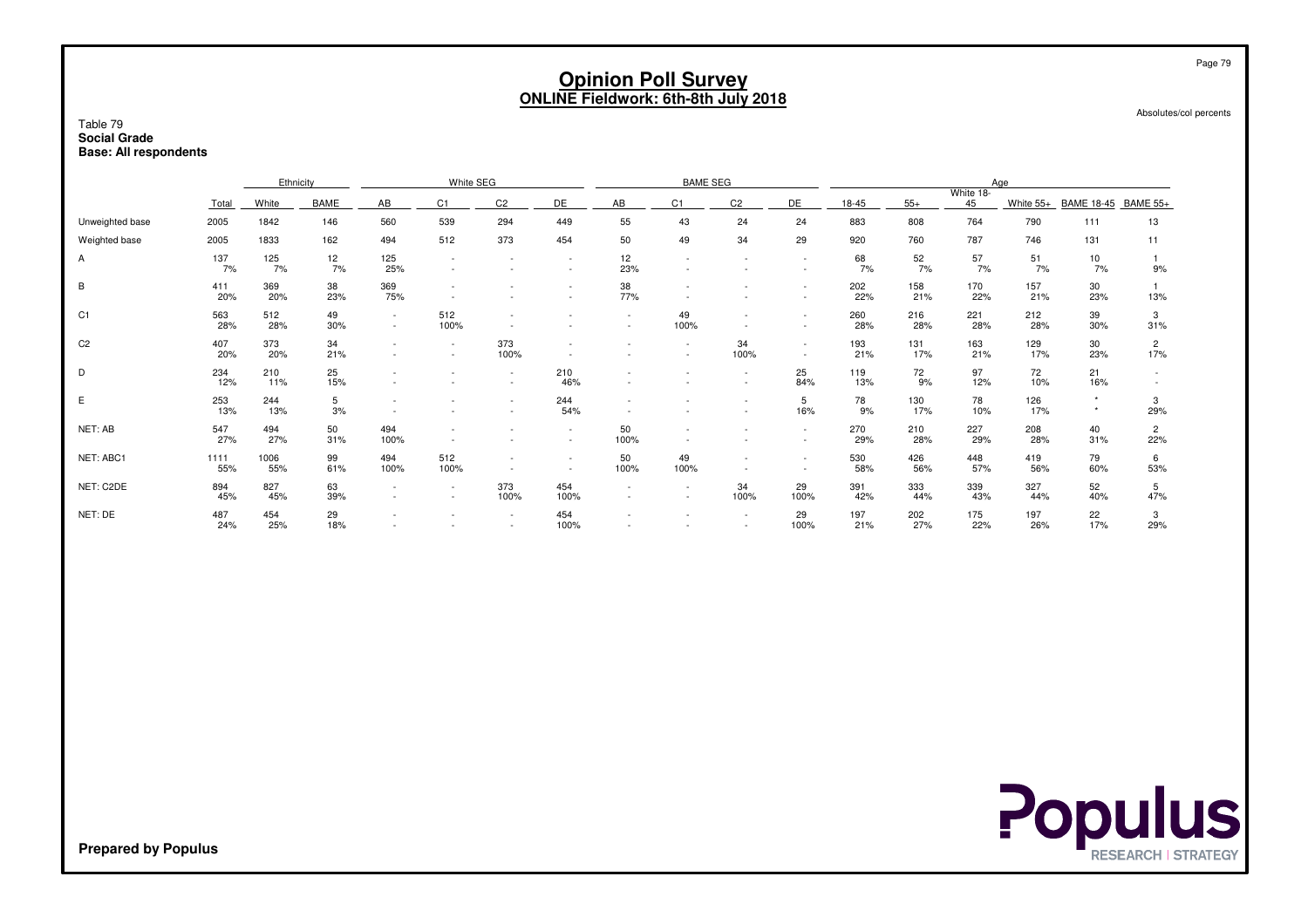# Opinion Poll Survey
## ONLINE Fieldwork: 6th-8th July 2018

Absolutes/col percents

Table 79
**Social Grade**
**Base: All respondents**

| | | Ethnicity | | White SEG | | | | BAME SEG | | | | Age | | | | | |
|---|---|---|---|---|---|---|---|---|---|---|---|---|---|---|---|---|---|
| | Total | White | BAME | AB | C1 | C2 | DE | AB | C1 | C2 | DE | 18-45 | 55+ | White 18-45 | White 55+ | BAME 18-45 | BAME 55+ |
| Unweighted base | 2005 | 1842 | 146 | 560 | 539 | 294 | 449 | 55 | 43 | 24 | 24 | 883 | 808 | 764 | 790 | 111 | 13 |
| Weighted base | 2005 | 1833 | 162 | 494 | 512 | 373 | 454 | 50 | 49 | 34 | 29 | 920 | 760 | 787 | 746 | 131 | 11 |
| A | 137<br>7% | 125<br>7% | 12<br>7% | 125<br>25% | -<br>- | -<br>- | -<br>- | 12<br>23% | -<br>- | -<br>- | -<br>- | 68<br>7% | 52<br>7% | 57<br>7% | 51<br>7% | 10<br>7% | 1<br>9% |
| B | 411<br>20% | 369<br>20% | 38<br>23% | 369<br>75% | -<br>- | -<br>- | -<br>- | 38<br>77% | -<br>- | -<br>- | -<br>- | 202<br>22% | 158<br>21% | 170<br>22% | 157<br>21% | 30<br>23% | 1<br>13% |
| C1 | 563<br>28% | 512<br>28% | 49<br>30% | -<br>- | 512<br>100% | -<br>- | -<br>- | -<br>- | 49<br>100% | -<br>- | -<br>- | 260<br>28% | 216<br>28% | 221<br>28% | 212<br>28% | 39<br>30% | 3<br>31% |
| C2 | 407<br>20% | 373<br>20% | 34<br>21% | -<br>- | -<br>- | 373<br>100% | -<br>- | -<br>- | -<br>- | 34<br>100% | -<br>- | 193<br>21% | 131<br>17% | 163<br>21% | 129<br>17% | 30<br>23% | 2<br>17% |
| D | 234<br>12% | 210<br>11% | 25<br>15% | -<br>- | -<br>- | -<br>- | 210<br>46% | -<br>- | -<br>- | -<br>- | 25<br>84% | 119<br>13% | 72<br>9% | 97<br>12% | 72<br>10% | 21<br>16% | -<br>- |
| E | 253<br>13% | 244<br>13% | 5<br>3% | -<br>- | -<br>- | -<br>- | 244<br>54% | -<br>- | -<br>- | -<br>- | 5<br>16% | 78<br>9% | 130<br>17% | 78<br>10% | 126<br>17% | *<br>* | 3<br>29% |
| NET: AB | 547<br>27% | 494<br>27% | 50<br>31% | 494<br>100% | -<br>- | -<br>- | -<br>- | 50<br>100% | -<br>- | -<br>- | -<br>- | 270<br>29% | 210<br>28% | 227<br>29% | 208<br>28% | 40<br>31% | 2<br>22% |
| NET: ABC1 | 1111<br>55% | 1006<br>55% | 99<br>61% | 494<br>100% | 512<br>100% | -<br>- | -<br>- | 50<br>100% | 49<br>100% | -<br>- | -<br>- | 530<br>58% | 426<br>56% | 448<br>57% | 419<br>56% | 79<br>60% | 6<br>53% |
| NET: C2DE | 894<br>45% | 827<br>45% | 63<br>39% | -<br>- | -<br>- | 373<br>100% | 454<br>100% | -<br>- | -<br>- | 34<br>100% | 29<br>100% | 391<br>42% | 333<br>44% | 339<br>43% | 327<br>44% | 52<br>40% | 5<br>47% |
| NET: DE | 487<br>24% | 454<br>25% | 29<br>18% | -<br>- | -<br>- | -<br>- | 454<br>100% | -<br>- | -<br>- | -<br>- | 29<br>100% | 197<br>21% | 202<br>27% | 175<br>22% | 197<br>26% | 22<br>17% | 3<br>29% |

**Prepared by Populus**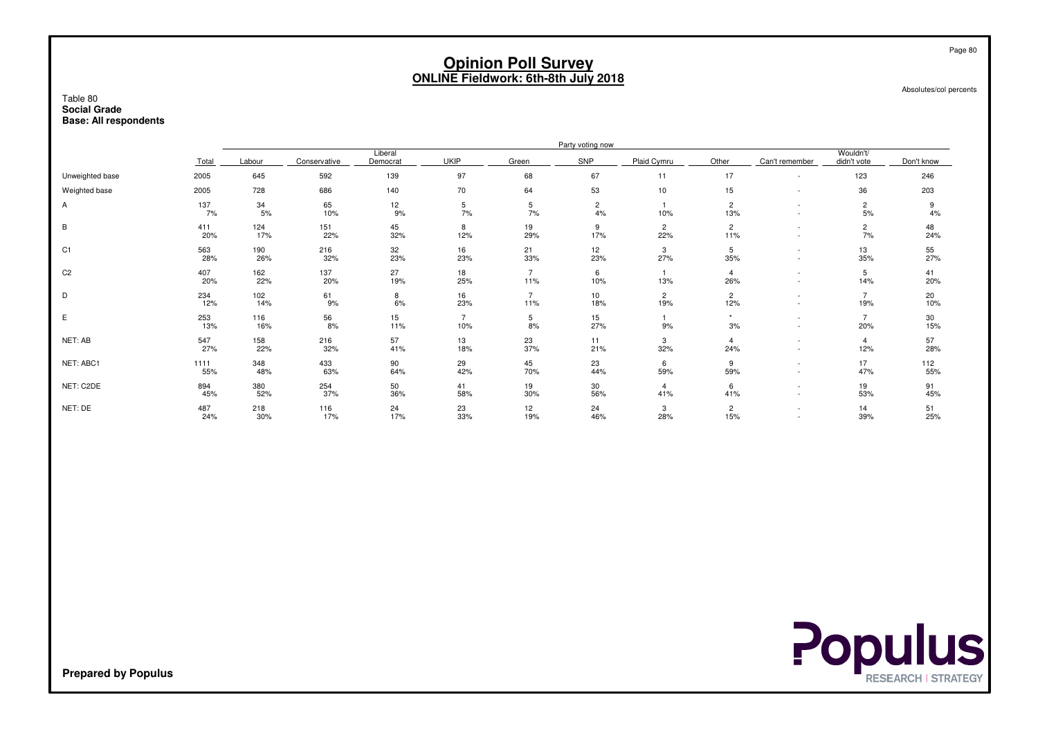# Opinion Poll Survey
## ONLINE Fieldwork: 6th-8th July 2018

Absolutes/col percents

Table 80
**Social Grade**
**Base: All respondents**

| | | Party voting now | | | | | | | | | | |
|---|---|---|---|---|---|---|---|---|---|---|---|---|
| | Total | Labour | Conservative | Liberal Democrat | UKIP | Green | SNP | Plaid Cymru | Other | Can't remember | Wouldn't/ didn't vote | Don't know |
| Unweighted base | 2005 | 645 | 592 | 139 | 97 | 68 | 67 | 11 | 17 | - | 123 | 246 |
| Weighted base | 2005 | 728 | 686 | 140 | 70 | 64 | 53 | 10 | 15 | - | 36 | 203 |
| A | 137 | 34 | 65 | 12 | 5 | 5 | 2 | 1 | 2 | - | 2 | 9 |
| | 7% | 5% | 10% | 9% | 7% | 7% | 4% | 10% | 13% | - | 5% | 4% |
| B | 411 | 124 | 151 | 45 | 8 | 19 | 9 | 2 | 2 | - | 2 | 48 |
| | 20% | 17% | 22% | 32% | 12% | 29% | 17% | 22% | 11% | - | 7% | 24% |
| C1 | 563 | 190 | 216 | 32 | 16 | 21 | 12 | 3 | 5 | - | 13 | 55 |
| | 28% | 26% | 32% | 23% | 23% | 33% | 23% | 27% | 35% | - | 35% | 27% |
| C2 | 407 | 162 | 137 | 27 | 18 | 7 | 6 | 1 | 4 | - | 5 | 41 |
| | 20% | 22% | 20% | 19% | 25% | 11% | 10% | 13% | 26% | - | 14% | 20% |
| D | 234 | 102 | 61 | 8 | 16 | 7 | 10 | 2 | 2 | - | 7 | 20 |
| | 12% | 14% | 9% | 6% | 23% | 11% | 18% | 19% | 12% | - | 19% | 10% |
| E | 253 | 116 | 56 | 15 | 7 | 5 | 15 | 1 | * | - | 7 | 30 |
| | 13% | 16% | 8% | 11% | 10% | 8% | 27% | 9% | 3% | - | 20% | 15% |
| NET: AB | 547 | 158 | 216 | 57 | 13 | 23 | 11 | 3 | 4 | - | 4 | 57 |
| | 27% | 22% | 32% | 41% | 18% | 37% | 21% | 32% | 24% | - | 12% | 28% |
| NET: ABC1 | 1111 | 348 | 433 | 90 | 29 | 45 | 23 | 6 | 9 | - | 17 | 112 |
| | 55% | 48% | 63% | 64% | 42% | 70% | 44% | 59% | 59% | - | 47% | 55% |
| NET: C2DE | 894 | 380 | 254 | 50 | 41 | 19 | 30 | 4 | 6 | - | 19 | 91 |
| | 45% | 52% | 37% | 36% | 58% | 30% | 56% | 41% | 41% | - | 53% | 45% |
| NET: DE | 487 | 218 | 116 | 24 | 23 | 12 | 24 | 3 | 2 | - | 14 | 51 |
| | 24% | 30% | 17% | 17% | 33% | 19% | 46% | 28% | 15% | - | 39% | 25% |

**Prepared by Populus**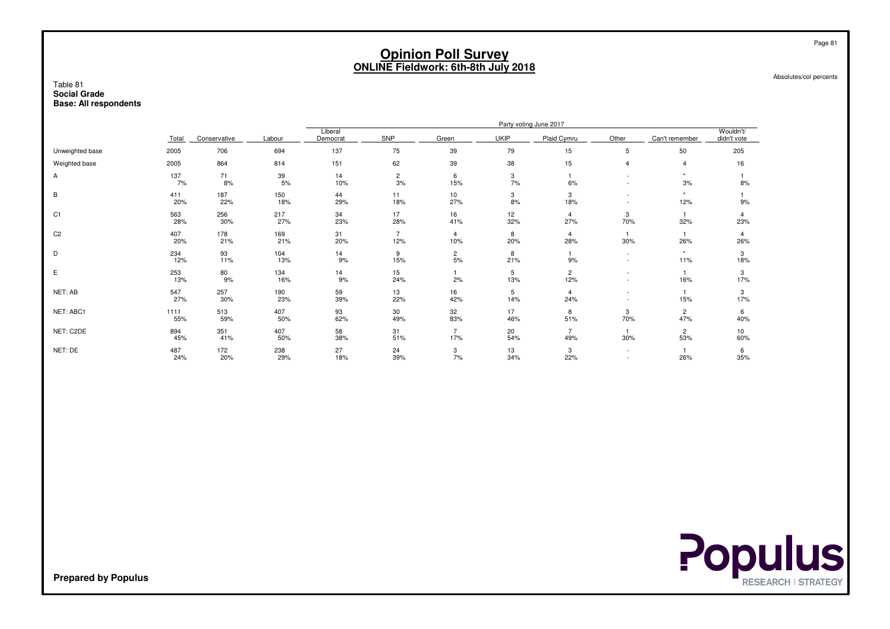# Opinion Poll Survey
## ONLINE Fieldwork: 6th-8th July 2018

Absolutes/col percents

Table 81
**Social Grade**
**Base: All respondents**

| | | Party voting June 2017 | | | | | | | | | |
|---|---|---|---|---|---|---|---|---|---|---|---|
| | Total | Conservative | Labour | Liberal Democrat | SNP | Green | UKIP | Plaid Cymru | Other | Can't remember | Wouldn't/ didn't vote |
| Unweighted base | 2005 | 706 | 694 | 137 | 75 | 39 | 79 | 15 | 5 | 50 | 205 |
| Weighted base | 2005 | 864 | 814 | 151 | 62 | 39 | 38 | 15 | 4 | 4 | 16 |
| A | 137<br>7% | 71<br>8% | 39<br>5% | 14<br>10% | 2<br>3% | 6<br>15% | 3<br>7% | 1<br>6% | -<br>- | *<br>3% | 1<br>8% |
| B | 411<br>20% | 187<br>22% | 150<br>18% | 44<br>29% | 11<br>18% | 10<br>27% | 3<br>8% | 3<br>18% | -<br>- | *<br>12% | 1<br>9% |
| C1 | 563<br>28% | 256<br>30% | 217<br>27% | 34<br>23% | 17<br>28% | 16<br>41% | 12<br>32% | 4<br>27% | 3<br>70% | 1<br>32% | 4<br>23% |
| C2 | 407<br>20% | 178<br>21% | 169<br>21% | 31<br>20% | 7<br>12% | 4<br>10% | 8<br>20% | 4<br>28% | 1<br>30% | 1<br>26% | 4<br>26% |
| D | 234<br>12% | 93<br>11% | 104<br>13% | 14<br>9% | 9<br>15% | 2<br>5% | 8<br>21% | 1<br>9% | -<br>- | *<br>11% | 3<br>18% |
| E | 253<br>13% | 80<br>9% | 134<br>16% | 14<br>9% | 15<br>24% | 1<br>2% | 5<br>13% | 2<br>12% | -<br>- | 1<br>16% | 3<br>17% |
| NET: AB | 547<br>27% | 257<br>30% | 190<br>23% | 59<br>39% | 13<br>22% | 16<br>42% | 5<br>14% | 4<br>24% | -<br>- | 1<br>15% | 3<br>17% |
| NET: ABC1 | 1111<br>55% | 513<br>59% | 407<br>50% | 93<br>62% | 30<br>49% | 32<br>83% | 17<br>46% | 8<br>51% | 3<br>70% | 2<br>47% | 6<br>40% |
| NET: C2DE | 894<br>45% | 351<br>41% | 407<br>50% | 58<br>38% | 31<br>51% | 7<br>17% | 20<br>54% | 7<br>49% | 1<br>30% | 2<br>53% | 10<br>60% |
| NET: DE | 487<br>24% | 172<br>20% | 238<br>29% | 27<br>18% | 24<br>39% | 3<br>7% | 13<br>34% | 3<br>22% | -<br>- | 1<br>26% | 6<br>35% |

**Prepared by Populus**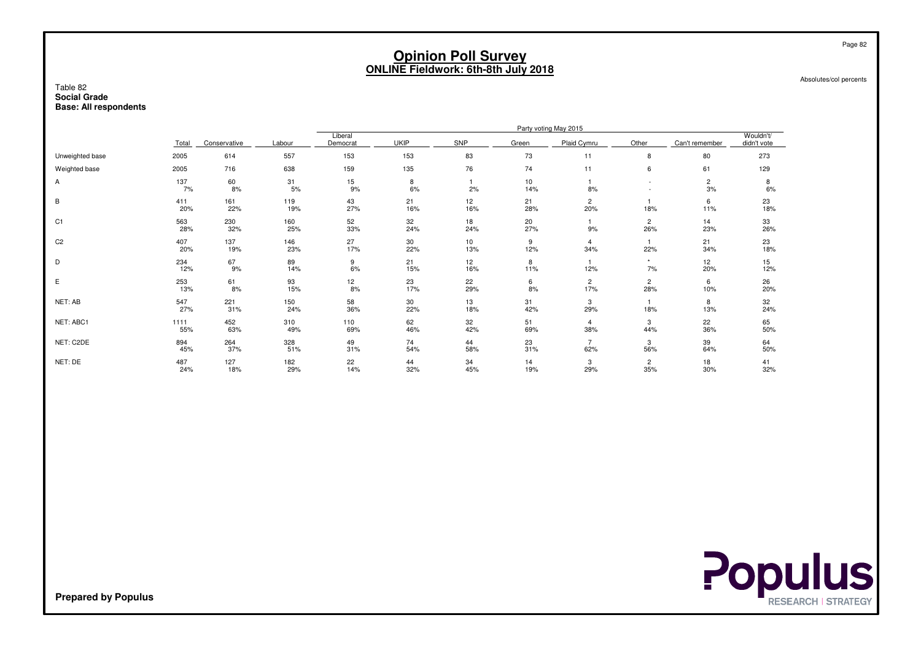# Opinion Poll Survey
## ONLINE Fieldwork: 6th-8th July 2018

Absolutes/col percents

Table 82
**Social Grade**
**Base: All respondents**

| | | Party voting May 2015 | | | | | | | | | |
|---|---|---|---|---|---|---|---|---|---|---|---|
| | Total | Conservative | Labour | Liberal Democrat | UKIP | SNP | Green | Plaid Cymru | Other | Can't remember | Wouldn't/ didn't vote |
| Unweighted base | 2005 | 614 | 557 | 153 | 153 | 83 | 73 | 11 | 8 | 80 | 273 |
| Weighted base | 2005 | 716 | 638 | 159 | 135 | 76 | 74 | 11 | 6 | 61 | 129 |
| A | 137 | 60 | 31 | 15 | 8 | 1 | 10 | 1 | - | 2 | 8 |
| | 7% | 8% | 5% | 9% | 6% | 2% | 14% | 8% | - | 3% | 6% |
| B | 411 | 161 | 119 | 43 | 21 | 12 | 21 | 2 | 1 | 6 | 23 |
| | 20% | 22% | 19% | 27% | 16% | 16% | 28% | 20% | 18% | 11% | 18% |
| C1 | 563 | 230 | 160 | 52 | 32 | 18 | 20 | 1 | 2 | 14 | 33 |
| | 28% | 32% | 25% | 33% | 24% | 24% | 27% | 9% | 26% | 23% | 26% |
| C2 | 407 | 137 | 146 | 27 | 30 | 10 | 9 | 4 | 1 | 21 | 23 |
| | 20% | 19% | 23% | 17% | 22% | 13% | 12% | 34% | 22% | 34% | 18% |
| D | 234 | 67 | 89 | 9 | 21 | 12 | 8 | 1 | * | 12 | 15 |
| | 12% | 9% | 14% | 6% | 15% | 16% | 11% | 12% | 7% | 20% | 12% |
| E | 253 | 61 | 93 | 12 | 23 | 22 | 6 | 2 | 2 | 6 | 26 |
| | 13% | 8% | 15% | 8% | 17% | 29% | 8% | 17% | 28% | 10% | 20% |
| NET: AB | 547 | 221 | 150 | 58 | 30 | 13 | 31 | 3 | 1 | 8 | 32 |
| | 27% | 31% | 24% | 36% | 22% | 18% | 42% | 29% | 18% | 13% | 24% |
| NET: ABC1 | 1111 | 452 | 310 | 110 | 62 | 32 | 51 | 4 | 3 | 22 | 65 |
| | 55% | 63% | 49% | 69% | 46% | 42% | 69% | 38% | 44% | 36% | 50% |
| NET: C2DE | 894 | 264 | 328 | 49 | 74 | 44 | 23 | 7 | 3 | 39 | 64 |
| | 45% | 37% | 51% | 31% | 54% | 58% | 31% | 62% | 56% | 64% | 50% |
| NET: DE | 487 | 127 | 182 | 22 | 44 | 34 | 14 | 3 | 2 | 18 | 41 |
| | 24% | 18% | 29% | 14% | 32% | 45% | 19% | 29% | 35% | 30% | 32% |

**Prepared by Populus**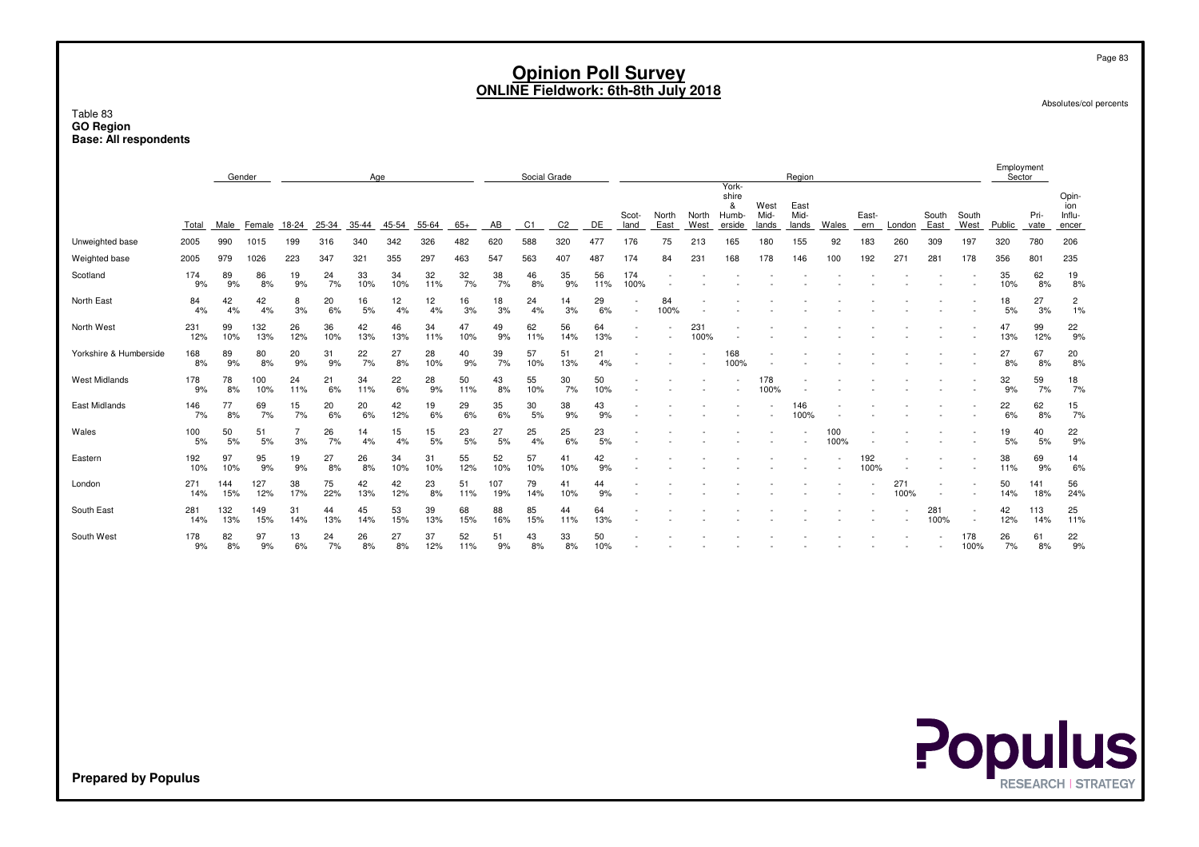# Opinion Poll Survey
## ONLINE Fieldwork: 6th-8th July 2018

Absolutes/col percents

Table 83
**GO Region**
**Base: All respondents**

| | Total | Gender | | Age | | | | | | Social Grade | | | | Region | | | | | | | | | | | | Employment Sector | | |
|---|---|---|---|---|---|---|---|---|---|---|---|---|---|---|---|---|---|---|---|---|---|---|---|---|---|---|---|---|
| | | Male | Female | 18-24 | 25-34 | 35-44 | 45-54 | 55-64 | 65+ | AB | C1 | C2 | DE | Scot-land | North East | North West | York-shire & Humb-erside | West Mid-lands | East Mid-lands | Wales | East-ern | London | South East | South West | Public | Pri-vate | Opin-ion Influ-encer |
| Unweighted base | 2005 | 990 | 1015 | 199 | 316 | 340 | 342 | 326 | 482 | 620 | 588 | 320 | 477 | 176 | 75 | 213 | 165 | 180 | 155 | 92 | 183 | 260 | 309 | 197 | 320 | 780 | 206 |
| Weighted base | 2005 | 979 | 1026 | 223 | 347 | 321 | 355 | 297 | 463 | 547 | 563 | 407 | 487 | 174 | 84 | 231 | 168 | 178 | 146 | 100 | 192 | 271 | 281 | 178 | 356 | 801 | 235 |
| Scotland | 174<br>9% | 89<br>9% | 86<br>8% | 19<br>9% | 24<br>7% | 33<br>10% | 34<br>10% | 32<br>11% | 32<br>7% | 38<br>7% | 46<br>8% | 35<br>9% | 56<br>11% | 174<br>100% | - | - | - | - | - | - | - | - | - | - | 35<br>10% | 62<br>8% | 19<br>8% |
| North East | 84<br>4% | 42<br>4% | 42<br>4% | 8<br>3% | 20<br>6% | 16<br>5% | 12<br>4% | 12<br>4% | 16<br>3% | 18<br>3% | 24<br>4% | 14<br>3% | 29<br>6% | - | 84<br>100% | - | - | - | - | - | - | - | - | - | 18<br>5% | 27<br>3% | 2<br>1% |
| North West | 231<br>12% | 99<br>10% | 132<br>13% | 26<br>12% | 36<br>10% | 42<br>13% | 46<br>13% | 34<br>11% | 47<br>10% | 49<br>9% | 62<br>11% | 56<br>14% | 64<br>13% | - | - | 231<br>100% | - | - | - | - | - | - | - | - | 47<br>13% | 99<br>12% | 22<br>9% |
| Yorkshire & Humberside | 168<br>8% | 89<br>9% | 80<br>8% | 20<br>9% | 31<br>9% | 22<br>7% | 27<br>8% | 28<br>10% | 40<br>9% | 39<br>7% | 57<br>10% | 51<br>13% | 21<br>4% | - | - | - | 168<br>100% | - | - | - | - | - | - | - | 27<br>8% | 67<br>8% | 20<br>8% |
| West Midlands | 178<br>9% | 78<br>8% | 100<br>10% | 24<br>11% | 21<br>6% | 34<br>11% | 22<br>6% | 28<br>9% | 50<br>11% | 43<br>8% | 55<br>10% | 30<br>7% | 50<br>10% | - | - | - | - | 178<br>100% | - | - | - | - | - | - | 32<br>9% | 59<br>7% | 18<br>7% |
| East Midlands | 146<br>7% | 77<br>8% | 69<br>7% | 15<br>7% | 20<br>6% | 20<br>6% | 42<br>12% | 19<br>6% | 29<br>6% | 35<br>6% | 30<br>5% | 38<br>9% | 43<br>9% | - | - | - | - | - | 146<br>100% | - | - | - | - | - | 22<br>6% | 62<br>8% | 15<br>7% |
| Wales | 100<br>5% | 50<br>5% | 51<br>5% | 7<br>3% | 26<br>7% | 14<br>4% | 15<br>4% | 15<br>5% | 23<br>5% | 27<br>5% | 25<br>4% | 25<br>6% | 23<br>5% | - | - | - | - | - | - | 100<br>100% | - | - | - | - | 19<br>5% | 40<br>5% | 22<br>9% |
| Eastern | 192<br>10% | 97<br>10% | 95<br>9% | 19<br>9% | 27<br>8% | 26<br>8% | 34<br>10% | 31<br>10% | 55<br>12% | 52<br>10% | 57<br>10% | 41<br>10% | 42<br>9% | - | - | - | - | - | - | - | 192<br>100% | - | - | - | 38<br>11% | 69<br>9% | 14<br>6% |
| London | 271<br>14% | 144<br>15% | 127<br>12% | 38<br>17% | 75<br>22% | 42<br>13% | 42<br>12% | 23<br>8% | 51<br>11% | 107<br>19% | 79<br>14% | 41<br>10% | 44<br>9% | - | - | - | - | - | - | - | - | 271<br>100% | - | - | 50<br>14% | 141<br>18% | 56<br>24% |
| South East | 281<br>14% | 132<br>13% | 149<br>15% | 31<br>14% | 44<br>13% | 45<br>14% | 53<br>15% | 39<br>13% | 68<br>15% | 88<br>16% | 85<br>15% | 44<br>11% | 64<br>13% | - | - | - | - | - | - | - | - | - | 281<br>100% | - | 42<br>12% | 113<br>14% | 25<br>11% |
| South West | 178<br>9% | 82<br>8% | 97<br>9% | 13<br>6% | 24<br>7% | 26<br>8% | 27<br>8% | 37<br>12% | 52<br>11% | 51<br>9% | 43<br>8% | 33<br>8% | 50<br>10% | - | - | - | - | - | - | - | - | - | - | 178<br>100% | 26<br>7% | 61<br>8% | 22<br>9% |

**Prepared by Populus**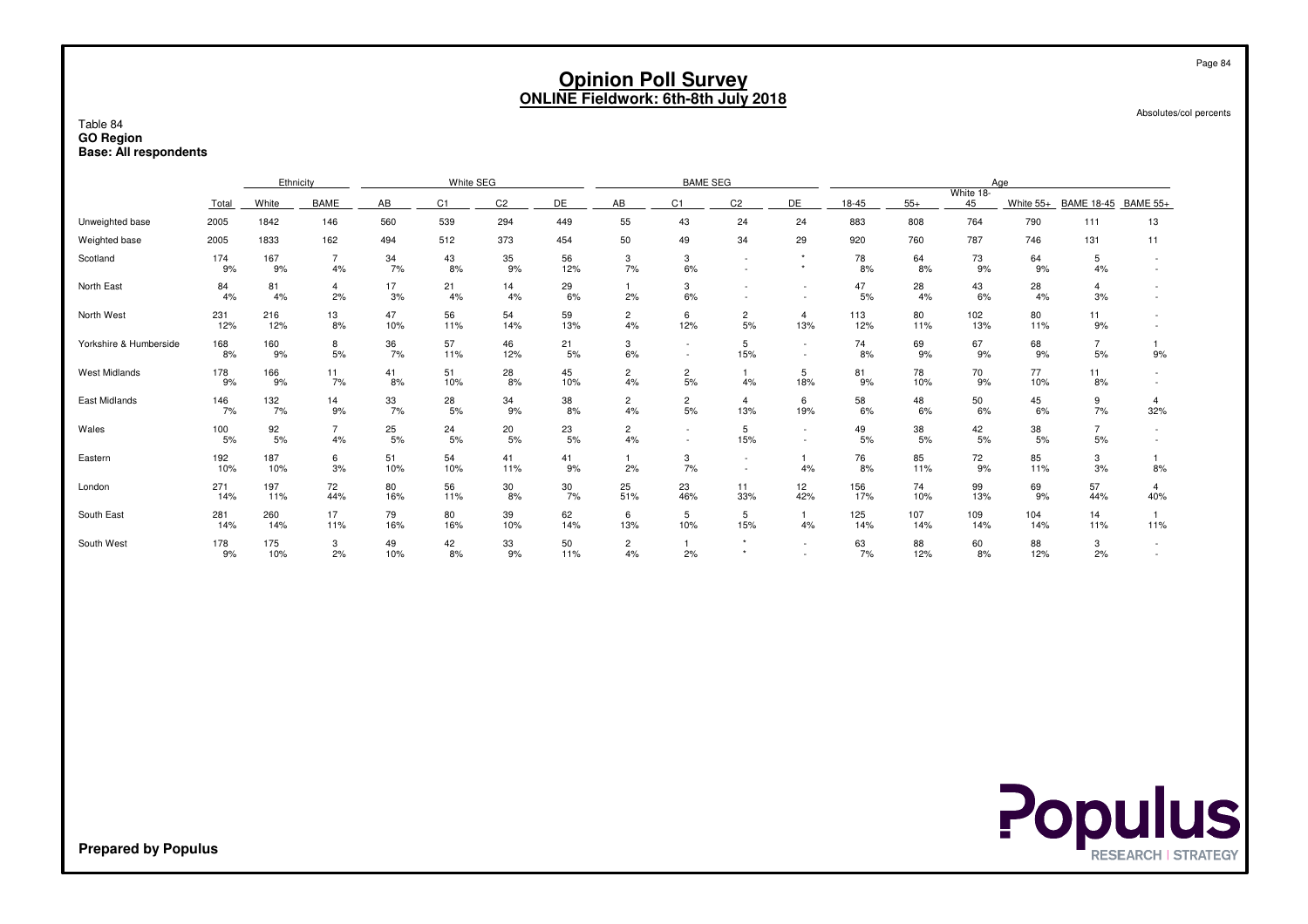# Opinion Poll Survey
## ONLINE Fieldwork: 6th-8th July 2018

Absolutes/col percents

Table 84
**GO Region**
**Base: All respondents**

| | | Ethnicity | | White SEG | | | | BAME SEG | | | | Age | | | | | |
|---|---|---|---|---|---|---|---|---|---|---|---|---|---|---|---|---|---|
| | Total | White | BAME | AB | C1 | C2 | DE | AB | C1 | C2 | DE | 18-45 | 55+ | White 18-45 | White 55+ | BAME 18-45 | BAME 55+ |
| Unweighted base | 2005 | 1842 | 146 | 560 | 539 | 294 | 449 | 55 | 43 | 24 | 24 | 883 | 808 | 764 | 790 | 111 | 13 |
| Weighted base | 2005 | 1833 | 162 | 494 | 512 | 373 | 454 | 50 | 49 | 34 | 29 | 920 | 760 | 787 | 746 | 131 | 11 |
| Scotland | 174<br>9% | 167<br>9% | 7<br>4% | 34<br>7% | 43<br>8% | 35<br>9% | 56<br>12% | 3<br>7% | 3<br>6% | -<br>- | *<br>* | 78<br>8% | 64<br>8% | 73<br>9% | 64<br>9% | 5<br>4% | -<br>- |
| North East | 84<br>4% | 81<br>4% | 4<br>2% | 17<br>3% | 21<br>4% | 14<br>4% | 29<br>6% | 1<br>2% | 3<br>6% | -<br>- | -<br>- | 47<br>5% | 28<br>4% | 43<br>6% | 28<br>4% | 4<br>3% | -<br>- |
| North West | 231<br>12% | 216<br>12% | 13<br>8% | 47<br>10% | 56<br>11% | 54<br>14% | 59<br>13% | 2<br>4% | 6<br>12% | 2<br>5% | 4<br>13% | 113<br>12% | 80<br>11% | 102<br>13% | 80<br>11% | 11<br>9% | -<br>- |
| Yorkshire & Humberside | 168<br>8% | 160<br>9% | 8<br>5% | 36<br>7% | 57<br>11% | 46<br>12% | 21<br>5% | 3<br>6% | -<br>- | 5<br>15% | -<br>- | 74<br>8% | 69<br>9% | 67<br>9% | 68<br>9% | 7<br>5% | 1<br>9% |
| West Midlands | 178<br>9% | 166<br>9% | 11<br>7% | 41<br>8% | 51<br>10% | 28<br>8% | 45<br>10% | 2<br>4% | 2<br>5% | 1<br>4% | 5<br>18% | 81<br>9% | 78<br>10% | 70<br>9% | 77<br>10% | 11<br>8% | -<br>- |
| East Midlands | 146<br>7% | 132<br>7% | 14<br>9% | 33<br>7% | 28<br>5% | 34<br>9% | 38<br>8% | 2<br>4% | 2<br>5% | 4<br>13% | 6<br>19% | 58<br>6% | 48<br>6% | 50<br>6% | 45<br>6% | 9<br>7% | 4<br>32% |
| Wales | 100<br>5% | 92<br>5% | 7<br>4% | 25<br>5% | 24<br>5% | 20<br>5% | 23<br>5% | 2<br>4% | -<br>- | 5<br>15% | -<br>- | 49<br>5% | 38<br>5% | 42<br>5% | 38<br>5% | 7<br>5% | -<br>- |
| Eastern | 192<br>10% | 187<br>10% | 6<br>3% | 51<br>10% | 54<br>10% | 41<br>11% | 41<br>9% | 1<br>2% | 3<br>7% | -<br>- | 1<br>4% | 76<br>8% | 85<br>11% | 72<br>9% | 85<br>11% | 3<br>3% | 1<br>8% |
| London | 271<br>14% | 197<br>11% | 72<br>44% | 80<br>16% | 56<br>11% | 30<br>8% | 30<br>7% | 25<br>51% | 23<br>46% | 11<br>33% | 12<br>42% | 156<br>17% | 74<br>10% | 99<br>13% | 69<br>9% | 57<br>44% | 4<br>40% |
| South East | 281<br>14% | 260<br>14% | 17<br>11% | 79<br>16% | 80<br>16% | 39<br>10% | 62<br>14% | 6<br>13% | 5<br>10% | 5<br>15% | 1<br>4% | 125<br>14% | 107<br>14% | 109<br>14% | 104<br>14% | 14<br>11% | 1<br>11% |
| South West | 178<br>9% | 175<br>10% | 3<br>2% | 49<br>10% | 42<br>8% | 33<br>9% | 50<br>11% | 2<br>4% | 1<br>2% | *<br>* | -<br>- | 63<br>7% | 88<br>12% | 60<br>8% | 88<br>12% | 3<br>2% | -<br>- |

**Prepared by Populus**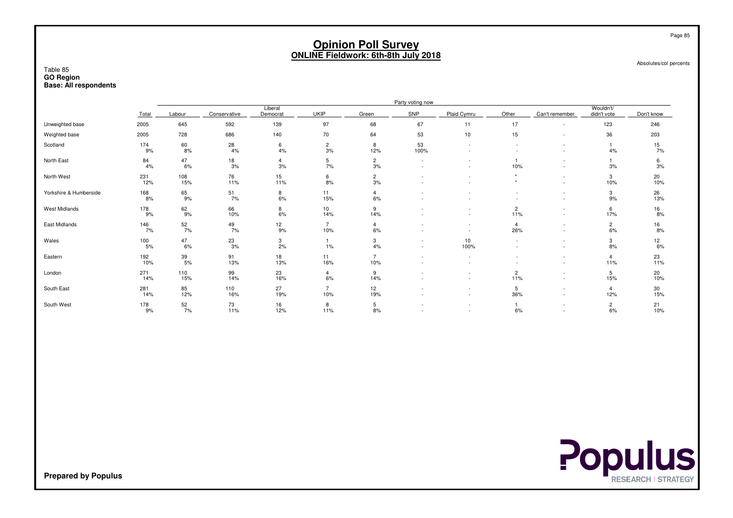# Opinion Poll Survey
## ONLINE Fieldwork: 6th-8th July 2018

Absolutes/col percents

Table 85
**GO Region**
**Base: All respondents**

| | Total | Party voting now | | | | | | | | | | |
|---|---|---|---|---|---|---|---|---|---|---|---|---|
| | | Labour | Conservative | Liberal Democrat | UKIP | Green | SNP | Plaid Cymru | Other | Can't remember | Wouldn't/ didn't vote | Don't know |
| Unweighted base | 2005 | 645 | 592 | 139 | 97 | 68 | 67 | 11 | 17 | - | 123 | 246 |
| Weighted base | 2005 | 728 | 686 | 140 | 70 | 64 | 53 | 10 | 15 | - | 36 | 203 |
| Scotland | 174 | 60 | 28 | 6 | 2 | 8 | 53 | - | - | - | 1 | 15 |
| | 9% | 8% | 4% | 4% | 3% | 12% | 100% | - | - | - | 4% | 7% |
| North East | 84 | 47 | 18 | 4 | 5 | 2 | - | - | 1 | - | 1 | 6 |
| | 4% | 6% | 3% | 3% | 7% | 3% | - | - | 10% | - | 3% | 3% |
| North West | 231 | 108 | 76 | 15 | 6 | 2 | - | - | * | - | 3 | 20 |
| | 12% | 15% | 11% | 11% | 8% | 3% | - | - | * | - | 10% | 10% |
| Yorkshire & Humberside | 168 | 65 | 51 | 8 | 11 | 4 | - | - | - | - | 3 | 26 |
| | 8% | 9% | 7% | 6% | 15% | 6% | - | - | - | - | 9% | 13% |
| West Midlands | 178 | 62 | 66 | 8 | 10 | 9 | - | - | 2 | - | 6 | 16 |
| | 9% | 9% | 10% | 6% | 14% | 14% | - | - | 11% | - | 17% | 8% |
| East Midlands | 146 | 52 | 49 | 12 | 7 | 4 | - | - | 4 | - | 2 | 16 |
| | 7% | 7% | 7% | 9% | 10% | 6% | - | - | 26% | - | 6% | 8% |
| Wales | 100 | 47 | 23 | 3 | 1 | 3 | - | 10 | - | - | 3 | 12 |
| | 5% | 6% | 3% | 2% | 1% | 4% | - | 100% | - | - | 8% | 6% |
| Eastern | 192 | 39 | 91 | 18 | 11 | 7 | - | - | - | - | 4 | 23 |
| | 10% | 5% | 13% | 13% | 16% | 10% | - | - | - | - | 11% | 11% |
| London | 271 | 110 | 99 | 23 | 4 | 9 | - | - | 2 | - | 5 | 20 |
| | 14% | 15% | 14% | 16% | 6% | 14% | - | - | 11% | - | 15% | 10% |
| South East | 281 | 85 | 110 | 27 | 7 | 12 | - | - | 5 | - | 4 | 30 |
| | 14% | 12% | 16% | 19% | 10% | 19% | - | - | 36% | - | 12% | 15% |
| South West | 178 | 52 | 73 | 16 | 8 | 5 | - | - | 1 | - | 2 | 21 |
| | 9% | 7% | 11% | 12% | 11% | 8% | - | - | 6% | - | 6% | 10% |

**Prepared by Populus**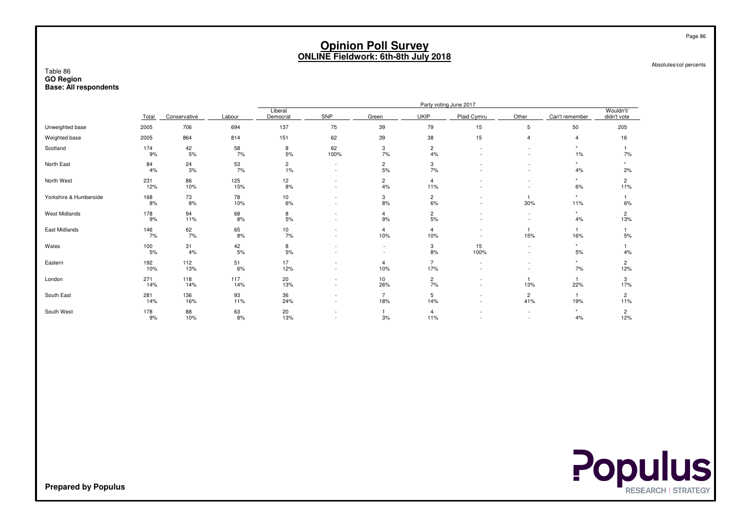# Opinion Poll Survey
## ONLINE Fieldwork: 6th-8th July 2018

Absolutes/col percents

**Table 86**
**GO Region**
**Base: All respondents**

| | Total | Conservative | Labour | Liberal Democrat | SNP | Green | UKIP | Plaid Cymru | Other | Can't remember | Wouldn't/ didn't vote |
|---|---|---|---|---|---|---|---|---|---|---|---|
| | | Party voting June 2017 | | | | | | | | | |
| Unweighted base | 2005 | 706 | 694 | 137 | 75 | 39 | 79 | 15 | 5 | 50 | 205 |
| Weighted base | 2005 | 864 | 814 | 151 | 62 | 39 | 38 | 15 | 4 | 4 | 16 |
| Scotland | 174 | 42 | 58 | 8 | 62 | 3 | 2 | - | - | * | 1 |
| | 9% | 5% | 7% | 5% | 100% | 7% | 4% | - | - | 1% | 7% |
| North East | 84 | 24 | 53 | 2 | - | 2 | 3 | - | - | * | * |
| | 4% | 3% | 7% | 1% | - | 5% | 7% | - | - | 4% | 2% |
| North West | 231 | 86 | 125 | 12 | - | 2 | 4 | - | - | * | 2 |
| | 12% | 10% | 15% | 8% | - | 4% | 11% | - | - | 6% | 11% |
| Yorkshire & Humberside | 168 | 73 | 78 | 10 | - | 3 | 2 | - | 1 | * | 1 |
| | 8% | 8% | 10% | 6% | - | 8% | 6% | - | 30% | 11% | 6% |
| West Midlands | 178 | 94 | 68 | 8 | - | 4 | 2 | - | - | * | 2 |
| | 9% | 11% | 8% | 5% | - | 9% | 5% | - | - | 4% | 13% |
| East Midlands | 146 | 62 | 65 | 10 | - | 4 | 4 | - | 1 | 1 | 1 |
| | 7% | 7% | 8% | 7% | - | 10% | 10% | - | 15% | 16% | 5% |
| Wales | 100 | 31 | 42 | 8 | - | - | 3 | 15 | - | * | 1 |
| | 5% | 4% | 5% | 5% | - | - | 8% | 100% | - | 5% | 4% |
| Eastern | 192 | 112 | 51 | 17 | - | 4 | 7 | - | - | * | 2 |
| | 10% | 13% | 6% | 12% | - | 10% | 17% | - | - | 7% | 12% |
| London | 271 | 118 | 117 | 20 | - | 10 | 2 | - | 1 | 1 | 3 |
| | 14% | 14% | 14% | 13% | - | 26% | 7% | - | 13% | 22% | 17% |
| South East | 281 | 136 | 93 | 36 | - | 7 | 5 | - | 2 | 1 | 2 |
| | 14% | 16% | 11% | 24% | - | 18% | 14% | - | 41% | 19% | 11% |
| South West | 178 | 88 | 63 | 20 | - | 1 | 4 | - | - | * | 2 |
| | 9% | 10% | 8% | 13% | - | 3% | 11% | - | - | 4% | 12% |

**Prepared by Populus**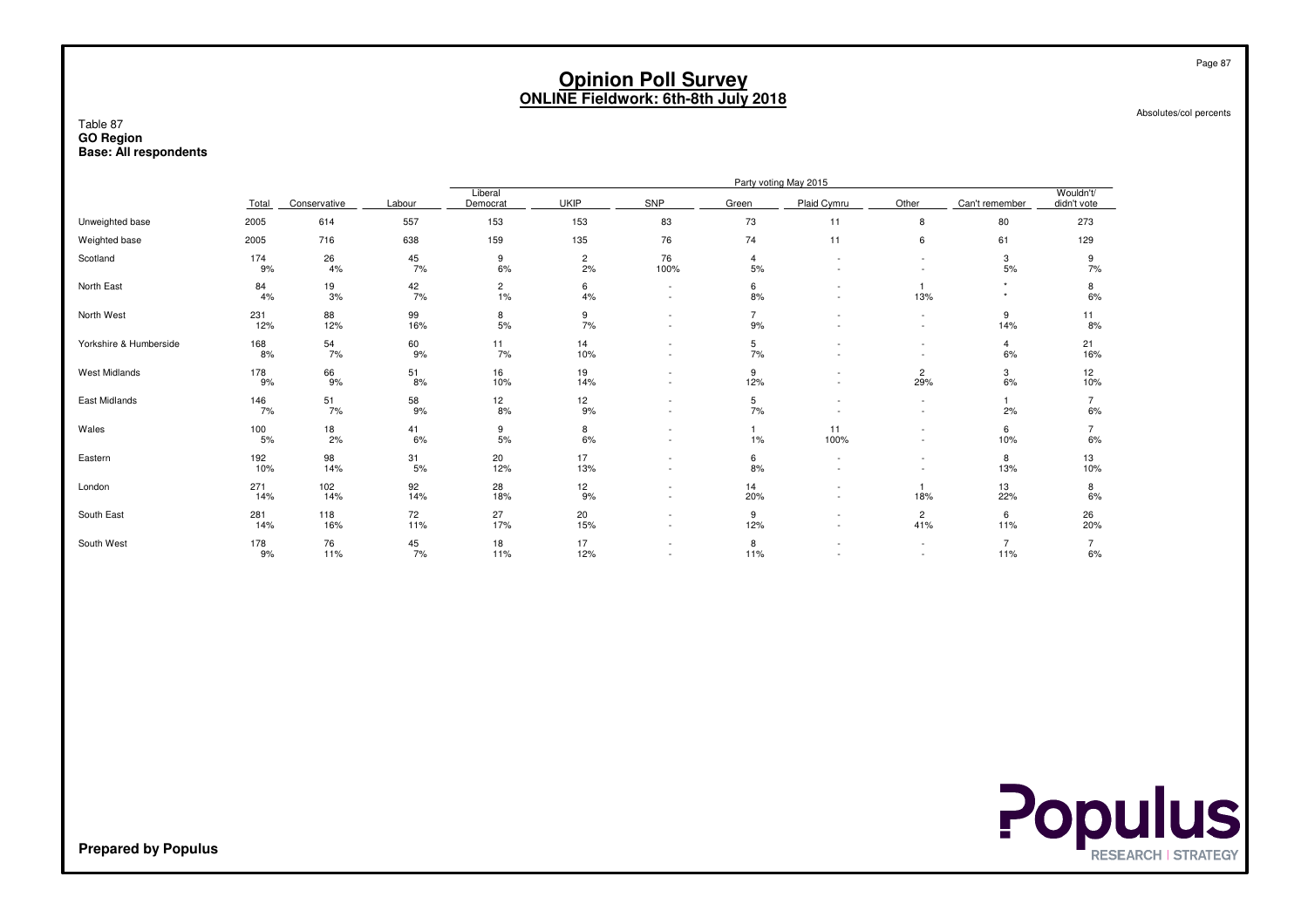# Opinion Poll Survey
## ONLINE Fieldwork: 6th-8th July 2018

Absolutes/col percents

Table 87
**GO Region**
**Base: All respondents**

| | | Party voting May 2015 | | | | | | | | | |
|---|---|---|---|---|---|---|---|---|---|---|---|
| | Total | Conservative | Labour | Liberal Democrat | UKIP | SNP | Green | Plaid Cymru | Other | Can't remember | Wouldn't/ didn't vote |
| Unweighted base | 2005 | 614 | 557 | 153 | 153 | 83 | 73 | 11 | 8 | 80 | 273 |
| Weighted base | 2005 | 716 | 638 | 159 | 135 | 76 | 74 | 11 | 6 | 61 | 129 |
| Scotland | 174<br>9% | 26<br>4% | 45<br>7% | 9<br>6% | 2<br>2% | 76<br>100% | 4<br>5% | -<br>- | -<br>- | 3<br>5% | 9<br>7% |
| North East | 84<br>4% | 19<br>3% | 42<br>7% | 2<br>1% | 6<br>4% | -<br>- | 6<br>8% | -<br>- | 1<br>13% | *<br>* | 8<br>6% |
| North West | 231<br>12% | 88<br>12% | 99<br>16% | 8<br>5% | 9<br>7% | -<br>- | 7<br>9% | -<br>- | -<br>- | 9<br>14% | 11<br>8% |
| Yorkshire & Humberside | 168<br>8% | 54<br>7% | 60<br>9% | 11<br>7% | 14<br>10% | -<br>- | 5<br>7% | -<br>- | -<br>- | 4<br>6% | 21<br>16% |
| West Midlands | 178<br>9% | 66<br>9% | 51<br>8% | 16<br>10% | 19<br>14% | -<br>- | 9<br>12% | -<br>- | 2<br>29% | 3<br>6% | 12<br>10% |
| East Midlands | 146<br>7% | 51<br>7% | 58<br>9% | 12<br>8% | 12<br>9% | -<br>- | 5<br>7% | -<br>- | -<br>- | 1<br>2% | 7<br>6% |
| Wales | 100<br>5% | 18<br>2% | 41<br>6% | 9<br>5% | 8<br>6% | -<br>- | 1<br>1% | 11<br>100% | -<br>- | 6<br>10% | 7<br>6% |
| Eastern | 192<br>10% | 98<br>14% | 31<br>5% | 20<br>12% | 17<br>13% | -<br>- | 6<br>8% | -<br>- | -<br>- | 8<br>13% | 13<br>10% |
| London | 271<br>14% | 102<br>14% | 92<br>14% | 28<br>18% | 12<br>9% | -<br>- | 14<br>20% | -<br>- | 1<br>18% | 13<br>22% | 8<br>6% |
| South East | 281<br>14% | 118<br>16% | 72<br>11% | 27<br>17% | 20<br>15% | -<br>- | 9<br>12% | -<br>- | 2<br>41% | 6<br>11% | 26<br>20% |
| South West | 178<br>9% | 76<br>11% | 45<br>7% | 18<br>11% | 17<br>12% | -<br>- | 8<br>11% | -<br>- | -<br>- | 7<br>11% | 7<br>6% |

**Prepared by Populus**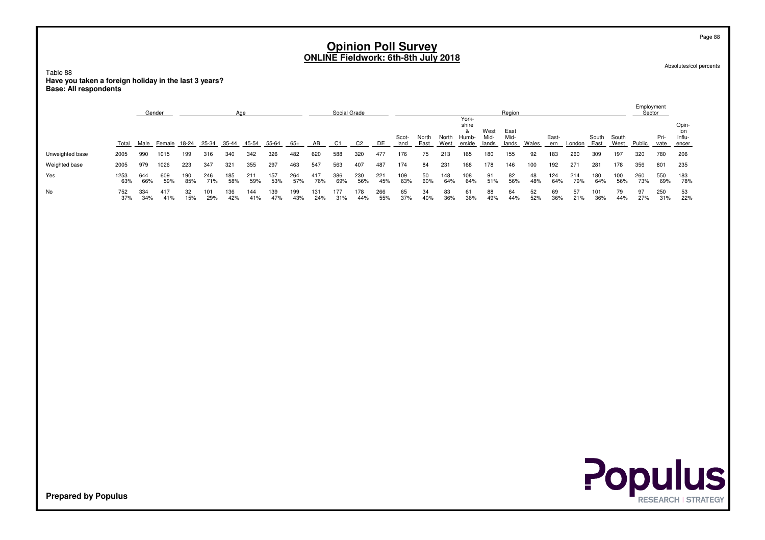# Opinion Poll Survey
## ONLINE Fieldwork: 6th-8th July 2018

Absolutes/col percents

Table 88
**Have you taken a foreign holiday in the last 3 years?**
**Base: All respondents**

| | | Gender | | Age | | | | | | Social Grade | | | | Region | | | | | | | | | | | | Employment Sector | | |
|---|---|---|---|---|---|---|---|---|---|---|---|---|---|---|---|---|---|---|---|---|---|---|---|---|---|---|---|---|
| | Total | Male | Female | 18-24 | 25-34 | 35-44 | 45-54 | 55-64 | 65+ | AB | C1 | C2 | DE | Scotland | North East | North West | Yorkshire & Humberside | West Midlands | East Midlands | Wales | Eastern | London | South East | South West | Public | Private | Opinion Influencer |
| Unweighted base | 2005 | 990 | 1015 | 199 | 316 | 340 | 342 | 326 | 482 | 620 | 588 | 320 | 477 | 176 | 75 | 213 | 165 | 180 | 155 | 92 | 183 | 260 | 309 | 197 | 320 | 780 | 206 |
| Weighted base | 2005 | 979 | 1026 | 223 | 347 | 321 | 355 | 297 | 463 | 547 | 563 | 407 | 487 | 174 | 84 | 231 | 168 | 178 | 146 | 100 | 192 | 271 | 281 | 178 | 356 | 801 | 235 |
| Yes | 1253 | 644 | 609 | 190 | 246 | 185 | 211 | 157 | 264 | 417 | 386 | 230 | 221 | 109 | 50 | 148 | 108 | 91 | 82 | 48 | 124 | 214 | 180 | 100 | 260 | 550 | 183 |
| | 63% | 66% | 59% | 85% | 71% | 58% | 59% | 53% | 57% | 76% | 69% | 56% | 45% | 63% | 60% | 64% | 64% | 51% | 56% | 48% | 64% | 79% | 64% | 56% | 73% | 69% | 78% |
| No | 752 | 334 | 417 | 32 | 101 | 136 | 144 | 139 | 199 | 131 | 177 | 178 | 266 | 65 | 34 | 83 | 61 | 88 | 64 | 52 | 69 | 57 | 101 | 79 | 97 | 250 | 53 |
| | 37% | 34% | 41% | 15% | 29% | 42% | 41% | 47% | 43% | 24% | 31% | 44% | 55% | 37% | 40% | 36% | 36% | 49% | 44% | 52% | 36% | 21% | 36% | 44% | 27% | 31% | 22% |

**Prepared by Populus**

Populus RESEARCH | STRATEGY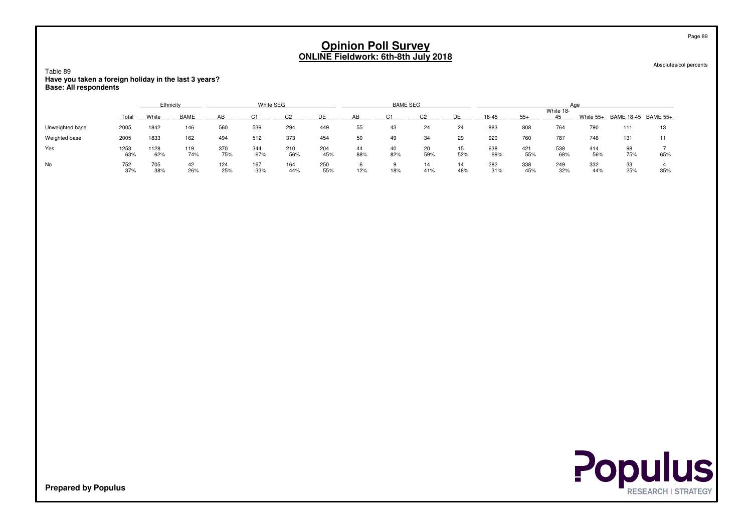# Opinion Poll Survey
## ONLINE Fieldwork: 6th-8th July 2018

Absolutes/col percents

Table 89
**Have you taken a foreign holiday in the last 3 years?**
**Base: All respondents**

| | | Ethnicity | | White SEG | | | | BAME SEG | | | | Age | | | | | |
|---|---|---|---|---|---|---|---|---|---|---|---|---|---|---|---|---|---|
| | Total | White | BAME | AB | C1 | C2 | DE | AB | C1 | C2 | DE | 18-45 | 55+ | White 18-45 | White 55+ | BAME 18-45 | BAME 55+ |
| Unweighted base | 2005 | 1842 | 146 | 560 | 539 | 294 | 449 | 55 | 43 | 24 | 24 | 883 | 808 | 764 | 790 | 111 | 13 |
| Weighted base | 2005 | 1833 | 162 | 494 | 512 | 373 | 454 | 50 | 49 | 34 | 29 | 920 | 760 | 787 | 746 | 131 | 11 |
| Yes | 1253<br>63% | 1128<br>62% | 119<br>74% | 370<br>75% | 344<br>67% | 210<br>56% | 204<br>45% | 44<br>88% | 40<br>82% | 20<br>59% | 15<br>52% | 638<br>69% | 421<br>55% | 538<br>68% | 414<br>56% | 98<br>75% | 7<br>65% |
| No | 752<br>37% | 705<br>38% | 42<br>26% | 124<br>25% | 167<br>33% | 164<br>44% | 250<br>55% | 6<br>12% | 9<br>18% | 14<br>41% | 14<br>48% | 282<br>31% | 338<br>45% | 249<br>32% | 332<br>44% | 33<br>25% | 4<br>35% |

**Prepared by Populus**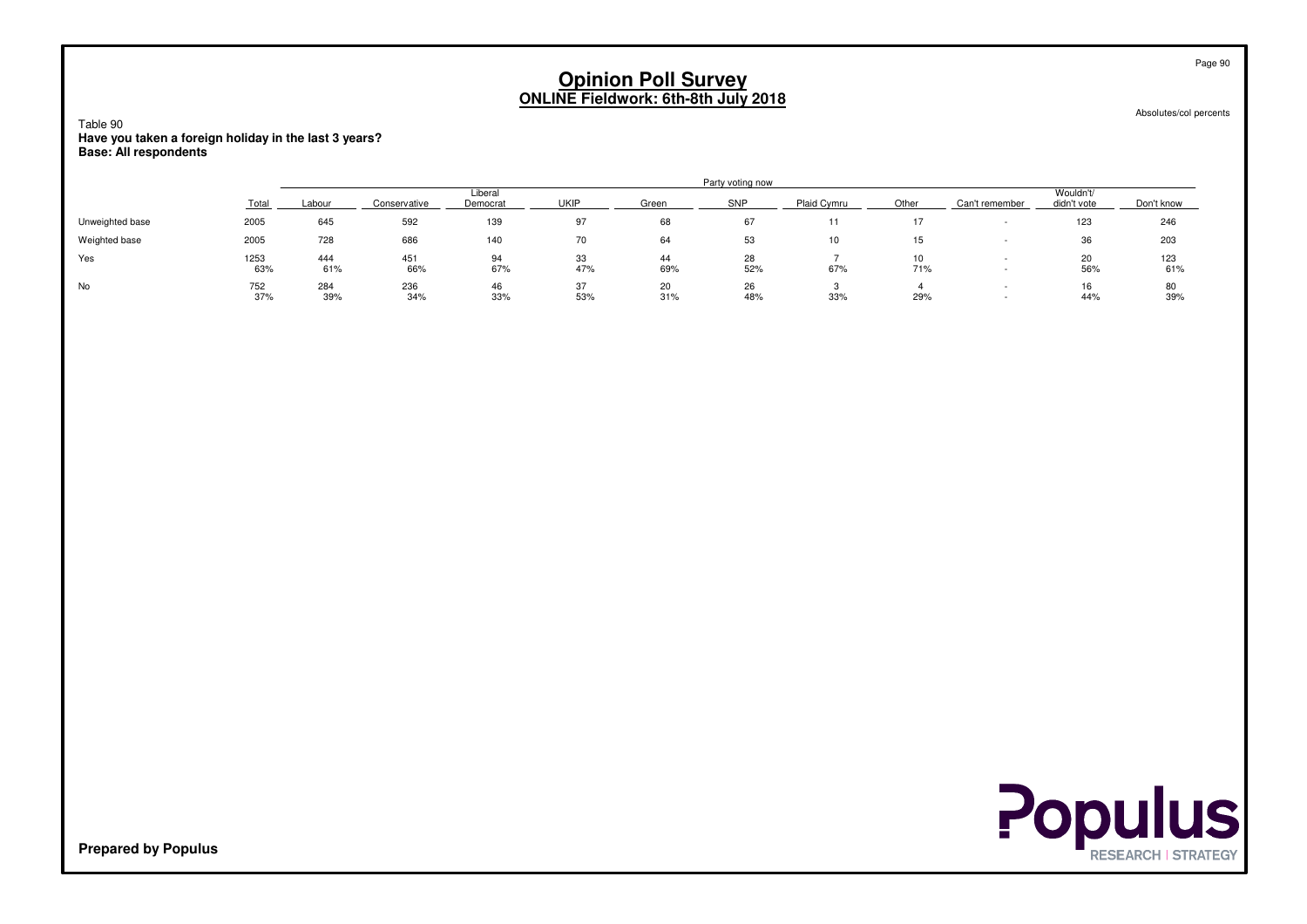# Opinion Poll Survey
## ONLINE Fieldwork: 6th-8th July 2018

Absolutes/col percents

Table 90
**Have you taken a foreign holiday in the last 3 years?**
**Base: All respondents**

| | Total | Party voting now | | | | | | | | | | |
|---|---|---|---|---|---|---|---|---|---|---|---|---|
| | | Labour | Conservative | Liberal Democrat | UKIP | Green | SNP | Plaid Cymru | Other | Can't remember | Wouldn't/ didn't vote | Don't know |
| Unweighted base | 2005 | 645 | 592 | 139 | 97 | 68 | 67 | 11 | 17 | - | 123 | 246 |
| Weighted base | 2005 | 728 | 686 | 140 | 70 | 64 | 53 | 10 | 15 | - | 36 | 203 |
| Yes | 1253 | 444 | 451 | 94 | 33 | 44 | 28 | 7 | 10 | - | 20 | 123 |
| | 63% | 61% | 66% | 67% | 47% | 69% | 52% | 67% | 71% | - | 56% | 61% |
| No | 752 | 284 | 236 | 46 | 37 | 20 | 26 | 3 | 4 | - | 16 | 80 |
| | 37% | 39% | 34% | 33% | 53% | 31% | 48% | 33% | 29% | - | 44% | 39% |

**Prepared by Populus**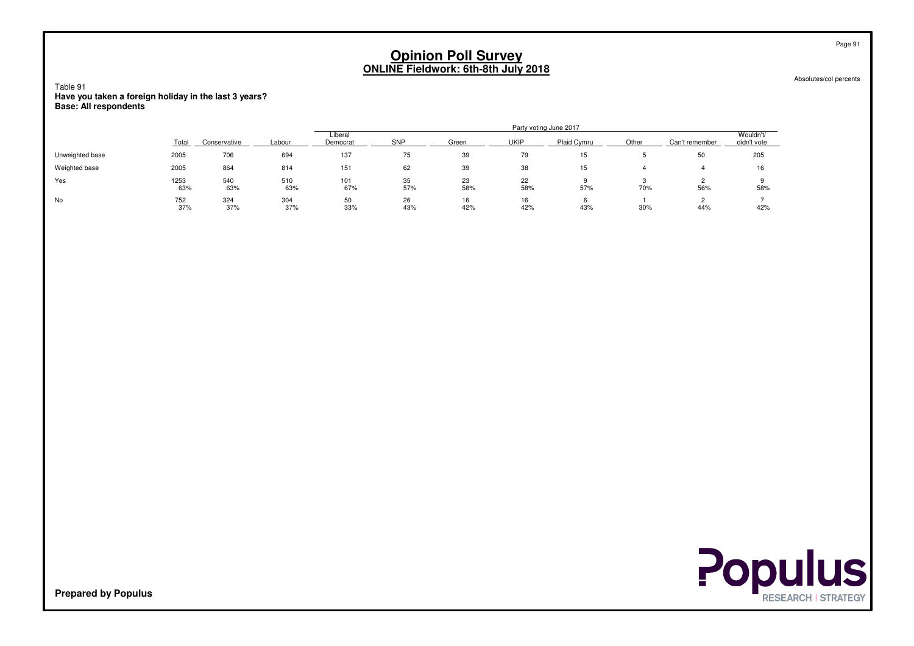# Opinion Poll Survey
## ONLINE Fieldwork: 6th-8th July 2018

Absolutes/col percents

Table 91
**Have you taken a foreign holiday in the last 3 years?**
**Base: All respondents**

| | Total | Party voting June 2017 | | | | | | | | | |
|---|---|---|---|---|---|---|---|---|---|---|---|
| | | Conservative | Labour | Liberal Democrat | SNP | Green | UKIP | Plaid Cymru | Other | Can't remember | Wouldn't/ didn't vote |
| Unweighted base | 2005 | 706 | 694 | 137 | 75 | 39 | 79 | 15 | 5 | 50 | 205 |
| Weighted base | 2005 | 864 | 814 | 151 | 62 | 39 | 38 | 15 | 4 | 4 | 16 |
| Yes | 1253 | 540 | 510 | 101 | 35 | 23 | 22 | 9 | 3 | 2 | 9 |
| | 63% | 63% | 63% | 67% | 57% | 58% | 58% | 57% | 70% | 56% | 58% |
| No | 752 | 324 | 304 | 50 | 26 | 16 | 16 | 6 | 1 | 2 | 7 |
| | 37% | 37% | 37% | 33% | 43% | 42% | 42% | 43% | 30% | 44% | 42% |

**Prepared by Populus**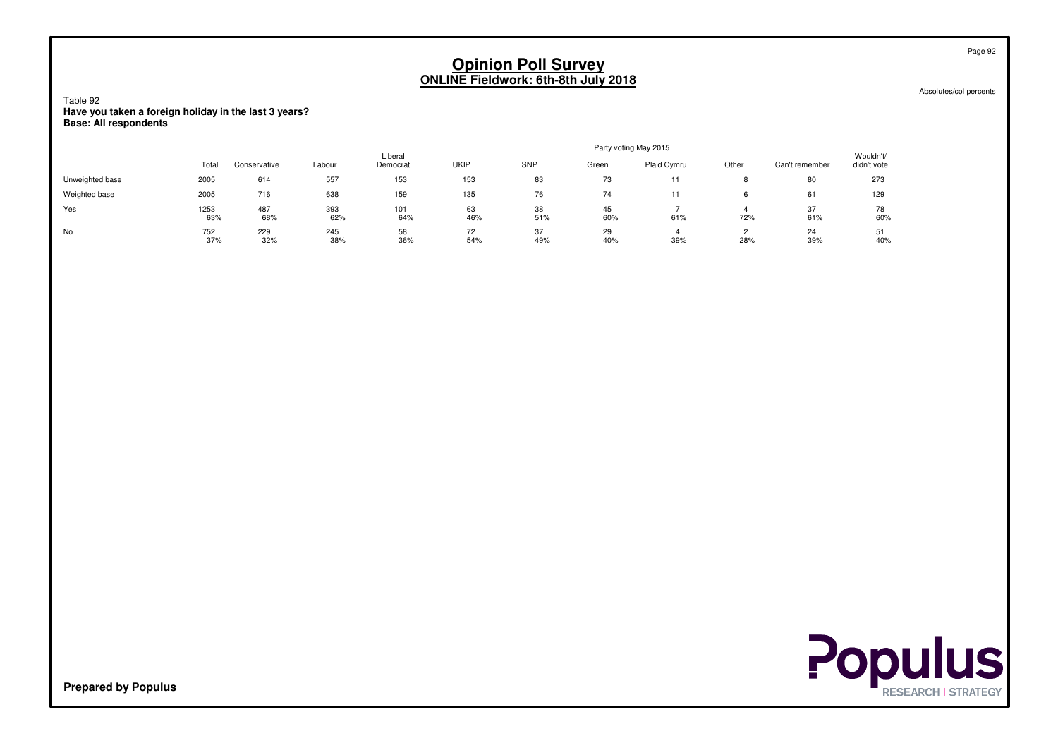# Opinion Poll Survey
## ONLINE Fieldwork: 6th-8th July 2018

Absolutes/col percents

Table 92
**Have you taken a foreign holiday in the last 3 years?**
**Base: All respondents**

| | | Party voting May 2015 | | | | | | | | | |
|---|---|---|---|---|---|---|---|---|---|---|---|
| | Total | Conservative | Labour | Liberal Democrat | UKIP | SNP | Green | Plaid Cymru | Other | Can't remember | Wouldn't/ didn't vote |
| Unweighted base | 2005 | 614 | 557 | 153 | 153 | 83 | 73 | 11 | 8 | 80 | 273 |
| Weighted base | 2005 | 716 | 638 | 159 | 135 | 76 | 74 | 11 | 6 | 61 | 129 |
| Yes | 1253 | 487 | 393 | 101 | 63 | 38 | 45 | 7 | 4 | 37 | 78 |
| | 63% | 68% | 62% | 64% | 46% | 51% | 60% | 61% | 72% | 61% | 60% |
| No | 752 | 229 | 245 | 58 | 72 | 37 | 29 | 4 | 2 | 24 | 51 |
| | 37% | 32% | 38% | 36% | 54% | 49% | 40% | 39% | 28% | 39% | 40% |

**Prepared by Populus**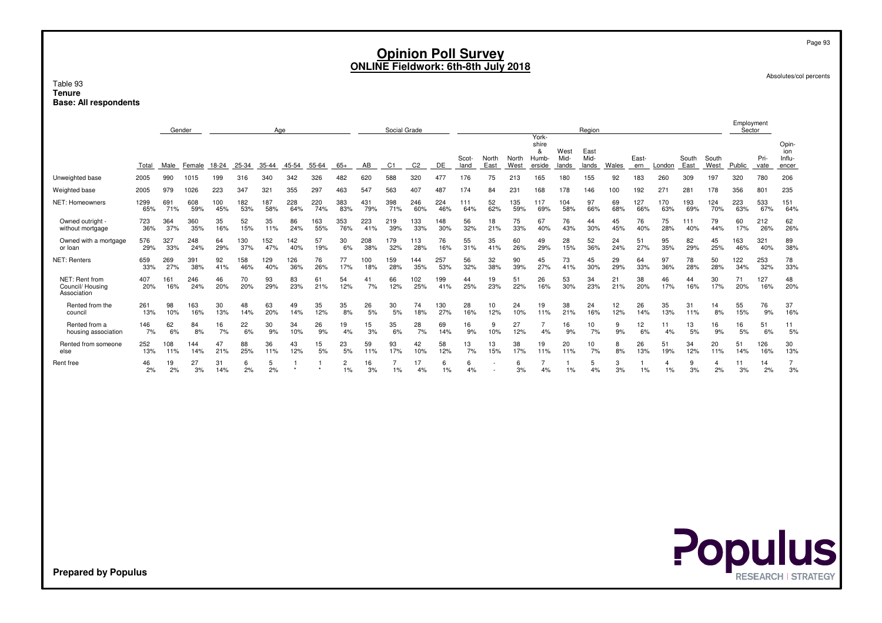# Opinion Poll Survey
## ONLINE Fieldwork: 6th-8th July 2018

Absolutes/col percents

Table 93
**Tenure**
**Base: All respondents**

| | | Gender | | Age | | | | | | Social Grade | | | | Region | | | | | | | | | | | | Employment Sector | | |
|---|---|---|---|---|---|---|---|---|---|---|---|---|---|---|---|---|---|---|---|---|---|---|---|---|---|---|---|---|
| | Total | Male | Female | 18-24 | 25-34 | 35-44 | 45-54 | 55-64 | 65+ | AB | C1 | C2 | DE | Scot-land | North East | North West | York-shire & Humb-erside | West Mid-lands | East Mid-lands | Wales | East-ern | London | South East | South West | Public | Pri-vate | Opin-ion Influ-encer |
| Unweighted base | 2005 | 990 | 1015 | 199 | 316 | 340 | 342 | 326 | 482 | 620 | 588 | 320 | 477 | 176 | 75 | 213 | 165 | 180 | 155 | 92 | 183 | 260 | 309 | 197 | 320 | 780 | 206 |
| Weighted base | 2005 | 979 | 1026 | 223 | 347 | 321 | 355 | 297 | 463 | 547 | 563 | 407 | 487 | 174 | 84 | 231 | 168 | 178 | 146 | 100 | 192 | 271 | 281 | 178 | 356 | 801 | 235 |
| NET: Homeowners | 1299 | 691 | 608 | 100 | 182 | 187 | 228 | 220 | 383 | 431 | 398 | 246 | 224 | 111 | 52 | 135 | 117 | 104 | 97 | 69 | 127 | 170 | 193 | 124 | 223 | 533 | 151 |
| | 65% | 71% | 59% | 45% | 53% | 58% | 64% | 74% | 83% | 79% | 71% | 60% | 46% | 64% | 62% | 59% | 69% | 58% | 66% | 68% | 66% | 63% | 69% | 70% | 63% | 67% | 64% |
| Owned outright - without mortgage | 723 | 364 | 360 | 35 | 52 | 35 | 86 | 163 | 353 | 223 | 219 | 133 | 148 | 56 | 18 | 75 | 67 | 76 | 44 | 45 | 76 | 75 | 111 | 79 | 60 | 212 | 62 |
| | 36% | 37% | 35% | 16% | 15% | 11% | 24% | 55% | 76% | 41% | 39% | 33% | 30% | 32% | 21% | 33% | 40% | 43% | 30% | 45% | 40% | 28% | 40% | 44% | 17% | 26% | 26% |
| Owned with a mortgage or loan | 576 | 327 | 248 | 64 | 130 | 152 | 142 | 57 | 30 | 208 | 179 | 113 | 76 | 55 | 35 | 60 | 49 | 28 | 52 | 24 | 51 | 95 | 82 | 45 | 163 | 321 | 89 |
| | 29% | 33% | 24% | 29% | 37% | 47% | 40% | 19% | 6% | 38% | 32% | 28% | 16% | 31% | 41% | 26% | 29% | 15% | 36% | 24% | 27% | 35% | 29% | 25% | 46% | 40% | 38% |
| NET: Renters | 659 | 269 | 391 | 92 | 158 | 129 | 126 | 76 | 77 | 100 | 159 | 144 | 257 | 56 | 32 | 90 | 45 | 73 | 45 | 29 | 64 | 97 | 78 | 50 | 122 | 253 | 78 |
| | 33% | 27% | 38% | 41% | 46% | 40% | 36% | 26% | 17% | 18% | 28% | 35% | 53% | 32% | 38% | 39% | 27% | 41% | 30% | 29% | 33% | 36% | 28% | 28% | 34% | 32% | 33% |
| NET: Rent from Council/ Housing Association | 407 | 161 | 246 | 46 | 70 | 93 | 83 | 61 | 54 | 41 | 66 | 102 | 199 | 44 | 19 | 51 | 26 | 53 | 34 | 21 | 38 | 46 | 44 | 30 | 71 | 127 | 48 |
| | 20% | 16% | 24% | 20% | 20% | 29% | 23% | 21% | 12% | 7% | 12% | 25% | 41% | 25% | 23% | 22% | 16% | 30% | 23% | 21% | 20% | 17% | 16% | 17% | 20% | 16% | 20% |
| Rented from the council | 261 | 98 | 163 | 30 | 48 | 63 | 49 | 35 | 35 | 26 | 30 | 74 | 130 | 28 | 10 | 24 | 19 | 38 | 24 | 12 | 26 | 35 | 31 | 14 | 55 | 76 | 37 |
| | 13% | 10% | 16% | 13% | 14% | 20% | 14% | 12% | 8% | 5% | 5% | 18% | 27% | 16% | 12% | 10% | 11% | 21% | 16% | 12% | 14% | 13% | 11% | 8% | 15% | 9% | 16% |
| Rented from a housing association | 146 | 62 | 84 | 16 | 22 | 30 | 34 | 26 | 19 | 15 | 35 | 28 | 69 | 16 | 9 | 27 | 7 | 16 | 10 | 9 | 12 | 11 | 13 | 16 | 16 | 51 | 11 |
| | 7% | 6% | 8% | 7% | 6% | 9% | 10% | 9% | 4% | 3% | 6% | 7% | 14% | 9% | 10% | 12% | 4% | 9% | 7% | 9% | 6% | 4% | 5% | 9% | 5% | 6% | 5% |
| Rented from someone else | 252 | 108 | 144 | 47 | 88 | 36 | 43 | 15 | 23 | 59 | 93 | 42 | 58 | 13 | 13 | 38 | 19 | 20 | 10 | 8 | 26 | 51 | 34 | 20 | 51 | 126 | 30 |
| | 13% | 11% | 14% | 21% | 25% | 11% | 12% | 5% | 5% | 11% | 17% | 10% | 12% | 7% | 15% | 17% | 11% | 11% | 7% | 8% | 13% | 19% | 12% | 11% | 14% | 16% | 13% |
| Rent free | 46 | 19 | 27 | 31 | 6 | 5 | 1 | 1 | 2 | 16 | 7 | 17 | 6 | 6 | - | 6 | 7 | 1 | 5 | 3 | 1 | 4 | 9 | 4 | 11 | 14 | 7 |
| | 2% | 2% | 3% | 14% | 2% | 2% | * | * | 1% | 3% | 1% | 4% | 1% | 4% | - | 3% | 4% | 1% | 4% | 3% | 1% | 1% | 3% | 2% | 3% | 2% | 3% |

**Prepared by Populus**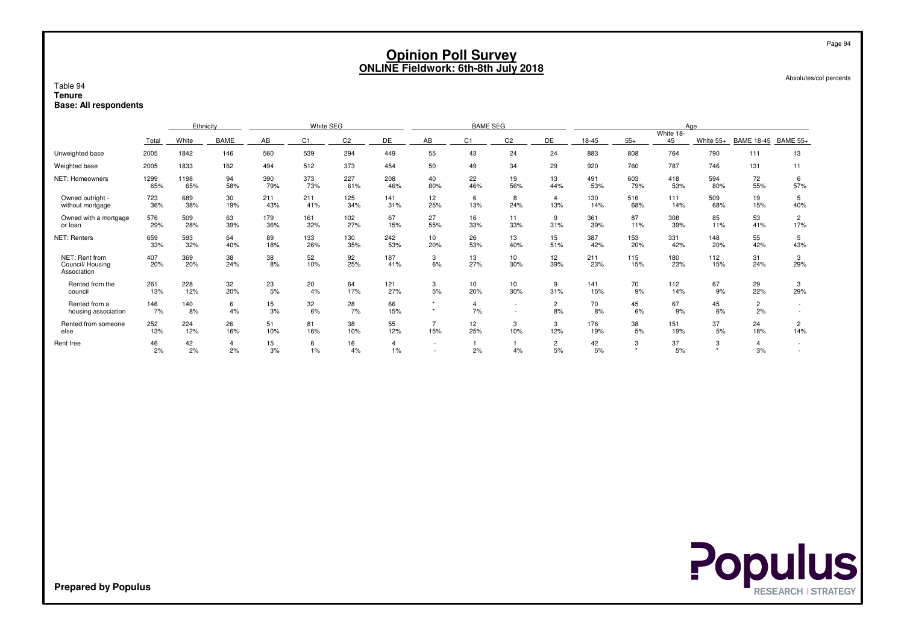# Opinion Poll Survey
## ONLINE Fieldwork: 6th-8th July 2018

Absolutes/col percents

Table 94
**Tenure**
**Base: All respondents**

| | | Ethnicity | | White SEG | | | | BAME SEG | | | | Age | | | | | |
|---|---|---|---|---|---|---|---|---|---|---|---|---|---|---|---|---|---|
| | Total | White | BAME | AB | C1 | C2 | DE | AB | C1 | C2 | DE | 18-45 | 55+ | White 18-45 | White 55+ | BAME 18-45 | BAME 55+ |
| Unweighted base | 2005 | 1842 | 146 | 560 | 539 | 294 | 449 | 55 | 43 | 24 | 24 | 883 | 808 | 764 | 790 | 111 | 13 |
| Weighted base | 2005 | 1833 | 162 | 494 | 512 | 373 | 454 | 50 | 49 | 34 | 29 | 920 | 760 | 787 | 746 | 131 | 11 |
| NET: Homeowners | 1299<br>65% | 1198<br>65% | 94<br>58% | 390<br>79% | 373<br>73% | 227<br>61% | 208<br>46% | 40<br>80% | 22<br>46% | 19<br>56% | 13<br>44% | 491<br>53% | 603<br>79% | 418<br>53% | 594<br>80% | 72<br>55% | 6<br>57% |
| Owned outright - without mortgage | 723<br>36% | 689<br>38% | 30<br>19% | 211<br>43% | 211<br>41% | 125<br>34% | 141<br>31% | 12<br>25% | 6<br>13% | 8<br>24% | 4<br>13% | 130<br>14% | 516<br>68% | 111<br>14% | 509<br>68% | 19<br>15% | 5<br>40% |
| Owned with a mortgage or loan | 576<br>29% | 509<br>28% | 63<br>39% | 179<br>36% | 161<br>32% | 102<br>27% | 67<br>15% | 27<br>55% | 16<br>33% | 11<br>33% | 9<br>31% | 361<br>39% | 87<br>11% | 308<br>39% | 85<br>11% | 53<br>41% | 2<br>17% |
| NET: Renters | 659<br>33% | 593<br>32% | 64<br>40% | 89<br>18% | 133<br>26% | 130<br>35% | 242<br>53% | 10<br>20% | 26<br>53% | 13<br>40% | 15<br>51% | 387<br>42% | 153<br>20% | 331<br>42% | 148<br>20% | 55<br>42% | 5<br>43% |
| NET: Rent from Council/ Housing Association | 407<br>20% | 369<br>20% | 38<br>24% | 38<br>8% | 52<br>10% | 92<br>25% | 187<br>41% | 3<br>6% | 13<br>27% | 10<br>30% | 12<br>39% | 211<br>23% | 115<br>15% | 180<br>23% | 112<br>15% | 31<br>24% | 3<br>29% |
| Rented from the council | 261<br>13% | 228<br>12% | 32<br>20% | 23<br>5% | 20<br>4% | 64<br>17% | 121<br>27% | 3<br>5% | 10<br>20% | 10<br>30% | 9<br>31% | 141<br>15% | 70<br>9% | 112<br>14% | 67<br>9% | 29<br>22% | 3<br>29% |
| Rented from a housing association | 146<br>7% | 140<br>8% | 6<br>4% | 15<br>3% | 32<br>6% | 28<br>7% | 66<br>15% | *<br>* | 4<br>7% | -<br>- | 2<br>8% | 70<br>8% | 45<br>6% | 67<br>9% | 45<br>6% | 2<br>2% | -<br>- |
| Rented from someone else | 252<br>13% | 224<br>12% | 26<br>16% | 51<br>10% | 81<br>16% | 38<br>10% | 55<br>12% | 7<br>15% | 12<br>25% | 3<br>10% | 3<br>12% | 176<br>19% | 38<br>5% | 151<br>19% | 37<br>5% | 24<br>18% | 2<br>14% |
| Rent free | 46<br>2% | 42<br>2% | 4<br>2% | 15<br>3% | 6<br>1% | 16<br>4% | 4<br>1% | -<br>- | 1<br>2% | 1<br>4% | 2<br>5% | 42<br>5% | 3<br>* | 37<br>5% | 3<br>* | 4<br>3% | -<br>- |

**Prepared by Populus**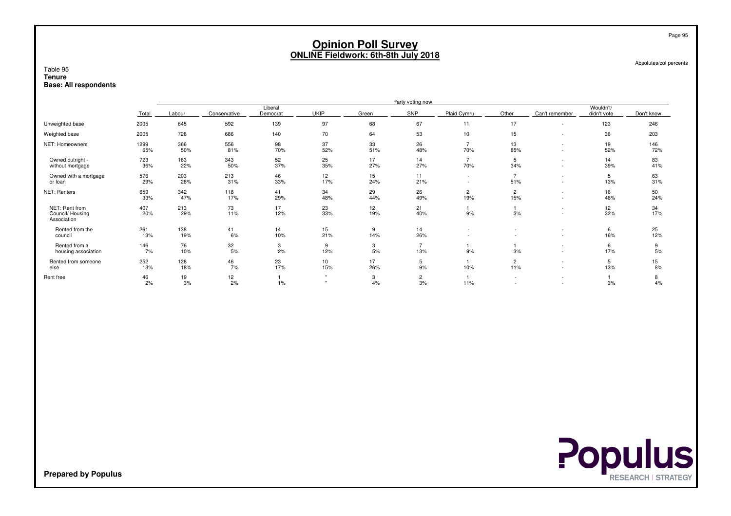# Opinion Poll Survey
## ONLINE Fieldwork: 6th-8th July 2018

Absolutes/col percents

Table 95
**Tenure**
**Base: All respondents**

| | Total | Party voting now | | | | | | | | | | |
|---|---|---|---|---|---|---|---|---|---|---|---|---|
| | | Labour | Conservative | Liberal Democrat | UKIP | Green | SNP | Plaid Cymru | Other | Can't remember | Wouldn't/ didn't vote | Don't know |
| Unweighted base | 2005 | 645 | 592 | 139 | 97 | 68 | 67 | 11 | 17 | - | 123 | 246 |
| Weighted base | 2005 | 728 | 686 | 140 | 70 | 64 | 53 | 10 | 15 | - | 36 | 203 |
| NET: Homeowners | 1299 | 366 | 556 | 98 | 37 | 33 | 26 | 7 | 13 | - | 19 | 146 |
| | 65% | 50% | 81% | 70% | 52% | 51% | 48% | 70% | 85% | - | 52% | 72% |
| Owned outright - without mortgage | 723 | 163 | 343 | 52 | 25 | 17 | 14 | 7 | 5 | - | 14 | 83 |
| | 36% | 22% | 50% | 37% | 35% | 27% | 27% | 70% | 34% | - | 39% | 41% |
| Owned with a mortgage or loan | 576 | 203 | 213 | 46 | 12 | 15 | 11 | - | 7 | - | 5 | 63 |
| | 29% | 28% | 31% | 33% | 17% | 24% | 21% | - | 51% | - | 13% | 31% |
| NET: Renters | 659 | 342 | 118 | 41 | 34 | 29 | 26 | 2 | 2 | - | 16 | 50 |
| | 33% | 47% | 17% | 29% | 48% | 44% | 49% | 19% | 15% | - | 46% | 24% |
| NET: Rent from Council/ Housing Association | 407 | 213 | 73 | 17 | 23 | 12 | 21 | 1 | 1 | - | 12 | 34 |
| | 20% | 29% | 11% | 12% | 33% | 19% | 40% | 9% | 3% | - | 32% | 17% |
| Rented from the council | 261 | 138 | 41 | 14 | 15 | 9 | 14 | - | - | - | 6 | 25 |
| | 13% | 19% | 6% | 10% | 21% | 14% | 26% | - | - | - | 16% | 12% |
| Rented from a housing association | 146 | 76 | 32 | 3 | 9 | 3 | 7 | 1 | 1 | - | 6 | 9 |
| | 7% | 10% | 5% | 2% | 12% | 5% | 13% | 9% | 3% | - | 17% | 5% |
| Rented from someone else | 252 | 128 | 46 | 23 | 10 | 17 | 5 | 1 | 2 | - | 5 | 15 |
| | 13% | 18% | 7% | 17% | 15% | 26% | 9% | 10% | 11% | - | 13% | 8% |
| Rent free | 46 | 19 | 12 | 1 | * | 3 | 2 | 1 | - | - | 1 | 8 |
| | 2% | 3% | 2% | 1% | * | 4% | 3% | 11% | - | - | 3% | 4% |

**Prepared by Populus**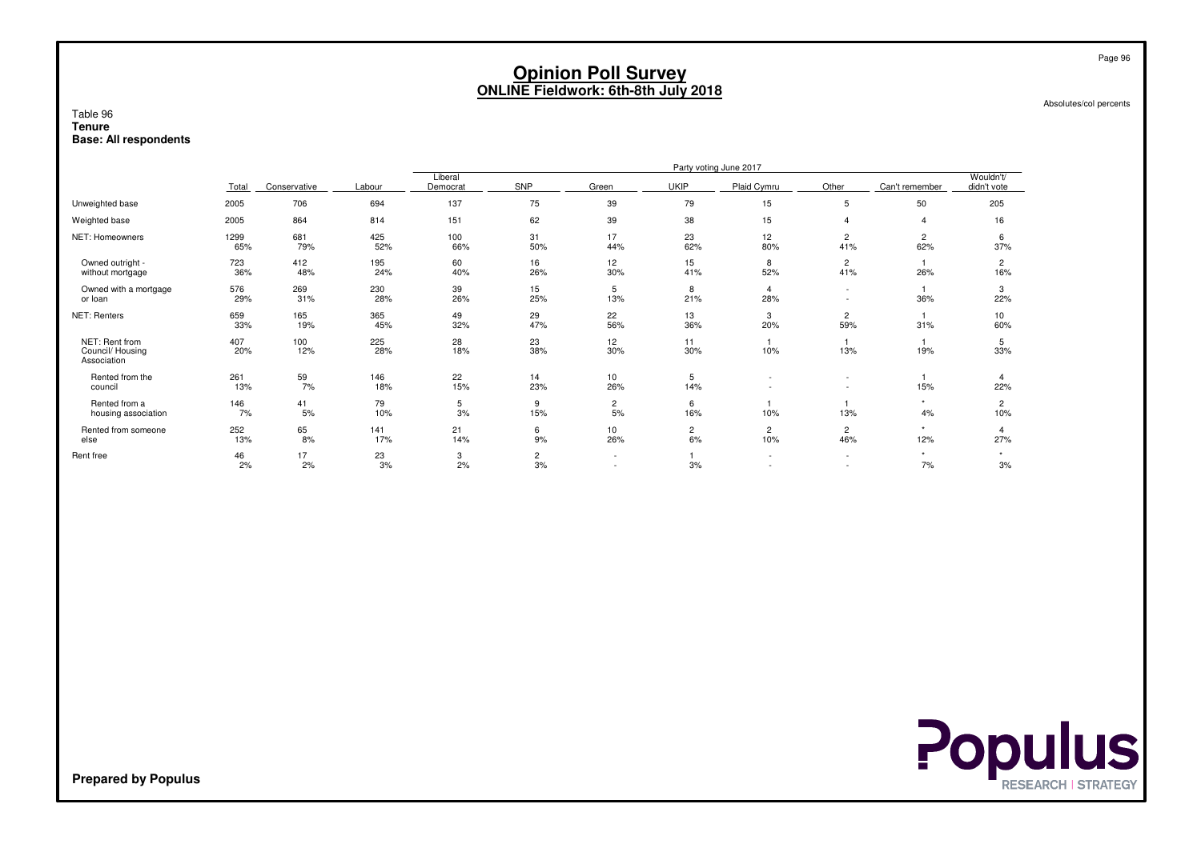# Opinion Poll Survey
## ONLINE Fieldwork: 6th-8th July 2018

Absolutes/col percents

Table 96
**Tenure**
**Base: All respondents**

| | Total | Party voting June 2017 | | | | | | | | | |
|---|---|---|---|---|---|---|---|---|---|---|---|
| | | Conservative | Labour | Liberal Democrat | SNP | Green | UKIP | Plaid Cymru | Other | Can't remember | Wouldn't/ didn't vote |
| Unweighted base | 2005 | 706 | 694 | 137 | 75 | 39 | 79 | 15 | 5 | 50 | 205 |
| Weighted base | 2005 | 864 | 814 | 151 | 62 | 39 | 38 | 15 | 4 | 4 | 16 |
| NET: Homeowners | 1299<br>65% | 681<br>79% | 425<br>52% | 100<br>66% | 31<br>50% | 17<br>44% | 23<br>62% | 12<br>80% | 2<br>41% | 2<br>62% | 6<br>37% |
| Owned outright - without mortgage | 723<br>36% | 412<br>48% | 195<br>24% | 60<br>40% | 16<br>26% | 12<br>30% | 15<br>41% | 8<br>52% | 2<br>41% | 1<br>26% | 2<br>16% |
| Owned with a mortgage or loan | 576<br>29% | 269<br>31% | 230<br>28% | 39<br>26% | 15<br>25% | 5<br>13% | 8<br>21% | 4<br>28% | -<br>- | 1<br>36% | 3<br>22% |
| NET: Renters | 659<br>33% | 165<br>19% | 365<br>45% | 49<br>32% | 29<br>47% | 22<br>56% | 13<br>36% | 3<br>20% | 2<br>59% | 1<br>31% | 10<br>60% |
| NET: Rent from Council/ Housing Association | 407<br>20% | 100<br>12% | 225<br>28% | 28<br>18% | 23<br>38% | 12<br>30% | 11<br>30% | 1<br>10% | 1<br>13% | 1<br>19% | 5<br>33% |
| Rented from the council | 261<br>13% | 59<br>7% | 146<br>18% | 22<br>15% | 14<br>23% | 10<br>26% | 5<br>14% | -<br>- | -<br>- | 1<br>15% | 4<br>22% |
| Rented from a housing association | 146<br>7% | 41<br>5% | 79<br>10% | 5<br>3% | 9<br>15% | 2<br>5% | 6<br>16% | 1<br>10% | 1<br>13% | *<br>4% | 2<br>10% |
| Rented from someone else | 252<br>13% | 65<br>8% | 141<br>17% | 21<br>14% | 6<br>9% | 10<br>26% | 2<br>6% | 2<br>10% | 2<br>46% | *<br>12% | 4<br>27% |
| Rent free | 46<br>2% | 17<br>2% | 23<br>3% | 3<br>2% | 2<br>3% | -<br>- | 1<br>3% | -<br>- | -<br>- | *<br>7% | *<br>3% |

**Prepared by Populus**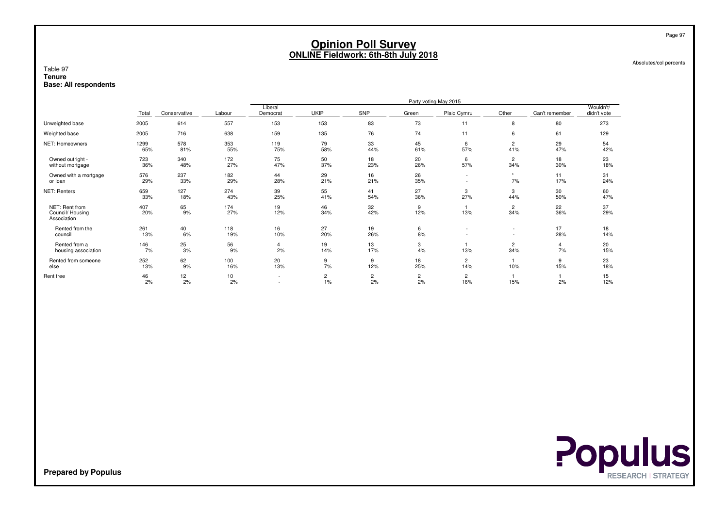# Opinion Poll Survey
## ONLINE Fieldwork: 6th-8th July 2018

Absolutes/col percents

Table 97
**Tenure**
**Base: All respondents**

| | Total | Party voting May 2015 | | | | | | | | | |
|---|---|---|---|---|---|---|---|---|---|---|---|
| | | Conservative | Labour | Liberal Democrat | UKIP | SNP | Green | Plaid Cymru | Other | Can't remember | Wouldn't/ didn't vote |
| Unweighted base | 2005 | 614 | 557 | 153 | 153 | 83 | 73 | 11 | 8 | 80 | 273 |
| Weighted base | 2005 | 716 | 638 | 159 | 135 | 76 | 74 | 11 | 6 | 61 | 129 |
| NET: Homeowners | 1299 | 578 | 353 | 119 | 79 | 33 | 45 | 6 | 2 | 29 | 54 |
| | 65% | 81% | 55% | 75% | 58% | 44% | 61% | 57% | 41% | 47% | 42% |
| Owned outright - without mortgage | 723 | 340 | 172 | 75 | 50 | 18 | 20 | 6 | 2 | 18 | 23 |
| | 36% | 48% | 27% | 47% | 37% | 23% | 26% | 57% | 34% | 30% | 18% |
| Owned with a mortgage or loan | 576 | 237 | 182 | 44 | 29 | 16 | 26 | - | * | 11 | 31 |
| | 29% | 33% | 29% | 28% | 21% | 21% | 35% | - | 7% | 17% | 24% |
| NET: Renters | 659 | 127 | 274 | 39 | 55 | 41 | 27 | 3 | 3 | 30 | 60 |
| | 33% | 18% | 43% | 25% | 41% | 54% | 36% | 27% | 44% | 50% | 47% |
| NET: Rent from Council/ Housing Association | 407 | 65 | 174 | 19 | 46 | 32 | 9 | 1 | 2 | 22 | 37 |
| | 20% | 9% | 27% | 12% | 34% | 42% | 12% | 13% | 34% | 36% | 29% |
| Rented from the council | 261 | 40 | 118 | 16 | 27 | 19 | 6 | - | - | 17 | 18 |
| | 13% | 6% | 19% | 10% | 20% | 26% | 8% | - | - | 28% | 14% |
| Rented from a housing association | 146 | 25 | 56 | 4 | 19 | 13 | 3 | 1 | 2 | 4 | 20 |
| | 7% | 3% | 9% | 2% | 14% | 17% | 4% | 13% | 34% | 7% | 15% |
| Rented from someone else | 252 | 62 | 100 | 20 | 9 | 9 | 18 | 2 | 1 | 9 | 23 |
| | 13% | 9% | 16% | 13% | 7% | 12% | 25% | 14% | 10% | 15% | 18% |
| Rent free | 46 | 12 | 10 | - | 2 | 2 | 2 | 2 | 1 | 1 | 15 |
| | 2% | 2% | 2% | - | 1% | 2% | 2% | 16% | 15% | 2% | 12% |

**Prepared by Populus**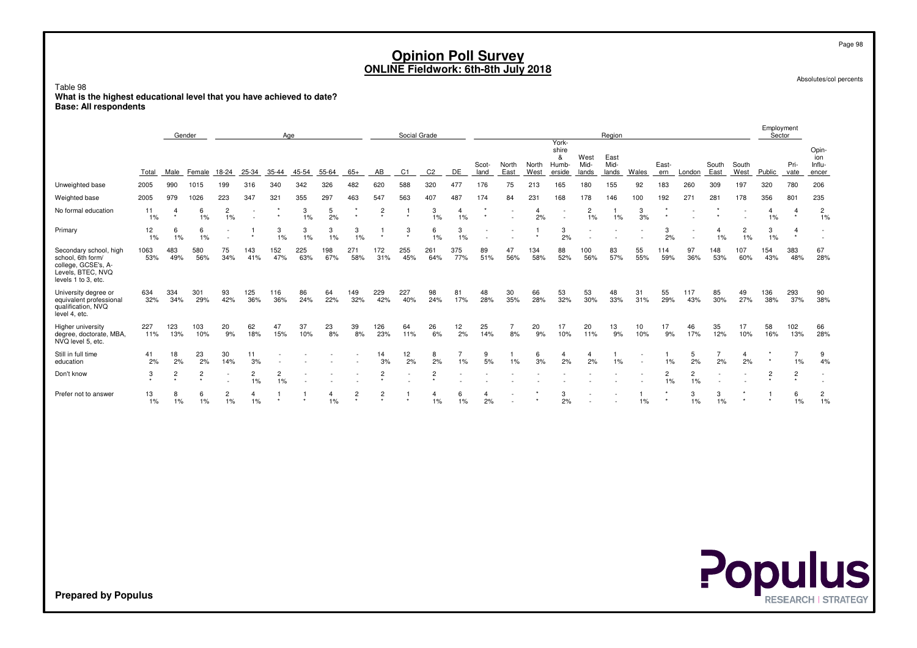# Opinion Poll Survey
## ONLINE Fieldwork: 6th-8th July 2018

Absolutes/col percents

Table 98
**What is the highest educational level that you have achieved to date?**
**Base: All respondents**

| | | Gender | | Age | | | | | | Social Grade | | | | Region | | | | | | | | | | | | Employment Sector | | |
|---|---|---|---|---|---|---|---|---|---|---|---|---|---|---|---|---|---|---|---|---|---|---|---|---|---|---|---|---|
| | Total | Male | Female | 18-24 | 25-34 | 35-44 | 45-54 | 55-64 | 65+ | AB | C1 | C2 | DE | Scot-land | North East | North West | York-shire & Humb-erside | West Mid-lands | East Mid-lands | Wales | East-ern | London | South East | South West | Public | Pri-vate | Opin-ion Influ-encer |
| Unweighted base | 2005 | 990 | 1015 | 199 | 316 | 340 | 342 | 326 | 482 | 620 | 588 | 320 | 477 | 176 | 75 | 213 | 165 | 180 | 155 | 92 | 183 | 260 | 309 | 197 | 320 | 780 | 206 |
| Weighted base | 2005 | 979 | 1026 | 223 | 347 | 321 | 355 | 297 | 463 | 547 | 563 | 407 | 487 | 174 | 84 | 231 | 168 | 178 | 146 | 100 | 192 | 271 | 281 | 178 | 356 | 801 | 235 |
| No formal education | 11 | 4 | 6 | 2 | - | * | 3 | 5 | * | 2 | 1 | 3 | 4 | * | - | 4 | - | 2 | 1 | 3 | * | - | * | - | 4 | 4 | 2 |
| | 1% | * | 1% | 1% | - | * | 1% | 2% | * | * | * | 1% | 1% | * | - | 2% | - | 1% | 1% | 3% | * | - | * | - | 1% | * | 1% |
| Primary | 12 | 6 | 6 | - | 1 | 3 | 3 | 3 | 3 | 1 | 3 | 6 | 3 | - | - | 1 | 3 | - | - | - | 3 | - | 4 | 2 | 3 | 4 | - |
| | 1% | 1% | 1% | - | * | 1% | 1% | 1% | 1% | * | * | 1% | 1% | - | - | * | 2% | - | - | - | 2% | - | 1% | 1% | 1% | * | - |
| Secondary school, high school, 6th form/ college, GCSE's, A-Levels, BTEC, NVQ levels 1 to 3, etc. | 1063 | 483 | 580 | 75 | 143 | 152 | 225 | 198 | 271 | 172 | 255 | 261 | 375 | 89 | 47 | 134 | 88 | 100 | 83 | 55 | 114 | 97 | 148 | 107 | 154 | 383 | 67 |
| | 53% | 49% | 56% | 34% | 41% | 47% | 63% | 67% | 58% | 31% | 45% | 64% | 77% | 51% | 56% | 58% | 52% | 56% | 57% | 55% | 59% | 36% | 53% | 60% | 43% | 48% | 28% |
| University degree or equivalent professional qualification, NVQ level 4, etc. | 634 | 334 | 301 | 93 | 125 | 116 | 86 | 64 | 149 | 229 | 227 | 98 | 81 | 48 | 30 | 66 | 53 | 53 | 48 | 31 | 55 | 117 | 85 | 49 | 136 | 293 | 90 |
| | 32% | 34% | 29% | 42% | 36% | 36% | 24% | 22% | 32% | 42% | 40% | 24% | 17% | 28% | 35% | 28% | 32% | 30% | 33% | 31% | 29% | 43% | 30% | 27% | 38% | 37% | 38% |
| Higher university degree, doctorate, MBA, NVQ level 5, etc. | 227 | 123 | 103 | 20 | 62 | 47 | 37 | 23 | 39 | 126 | 64 | 26 | 12 | 25 | 7 | 20 | 17 | 20 | 13 | 10 | 17 | 46 | 35 | 17 | 58 | 102 | 66 |
| | 11% | 13% | 10% | 9% | 18% | 15% | 10% | 8% | 8% | 23% | 11% | 6% | 2% | 14% | 8% | 9% | 10% | 11% | 9% | 10% | 9% | 17% | 12% | 10% | 16% | 13% | 28% |
| Still in full time education | 41 | 18 | 23 | 30 | 11 | - | - | - | - | 14 | 12 | 8 | 7 | 9 | 1 | 6 | 4 | 4 | 1 | - | 1 | 5 | 7 | 4 | * | 7 | 9 |
| | 2% | 2% | 2% | 14% | 3% | - | - | - | - | 3% | 2% | 2% | 1% | 5% | 1% | 3% | 2% | 2% | 1% | - | 1% | 2% | 2% | 2% | * | 1% | 4% |
| Don't know | 3 | 2 | 2 | - | 2 | 2 | - | - | - | 2 | - | 2 | - | - | - | - | - | - | - | - | 2 | 2 | - | - | 2 | 2 | - |
| | * | * | * | - | 1% | 1% | - | - | - | * | - | * | - | - | - | - | - | - | - | - | 1% | 1% | - | - | * | * | - |
| Prefer not to answer | 13 | 8 | 6 | 2 | 4 | 1 | 1 | 4 | 2 | 2 | 1 | 4 | 6 | 4 | - | * | 3 | - | - | 1 | * | 3 | 3 | * | 1 | 6 | 2 |
| | 1% | 1% | 1% | 1% | 1% | * | * | 1% | * | * | * | 1% | 1% | 2% | - | * | 2% | - | - | 1% | * | 1% | 1% | * | * | 1% | 1% |

**Prepared by Populus**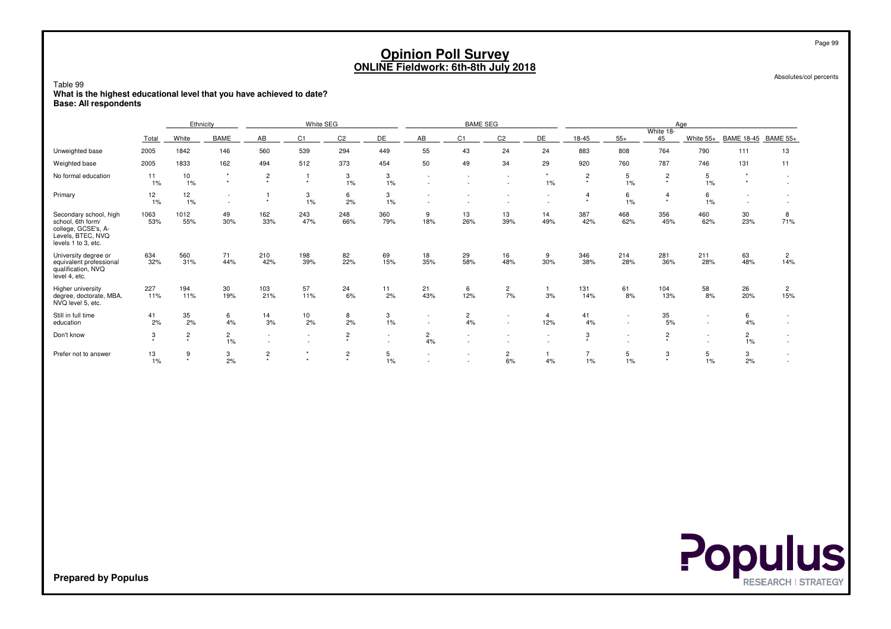# Opinion Poll Survey
## ONLINE Fieldwork: 6th-8th July 2018

Absolutes/col percents

Table 99
**What is the highest educational level that you have achieved to date?**
**Base: All respondents**

| | | Ethnicity | | White SEG | | | | BAME SEG | | | | Age | | | | | |
|---|---|---|---|---|---|---|---|---|---|---|---|---|---|---|---|---|---|
| | Total | White | BAME | AB | C1 | C2 | DE | AB | C1 | C2 | DE | 18-45 | 55+ | White 18-45 | White 55+ | BAME 18-45 | BAME 55+ |
| Unweighted base | 2005 | 1842 | 146 | 560 | 539 | 294 | 449 | 55 | 43 | 24 | 24 | 883 | 808 | 764 | 790 | 111 | 13 |
| Weighted base | 2005 | 1833 | 162 | 494 | 512 | 373 | 454 | 50 | 49 | 34 | 29 | 920 | 760 | 787 | 746 | 131 | 11 |
| No formal education | 11<br>1% | 10<br>1% | *<br>* | 2<br>* | 1<br>* | 3<br>1% | 3<br>1% | -<br>- | -<br>- | -<br>- | *<br>1% | 2<br>* | 5<br>1% | 2<br>* | 5<br>1% | *<br>* | -<br>- |
| Primary | 12<br>1% | 12<br>1% | -<br>- | 1<br>* | 3<br>1% | 6<br>2% | 3<br>1% | -<br>- | -<br>- | -<br>- | -<br>- | 4<br>* | 6<br>1% | 4<br>* | 6<br>1% | -<br>- | -<br>- |
| Secondary school, high school, 6th form/ college, GCSE's, A-Levels, BTEC, NVQ levels 1 to 3, etc. | 1063<br>53% | 1012<br>55% | 49<br>30% | 162<br>33% | 243<br>47% | 248<br>66% | 360<br>79% | 9<br>18% | 13<br>26% | 13<br>39% | 14<br>49% | 387<br>42% | 468<br>62% | 356<br>45% | 460<br>62% | 30<br>23% | 8<br>71% |
| University degree or equivalent professional qualification, NVQ level 4, etc. | 634<br>32% | 560<br>31% | 71<br>44% | 210<br>42% | 198<br>39% | 82<br>22% | 69<br>15% | 18<br>35% | 29<br>58% | 16<br>48% | 9<br>30% | 346<br>38% | 214<br>28% | 281<br>36% | 211<br>28% | 63<br>48% | 2<br>14% |
| Higher university degree, doctorate, MBA, NVQ level 5, etc. | 227<br>11% | 194<br>11% | 30<br>19% | 103<br>21% | 57<br>11% | 24<br>6% | 11<br>2% | 21<br>43% | 6<br>12% | 2<br>7% | 1<br>3% | 131<br>14% | 61<br>8% | 104<br>13% | 58<br>8% | 26<br>20% | 2<br>15% |
| Still in full time education | 41<br>2% | 35<br>2% | 6<br>4% | 14<br>3% | 10<br>2% | 8<br>2% | 3<br>1% | -<br>- | 2<br>4% | -<br>- | 4<br>12% | 41<br>4% | -<br>- | 35<br>5% | -<br>- | 6<br>4% | -<br>- |
| Don't know | 3<br>* | 2<br>* | 2<br>1% | -<br>- | -<br>- | 2<br>* | -<br>- | 2<br>4% | -<br>- | -<br>- | -<br>- | 3<br>* | -<br>- | 2<br>* | -<br>- | 2<br>1% | -<br>- |
| Prefer not to answer | 13<br>1% | 9<br>* | 3<br>2% | 2<br>* | *<br>* | 2<br>* | 5<br>1% | -<br>- | -<br>- | 2<br>6% | 1<br>4% | 7<br>1% | 5<br>1% | 3<br>* | 5<br>1% | 3<br>2% | -<br>- |

**Prepared by Populus**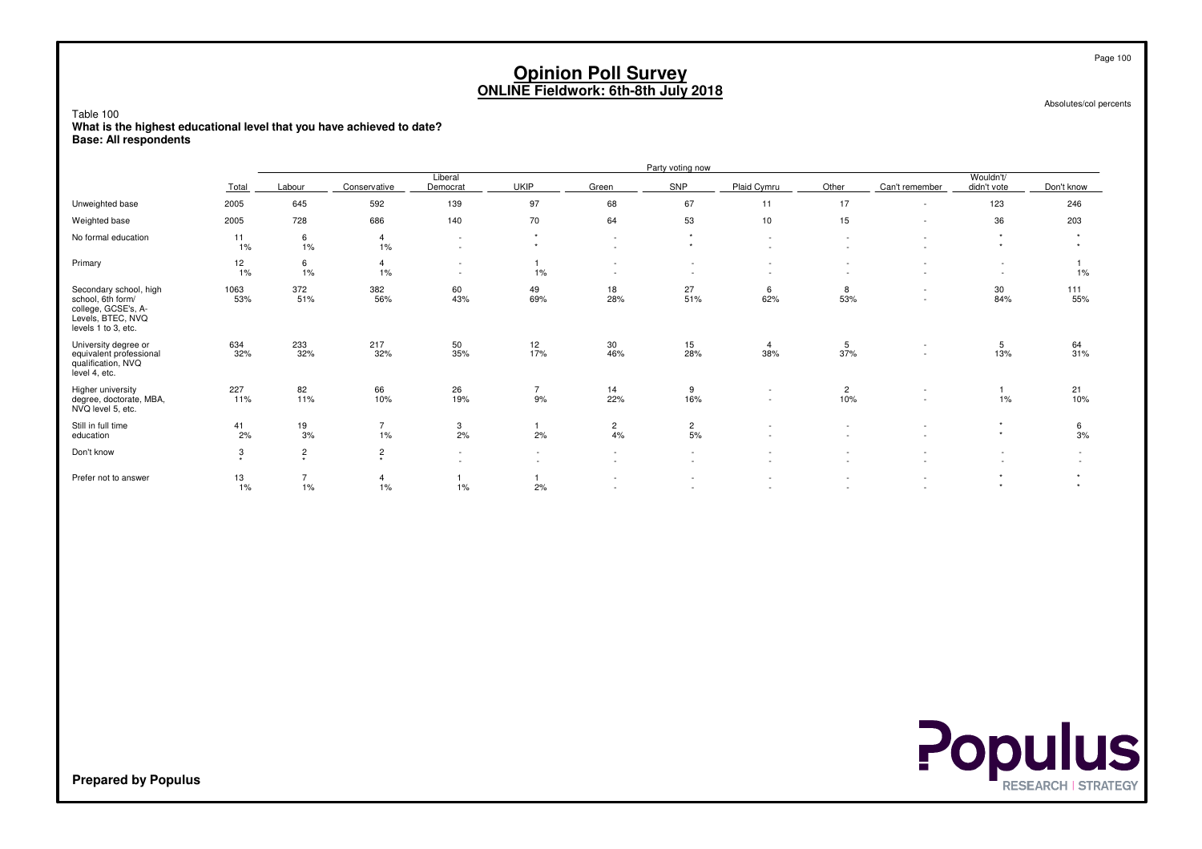# Opinion Poll Survey
## ONLINE Fieldwork: 6th-8th July 2018

Absolutes/col percents

Table 100
**What is the highest educational level that you have achieved to date?**
**Base: All respondents**

| | | Party voting now | | | | | | | | | | |
|---|---|---|---|---|---|---|---|---|---|---|---|---|
| | Total | Labour | Conservative | Liberal Democrat | UKIP | Green | SNP | Plaid Cymru | Other | Can't remember | Wouldn't/ didn't vote | Don't know |
| Unweighted base | 2005 | 645 | 592 | 139 | 97 | 68 | 67 | 11 | 17 | - | 123 | 246 |
| Weighted base | 2005 | 728 | 686 | 140 | 70 | 64 | 53 | 10 | 15 | - | 36 | 203 |
| No formal education | 11 | 6 | 4 | - | * | - | * | - | - | - | * | * |
| | 1% | 1% | 1% | - | * | - | * | - | - | - | * | * |
| Primary | 12 | 6 | 4 | - | 1 | - | - | - | - | - | - | 1 |
| | 1% | 1% | 1% | - | 1% | - | - | - | - | - | - | 1% |
| Secondary school, high school, 6th form/ college, GCSE's, A-Levels, BTEC, NVQ levels 1 to 3, etc. | 1063 | 372 | 382 | 60 | 49 | 18 | 27 | 6 | 8 | - | 30 | 111 |
| | 53% | 51% | 56% | 43% | 69% | 28% | 51% | 62% | 53% | - | 84% | 55% |
| University degree or equivalent professional qualification, NVQ level 4, etc. | 634 | 233 | 217 | 50 | 12 | 30 | 15 | 4 | 5 | - | 5 | 64 |
| | 32% | 32% | 32% | 35% | 17% | 46% | 28% | 38% | 37% | - | 13% | 31% |
| Higher university degree, doctorate, MBA, NVQ level 5, etc. | 227 | 82 | 66 | 26 | 7 | 14 | 9 | - | 2 | - | 1 | 21 |
| | 11% | 11% | 10% | 19% | 9% | 22% | 16% | - | 10% | - | 1% | 10% |
| Still in full time education | 41 | 19 | 7 | 3 | 1 | 2 | 2 | - | - | - | * | 6 |
| | 2% | 3% | 1% | 2% | 2% | 4% | 5% | - | - | - | * | 3% |
| Don't know | 3 | 2 | 2 | - | - | - | - | - | - | - | - | - |
| | * | * | * | - | - | - | - | - | - | - | - | - |
| Prefer not to answer | 13 | 7 | 4 | 1 | 1 | - | - | - | - | - | * | * |
| | 1% | 1% | 1% | 1% | 2% | - | - | - | - | - | * | * |

**Prepared by Populus**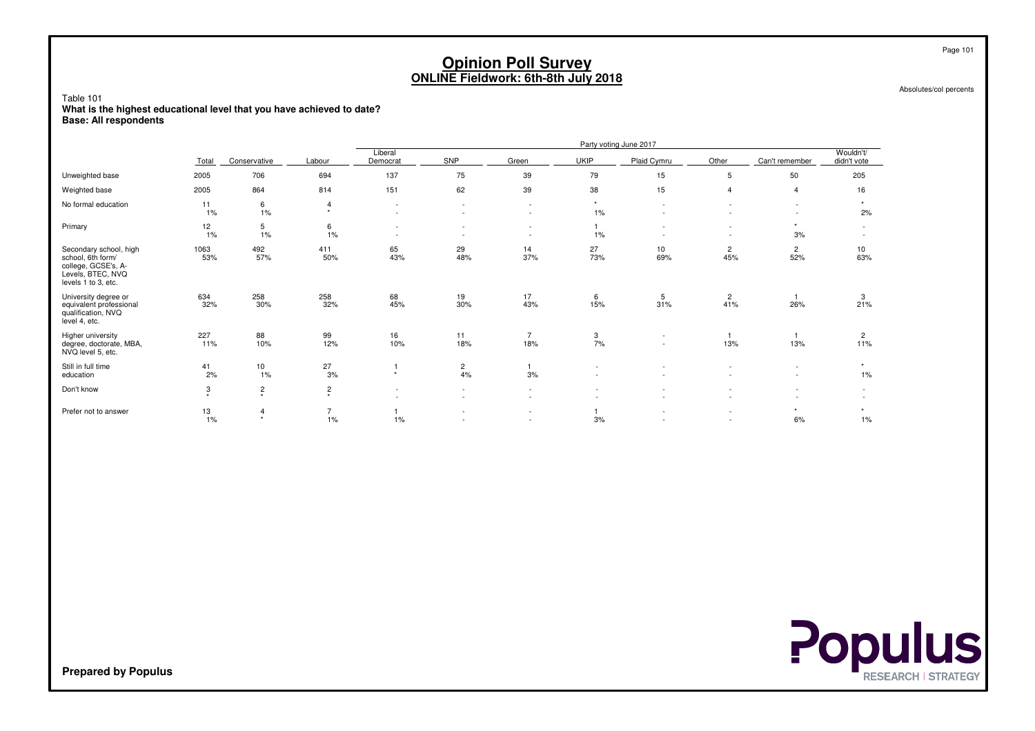# Opinion Poll Survey
## ONLINE Fieldwork: 6th-8th July 2018

Absolutes/col percents

Table 101
**What is the highest educational level that you have achieved to date?**
**Base: All respondents**

| | Total | Conservative | Labour | Liberal Democrat | SNP | Green | UKIP | Plaid Cymru | Other | Can't remember | Wouldn't/ didn't vote |
|---|---|---|---|---|---|---|---|---|---|---|---|
| | | Party voting June 2017 | | | | | | | | | |
| Unweighted base | 2005 | 706 | 694 | 137 | 75 | 39 | 79 | 15 | 5 | 50 | 205 |
| Weighted base | 2005 | 864 | 814 | 151 | 62 | 39 | 38 | 15 | 4 | 4 | 16 |
| No formal education | 11 | 6 | 4 | - | - | - | * | - | - | - | * |
| | 1% | 1% | * | - | - | - | 1% | - | - | - | 2% |
| Primary | 12 | 5 | 6 | - | - | - | 1 | - | - | * | - |
| | 1% | 1% | 1% | - | - | - | 1% | - | - | 3% | - |
| Secondary school, high school, 6th form/ college, GCSE's, A-Levels, BTEC, NVQ levels 1 to 3, etc. | 1063 | 492 | 411 | 65 | 29 | 14 | 27 | 10 | 2 | 2 | 10 |
| | 53% | 57% | 50% | 43% | 48% | 37% | 73% | 69% | 45% | 52% | 63% |
| University degree or equivalent professional qualification, NVQ level 4, etc. | 634 | 258 | 258 | 68 | 19 | 17 | 6 | 5 | 2 | 1 | 3 |
| | 32% | 30% | 32% | 45% | 30% | 43% | 15% | 31% | 41% | 26% | 21% |
| Higher university degree, doctorate, MBA, NVQ level 5, etc. | 227 | 88 | 99 | 16 | 11 | 7 | 3 | - | 1 | 1 | 2 |
| | 11% | 10% | 12% | 10% | 18% | 18% | 7% | - | 13% | 13% | 11% |
| Still in full time education | 41 | 10 | 27 | 1 | 2 | 1 | - | - | - | - | * |
| | 2% | 1% | 3% | * | 4% | 3% | - | - | - | - | 1% |
| Don't know | 3 | 2 | 2 | - | - | - | - | - | - | - | - |
| | * | * | * | - | - | - | - | - | - | - | - |
| Prefer not to answer | 13 | 4 | 7 | 1 | - | - | 1 | - | - | * | * |
| | 1% | * | 1% | 1% | - | - | 3% | - | - | 6% | 1% |

**Prepared by Populus**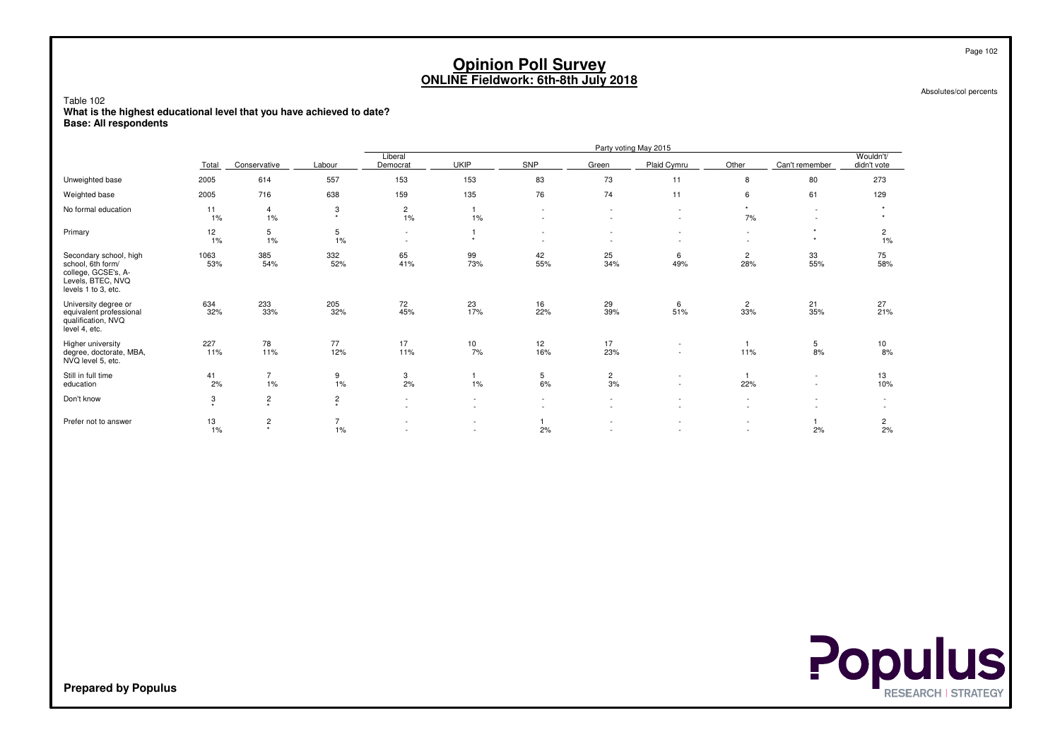# Opinion Poll Survey
## ONLINE Fieldwork: 6th-8th July 2018

Absolutes/col percents

Table 102
**What is the highest educational level that you have achieved to date?**
**Base: All respondents**

| | | Party voting May 2015 | | | | | | | | | |
|---|---|---|---|---|---|---|---|---|---|---|---|
| | Total | Conservative | Labour | Liberal Democrat | UKIP | SNP | Green | Plaid Cymru | Other | Can't remember | Wouldn't/ didn't vote |
| Unweighted base | 2005 | 614 | 557 | 153 | 153 | 83 | 73 | 11 | 8 | 80 | 273 |
| Weighted base | 2005 | 716 | 638 | 159 | 135 | 76 | 74 | 11 | 6 | 61 | 129 |
| No formal education | 11<br>1% | 4<br>1% | 3<br>* | 2<br>1% | 1<br>1% | -<br>- | -<br>- | -<br>- | *<br>7% | -<br>- | *<br>* |
| Primary | 12<br>1% | 5<br>1% | 5<br>1% | -<br>- | 1<br>* | -<br>- | -<br>- | -<br>- | -<br>- | *<br>* | 2<br>1% |
| Secondary school, high school, 6th form/ college, GCSE's, A-Levels, BTEC, NVQ levels 1 to 3, etc. | 1063<br>53% | 385<br>54% | 332<br>52% | 65<br>41% | 99<br>73% | 42<br>55% | 25<br>34% | 6<br>49% | 2<br>28% | 33<br>55% | 75<br>58% |
| University degree or equivalent professional qualification, NVQ level 4, etc. | 634<br>32% | 233<br>33% | 205<br>32% | 72<br>45% | 23<br>17% | 16<br>22% | 29<br>39% | 6<br>51% | 2<br>33% | 21<br>35% | 27<br>21% |
| Higher university degree, doctorate, MBA, NVQ level 5, etc. | 227<br>11% | 78<br>11% | 77<br>12% | 17<br>11% | 10<br>7% | 12<br>16% | 17<br>23% | -<br>- | 1<br>11% | 5<br>8% | 10<br>8% |
| Still in full time education | 41<br>2% | 7<br>1% | 9<br>1% | 3<br>2% | 1<br>1% | 5<br>6% | 2<br>3% | -<br>- | 1<br>22% | -<br>- | 13<br>10% |
| Don't know | 3<br>* | 2<br>* | 2<br>* | -<br>- | -<br>- | -<br>- | -<br>- | -<br>- | -<br>- | -<br>- | -<br>- |
| Prefer not to answer | 13<br>1% | 2<br>* | 7<br>1% | -<br>- | -<br>- | 1<br>2% | -<br>- | -<br>- | -<br>- | 1<br>2% | 2<br>2% |

**Prepared by Populus**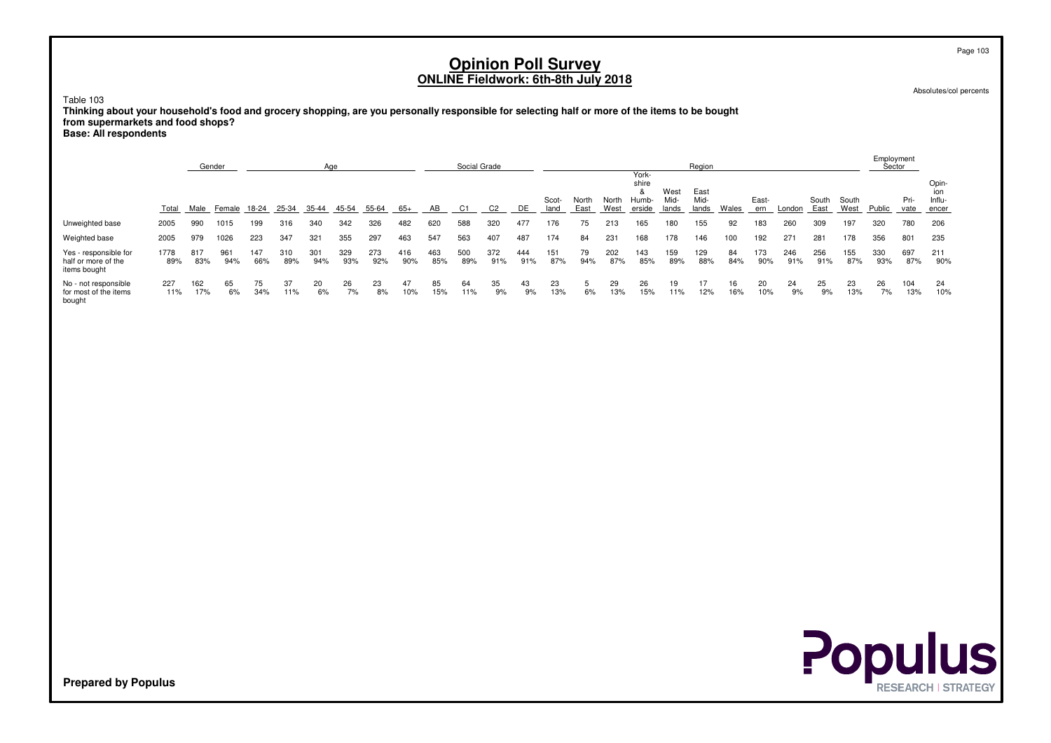# Opinion Poll Survey
## ONLINE Fieldwork: 6th-8th July 2018

Absolutes/col percents

Table 103

**Thinking about your household's food and grocery shopping, are you personally responsible for selecting half or more of the items to be bought from supermarkets and food shops?**
**Base: All respondents**

| | | Gender | | Age | | | | | | Social Grade | | | | Region | | | | | | | | | | | | Employment Sector | | |
|---|---|---|---|---|---|---|---|---|---|---|---|---|---|---|---|---|---|---|---|---|---|---|---|---|---|---|---|---|
| | Total | Male | Female | 18-24 | 25-34 | 35-44 | 45-54 | 55-64 | 65+ | AB | C1 | C2 | DE | Scot-land | North East | North West | York-shire & Humb-erside | West Mid-lands | East Mid-lands | Wales | East-ern | London | South East | South West | Public | Pri-vate | Opin-ion Influ-encer |
| Unweighted base | 2005 | 990 | 1015 | 199 | 316 | 340 | 342 | 326 | 482 | 620 | 588 | 320 | 477 | 176 | 75 | 213 | 165 | 180 | 155 | 92 | 183 | 260 | 309 | 197 | 320 | 780 | 206 |
| Weighted base | 2005 | 979 | 1026 | 223 | 347 | 321 | 355 | 297 | 463 | 547 | 563 | 407 | 487 | 174 | 84 | 231 | 168 | 178 | 146 | 100 | 192 | 271 | 281 | 178 | 356 | 801 | 235 |
| Yes - responsible for half or more of the items bought | 1778 | 817 | 961 | 147 | 310 | 301 | 329 | 273 | 416 | 463 | 500 | 372 | 444 | 151 | 79 | 202 | 143 | 159 | 129 | 84 | 173 | 246 | 256 | 155 | 330 | 697 | 211 |
| | 89% | 83% | 94% | 66% | 89% | 94% | 93% | 92% | 90% | 85% | 89% | 91% | 91% | 87% | 94% | 87% | 85% | 89% | 88% | 84% | 90% | 91% | 91% | 87% | 93% | 87% | 90% |
| No - not responsible for most of the items bought | 227 | 162 | 65 | 75 | 37 | 20 | 26 | 23 | 47 | 85 | 64 | 35 | 43 | 23 | 5 | 29 | 26 | 19 | 17 | 16 | 20 | 24 | 25 | 23 | 26 | 104 | 24 |
| | 11% | 17% | 6% | 34% | 11% | 6% | 7% | 8% | 10% | 15% | 11% | 9% | 9% | 13% | 6% | 13% | 15% | 11% | 12% | 16% | 10% | 9% | 9% | 13% | 7% | 13% | 10% |

**Prepared by Populus**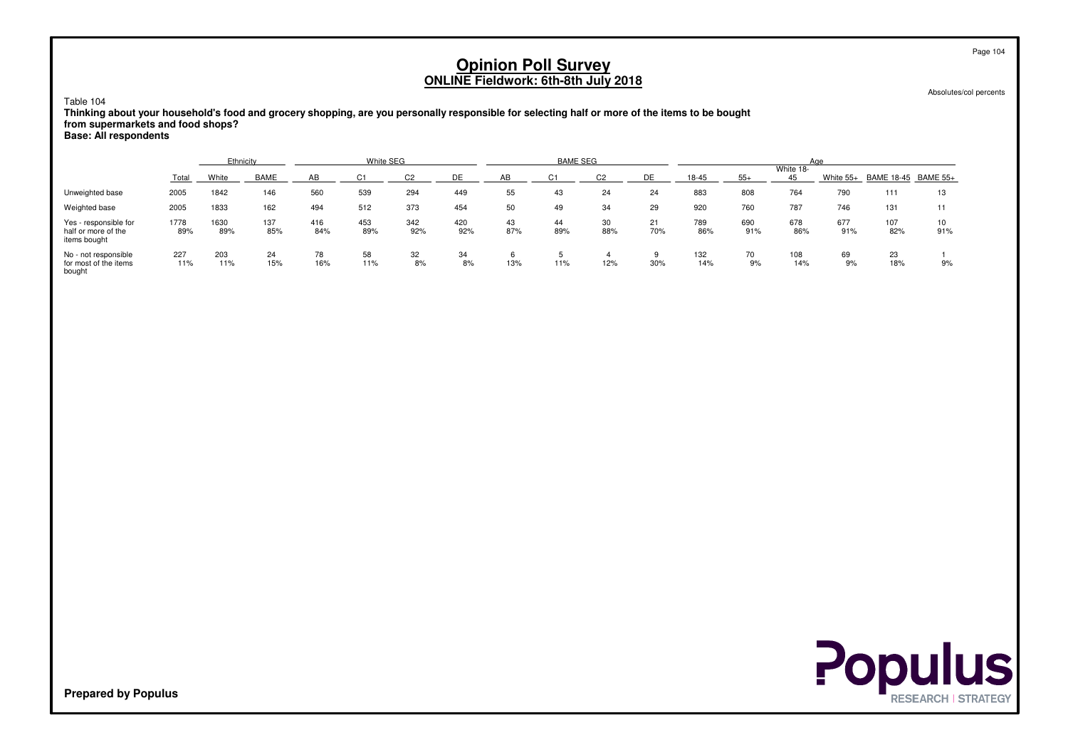# Opinion Poll Survey
## ONLINE Fieldwork: 6th-8th July 2018

Absolutes/col percents

Table 104

**Thinking about your household's food and grocery shopping, are you personally responsible for selecting half or more of the items to be bought from supermarkets and food shops?**
**Base: All respondents**

| | | Ethnicity | | White SEG | | | | BAME SEG | | | | Age | | | | | |
|---|---|---|---|---|---|---|---|---|---|---|---|---|---|---|---|---|---|
| | Total | White | BAME | AB | C1 | C2 | DE | AB | C1 | C2 | DE | 18-45 | 55+ | White 18-45 | White 55+ | BAME 18-45 | BAME 55+ |
| Unweighted base | 2005 | 1842 | 146 | 560 | 539 | 294 | 449 | 55 | 43 | 24 | 24 | 883 | 808 | 764 | 790 | 111 | 13 |
| Weighted base | 2005 | 1833 | 162 | 494 | 512 | 373 | 454 | 50 | 49 | 34 | 29 | 920 | 760 | 787 | 746 | 131 | 11 |
| Yes - responsible for half or more of the items bought | 1778<br>89% | 1630<br>89% | 137<br>85% | 416<br>84% | 453<br>89% | 342<br>92% | 420<br>92% | 43<br>87% | 44<br>89% | 30<br>88% | 21<br>70% | 789<br>86% | 690<br>91% | 678<br>86% | 677<br>91% | 107<br>82% | 10<br>91% |
| No - not responsible for most of the items bought | 227<br>11% | 203<br>11% | 24<br>15% | 78<br>16% | 58<br>11% | 32<br>8% | 34<br>8% | 6<br>13% | 5<br>11% | 4<br>12% | 9<br>30% | 132<br>14% | 70<br>9% | 108<br>14% | 69<br>9% | 23<br>18% | 1<br>9% |

**Prepared by Populus**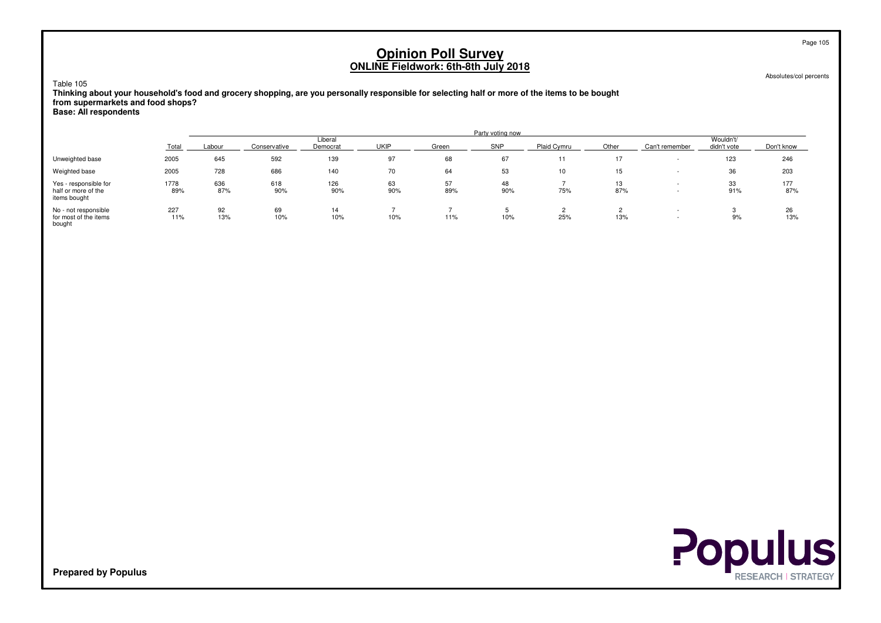# Opinion Poll Survey
## ONLINE Fieldwork: 6th-8th July 2018

Absolutes/col percents

Table 105

**Thinking about your household's food and grocery shopping, are you personally responsible for selecting half or more of the items to be bought from supermarkets and food shops?**
**Base: All respondents**

| | | Party voting now | | | | | | | | | | |
|---|---|---|---|---|---|---|---|---|---|---|---|---|
| | Total | Labour | Conservative | Liberal Democrat | UKIP | Green | SNP | Plaid Cymru | Other | Can't remember | Wouldn't/ didn't vote | Don't know |
| Unweighted base | 2005 | 645 | 592 | 139 | 97 | 68 | 67 | 11 | 17 | - | 123 | 246 |
| Weighted base | 2005 | 728 | 686 | 140 | 70 | 64 | 53 | 10 | 15 | - | 36 | 203 |
| Yes - responsible for half or more of the items bought | 1778 | 636 | 618 | 126 | 63 | 57 | 48 | 7 | 13 | - | 33 | 177 |
| | 89% | 87% | 90% | 90% | 90% | 89% | 90% | 75% | 87% | - | 91% | 87% |
| No - not responsible for most of the items bought | 227 | 92 | 69 | 14 | 7 | 7 | 5 | 2 | 2 | - | 3 | 26 |
| | 11% | 13% | 10% | 10% | 10% | 11% | 10% | 25% | 13% | - | 9% | 13% |

**Prepared by Populus**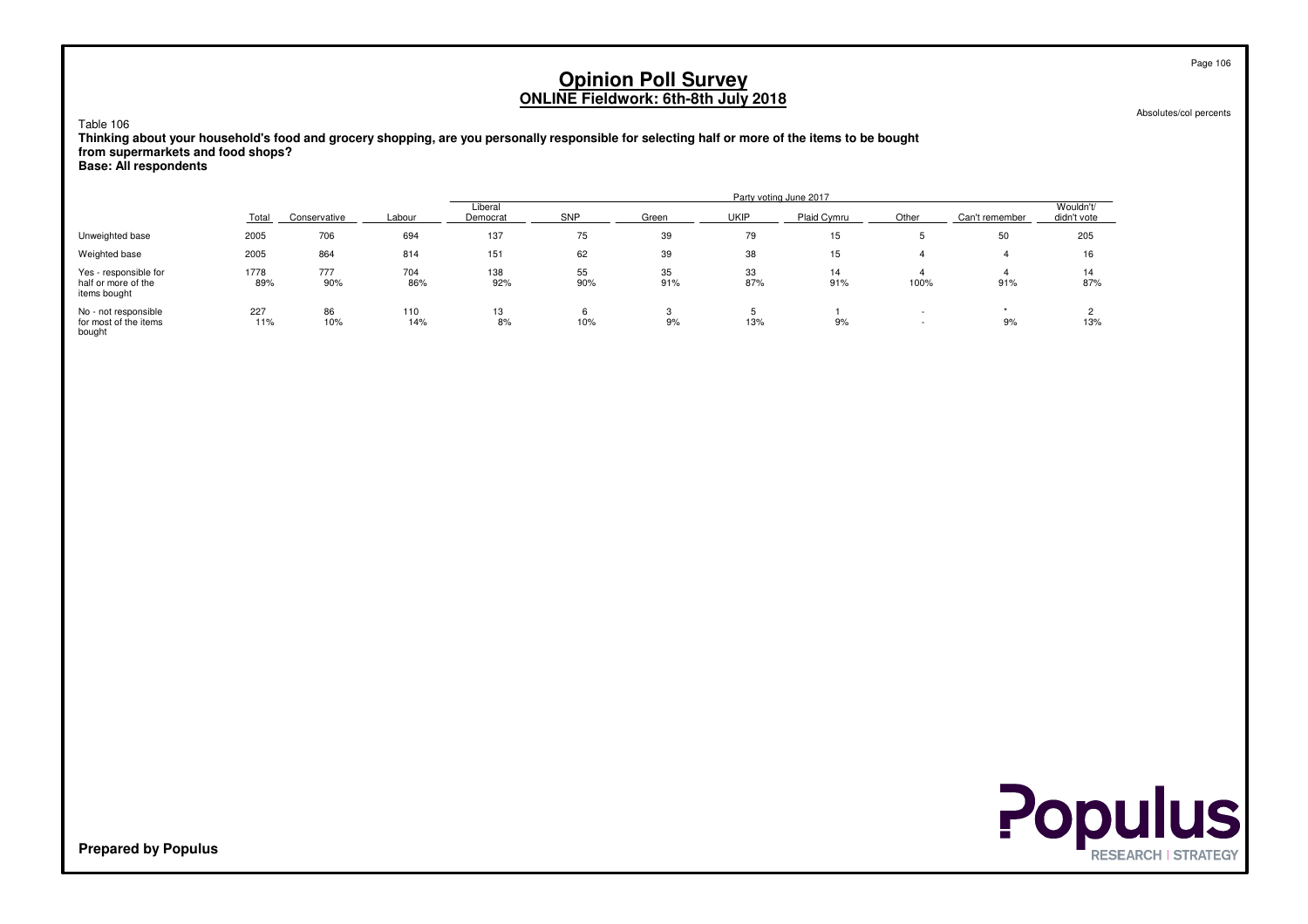# Opinion Poll Survey
## ONLINE Fieldwork: 6th-8th July 2018

Absolutes/col percents

Table 106

**Thinking about your household's food and grocery shopping, are you personally responsible for selecting half or more of the items to be bought from supermarkets and food shops?**
**Base: All respondents**

| | | Party voting June 2017 | | | | | | | | | |
|---|---|---|---|---|---|---|---|---|---|---|---|
| | Total | Conservative | Labour | Liberal Democrat | SNP | Green | UKIP | Plaid Cymru | Other | Can't remember | Wouldn't/ didn't vote |
| Unweighted base | 2005 | 706 | 694 | 137 | 75 | 39 | 79 | 15 | 5 | 50 | 205 |
| Weighted base | 2005 | 864 | 814 | 151 | 62 | 39 | 38 | 15 | 4 | 4 | 16 |
| Yes - responsible for half or more of the items bought | 1778<br>89% | 777<br>90% | 704<br>86% | 138<br>92% | 55<br>90% | 35<br>91% | 33<br>87% | 14<br>91% | 4<br>100% | 4<br>91% | 14<br>87% |
| No - not responsible for most of the items bought | 227<br>11% | 86<br>10% | 110<br>14% | 13<br>8% | 6<br>10% | 3<br>9% | 5<br>13% | 1<br>9% | -<br>- | *<br>9% | 2<br>13% |

**Prepared by Populus**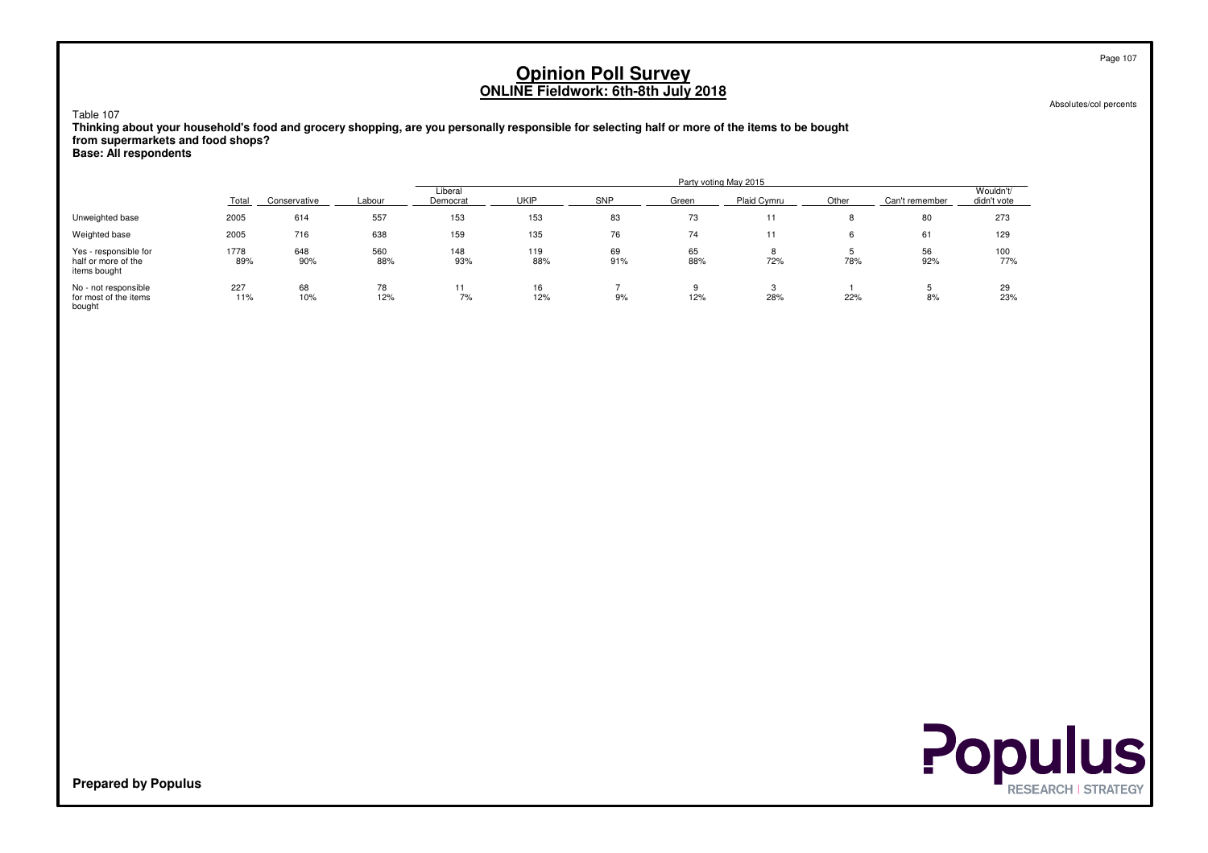# Opinion Poll Survey
## ONLINE Fieldwork: 6th-8th July 2018

Absolutes/col percents

Table 107

**Thinking about your household's food and grocery shopping, are you personally responsible for selecting half or more of the items to be bought from supermarkets and food shops?**
**Base: All respondents**

| | Total | Party voting May 2015 | | | | | | | | | |
|---|---|---|---|---|---|---|---|---|---|---|---|
| | | Conservative | Labour | Liberal Democrat | UKIP | SNP | Green | Plaid Cymru | Other | Can't remember | Wouldn't/ didn't vote |
| Unweighted base | 2005 | 614 | 557 | 153 | 153 | 83 | 73 | 11 | 8 | 80 | 273 |
| Weighted base | 2005 | 716 | 638 | 159 | 135 | 76 | 74 | 11 | 6 | 61 | 129 |
| Yes - responsible for half or more of the items bought | 1778<br>89% | 648<br>90% | 560<br>88% | 148<br>93% | 119<br>88% | 69<br>91% | 65<br>88% | 8<br>72% | 5<br>78% | 56<br>92% | 100<br>77% |
| No - not responsible for most of the items bought | 227<br>11% | 68<br>10% | 78<br>12% | 11<br>7% | 16<br>12% | 7<br>9% | 9<br>12% | 3<br>28% | 1<br>22% | 5<br>8% | 29<br>23% |

**Prepared by Populus**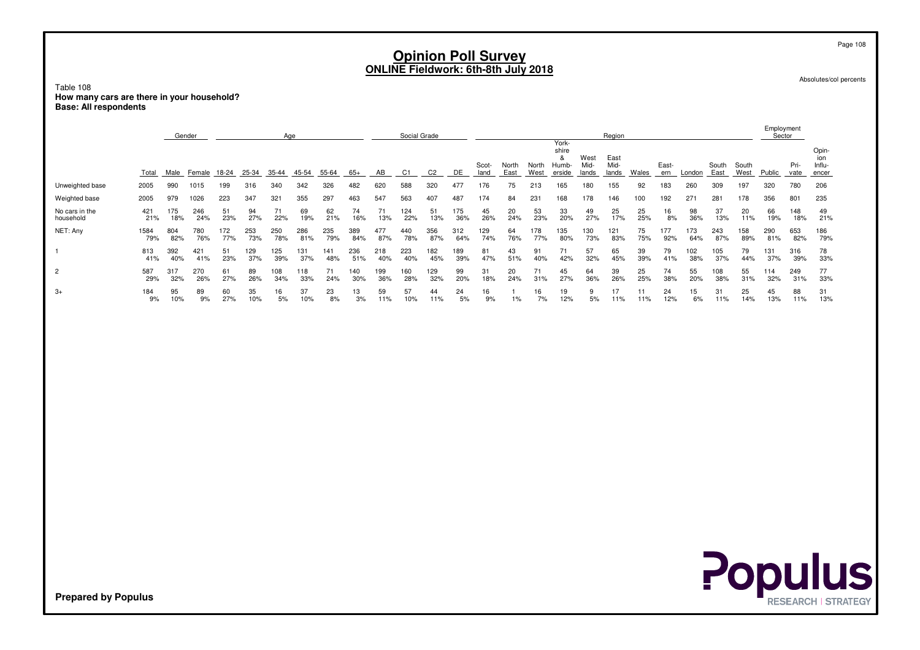# Opinion Poll Survey
## ONLINE Fieldwork: 6th-8th July 2018

Absolutes/col percents

Table 108
**How many cars are there in your household?**
**Base: All respondents**

| | Total | Gender | | Age | | | | | | Social Grade | | | | Region | | | | | | | | | | | Employment Sector | | |
|---|---|---|---|---|---|---|---|---|---|---|---|---|---|---|---|---|---|---|---|---|---|---|---|---|---|---|---|
| | | Male | Female | 18-24 | 25-34 | 35-44 | 45-54 | 55-64 | 65+ | AB | C1 | C2 | DE | Scotland | North East | North West | Yorkshire & Humberside | West Midlands | East Midlands | Wales | Eastern | London | South East | South West | Public | Private | Opinion Influencer |
| Unweighted base | 2005 | 990 | 1015 | 199 | 316 | 340 | 342 | 326 | 482 | 620 | 588 | 320 | 477 | 176 | 75 | 213 | 165 | 180 | 155 | 92 | 183 | 260 | 309 | 197 | 320 | 780 | 206 |
| Weighted base | 2005 | 979 | 1026 | 223 | 347 | 321 | 355 | 297 | 463 | 547 | 563 | 407 | 487 | 174 | 84 | 231 | 168 | 178 | 146 | 100 | 192 | 271 | 281 | 178 | 356 | 801 | 235 |
| No cars in the household | 421<br>21% | 175<br>18% | 246<br>24% | 51<br>23% | 94<br>27% | 71<br>22% | 69<br>19% | 62<br>21% | 74<br>16% | 71<br>13% | 124<br>22% | 51<br>13% | 175<br>36% | 45<br>26% | 20<br>24% | 53<br>23% | 33<br>20% | 49<br>27% | 25<br>17% | 25<br>25% | 16<br>8% | 98<br>36% | 37<br>13% | 20<br>11% | 66<br>19% | 148<br>18% | 49<br>21% |
| NET: Any | 1584<br>79% | 804<br>82% | 780<br>76% | 172<br>77% | 253<br>73% | 250<br>78% | 286<br>81% | 235<br>79% | 389<br>84% | 477<br>87% | 440<br>78% | 356<br>87% | 312<br>64% | 129<br>74% | 64<br>76% | 178<br>77% | 135<br>80% | 130<br>73% | 121<br>83% | 75<br>75% | 177<br>92% | 173<br>64% | 243<br>87% | 158<br>89% | 290<br>81% | 653<br>82% | 186<br>79% |
| 1 | 813<br>41% | 392<br>40% | 421<br>41% | 51<br>23% | 129<br>37% | 125<br>39% | 131<br>37% | 141<br>48% | 236<br>51% | 218<br>40% | 223<br>40% | 182<br>45% | 189<br>39% | 81<br>47% | 43<br>51% | 91<br>40% | 71<br>42% | 57<br>32% | 65<br>45% | 39<br>39% | 79<br>41% | 102<br>38% | 105<br>37% | 79<br>44% | 131<br>37% | 316<br>39% | 78<br>33% |
| 2 | 587<br>29% | 317<br>32% | 270<br>26% | 61<br>27% | 89<br>26% | 108<br>34% | 118<br>33% | 71<br>24% | 140<br>30% | 199<br>36% | 160<br>28% | 129<br>32% | 99<br>20% | 31<br>18% | 20<br>24% | 71<br>31% | 45<br>27% | 64<br>36% | 39<br>26% | 25<br>25% | 74<br>38% | 55<br>20% | 108<br>38% | 55<br>31% | 114<br>32% | 249<br>31% | 77<br>33% |
| 3+ | 184<br>9% | 95<br>10% | 89<br>9% | 60<br>27% | 35<br>10% | 16<br>5% | 37<br>10% | 23<br>8% | 13<br>3% | 59<br>11% | 57<br>10% | 44<br>11% | 24<br>5% | 16<br>9% | 1<br>1% | 16<br>7% | 19<br>12% | 9<br>5% | 17<br>11% | 11<br>11% | 24<br>12% | 15<br>6% | 31<br>11% | 25<br>14% | 45<br>13% | 88<br>11% | 31<br>13% |

**Prepared by Populus**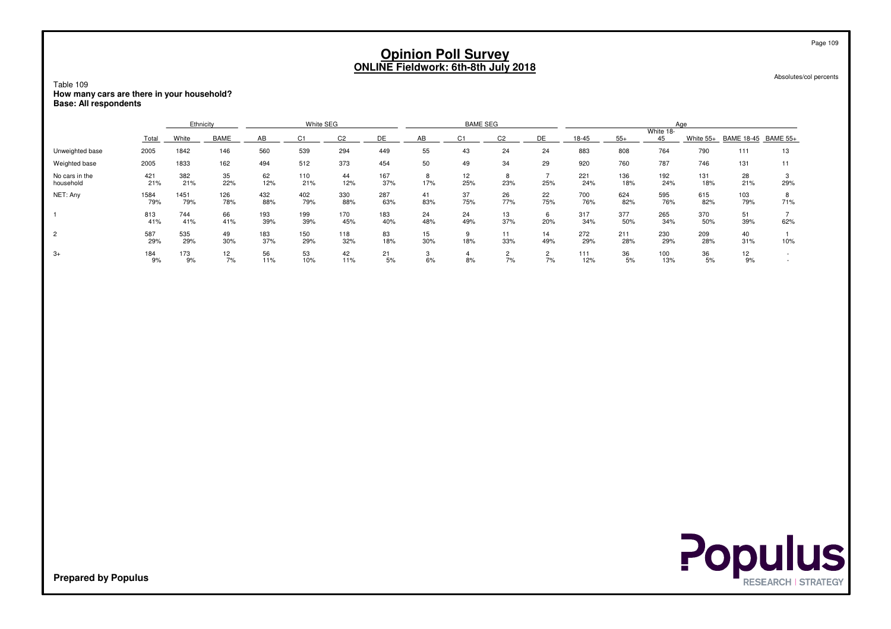# Opinion Poll Survey
## ONLINE Fieldwork: 6th-8th July 2018

Absolutes/col percents

Table 109
**How many cars are there in your household?**
**Base: All respondents**

| | | Ethnicity | | White SEG | | | | BAME SEG | | | | Age | | | | | |
|---|---|---|---|---|---|---|---|---|---|---|---|---|---|---|---|---|---|
| | Total | White | BAME | AB | C1 | C2 | DE | AB | C1 | C2 | DE | 18-45 | 55+ | White 18-45 | White 55+ | BAME 18-45 | BAME 55+ |
| Unweighted base | 2005 | 1842 | 146 | 560 | 539 | 294 | 449 | 55 | 43 | 24 | 24 | 883 | 808 | 764 | 790 | 111 | 13 |
| Weighted base | 2005 | 1833 | 162 | 494 | 512 | 373 | 454 | 50 | 49 | 34 | 29 | 920 | 760 | 787 | 746 | 131 | 11 |
| No cars in the household | 421 | 382 | 35 | 62 | 110 | 44 | 167 | 8 | 12 | 8 | 7 | 221 | 136 | 192 | 131 | 28 | 3 |
| | 21% | 21% | 22% | 12% | 21% | 12% | 37% | 17% | 25% | 23% | 25% | 24% | 18% | 24% | 18% | 21% | 29% |
| NET: Any | 1584 | 1451 | 126 | 432 | 402 | 330 | 287 | 41 | 37 | 26 | 22 | 700 | 624 | 595 | 615 | 103 | 8 |
| | 79% | 79% | 78% | 88% | 79% | 88% | 63% | 83% | 75% | 77% | 75% | 76% | 82% | 76% | 82% | 79% | 71% |
| 1 | 813 | 744 | 66 | 193 | 199 | 170 | 183 | 24 | 24 | 13 | 6 | 317 | 377 | 265 | 370 | 51 | 7 |
| | 41% | 41% | 41% | 39% | 39% | 45% | 40% | 48% | 49% | 37% | 20% | 34% | 50% | 34% | 50% | 39% | 62% |
| 2 | 587 | 535 | 49 | 183 | 150 | 118 | 83 | 15 | 9 | 11 | 14 | 272 | 211 | 230 | 209 | 40 | 1 |
| | 29% | 29% | 30% | 37% | 29% | 32% | 18% | 30% | 18% | 33% | 49% | 29% | 28% | 29% | 28% | 31% | 10% |
| 3+ | 184 | 173 | 12 | 56 | 53 | 42 | 21 | 3 | 4 | 2 | 2 | 111 | 36 | 100 | 36 | 12 | - |
| | 9% | 9% | 7% | 11% | 10% | 11% | 5% | 6% | 8% | 7% | 7% | 12% | 5% | 13% | 5% | 9% | - |

**Prepared by Populus**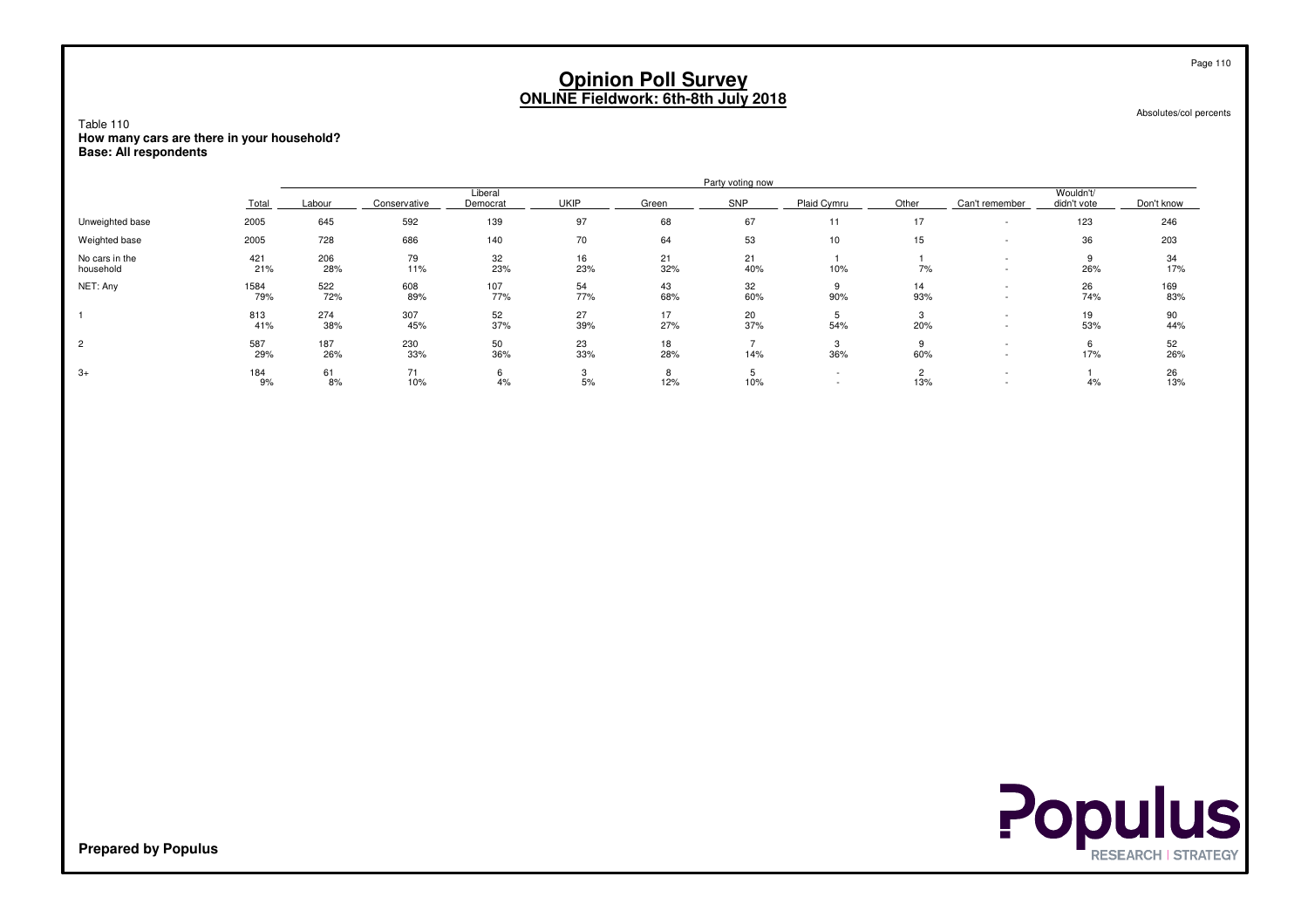# Opinion Poll Survey
## ONLINE Fieldwork: 6th-8th July 2018

Absolutes/col percents

Table 110
**How many cars are there in your household?**
**Base: All respondents**

| | | Party voting now | | | | | | | | | | |
|---|---|---|---|---|---|---|---|---|---|---|---|---|
| | Total | Labour | Conservative | Liberal Democrat | UKIP | Green | SNP | Plaid Cymru | Other | Can't remember | Wouldn't/ didn't vote | Don't know |
| Unweighted base | 2005 | 645 | 592 | 139 | 97 | 68 | 67 | 11 | 17 | - | 123 | 246 |
| Weighted base | 2005 | 728 | 686 | 140 | 70 | 64 | 53 | 10 | 15 | - | 36 | 203 |
| No cars in the household | 421 | 206 | 79 | 32 | 16 | 21 | 21 | 1 | 1 | - | 9 | 34 |
| | 21% | 28% | 11% | 23% | 23% | 32% | 40% | 10% | 7% | - | 26% | 17% |
| NET: Any | 1584 | 522 | 608 | 107 | 54 | 43 | 32 | 9 | 14 | - | 26 | 169 |
| | 79% | 72% | 89% | 77% | 77% | 68% | 60% | 90% | 93% | - | 74% | 83% |
| 1 | 813 | 274 | 307 | 52 | 27 | 17 | 20 | 5 | 3 | - | 19 | 90 |
| | 41% | 38% | 45% | 37% | 39% | 27% | 37% | 54% | 20% | - | 53% | 44% |
| 2 | 587 | 187 | 230 | 50 | 23 | 18 | 7 | 3 | 9 | - | 6 | 52 |
| | 29% | 26% | 33% | 36% | 33% | 28% | 14% | 36% | 60% | - | 17% | 26% |
| 3+ | 184 | 61 | 71 | 6 | 3 | 8 | 5 | - | 2 | - | 1 | 26 |
| | 9% | 8% | 10% | 4% | 5% | 12% | 10% | - | 13% | - | 4% | 13% |

**Prepared by Populus**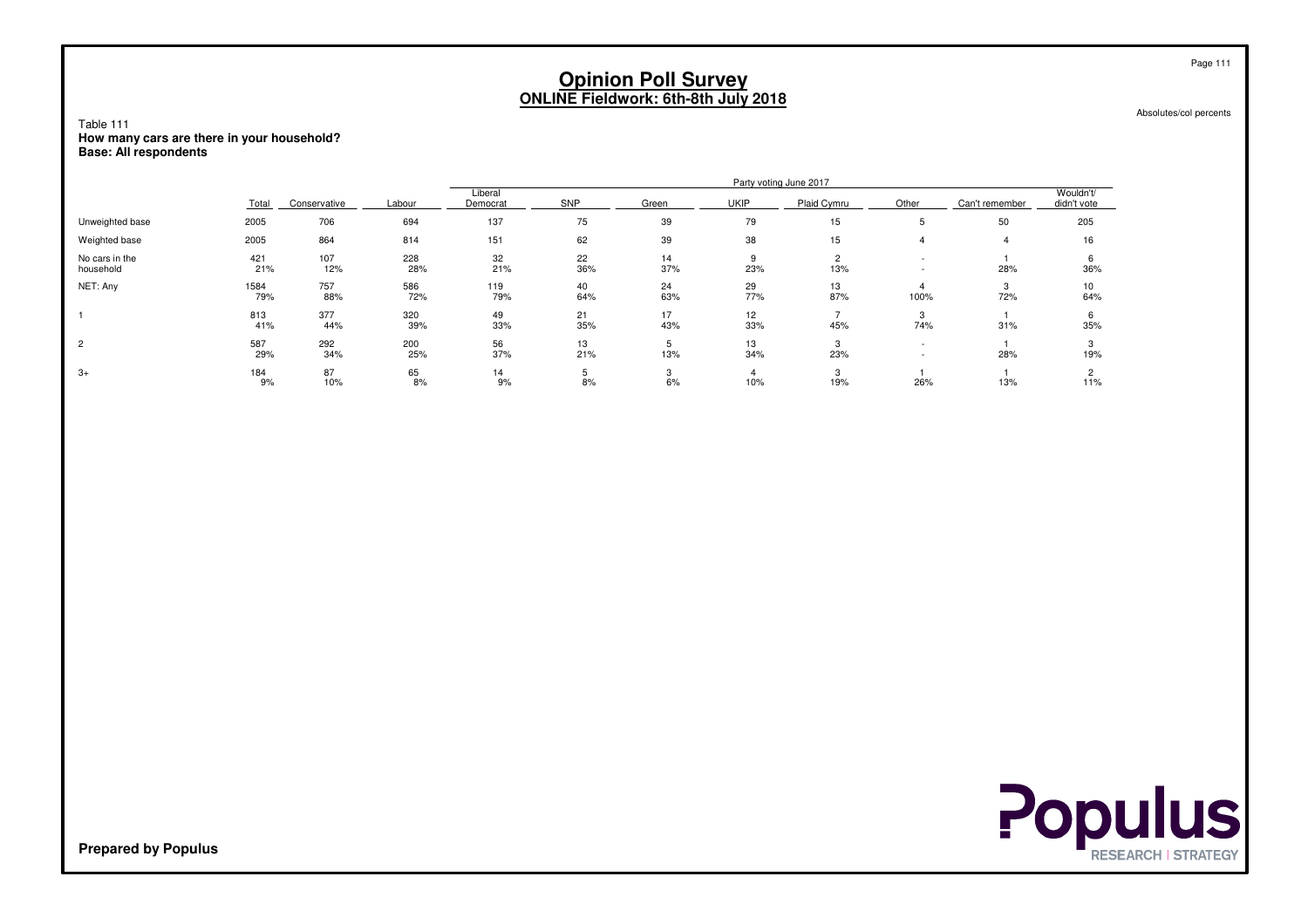# Opinion Poll Survey
## ONLINE Fieldwork: 6th-8th July 2018

Absolutes/col percents

Table 111
**How many cars are there in your household?**
**Base: All respondents**

| | | Party voting June 2017 | | | | | | | | | |
|---|---|---|---|---|---|---|---|---|---|---|---|
| | Total | Conservative | Labour | Liberal Democrat | SNP | Green | UKIP | Plaid Cymru | Other | Can't remember | Wouldn't/ didn't vote |
| Unweighted base | 2005 | 706 | 694 | 137 | 75 | 39 | 79 | 15 | 5 | 50 | 205 |
| Weighted base | 2005 | 864 | 814 | 151 | 62 | 39 | 38 | 15 | 4 | 4 | 16 |
| No cars in the household | 421 | 107 | 228 | 32 | 22 | 14 | 9 | 2 | - | 1 | 6 |
| | 21% | 12% | 28% | 21% | 36% | 37% | 23% | 13% | - | 28% | 36% |
| NET: Any | 1584 | 757 | 586 | 119 | 40 | 24 | 29 | 13 | 4 | 3 | 10 |
| | 79% | 88% | 72% | 79% | 64% | 63% | 77% | 87% | 100% | 72% | 64% |
| 1 | 813 | 377 | 320 | 49 | 21 | 17 | 12 | 7 | 3 | 1 | 6 |
| | 41% | 44% | 39% | 33% | 35% | 43% | 33% | 45% | 74% | 31% | 35% |
| 2 | 587 | 292 | 200 | 56 | 13 | 5 | 13 | 3 | - | 1 | 3 |
| | 29% | 34% | 25% | 37% | 21% | 13% | 34% | 23% | - | 28% | 19% |
| 3+ | 184 | 87 | 65 | 14 | 5 | 3 | 4 | 3 | 1 | 1 | 2 |
| | 9% | 10% | 8% | 9% | 8% | 6% | 10% | 19% | 26% | 13% | 11% |

**Prepared by Populus**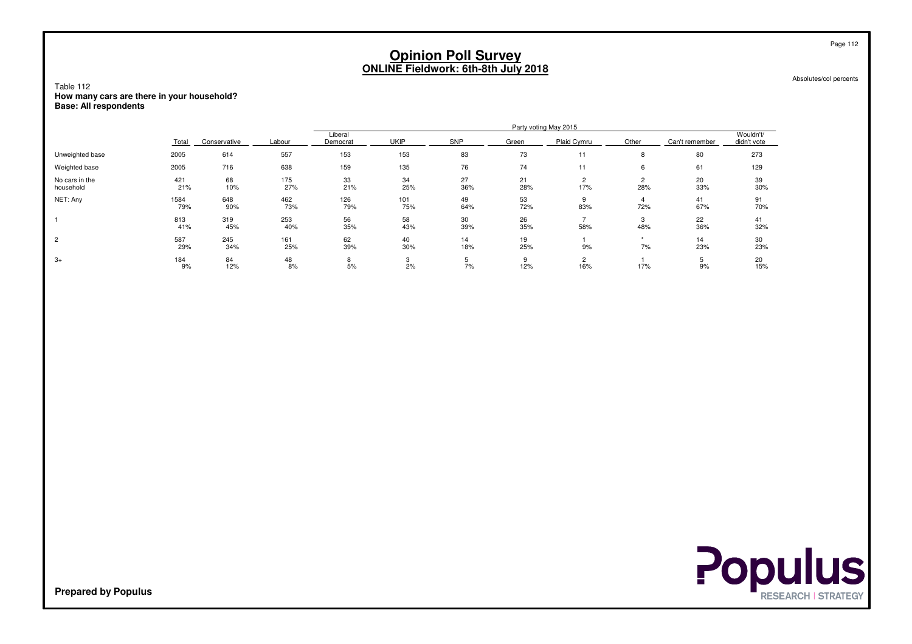# Opinion Poll Survey
## ONLINE Fieldwork: 6th-8th July 2018

Absolutes/col percents

Table 112
**How many cars are there in your household?**
**Base: All respondents**

| | Total | Party voting May 2015 | | | | | | | | | |
|---|---|---|---|---|---|---|---|---|---|---|---|
| | | Conservative | Labour | Liberal Democrat | UKIP | SNP | Green | Plaid Cymru | Other | Can't remember | Wouldn't/ didn't vote |
| Unweighted base | 2005 | 614 | 557 | 153 | 153 | 83 | 73 | 11 | 8 | 80 | 273 |
| Weighted base | 2005 | 716 | 638 | 159 | 135 | 76 | 74 | 11 | 6 | 61 | 129 |
| No cars in the household | 421 | 68 | 175 | 33 | 34 | 27 | 21 | 2 | 2 | 20 | 39 |
| | 21% | 10% | 27% | 21% | 25% | 36% | 28% | 17% | 28% | 33% | 30% |
| NET: Any | 1584 | 648 | 462 | 126 | 101 | 49 | 53 | 9 | 4 | 41 | 91 |
| | 79% | 90% | 73% | 79% | 75% | 64% | 72% | 83% | 72% | 67% | 70% |
| 1 | 813 | 319 | 253 | 56 | 58 | 30 | 26 | 7 | 3 | 22 | 41 |
| | 41% | 45% | 40% | 35% | 43% | 39% | 35% | 58% | 48% | 36% | 32% |
| 2 | 587 | 245 | 161 | 62 | 40 | 14 | 19 | 1 | * | 14 | 30 |
| | 29% | 34% | 25% | 39% | 30% | 18% | 25% | 9% | 7% | 23% | 23% |
| 3+ | 184 | 84 | 48 | 8 | 3 | 5 | 9 | 2 | 1 | 5 | 20 |
| | 9% | 12% | 8% | 5% | 2% | 7% | 12% | 16% | 17% | 9% | 15% |

**Prepared by Populus**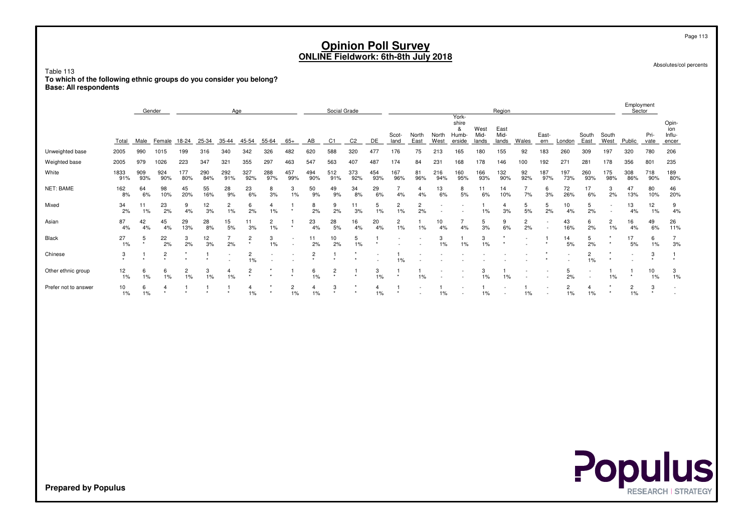# Opinion Poll Survey
## ONLINE Fieldwork: 6th-8th July 2018

Absolutes/col percents

Table 113
**To which of the following ethnic groups do you consider you belong?**
**Base: All respondents**

| | | Gender | | Age | | | | | | Social Grade | | | | Region | | | | | | | | | | | Employment Sector | | |
|---|---|---|---|---|---|---|---|---|---|---|---|---|---|---|---|---|---|---|---|---|---|---|---|---|---|---|---|
| | Total | Male | Female | 18-24 | 25-34 | 35-44 | 45-54 | 55-64 | 65+ | AB | C1 | C2 | DE | Scot-land | North East | North West | York-shire & Humb-erside | West Mid-lands | East Mid-lands | Wales | East-ern | London | South East | South West | Public | Pri-vate | Opin-ion Influ-encer |
| Unweighted base | 2005 | 990 | 1015 | 199 | 316 | 340 | 342 | 326 | 482 | 620 | 588 | 320 | 477 | 176 | 75 | 213 | 165 | 180 | 155 | 92 | 183 | 260 | 309 | 197 | 320 | 780 | 206 |
| Weighted base | 2005 | 979 | 1026 | 223 | 347 | 321 | 355 | 297 | 463 | 547 | 563 | 407 | 487 | 174 | 84 | 231 | 168 | 178 | 146 | 100 | 192 | 271 | 281 | 178 | 356 | 801 | 235 |
| White | 1833 91% | 909 93% | 924 90% | 177 80% | 290 84% | 292 91% | 327 92% | 288 97% | 457 99% | 494 90% | 512 91% | 373 92% | 454 93% | 167 96% | 81 96% | 216 94% | 160 95% | 166 93% | 132 90% | 92 92% | 187 97% | 197 73% | 260 93% | 175 98% | 308 86% | 718 90% | 189 80% |
| NET: BAME | 162 8% | 64 6% | 98 10% | 45 20% | 55 16% | 28 9% | 23 6% | 8 3% | 3 1% | 50 9% | 49 9% | 34 8% | 29 6% | 7 4% | 4 4% | 13 6% | 8 5% | 11 6% | 14 10% | 7 7% | 6 3% | 72 26% | 17 6% | 3 2% | 47 13% | 80 10% | 46 20% |
| Mixed | 34 2% | 11 1% | 23 2% | 9 4% | 12 3% | 2 1% | 6 2% | 4 1% | 1 * | 8 2% | 9 2% | 11 3% | 5 1% | 2 1% | 2 2% | - - | - - | 1 1% | 4 3% | 5 5% | 5 2% | 10 4% | 5 2% | - - | 13 4% | 12 1% | 9 4% |
| Asian | 87 4% | 42 4% | 45 4% | 29 13% | 28 8% | 15 5% | 11 3% | 2 1% | 1 * | 23 4% | 28 5% | 16 4% | 20 4% | 2 1% | 1 1% | 10 4% | 7 4% | 5 3% | 9 6% | 2 2% | - - | 43 16% | 6 2% | 2 1% | 16 4% | 49 6% | 26 11% |
| Black | 27 1% | 5 * | 22 2% | 3 2% | 12 3% | 7 2% | 2 * | 3 1% | - - | 11 2% | 10 2% | 5 1% | 1 * | - - | - - | 3 1% | 1 1% | 3 1% | * * | - - | 1 * | 14 5% | 5 2% | * * | 17 5% | 6 1% | 7 3% |
| Chinese | 3 * | 1 * | 2 * | * * | 1 * | - - | 2 1% | - - | - - | 2 * | 1 * | * * | - - | 1 1% | - - | - - | - - | - - | - - | - - | * * | - - | 2 1% | * * | - - | 3 * | 1 * |
| Other ethnic group | 12 1% | 6 1% | 6 1% | 2 1% | 3 1% | 4 1% | 2 * | * * | 1 * | 6 1% | 2 * | 1 * | 3 1% | 1 * | 1 1% | - - | - - | 3 1% | 1 1% | - - | - - | 5 2% | - - | 1 1% | 1 * | 10 1% | 3 1% |
| Prefer not to answer | 10 1% | 6 1% | 4 * | 1 * | 1 * | 1 * | 4 1% | * * | 2 1% | 4 1% | 3 * | * * | 4 1% | 1 * | - - | 1 1% | - - | 1 1% | - - | 1 1% | - - | 2 1% | 4 1% | * * | 2 1% | 3 * | - - |

**Prepared by Populus**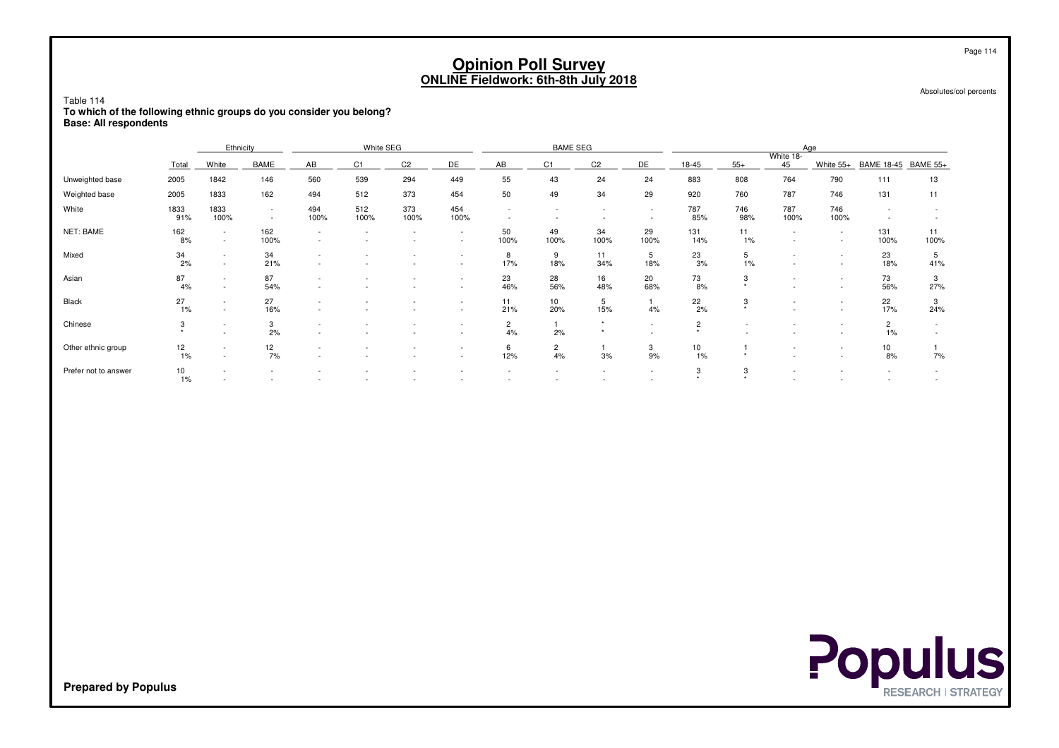# Opinion Poll Survey
## ONLINE Fieldwork: 6th-8th July 2018

Absolutes/col percents

Table 114
**To which of the following ethnic groups do you consider you belong?**
**Base: All respondents**

| | | Ethnicity | | White SEG | | | | BAME SEG | | | | Age | | | | | |
|---|---|---|---|---|---|---|---|---|---|---|---|---|---|---|---|---|---|
| | Total | White | BAME | AB | C1 | C2 | DE | AB | C1 | C2 | DE | 18-45 | 55+ | White 18-45 | White 55+ | BAME 18-45 | BAME 55+ |
| Unweighted base | 2005 | 1842 | 146 | 560 | 539 | 294 | 449 | 55 | 43 | 24 | 24 | 883 | 808 | 764 | 790 | 111 | 13 |
| Weighted base | 2005 | 1833 | 162 | 494 | 512 | 373 | 454 | 50 | 49 | 34 | 29 | 920 | 760 | 787 | 746 | 131 | 11 |
| White | 1833<br>91% | 1833<br>100% | -<br>- | 494<br>100% | 512<br>100% | 373<br>100% | 454<br>100% | -<br>- | -<br>- | -<br>- | -<br>- | 787<br>85% | 746<br>98% | 787<br>100% | 746<br>100% | -<br>- | -<br>- |
| NET: BAME | 162<br>8% | -<br>- | 162<br>100% | -<br>- | -<br>- | -<br>- | -<br>- | 50<br>100% | 49<br>100% | 34<br>100% | 29<br>100% | 131<br>14% | 11<br>1% | -<br>- | -<br>- | 131<br>100% | 11<br>100% |
| Mixed | 34<br>2% | -<br>- | 34<br>21% | -<br>- | -<br>- | -<br>- | -<br>- | 8<br>17% | 9<br>18% | 11<br>34% | 5<br>18% | 23<br>3% | 5<br>1% | -<br>- | -<br>- | 23<br>18% | 5<br>41% |
| Asian | 87<br>4% | -<br>- | 87<br>54% | -<br>- | -<br>- | -<br>- | -<br>- | 23<br>46% | 28<br>56% | 16<br>48% | 20<br>68% | 73<br>8% | 3<br>* | -<br>- | -<br>- | 73<br>56% | 3<br>27% |
| Black | 27<br>1% | -<br>- | 27<br>16% | -<br>- | -<br>- | -<br>- | -<br>- | 11<br>21% | 10<br>20% | 5<br>15% | 1<br>4% | 22<br>2% | 3<br>* | -<br>- | -<br>- | 22<br>17% | 3<br>24% |
| Chinese | 3<br>* | -<br>- | 3<br>2% | -<br>- | -<br>- | -<br>- | -<br>- | 2<br>4% | 1<br>2% | *<br>* | -<br>- | 2<br>* | -<br>- | -<br>- | -<br>- | 2<br>1% | -<br>- |
| Other ethnic group | 12<br>1% | -<br>- | 12<br>7% | -<br>- | -<br>- | -<br>- | -<br>- | 6<br>12% | 2<br>4% | 1<br>3% | 3<br>9% | 10<br>1% | 1<br>* | -<br>- | -<br>- | 10<br>8% | 1<br>7% |
| Prefer not to answer | 10<br>1% | -<br>- | -<br>- | -<br>- | -<br>- | -<br>- | -<br>- | -<br>- | -<br>- | -<br>- | -<br>- | 3<br>* | 3<br>* | -<br>- | -<br>- | -<br>- | -<br>- |

**Prepared by Populus**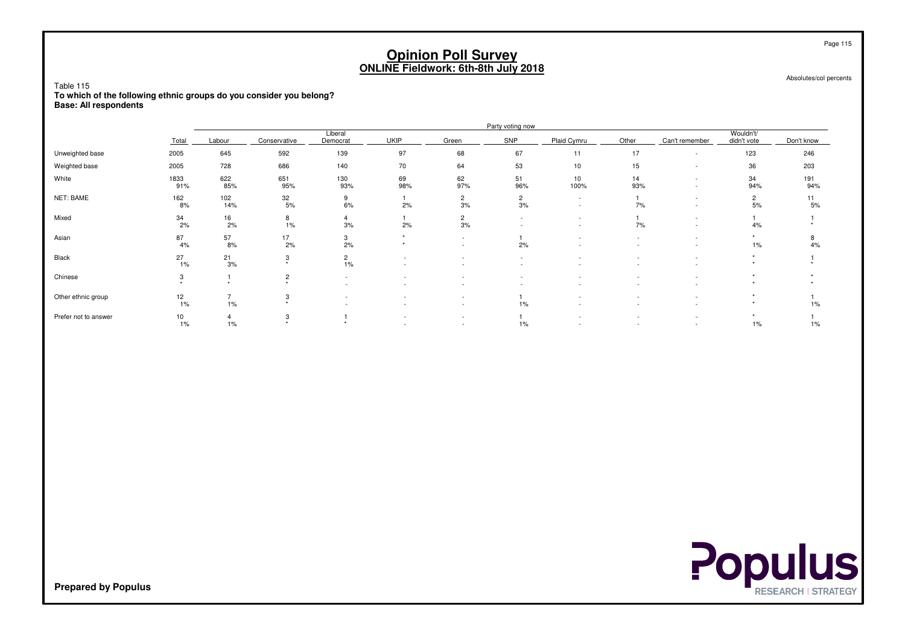# Opinion Poll Survey
## ONLINE Fieldwork: 6th-8th July 2018

Absolutes/col percents

Table 115
**To which of the following ethnic groups do you consider you belong?**
**Base: All respondents**

| | | Party voting now | | | | | | | | | | |
|---|---|---|---|---|---|---|---|---|---|---|---|---|
| | Total | Labour | Conservative | Liberal Democrat | UKIP | Green | SNP | Plaid Cymru | Other | Can't remember | Wouldn't/ didn't vote | Don't know |
| Unweighted base | 2005 | 645 | 592 | 139 | 97 | 68 | 67 | 11 | 17 | - | 123 | 246 |
| Weighted base | 2005 | 728 | 686 | 140 | 70 | 64 | 53 | 10 | 15 | - | 36 | 203 |
| White | 1833 | 622 | 651 | 130 | 69 | 62 | 51 | 10 | 14 | - | 34 | 191 |
| | 91% | 85% | 95% | 93% | 98% | 97% | 96% | 100% | 93% | - | 94% | 94% |
| NET: BAME | 162 | 102 | 32 | 9 | 1 | 2 | 2 | - | 1 | - | 2 | 11 |
| | 8% | 14% | 5% | 6% | 2% | 3% | 3% | - | 7% | - | 5% | 5% |
| Mixed | 34 | 16 | 8 | 4 | 1 | 2 | - | - | 1 | - | 1 | 1 |
| | 2% | 2% | 1% | 3% | 2% | 3% | - | - | 7% | - | 4% | * |
| Asian | 87 | 57 | 17 | 3 | * | - | 1 | - | - | - | * | 8 |
| | 4% | 8% | 2% | 2% | * | - | 2% | - | - | - | 1% | 4% |
| Black | 27 | 21 | 3 | 2 | - | - | - | - | - | - | * | 1 |
| | 1% | 3% | * | 1% | - | - | - | - | - | - | * | * |
| Chinese | 3 | 1 | 2 | - | - | - | - | - | - | - | * | * |
| | * | * | * | - | - | - | - | - | - | - | * | * |
| Other ethnic group | 12 | 7 | 3 | - | - | - | 1 | - | - | - | * | 1 |
| | 1% | 1% | * | - | - | - | 1% | - | - | - | * | 1% |
| Prefer not to answer | 10 | 4 | 3 | 1 | - | - | 1 | - | - | - | * | 1 |
| | 1% | 1% | * | * | - | - | 1% | - | - | - | 1% | 1% |

**Prepared by Populus**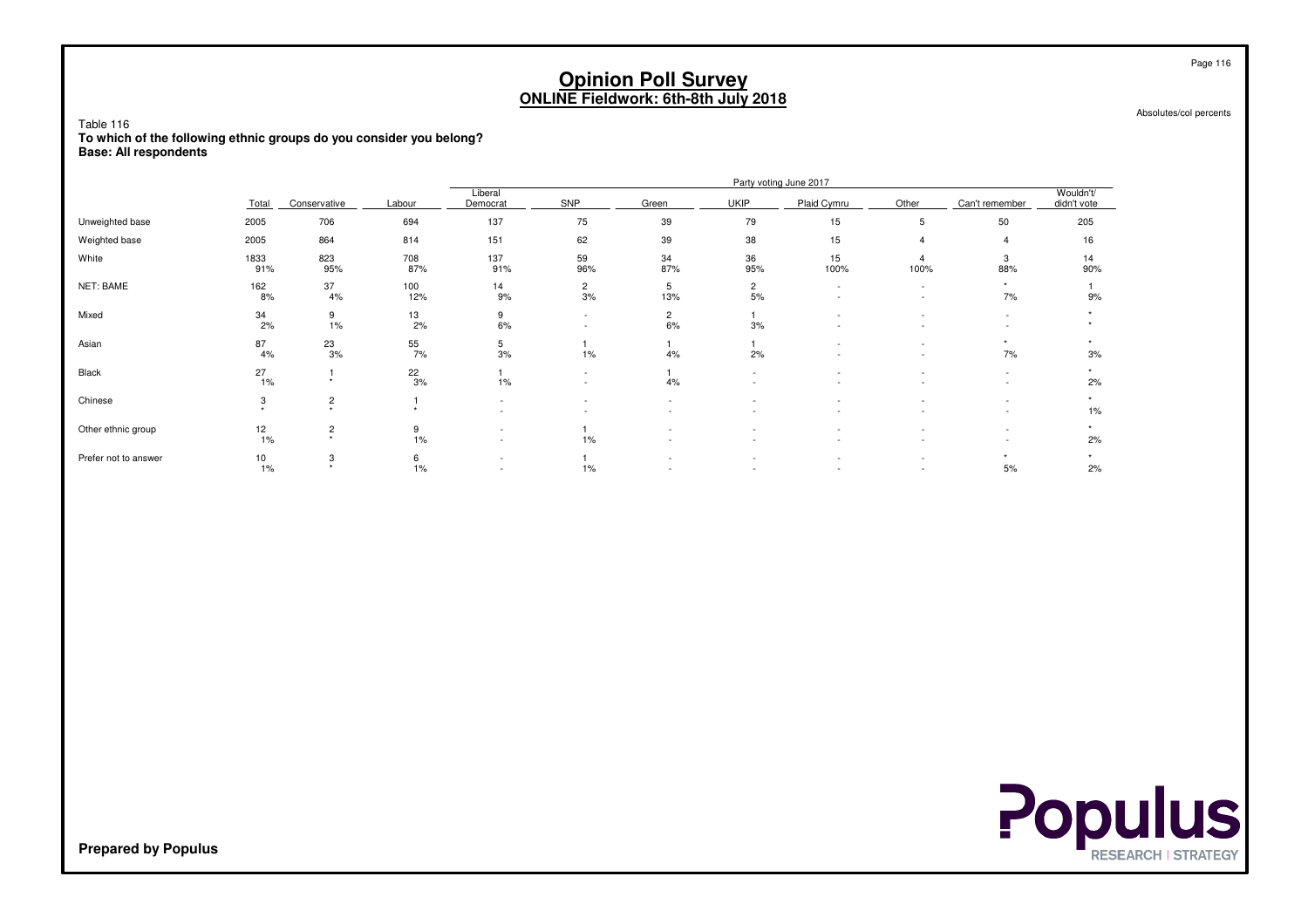# Opinion Poll Survey
## ONLINE Fieldwork: 6th-8th July 2018

Absolutes/col percents

Table 116
**To which of the following ethnic groups do you consider you belong?**
**Base: All respondents**

| | | Party voting June 2017 | | | | | | | | | |
|---|---|---|---|---|---|---|---|---|---|---|---|
| | Total | Conservative | Labour | Liberal Democrat | SNP | Green | UKIP | Plaid Cymru | Other | Can't remember | Wouldn't/ didn't vote |
| Unweighted base | 2005 | 706 | 694 | 137 | 75 | 39 | 79 | 15 | 5 | 50 | 205 |
| Weighted base | 2005 | 864 | 814 | 151 | 62 | 39 | 38 | 15 | 4 | 4 | 16 |
| White | 1833 | 823 | 708 | 137 | 59 | 34 | 36 | 15 | 4 | 3 | 14 |
| | 91% | 95% | 87% | 91% | 96% | 87% | 95% | 100% | 100% | 88% | 90% |
| NET: BAME | 162 | 37 | 100 | 14 | 2 | 5 | 2 | - | - | * | 1 |
| | 8% | 4% | 12% | 9% | 3% | 13% | 5% | - | - | 7% | 9% |
| Mixed | 34 | 9 | 13 | 9 | - | 2 | 1 | - | - | - | * |
| | 2% | 1% | 2% | 6% | - | 6% | 3% | - | - | - | * |
| Asian | 87 | 23 | 55 | 5 | 1 | 1 | 1 | - | - | * | * |
| | 4% | 3% | 7% | 3% | 1% | 4% | 2% | - | - | 7% | 3% |
| Black | 27 | 1 | 22 | 1 | - | 1 | - | - | - | - | * |
| | 1% | * | 3% | 1% | - | 4% | - | - | - | - | 2% |
| Chinese | 3 | 2 | 1 | - | - | - | - | - | - | - | * |
| | * | * | * | - | - | - | - | - | - | - | 1% |
| Other ethnic group | 12 | 2 | 9 | - | 1 | - | - | - | - | - | * |
| | 1% | * | 1% | - | 1% | - | - | - | - | - | 2% |
| Prefer not to answer | 10 | 3 | 6 | - | 1 | - | - | - | - | * | * |
| | 1% | * | 1% | - | 1% | - | - | - | - | 5% | 2% |

**Prepared by Populus**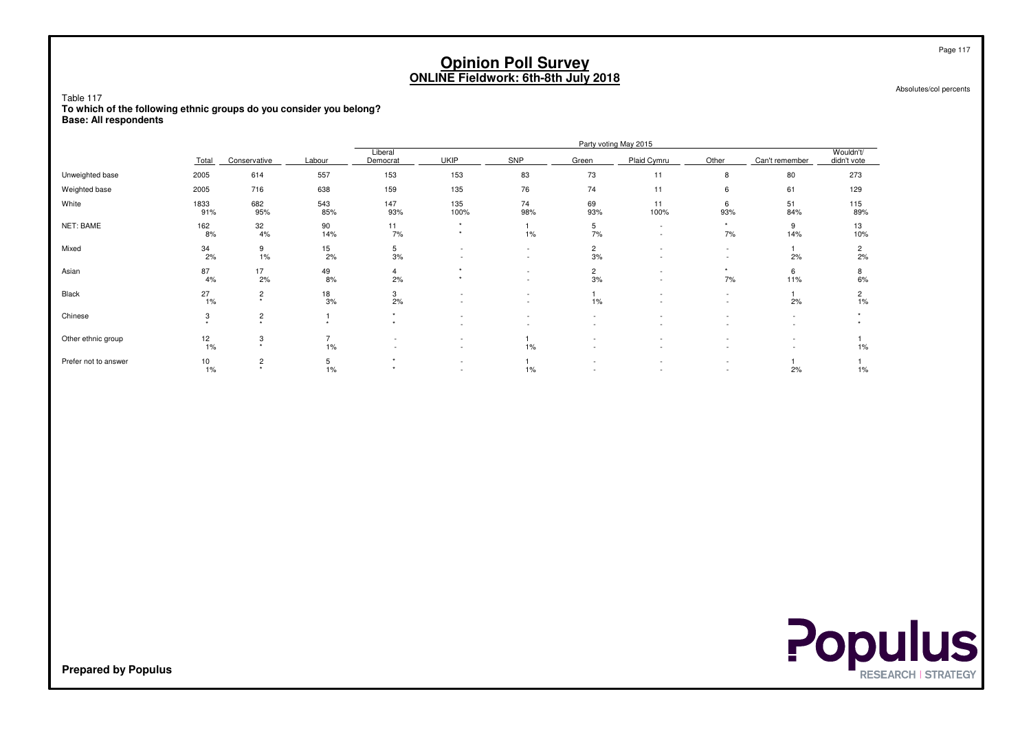# Opinion Poll Survey
## ONLINE Fieldwork: 6th-8th July 2018

Absolutes/col percents

Table 117
**To which of the following ethnic groups do you consider you belong?**
**Base: All respondents**

| | | Party voting May 2015 | | | | | | | | | |
|---|---|---|---|---|---|---|---|---|---|---|---|
| | Total | Conservative | Labour | Liberal Democrat | UKIP | SNP | Green | Plaid Cymru | Other | Can't remember | Wouldn't/ didn't vote |
| Unweighted base | 2005 | 614 | 557 | 153 | 153 | 83 | 73 | 11 | 8 | 80 | 273 |
| Weighted base | 2005 | 716 | 638 | 159 | 135 | 76 | 74 | 11 | 6 | 61 | 129 |
| White | 1833<br>91% | 682<br>95% | 543<br>85% | 147<br>93% | 135<br>100% | 74<br>98% | 69<br>93% | 11<br>100% | 6<br>93% | 51<br>84% | 115<br>89% |
| NET: BAME | 162<br>8% | 32<br>4% | 90<br>14% | 11<br>7% | *<br>* | 1<br>1% | 5<br>7% | -<br>- | *<br>7% | 9<br>14% | 13<br>10% |
| Mixed | 34<br>2% | 9<br>1% | 15<br>2% | 5<br>3% | -<br>- | -<br>- | 2<br>3% | -<br>- | -<br>- | 1<br>2% | 2<br>2% |
| Asian | 87<br>4% | 17<br>2% | 49<br>8% | 4<br>2% | *<br>* | -<br>- | 2<br>3% | -<br>- | *<br>7% | 6<br>11% | 8<br>6% |
| Black | 27<br>1% | 2<br>* | 18<br>3% | 3<br>2% | -<br>- | -<br>- | 1<br>1% | -<br>- | -<br>- | 1<br>2% | 2<br>1% |
| Chinese | 3<br>* | 2<br>* | 1<br>* | *<br>* | -<br>- | -<br>- | -<br>- | -<br>- | -<br>- | -<br>- | *<br>* |
| Other ethnic group | 12<br>1% | 3<br>* | 7<br>1% | -<br>- | -<br>- | 1<br>1% | -<br>- | -<br>- | -<br>- | -<br>- | 1<br>1% |
| Prefer not to answer | 10<br>1% | 2<br>* | 5<br>1% | *<br>* | -<br>- | 1<br>1% | -<br>- | -<br>- | -<br>- | 1<br>2% | 1<br>1% |

**Prepared by Populus**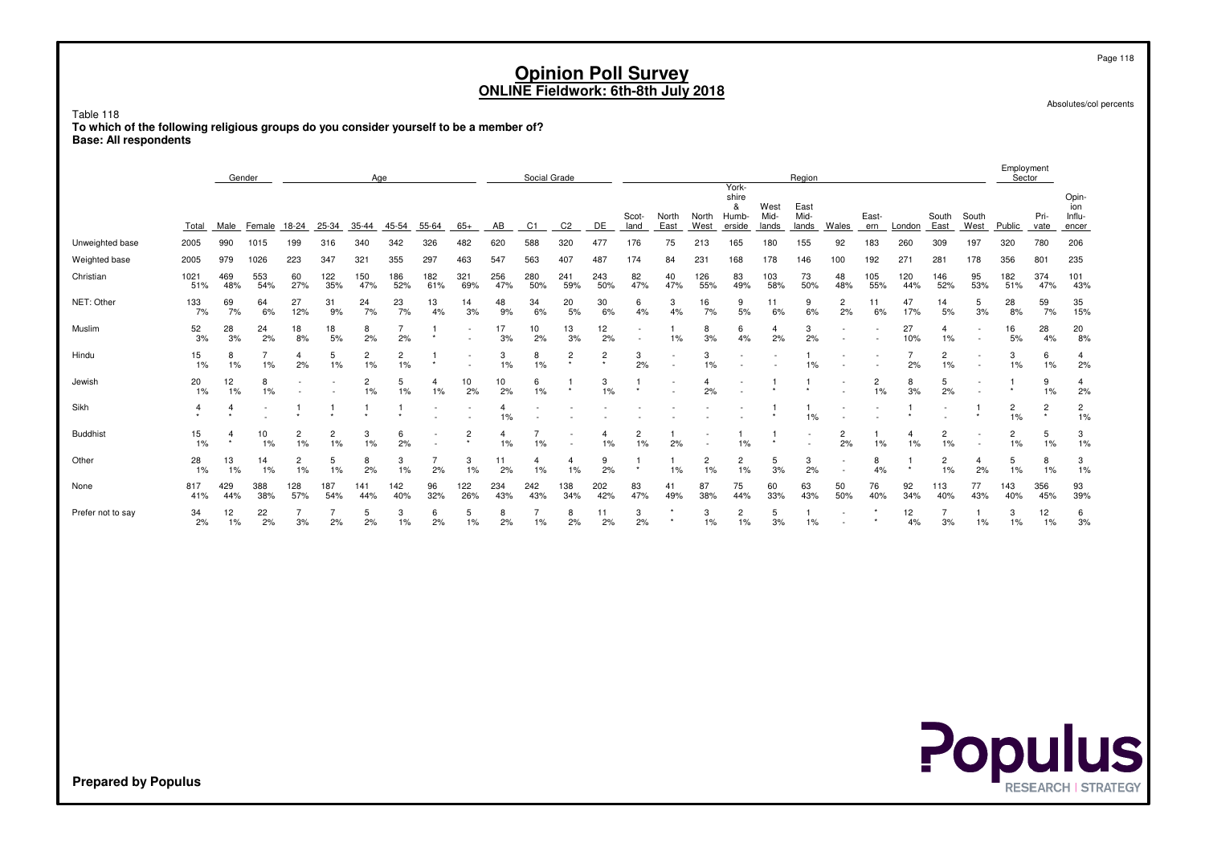# Opinion Poll Survey
## ONLINE Fieldwork: 6th-8th July 2018

Absolutes/col percents

Table 118
**To which of the following religious groups do you consider yourself to be a member of?**
**Base: All respondents**

| | Total | Gender | | Age | | | | | | Social Grade | | | | Region | | | | | | | | | | | Employment Sector | | |
|---|---|---|---|---|---|---|---|---|---|---|---|---|---|---|---|---|---|---|---|---|---|---|---|---|---|---|---|
| | | Male | Female | 18-24 | 25-34 | 35-44 | 45-54 | 55-64 | 65+ | AB | C1 | C2 | DE | Scot-land | North East | North West | York-shire & Humb-erside | West Mid-lands | East Mid-lands | Wales | East-ern | London | South East | South West | Public | Pri-vate | Opin-ion Influ-encer |
| Unweighted base | 2005 | 990 | 1015 | 199 | 316 | 340 | 342 | 326 | 482 | 620 | 588 | 320 | 477 | 176 | 75 | 213 | 165 | 180 | 155 | 92 | 183 | 260 | 309 | 197 | 320 | 780 | 206 |
| Weighted base | 2005 | 979 | 1026 | 223 | 347 | 321 | 355 | 297 | 463 | 547 | 563 | 407 | 487 | 174 | 84 | 231 | 168 | 178 | 146 | 100 | 192 | 271 | 281 | 178 | 356 | 801 | 235 |
| Christian | 1021 | 469 | 553 | 60 | 122 | 150 | 186 | 182 | 321 | 256 | 280 | 241 | 243 | 82 | 40 | 126 | 83 | 103 | 73 | 48 | 105 | 120 | 146 | 95 | 182 | 374 | 101 |
| | 51% | 48% | 54% | 27% | 35% | 47% | 52% | 61% | 69% | 47% | 50% | 59% | 50% | 47% | 47% | 55% | 49% | 58% | 50% | 48% | 55% | 44% | 52% | 53% | 51% | 47% | 43% |
| NET: Other | 133 | 69 | 64 | 27 | 31 | 24 | 23 | 13 | 14 | 48 | 34 | 20 | 30 | 6 | 3 | 16 | 9 | 11 | 9 | 2 | 11 | 47 | 14 | 5 | 28 | 59 | 35 |
| | 7% | 7% | 6% | 12% | 9% | 7% | 7% | 4% | 3% | 9% | 6% | 5% | 6% | 4% | 4% | 7% | 5% | 6% | 6% | 2% | 6% | 17% | 5% | 3% | 8% | 7% | 15% |
| Muslim | 52 | 28 | 24 | 18 | 18 | 8 | 7 | 1 | - | 17 | 10 | 13 | 12 | - | 1 | 8 | 6 | 4 | 3 | - | - | 27 | 4 | - | 16 | 28 | 20 |
| | 3% | 3% | 2% | 8% | 5% | 2% | 2% | * | - | 3% | 2% | 3% | 2% | - | 1% | 3% | 4% | 2% | 2% | - | - | 10% | 1% | - | 5% | 4% | 8% |
| Hindu | 15 | 8 | 7 | 4 | 5 | 2 | 2 | 1 | - | 3 | 8 | 2 | 2 | 3 | - | 3 | - | - | 1 | - | - | 7 | 2 | - | 3 | 6 | 4 |
| | 1% | 1% | 1% | 2% | 1% | 1% | 1% | * | - | 1% | 1% | * | * | 2% | - | 1% | - | - | 1% | - | - | 2% | 1% | - | 1% | 1% | 2% |
| Jewish | 20 | 12 | 8 | - | - | 2 | 5 | 4 | 10 | 10 | 6 | 1 | 3 | 1 | - | 4 | - | 1 | 1 | - | 2 | 8 | 5 | - | 1 | 9 | 4 |
| | 1% | 1% | 1% | - | - | 1% | 1% | 1% | 2% | 2% | 1% | * | 1% | * | - | 2% | - | * | * | - | 1% | 3% | 2% | - | * | 1% | 2% |
| Sikh | 4 | 4 | - | 1 | 1 | 1 | 1 | - | - | 4 | - | - | - | - | - | - | - | 1 | 1 | - | - | 1 | - | 1 | 2 | 2 | 2 |
| | * | * | - | * | * | * | * | - | - | 1% | - | - | - | - | - | - | - | * | 1% | - | - | * | - | * | 1% | * | 1% |
| Buddhist | 15 | 4 | 10 | 2 | 2 | 3 | 6 | - | 2 | 4 | 7 | - | 4 | 2 | 1 | - | 1 | 1 | - | 2 | 1 | 4 | 2 | - | 2 | 5 | 3 |
| | 1% | * | 1% | 1% | 1% | 1% | 2% | - | * | 1% | 1% | - | 1% | 1% | 2% | - | 1% | * | - | 2% | 1% | 1% | 1% | - | 1% | 1% | 1% |
| Other | 28 | 13 | 14 | 2 | 5 | 8 | 3 | 7 | 3 | 11 | 4 | 4 | 9 | 1 | 1 | 2 | 2 | 5 | 3 | - | 8 | 1 | 2 | 4 | 5 | 8 | 3 |
| | 1% | 1% | 1% | 1% | 1% | 2% | 1% | 2% | 1% | 2% | 1% | 1% | 2% | * | 1% | 1% | 1% | 3% | 2% | - | 4% | * | 1% | 2% | 1% | 1% | 1% |
| None | 817 | 429 | 388 | 128 | 187 | 141 | 142 | 96 | 122 | 234 | 242 | 138 | 202 | 83 | 41 | 87 | 75 | 60 | 63 | 50 | 76 | 92 | 113 | 77 | 143 | 356 | 93 |
| | 41% | 44% | 38% | 57% | 54% | 44% | 40% | 32% | 26% | 43% | 43% | 34% | 42% | 47% | 49% | 38% | 44% | 33% | 43% | 50% | 40% | 34% | 40% | 43% | 40% | 45% | 39% |
| Prefer not to say | 34 | 12 | 22 | 7 | 7 | 5 | 3 | 6 | 5 | 8 | 7 | 8 | 11 | 3 | * | 3 | 2 | 5 | 1 | - | * | 12 | 7 | 1 | 3 | 12 | 6 |
| | 2% | 1% | 2% | 3% | 2% | 2% | 1% | 2% | 1% | 2% | 1% | 2% | 2% | 2% | * | 1% | 1% | 3% | 1% | - | * | 4% | 3% | 1% | 1% | 1% | 3% |

**Prepared by Populus**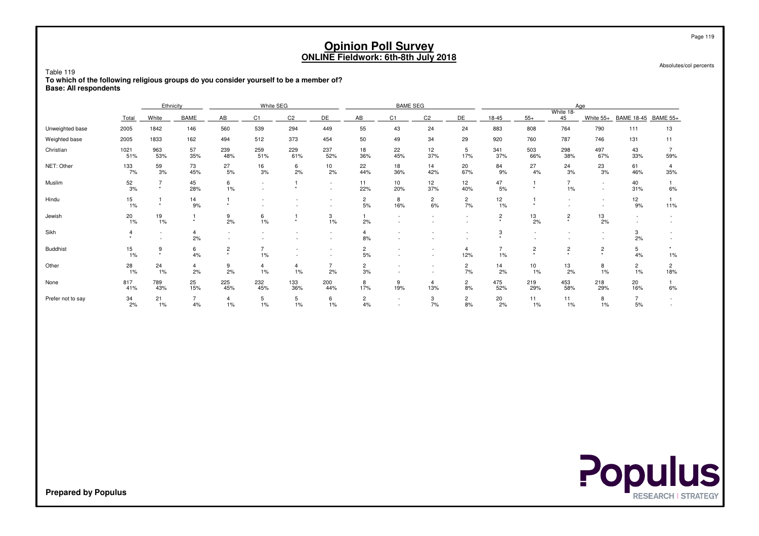# Opinion Poll Survey
## ONLINE Fieldwork: 6th-8th July 2018

Absolutes/col percents

Table 119
**To which of the following religious groups do you consider yourself to be a member of?**
**Base: All respondents**

| | Total | Ethnicity | | White SEG | | | | BAME SEG | | | | Age | | | | | |
|---|---|---|---|---|---|---|---|---|---|---|---|---|---|---|---|---|---|
| | | White | BAME | AB | C1 | C2 | DE | AB | C1 | C2 | DE | 18-45 | 55+ | White 18-45 | White 55+ | BAME 18-45 | BAME 55+ |
| Unweighted base | 2005 | 1842 | 146 | 560 | 539 | 294 | 449 | 55 | 43 | 24 | 24 | 883 | 808 | 764 | 790 | 111 | 13 |
| Weighted base | 2005 | 1833 | 162 | 494 | 512 | 373 | 454 | 50 | 49 | 34 | 29 | 920 | 760 | 787 | 746 | 131 | 11 |
| Christian | 1021 | 963 | 57 | 239 | 259 | 229 | 237 | 18 | 22 | 12 | 5 | 341 | 503 | 298 | 497 | 43 | 7 |
| | 51% | 53% | 35% | 48% | 51% | 61% | 52% | 36% | 45% | 37% | 17% | 37% | 66% | 38% | 67% | 33% | 59% |
| NET: Other | 133 | 59 | 73 | 27 | 16 | 6 | 10 | 22 | 18 | 14 | 20 | 84 | 27 | 24 | 23 | 61 | 4 |
| | 7% | 3% | 45% | 5% | 3% | 2% | 2% | 44% | 36% | 42% | 67% | 9% | 4% | 3% | 3% | 46% | 35% |
| Muslim | 52 | 7 | 45 | 6 | - | 1 | - | 11 | 10 | 12 | 12 | 47 | 1 | 7 | - | 40 | 1 |
| | 3% | * | 28% | 1% | - | * | - | 22% | 20% | 37% | 40% | 5% | * | 1% | - | 31% | 6% |
| Hindu | 15 | 1 | 14 | 1 | - | - | - | 2 | 8 | 2 | 2 | 12 | 1 | - | - | 12 | 1 |
| | 1% | * | 9% | * | - | - | - | 5% | 16% | 6% | 7% | 1% | * | - | - | 9% | 11% |
| Jewish | 20 | 19 | 1 | 9 | 6 | 1 | 3 | 1 | - | - | - | 2 | 13 | 2 | 13 | - | - |
| | 1% | 1% | * | 2% | 1% | * | 1% | 2% | - | - | - | * | 2% | * | 2% | - | - |
| Sikh | 4 | - | 4 | - | - | - | - | 4 | - | - | - | 3 | - | - | - | 3 | - |
| | * | - | 2% | - | - | - | - | 8% | - | - | - | * | - | - | - | 2% | - |
| Buddhist | 15 | 9 | 6 | 2 | 7 | - | - | 2 | - | - | 4 | 7 | 2 | 2 | 2 | 5 | * |
| | 1% | * | 4% | * | 1% | - | - | 5% | - | - | 12% | 1% | * | * | * | 4% | 1% |
| Other | 28 | 24 | 4 | 9 | 4 | 4 | 7 | 2 | - | - | 2 | 14 | 10 | 13 | 8 | 2 | 2 |
| | 1% | 1% | 2% | 2% | 1% | 1% | 2% | 3% | - | - | 7% | 2% | 1% | 2% | 1% | 1% | 18% |
| None | 817 | 789 | 25 | 225 | 232 | 133 | 200 | 8 | 9 | 4 | 2 | 475 | 219 | 453 | 218 | 20 | 1 |
| | 41% | 43% | 15% | 45% | 45% | 36% | 44% | 17% | 19% | 13% | 8% | 52% | 29% | 58% | 29% | 16% | 6% |
| Prefer not to say | 34 | 21 | 7 | 4 | 5 | 5 | 6 | 2 | - | 3 | 2 | 20 | 11 | 11 | 8 | 7 | - |
| | 2% | 1% | 4% | 1% | 1% | 1% | 1% | 4% | - | 7% | 8% | 2% | 1% | 1% | 1% | 5% | - |

Prepared by Populus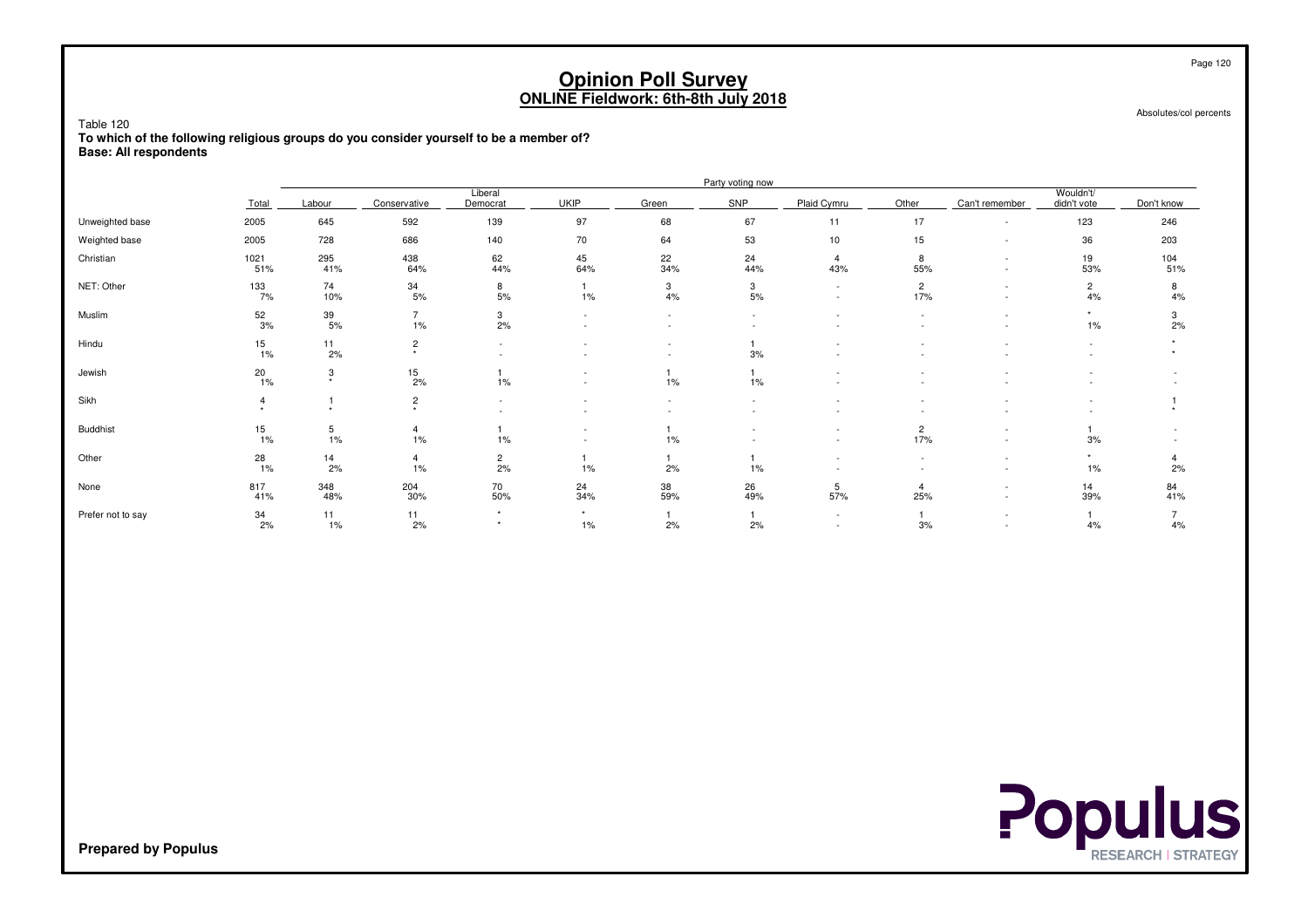# Opinion Poll Survey
## ONLINE Fieldwork: 6th-8th July 2018

Absolutes/col percents

Table 120
**To which of the following religious groups do you consider yourself to be a member of?**
**Base: All respondents**

| | Total | Party voting now | | | | | | | | | | |
|---|---|---|---|---|---|---|---|---|---|---|---|---|
| | | Labour | Conservative | Liberal Democrat | UKIP | Green | SNP | Plaid Cymru | Other | Can't remember | Wouldn't/ didn't vote | Don't know |
| Unweighted base | 2005 | 645 | 592 | 139 | 97 | 68 | 67 | 11 | 17 | - | 123 | 246 |
| Weighted base | 2005 | 728 | 686 | 140 | 70 | 64 | 53 | 10 | 15 | - | 36 | 203 |
| Christian | 1021<br>51% | 295<br>41% | 438<br>64% | 62<br>44% | 45<br>64% | 22<br>34% | 24<br>44% | 4<br>43% | 8<br>55% | -<br>- | 19<br>53% | 104<br>51% |
| NET: Other | 133<br>7% | 74<br>10% | 34<br>5% | 8<br>5% | 1<br>1% | 3<br>4% | 3<br>5% | -<br>- | 2<br>17% | -<br>- | 2<br>4% | 8<br>4% |
| Muslim | 52<br>3% | 39<br>5% | 7<br>1% | 3<br>2% | -<br>- | -<br>- | -<br>- | -<br>- | -<br>- | -<br>- | *<br>1% | 3<br>2% |
| Hindu | 15<br>1% | 11<br>2% | 2<br>* | -<br>- | -<br>- | -<br>- | 1<br>3% | -<br>- | -<br>- | -<br>- | -<br>- | *<br>* |
| Jewish | 20<br>1% | 3<br>* | 15<br>2% | 1<br>1% | -<br>- | 1<br>1% | 1<br>1% | -<br>- | -<br>- | -<br>- | -<br>- | -<br>- |
| Sikh | 4<br>* | 1<br>* | 2<br>* | -<br>- | -<br>- | -<br>- | -<br>- | -<br>- | -<br>- | -<br>- | -<br>- | 1<br>* |
| Buddhist | 15<br>1% | 5<br>1% | 4<br>1% | 1<br>1% | -<br>- | 1<br>1% | -<br>- | -<br>- | 2<br>17% | -<br>- | 1<br>3% | -<br>- |
| Other | 28<br>1% | 14<br>2% | 4<br>1% | 2<br>2% | 1<br>1% | 1<br>2% | 1<br>1% | -<br>- | -<br>- | -<br>- | *<br>1% | 4<br>2% |
| None | 817<br>41% | 348<br>48% | 204<br>30% | 70<br>50% | 24<br>34% | 38<br>59% | 26<br>49% | 5<br>57% | 4<br>25% | -<br>- | 14<br>39% | 84<br>41% |
| Prefer not to say | 34<br>2% | 11<br>1% | 11<br>2% | *<br>* | *<br>1% | 1<br>2% | 1<br>2% | -<br>- | 1<br>3% | -<br>- | 1<br>4% | 7<br>4% |

**Prepared by Populus**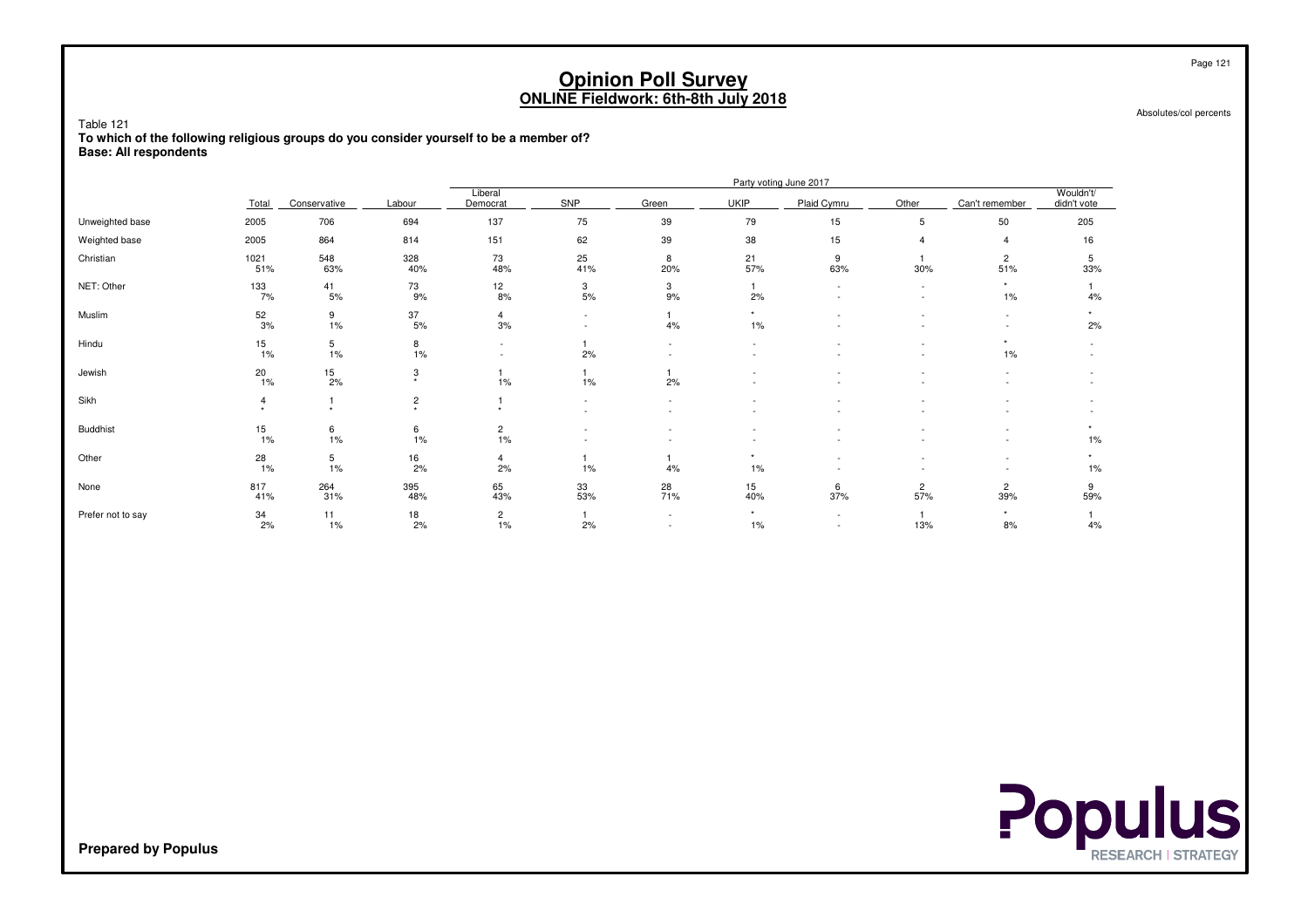# Opinion Poll Survey
## ONLINE Fieldwork: 6th-8th July 2018

Absolutes/col percents

Table 121
**To which of the following religious groups do you consider yourself to be a member of?**
**Base: All respondents**

| | Total | Conservative | Labour | Liberal Democrat | SNP | Green | UKIP | Plaid Cymru | Other | Can't remember | Wouldn't/ didn't vote |
|---|---|---|---|---|---|---|---|---|---|---|---|
| | | Party voting June 2017 | | | | | | | | | |
| Unweighted base | 2005 | 706 | 694 | 137 | 75 | 39 | 79 | 15 | 5 | 50 | 205 |
| Weighted base | 2005 | 864 | 814 | 151 | 62 | 39 | 38 | 15 | 4 | 4 | 16 |
| Christian | 1021 | 548 | 328 | 73 | 25 | 8 | 21 | 9 | 1 | 2 | 5 |
| | 51% | 63% | 40% | 48% | 41% | 20% | 57% | 63% | 30% | 51% | 33% |
| NET: Other | 133 | 41 | 73 | 12 | 3 | 3 | 1 | - | - | * | 1 |
| | 7% | 5% | 9% | 8% | 5% | 9% | 2% | - | - | 1% | 4% |
| Muslim | 52 | 9 | 37 | 4 | - | 1 | * | - | - | - | * |
| | 3% | 1% | 5% | 3% | - | 4% | 1% | - | - | - | 2% |
| Hindu | 15 | 5 | 8 | - | 1 | - | - | - | - | * | - |
| | 1% | 1% | 1% | - | 2% | - | - | - | - | 1% | - |
| Jewish | 20 | 15 | 3 | 1 | 1 | 1 | - | - | - | - | - |
| | 1% | 2% | * | 1% | 1% | 2% | - | - | - | - | - |
| Sikh | 4 | 1 | 2 | 1 | - | - | - | - | - | - | - |
| | * | * | * | * | - | - | - | - | - | - | - |
| Buddhist | 15 | 6 | 6 | 2 | - | - | - | - | - | - | * |
| | 1% | 1% | 1% | 1% | - | - | - | - | - | - | 1% |
| Other | 28 | 5 | 16 | 4 | 1 | 1 | * | - | - | - | * |
| | 1% | 1% | 2% | 2% | 1% | 4% | 1% | - | - | - | 1% |
| None | 817 | 264 | 395 | 65 | 33 | 28 | 15 | 6 | 2 | 2 | 9 |
| | 41% | 31% | 48% | 43% | 53% | 71% | 40% | 37% | 57% | 39% | 59% |
| Prefer not to say | 34 | 11 | 18 | 2 | 1 | - | * | - | 1 | * | 1 |
| | 2% | 1% | 2% | 1% | 2% | - | 1% | - | 13% | 8% | 4% |

**Prepared by Populus**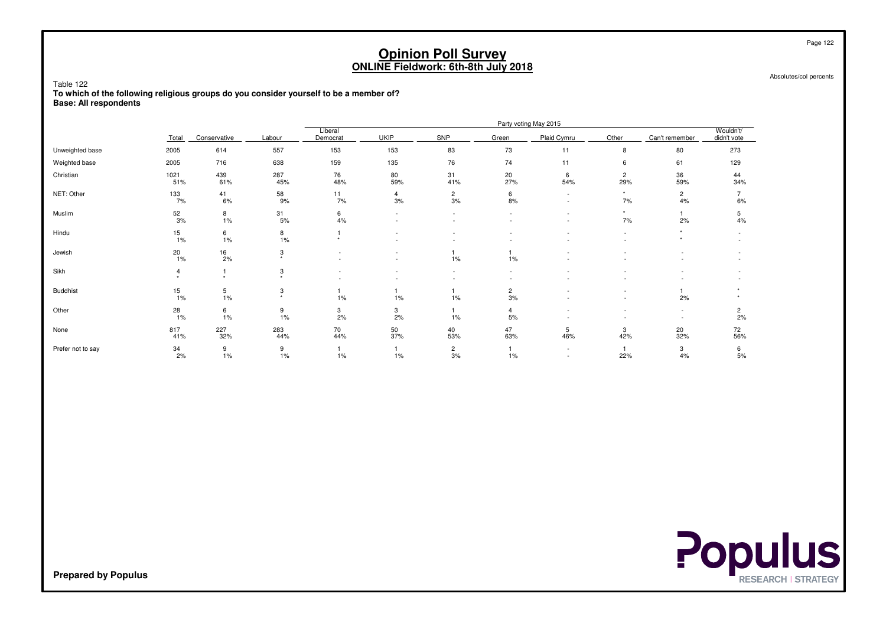# Opinion Poll Survey
## ONLINE Fieldwork: 6th-8th July 2018

Absolutes/col percents

Table 122
**To which of the following religious groups do you consider yourself to be a member of?**
**Base: All respondents**

| | | Party voting May 2015 | | | | | | | | | |
|---|---|---|---|---|---|---|---|---|---|---|---|
| | Total | Conservative | Labour | Liberal Democrat | UKIP | SNP | Green | Plaid Cymru | Other | Can't remember | Wouldn't/ didn't vote |
| Unweighted base | 2005 | 614 | 557 | 153 | 153 | 83 | 73 | 11 | 8 | 80 | 273 |
| Weighted base | 2005 | 716 | 638 | 159 | 135 | 76 | 74 | 11 | 6 | 61 | 129 |
| Christian | 1021 | 439 | 287 | 76 | 80 | 31 | 20 | 6 | 2 | 36 | 44 |
| | 51% | 61% | 45% | 48% | 59% | 41% | 27% | 54% | 29% | 59% | 34% |
| NET: Other | 133 | 41 | 58 | 11 | 4 | 2 | 6 | - | * | 2 | 7 |
| | 7% | 6% | 9% | 7% | 3% | 3% | 8% | - | 7% | 4% | 6% |
| Muslim | 52 | 8 | 31 | 6 | - | - | - | - | * | 1 | 5 |
| | 3% | 1% | 5% | 4% | - | - | - | - | 7% | 2% | 4% |
| Hindu | 15 | 6 | 8 | 1 | - | - | - | - | - | * | - |
| | 1% | 1% | 1% | * | - | - | - | - | - | * | - |
| Jewish | 20 | 16 | 3 | - | - | 1 | 1 | - | - | - | - |
| | 1% | 2% | * | - | - | 1% | 1% | - | - | - | - |
| Sikh | 4 | 1 | 3 | - | - | - | - | - | - | - | - |
| | * | * | * | - | - | - | - | - | - | - | - |
| Buddhist | 15 | 5 | 3 | 1 | 1 | 1 | 2 | - | - | 1 | * |
| | 1% | 1% | * | 1% | 1% | 1% | 3% | - | - | 2% | * |
| Other | 28 | 6 | 9 | 3 | 3 | 1 | 4 | - | - | - | 2 |
| | 1% | 1% | 1% | 2% | 2% | 1% | 5% | - | - | - | 2% |
| None | 817 | 227 | 283 | 70 | 50 | 40 | 47 | 5 | 3 | 20 | 72 |
| | 41% | 32% | 44% | 44% | 37% | 53% | 63% | 46% | 42% | 32% | 56% |
| Prefer not to say | 34 | 9 | 9 | 1 | 1 | 2 | 1 | - | 1 | 3 | 6 |
| | 2% | 1% | 1% | 1% | 1% | 3% | 1% | - | 22% | 4% | 5% |

**Prepared by Populus**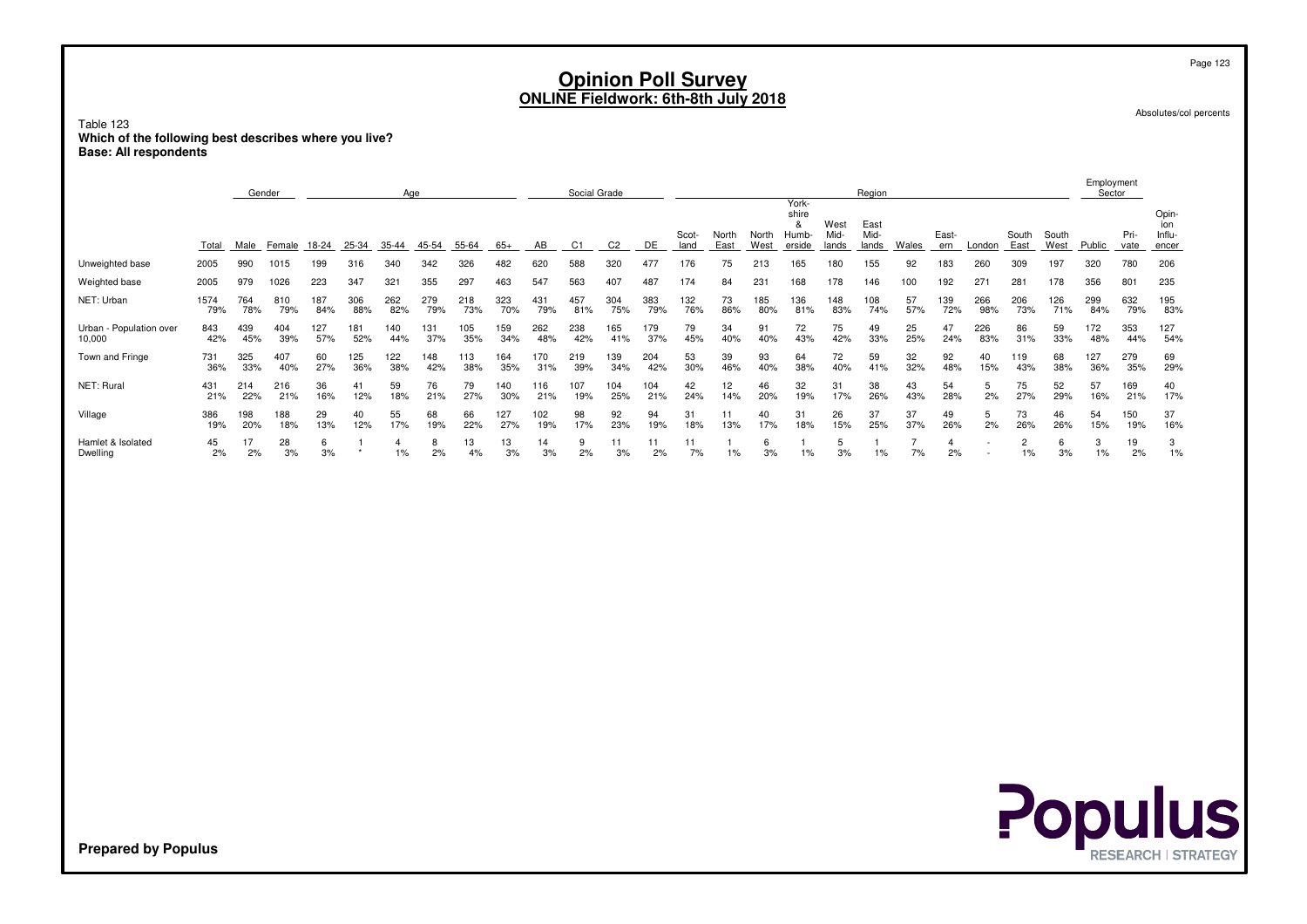# Opinion Poll Survey
## ONLINE Fieldwork: 6th-8th July 2018

Absolutes/col percents

Table 123
**Which of the following best describes where you live?**
**Base: All respondents**

| | | Gender | | Age | | | | | | Social Grade | | | | Region | | | | | | | | | | | | Employment Sector | | |
|---|---|---|---|---|---|---|---|---|---|---|---|---|---|---|---|---|---|---|---|---|---|---|---|---|---|---|---|---|
| | Total | Male | Female | 18-24 | 25-34 | 35-44 | 45-54 | 55-64 | 65+ | AB | C1 | C2 | DE | Scot-land | North East | North West | York-shire & Humb-erside | West Mid-lands | East Mid-lands | Wales | East-ern | London | South East | South West | Public | Pri-vate | Opin-ion Influ-encer |
| Unweighted base | 2005 | 990 | 1015 | 199 | 316 | 340 | 342 | 326 | 482 | 620 | 588 | 320 | 477 | 176 | 75 | 213 | 165 | 180 | 155 | 92 | 183 | 260 | 309 | 197 | 320 | 780 | 206 |
| Weighted base | 2005 | 979 | 1026 | 223 | 347 | 321 | 355 | 297 | 463 | 547 | 563 | 407 | 487 | 174 | 84 | 231 | 168 | 178 | 146 | 100 | 192 | 271 | 281 | 178 | 356 | 801 | 235 |
| NET: Urban | 1574<br>79% | 764<br>78% | 810<br>79% | 187<br>84% | 306<br>88% | 262<br>82% | 279<br>79% | 218<br>73% | 323<br>70% | 431<br>79% | 457<br>81% | 304<br>75% | 383<br>79% | 132<br>76% | 73<br>86% | 185<br>80% | 136<br>81% | 148<br>83% | 108<br>74% | 57<br>57% | 139<br>72% | 266<br>98% | 206<br>73% | 126<br>71% | 299<br>84% | 632<br>79% | 195<br>83% |
| Urban - Population over 10,000 | 843<br>42% | 439<br>45% | 404<br>39% | 127<br>57% | 181<br>52% | 140<br>44% | 131<br>37% | 105<br>35% | 159<br>34% | 262<br>48% | 238<br>42% | 165<br>41% | 179<br>37% | 79<br>45% | 34<br>40% | 91<br>40% | 72<br>43% | 75<br>42% | 49<br>33% | 25<br>25% | 47<br>24% | 226<br>83% | 86<br>31% | 59<br>33% | 172<br>48% | 353<br>44% | 127<br>54% |
| Town and Fringe | 731<br>36% | 325<br>33% | 407<br>40% | 60<br>27% | 125<br>36% | 122<br>38% | 148<br>42% | 113<br>38% | 164<br>35% | 170<br>31% | 219<br>39% | 139<br>34% | 204<br>42% | 53<br>30% | 39<br>46% | 93<br>40% | 64<br>38% | 72<br>40% | 59<br>41% | 32<br>32% | 92<br>48% | 40<br>15% | 119<br>43% | 68<br>38% | 127<br>36% | 279<br>35% | 69<br>29% |
| NET: Rural | 431<br>21% | 214<br>22% | 216<br>21% | 36<br>16% | 41<br>12% | 59<br>18% | 76<br>21% | 79<br>27% | 140<br>30% | 116<br>21% | 107<br>19% | 104<br>25% | 104<br>21% | 42<br>24% | 12<br>14% | 46<br>20% | 32<br>19% | 31<br>17% | 38<br>26% | 43<br>43% | 54<br>28% | 5<br>2% | 75<br>27% | 52<br>29% | 57<br>16% | 169<br>21% | 40<br>17% |
| Village | 386<br>19% | 198<br>20% | 188<br>18% | 29<br>13% | 40<br>12% | 55<br>17% | 68<br>19% | 66<br>22% | 127<br>27% | 102<br>19% | 98<br>17% | 92<br>23% | 94<br>19% | 31<br>18% | 11<br>13% | 40<br>17% | 31<br>18% | 26<br>15% | 37<br>25% | 37<br>37% | 49<br>26% | 5<br>2% | 73<br>26% | 46<br>26% | 54<br>15% | 150<br>19% | 37<br>16% |
| Hamlet & Isolated Dwelling | 45<br>2% | 17<br>2% | 28<br>3% | 6<br>3% | 1<br>* | 4<br>1% | 8<br>2% | 13<br>4% | 13<br>3% | 14<br>3% | 9<br>2% | 11<br>3% | 11<br>2% | 11<br>7% | 1<br>1% | 6<br>3% | 1<br>1% | 5<br>3% | 1<br>1% | 7<br>7% | 4<br>2% | -<br>- | 2<br>1% | 6<br>3% | 3<br>1% | 19<br>2% | 3<br>1% |

Prepared by Populus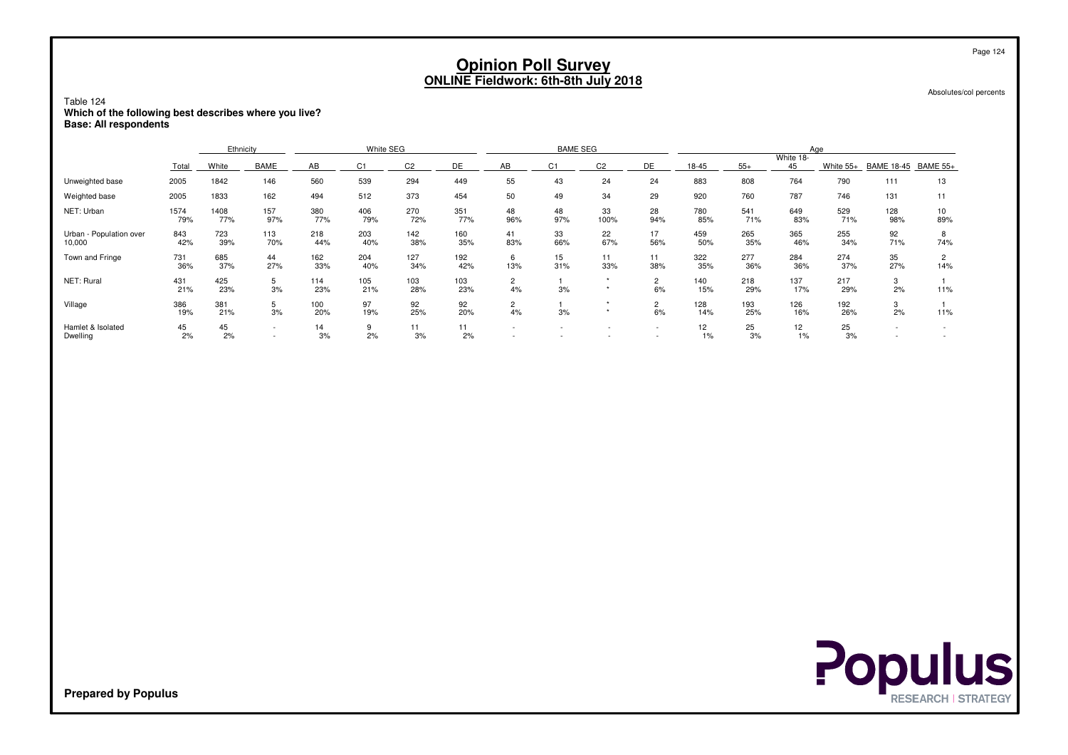# Opinion Poll Survey
## ONLINE Fieldwork: 6th-8th July 2018

Absolutes/col percents

Table 124
**Which of the following best describes where you live?**
**Base: All respondents**

| | | Ethnicity | | White SEG | | | | BAME SEG | | | | Age | | | | | |
|---|---|---|---|---|---|---|---|---|---|---|---|---|---|---|---|---|---|
| | Total | White | BAME | AB | C1 | C2 | DE | AB | C1 | C2 | DE | 18-45 | 55+ | White 18-45 | White 55+ | BAME 18-45 | BAME 55+ |
| Unweighted base | 2005 | 1842 | 146 | 560 | 539 | 294 | 449 | 55 | 43 | 24 | 24 | 883 | 808 | 764 | 790 | 111 | 13 |
| Weighted base | 2005 | 1833 | 162 | 494 | 512 | 373 | 454 | 50 | 49 | 34 | 29 | 920 | 760 | 787 | 746 | 131 | 11 |
| NET: Urban | 1574<br>79% | 1408<br>77% | 157<br>97% | 380<br>77% | 406<br>79% | 270<br>72% | 351<br>77% | 48<br>96% | 48<br>97% | 33<br>100% | 28<br>94% | 780<br>85% | 541<br>71% | 649<br>83% | 529<br>71% | 128<br>98% | 10<br>89% |
| Urban - Population over 10,000 | 843<br>42% | 723<br>39% | 113<br>70% | 218<br>44% | 203<br>40% | 142<br>38% | 160<br>35% | 41<br>83% | 33<br>66% | 22<br>67% | 17<br>56% | 459<br>50% | 265<br>35% | 365<br>46% | 255<br>34% | 92<br>71% | 8<br>74% |
| Town and Fringe | 731<br>36% | 685<br>37% | 44<br>27% | 162<br>33% | 204<br>40% | 127<br>34% | 192<br>42% | 6<br>13% | 15<br>31% | 11<br>33% | 11<br>38% | 322<br>35% | 277<br>36% | 284<br>36% | 274<br>37% | 35<br>27% | 2<br>14% |
| NET: Rural | 431<br>21% | 425<br>23% | 5<br>3% | 114<br>23% | 105<br>21% | 103<br>28% | 103<br>23% | 2<br>4% | 1<br>3% | *<br>* | 2<br>6% | 140<br>15% | 218<br>29% | 137<br>17% | 217<br>29% | 3<br>2% | 1<br>11% |
| Village | 386<br>19% | 381<br>21% | 5<br>3% | 100<br>20% | 97<br>19% | 92<br>25% | 92<br>20% | 2<br>4% | 1<br>3% | *<br>* | 2<br>6% | 128<br>14% | 193<br>25% | 126<br>16% | 192<br>26% | 3<br>2% | 1<br>11% |
| Hamlet & Isolated Dwelling | 45<br>2% | 45<br>2% | -<br>- | 14<br>3% | 9<br>2% | 11<br>3% | 11<br>2% | -<br>- | -<br>- | -<br>- | -<br>- | 12<br>1% | 25<br>3% | 12<br>1% | 25<br>3% | -<br>- | -<br>- |

**Prepared by Populus**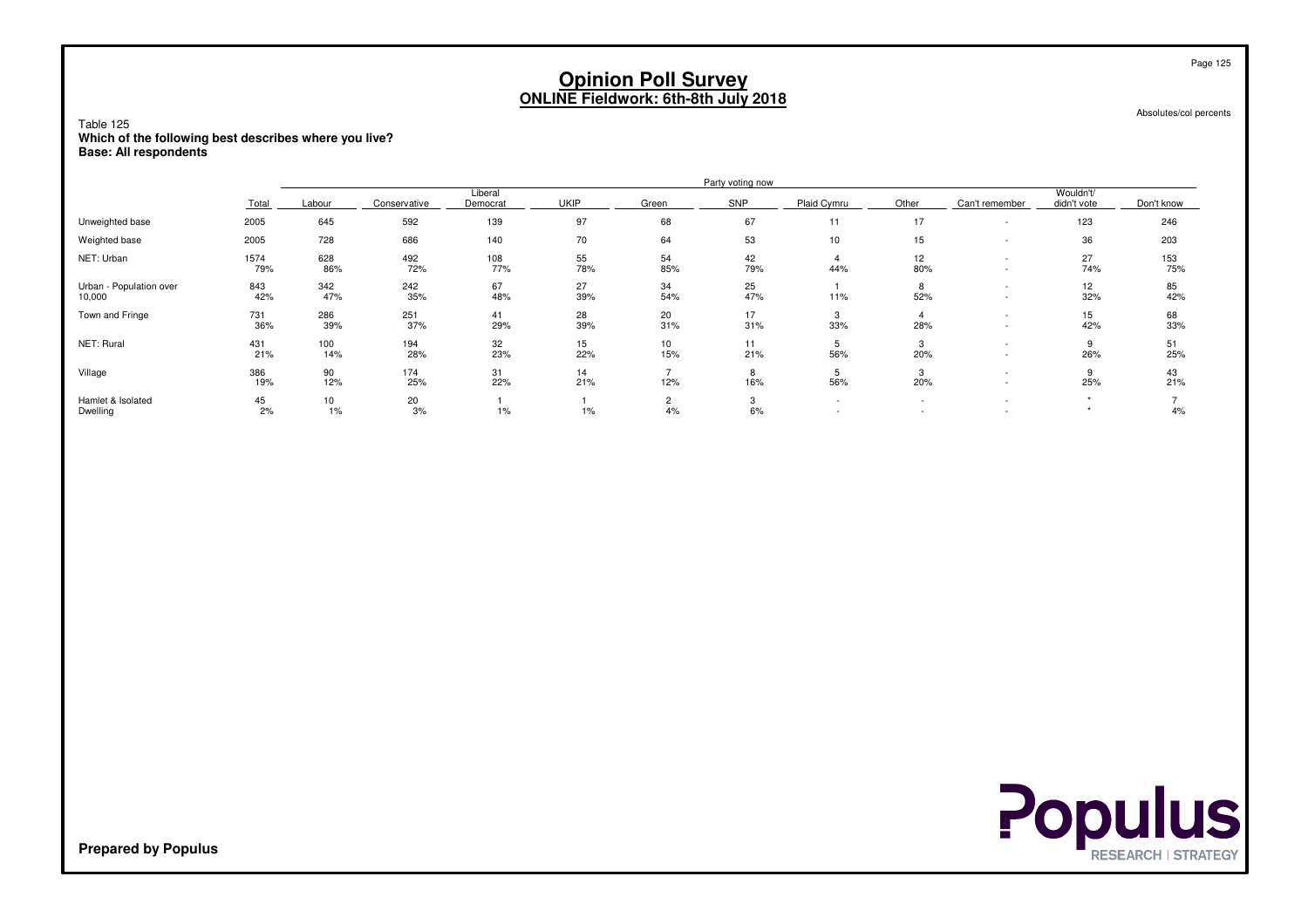# Opinion Poll Survey
## ONLINE Fieldwork: 6th-8th July 2018

Absolutes/col percents

Table 125
**Which of the following best describes where you live?**
**Base: All respondents**

| | | Party voting now | | | | | | | | | | |
|---|---|---|---|---|---|---|---|---|---|---|---|---|
| | Total | Labour | Conservative | Liberal Democrat | UKIP | Green | SNP | Plaid Cymru | Other | Can't remember | Wouldn't/ didn't vote | Don't know |
| Unweighted base | 2005 | 645 | 592 | 139 | 97 | 68 | 67 | 11 | 17 | - | 123 | 246 |
| Weighted base | 2005 | 728 | 686 | 140 | 70 | 64 | 53 | 10 | 15 | - | 36 | 203 |
| NET: Urban | 1574 | 628 | 492 | 108 | 55 | 54 | 42 | 4 | 12 | - | 27 | 153 |
| | 79% | 86% | 72% | 77% | 78% | 85% | 79% | 44% | 80% | - | 74% | 75% |
| Urban - Population over 10,000 | 843 | 342 | 242 | 67 | 27 | 34 | 25 | 1 | 8 | - | 12 | 85 |
| | 42% | 47% | 35% | 48% | 39% | 54% | 47% | 11% | 52% | - | 32% | 42% |
| Town and Fringe | 731 | 286 | 251 | 41 | 28 | 20 | 17 | 3 | 4 | - | 15 | 68 |
| | 36% | 39% | 37% | 29% | 39% | 31% | 31% | 33% | 28% | - | 42% | 33% |
| NET: Rural | 431 | 100 | 194 | 32 | 15 | 10 | 11 | 5 | 3 | - | 9 | 51 |
| | 21% | 14% | 28% | 23% | 22% | 15% | 21% | 56% | 20% | - | 26% | 25% |
| Village | 386 | 90 | 174 | 31 | 14 | 7 | 8 | 5 | 3 | - | 9 | 43 |
| | 19% | 12% | 25% | 22% | 21% | 12% | 16% | 56% | 20% | - | 25% | 21% |
| Hamlet & Isolated Dwelling | 45 | 10 | 20 | 1 | 1 | 2 | 3 | - | - | - | * | 7 |
| | 2% | 1% | 3% | 1% | 1% | 4% | 6% | - | - | - | * | 4% |

**Prepared by Populus**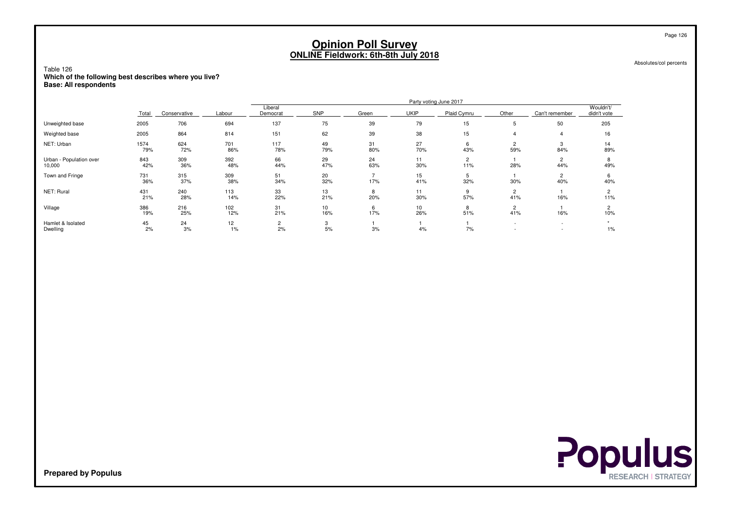# Opinion Poll Survey
## ONLINE Fieldwork: 6th-8th July 2018

Absolutes/col percents

Table 126
**Which of the following best describes where you live?**
**Base: All respondents**

| | Total | Conservative | Labour | Liberal Democrat | SNP | Green | UKIP | Plaid Cymru | Other | Can't remember | Wouldn't/ didn't vote |
|---|---|---|---|---|---|---|---|---|---|---|---|
| | | Party voting June 2017 | | | | | | | | | |
| Unweighted base | 2005 | 706 | 694 | 137 | 75 | 39 | 79 | 15 | 5 | 50 | 205 |
| Weighted base | 2005 | 864 | 814 | 151 | 62 | 39 | 38 | 15 | 4 | 4 | 16 |
| NET: Urban | 1574 | 624 | 701 | 117 | 49 | 31 | 27 | 6 | 2 | 3 | 14 |
| | 79% | 72% | 86% | 78% | 79% | 80% | 70% | 43% | 59% | 84% | 89% |
| Urban - Population over 10,000 | 843 | 309 | 392 | 66 | 29 | 24 | 11 | 2 | 1 | 2 | 8 |
| | 42% | 36% | 48% | 44% | 47% | 63% | 30% | 11% | 28% | 44% | 49% |
| Town and Fringe | 731 | 315 | 309 | 51 | 20 | 7 | 15 | 5 | 1 | 2 | 6 |
| | 36% | 37% | 38% | 34% | 32% | 17% | 41% | 32% | 30% | 40% | 40% |
| NET: Rural | 431 | 240 | 113 | 33 | 13 | 8 | 11 | 9 | 2 | 1 | 2 |
| | 21% | 28% | 14% | 22% | 21% | 20% | 30% | 57% | 41% | 16% | 11% |
| Village | 386 | 216 | 102 | 31 | 10 | 6 | 10 | 8 | 2 | 1 | 2 |
| | 19% | 25% | 12% | 21% | 16% | 17% | 26% | 51% | 41% | 16% | 10% |
| Hamlet & Isolated Dwelling | 45 | 24 | 12 | 2 | 3 | 1 | 1 | 1 | - | - | * |
| | 2% | 3% | 1% | 2% | 5% | 3% | 4% | 7% | - | - | 1% |

**Prepared by Populus**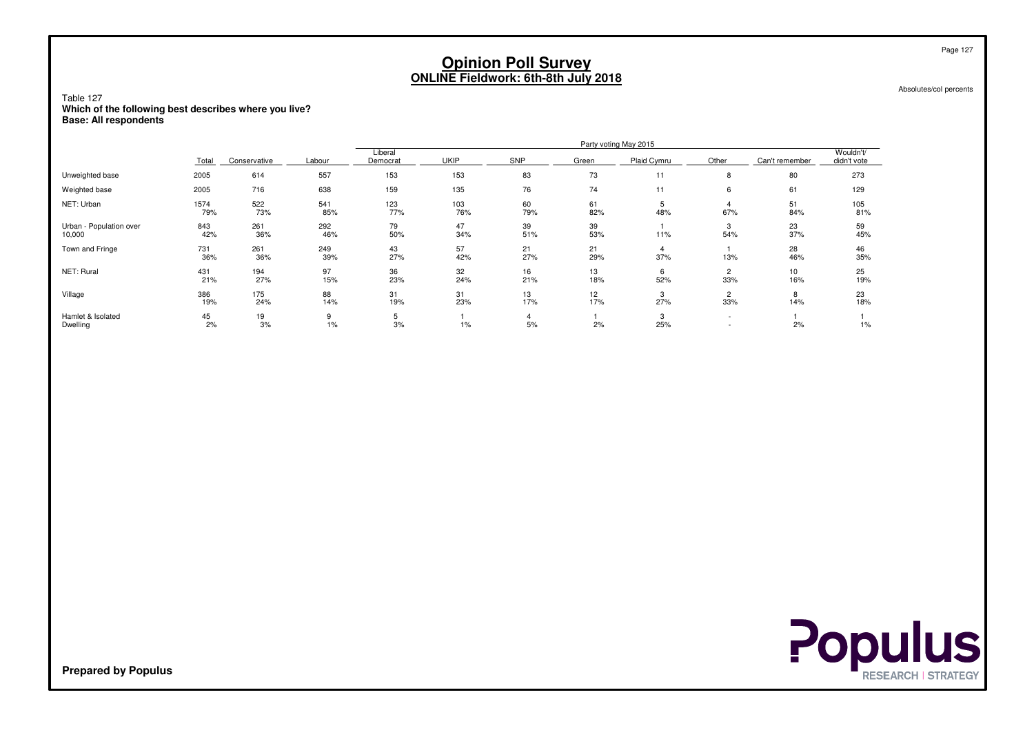# Opinion Poll Survey
## ONLINE Fieldwork: 6th-8th July 2018

Absolutes/col percents

Table 127
**Which of the following best describes where you live?**
**Base: All respondents**

| | Total | Party voting May 2015 | | | | | | | | | |
|---|---|---|---|---|---|---|---|---|---|---|---|
| | | Conservative | Labour | Liberal Democrat | UKIP | SNP | Green | Plaid Cymru | Other | Can't remember | Wouldn't/ didn't vote |
| Unweighted base | 2005 | 614 | 557 | 153 | 153 | 83 | 73 | 11 | 8 | 80 | 273 |
| Weighted base | 2005 | 716 | 638 | 159 | 135 | 76 | 74 | 11 | 6 | 61 | 129 |
| NET: Urban | 1574 | 522 | 541 | 123 | 103 | 60 | 61 | 5 | 4 | 51 | 105 |
| | 79% | 73% | 85% | 77% | 76% | 79% | 82% | 48% | 67% | 84% | 81% |
| Urban - Population over 10,000 | 843 | 261 | 292 | 79 | 47 | 39 | 39 | 1 | 3 | 23 | 59 |
| | 42% | 36% | 46% | 50% | 34% | 51% | 53% | 11% | 54% | 37% | 45% |
| Town and Fringe | 731 | 261 | 249 | 43 | 57 | 21 | 21 | 4 | 1 | 28 | 46 |
| | 36% | 36% | 39% | 27% | 42% | 27% | 29% | 37% | 13% | 46% | 35% |
| NET: Rural | 431 | 194 | 97 | 36 | 32 | 16 | 13 | 6 | 2 | 10 | 25 |
| | 21% | 27% | 15% | 23% | 24% | 21% | 18% | 52% | 33% | 16% | 19% |
| Village | 386 | 175 | 88 | 31 | 31 | 13 | 12 | 3 | 2 | 8 | 23 |
| | 19% | 24% | 14% | 19% | 23% | 17% | 17% | 27% | 33% | 14% | 18% |
| Hamlet & Isolated Dwelling | 45 | 19 | 9 | 5 | 1 | 4 | 1 | 3 | - | 1 | 1 |
| | 2% | 3% | 1% | 3% | 1% | 5% | 2% | 25% | - | 2% | 1% |

**Prepared by Populus**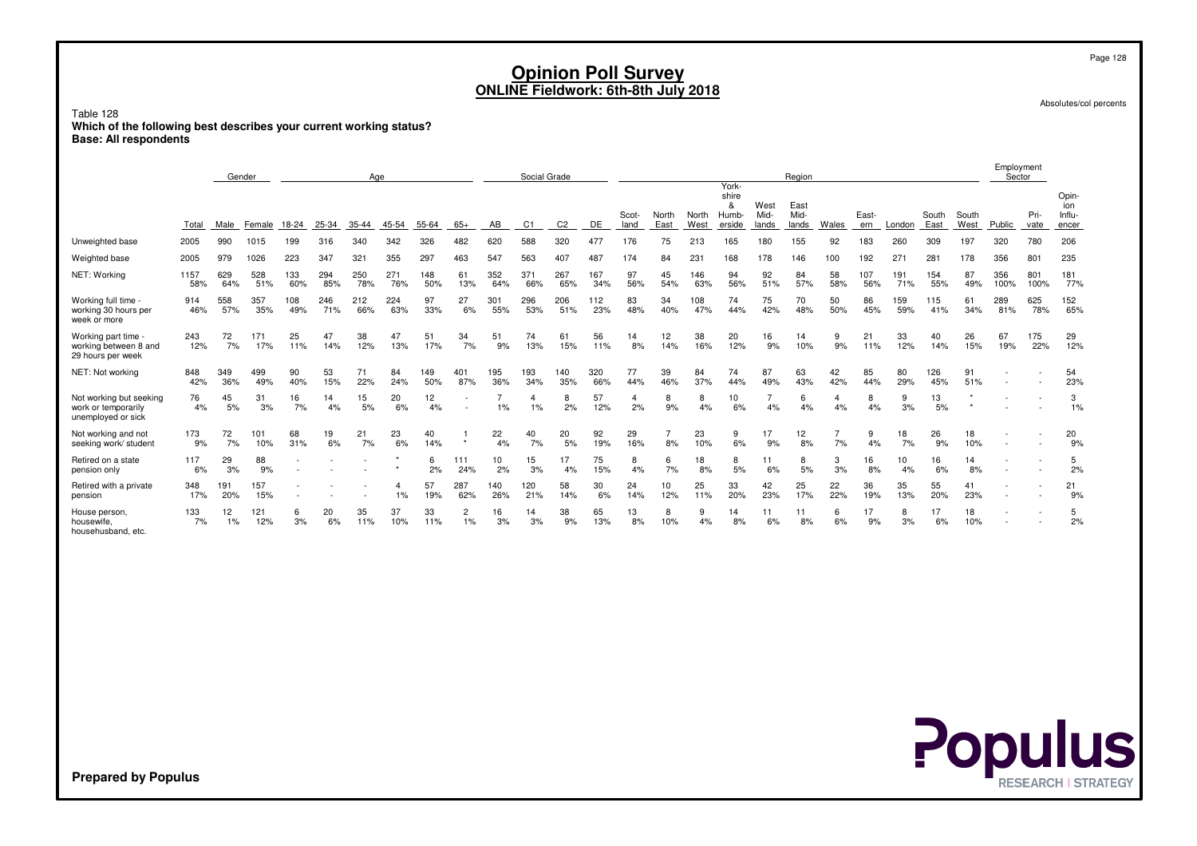# Opinion Poll Survey
## ONLINE Fieldwork: 6th-8th July 2018

Absolutes/col percents

Table 128
**Which of the following best describes your current working status?**
**Base: All respondents**

| | Total | Gender | | Age | | | | | | Social Grade | | | | Region | | | | | | | | | | | Employment Sector | | |
|---|---|---|---|---|---|---|---|---|---|---|---|---|---|---|---|---|---|---|---|---|---|---|---|---|---|---|---|
| | | Male | Female | 18-24 | 25-34 | 35-44 | 45-54 | 55-64 | 65+ | AB | C1 | C2 | DE | Scot-land | North East | North West | York-shire & Humb-erside | West Mid-lands | East Mid-lands | Wales | East-ern | London | South East | South West | Public | Pri-vate | Opin-ion Influ-encer |
| Unweighted base | 2005 | 990 | 1015 | 199 | 316 | 340 | 342 | 326 | 482 | 620 | 588 | 320 | 477 | 176 | 75 | 213 | 165 | 180 | 155 | 92 | 183 | 260 | 309 | 197 | 320 | 780 | 206 |
| Weighted base | 2005 | 979 | 1026 | 223 | 347 | 321 | 355 | 297 | 463 | 547 | 563 | 407 | 487 | 174 | 84 | 231 | 168 | 178 | 146 | 100 | 192 | 271 | 281 | 178 | 356 | 801 | 235 |
| NET: Working | 1157<br>58% | 629<br>64% | 528<br>51% | 133<br>60% | 294<br>85% | 250<br>78% | 271<br>76% | 148<br>50% | 61<br>13% | 352<br>64% | 371<br>66% | 267<br>65% | 167<br>34% | 97<br>56% | 45<br>54% | 146<br>63% | 94<br>56% | 92<br>51% | 84<br>57% | 58<br>58% | 107<br>56% | 191<br>71% | 154<br>55% | 87<br>49% | 356<br>100% | 801<br>100% | 181<br>77% |
| Working full time - working 30 hours per week or more | 914<br>46% | 558<br>57% | 357<br>35% | 108<br>49% | 246<br>71% | 212<br>66% | 224<br>63% | 97<br>33% | 27<br>6% | 301<br>55% | 296<br>53% | 206<br>51% | 112<br>23% | 83<br>48% | 34<br>40% | 108<br>47% | 74<br>44% | 75<br>42% | 70<br>48% | 50<br>50% | 86<br>45% | 159<br>59% | 115<br>41% | 61<br>34% | 289<br>81% | 625<br>78% | 152<br>65% |
| Working part time - working between 8 and 29 hours per week | 243<br>12% | 72<br>7% | 171<br>17% | 25<br>11% | 47<br>14% | 38<br>12% | 47<br>13% | 51<br>17% | 34<br>7% | 51<br>9% | 74<br>13% | 61<br>15% | 56<br>11% | 14<br>8% | 12<br>14% | 38<br>16% | 20<br>12% | 16<br>9% | 14<br>10% | 9<br>9% | 21<br>11% | 33<br>12% | 40<br>14% | 26<br>15% | 67<br>19% | 175<br>22% | 29<br>12% |
| NET: Not working | 848<br>42% | 349<br>36% | 499<br>49% | 90<br>40% | 53<br>15% | 71<br>22% | 84<br>24% | 149<br>50% | 401<br>87% | 195<br>36% | 193<br>34% | 140<br>35% | 320<br>66% | 77<br>44% | 39<br>46% | 84<br>37% | 74<br>44% | 87<br>49% | 63<br>43% | 42<br>42% | 85<br>44% | 80<br>29% | 126<br>45% | 91<br>51% | -<br>- | -<br>- | 54<br>23% |
| Not working but seeking work or temporarily unemployed or sick | 76<br>4% | 45<br>5% | 31<br>3% | 16<br>7% | 14<br>4% | 15<br>5% | 20<br>6% | 12<br>4% | -<br>- | 7<br>1% | 4<br>1% | 8<br>2% | 57<br>12% | 4<br>2% | 8<br>9% | 8<br>4% | 10<br>6% | 7<br>4% | 6<br>4% | 4<br>4% | 8<br>4% | 9<br>3% | 13<br>5% | *<br>* | -<br>- | -<br>- | 3<br>1% |
| Not working and not seeking work/ student | 173<br>9% | 72<br>7% | 101<br>10% | 68<br>31% | 19<br>6% | 21<br>7% | 23<br>6% | 40<br>14% | 1<br>* | 22<br>4% | 40<br>7% | 20<br>5% | 92<br>19% | 29<br>16% | 7<br>8% | 23<br>10% | 9<br>6% | 17<br>9% | 12<br>8% | 7<br>7% | 9<br>4% | 18<br>7% | 26<br>9% | 18<br>10% | -<br>- | -<br>- | 20<br>9% |
| Retired on a state pension only | 117<br>6% | 29<br>3% | 88<br>9% | -<br>- | -<br>- | -<br>- | *<br>* | 6<br>2% | 111<br>24% | 10<br>2% | 15<br>3% | 17<br>4% | 75<br>15% | 8<br>4% | 6<br>7% | 18<br>8% | 8<br>5% | 11<br>6% | 8<br>5% | 3<br>3% | 16<br>8% | 10<br>4% | 16<br>6% | 14<br>8% | -<br>- | -<br>- | 5<br>2% |
| Retired with a private pension | 348<br>17% | 191<br>20% | 157<br>15% | -<br>- | -<br>- | -<br>- | 4<br>1% | 57<br>19% | 287<br>62% | 140<br>26% | 120<br>21% | 58<br>14% | 30<br>6% | 24<br>14% | 10<br>12% | 25<br>11% | 33<br>20% | 42<br>23% | 25<br>17% | 22<br>22% | 36<br>19% | 35<br>13% | 55<br>20% | 41<br>23% | -<br>- | -<br>- | 21<br>9% |
| House person, housewife, househusband, etc. | 133<br>7% | 12<br>1% | 121<br>12% | 6<br>3% | 20<br>6% | 35<br>11% | 37<br>10% | 33<br>11% | 2<br>1% | 16<br>3% | 14<br>3% | 38<br>9% | 65<br>13% | 13<br>8% | 8<br>10% | 9<br>4% | 14<br>8% | 11<br>6% | 11<br>8% | 6<br>6% | 17<br>9% | 8<br>3% | 17<br>6% | 18<br>10% | -<br>- | -<br>- | 5<br>2% |

**Prepared by Populus**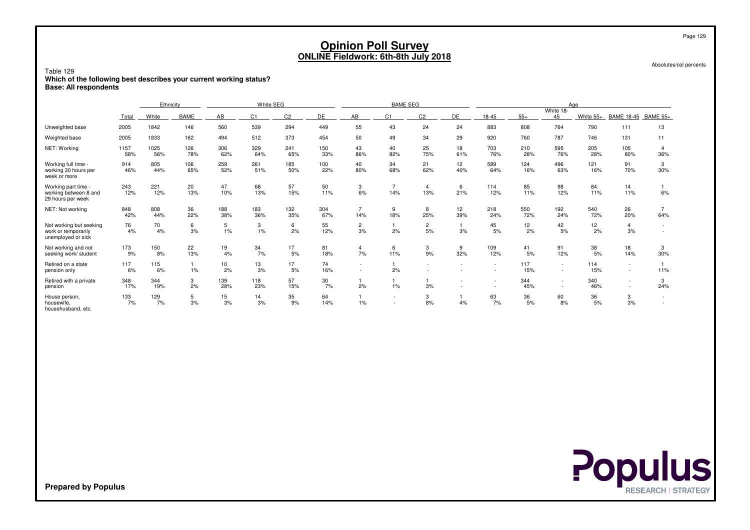# Opinion Poll Survey
## ONLINE Fieldwork: 6th-8th July 2018

Absolutes/col percents

Table 129
**Which of the following best describes your current working status?**
**Base: All respondents**

| | | Ethnicity | | White SEG | | | | BAME SEG | | | | Age | | | | | |
|---|---|---|---|---|---|---|---|---|---|---|---|---|---|---|---|---|---|
| | Total | White | BAME | AB | C1 | C2 | DE | AB | C1 | C2 | DE | 18-45 | 55+ | White 18-45 | White 55+ | BAME 18-45 | BAME 55+ |
| Unweighted base | 2005 | 1842 | 146 | 560 | 539 | 294 | 449 | 55 | 43 | 24 | 24 | 883 | 808 | 764 | 790 | 111 | 13 |
| Weighted base | 2005 | 1833 | 162 | 494 | 512 | 373 | 454 | 50 | 49 | 34 | 29 | 920 | 760 | 787 | 746 | 131 | 11 |
| NET: Working | 1157<br>58% | 1025<br>56% | 126<br>78% | 306<br>62% | 329<br>64% | 241<br>65% | 150<br>33% | 43<br>86% | 40<br>82% | 25<br>75% | 18<br>61% | 703<br>76% | 210<br>28% | 595<br>76% | 205<br>28% | 105<br>80% | 4<br>36% |
| Working full time - working 30 hours per week or more | 914<br>46% | 805<br>44% | 106<br>65% | 259<br>52% | 261<br>51% | 185<br>50% | 100<br>22% | 40<br>80% | 34<br>68% | 21<br>62% | 12<br>40% | 589<br>64% | 124<br>16% | 496<br>63% | 121<br>16% | 91<br>70% | 3<br>30% |
| Working part time - working between 8 and 29 hours per week | 243<br>12% | 221<br>12% | 20<br>13% | 47<br>10% | 68<br>13% | 57<br>15% | 50<br>11% | 3<br>6% | 7<br>14% | 4<br>13% | 6<br>21% | 114<br>12% | 85<br>11% | 98<br>12% | 84<br>11% | 14<br>11% | 1<br>6% |
| NET: Not working | 848<br>42% | 808<br>44% | 36<br>22% | 188<br>38% | 183<br>36% | 132<br>35% | 304<br>67% | 7<br>14% | 9<br>18% | 8<br>25% | 12<br>39% | 218<br>24% | 550<br>72% | 192<br>24% | 540<br>72% | 26<br>20% | 7<br>64% |
| Not working but seeking work or temporarily unemployed or sick | 76<br>4% | 70<br>4% | 6<br>3% | 5<br>1% | 3<br>1% | 6<br>2% | 55<br>12% | 2<br>3% | 1<br>2% | 2<br>5% | 1<br>3% | 45<br>5% | 12<br>2% | 42<br>5% | 12<br>2% | 4<br>3% | -<br>- |
| Not working and not seeking work/ student | 173<br>9% | 150<br>8% | 22<br>13% | 19<br>4% | 34<br>7% | 17<br>5% | 81<br>18% | 4<br>7% | 6<br>11% | 3<br>9% | 9<br>32% | 109<br>12% | 41<br>5% | 91<br>12% | 38<br>5% | 18<br>14% | 3<br>30% |
| Retired on a state pension only | 117<br>6% | 115<br>6% | 1<br>1% | 10<br>2% | 13<br>3% | 17<br>5% | 74<br>16% | -<br>- | 1<br>2% | -<br>- | -<br>- | -<br>- | 117<br>15% | -<br>- | 114<br>15% | -<br>- | 1<br>11% |
| Retired with a private pension | 348<br>17% | 344<br>19% | 3<br>2% | 139<br>28% | 118<br>23% | 57<br>15% | 30<br>7% | 1<br>2% | 1<br>1% | 1<br>3% | -<br>- | -<br>- | 344<br>45% | -<br>- | 340<br>46% | -<br>- | 3<br>24% |
| House person, housewife, househusband, etc. | 133<br>7% | 129<br>7% | 5<br>3% | 15<br>3% | 14<br>3% | 35<br>9% | 64<br>14% | 1<br>1% | -<br>- | 3<br>8% | 1<br>4% | 63<br>7% | 36<br>5% | 60<br>8% | 36<br>5% | 3<br>3% | -<br>- |

**Prepared by Populus**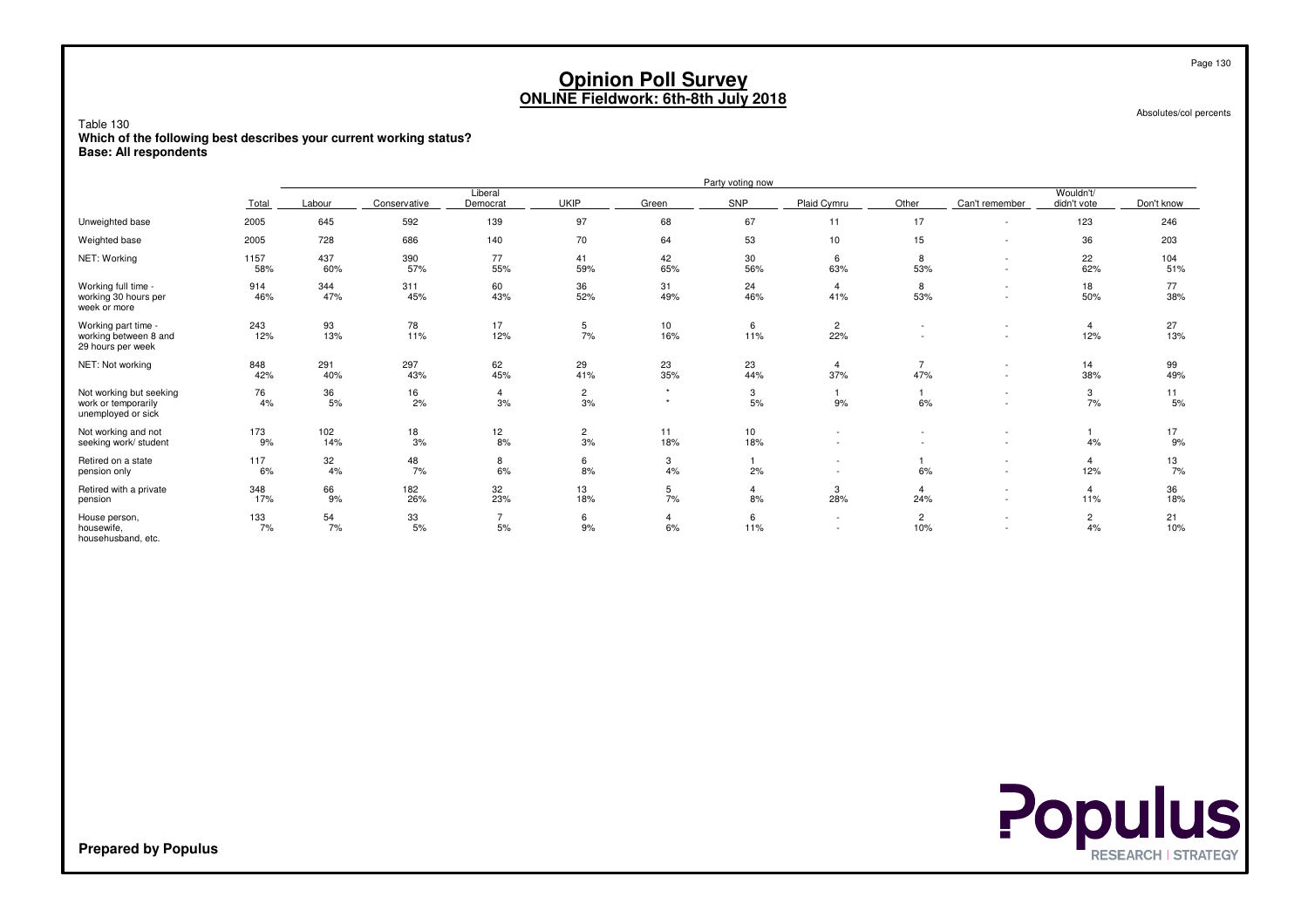# Opinion Poll Survey
## ONLINE Fieldwork: 6th-8th July 2018

Absolutes/col percents

Table 130
**Which of the following best describes your current working status?**
**Base: All respondents**

| | | Party voting now | | | | | | | | | | |
|---|---|---|---|---|---|---|---|---|---|---|---|---|
| | Total | Labour | Conservative | Liberal Democrat | UKIP | Green | SNP | Plaid Cymru | Other | Can't remember | Wouldn't/ didn't vote | Don't know |
| Unweighted base | 2005 | 645 | 592 | 139 | 97 | 68 | 67 | 11 | 17 | - | 123 | 246 |
| Weighted base | 2005 | 728 | 686 | 140 | 70 | 64 | 53 | 10 | 15 | - | 36 | 203 |
| NET: Working | 1157<br>58% | 437<br>60% | 390<br>57% | 77<br>55% | 41<br>59% | 42<br>65% | 30<br>56% | 6<br>63% | 8<br>53% | -<br>- | 22<br>62% | 104<br>51% |
| Working full time - working 30 hours per week or more | 914<br>46% | 344<br>47% | 311<br>45% | 60<br>43% | 36<br>52% | 31<br>49% | 24<br>46% | 4<br>41% | 8<br>53% | -<br>- | 18<br>50% | 77<br>38% |
| Working part time - working between 8 and 29 hours per week | 243<br>12% | 93<br>13% | 78<br>11% | 17<br>12% | 5<br>7% | 10<br>16% | 6<br>11% | 2<br>22% | -<br>- | -<br>- | 4<br>12% | 27<br>13% |
| NET: Not working | 848<br>42% | 291<br>40% | 297<br>43% | 62<br>45% | 29<br>41% | 23<br>35% | 23<br>44% | 4<br>37% | 7<br>47% | -<br>- | 14<br>38% | 99<br>49% |
| Not working but seeking work or temporarily unemployed or sick | 76<br>4% | 36<br>5% | 16<br>2% | 4<br>3% | 2<br>3% | *<br>* | 3<br>5% | 1<br>9% | 1<br>6% | -<br>- | 3<br>7% | 11<br>5% |
| Not working and not seeking work/ student | 173<br>9% | 102<br>14% | 18<br>3% | 12<br>8% | 2<br>3% | 11<br>18% | 10<br>18% | -<br>- | -<br>- | -<br>- | 1<br>4% | 17<br>9% |
| Retired on a state pension only | 117<br>6% | 32<br>4% | 48<br>7% | 8<br>6% | 6<br>8% | 3<br>4% | 1<br>2% | -<br>- | 1<br>6% | -<br>- | 4<br>12% | 13<br>7% |
| Retired with a private pension | 348<br>17% | 66<br>9% | 182<br>26% | 32<br>23% | 13<br>18% | 5<br>7% | 4<br>8% | 3<br>28% | 4<br>24% | -<br>- | 4<br>11% | 36<br>18% |
| House person, housewife, househusband, etc. | 133<br>7% | 54<br>7% | 33<br>5% | 7<br>5% | 6<br>9% | 4<br>6% | 6<br>11% | -<br>- | 2<br>10% | -<br>- | 2<br>4% | 21<br>10% |

**Prepared by Populus**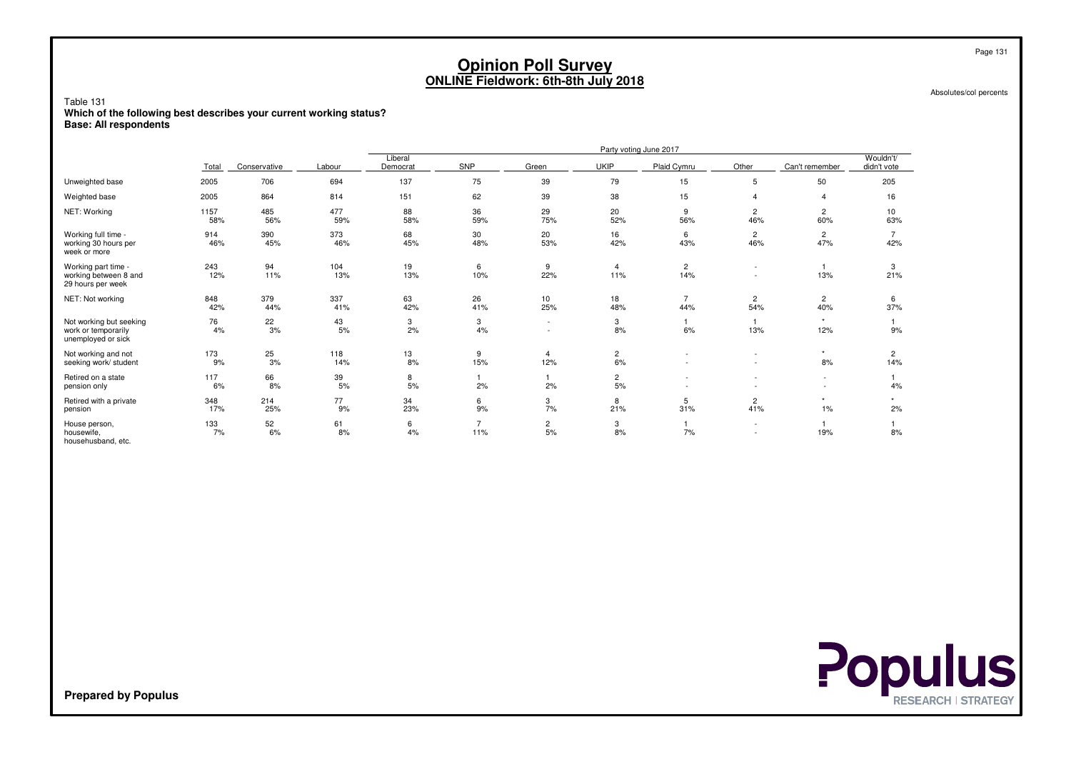# Opinion Poll Survey
## ONLINE Fieldwork: 6th-8th July 2018

Absolutes/col percents

Table 131
**Which of the following best describes your current working status?**
**Base: All respondents**

| | | | | Party voting June 2017 | | | | | | | |
|---|---|---|---|---|---|---|---|---|---|---|---|
| | Total | Conservative | Labour | Liberal Democrat | SNP | Green | UKIP | Plaid Cymru | Other | Can't remember | Wouldn't/ didn't vote |
| Unweighted base | 2005 | 706 | 694 | 137 | 75 | 39 | 79 | 15 | 5 | 50 | 205 |
| Weighted base | 2005 | 864 | 814 | 151 | 62 | 39 | 38 | 15 | 4 | 4 | 16 |
| NET: Working | 1157<br>58% | 485<br>56% | 477<br>59% | 88<br>58% | 36<br>59% | 29<br>75% | 20<br>52% | 9<br>56% | 2<br>46% | 2<br>60% | 10<br>63% |
| Working full time - working 30 hours per week or more | 914<br>46% | 390<br>45% | 373<br>46% | 68<br>45% | 30<br>48% | 20<br>53% | 16<br>42% | 6<br>43% | 2<br>46% | 2<br>47% | 7<br>42% |
| Working part time - working between 8 and 29 hours per week | 243<br>12% | 94<br>11% | 104<br>13% | 19<br>13% | 6<br>10% | 9<br>22% | 4<br>11% | 2<br>14% | -<br>- | 1<br>13% | 3<br>21% |
| NET: Not working | 848<br>42% | 379<br>44% | 337<br>41% | 63<br>42% | 26<br>41% | 10<br>25% | 18<br>48% | 7<br>44% | 2<br>54% | 2<br>40% | 6<br>37% |
| Not working but seeking work or temporarily unemployed or sick | 76<br>4% | 22<br>3% | 43<br>5% | 3<br>2% | 3<br>4% | -<br>- | 3<br>8% | 1<br>6% | 1<br>13% | *<br>12% | 1<br>9% |
| Not working and not seeking work/ student | 173<br>9% | 25<br>3% | 118<br>14% | 13<br>8% | 9<br>15% | 4<br>12% | 2<br>6% | -<br>- | -<br>- | *<br>8% | 2<br>14% |
| Retired on a state pension only | 117<br>6% | 66<br>8% | 39<br>5% | 8<br>5% | 1<br>2% | 1<br>2% | 2<br>5% | -<br>- | -<br>- | -<br>- | 1<br>4% |
| Retired with a private pension | 348<br>17% | 214<br>25% | 77<br>9% | 34<br>23% | 6<br>9% | 3<br>7% | 8<br>21% | 5<br>31% | 2<br>41% | *<br>1% | *<br>2% |
| House person, housewife, househusband, etc. | 133<br>7% | 52<br>6% | 61<br>8% | 6<br>4% | 7<br>11% | 2<br>5% | 3<br>8% | 1<br>7% | -<br>- | 1<br>19% | 1<br>8% |

**Prepared by Populus**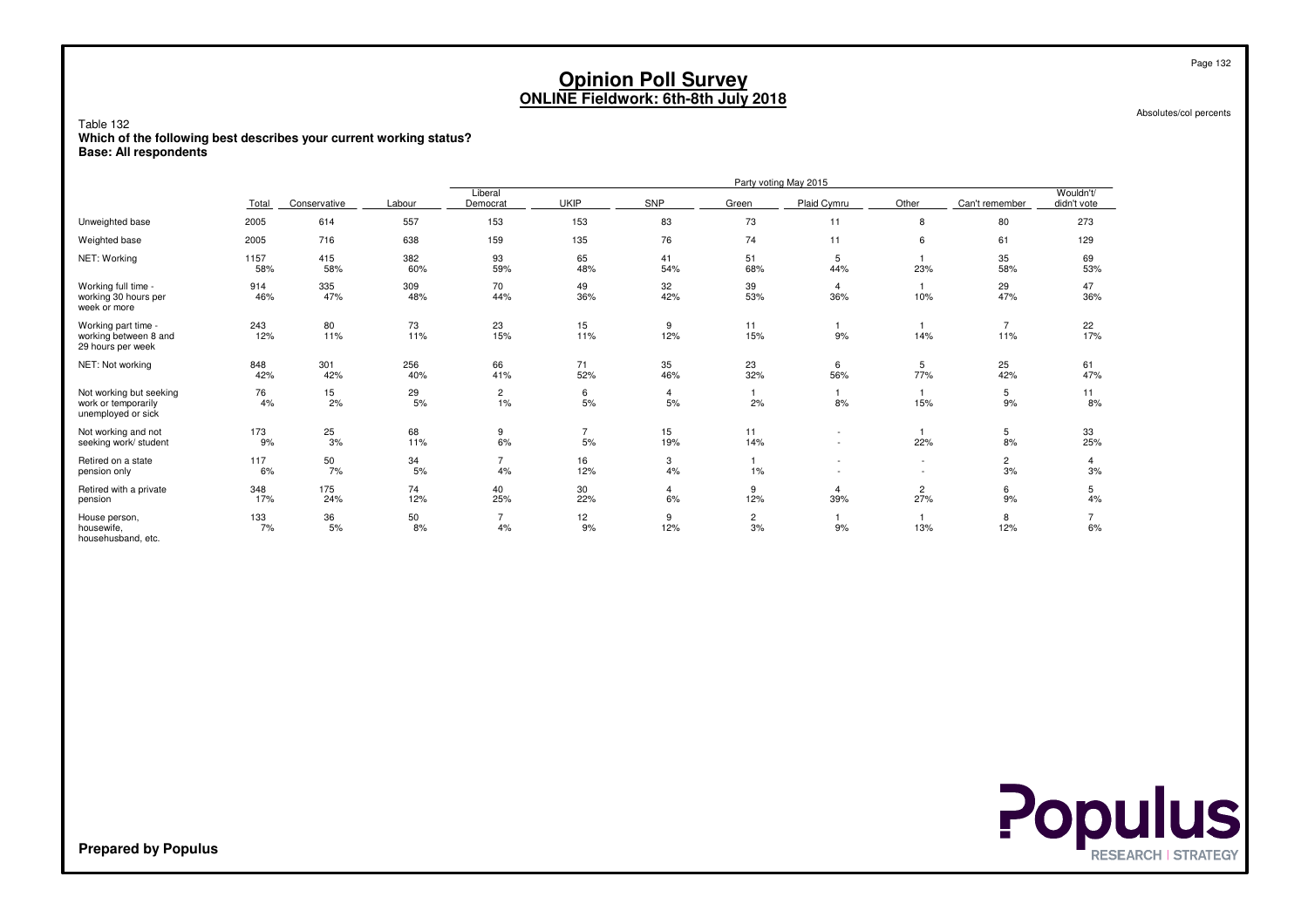# Opinion Poll Survey
## ONLINE Fieldwork: 6th-8th July 2018

Absolutes/col percents

Table 132
**Which of the following best describes your current working status?**
**Base: All respondents**

| | Total | Conservative | Labour | Liberal Democrat | UKIP | SNP | Green | Plaid Cymru | Other | Can't remember | Wouldn't/ didn't vote |
|---|---|---|---|---|---|---|---|---|---|---|---|
| | | Party voting May 2015 | | | | | | | | | |
| Unweighted base | 2005 | 614 | 557 | 153 | 153 | 83 | 73 | 11 | 8 | 80 | 273 |
| Weighted base | 2005 | 716 | 638 | 159 | 135 | 76 | 74 | 11 | 6 | 61 | 129 |
| NET: Working | 1157 | 415 | 382 | 93 | 65 | 41 | 51 | 5 | 1 | 35 | 69 |
| | 58% | 58% | 60% | 59% | 48% | 54% | 68% | 44% | 23% | 58% | 53% |
| Working full time - working 30 hours per week or more | 914 | 335 | 309 | 70 | 49 | 32 | 39 | 4 | 1 | 29 | 47 |
| | 46% | 47% | 48% | 44% | 36% | 42% | 53% | 36% | 10% | 47% | 36% |
| Working part time - working between 8 and 29 hours per week | 243 | 80 | 73 | 23 | 15 | 9 | 11 | 1 | 1 | 7 | 22 |
| | 12% | 11% | 11% | 15% | 11% | 12% | 15% | 9% | 14% | 11% | 17% |
| NET: Not working | 848 | 301 | 256 | 66 | 71 | 35 | 23 | 6 | 5 | 25 | 61 |
| | 42% | 42% | 40% | 41% | 52% | 46% | 32% | 56% | 77% | 42% | 47% |
| Not working but seeking work or temporarily unemployed or sick | 76 | 15 | 29 | 2 | 6 | 4 | 1 | 1 | 1 | 5 | 11 |
| | 4% | 2% | 5% | 1% | 5% | 5% | 2% | 8% | 15% | 9% | 8% |
| Not working and not seeking work/ student | 173 | 25 | 68 | 9 | 7 | 15 | 11 | - | 1 | 5 | 33 |
| | 9% | 3% | 11% | 6% | 5% | 19% | 14% | - | 22% | 8% | 25% |
| Retired on a state pension only | 117 | 50 | 34 | 7 | 16 | 3 | 1 | - | - | 2 | 4 |
| | 6% | 7% | 5% | 4% | 12% | 4% | 1% | - | - | 3% | 3% |
| Retired with a private pension | 348 | 175 | 74 | 40 | 30 | 4 | 9 | 4 | 2 | 6 | 5 |
| | 17% | 24% | 12% | 25% | 22% | 6% | 12% | 39% | 27% | 9% | 4% |
| House person, housewife, househusband, etc. | 133 | 36 | 50 | 7 | 12 | 9 | 2 | 1 | 1 | 8 | 7 |
| | 7% | 5% | 8% | 4% | 9% | 12% | 3% | 9% | 13% | 12% | 6% |

**Prepared by Populus**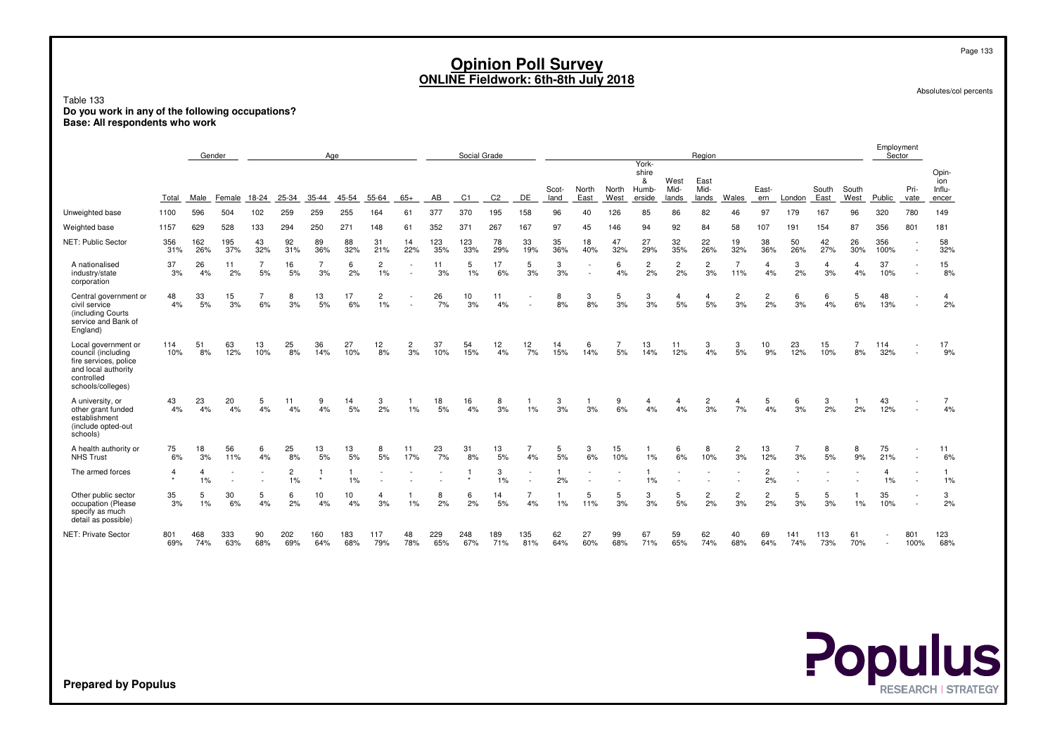# Opinion Poll Survey
## ONLINE Fieldwork: 6th-8th July 2018

Absolutes/col percents

Table 133
**Do you work in any of the following occupations?**
**Base: All respondents who work**

| | | Gender | | Age | | | | | | Social Grade | | | | Region | | | | | | | | | | | | Employment Sector | | |
|---|---|---|---|---|---|---|---|---|---|---|---|---|---|---|---|---|---|---|---|---|---|---|---|---|---|---|---|---|
| | Total | Male | Female | 18-24 | 25-34 | 35-44 | 45-54 | 55-64 | 65+ | AB | C1 | C2 | DE | Scot-land | North East | North West | York-shire & Humb-erside | West Mid-lands | East Mid-lands | Wales | East-ern | London | South East | South West | Public | Pri-vate | Opin-ion Influ-encer |
| Unweighted base | 1100 | 596 | 504 | 102 | 259 | 259 | 255 | 164 | 61 | 377 | 370 | 195 | 158 | 96 | 40 | 126 | 85 | 86 | 82 | 46 | 97 | 179 | 167 | 96 | 320 | 780 | 149 |
| Weighted base | 1157 | 629 | 528 | 133 | 294 | 250 | 271 | 148 | 61 | 352 | 371 | 267 | 167 | 97 | 45 | 146 | 94 | 92 | 84 | 58 | 107 | 191 | 154 | 87 | 356 | 801 | 181 |
| NET: Public Sector | 356 | 162 | 195 | 43 | 92 | 89 | 88 | 31 | 14 | 123 | 123 | 78 | 33 | 35 | 18 | 47 | 27 | 32 | 22 | 19 | 38 | 50 | 42 | 26 | 356 | - | 58 |
| | 31% | 26% | 37% | 32% | 31% | 36% | 32% | 21% | 22% | 35% | 33% | 29% | 19% | 36% | 40% | 32% | 29% | 35% | 26% | 32% | 36% | 26% | 27% | 30% | 100% | - | 32% |
| A nationalised industry/state corporation | 37 | 26 | 11 | 7 | 16 | 7 | 6 | 2 | - | 11 | 5 | 17 | 5 | 3 | - | 6 | 2 | 2 | 2 | 7 | 4 | 3 | 4 | 4 | 37 | - | 15 |
| | 3% | 4% | 2% | 5% | 5% | 3% | 2% | 1% | - | 3% | 1% | 6% | 3% | 3% | - | 4% | 2% | 2% | 3% | 11% | 4% | 2% | 3% | 4% | 10% | - | 8% |
| Central government or civil service (including Courts service and Bank of England) | 48 | 33 | 15 | 7 | 8 | 13 | 17 | 2 | - | 26 | 10 | 11 | - | 8 | 3 | 5 | 3 | 4 | 4 | 2 | 2 | 6 | 6 | 5 | 48 | - | 4 |
| | 4% | 5% | 3% | 6% | 3% | 5% | 6% | 1% | - | 7% | 3% | 4% | - | 8% | 8% | 3% | 3% | 5% | 5% | 3% | 2% | 3% | 4% | 6% | 13% | - | 2% |
| Local government or council (including fire services, police and local authority controlled schools/colleges) | 114 | 51 | 63 | 13 | 25 | 36 | 27 | 12 | 2 | 37 | 54 | 12 | 12 | 14 | 6 | 7 | 13 | 11 | 3 | 3 | 10 | 23 | 15 | 7 | 114 | - | 17 |
| | 10% | 8% | 12% | 10% | 8% | 14% | 10% | 8% | 3% | 10% | 15% | 4% | 7% | 15% | 14% | 5% | 14% | 12% | 4% | 5% | 9% | 12% | 10% | 8% | 32% | - | 9% |
| A university, or other grant funded establishment (include opted-out schools) | 43 | 23 | 20 | 5 | 11 | 9 | 14 | 3 | 1 | 18 | 16 | 8 | 1 | 3 | 1 | 9 | 4 | 4 | 2 | 4 | 5 | 6 | 3 | 1 | 43 | - | 7 |
| | 4% | 4% | 4% | 4% | 4% | 4% | 5% | 2% | 1% | 5% | 4% | 3% | 1% | 3% | 3% | 6% | 4% | 4% | 3% | 7% | 4% | 3% | 2% | 2% | 12% | - | 4% |
| A health authority or NHS Trust | 75 | 18 | 56 | 6 | 25 | 13 | 13 | 8 | 11 | 23 | 31 | 13 | 7 | 5 | 3 | 15 | 1 | 6 | 8 | 2 | 13 | 7 | 8 | 8 | 75 | - | 11 |
| | 6% | 3% | 11% | 4% | 8% | 5% | 5% | 5% | 17% | 7% | 8% | 5% | 4% | 5% | 6% | 10% | 1% | 6% | 10% | 3% | 12% | 3% | 5% | 9% | 21% | - | 6% |
| The armed forces | 4 | 4 | - | - | 2 | 1 | 1 | - | - | - | 1 | 3 | - | 1 | - | - | 1 | - | - | - | 2 | - | - | - | 4 | - | 1 |
| | * | 1% | - | - | 1% | * | 1% | - | - | - | * | 1% | - | 2% | - | - | 1% | - | - | - | 2% | - | - | - | 1% | - | 1% |
| Other public sector occupation (Please specify as much detail as possible) | 35 | 5 | 30 | 5 | 6 | 10 | 10 | 4 | 1 | 8 | 6 | 14 | 7 | 1 | 5 | 5 | 3 | 5 | 2 | 2 | 2 | 5 | 5 | 1 | 35 | - | 3 |
| | 3% | 1% | 6% | 4% | 2% | 4% | 4% | 3% | 1% | 2% | 2% | 5% | 4% | 1% | 11% | 3% | 3% | 5% | 2% | 3% | 2% | 3% | 3% | 1% | 10% | - | 2% |
| NET: Private Sector | 801 | 468 | 333 | 90 | 202 | 160 | 183 | 117 | 48 | 229 | 248 | 189 | 135 | 62 | 27 | 99 | 67 | 59 | 62 | 40 | 69 | 141 | 113 | 61 | - | 801 | 123 |
| | 69% | 74% | 63% | 68% | 69% | 64% | 68% | 79% | 78% | 65% | 67% | 71% | 81% | 64% | 60% | 68% | 71% | 65% | 74% | 68% | 64% | 74% | 73% | 70% | - | 100% | 68% |

**Prepared by Populus**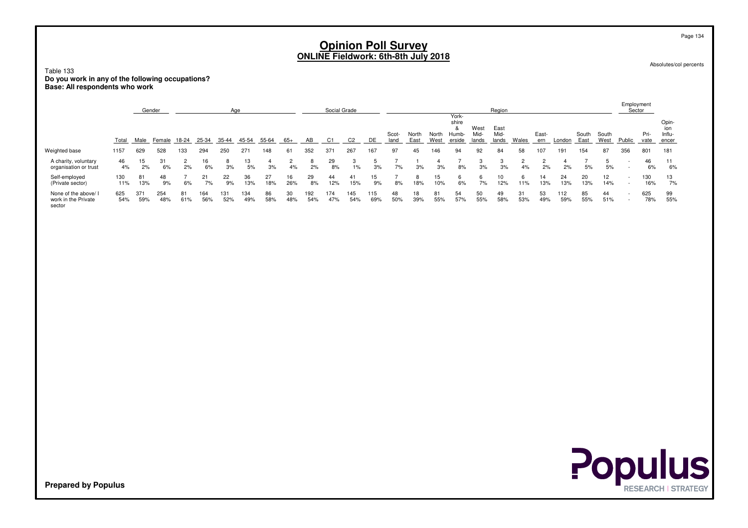# Opinion Poll Survey
## ONLINE Fieldwork: 6th-8th July 2018

Absolutes/col percents

Table 133
**Do you work in any of the following occupations?**
**Base: All respondents who work**

| | Total | Gender | | Age | | | | | | Social Grade | | | | Region | | | | | | | | | | | Employment Sector | | |
|---|---|---|---|---|---|---|---|---|---|---|---|---|---|---|---|---|---|---|---|---|---|---|---|---|---|---|---|
| | | Male | Female | 18-24 | 25-34 | 35-44 | 45-54 | 55-64 | 65+ | AB | C1 | C2 | DE | Scot-land | North East | North West | York-shire & Humb-erside | West Mid-lands | East Mid-lands | Wales | East-ern | London | South East | South West | Public | Pri-vate | Opin-ion Influ-encer |
| Weighted base | 1157 | 629 | 528 | 133 | 294 | 250 | 271 | 148 | 61 | 352 | 371 | 267 | 167 | 97 | 45 | 146 | 94 | 92 | 84 | 58 | 107 | 191 | 154 | 87 | 356 | 801 | 181 |
| A charity, voluntary organisation or trust | 46 | 15 | 31 | 2 | 16 | 8 | 13 | 4 | 2 | 8 | 29 | 3 | 5 | 7 | 1 | 4 | 7 | 3 | 3 | 2 | 2 | 4 | 7 | 5 | - | 46 | 11 |
| | 4% | 2% | 6% | 2% | 6% | 3% | 5% | 3% | 4% | 2% | 8% | 1% | 3% | 7% | 3% | 3% | 8% | 3% | 3% | 4% | 2% | 2% | 5% | 5% | - | 6% | 6% |
| Self-employed (Private sector) | 130 | 81 | 48 | 7 | 21 | 22 | 36 | 27 | 16 | 29 | 44 | 41 | 15 | 7 | 8 | 15 | 6 | 6 | 10 | 6 | 14 | 24 | 20 | 12 | - | 130 | 13 |
| | 11% | 13% | 9% | 6% | 7% | 9% | 13% | 18% | 26% | 8% | 12% | 15% | 9% | 8% | 18% | 10% | 6% | 7% | 12% | 11% | 13% | 13% | 13% | 14% | - | 16% | 7% |
| None of the above/ I work in the Private sector | 625 | 371 | 254 | 81 | 164 | 131 | 134 | 86 | 30 | 192 | 174 | 145 | 115 | 48 | 18 | 81 | 54 | 50 | 49 | 31 | 53 | 112 | 85 | 44 | - | 625 | 99 |
| | 54% | 59% | 48% | 61% | 56% | 52% | 49% | 58% | 48% | 54% | 47% | 54% | 69% | 50% | 39% | 55% | 57% | 55% | 58% | 53% | 49% | 59% | 55% | 51% | - | 78% | 55% |

**Prepared by Populus**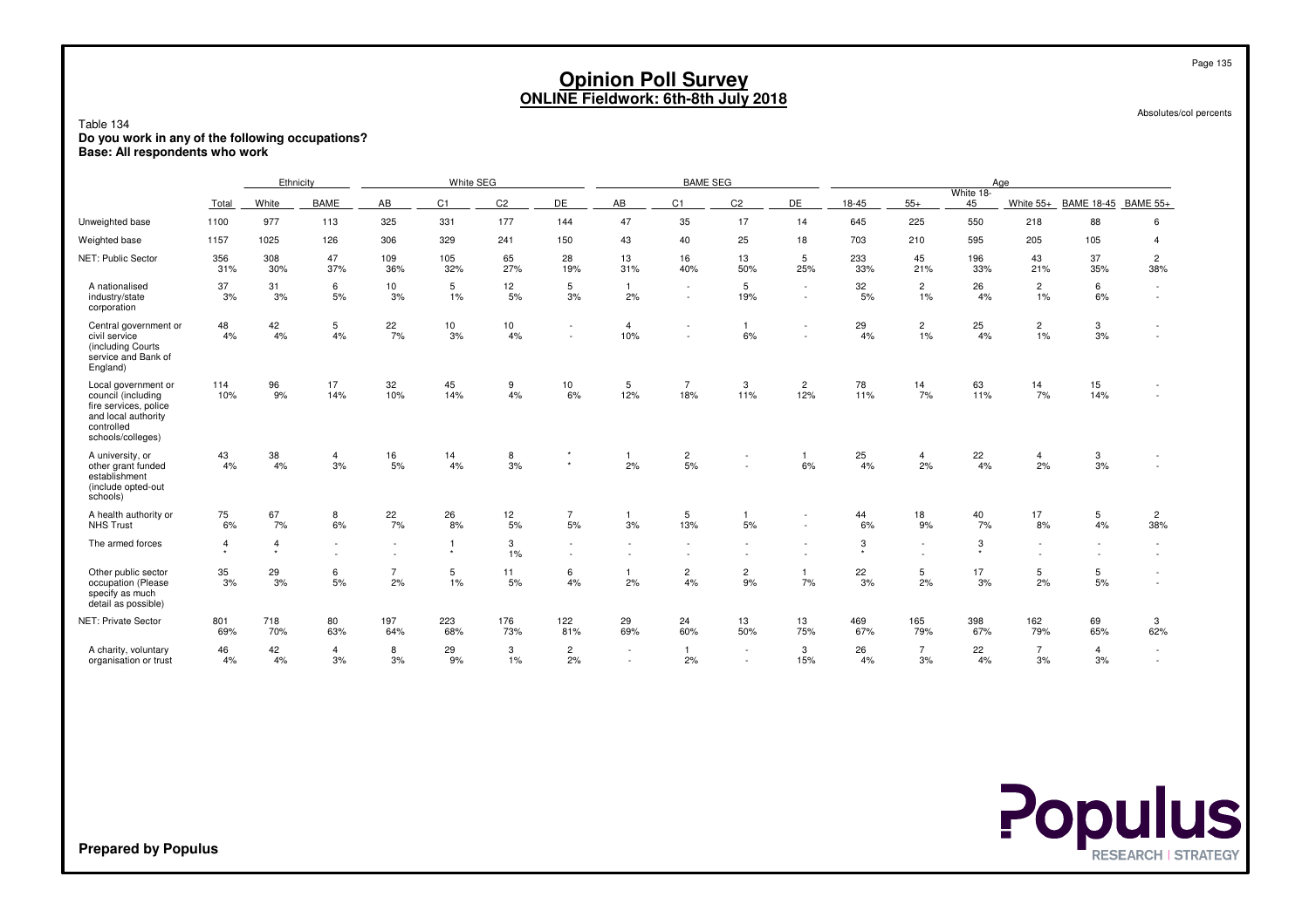# Opinion Poll Survey
## ONLINE Fieldwork: 6th-8th July 2018

Absolutes/col percents

Table 134
**Do you work in any of the following occupations?**
**Base: All respondents who work**

| | | Ethnicity | | White SEG | | | | BAME SEG | | | | Age | | | | | |
|---|---|---|---|---|---|---|---|---|---|---|---|---|---|---|---|---|---|
| | Total | White | BAME | AB | C1 | C2 | DE | AB | C1 | C2 | DE | 18-45 | 55+ | White 18-45 | White 55+ | BAME 18-45 | BAME 55+ |
| Unweighted base | 1100 | 977 | 113 | 325 | 331 | 177 | 144 | 47 | 35 | 17 | 14 | 645 | 225 | 550 | 218 | 88 | 6 |
| Weighted base | 1157 | 1025 | 126 | 306 | 329 | 241 | 150 | 43 | 40 | 25 | 18 | 703 | 210 | 595 | 205 | 105 | 4 |
| NET: Public Sector | 356<br>31% | 308<br>30% | 47<br>37% | 109<br>36% | 105<br>32% | 65<br>27% | 28<br>19% | 13<br>31% | 16<br>40% | 13<br>50% | 5<br>25% | 233<br>33% | 45<br>21% | 196<br>33% | 43<br>21% | 37<br>35% | 2<br>38% |
| A nationalised industry/state corporation | 37<br>3% | 31<br>3% | 6<br>5% | 10<br>3% | 5<br>1% | 12<br>5% | 5<br>3% | 1<br>2% | -<br>- | 5<br>19% | -<br>- | 32<br>5% | 2<br>1% | 26<br>4% | 2<br>1% | 6<br>6% | -<br>- |
| Central government or civil service (including Courts service and Bank of England) | 48<br>4% | 42<br>4% | 5<br>4% | 22<br>7% | 10<br>3% | 10<br>4% | -<br>- | 4<br>10% | -<br>- | 1<br>6% | -<br>- | 29<br>4% | 2<br>1% | 25<br>4% | 2<br>1% | 3<br>3% | -<br>- |
| Local government or council (including fire services, police and local authority controlled schools/colleges) | 114<br>10% | 96<br>9% | 17<br>14% | 32<br>10% | 45<br>14% | 9<br>4% | 10<br>6% | 5<br>12% | 7<br>18% | 3<br>11% | 2<br>12% | 78<br>11% | 14<br>7% | 63<br>11% | 14<br>7% | 15<br>14% | -<br>- |
| A university, or other grant funded establishment (include opted-out schools) | 43<br>4% | 38<br>4% | 4<br>3% | 16<br>5% | 14<br>4% | 8<br>3% | *<br>* | 1<br>2% | 2<br>5% | -<br>- | 1<br>6% | 25<br>4% | 4<br>2% | 22<br>4% | 4<br>2% | 3<br>3% | -<br>- |
| A health authority or NHS Trust | 75<br>6% | 67<br>7% | 8<br>6% | 22<br>7% | 26<br>8% | 12<br>5% | 7<br>5% | 1<br>3% | 5<br>13% | 1<br>5% | -<br>- | 44<br>6% | 18<br>9% | 40<br>7% | 17<br>8% | 5<br>4% | 2<br>38% |
| The armed forces | 4<br>* | 4<br>* | -<br>- | -<br>- | 1<br>* | 3<br>1% | -<br>- | -<br>- | -<br>- | -<br>- | -<br>- | 3<br>* | -<br>- | 3<br>* | -<br>- | -<br>- | -<br>- |
| Other public sector occupation (Please specify as much detail as possible) | 35<br>3% | 29<br>3% | 6<br>5% | 7<br>2% | 5<br>1% | 11<br>5% | 6<br>4% | 1<br>2% | 2<br>4% | 2<br>9% | 1<br>7% | 22<br>3% | 5<br>2% | 17<br>3% | 5<br>2% | 5<br>5% | -<br>- |
| NET: Private Sector | 801<br>69% | 718<br>70% | 80<br>63% | 197<br>64% | 223<br>68% | 176<br>73% | 122<br>81% | 29<br>69% | 24<br>60% | 13<br>50% | 13<br>75% | 469<br>67% | 165<br>79% | 398<br>67% | 162<br>79% | 69<br>65% | 3<br>62% |
| A charity, voluntary organisation or trust | 46<br>4% | 42<br>4% | 4<br>3% | 8<br>3% | 29<br>9% | 3<br>1% | 2<br>2% | -<br>- | 1<br>2% | -<br>- | 3<br>15% | 26<br>4% | 7<br>3% | 22<br>4% | 7<br>3% | 4<br>3% | -<br>- |

**Prepared by Populus**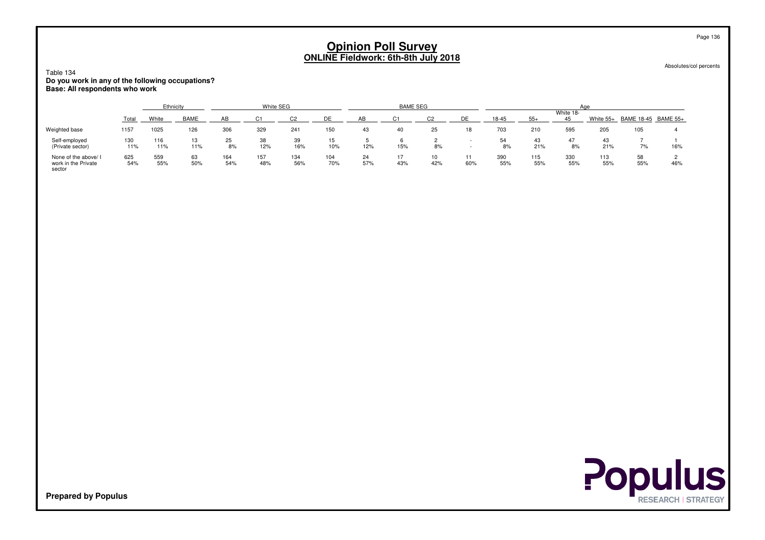# Opinion Poll Survey
## ONLINE Fieldwork: 6th-8th July 2018

Absolutes/col percents

Table 134
**Do you work in any of the following occupations?**
**Base: All respondents who work**

| | | Ethnicity | | White SEG | | | | BAME SEG | | | | Age | | | | | |
|---|---|---|---|---|---|---|---|---|---|---|---|---|---|---|---|---|---|
| | Total | White | BAME | AB | C1 | C2 | DE | AB | C1 | C2 | DE | 18-45 | 55+ | White 18-45 | White 55+ | BAME 18-45 | BAME 55+ |
| Weighted base | 1157 | 1025 | 126 | 306 | 329 | 241 | 150 | 43 | 40 | 25 | 18 | 703 | 210 | 595 | 205 | 105 | 4 |
| Self-employed (Private sector) | 130 | 116 | 13 | 25 | 38 | 39 | 15 | 5 | 6 | 2 | - | 54 | 43 | 47 | 43 | 7 | 1 |
| | 11% | 11% | 11% | 8% | 12% | 16% | 10% | 12% | 15% | 8% | - | 8% | 21% | 8% | 21% | 7% | 16% |
| None of the above/ I work in the Private sector | 625 | 559 | 63 | 164 | 157 | 134 | 104 | 24 | 17 | 10 | 11 | 390 | 115 | 330 | 113 | 58 | 2 |
| | 54% | 55% | 50% | 54% | 48% | 56% | 70% | 57% | 43% | 42% | 60% | 55% | 55% | 55% | 55% | 55% | 46% |

**Prepared by Populus**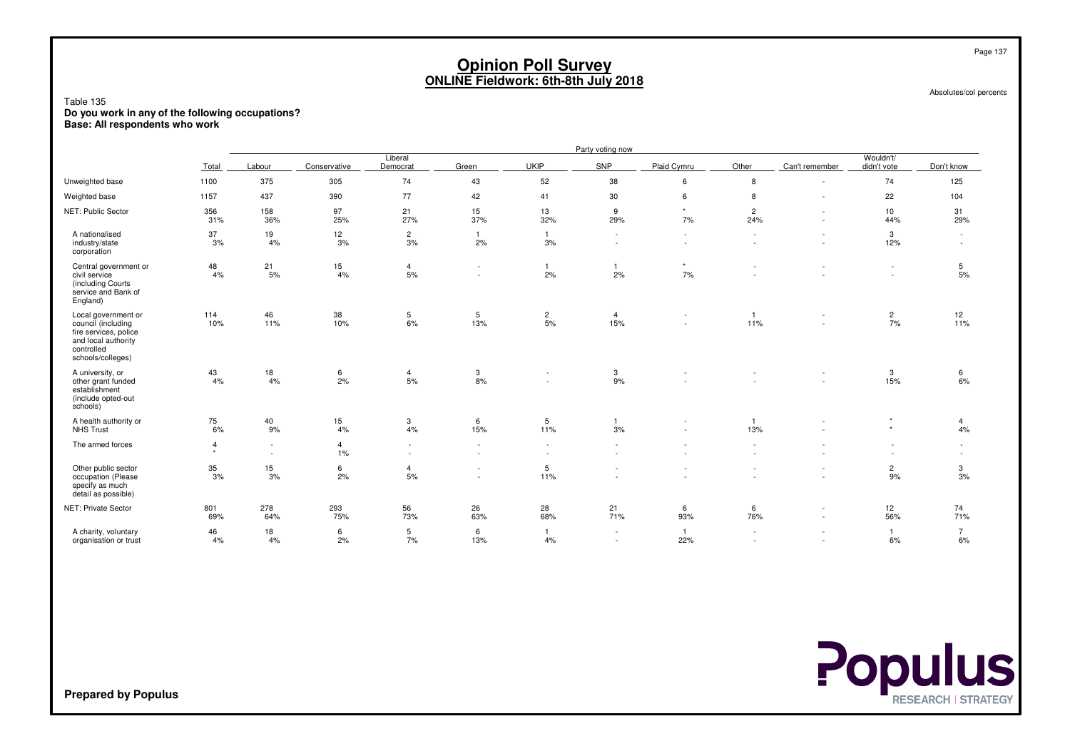# Opinion Poll Survey
## ONLINE Fieldwork: 6th-8th July 2018

Absolutes/col percents

Table 135
**Do you work in any of the following occupations?**
**Base: All respondents who work**

| | Total | Party voting now: Labour | Conservative | Liberal Democrat | Green | UKIP | SNP | Plaid Cymru | Other | Can't remember | Wouldn't/ didn't vote | Don't know |
|---|---|---|---|---|---|---|---|---|---|---|---|---|
| Unweighted base | 1100 | 375 | 305 | 74 | 43 | 52 | 38 | 6 | 8 | - | 74 | 125 |
| Weighted base | 1157 | 437 | 390 | 77 | 42 | 41 | 30 | 6 | 8 | - | 22 | 104 |
| NET: Public Sector | 356 | 158 | 97 | 21 | 15 | 13 | 9 | * | 2 | - | 10 | 31 |
| | 31% | 36% | 25% | 27% | 37% | 32% | 29% | 7% | 24% | - | 44% | 29% |
| A nationalised industry/state corporation | 37 | 19 | 12 | 2 | 1 | 1 | - | - | - | - | 3 | - |
| | 3% | 4% | 3% | 3% | 2% | 3% | - | - | - | - | 12% | - |
| Central government or civil service (including Courts service and Bank of England) | 48 | 21 | 15 | 4 | - | 1 | 1 | * | - | - | - | 5 |
| | 4% | 5% | 4% | 5% | - | 2% | 2% | 7% | - | - | - | 5% |
| Local government or council (including fire services, police and local authority controlled schools/colleges) | 114 | 46 | 38 | 5 | 5 | 2 | 4 | - | 1 | - | 2 | 12 |
| | 10% | 11% | 10% | 6% | 13% | 5% | 15% | - | 11% | - | 7% | 11% |
| A university, or other grant funded establishment (include opted-out schools) | 43 | 18 | 6 | 4 | 3 | - | 3 | - | - | - | 3 | 6 |
| | 4% | 4% | 2% | 5% | 8% | - | 9% | - | - | - | 15% | 6% |
| A health authority or NHS Trust | 75 | 40 | 15 | 3 | 6 | 5 | 1 | - | 1 | - | * | 4 |
| | 6% | 9% | 4% | 4% | 15% | 11% | 3% | - | 13% | - | * | 4% |
| The armed forces | 4 | - | 4 | - | - | - | - | - | - | - | - | - |
| | * | - | 1% | - | - | - | - | - | - | - | - | - |
| Other public sector occupation (Please specify as much detail as possible) | 35 | 15 | 6 | 4 | - | 5 | - | - | - | - | 2 | 3 |
| | 3% | 3% | 2% | 5% | - | 11% | - | - | - | - | 9% | 3% |
| NET: Private Sector | 801 | 278 | 293 | 56 | 26 | 28 | 21 | 6 | 6 | - | 12 | 74 |
| | 69% | 64% | 75% | 73% | 63% | 68% | 71% | 93% | 76% | - | 56% | 71% |
| A charity, voluntary organisation or trust | 46 | 18 | 6 | 5 | 6 | 1 | - | 1 | - | - | 1 | 7 |
| | 4% | 4% | 2% | 7% | 13% | 4% | - | 22% | - | - | 6% | 6% |

**Prepared by Populus**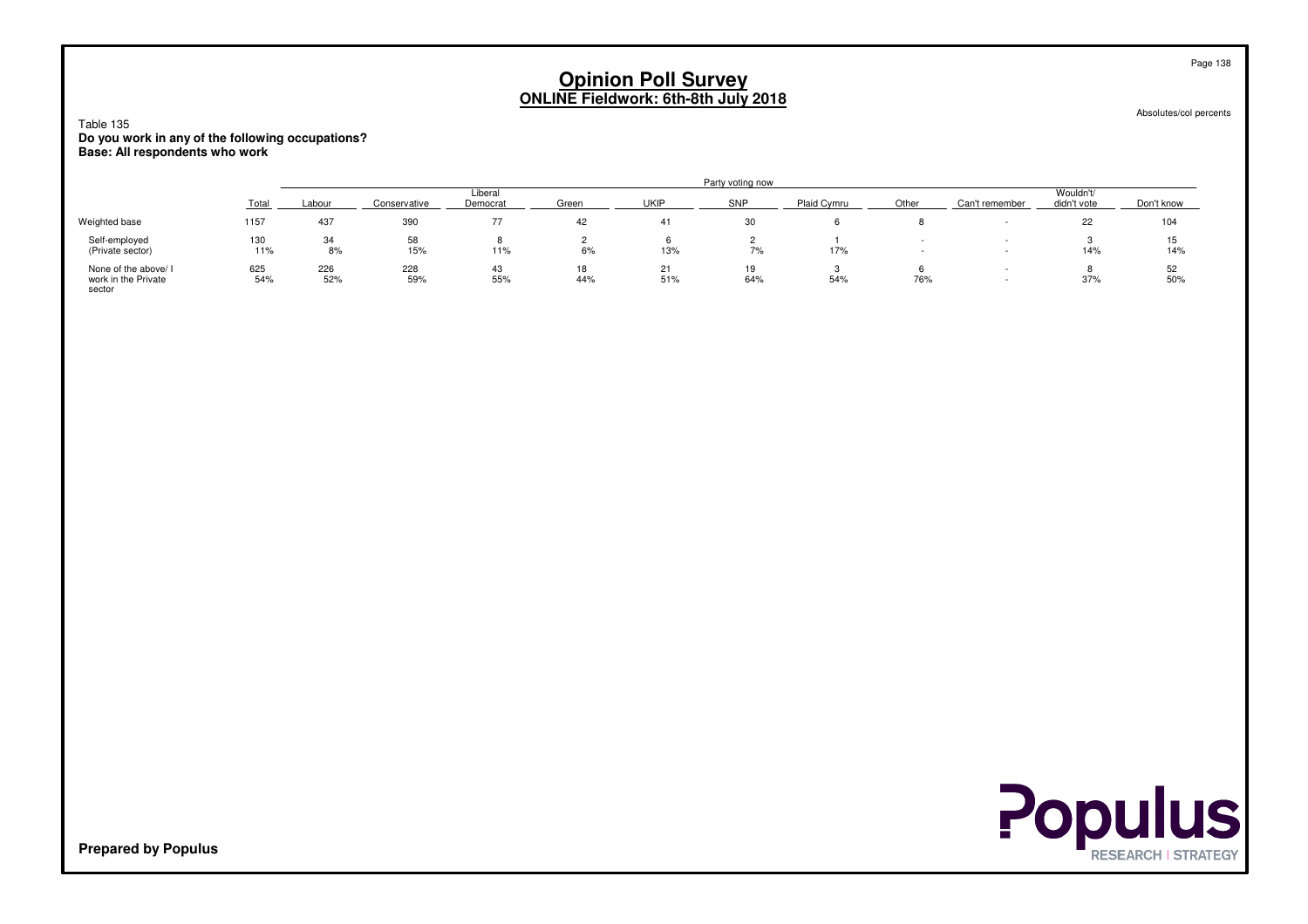# Opinion Poll Survey
## ONLINE Fieldwork: 6th-8th July 2018

Absolutes/col percents

Table 135
**Do you work in any of the following occupations?**
**Base: All respondents who work**

| | Total | Party voting now | | | | | | | | | | |
|---|---|---|---|---|---|---|---|---|---|---|---|---|
| | | Labour | Conservative | Liberal Democrat | Green | UKIP | SNP | Plaid Cymru | Other | Can't remember | Wouldn't/ didn't vote | Don't know |
| Weighted base | 1157 | 437 | 390 | 77 | 42 | 41 | 30 | 6 | 8 | - | 22 | 104 |
| Self-employed (Private sector) | 130 | 34 | 58 | 8 | 2 | 6 | 2 | 1 | - | - | 3 | 15 |
| | 11% | 8% | 15% | 11% | 6% | 13% | 7% | 17% | - | - | 14% | 14% |
| None of the above/ I work in the Private sector | 625 | 226 | 228 | 43 | 18 | 21 | 19 | 3 | 6 | - | 8 | 52 |
| | 54% | 52% | 59% | 55% | 44% | 51% | 64% | 54% | 76% | - | 37% | 50% |

**Prepared by Populus**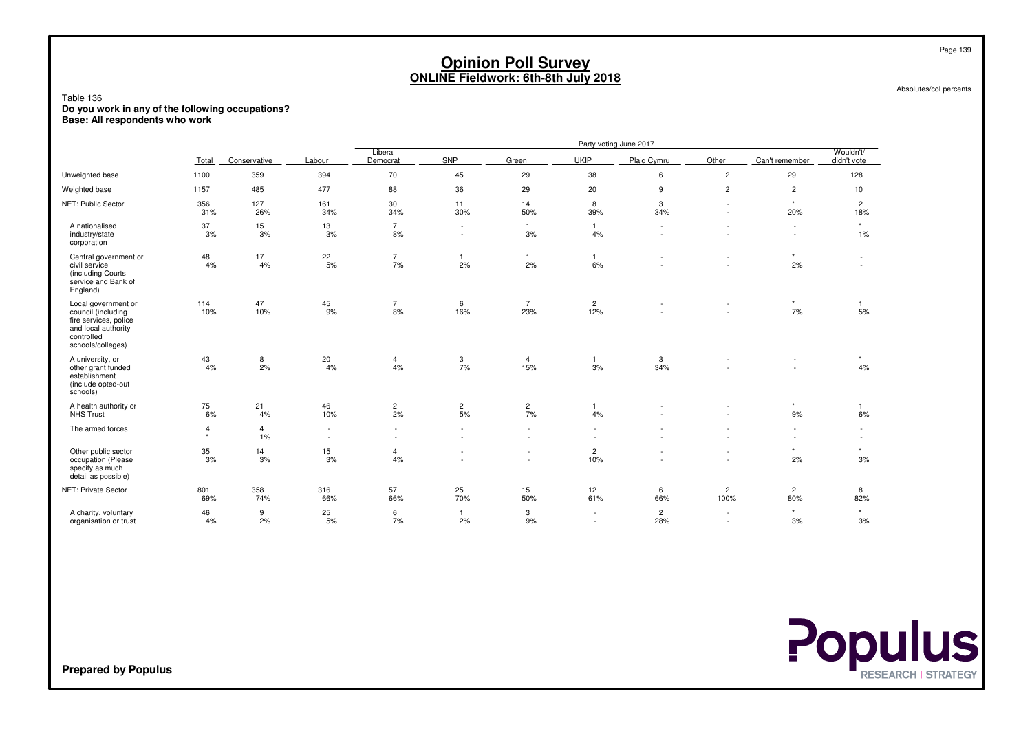# Opinion Poll Survey
## ONLINE Fieldwork: 6th-8th July 2018

Absolutes/col percents

Table 136
**Do you work in any of the following occupations?**
**Base: All respondents who work**

| | Total | Conservative | Labour | Liberal Democrat | SNP | Green | UKIP | Plaid Cymru | Other | Can't remember | Wouldn't/ didn't vote |
|---|---|---|---|---|---|---|---|---|---|---|---|
| | | Party voting June 2017 | | | | | | | | | |
| Unweighted base | 1100 | 359 | 394 | 70 | 45 | 29 | 38 | 6 | 2 | 29 | 128 |
| Weighted base | 1157 | 485 | 477 | 88 | 36 | 29 | 20 | 9 | 2 | 2 | 10 |
| NET: Public Sector | 356<br>31% | 127<br>26% | 161<br>34% | 30<br>34% | 11<br>30% | 14<br>50% | 8<br>39% | 3<br>34% | -<br>- | *<br>20% | 2<br>18% |
| A nationalised industry/state corporation | 37<br>3% | 15<br>3% | 13<br>3% | 7<br>8% | -<br>- | 1<br>3% | 1<br>4% | -<br>- | -<br>- | -<br>- | *<br>1% |
| Central government or civil service (including Courts service and Bank of England) | 48<br>4% | 17<br>4% | 22<br>5% | 7<br>7% | 1<br>2% | 1<br>2% | 1<br>6% | -<br>- | -<br>- | *<br>2% | -<br>- |
| Local government or council (including fire services, police and local authority controlled schools/colleges) | 114<br>10% | 47<br>10% | 45<br>9% | 7<br>8% | 6<br>16% | 7<br>23% | 2<br>12% | -<br>- | -<br>- | *<br>7% | 1<br>5% |
| A university, or other grant funded establishment (include opted-out schools) | 43<br>4% | 8<br>2% | 20<br>4% | 4<br>4% | 3<br>7% | 4<br>15% | 1<br>3% | 3<br>34% | -<br>- | -<br>- | *<br>4% |
| A health authority or NHS Trust | 75<br>6% | 21<br>4% | 46<br>10% | 2<br>2% | 2<br>5% | 2<br>7% | 1<br>4% | -<br>- | -<br>- | *<br>9% | 1<br>6% |
| The armed forces | 4<br>* | 4<br>1% | -<br>- | -<br>- | -<br>- | -<br>- | -<br>- | -<br>- | -<br>- | -<br>- | -<br>- |
| Other public sector occupation (Please specify as much detail as possible) | 35<br>3% | 14<br>3% | 15<br>3% | 4<br>4% | -<br>- | -<br>- | 2<br>10% | -<br>- | -<br>- | *<br>2% | *<br>3% |
| NET: Private Sector | 801<br>69% | 358<br>74% | 316<br>66% | 57<br>66% | 25<br>70% | 15<br>50% | 12<br>61% | 6<br>66% | 2<br>100% | 2<br>80% | 8<br>82% |
| A charity, voluntary organisation or trust | 46<br>4% | 9<br>2% | 25<br>5% | 6<br>7% | 1<br>2% | 3<br>9% | -<br>- | 2<br>28% | -<br>- | *<br>3% | *<br>3% |

**Prepared by Populus**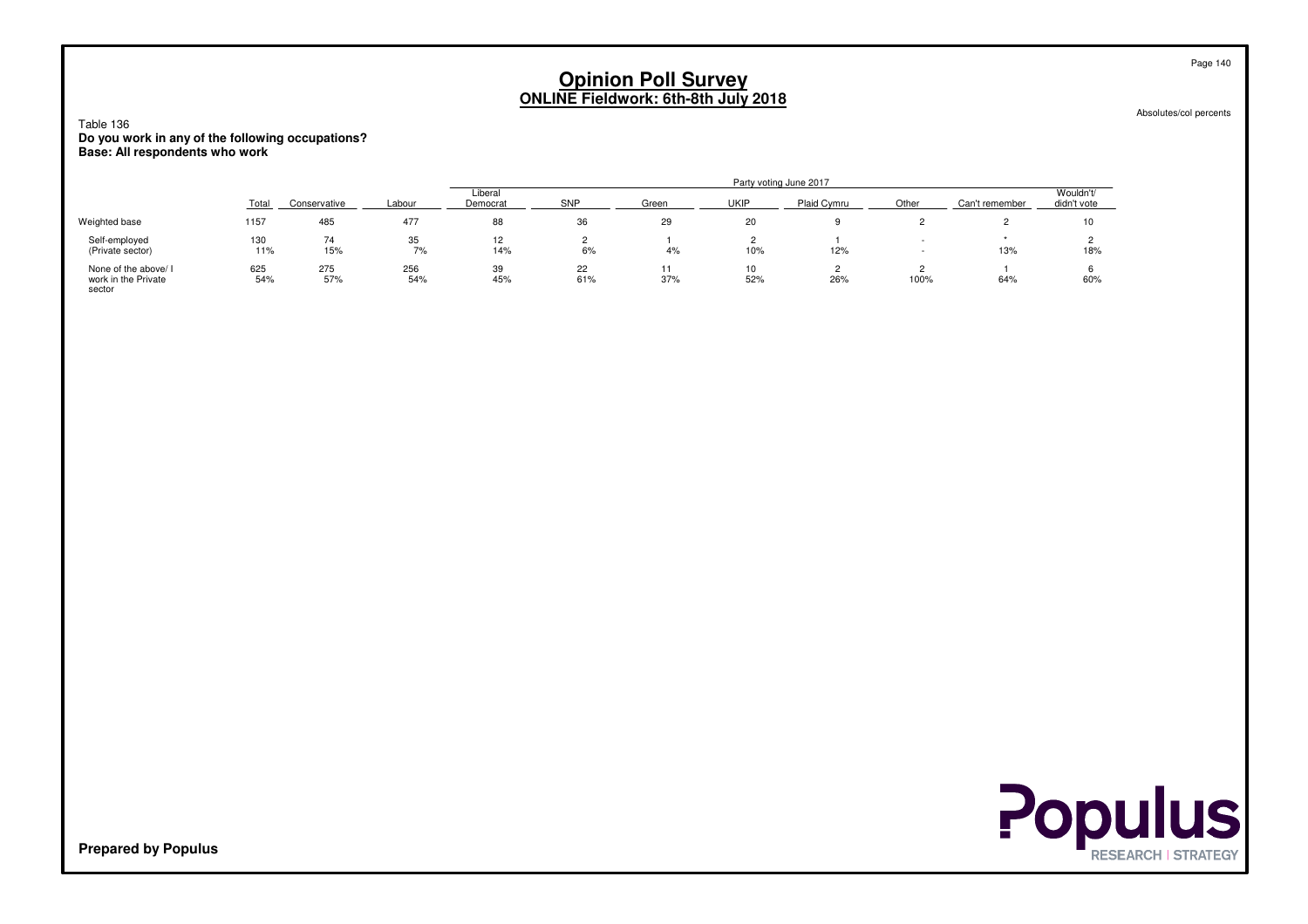# Opinion Poll Survey
## ONLINE Fieldwork: 6th-8th July 2018

Absolutes/col percents

Table 136
**Do you work in any of the following occupations?**
**Base: All respondents who work**

| | Total | Party voting June 2017 | | | | | | | | | |
|---|---|---|---|---|---|---|---|---|---|---|---|
| | | Conservative | Labour | Liberal Democrat | SNP | Green | UKIP | Plaid Cymru | Other | Can't remember | Wouldn't/ didn't vote |
| Weighted base | 1157 | 485 | 477 | 88 | 36 | 29 | 20 | 9 | 2 | 2 | 10 |
| Self-employed (Private sector) | 130 | 74 | 35 | 12 | 2 | 1 | 2 | 1 | - | * | 2 |
| | 11% | 15% | 7% | 14% | 6% | 4% | 10% | 12% | - | 13% | 18% |
| None of the above/ I work in the Private sector | 625 | 275 | 256 | 39 | 22 | 11 | 10 | 2 | 2 | 1 | 6 |
| | 54% | 57% | 54% | 45% | 61% | 37% | 52% | 26% | 100% | 64% | 60% |

**Prepared by Populus**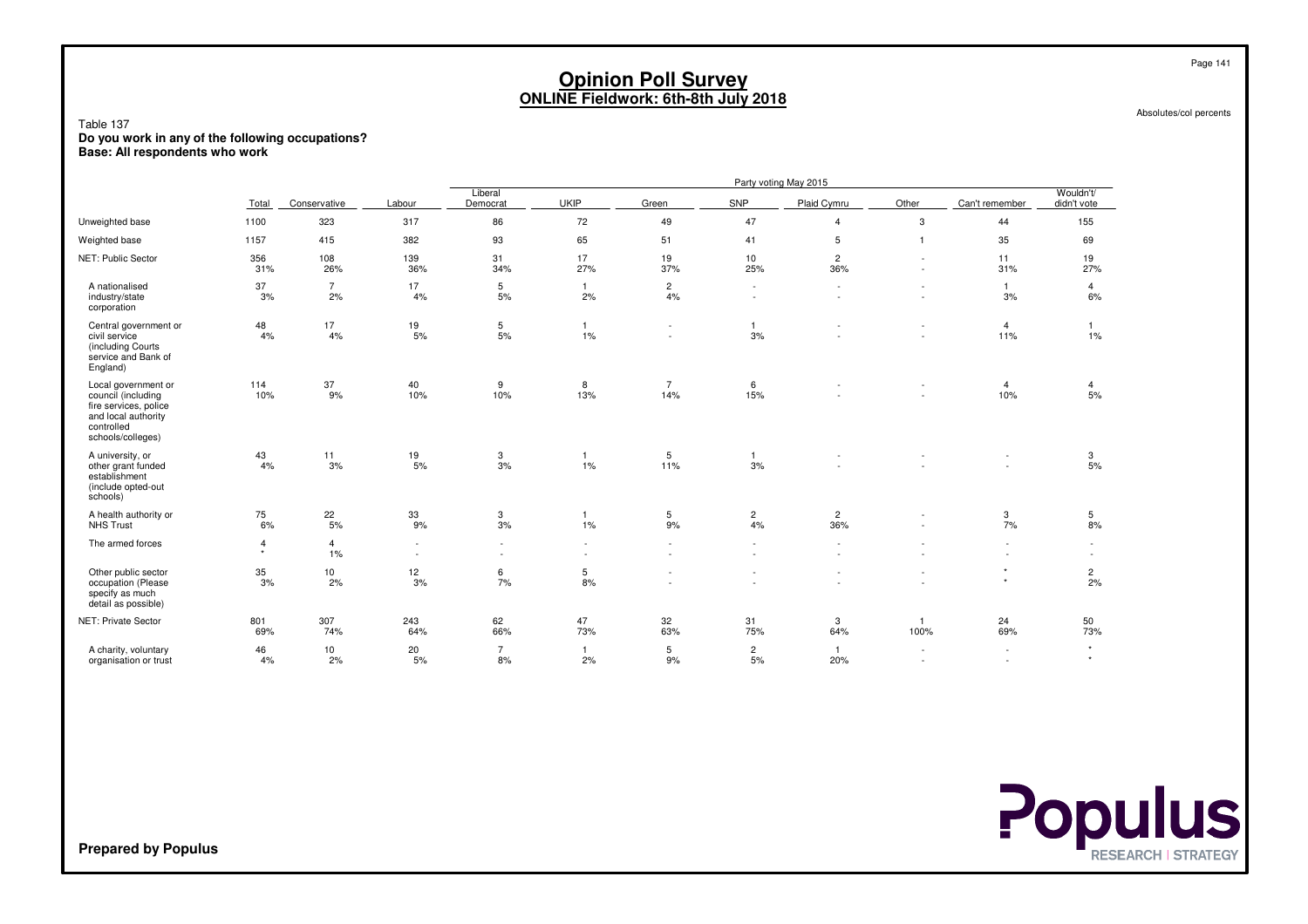# Opinion Poll Survey
## ONLINE Fieldwork: 6th-8th July 2018

Absolutes/col percents

Table 137
**Do you work in any of the following occupations?**
**Base: All respondents who work**

| | Total | Conservative | Labour | Liberal Democrat | UKIP | Green | SNP | Plaid Cymru | Other | Can't remember | Wouldn't/ didn't vote |
|---|---|---|---|---|---|---|---|---|---|---|---|
| | | Party voting May 2015 | | | | | | | | | |
| Unweighted base | 1100 | 323 | 317 | 86 | 72 | 49 | 47 | 4 | 3 | 44 | 155 |
| Weighted base | 1157 | 415 | 382 | 93 | 65 | 51 | 41 | 5 | 1 | 35 | 69 |
| NET: Public Sector | 356<br>31% | 108<br>26% | 139<br>36% | 31<br>34% | 17<br>27% | 19<br>37% | 10<br>25% | 2<br>36% | -<br>- | 11<br>31% | 19<br>27% |
| A nationalised industry/state corporation | 37<br>3% | 7<br>2% | 17<br>4% | 5<br>5% | 1<br>2% | 2<br>4% | -<br>- | -<br>- | -<br>- | 1<br>3% | 4<br>6% |
| Central government or civil service (including Courts service and Bank of England) | 48<br>4% | 17<br>4% | 19<br>5% | 5<br>5% | 1<br>1% | -<br>- | 1<br>3% | -<br>- | -<br>- | 4<br>11% | 1<br>1% |
| Local government or council (including fire services, police and local authority controlled schools/colleges) | 114<br>10% | 37<br>9% | 40<br>10% | 9<br>10% | 8<br>13% | 7<br>14% | 6<br>15% | -<br>- | -<br>- | 4<br>10% | 4<br>5% |
| A university, or other grant funded establishment (include opted-out schools) | 43<br>4% | 11<br>3% | 19<br>5% | 3<br>3% | 1<br>1% | 5<br>11% | 1<br>3% | -<br>- | -<br>- | -<br>- | 3<br>5% |
| A health authority or NHS Trust | 75<br>6% | 22<br>5% | 33<br>9% | 3<br>3% | 1<br>1% | 5<br>9% | 2<br>4% | 2<br>36% | -<br>- | 3<br>7% | 5<br>8% |
| The armed forces | 4<br>* | 4<br>1% | -<br>- | -<br>- | -<br>- | -<br>- | -<br>- | -<br>- | -<br>- | -<br>- | -<br>- |
| Other public sector occupation (Please specify as much detail as possible) | 35<br>3% | 10<br>2% | 12<br>3% | 6<br>7% | 5<br>8% | -<br>- | -<br>- | -<br>- | -<br>- | *<br>* | 2<br>2% |
| NET: Private Sector | 801<br>69% | 307<br>74% | 243<br>64% | 62<br>66% | 47<br>73% | 32<br>63% | 31<br>75% | 3<br>64% | 1<br>100% | 24<br>69% | 50<br>73% |
| A charity, voluntary organisation or trust | 46<br>4% | 10<br>2% | 20<br>5% | 7<br>8% | 1<br>2% | 5<br>9% | 2<br>5% | 1<br>20% | -<br>- | -<br>- | *<br>* |

**Prepared by Populus**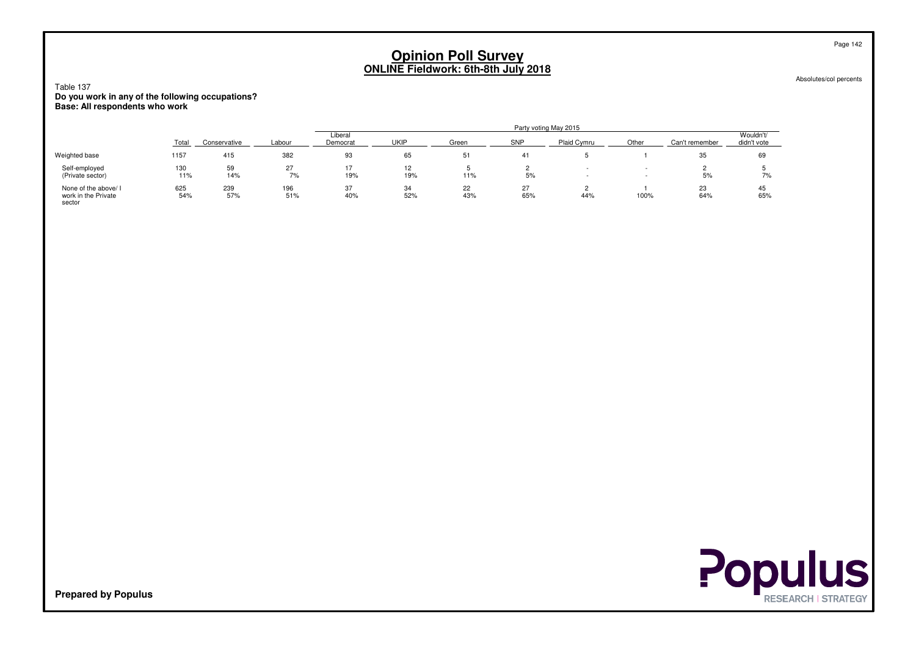# Opinion Poll Survey
## ONLINE Fieldwork: 6th-8th July 2018

Absolutes/col percents

Table 137
**Do you work in any of the following occupations?**
**Base: All respondents who work**

| | | Party voting May 2015 | | | | | | | | | |
|---|---|---|---|---|---|---|---|---|---|---|---|
| | Total | Conservative | Labour | Liberal Democrat | UKIP | Green | SNP | Plaid Cymru | Other | Can't remember | Wouldn't/ didn't vote |
| Weighted base | 1157 | 415 | 382 | 93 | 65 | 51 | 41 | 5 | 1 | 35 | 69 |
| Self-employed (Private sector) | 130 | 59 | 27 | 17 | 12 | 5 | 2 | - | - | 2 | 5 |
| | 11% | 14% | 7% | 19% | 19% | 11% | 5% | - | - | 5% | 7% |
| None of the above/ I work in the Private sector | 625 | 239 | 196 | 37 | 34 | 22 | 27 | 2 | 1 | 23 | 45 |
| | 54% | 57% | 51% | 40% | 52% | 43% | 65% | 44% | 100% | 64% | 65% |

**Prepared by Populus**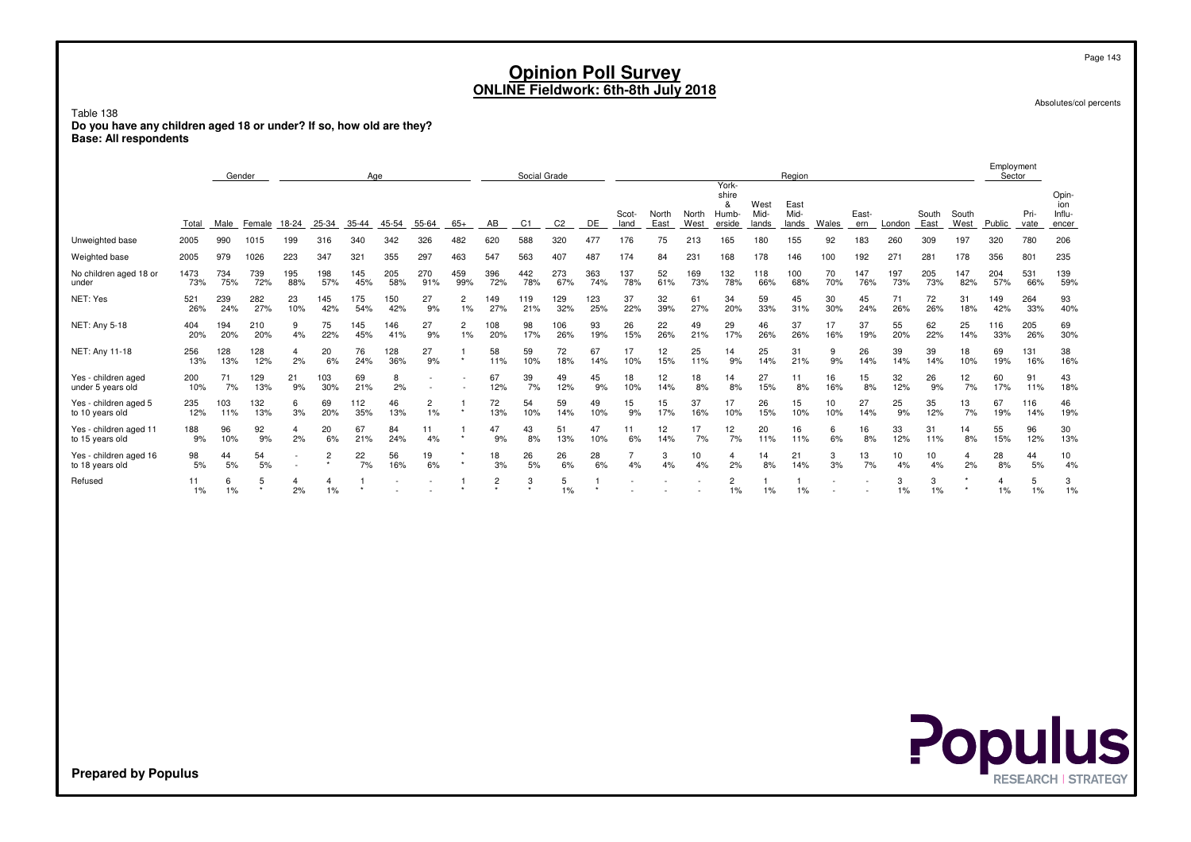# Opinion Poll Survey
## ONLINE Fieldwork: 6th-8th July 2018

Absolutes/col percents

Table 138
**Do you have any children aged 18 or under? If so, how old are they?**
**Base: All respondents**

| | | Gender | | Age | | | | | | Social Grade | | | | Region | | | | | | | | | | | | Employment Sector | | |
|---|---|---|---|---|---|---|---|---|---|---|---|---|---|---|---|---|---|---|---|---|---|---|---|---|---|---|---|---|
| | Total | Male | Female | 18-24 | 25-34 | 35-44 | 45-54 | 55-64 | 65+ | AB | C1 | C2 | DE | Scot-land | North East | North West | York-shire & Humb-erside | West Mid-lands | East Mid-lands | Wales | East-ern | London | South East | South West | Public | Pri-vate | Opin-ion Influ-encer |
| Unweighted base | 2005 | 990 | 1015 | 199 | 316 | 340 | 342 | 326 | 482 | 620 | 588 | 320 | 477 | 176 | 75 | 213 | 165 | 180 | 155 | 92 | 183 | 260 | 309 | 197 | 320 | 780 | 206 |
| Weighted base | 2005 | 979 | 1026 | 223 | 347 | 321 | 355 | 297 | 463 | 547 | 563 | 407 | 487 | 174 | 84 | 231 | 168 | 178 | 146 | 100 | 192 | 271 | 281 | 178 | 356 | 801 | 235 |
| No children aged 18 or under | 1473<br>73% | 734<br>75% | 739<br>72% | 195<br>88% | 198<br>57% | 145<br>45% | 205<br>58% | 270<br>91% | 459<br>99% | 396<br>72% | 442<br>78% | 273<br>67% | 363<br>74% | 137<br>78% | 52<br>61% | 169<br>73% | 132<br>78% | 118<br>66% | 100<br>68% | 70<br>70% | 147<br>76% | 197<br>73% | 205<br>73% | 147<br>82% | 204<br>57% | 531<br>66% | 139<br>59% |
| NET: Yes | 521<br>26% | 239<br>24% | 282<br>27% | 23<br>10% | 145<br>42% | 175<br>54% | 150<br>42% | 27<br>9% | 2<br>1% | 149<br>27% | 119<br>21% | 129<br>32% | 123<br>25% | 37<br>22% | 32<br>39% | 61<br>27% | 34<br>20% | 59<br>33% | 45<br>31% | 30<br>30% | 45<br>24% | 71<br>26% | 72<br>26% | 31<br>18% | 149<br>42% | 264<br>33% | 93<br>40% |
| NET: Any 5-18 | 404<br>20% | 194<br>20% | 210<br>20% | 9<br>4% | 75<br>22% | 145<br>45% | 146<br>41% | 27<br>9% | 2<br>1% | 108<br>20% | 98<br>17% | 106<br>26% | 93<br>19% | 26<br>15% | 22<br>26% | 49<br>21% | 29<br>17% | 46<br>26% | 37<br>26% | 17<br>16% | 37<br>19% | 55<br>20% | 62<br>22% | 25<br>14% | 116<br>33% | 205<br>26% | 69<br>30% |
| NET: Any 11-18 | 256<br>13% | 128<br>13% | 128<br>12% | 4<br>2% | 20<br>6% | 76<br>24% | 128<br>36% | 27<br>9% | 1<br>* | 58<br>11% | 59<br>10% | 72<br>18% | 67<br>14% | 17<br>10% | 12<br>15% | 25<br>11% | 14<br>9% | 25<br>14% | 31<br>21% | 9<br>9% | 26<br>14% | 39<br>14% | 39<br>14% | 18<br>10% | 69<br>19% | 131<br>16% | 38<br>16% |
| Yes - children aged under 5 years old | 200<br>10% | 71<br>7% | 129<br>13% | 21<br>9% | 103<br>30% | 69<br>21% | 8<br>2% | -<br>- | -<br>- | 67<br>12% | 39<br>7% | 49<br>12% | 45<br>9% | 18<br>10% | 12<br>14% | 18<br>8% | 14<br>8% | 27<br>15% | 11<br>8% | 16<br>16% | 15<br>8% | 32<br>12% | 26<br>9% | 12<br>7% | 60<br>17% | 91<br>11% | 43<br>18% |
| Yes - children aged 5 to 10 years old | 235<br>12% | 103<br>11% | 132<br>13% | 6<br>3% | 69<br>20% | 112<br>35% | 46<br>13% | 2<br>1% | 1<br>* | 72<br>13% | 54<br>10% | 59<br>14% | 49<br>10% | 15<br>9% | 15<br>17% | 37<br>16% | 17<br>10% | 26<br>15% | 15<br>10% | 10<br>10% | 27<br>14% | 25<br>9% | 35<br>12% | 13<br>7% | 67<br>19% | 116<br>14% | 46<br>19% |
| Yes - children aged 11 to 15 years old | 188<br>9% | 96<br>10% | 92<br>9% | 4<br>2% | 20<br>6% | 67<br>21% | 84<br>24% | 11<br>4% | 1<br>* | 47<br>9% | 43<br>8% | 51<br>13% | 47<br>10% | 11<br>6% | 12<br>14% | 17<br>7% | 12<br>7% | 20<br>11% | 16<br>11% | 6<br>6% | 16<br>8% | 33<br>12% | 31<br>11% | 14<br>8% | 55<br>15% | 96<br>12% | 30<br>13% |
| Yes - children aged 16 to 18 years old | 98<br>5% | 44<br>5% | 54<br>5% | -<br>- | 2<br>* | 22<br>7% | 56<br>16% | 19<br>6% | *<br>* | 18<br>3% | 26<br>5% | 26<br>6% | 28<br>6% | 7<br>4% | 3<br>4% | 10<br>4% | 4<br>2% | 14<br>8% | 21<br>14% | 3<br>3% | 13<br>7% | 10<br>4% | 10<br>4% | 4<br>2% | 28<br>8% | 44<br>5% | 10<br>4% |
| Refused | 11<br>1% | 6<br>1% | 5<br>* | 4<br>2% | 4<br>1% | 1<br>* | -<br>- | -<br>- | 1<br>* | 2<br>* | 3<br>* | 5<br>1% | 1<br>* | -<br>- | -<br>- | -<br>- | 2<br>1% | 1<br>1% | 1<br>1% | -<br>- | -<br>- | 3<br>1% | 3<br>1% | *<br>* | 4<br>1% | 5<br>1% | 3<br>1% |

**Prepared by Populus**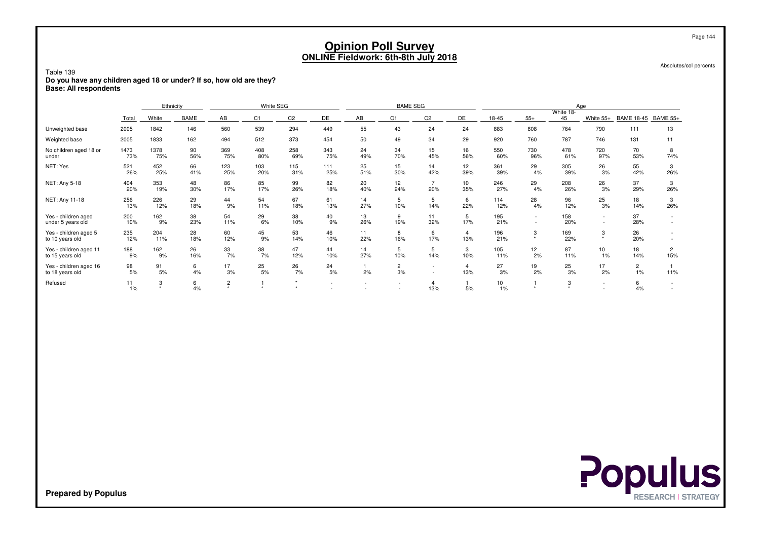# Opinion Poll Survey
## ONLINE Fieldwork: 6th-8th July 2018

Absolutes/col percents

Table 139
**Do you have any children aged 18 or under? If so, how old are they?**
**Base: All respondents**

| | | Ethnicity | | White SEG | | | | BAME SEG | | | | Age | | | | | |
|---|---|---|---|---|---|---|---|---|---|---|---|---|---|---|---|---|---|
| | Total | White | BAME | AB | C1 | C2 | DE | AB | C1 | C2 | DE | 18-45 | 55+ | White 18-45 | White 55+ | BAME 18-45 | BAME 55+ |
| Unweighted base | 2005 | 1842 | 146 | 560 | 539 | 294 | 449 | 55 | 43 | 24 | 24 | 883 | 808 | 764 | 790 | 111 | 13 |
| Weighted base | 2005 | 1833 | 162 | 494 | 512 | 373 | 454 | 50 | 49 | 34 | 29 | 920 | 760 | 787 | 746 | 131 | 11 |
| No children aged 18 or under | 1473<br>73% | 1378<br>75% | 90<br>56% | 369<br>75% | 408<br>80% | 258<br>69% | 343<br>75% | 24<br>49% | 34<br>70% | 15<br>45% | 16<br>56% | 550<br>60% | 730<br>96% | 478<br>61% | 720<br>97% | 70<br>53% | 8<br>74% |
| NET: Yes | 521<br>26% | 452<br>25% | 66<br>41% | 123<br>25% | 103<br>20% | 115<br>31% | 111<br>25% | 25<br>51% | 15<br>30% | 14<br>42% | 12<br>39% | 361<br>39% | 29<br>4% | 305<br>39% | 26<br>3% | 55<br>42% | 3<br>26% |
| NET: Any 5-18 | 404<br>20% | 353<br>19% | 48<br>30% | 86<br>17% | 85<br>17% | 99<br>26% | 82<br>18% | 20<br>40% | 12<br>24% | 7<br>20% | 10<br>35% | 246<br>27% | 29<br>4% | 208<br>26% | 26<br>3% | 37<br>29% | 3<br>26% |
| NET: Any 11-18 | 256<br>13% | 226<br>12% | 29<br>18% | 44<br>9% | 54<br>11% | 67<br>18% | 61<br>13% | 14<br>27% | 5<br>10% | 5<br>14% | 6<br>22% | 114<br>12% | 28<br>4% | 96<br>12% | 25<br>3% | 18<br>14% | 3<br>26% |
| Yes - children aged under 5 years old | 200<br>10% | 162<br>9% | 38<br>23% | 54<br>11% | 29<br>6% | 38<br>10% | 40<br>9% | 13<br>26% | 9<br>19% | 11<br>32% | 5<br>17% | 195<br>21% | -<br>- | 158<br>20% | -<br>- | 37<br>28% | -<br>- |
| Yes - children aged 5 to 10 years old | 235<br>12% | 204<br>11% | 28<br>18% | 60<br>12% | 45<br>9% | 53<br>14% | 46<br>10% | 11<br>22% | 8<br>16% | 6<br>17% | 4<br>13% | 196<br>21% | 3<br>* | 169<br>22% | 3<br>* | 26<br>20% | -<br>- |
| Yes - children aged 11 to 15 years old | 188<br>9% | 162<br>9% | 26<br>16% | 33<br>7% | 38<br>7% | 47<br>12% | 44<br>10% | 14<br>27% | 5<br>10% | 5<br>14% | 3<br>10% | 105<br>11% | 12<br>2% | 87<br>11% | 10<br>1% | 18<br>14% | 2<br>15% |
| Yes - children aged 16 to 18 years old | 98<br>5% | 91<br>5% | 6<br>4% | 17<br>3% | 25<br>5% | 26<br>7% | 24<br>5% | 1<br>2% | 2<br>3% | -<br>- | 4<br>13% | 27<br>3% | 19<br>2% | 25<br>3% | 17<br>2% | 2<br>1% | 1<br>11% |
| Refused | 11<br>1% | 3<br>* | 6<br>4% | 2<br>* | 1<br>* | *<br>* | -<br>- | -<br>- | -<br>- | 4<br>13% | 1<br>5% | 10<br>1% | 1<br>* | 3<br>* | -<br>- | 6<br>4% | -<br>- |

**Prepared by Populus**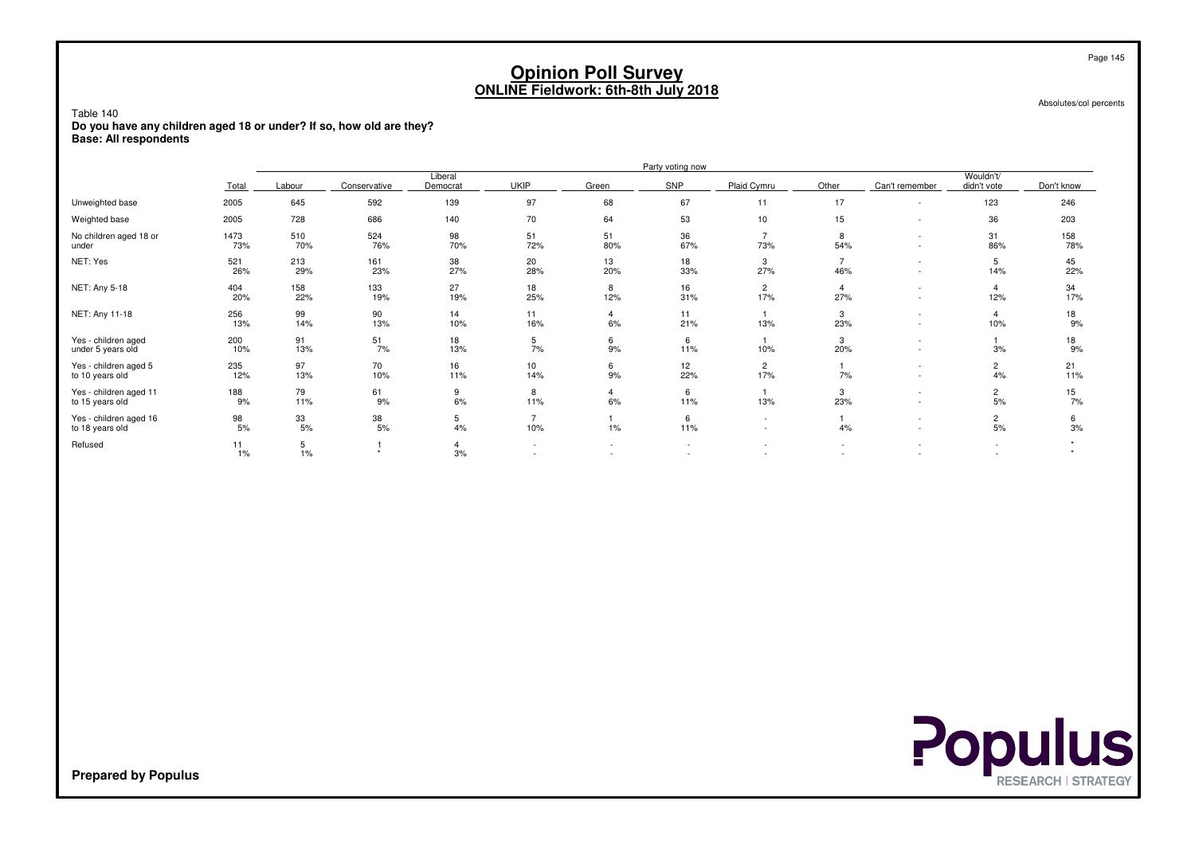# Opinion Poll Survey
## ONLINE Fieldwork: 6th-8th July 2018

Absolutes/col percents

Table 140
**Do you have any children aged 18 or under? If so, how old are they?**
**Base: All respondents**

| | | Party voting now | | | | | | | | | | |
|---|---|---|---|---|---|---|---|---|---|---|---|---|
| | Total | Labour | Conservative | Liberal Democrat | UKIP | Green | SNP | Plaid Cymru | Other | Can't remember | Wouldn't/ didn't vote | Don't know |
| Unweighted base | 2005 | 645 | 592 | 139 | 97 | 68 | 67 | 11 | 17 | - | 123 | 246 |
| Weighted base | 2005 | 728 | 686 | 140 | 70 | 64 | 53 | 10 | 15 | - | 36 | 203 |
| No children aged 18 or under | 1473<br>73% | 510<br>70% | 524<br>76% | 98<br>70% | 51<br>72% | 51<br>80% | 36<br>67% | 7<br>73% | 8<br>54% | -<br>- | 31<br>86% | 158<br>78% |
| NET: Yes | 521<br>26% | 213<br>29% | 161<br>23% | 38<br>27% | 20<br>28% | 13<br>20% | 18<br>33% | 3<br>27% | 7<br>46% | -<br>- | 5<br>14% | 45<br>22% |
| NET: Any 5-18 | 404<br>20% | 158<br>22% | 133<br>19% | 27<br>19% | 18<br>25% | 8<br>12% | 16<br>31% | 2<br>17% | 4<br>27% | -<br>- | 4<br>12% | 34<br>17% |
| NET: Any 11-18 | 256<br>13% | 99<br>14% | 90<br>13% | 14<br>10% | 11<br>16% | 4<br>6% | 11<br>21% | 1<br>13% | 3<br>23% | -<br>- | 4<br>10% | 18<br>9% |
| Yes - children aged under 5 years old | 200<br>10% | 91<br>13% | 51<br>7% | 18<br>13% | 5<br>7% | 6<br>9% | 6<br>11% | 1<br>10% | 3<br>20% | -<br>- | 1<br>3% | 18<br>9% |
| Yes - children aged 5 to 10 years old | 235<br>12% | 97<br>13% | 70<br>10% | 16<br>11% | 10<br>14% | 6<br>9% | 12<br>22% | 2<br>17% | 1<br>7% | -<br>- | 2<br>4% | 21<br>11% |
| Yes - children aged 11 to 15 years old | 188<br>9% | 79<br>11% | 61<br>9% | 9<br>6% | 8<br>11% | 4<br>6% | 6<br>11% | 1<br>13% | 3<br>23% | -<br>- | 2<br>5% | 15<br>7% |
| Yes - children aged 16 to 18 years old | 98<br>5% | 33<br>5% | 38<br>5% | 5<br>4% | 7<br>10% | 1<br>1% | 6<br>11% | -<br>- | 1<br>4% | -<br>- | 2<br>5% | 6<br>3% |
| Refused | 11<br>1% | 5<br>1% | 1<br>* | 4<br>3% | -<br>- | -<br>- | -<br>- | -<br>- | -<br>- | -<br>- | -<br>- | *<br>* |

**Prepared by Populus**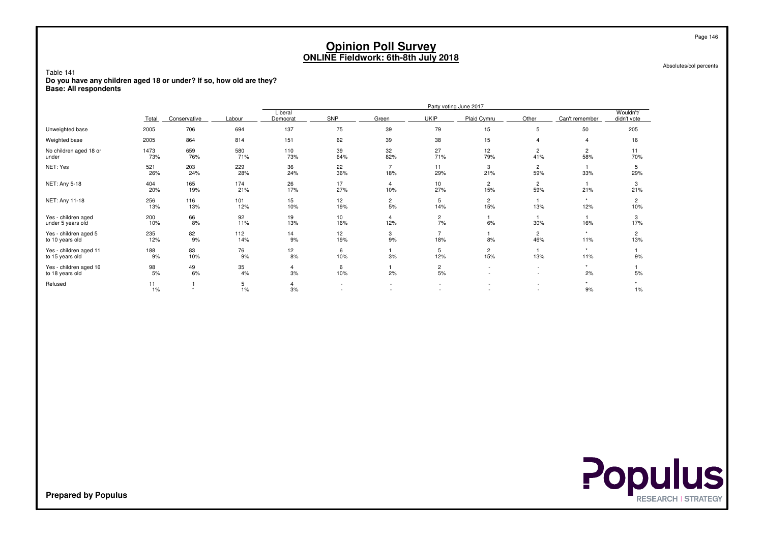# Opinion Poll Survey
## ONLINE Fieldwork: 6th-8th July 2018

Absolutes/col percents

Table 141
**Do you have any children aged 18 or under? If so, how old are they?**
**Base: All respondents**

| | Total | Conservative | Labour | Liberal Democrat | SNP | Green | UKIP | Plaid Cymru | Other | Can't remember | Wouldn't/ didn't vote |
|---|---|---|---|---|---|---|---|---|---|---|---|
| | | Party voting June 2017 | | | | | | | | | |
| Unweighted base | 2005 | 706 | 694 | 137 | 75 | 39 | 79 | 15 | 5 | 50 | 205 |
| Weighted base | 2005 | 864 | 814 | 151 | 62 | 39 | 38 | 15 | 4 | 4 | 16 |
| No children aged 18 or under | 1473<br>73% | 659<br>76% | 580<br>71% | 110<br>73% | 39<br>64% | 32<br>82% | 27<br>71% | 12<br>79% | 2<br>41% | 2<br>58% | 11<br>70% |
| NET: Yes | 521<br>26% | 203<br>24% | 229<br>28% | 36<br>24% | 22<br>36% | 7<br>18% | 11<br>29% | 3<br>21% | 2<br>59% | 1<br>33% | 5<br>29% |
| NET: Any 5-18 | 404<br>20% | 165<br>19% | 174<br>21% | 26<br>17% | 17<br>27% | 4<br>10% | 10<br>27% | 2<br>15% | 2<br>59% | 1<br>21% | 3<br>21% |
| NET: Any 11-18 | 256<br>13% | 116<br>13% | 101<br>12% | 15<br>10% | 12<br>19% | 2<br>5% | 5<br>14% | 2<br>15% | 1<br>13% | *<br>12% | 2<br>10% |
| Yes - children aged under 5 years old | 200<br>10% | 66<br>8% | 92<br>11% | 19<br>13% | 10<br>16% | 4<br>12% | 2<br>7% | 1<br>6% | 1<br>30% | 1<br>16% | 3<br>17% |
| Yes - children aged 5 to 10 years old | 235<br>12% | 82<br>9% | 112<br>14% | 14<br>9% | 12<br>19% | 3<br>9% | 7<br>18% | 1<br>8% | 2<br>46% | *<br>11% | 2<br>13% |
| Yes - children aged 11 to 15 years old | 188<br>9% | 83<br>10% | 76<br>9% | 12<br>8% | 6<br>10% | 1<br>3% | 5<br>12% | 2<br>15% | 1<br>13% | *<br>11% | 1<br>9% |
| Yes - children aged 16 to 18 years old | 98<br>5% | 49<br>6% | 35<br>4% | 4<br>3% | 6<br>10% | 1<br>2% | 2<br>5% | -<br>- | -<br>- | *<br>2% | 1<br>5% |
| Refused | 11<br>1% | 1<br>* | 5<br>1% | 4<br>3% | -<br>- | -<br>- | -<br>- | -<br>- | -<br>- | *<br>9% | *<br>1% |

**Prepared by Populus**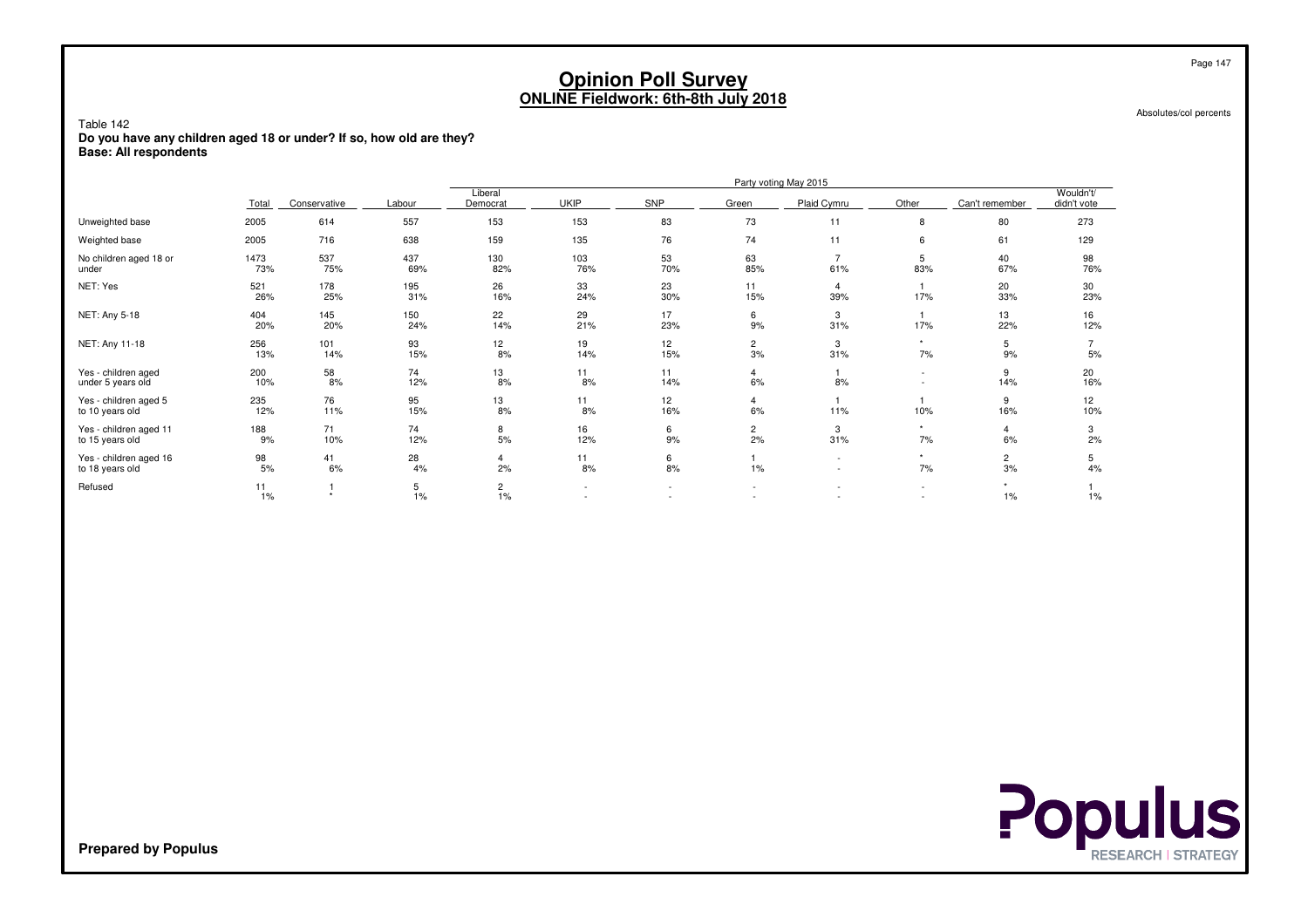# Opinion Poll Survey
## ONLINE Fieldwork: 6th-8th July 2018

Absolutes/col percents

Table 142
**Do you have any children aged 18 or under? If so, how old are they?**
**Base: All respondents**

| | Total | Conservative | Labour | Liberal Democrat | UKIP | SNP | Green | Plaid Cymru | Other | Can't remember | Wouldn't/ didn't vote |
|---|---|---|---|---|---|---|---|---|---|---|---|
| | | Party voting May 2015 | | | | | | | | | |
| Unweighted base | 2005 | 614 | 557 | 153 | 153 | 83 | 73 | 11 | 8 | 80 | 273 |
| Weighted base | 2005 | 716 | 638 | 159 | 135 | 76 | 74 | 11 | 6 | 61 | 129 |
| No children aged 18 or under | 1473<br>73% | 537<br>75% | 437<br>69% | 130<br>82% | 103<br>76% | 53<br>70% | 63<br>85% | 7<br>61% | 5<br>83% | 40<br>67% | 98<br>76% |
| NET: Yes | 521<br>26% | 178<br>25% | 195<br>31% | 26<br>16% | 33<br>24% | 23<br>30% | 11<br>15% | 4<br>39% | 1<br>17% | 20<br>33% | 30<br>23% |
| NET: Any 5-18 | 404<br>20% | 145<br>20% | 150<br>24% | 22<br>14% | 29<br>21% | 17<br>23% | 6<br>9% | 3<br>31% | 1<br>17% | 13<br>22% | 16<br>12% |
| NET: Any 11-18 | 256<br>13% | 101<br>14% | 93<br>15% | 12<br>8% | 19<br>14% | 12<br>15% | 2<br>3% | 3<br>31% | *<br>7% | 5<br>9% | 7<br>5% |
| Yes - children aged under 5 years old | 200<br>10% | 58<br>8% | 74<br>12% | 13<br>8% | 11<br>8% | 11<br>14% | 4<br>6% | 1<br>8% | -<br>- | 9<br>14% | 20<br>16% |
| Yes - children aged 5 to 10 years old | 235<br>12% | 76<br>11% | 95<br>15% | 13<br>8% | 11<br>8% | 12<br>16% | 4<br>6% | 1<br>11% | 1<br>10% | 9<br>16% | 12<br>10% |
| Yes - children aged 11 to 15 years old | 188<br>9% | 71<br>10% | 74<br>12% | 8<br>5% | 16<br>12% | 6<br>9% | 2<br>2% | 3<br>31% | *<br>7% | 4<br>6% | 3<br>2% |
| Yes - children aged 16 to 18 years old | 98<br>5% | 41<br>6% | 28<br>4% | 4<br>2% | 11<br>8% | 6<br>8% | 1<br>1% | -<br>- | *<br>7% | 2<br>3% | 5<br>4% |
| Refused | 11<br>1% | 1<br>* | 5<br>1% | 2<br>1% | -<br>- | -<br>- | -<br>- | -<br>- | -<br>- | *<br>1% | 1<br>1% |

**Prepared by Populus**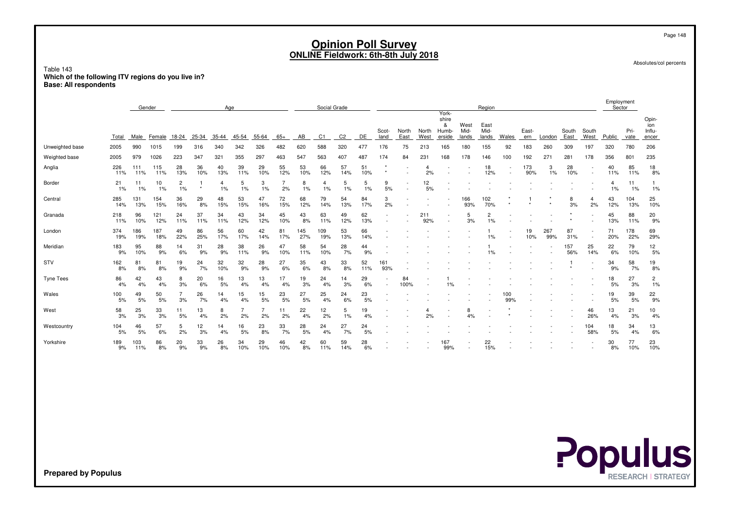# Opinion Poll Survey
## ONLINE Fieldwork: 6th-8th July 2018

Absolutes/col percents

Table 143
**Which of the following ITV regions do you live in?**
**Base: All respondents**

| | | Gender | | Age | | | | | | Social Grade | | | | Region | | | | | | | | | | | Employment Sector | | |
|---|---|---|---|---|---|---|---|---|---|---|---|---|---|---|---|---|---|---|---|---|---|---|---|---|---|---|---|
| | Total | Male | Female | 18-24 | 25-34 | 35-44 | 45-54 | 55-64 | 65+ | AB | C1 | C2 | DE | Scot-land | North East | North West | York-shire & Humb-erside | West Mid-lands | East Mid-lands | Wales | East-ern | London | South East | South West | Public | Pri-vate | Opin-ion Influ-encer |
| Unweighted base | 2005 | 990 | 1015 | 199 | 316 | 340 | 342 | 326 | 482 | 620 | 588 | 320 | 477 | 176 | 75 | 213 | 165 | 180 | 155 | 92 | 183 | 260 | 309 | 197 | 320 | 780 | 206 |
| Weighted base | 2005 | 979 | 1026 | 223 | 347 | 321 | 355 | 297 | 463 | 547 | 563 | 407 | 487 | 174 | 84 | 231 | 168 | 178 | 146 | 100 | 192 | 271 | 281 | 178 | 356 | 801 | 235 |
| Anglia | 226 | 111 | 115 | 28 | 36 | 40 | 39 | 29 | 55 | 53 | 66 | 57 | 51 | * | - | 4 | - | - | 18 | - | 173 | 3 | 28 | - | 40 | 85 | 18 |
| | 11% | 11% | 11% | 13% | 10% | 13% | 11% | 10% | 12% | 10% | 12% | 14% | 10% | * | - | 2% | - | - | 12% | - | 90% | 1% | 10% | - | 11% | 11% | 8% |
| Border | 21 | 11 | 10 | 2 | 1 | 4 | 5 | 3 | 7 | 8 | 4 | 5 | 5 | 9 | - | 12 | - | - | - | - | - | - | - | - | 4 | 11 | 1 |
| | 1% | 1% | 1% | 1% | * | 1% | 1% | 1% | 2% | 1% | 1% | 1% | 1% | 5% | - | 5% | - | - | - | - | - | - | - | - | 1% | 1% | 1% |
| Central | 285 | 131 | 154 | 36 | 29 | 48 | 53 | 47 | 72 | 68 | 79 | 54 | 84 | 3 | - | - | - | 166 | 102 | * | 1 | * | 8 | 4 | 43 | 104 | 25 |
| | 14% | 13% | 15% | 16% | 8% | 15% | 15% | 16% | 15% | 12% | 14% | 13% | 17% | 2% | - | - | - | 93% | 70% | * | * | * | 3% | 2% | 12% | 13% | 10% |
| Granada | 218 | 96 | 121 | 24 | 37 | 34 | 43 | 34 | 45 | 43 | 63 | 49 | 62 | - | - | 211 | - | 5 | 2 | - | - | - | * | - | 45 | 88 | 20 |
| | 11% | 10% | 12% | 11% | 11% | 11% | 12% | 12% | 10% | 8% | 11% | 12% | 13% | - | - | 92% | - | 3% | 1% | - | - | - | * | - | 13% | 11% | 9% |
| London | 374 | 186 | 187 | 49 | 86 | 56 | 60 | 42 | 81 | 145 | 109 | 53 | 66 | - | - | - | - | - | 1 | - | 19 | 267 | 87 | - | 71 | 178 | 69 |
| | 19% | 19% | 18% | 22% | 25% | 17% | 17% | 14% | 17% | 27% | 19% | 13% | 14% | - | - | - | - | - | 1% | - | 10% | 99% | 31% | - | 20% | 22% | 29% |
| Meridian | 183 | 95 | 88 | 14 | 31 | 28 | 38 | 26 | 47 | 58 | 54 | 28 | 44 | - | - | - | - | - | 1 | - | - | - | 157 | 25 | 22 | 79 | 12 |
| | 9% | 10% | 9% | 6% | 9% | 9% | 11% | 9% | 10% | 11% | 10% | 7% | 9% | - | - | - | - | - | 1% | - | - | - | 56% | 14% | 6% | 10% | 5% |
| STV | 162 | 81 | 81 | 19 | 24 | 32 | 32 | 28 | 27 | 35 | 43 | 33 | 52 | 161 | - | - | - | - | - | - | - | - | 1 | - | 34 | 58 | 19 |
| | 8% | 8% | 8% | 9% | 7% | 10% | 9% | 9% | 6% | 6% | 8% | 8% | 11% | 93% | - | - | - | - | - | - | - | - | * | - | 9% | 7% | 8% |
| Tyne Tees | 86 | 42 | 43 | 8 | 20 | 16 | 13 | 13 | 17 | 19 | 24 | 14 | 29 | - | 84 | - | 1 | - | - | - | - | - | - | - | 18 | 27 | 2 |
| | 4% | 4% | 4% | 3% | 6% | 5% | 4% | 4% | 4% | 3% | 4% | 3% | 6% | - | 100% | - | 1% | - | - | - | - | - | - | - | 5% | 3% | 1% |
| Wales | 100 | 49 | 50 | 7 | 26 | 14 | 15 | 15 | 23 | 27 | 25 | 24 | 23 | - | - | - | - | - | - | 100 | - | - | - | - | 19 | 39 | 22 |
| | 5% | 5% | 5% | 3% | 7% | 4% | 4% | 5% | 5% | 5% | 4% | 6% | 5% | - | - | - | - | - | - | 99% | - | - | - | - | 5% | 5% | 9% |
| West | 58 | 25 | 33 | 11 | 13 | 8 | 7 | 7 | 11 | 22 | 12 | 5 | 19 | - | - | 4 | - | 8 | - | * | - | - | - | 46 | 13 | 21 | 10 |
| | 3% | 3% | 3% | 5% | 4% | 2% | 2% | 2% | 2% | 4% | 2% | 1% | 4% | - | - | 2% | - | 4% | - | * | - | - | - | 26% | 4% | 3% | 4% |
| Westcountry | 104 | 46 | 57 | 5 | 12 | 14 | 16 | 23 | 33 | 28 | 24 | 27 | 24 | - | - | - | - | - | - | - | - | - | - | 104 | 18 | 34 | 13 |
| | 5% | 5% | 6% | 2% | 3% | 4% | 5% | 8% | 7% | 5% | 4% | 7% | 5% | - | - | - | - | - | - | - | - | - | - | 58% | 5% | 4% | 6% |
| Yorkshire | 189 | 103 | 86 | 20 | 33 | 26 | 34 | 29 | 46 | 42 | 60 | 59 | 28 | - | - | - | 167 | - | 22 | - | - | - | - | - | 30 | 77 | 23 |
| | 9% | 11% | 8% | 9% | 9% | 8% | 10% | 10% | 10% | 8% | 11% | 14% | 6% | - | - | - | 99% | - | 15% | - | - | - | - | - | 8% | 10% | 10% |

Prepared by Populus

Populus RESEARCH | STRATEGY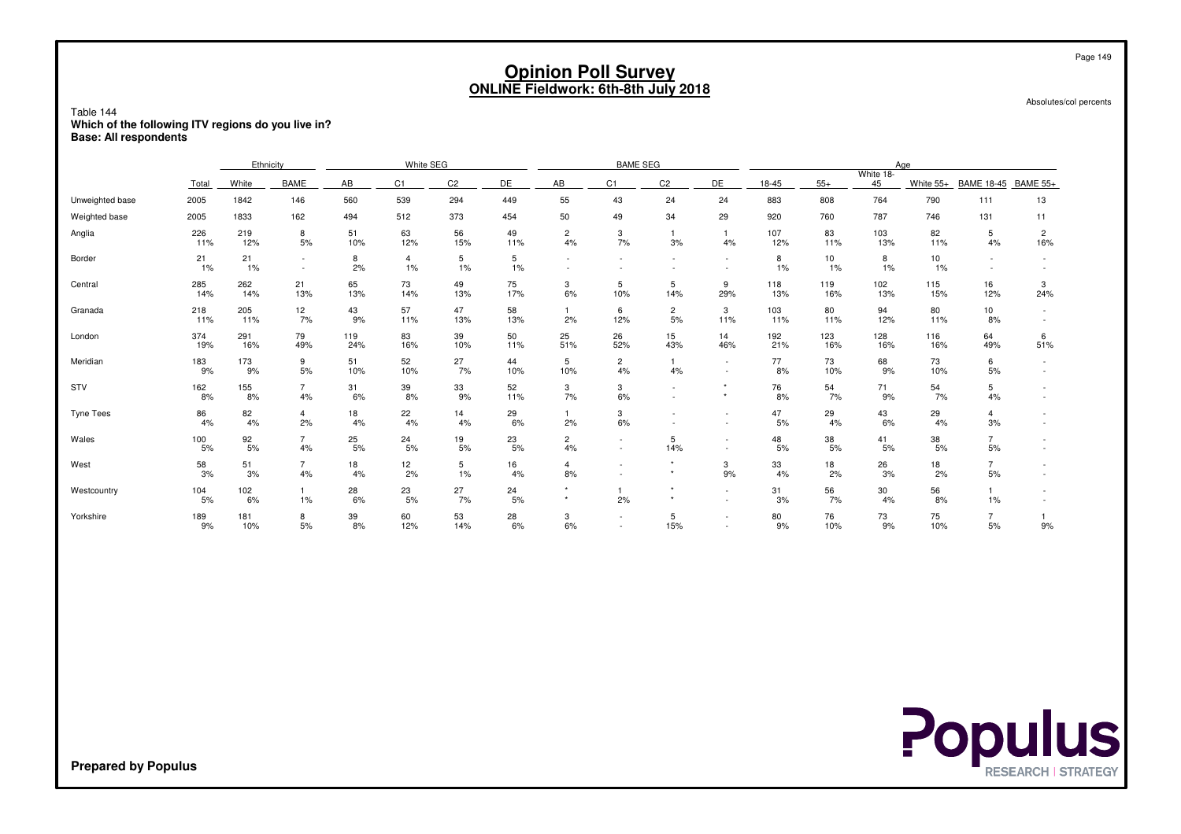# Opinion Poll Survey
## ONLINE Fieldwork: 6th-8th July 2018

Absolutes/col percents

Table 144
**Which of the following ITV regions do you live in?**
**Base: All respondents**

| | | Ethnicity | | White SEG | | | | BAME SEG | | | | Age | | | | | |
|---|---|---|---|---|---|---|---|---|---|---|---|---|---|---|---|---|---|
| | Total | White | BAME | AB | C1 | C2 | DE | AB | C1 | C2 | DE | 18-45 | 55+ | White 18-45 | White 55+ | BAME 18-45 | BAME 55+ |
| Unweighted base | 2005 | 1842 | 146 | 560 | 539 | 294 | 449 | 55 | 43 | 24 | 24 | 883 | 808 | 764 | 790 | 111 | 13 |
| Weighted base | 2005 | 1833 | 162 | 494 | 512 | 373 | 454 | 50 | 49 | 34 | 29 | 920 | 760 | 787 | 746 | 131 | 11 |
| Anglia | 226<br>11% | 219<br>12% | 8<br>5% | 51<br>10% | 63<br>12% | 56<br>15% | 49<br>11% | 2<br>4% | 3<br>7% | 1<br>3% | 1<br>4% | 107<br>12% | 83<br>11% | 103<br>13% | 82<br>11% | 5<br>4% | 2<br>16% |
| Border | 21<br>1% | 21<br>1% | -<br>- | 8<br>2% | 4<br>1% | 5<br>1% | 5<br>1% | -<br>- | -<br>- | -<br>- | -<br>- | 8<br>1% | 10<br>1% | 8<br>1% | 10<br>1% | -<br>- | -<br>- |
| Central | 285<br>14% | 262<br>14% | 21<br>13% | 65<br>13% | 73<br>14% | 49<br>13% | 75<br>17% | 3<br>6% | 5<br>10% | 5<br>14% | 9<br>29% | 118<br>13% | 119<br>16% | 102<br>13% | 115<br>15% | 16<br>12% | 3<br>24% |
| Granada | 218<br>11% | 205<br>11% | 12<br>7% | 43<br>9% | 57<br>11% | 47<br>13% | 58<br>13% | 1<br>2% | 6<br>12% | 2<br>5% | 3<br>11% | 103<br>11% | 80<br>11% | 94<br>12% | 80<br>11% | 10<br>8% | -<br>- |
| London | 374<br>19% | 291<br>16% | 79<br>49% | 119<br>24% | 83<br>16% | 39<br>10% | 50<br>11% | 25<br>51% | 26<br>52% | 15<br>43% | 14<br>46% | 192<br>21% | 123<br>16% | 128<br>16% | 116<br>16% | 64<br>49% | 6<br>51% |
| Meridian | 183<br>9% | 173<br>9% | 9<br>5% | 51<br>10% | 52<br>10% | 27<br>7% | 44<br>10% | 5<br>10% | 2<br>4% | 1<br>4% | -<br>- | 77<br>8% | 73<br>10% | 68<br>9% | 73<br>10% | 6<br>5% | -<br>- |
| STV | 162<br>8% | 155<br>8% | 7<br>4% | 31<br>6% | 39<br>8% | 33<br>9% | 52<br>11% | 3<br>7% | 3<br>6% | -<br>- | *<br>* | 76<br>8% | 54<br>7% | 71<br>9% | 54<br>7% | 5<br>4% | -<br>- |
| Tyne Tees | 86<br>4% | 82<br>4% | 4<br>2% | 18<br>4% | 22<br>4% | 14<br>4% | 29<br>6% | 1<br>2% | 3<br>6% | -<br>- | -<br>- | 47<br>5% | 29<br>4% | 43<br>6% | 29<br>4% | 4<br>3% | -<br>- |
| Wales | 100<br>5% | 92<br>5% | 7<br>4% | 25<br>5% | 24<br>5% | 19<br>5% | 23<br>5% | 2<br>4% | -<br>- | 5<br>14% | -<br>- | 48<br>5% | 38<br>5% | 41<br>5% | 38<br>5% | 7<br>5% | -<br>- |
| West | 58<br>3% | 51<br>3% | 7<br>4% | 18<br>4% | 12<br>2% | 5<br>1% | 16<br>4% | 4<br>8% | -<br>- | *<br>* | 3<br>9% | 33<br>4% | 18<br>2% | 26<br>3% | 18<br>2% | 7<br>5% | -<br>- |
| Westcountry | 104<br>5% | 102<br>6% | 1<br>1% | 28<br>6% | 23<br>5% | 27<br>7% | 24<br>5% | *<br>* | 1<br>2% | *<br>* | -<br>- | 31<br>3% | 56<br>7% | 30<br>4% | 56<br>8% | 1<br>1% | -<br>- |
| Yorkshire | 189<br>9% | 181<br>10% | 8<br>5% | 39<br>8% | 60<br>12% | 53<br>14% | 28<br>6% | 3<br>6% | -<br>- | 5<br>15% | -<br>- | 80<br>9% | 76<br>10% | 73<br>9% | 75<br>10% | 7<br>5% | 1<br>9% |

**Prepared by Populus**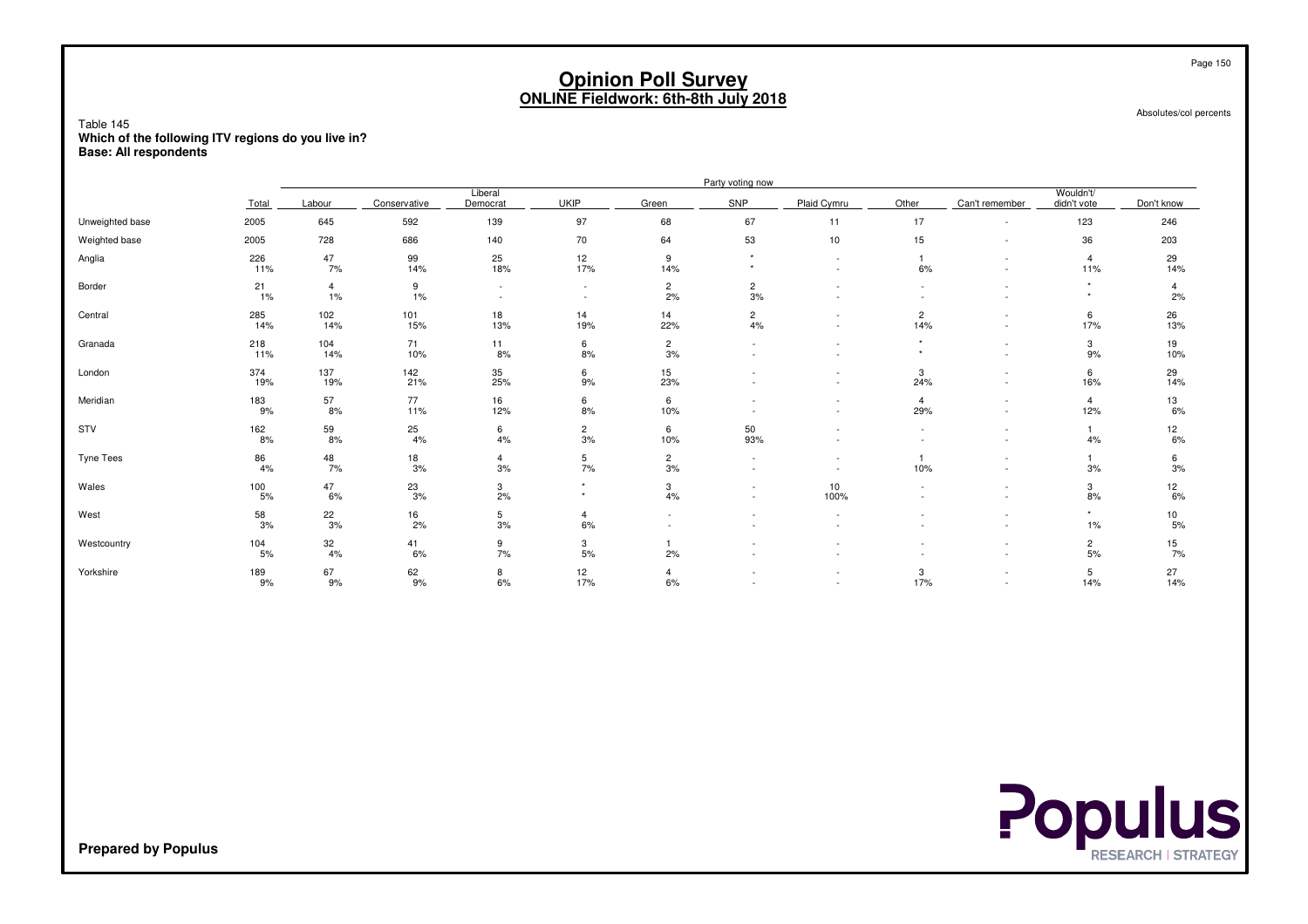# Opinion Poll Survey
## ONLINE Fieldwork: 6th-8th July 2018

Absolutes/col percents

Table 145
**Which of the following ITV regions do you live in?**
**Base: All respondents**

| | Total | Party voting now | | | | | | | | | | |
|---|---|---|---|---|---|---|---|---|---|---|---|---|
| | | Labour | Conservative | Liberal Democrat | UKIP | Green | SNP | Plaid Cymru | Other | Can't remember | Wouldn't/ didn't vote | Don't know |
| Unweighted base | 2005 | 645 | 592 | 139 | 97 | 68 | 67 | 11 | 17 | - | 123 | 246 |
| Weighted base | 2005 | 728 | 686 | 140 | 70 | 64 | 53 | 10 | 15 | - | 36 | 203 |
| Anglia | 226 | 47 | 99 | 25 | 12 | 9 | * | - | 1 | - | 4 | 29 |
| | 11% | 7% | 14% | 18% | 17% | 14% | * | - | 6% | - | 11% | 14% |
| Border | 21 | 4 | 9 | - | - | 2 | 2 | - | - | - | * | 4 |
| | 1% | 1% | 1% | - | - | 2% | 3% | - | - | - | * | 2% |
| Central | 285 | 102 | 101 | 18 | 14 | 14 | 2 | - | 2 | - | 6 | 26 |
| | 14% | 14% | 15% | 13% | 19% | 22% | 4% | - | 14% | - | 17% | 13% |
| Granada | 218 | 104 | 71 | 11 | 6 | 2 | - | - | * | - | 3 | 19 |
| | 11% | 14% | 10% | 8% | 8% | 3% | - | - | * | - | 9% | 10% |
| London | 374 | 137 | 142 | 35 | 6 | 15 | - | - | 3 | - | 6 | 29 |
| | 19% | 19% | 21% | 25% | 9% | 23% | - | - | 24% | - | 16% | 14% |
| Meridian | 183 | 57 | 77 | 16 | 6 | 6 | - | - | 4 | - | 4 | 13 |
| | 9% | 8% | 11% | 12% | 8% | 10% | - | - | 29% | - | 12% | 6% |
| STV | 162 | 59 | 25 | 6 | 2 | 6 | 50 | - | - | - | 1 | 12 |
| | 8% | 8% | 4% | 4% | 3% | 10% | 93% | - | - | - | 4% | 6% |
| Tyne Tees | 86 | 48 | 18 | 4 | 5 | 2 | - | - | 1 | - | 1 | 6 |
| | 4% | 7% | 3% | 3% | 7% | 3% | - | - | 10% | - | 3% | 3% |
| Wales | 100 | 47 | 23 | 3 | * | 3 | - | 10 | - | - | 3 | 12 |
| | 5% | 6% | 3% | 2% | * | 4% | - | 100% | - | - | 8% | 6% |
| West | 58 | 22 | 16 | 5 | 4 | - | - | - | - | - | * | 10 |
| | 3% | 3% | 2% | 3% | 6% | - | - | - | - | - | 1% | 5% |
| Westcountry | 104 | 32 | 41 | 9 | 3 | 1 | - | - | - | - | 2 | 15 |
| | 5% | 4% | 6% | 7% | 5% | 2% | - | - | - | - | 5% | 7% |
| Yorkshire | 189 | 67 | 62 | 8 | 12 | 4 | - | - | 3 | - | 5 | 27 |
| | 9% | 9% | 9% | 6% | 17% | 6% | - | - | 17% | - | 14% | 14% |

**Prepared by Populus**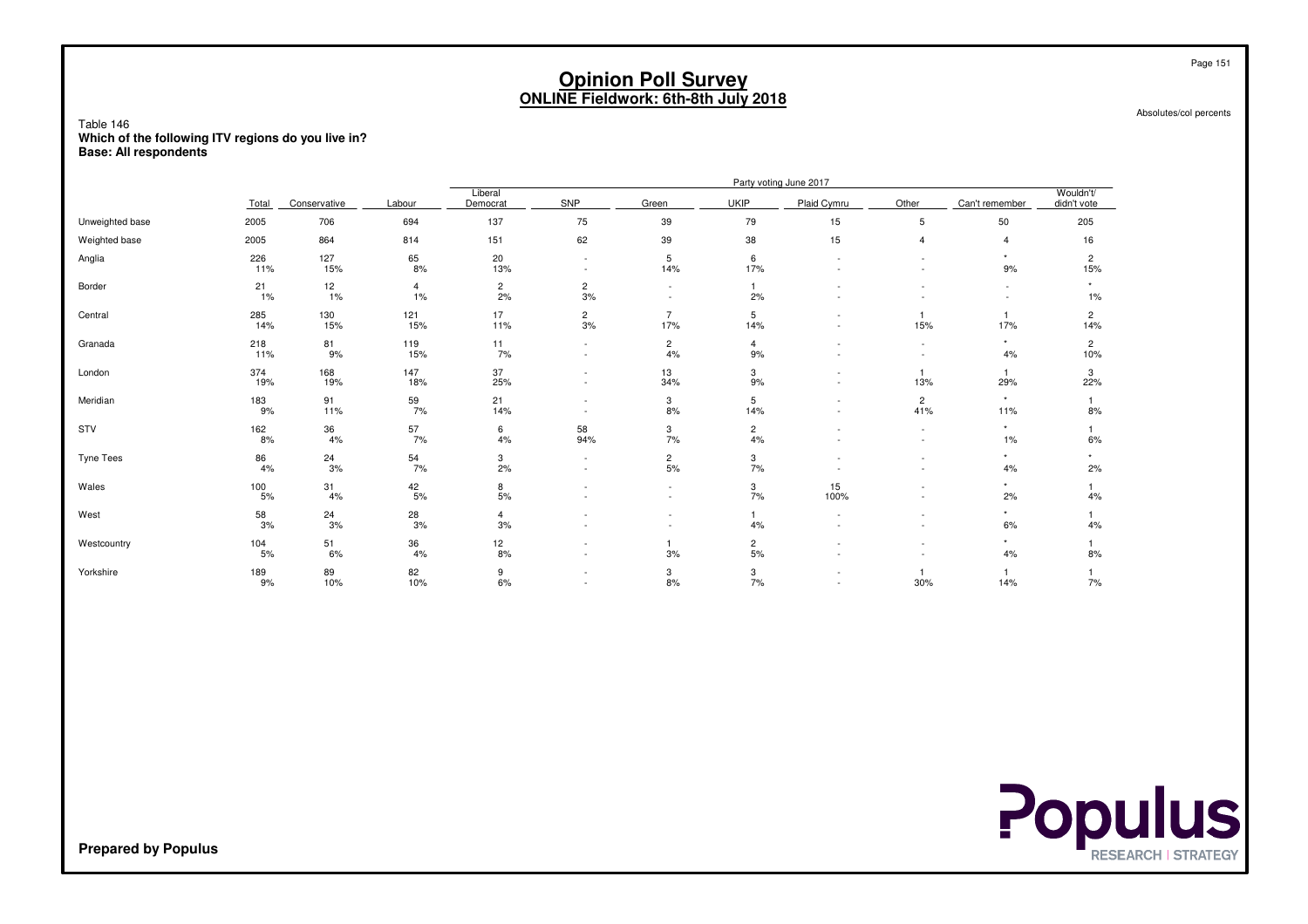# Opinion Poll Survey
## ONLINE Fieldwork: 6th-8th July 2018

Absolutes/col percents

Table 146
**Which of the following ITV regions do you live in?**
**Base: All respondents**

| | | Party voting June 2017 | | | | | | | | | |
|---|---|---|---|---|---|---|---|---|---|---|---|
| | Total | Conservative | Labour | Liberal Democrat | SNP | Green | UKIP | Plaid Cymru | Other | Can't remember | Wouldn't/ didn't vote |
| Unweighted base | 2005 | 706 | 694 | 137 | 75 | 39 | 79 | 15 | 5 | 50 | 205 |
| Weighted base | 2005 | 864 | 814 | 151 | 62 | 39 | 38 | 15 | 4 | 4 | 16 |
| Anglia | 226 | 127 | 65 | 20 | - | 5 | 6 | - | - | * | 2 |
| | 11% | 15% | 8% | 13% | - | 14% | 17% | - | - | 9% | 15% |
| Border | 21 | 12 | 4 | 2 | 2 | - | 1 | - | - | - | * |
| | 1% | 1% | 1% | 2% | 3% | - | 2% | - | - | - | 1% |
| Central | 285 | 130 | 121 | 17 | 2 | 7 | 5 | - | 1 | 1 | 2 |
| | 14% | 15% | 15% | 11% | 3% | 17% | 14% | - | 15% | 17% | 14% |
| Granada | 218 | 81 | 119 | 11 | - | 2 | 4 | - | - | * | 2 |
| | 11% | 9% | 15% | 7% | - | 4% | 9% | - | - | 4% | 10% |
| London | 374 | 168 | 147 | 37 | - | 13 | 3 | - | 1 | 1 | 3 |
| | 19% | 19% | 18% | 25% | - | 34% | 9% | - | 13% | 29% | 22% |
| Meridian | 183 | 91 | 59 | 21 | - | 3 | 5 | - | 2 | * | 1 |
| | 9% | 11% | 7% | 14% | - | 8% | 14% | - | 41% | 11% | 8% |
| STV | 162 | 36 | 57 | 6 | 58 | 3 | 2 | - | - | * | 1 |
| | 8% | 4% | 7% | 4% | 94% | 7% | 4% | - | - | 1% | 6% |
| Tyne Tees | 86 | 24 | 54 | 3 | - | 2 | 3 | - | - | * | * |
| | 4% | 3% | 7% | 2% | - | 5% | 7% | - | - | 4% | 2% |
| Wales | 100 | 31 | 42 | 8 | - | - | 3 | 15 | - | * | 1 |
| | 5% | 4% | 5% | 5% | - | - | 7% | 100% | - | 2% | 4% |
| West | 58 | 24 | 28 | 4 | - | - | 1 | - | - | * | 1 |
| | 3% | 3% | 3% | 3% | - | - | 4% | - | - | 6% | 4% |
| Westcountry | 104 | 51 | 36 | 12 | - | 1 | 2 | - | - | * | 1 |
| | 5% | 6% | 4% | 8% | - | 3% | 5% | - | - | 4% | 8% |
| Yorkshire | 189 | 89 | 82 | 9 | - | 3 | 3 | - | 1 | 1 | 1 |
| | 9% | 10% | 10% | 6% | - | 8% | 7% | - | 30% | 14% | 7% |

**Prepared by Populus**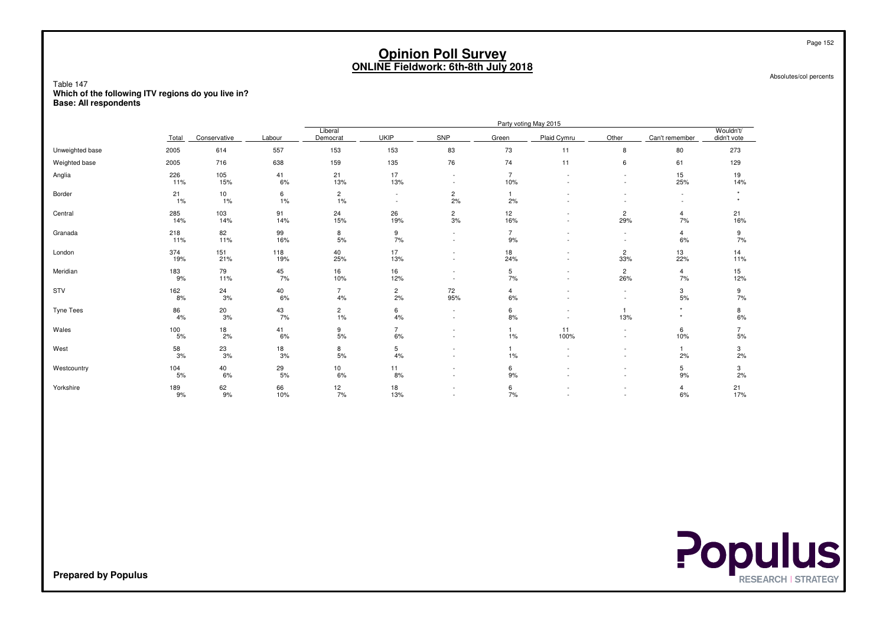# Opinion Poll Survey
## ONLINE Fieldwork: 6th-8th July 2018

Absolutes/col percents

Table 147
**Which of the following ITV regions do you live in?**
**Base: All respondents**

| | Total | Party voting May 2015 | | | | | | | | | | |
|---|---|---|---|---|---|---|---|---|---|---|---|---|
| | | Conservative | Labour | Liberal Democrat | UKIP | SNP | Green | Plaid Cymru | Other | Can't remember | Wouldn't/ didn't vote |
| Unweighted base | 2005 | 614 | 557 | 153 | 153 | 83 | 73 | 11 | 8 | 80 | 273 |
| Weighted base | 2005 | 716 | 638 | 159 | 135 | 76 | 74 | 11 | 6 | 61 | 129 |
| Anglia | 226 | 105 | 41 | 21 | 17 | - | 7 | - | - | 15 | 19 |
| | 11% | 15% | 6% | 13% | 13% | - | 10% | - | - | 25% | 14% |
| Border | 21 | 10 | 6 | 2 | - | 2 | 1 | - | - | - | * |
| | 1% | 1% | 1% | 1% | - | 2% | 2% | - | - | - | * |
| Central | 285 | 103 | 91 | 24 | 26 | 2 | 12 | - | 2 | 4 | 21 |
| | 14% | 14% | 14% | 15% | 19% | 3% | 16% | - | 29% | 7% | 16% |
| Granada | 218 | 82 | 99 | 8 | 9 | - | 7 | - | - | 4 | 9 |
| | 11% | 11% | 16% | 5% | 7% | - | 9% | - | - | 6% | 7% |
| London | 374 | 151 | 118 | 40 | 17 | - | 18 | - | 2 | 13 | 14 |
| | 19% | 21% | 19% | 25% | 13% | - | 24% | - | 33% | 22% | 11% |
| Meridian | 183 | 79 | 45 | 16 | 16 | - | 5 | - | 2 | 4 | 15 |
| | 9% | 11% | 7% | 10% | 12% | - | 7% | - | 26% | 7% | 12% |
| STV | 162 | 24 | 40 | 7 | 2 | 72 | 4 | - | - | 3 | 9 |
| | 8% | 3% | 6% | 4% | 2% | 95% | 6% | - | - | 5% | 7% |
| Tyne Tees | 86 | 20 | 43 | 2 | 6 | - | 6 | - | 1 | * | 8 |
| | 4% | 3% | 7% | 1% | 4% | - | 8% | - | 13% | * | 6% |
| Wales | 100 | 18 | 41 | 9 | 7 | - | 1 | 11 | - | 6 | 7 |
| | 5% | 2% | 6% | 5% | 6% | - | 1% | 100% | - | 10% | 5% |
| West | 58 | 23 | 18 | 8 | 5 | - | 1 | - | - | 1 | 3 |
| | 3% | 3% | 3% | 5% | 4% | - | 1% | - | - | 2% | 2% |
| Westcountry | 104 | 40 | 29 | 10 | 11 | - | 6 | - | - | 5 | 3 |
| | 5% | 6% | 5% | 6% | 8% | - | 9% | - | - | 9% | 2% |
| Yorkshire | 189 | 62 | 66 | 12 | 18 | - | 6 | - | - | 4 | 21 |
| | 9% | 9% | 10% | 7% | 13% | - | 7% | - | - | 6% | 17% |

**Prepared by Populus**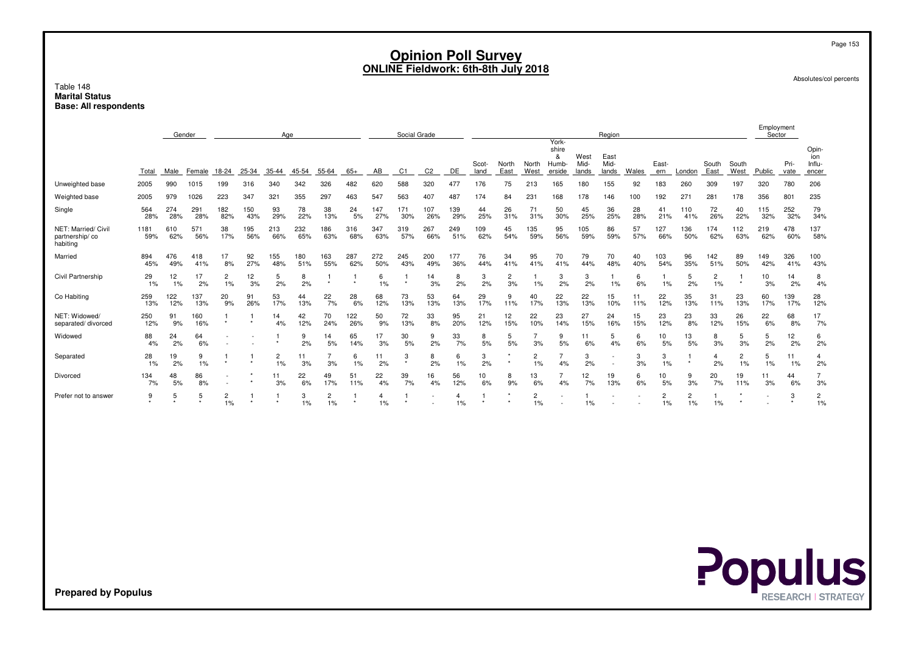# Opinion Poll Survey
## ONLINE Fieldwork: 6th-8th July 2018

Absolutes/col percents

Table 148
**Marital Status**
**Base: All respondents**

| | Total | Gender | | Age | | | | | | Social Grade | | | | Region | | | | | | | | | | | Employment Sector | | |
|---|---|---|---|---|---|---|---|---|---|---|---|---|---|---|---|---|---|---|---|---|---|---|---|---|---|---|---|
| | | Male | Female | 18-24 | 25-34 | 35-44 | 45-54 | 55-64 | 65+ | AB | C1 | C2 | DE | Scot-land | North East | North West | York-shire & Humb-erside | West Mid-lands | East Mid-lands | Wales | East-ern | London | South East | South West | Public | Pri-vate | Opin-ion Influ-encer |
| Unweighted base | 2005 | 990 | 1015 | 199 | 316 | 340 | 342 | 326 | 482 | 620 | 588 | 320 | 477 | 176 | 75 | 213 | 165 | 180 | 155 | 92 | 183 | 260 | 309 | 197 | 320 | 780 | 206 |
| Weighted base | 2005 | 979 | 1026 | 223 | 347 | 321 | 355 | 297 | 463 | 547 | 563 | 407 | 487 | 174 | 84 | 231 | 168 | 178 | 146 | 100 | 192 | 271 | 281 | 178 | 356 | 801 | 235 |
| Single | 564 | 274 | 291 | 182 | 150 | 93 | 78 | 38 | 24 | 147 | 171 | 107 | 139 | 44 | 26 | 71 | 50 | 45 | 36 | 28 | 41 | 110 | 72 | 40 | 115 | 252 | 79 |
| | 28% | 28% | 28% | 82% | 43% | 29% | 22% | 13% | 5% | 27% | 30% | 26% | 29% | 25% | 31% | 31% | 30% | 25% | 25% | 28% | 21% | 41% | 26% | 22% | 32% | 32% | 34% |
| NET: Married/ Civil partnership/ co habiting | 1181 | 610 | 571 | 38 | 195 | 213 | 232 | 186 | 316 | 347 | 319 | 267 | 249 | 109 | 45 | 135 | 95 | 105 | 86 | 57 | 127 | 136 | 174 | 112 | 219 | 478 | 137 |
| | 59% | 62% | 56% | 17% | 56% | 66% | 65% | 63% | 68% | 63% | 57% | 66% | 51% | 62% | 54% | 59% | 56% | 59% | 59% | 57% | 66% | 50% | 62% | 63% | 62% | 60% | 58% |
| Married | 894 | 476 | 418 | 17 | 92 | 155 | 180 | 163 | 287 | 272 | 245 | 200 | 177 | 76 | 34 | 95 | 70 | 79 | 70 | 40 | 103 | 96 | 142 | 89 | 149 | 326 | 100 |
| | 45% | 49% | 41% | 8% | 27% | 48% | 51% | 55% | 62% | 50% | 43% | 49% | 36% | 44% | 41% | 41% | 41% | 44% | 48% | 40% | 54% | 35% | 51% | 50% | 42% | 41% | 43% |
| Civil Partnership | 29 | 12 | 17 | 2 | 12 | 5 | 8 | 1 | 1 | 6 | 1 | 14 | 8 | 3 | 2 | 1 | 3 | 3 | 1 | 6 | 1 | 5 | 2 | 1 | 10 | 14 | 8 |
| | 1% | 1% | 2% | 1% | 3% | 2% | 2% | * | * | 1% | * | 3% | 2% | 2% | 3% | 1% | 2% | 2% | 1% | 6% | 1% | 2% | 1% | * | 3% | 2% | 4% |
| Co Habiting | 259 | 122 | 137 | 20 | 91 | 53 | 44 | 22 | 28 | 68 | 73 | 53 | 64 | 29 | 9 | 40 | 22 | 22 | 15 | 11 | 22 | 35 | 31 | 23 | 60 | 139 | 28 |
| | 13% | 12% | 13% | 9% | 26% | 17% | 13% | 7% | 6% | 12% | 13% | 13% | 13% | 17% | 11% | 17% | 13% | 13% | 10% | 11% | 12% | 13% | 11% | 13% | 17% | 17% | 12% |
| NET: Widowed/ separated/ divorced | 250 | 91 | 160 | 1 | 1 | 14 | 42 | 70 | 122 | 50 | 72 | 33 | 95 | 21 | 12 | 22 | 23 | 27 | 24 | 15 | 23 | 23 | 33 | 26 | 22 | 68 | 17 |
| | 12% | 9% | 16% | * | * | 4% | 12% | 24% | 26% | 9% | 13% | 8% | 20% | 12% | 15% | 10% | 14% | 15% | 16% | 15% | 12% | 8% | 12% | 15% | 6% | 8% | 7% |
| Widowed | 88 | 24 | 64 | - | - | 1 | 9 | 14 | 65 | 17 | 30 | 9 | 33 | 8 | 5 | 7 | 9 | 11 | 5 | 6 | 10 | 13 | 8 | 5 | 5 | 12 | 6 |
| | 4% | 2% | 6% | - | - | * | 2% | 5% | 14% | 3% | 5% | 2% | 7% | 5% | 5% | 3% | 5% | 6% | 4% | 6% | 5% | 5% | 3% | 3% | 2% | 2% | 2% |
| Separated | 28 | 19 | 9 | 1 | 1 | 2 | 11 | 7 | 6 | 11 | 3 | 8 | 6 | 3 | * | 2 | 7 | 3 | - | 3 | 3 | 1 | 4 | 2 | 5 | 11 | 4 |
| | 1% | 2% | 1% | * | * | 1% | 3% | 3% | 1% | 2% | * | 2% | 1% | 2% | * | 1% | 4% | 2% | - | 3% | 1% | * | 2% | 1% | 1% | 1% | 2% |
| Divorced | 134 | 48 | 86 | - | * | 11 | 22 | 49 | 51 | 22 | 39 | 16 | 56 | 10 | 8 | 13 | 7 | 12 | 19 | 6 | 10 | 9 | 20 | 19 | 11 | 44 | 7 |
| | 7% | 5% | 8% | - | * | 3% | 6% | 17% | 11% | 4% | 7% | 4% | 12% | 6% | 9% | 6% | 4% | 7% | 13% | 6% | 5% | 3% | 7% | 11% | 3% | 6% | 3% |
| Prefer not to answer | 9 | 5 | 5 | 2 | 1 | 1 | 3 | 2 | 1 | 4 | 1 | - | 4 | 1 | * | 2 | - | 1 | - | - | 2 | 2 | 1 | * | - | 3 | 2 |
| | * | * | * | 1% | * | * | 1% | 1% | * | 1% | * | - | 1% | * | * | 1% | - | 1% | - | - | 1% | 1% | 1% | * | - | * | 1% |

**Prepared by Populus**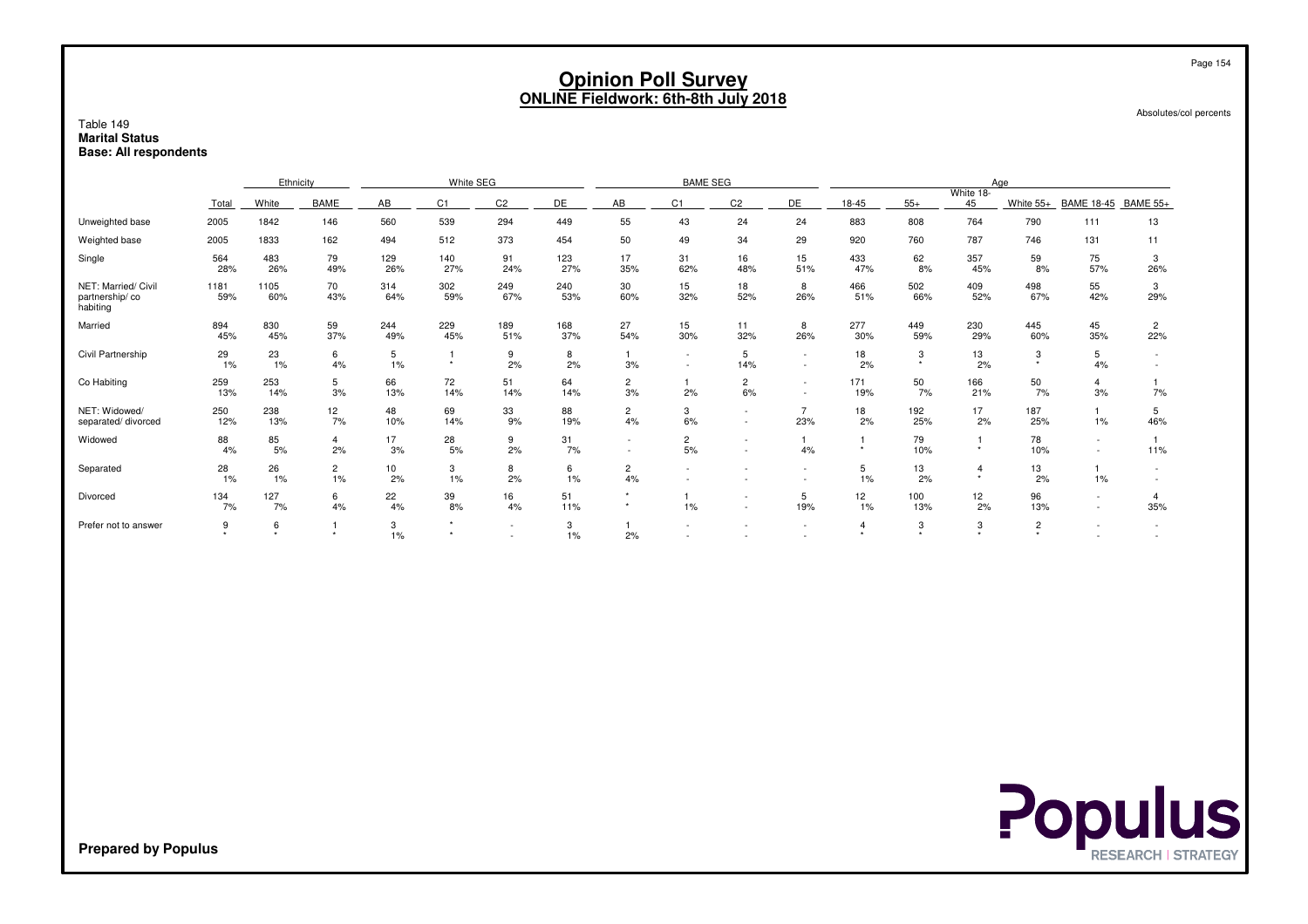# Opinion Poll Survey
## ONLINE Fieldwork: 6th-8th July 2018

Absolutes/col percents

Table 149
**Marital Status**
**Base: All respondents**

| | | Ethnicity | | White SEG | | | | BAME SEG | | | | Age | | | | | |
|---|---|---|---|---|---|---|---|---|---|---|---|---|---|---|---|---|---|
| | Total | White | BAME | AB | C1 | C2 | DE | AB | C1 | C2 | DE | 18-45 | 55+ | White 18-45 | White 55+ | BAME 18-45 | BAME 55+ |
| Unweighted base | 2005 | 1842 | 146 | 560 | 539 | 294 | 449 | 55 | 43 | 24 | 24 | 883 | 808 | 764 | 790 | 111 | 13 |
| Weighted base | 2005 | 1833 | 162 | 494 | 512 | 373 | 454 | 50 | 49 | 34 | 29 | 920 | 760 | 787 | 746 | 131 | 11 |
| Single | 564<br>28% | 483<br>26% | 79<br>49% | 129<br>26% | 140<br>27% | 91<br>24% | 123<br>27% | 17<br>35% | 31<br>62% | 16<br>48% | 15<br>51% | 433<br>47% | 62<br>8% | 357<br>45% | 59<br>8% | 75<br>57% | 3<br>26% |
| NET: Married/ Civil partnership/ co habiting | 1181<br>59% | 1105<br>60% | 70<br>43% | 314<br>64% | 302<br>59% | 249<br>67% | 240<br>53% | 30<br>60% | 15<br>32% | 18<br>52% | 8<br>26% | 466<br>51% | 502<br>66% | 409<br>52% | 498<br>67% | 55<br>42% | 3<br>29% |
| Married | 894<br>45% | 830<br>45% | 59<br>37% | 244<br>49% | 229<br>45% | 189<br>51% | 168<br>37% | 27<br>54% | 15<br>30% | 11<br>32% | 8<br>26% | 277<br>30% | 449<br>59% | 230<br>29% | 445<br>60% | 45<br>35% | 2<br>22% |
| Civil Partnership | 29<br>1% | 23<br>1% | 6<br>4% | 5<br>1% | 1<br>* | 9<br>2% | 8<br>2% | 1<br>3% | -<br>- | 5<br>14% | -<br>- | 18<br>2% | 3<br>* | 13<br>2% | 3<br>* | 5<br>4% | -<br>- |
| Co Habiting | 259<br>13% | 253<br>14% | 5<br>3% | 66<br>13% | 72<br>14% | 51<br>14% | 64<br>14% | 2<br>3% | 1<br>2% | 2<br>6% | -<br>- | 171<br>19% | 50<br>7% | 166<br>21% | 50<br>7% | 4<br>3% | 1<br>7% |
| NET: Widowed/ separated/ divorced | 250<br>12% | 238<br>13% | 12<br>7% | 48<br>10% | 69<br>14% | 33<br>9% | 88<br>19% | 2<br>4% | 3<br>6% | -<br>- | 7<br>23% | 18<br>2% | 192<br>25% | 17<br>2% | 187<br>25% | 1<br>1% | 5<br>46% |
| Widowed | 88<br>4% | 85<br>5% | 4<br>2% | 17<br>3% | 28<br>5% | 9<br>2% | 31<br>7% | -<br>- | 2<br>5% | -<br>- | 1<br>4% | 1<br>* | 79<br>10% | 1<br>* | 78<br>10% | -<br>- | 1<br>11% |
| Separated | 28<br>1% | 26<br>1% | 2<br>1% | 10<br>2% | 3<br>1% | 8<br>2% | 6<br>1% | 2<br>4% | -<br>- | -<br>- | -<br>- | 5<br>1% | 13<br>2% | 4<br>* | 13<br>2% | 1<br>1% | -<br>- |
| Divorced | 134<br>7% | 127<br>7% | 6<br>4% | 22<br>4% | 39<br>8% | 16<br>4% | 51<br>11% | *<br>* | 1<br>1% | -<br>- | 5<br>19% | 12<br>1% | 100<br>13% | 12<br>2% | 96<br>13% | -<br>- | 4<br>35% |
| Prefer not to answer | 9<br>* | 6<br>* | 1<br>* | 3<br>1% | *<br>* | -<br>- | 3<br>1% | 1<br>2% | -<br>- | -<br>- | -<br>- | 4<br>* | 3<br>* | 3<br>* | 2<br>* | -<br>- | -<br>- |

**Prepared by Populus**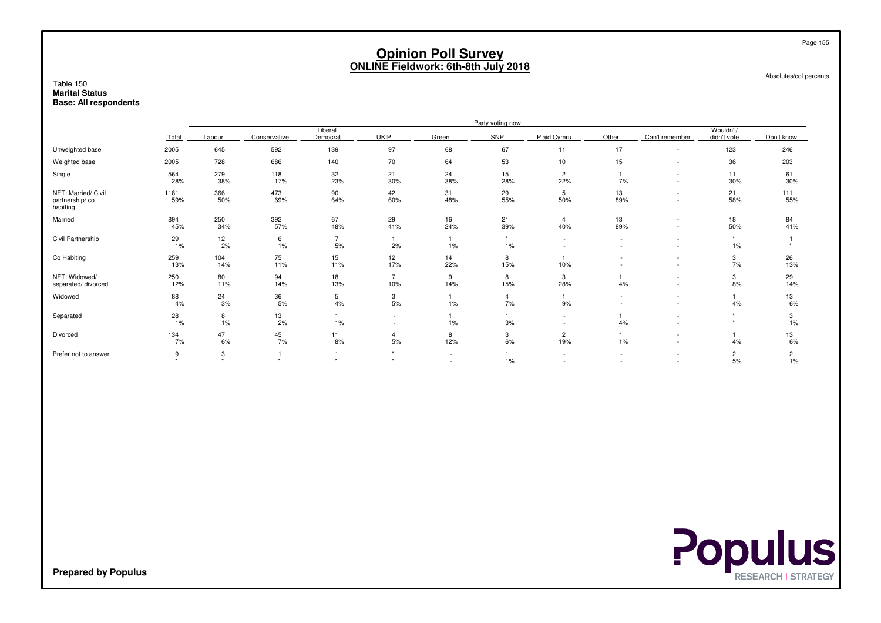# Opinion Poll Survey
## ONLINE Fieldwork: 6th-8th July 2018

Absolutes/col percents

Table 150
**Marital Status**
**Base: All respondents**

| | | Party voting now | | | | | | | | | | |
|---|---|---|---|---|---|---|---|---|---|---|---|---|
| | Total | Labour | Conservative | Liberal Democrat | UKIP | Green | SNP | Plaid Cymru | Other | Can't remember | Wouldn't/ didn't vote | Don't know |
| Unweighted base | 2005 | 645 | 592 | 139 | 97 | 68 | 67 | 11 | 17 | - | 123 | 246 |
| Weighted base | 2005 | 728 | 686 | 140 | 70 | 64 | 53 | 10 | 15 | - | 36 | 203 |
| Single | 564<br>28% | 279<br>38% | 118<br>17% | 32<br>23% | 21<br>30% | 24<br>38% | 15<br>28% | 2<br>22% | 1<br>7% | -<br>- | 11<br>30% | 61<br>30% |
| NET: Married/ Civil partnership/ co habiting | 1181<br>59% | 366<br>50% | 473<br>69% | 90<br>64% | 42<br>60% | 31<br>48% | 29<br>55% | 5<br>50% | 13<br>89% | -<br>- | 21<br>58% | 111<br>55% |
| Married | 894<br>45% | 250<br>34% | 392<br>57% | 67<br>48% | 29<br>41% | 16<br>24% | 21<br>39% | 4<br>40% | 13<br>89% | -<br>- | 18<br>50% | 84<br>41% |
| Civil Partnership | 29<br>1% | 12<br>2% | 6<br>1% | 7<br>5% | 1<br>2% | 1<br>1% | *<br>1% | -<br>- | -<br>- | -<br>- | *<br>1% | 1<br>* |
| Co Habiting | 259<br>13% | 104<br>14% | 75<br>11% | 15<br>11% | 12<br>17% | 14<br>22% | 8<br>15% | 1<br>10% | -<br>- | -<br>- | 3<br>7% | 26<br>13% |
| NET: Widowed/ separated/ divorced | 250<br>12% | 80<br>11% | 94<br>14% | 18<br>13% | 7<br>10% | 9<br>14% | 8<br>15% | 3<br>28% | 1<br>4% | -<br>- | 3<br>8% | 29<br>14% |
| Widowed | 88<br>4% | 24<br>3% | 36<br>5% | 5<br>4% | 3<br>5% | 1<br>1% | 4<br>7% | 1<br>9% | -<br>- | -<br>- | 1<br>4% | 13<br>6% |
| Separated | 28<br>1% | 8<br>1% | 13<br>2% | 1<br>1% | -<br>- | 1<br>1% | 1<br>3% | -<br>- | 1<br>4% | -<br>- | *<br>* | 3<br>1% |
| Divorced | 134<br>7% | 47<br>6% | 45<br>7% | 11<br>8% | 4<br>5% | 8<br>12% | 3<br>6% | 2<br>19% | *<br>1% | -<br>- | 1<br>4% | 13<br>6% |
| Prefer not to answer | 9<br>* | 3<br>* | 1<br>* | 1<br>* | *<br>* | -<br>- | 1<br>1% | -<br>- | -<br>- | -<br>- | 2<br>5% | 2<br>1% |

**Prepared by Populus**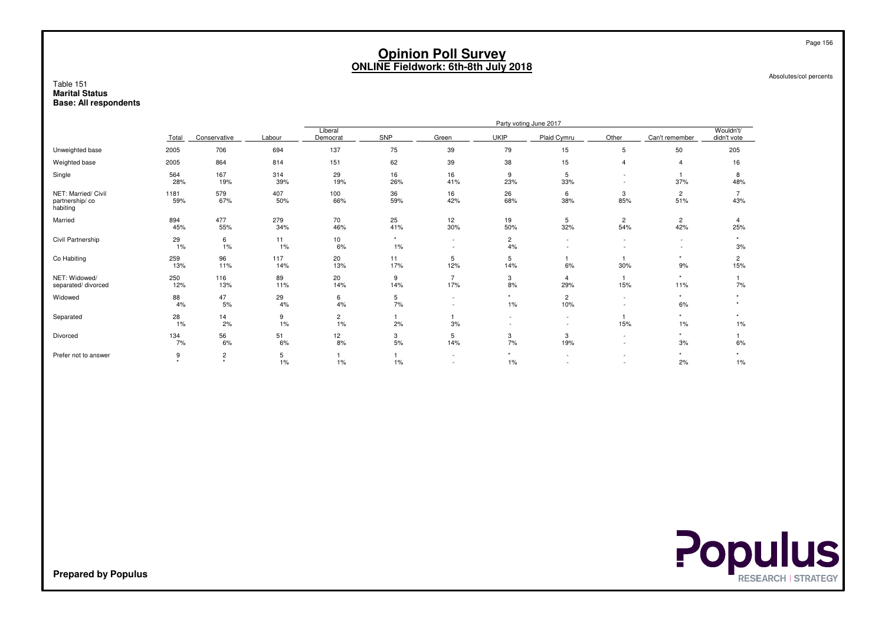# Opinion Poll Survey
## ONLINE Fieldwork: 6th-8th July 2018

Absolutes/col percents

Table 151
**Marital Status**
**Base: All respondents**

| | | Party voting June 2017 | | | | | | | | | |
|---|---|---|---|---|---|---|---|---|---|---|---|
| | Total | Conservative | Labour | Liberal Democrat | SNP | Green | UKIP | Plaid Cymru | Other | Can't remember | Wouldn't/ didn't vote |
| Unweighted base | 2005 | 706 | 694 | 137 | 75 | 39 | 79 | 15 | 5 | 50 | 205 |
| Weighted base | 2005 | 864 | 814 | 151 | 62 | 39 | 38 | 15 | 4 | 4 | 16 |
| Single | 564 | 167 | 314 | 29 | 16 | 16 | 9 | 5 | - | 1 | 8 |
| | 28% | 19% | 39% | 19% | 26% | 41% | 23% | 33% | - | 37% | 48% |
| NET: Married/ Civil partnership/ co habiting | 1181 | 579 | 407 | 100 | 36 | 16 | 26 | 6 | 3 | 2 | 7 |
| | 59% | 67% | 50% | 66% | 59% | 42% | 68% | 38% | 85% | 51% | 43% |
| Married | 894 | 477 | 279 | 70 | 25 | 12 | 19 | 5 | 2 | 2 | 4 |
| | 45% | 55% | 34% | 46% | 41% | 30% | 50% | 32% | 54% | 42% | 25% |
| Civil Partnership | 29 | 6 | 11 | 10 | * | - | 2 | - | - | - | * |
| | 1% | 1% | 1% | 6% | 1% | - | 4% | - | - | - | 3% |
| Co Habiting | 259 | 96 | 117 | 20 | 11 | 5 | 5 | 1 | 1 | * | 2 |
| | 13% | 11% | 14% | 13% | 17% | 12% | 14% | 6% | 30% | 9% | 15% |
| NET: Widowed/ separated/ divorced | 250 | 116 | 89 | 20 | 9 | 7 | 3 | 4 | 1 | * | 1 |
| | 12% | 13% | 11% | 14% | 14% | 17% | 8% | 29% | 15% | 11% | 7% |
| Widowed | 88 | 47 | 29 | 6 | 5 | - | * | 2 | - | * | * |
| | 4% | 5% | 4% | 4% | 7% | - | 1% | 10% | - | 6% | * |
| Separated | 28 | 14 | 9 | 2 | 1 | 1 | - | - | 1 | * | * |
| | 1% | 2% | 1% | 1% | 2% | 3% | - | - | 15% | 1% | 1% |
| Divorced | 134 | 56 | 51 | 12 | 3 | 5 | 3 | 3 | - | * | 1 |
| | 7% | 6% | 6% | 8% | 5% | 14% | 7% | 19% | - | 3% | 6% |
| Prefer not to answer | 9 | 2 | 5 | 1 | 1 | - | * | - | - | * | * |
| | * | * | 1% | 1% | 1% | - | 1% | - | - | 2% | 1% |

**Prepared by Populus**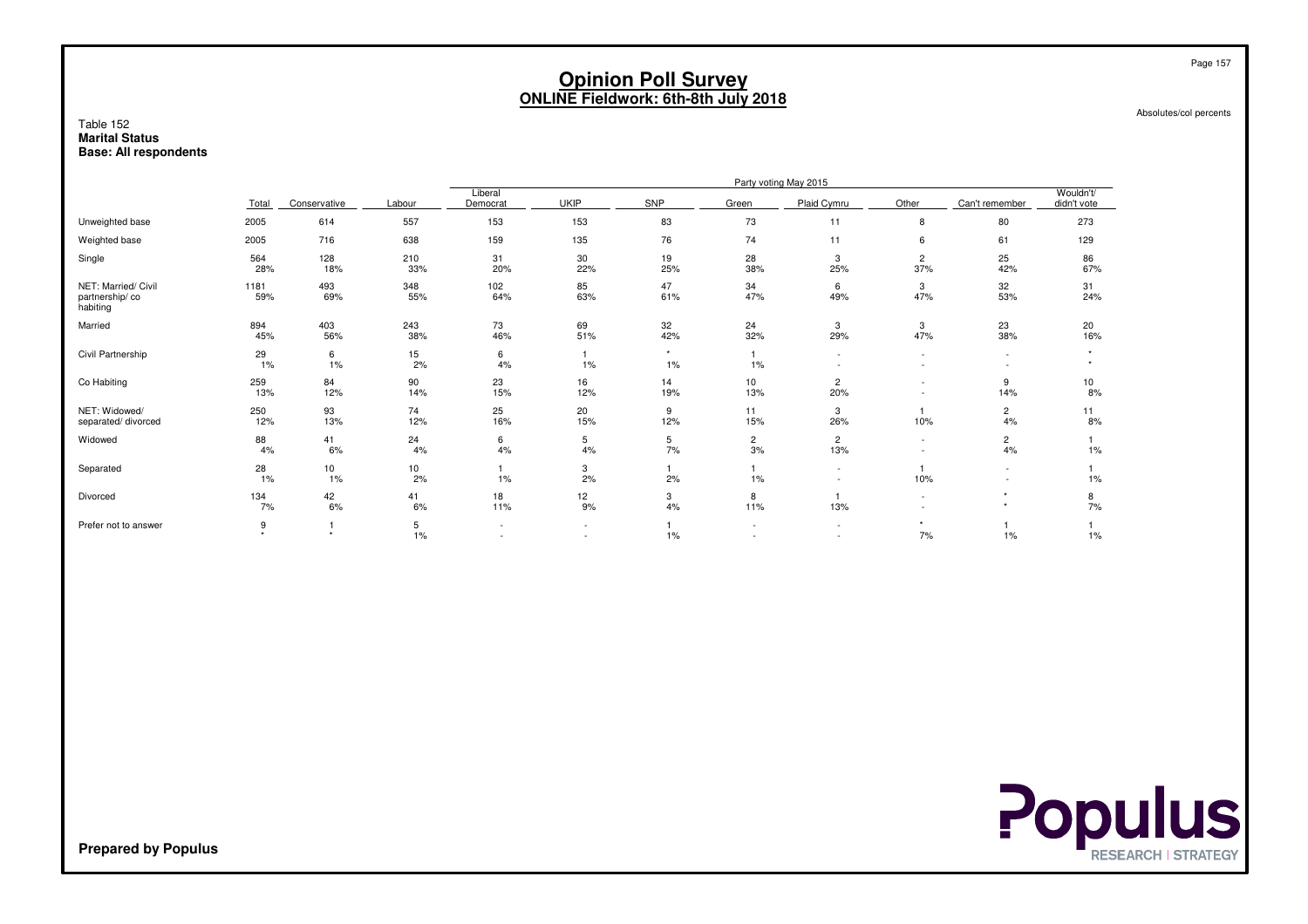# Opinion Poll Survey
## ONLINE Fieldwork: 6th-8th July 2018

Absolutes/col percents

Table 152
**Marital Status**
**Base: All respondents**

| | Total | Party voting May 2015 | | | | | | | | | |
|---|---|---|---|---|---|---|---|---|---|---|---|
| | | Conservative | Labour | Liberal Democrat | UKIP | SNP | Green | Plaid Cymru | Other | Can't remember | Wouldn't/ didn't vote |
| Unweighted base | 2005 | 614 | 557 | 153 | 153 | 83 | 73 | 11 | 8 | 80 | 273 |
| Weighted base | 2005 | 716 | 638 | 159 | 135 | 76 | 74 | 11 | 6 | 61 | 129 |
| Single | 564 | 128 | 210 | 31 | 30 | 19 | 28 | 3 | 2 | 25 | 86 |
| | 28% | 18% | 33% | 20% | 22% | 25% | 38% | 25% | 37% | 42% | 67% |
| NET: Married/ Civil partnership/ co habiting | 1181 | 493 | 348 | 102 | 85 | 47 | 34 | 6 | 3 | 32 | 31 |
| | 59% | 69% | 55% | 64% | 63% | 61% | 47% | 49% | 47% | 53% | 24% |
| Married | 894 | 403 | 243 | 73 | 69 | 32 | 24 | 3 | 3 | 23 | 20 |
| | 45% | 56% | 38% | 46% | 51% | 42% | 32% | 29% | 47% | 38% | 16% |
| Civil Partnership | 29 | 6 | 15 | 6 | 1 | * | 1 | - | - | - | * |
| | 1% | 1% | 2% | 4% | 1% | 1% | 1% | - | - | - | * |
| Co Habiting | 259 | 84 | 90 | 23 | 16 | 14 | 10 | 2 | - | 9 | 10 |
| | 13% | 12% | 14% | 15% | 12% | 19% | 13% | 20% | - | 14% | 8% |
| NET: Widowed/ separated/ divorced | 250 | 93 | 74 | 25 | 20 | 9 | 11 | 3 | 1 | 2 | 11 |
| | 12% | 13% | 12% | 16% | 15% | 12% | 15% | 26% | 10% | 4% | 8% |
| Widowed | 88 | 41 | 24 | 6 | 5 | 5 | 2 | 2 | - | 2 | 1 |
| | 4% | 6% | 4% | 4% | 4% | 7% | 3% | 13% | - | 4% | 1% |
| Separated | 28 | 10 | 10 | 1 | 3 | 1 | 1 | - | 1 | - | 1 |
| | 1% | 1% | 2% | 1% | 2% | 2% | 1% | - | 10% | - | 1% |
| Divorced | 134 | 42 | 41 | 18 | 12 | 3 | 8 | 1 | - | * | 8 |
| | 7% | 6% | 6% | 11% | 9% | 4% | 11% | 13% | - | * | 7% |
| Prefer not to answer | 9 | 1 | 5 | - | - | 1 | - | - | * | 1 | 1 |
| | * | * | 1% | - | - | 1% | - | - | 7% | 1% | 1% |

**Prepared by Populus**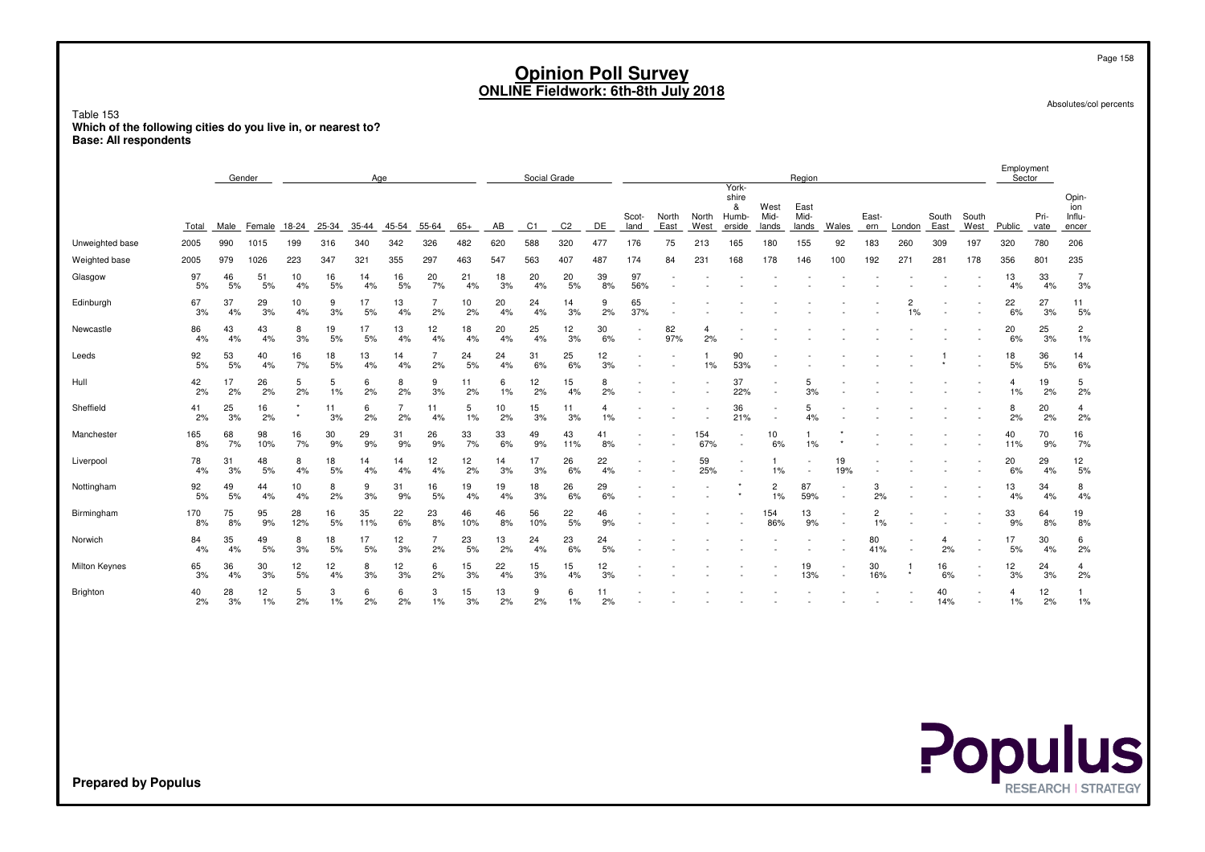# Opinion Poll Survey
## ONLINE Fieldwork: 6th-8th July 2018

Absolutes/col percents

Table 153
**Which of the following cities do you live in, or nearest to?**
**Base: All respondents**

| | Total | Gender | | Age | | | | | | Social Grade | | | | Region | | | | | | | | | | | | Employment Sector | | |
|---|---|---|---|---|---|---|---|---|---|---|---|---|---|---|---|---|---|---|---|---|---|---|---|---|---|---|---|---|
| | | Male | Female | 18-24 | 25-34 | 35-44 | 45-54 | 55-64 | 65+ | AB | C1 | C2 | DE | Scotland | North East | North West | Yorkshire & Humberside | West Midlands | East Midlands | Wales | Eastern | London | South East | South West | Public | Private | Opinion Influencer |
| Unweighted base | 2005 | 990 | 1015 | 199 | 316 | 340 | 342 | 326 | 482 | 620 | 588 | 320 | 477 | 176 | 75 | 213 | 165 | 180 | 155 | 92 | 183 | 260 | 309 | 197 | 320 | 780 | 206 |
| Weighted base | 2005 | 979 | 1026 | 223 | 347 | 321 | 355 | 297 | 463 | 547 | 563 | 407 | 487 | 174 | 84 | 231 | 168 | 178 | 146 | 100 | 192 | 271 | 281 | 178 | 356 | 801 | 235 |
| Glasgow | 97<br>5% | 46<br>5% | 51<br>5% | 10<br>4% | 16<br>5% | 14<br>4% | 16<br>5% | 20<br>7% | 21<br>4% | 18<br>3% | 20<br>4% | 20<br>5% | 39<br>8% | 97<br>56% | - | - | - | - | - | - | - | - | - | - | 13<br>4% | 33<br>4% | 7<br>3% |
| Edinburgh | 67<br>3% | 37<br>4% | 29<br>3% | 10<br>4% | 9<br>3% | 17<br>5% | 13<br>4% | 7<br>2% | 10<br>2% | 20<br>4% | 24<br>4% | 14<br>3% | 9<br>2% | 65<br>37% | - | - | - | - | - | - | - | 2<br>1% | - | - | 22<br>6% | 27<br>3% | 11<br>5% |
| Newcastle | 86<br>4% | 43<br>4% | 43<br>4% | 8<br>3% | 19<br>5% | 17<br>5% | 13<br>4% | 12<br>4% | 18<br>4% | 20<br>4% | 25<br>4% | 12<br>3% | 30<br>6% | - | 82<br>97% | 4<br>2% | - | - | - | - | - | - | - | - | 20<br>6% | 25<br>3% | 2<br>1% |
| Leeds | 92<br>5% | 53<br>5% | 40<br>4% | 16<br>7% | 18<br>5% | 13<br>4% | 14<br>4% | 7<br>2% | 24<br>5% | 24<br>4% | 31<br>6% | 25<br>6% | 12<br>3% | - | - | 1<br>1% | 90<br>53% | - | - | - | - | - | 1<br>* | - | 18<br>5% | 36<br>5% | 14<br>6% |
| Hull | 42<br>2% | 17<br>2% | 26<br>2% | 5<br>2% | 5<br>1% | 6<br>2% | 8<br>2% | 9<br>3% | 11<br>2% | 6<br>1% | 12<br>2% | 15<br>4% | 8<br>2% | - | - | - | 37<br>22% | - | 5<br>3% | - | - | - | - | - | 4<br>1% | 19<br>2% | 5<br>2% |
| Sheffield | 41<br>2% | 25<br>3% | 16<br>2% | *<br>* | 11<br>3% | 6<br>2% | 7<br>2% | 11<br>4% | 5<br>1% | 10<br>2% | 15<br>3% | 11<br>3% | 4<br>1% | - | - | - | 36<br>21% | - | 5<br>4% | - | - | - | - | - | 8<br>2% | 20<br>2% | 4<br>2% |
| Manchester | 165<br>8% | 68<br>7% | 98<br>10% | 16<br>7% | 30<br>9% | 29<br>9% | 31<br>9% | 26<br>9% | 33<br>7% | 33<br>6% | 49<br>9% | 43<br>11% | 41<br>8% | - | - | 154<br>67% | - | 10<br>6% | 1<br>1% | *<br>* | - | - | - | - | 40<br>11% | 70<br>9% | 16<br>7% |
| Liverpool | 78<br>4% | 31<br>3% | 48<br>5% | 8<br>4% | 18<br>5% | 14<br>4% | 14<br>4% | 12<br>4% | 12<br>2% | 14<br>3% | 17<br>3% | 26<br>6% | 22<br>4% | - | - | 59<br>25% | - | 1<br>1% | - | 19<br>19% | - | - | - | - | 20<br>6% | 29<br>4% | 12<br>5% |
| Nottingham | 92<br>5% | 49<br>5% | 44<br>4% | 10<br>4% | 8<br>2% | 9<br>3% | 31<br>9% | 16<br>5% | 19<br>4% | 19<br>4% | 18<br>3% | 26<br>6% | 29<br>6% | - | - | - | *<br>* | 2<br>1% | 87<br>59% | - | 3<br>2% | - | - | - | 13<br>4% | 34<br>4% | 8<br>4% |
| Birmingham | 170<br>8% | 75<br>8% | 95<br>9% | 28<br>12% | 16<br>5% | 35<br>11% | 22<br>6% | 23<br>8% | 46<br>10% | 46<br>8% | 56<br>10% | 22<br>5% | 46<br>9% | - | - | - | - | 154<br>86% | 13<br>9% | - | 2<br>1% | - | - | - | 33<br>9% | 64<br>8% | 19<br>8% |
| Norwich | 84<br>4% | 35<br>4% | 49<br>5% | 8<br>3% | 18<br>5% | 17<br>5% | 12<br>3% | 7<br>2% | 23<br>5% | 13<br>2% | 24<br>4% | 23<br>6% | 24<br>5% | - | - | - | - | - | - | - | 80<br>41% | - | 4<br>2% | - | 17<br>5% | 30<br>4% | 6<br>2% |
| Milton Keynes | 65<br>3% | 36<br>4% | 30<br>3% | 12<br>5% | 12<br>4% | 8<br>3% | 12<br>3% | 6<br>2% | 15<br>3% | 22<br>4% | 15<br>3% | 15<br>4% | 12<br>3% | - | - | - | - | - | 19<br>13% | - | 30<br>16% | 1<br>* | 16<br>6% | - | 12<br>3% | 24<br>3% | 4<br>2% |
| Brighton | 40<br>2% | 28<br>3% | 12<br>1% | 5<br>2% | 3<br>1% | 6<br>2% | 6<br>2% | 3<br>1% | 15<br>3% | 13<br>2% | 9<br>2% | 6<br>1% | 11<br>2% | - | - | - | - | - | - | - | - | - | 40<br>14% | - | 4<br>1% | 12<br>2% | 1<br>1% |

**Prepared by Populus**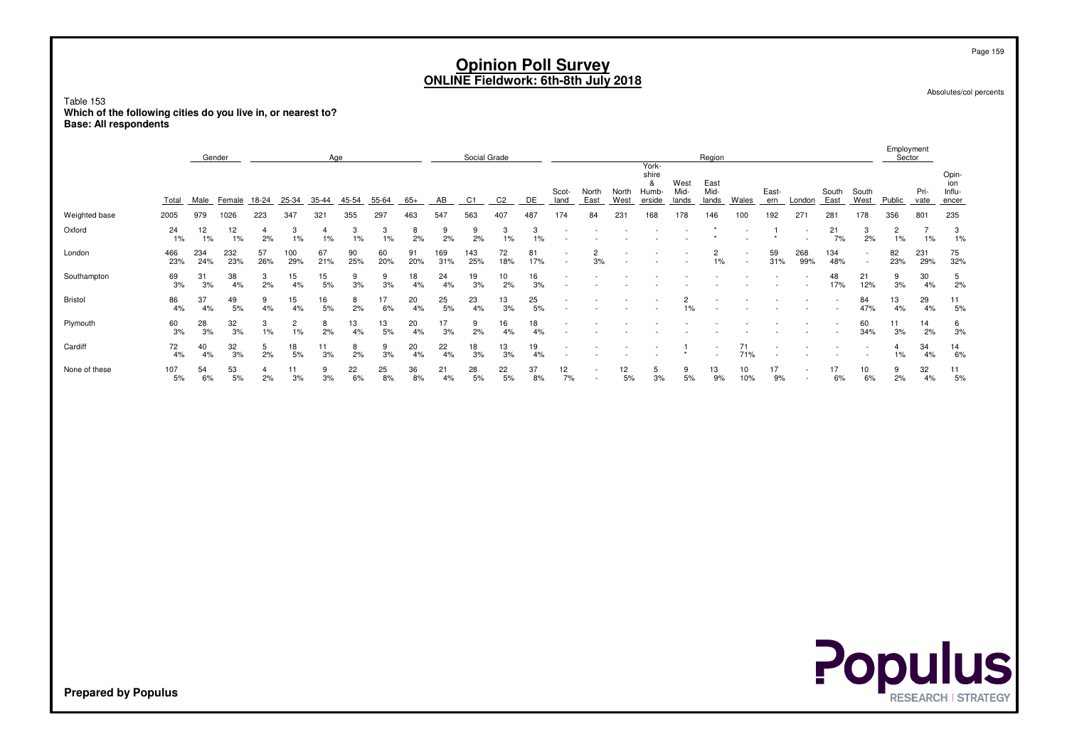# Opinion Poll Survey
## ONLINE Fieldwork: 6th-8th July 2018

Absolutes/col percents

Table 153
**Which of the following cities do you live in, or nearest to?**
**Base: All respondents**

| | | Gender | | Age | | | | | | Social Grade | | | | Region | | | | | | | | | | | Employment Sector | | |
|---|---|---|---|---|---|---|---|---|---|---|---|---|---|---|---|---|---|---|---|---|---|---|---|---|---|---|---|
| | Total | Male | Female | 18-24 | 25-34 | 35-44 | 45-54 | 55-64 | 65+ | AB | C1 | C2 | DE | Scotland | North East | North West | Yorkshire & Humberside | West Midlands | East Midlands | Wales | Eastern | London | South East | South West | Public | Private | Opinion Influencer |
| Weighted base | 2005 | 979 | 1026 | 223 | 347 | 321 | 355 | 297 | 463 | 547 | 563 | 407 | 487 | 174 | 84 | 231 | 168 | 178 | 146 | 100 | 192 | 271 | 281 | 178 | 356 | 801 | 235 |
| Oxford | 24 | 12 | 12 | 4 | 3 | 4 | 3 | 3 | 8 | 9 | 9 | 3 | 3 | - | - | - | - | - | * | - | 1 | - | 21 | 3 | 2 | 7 | 3 |
| | 1% | 1% | 1% | 2% | 1% | 1% | 1% | 1% | 2% | 2% | 2% | 1% | 1% | - | - | - | - | - | * | - | * | - | 7% | 2% | 1% | 1% | 1% |
| London | 466 | 234 | 232 | 57 | 100 | 67 | 90 | 60 | 91 | 169 | 143 | 72 | 81 | - | 2 | - | - | - | 2 | - | 59 | 268 | 134 | - | 82 | 231 | 75 |
| | 23% | 24% | 23% | 26% | 29% | 21% | 25% | 20% | 20% | 31% | 25% | 18% | 17% | - | 3% | - | - | - | 1% | - | 31% | 99% | 48% | - | 23% | 29% | 32% |
| Southampton | 69 | 31 | 38 | 3 | 15 | 15 | 9 | 9 | 18 | 24 | 19 | 10 | 16 | - | - | - | - | - | - | - | - | - | 48 | 21 | 9 | 30 | 5 |
| | 3% | 3% | 4% | 2% | 4% | 5% | 3% | 3% | 4% | 4% | 3% | 2% | 3% | - | - | - | - | - | - | - | - | - | 17% | 12% | 3% | 4% | 2% |
| Bristol | 86 | 37 | 49 | 9 | 15 | 16 | 8 | 17 | 20 | 25 | 23 | 13 | 25 | - | - | - | - | 2 | - | - | - | - | - | 84 | 13 | 29 | 11 |
| | 4% | 4% | 5% | 4% | 4% | 5% | 2% | 6% | 4% | 5% | 4% | 3% | 5% | - | - | - | - | 1% | - | - | - | - | - | 47% | 4% | 4% | 5% |
| Plymouth | 60 | 28 | 32 | 3 | 2 | 8 | 13 | 13 | 20 | 17 | 9 | 16 | 18 | - | - | - | - | - | - | - | - | - | - | 60 | 11 | 14 | 6 |
| | 3% | 3% | 3% | 1% | 1% | 2% | 4% | 5% | 4% | 3% | 2% | 4% | 4% | - | - | - | - | - | - | - | - | - | - | 34% | 3% | 2% | 3% |
| Cardiff | 72 | 40 | 32 | 5 | 18 | 11 | 8 | 9 | 20 | 22 | 18 | 13 | 19 | - | - | - | - | 1 | - | 71 | - | - | - | - | 4 | 34 | 14 |
| | 4% | 4% | 3% | 2% | 5% | 3% | 2% | 3% | 4% | 4% | 3% | 3% | 4% | - | - | - | - | * | - | 71% | - | - | - | - | 1% | 4% | 6% |
| None of these | 107 | 54 | 53 | 4 | 11 | 9 | 22 | 25 | 36 | 21 | 28 | 22 | 37 | 12 | - | 12 | 5 | 9 | 13 | 10 | 17 | - | 17 | 10 | 9 | 32 | 11 |
| | 5% | 6% | 5% | 2% | 3% | 3% | 6% | 8% | 8% | 4% | 5% | 5% | 8% | 7% | - | 5% | 3% | 5% | 9% | 10% | 9% | - | 6% | 6% | 2% | 4% | 5% |

**Prepared by Populus**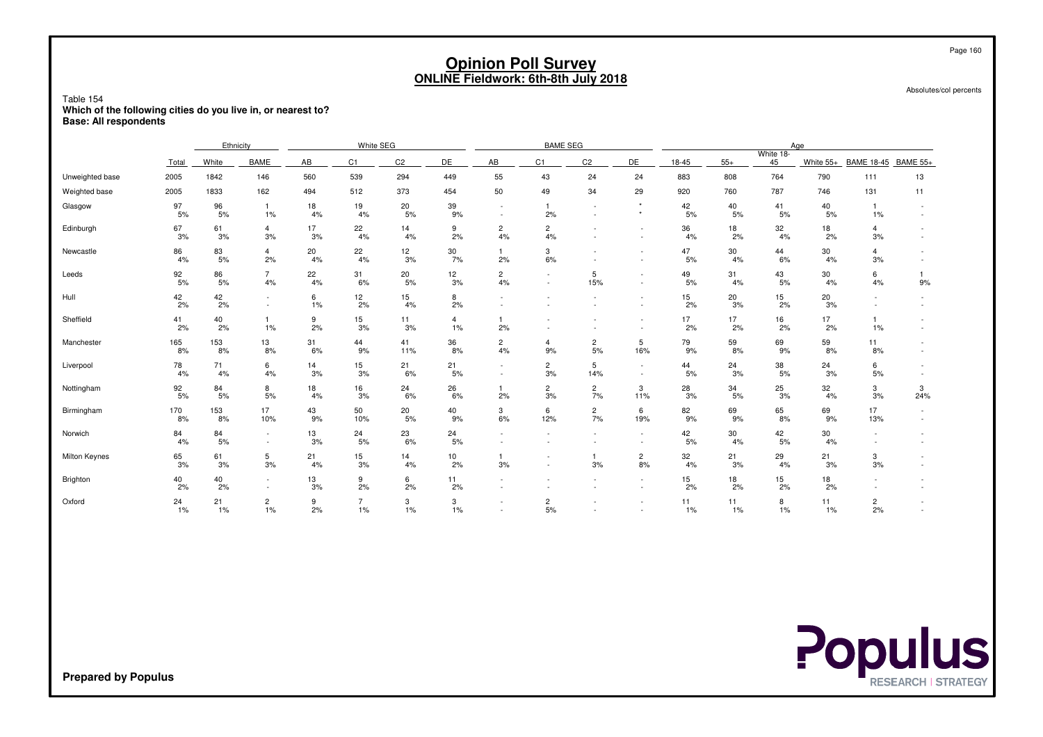# Opinion Poll Survey
## ONLINE Fieldwork: 6th-8th July 2018

Absolutes/col percents

Table 154
**Which of the following cities do you live in, or nearest to?**
**Base: All respondents**

| | | Ethnicity | | White SEG | | | | BAME SEG | | | | Age | | | | | |
|---|---|---|---|---|---|---|---|---|---|---|---|---|---|---|---|---|---|
| | Total | White | BAME | AB | C1 | C2 | DE | AB | C1 | C2 | DE | 18-45 | 55+ | White 18-45 | White 55+ | BAME 18-45 | BAME 55+ |
| Unweighted base | 2005 | 1842 | 146 | 560 | 539 | 294 | 449 | 55 | 43 | 24 | 24 | 883 | 808 | 764 | 790 | 111 | 13 |
| Weighted base | 2005 | 1833 | 162 | 494 | 512 | 373 | 454 | 50 | 49 | 34 | 29 | 920 | 760 | 787 | 746 | 131 | 11 |
| Glasgow | 97 | 96 | 1 | 18 | 19 | 20 | 39 | - | 1 | - | * | 42 | 40 | 41 | 40 | 1 | - |
| | 5% | 5% | 1% | 4% | 4% | 5% | 9% | - | 2% | - | * | 5% | 5% | 5% | 5% | 1% | - |
| Edinburgh | 67 | 61 | 4 | 17 | 22 | 14 | 9 | 2 | 2 | - | - | 36 | 18 | 32 | 18 | 4 | - |
| | 3% | 3% | 3% | 3% | 4% | 4% | 2% | 4% | 4% | - | - | 4% | 2% | 4% | 2% | 3% | - |
| Newcastle | 86 | 83 | 4 | 20 | 22 | 12 | 30 | 1 | 3 | - | - | 47 | 30 | 44 | 30 | 4 | - |
| | 4% | 5% | 2% | 4% | 4% | 3% | 7% | 2% | 6% | - | - | 5% | 4% | 6% | 4% | 3% | - |
| Leeds | 92 | 86 | 7 | 22 | 31 | 20 | 12 | 2 | - | 5 | - | 49 | 31 | 43 | 30 | 6 | 1 |
| | 5% | 5% | 4% | 4% | 6% | 5% | 3% | 4% | - | 15% | - | 5% | 4% | 5% | 4% | 4% | 9% |
| Hull | 42 | 42 | - | 6 | 12 | 15 | 8 | - | - | - | - | 15 | 20 | 15 | 20 | - | - |
| | 2% | 2% | - | 1% | 2% | 4% | 2% | - | - | - | - | 2% | 3% | 2% | 3% | - | - |
| Sheffield | 41 | 40 | 1 | 9 | 15 | 11 | 4 | 1 | - | - | - | 17 | 17 | 16 | 17 | 1 | - |
| | 2% | 2% | 1% | 2% | 3% | 3% | 1% | 2% | - | - | - | 2% | 2% | 2% | 2% | 1% | - |
| Manchester | 165 | 153 | 13 | 31 | 44 | 41 | 36 | 2 | 4 | 2 | 5 | 79 | 59 | 69 | 59 | 11 | - |
| | 8% | 8% | 8% | 6% | 9% | 11% | 8% | 4% | 9% | 5% | 16% | 9% | 8% | 9% | 8% | 8% | - |
| Liverpool | 78 | 71 | 6 | 14 | 15 | 21 | 21 | - | 2 | 5 | - | 44 | 24 | 38 | 24 | 6 | - |
| | 4% | 4% | 4% | 3% | 3% | 6% | 5% | - | 3% | 14% | - | 5% | 3% | 5% | 3% | 5% | - |
| Nottingham | 92 | 84 | 8 | 18 | 16 | 24 | 26 | 1 | 2 | 2 | 3 | 28 | 34 | 25 | 32 | 3 | 3 |
| | 5% | 5% | 5% | 4% | 3% | 6% | 6% | 2% | 3% | 7% | 11% | 3% | 5% | 3% | 4% | 3% | 24% |
| Birmingham | 170 | 153 | 17 | 43 | 50 | 20 | 40 | 3 | 6 | 2 | 6 | 82 | 69 | 65 | 69 | 17 | - |
| | 8% | 8% | 10% | 9% | 10% | 5% | 9% | 6% | 12% | 7% | 19% | 9% | 9% | 8% | 9% | 13% | - |
| Norwich | 84 | 84 | - | 13 | 24 | 23 | 24 | - | - | - | - | 42 | 30 | 42 | 30 | - | - |
| | 4% | 5% | - | 3% | 5% | 6% | 5% | - | - | - | - | 5% | 4% | 5% | 4% | - | - |
| Milton Keynes | 65 | 61 | 5 | 21 | 15 | 14 | 10 | 1 | - | 1 | 2 | 32 | 21 | 29 | 21 | 3 | - |
| | 3% | 3% | 3% | 4% | 3% | 4% | 2% | 3% | - | 3% | 8% | 4% | 3% | 4% | 3% | 3% | - |
| Brighton | 40 | 40 | - | 13 | 9 | 6 | 11 | - | - | - | - | 15 | 18 | 15 | 18 | - | - |
| | 2% | 2% | - | 3% | 2% | 2% | 2% | - | - | - | - | 2% | 2% | 2% | 2% | - | - |
| Oxford | 24 | 21 | 2 | 9 | 7 | 3 | 3 | - | 2 | - | - | 11 | 11 | 8 | 11 | 2 | - |
| | 1% | 1% | 1% | 2% | 1% | 1% | 1% | - | 5% | - | - | 1% | 1% | 1% | 1% | 2% | - |

**Prepared by Populus**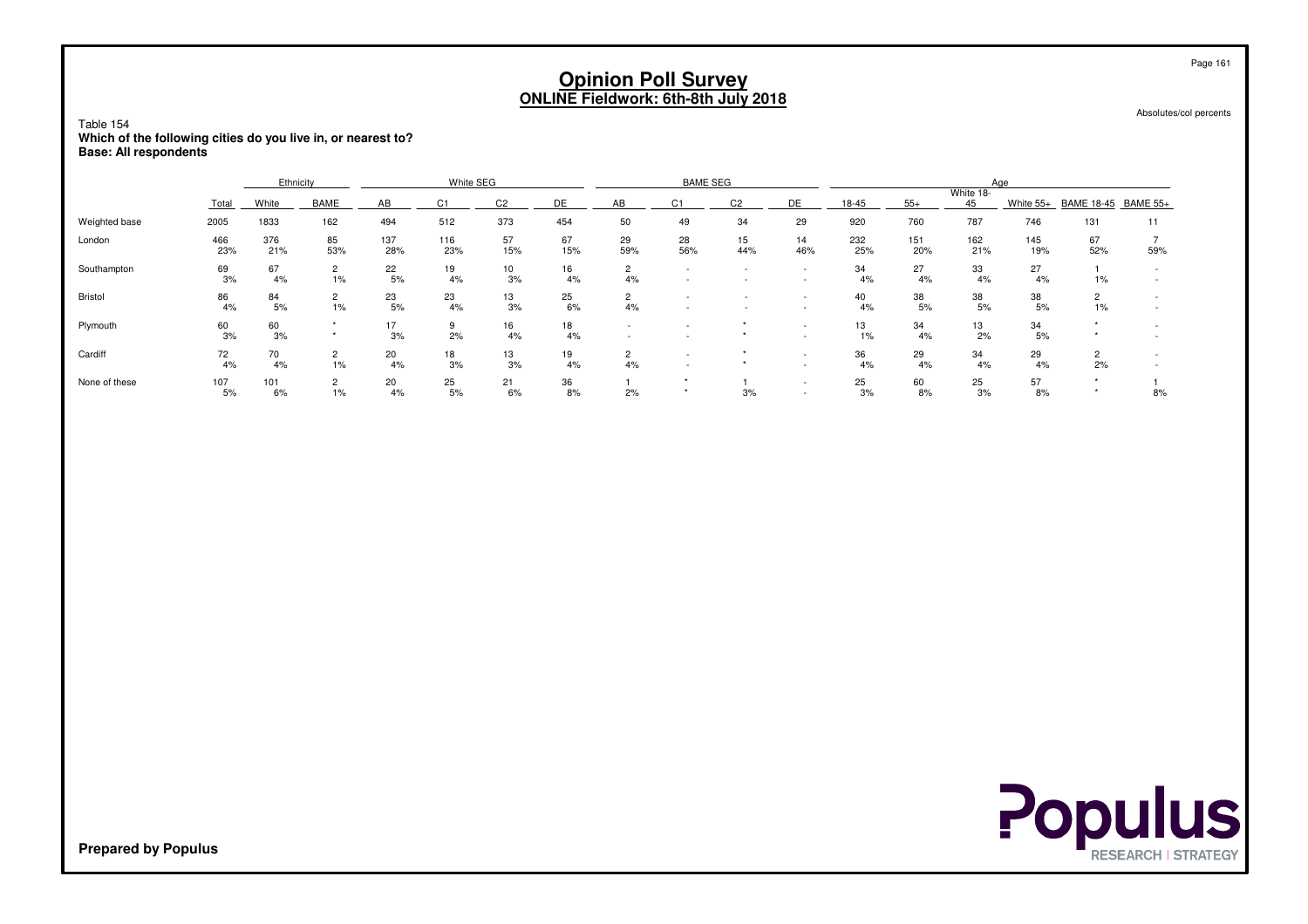# Opinion Poll Survey
## ONLINE Fieldwork: 6th-8th July 2018

Absolutes/col percents

Table 154
**Which of the following cities do you live in, or nearest to?**
**Base: All respondents**

| | | Ethnicity | | White SEG | | | | BAME SEG | | | | Age | | | | | |
|---|---|---|---|---|---|---|---|---|---|---|---|---|---|---|---|---|---|
| | Total | White | BAME | AB | C1 | C2 | DE | AB | C1 | C2 | DE | 18-45 | 55+ | White 18-45 | White 55+ | BAME 18-45 | BAME 55+ |
| Weighted base | 2005 | 1833 | 162 | 494 | 512 | 373 | 454 | 50 | 49 | 34 | 29 | 920 | 760 | 787 | 746 | 131 | 11 |
| London | 466 | 376 | 85 | 137 | 116 | 57 | 67 | 29 | 28 | 15 | 14 | 232 | 151 | 162 | 145 | 67 | 7 |
| | 23% | 21% | 53% | 28% | 23% | 15% | 15% | 59% | 56% | 44% | 46% | 25% | 20% | 21% | 19% | 52% | 59% |
| Southampton | 69 | 67 | 2 | 22 | 19 | 10 | 16 | 2 | - | - | - | 34 | 27 | 33 | 27 | 1 | - |
| | 3% | 4% | 1% | 5% | 4% | 3% | 4% | 4% | - | - | - | 4% | 4% | 4% | 4% | 1% | - |
| Bristol | 86 | 84 | 2 | 23 | 23 | 13 | 25 | 2 | - | - | - | 40 | 38 | 38 | 38 | 2 | - |
| | 4% | 5% | 1% | 5% | 4% | 3% | 6% | 4% | - | - | - | 4% | 5% | 5% | 5% | 1% | - |
| Plymouth | 60 | 60 | * | 17 | 9 | 16 | 18 | - | - | * | - | 13 | 34 | 13 | 34 | * | - |
| | 3% | 3% | * | 3% | 2% | 4% | 4% | - | - | * | - | 1% | 4% | 2% | 5% | * | - |
| Cardiff | 72 | 70 | 2 | 20 | 18 | 13 | 19 | 2 | - | * | - | 36 | 29 | 34 | 29 | 2 | - |
| | 4% | 4% | 1% | 4% | 3% | 3% | 4% | 4% | - | * | - | 4% | 4% | 4% | 4% | 2% | - |
| None of these | 107 | 101 | 2 | 20 | 25 | 21 | 36 | 1 | * | 1 | - | 25 | 60 | 25 | 57 | * | 1 |
| | 5% | 6% | 1% | 4% | 5% | 6% | 8% | 2% | * | 3% | - | 3% | 8% | 3% | 8% | * | 8% |

**Prepared by Populus**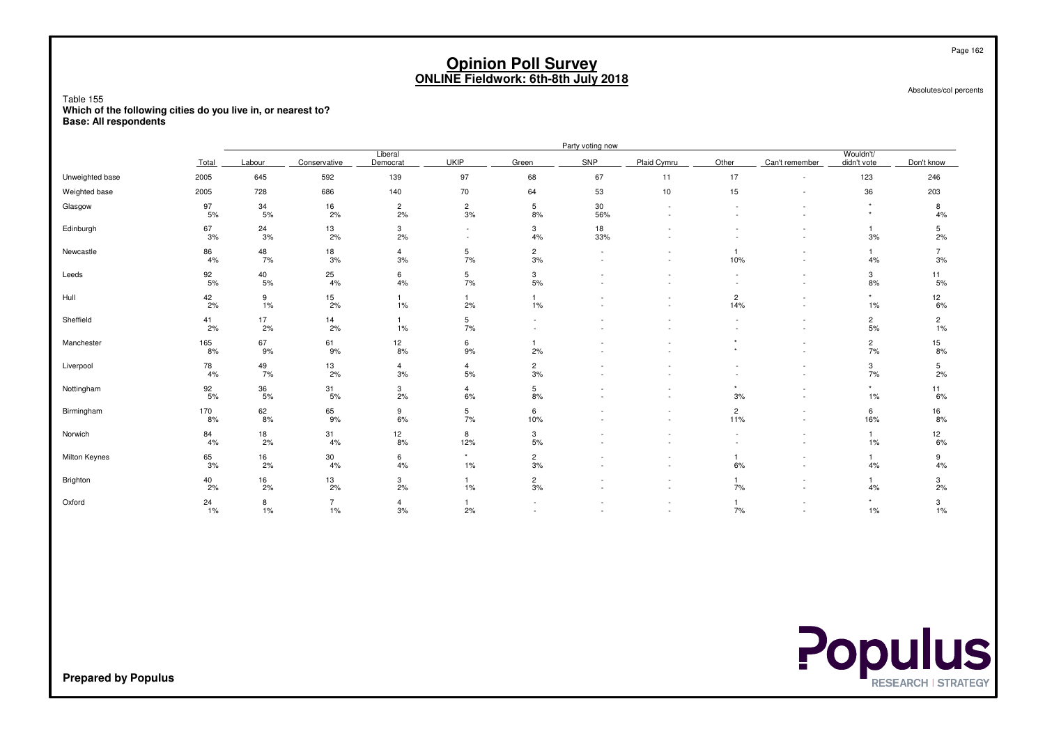# Opinion Poll Survey
## ONLINE Fieldwork: 6th-8th July 2018

Absolutes/col percents

Table 155
**Which of the following cities do you live in, or nearest to?**
**Base: All respondents**

| | Total | Party voting now | | | | | | | | | | |
|---|---|---|---|---|---|---|---|---|---|---|---|---|
| | | Labour | Conservative | Liberal Democrat | UKIP | Green | SNP | Plaid Cymru | Other | Can't remember | Wouldn't/ didn't vote | Don't know |
| Unweighted base | 2005 | 645 | 592 | 139 | 97 | 68 | 67 | 11 | 17 | - | 123 | 246 |
| Weighted base | 2005 | 728 | 686 | 140 | 70 | 64 | 53 | 10 | 15 | - | 36 | 203 |
| Glasgow | 97 | 34 | 16 | 2 | 2 | 5 | 30 | - | - | - | * | 8 |
| | 5% | 5% | 2% | 2% | 3% | 8% | 56% | - | - | - | * | 4% |
| Edinburgh | 67 | 24 | 13 | 3 | - | 3 | 18 | - | - | - | 1 | 5 |
| | 3% | 3% | 2% | 2% | - | 4% | 33% | - | - | - | 3% | 2% |
| Newcastle | 86 | 48 | 18 | 4 | 5 | 2 | - | - | 1 | - | 1 | 7 |
| | 4% | 7% | 3% | 3% | 7% | 3% | - | - | 10% | - | 4% | 3% |
| Leeds | 92 | 40 | 25 | 6 | 5 | 3 | - | - | - | - | 3 | 11 |
| | 5% | 5% | 4% | 4% | 7% | 5% | - | - | - | - | 8% | 5% |
| Hull | 42 | 9 | 15 | 1 | 1 | 1 | - | - | 2 | - | * | 12 |
| | 2% | 1% | 2% | 1% | 2% | 1% | - | - | 14% | - | 1% | 6% |
| Sheffield | 41 | 17 | 14 | 1 | 5 | - | - | - | - | - | 2 | 2 |
| | 2% | 2% | 2% | 1% | 7% | - | - | - | - | - | 5% | 1% |
| Manchester | 165 | 67 | 61 | 12 | 6 | 1 | - | - | * | - | 2 | 15 |
| | 8% | 9% | 9% | 8% | 9% | 2% | - | - | * | - | 7% | 8% |
| Liverpool | 78 | 49 | 13 | 4 | 4 | 2 | - | - | - | - | 3 | 5 |
| | 4% | 7% | 2% | 3% | 5% | 3% | - | - | - | - | 7% | 2% |
| Nottingham | 92 | 36 | 31 | 3 | 4 | 5 | - | - | * | - | * | 11 |
| | 5% | 5% | 5% | 2% | 6% | 8% | - | - | 3% | - | 1% | 6% |
| Birmingham | 170 | 62 | 65 | 9 | 5 | 6 | - | - | 2 | - | 6 | 16 |
| | 8% | 8% | 9% | 6% | 7% | 10% | - | - | 11% | - | 16% | 8% |
| Norwich | 84 | 18 | 31 | 12 | 8 | 3 | - | - | - | - | 1 | 12 |
| | 4% | 2% | 4% | 8% | 12% | 5% | - | - | - | - | 1% | 6% |
| Milton Keynes | 65 | 16 | 30 | 6 | * | 2 | - | - | 1 | - | 1 | 9 |
| | 3% | 2% | 4% | 4% | 1% | 3% | - | - | 6% | - | 4% | 4% |
| Brighton | 40 | 16 | 13 | 3 | 1 | 2 | - | - | 1 | - | 1 | 3 |
| | 2% | 2% | 2% | 2% | 1% | 3% | - | - | 7% | - | 4% | 2% |
| Oxford | 24 | 8 | 7 | 4 | 1 | - | - | - | 1 | - | * | 3 |
| | 1% | 1% | 1% | 3% | 2% | - | - | - | 7% | - | 1% | 1% |

**Prepared by Populus**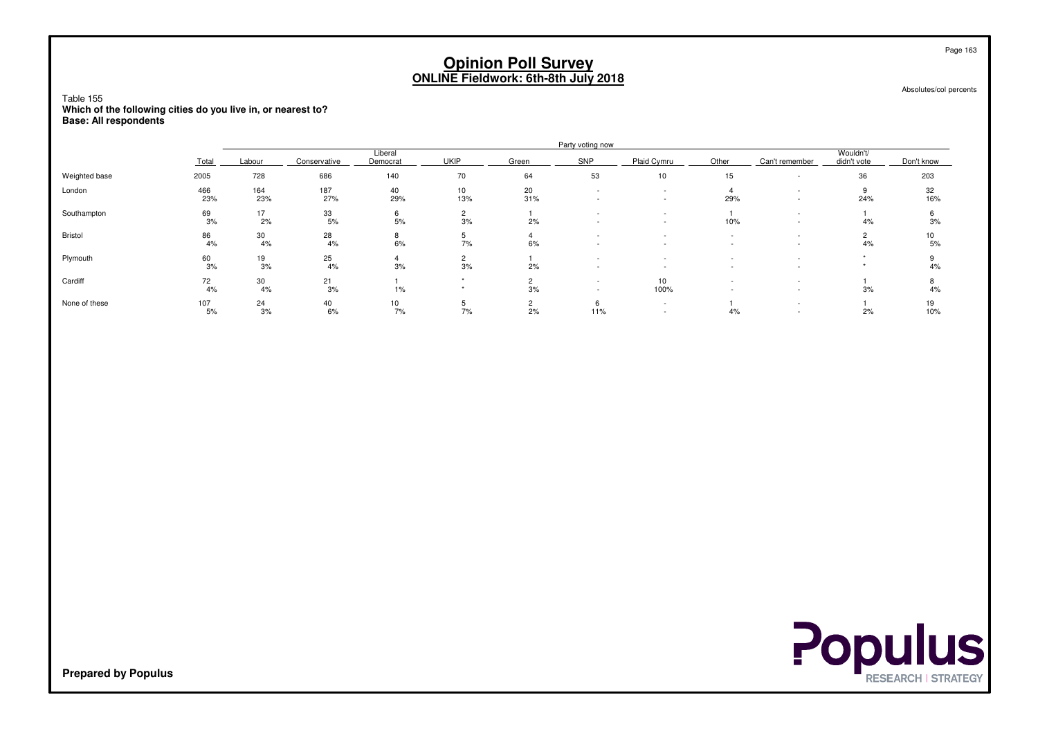# Opinion Poll Survey
## ONLINE Fieldwork: 6th-8th July 2018

Absolutes/col percents

Table 155
**Which of the following cities do you live in, or nearest to?**
**Base: All respondents**

| | Total | Party voting now | | | | | | | | | | |
|---|---|---|---|---|---|---|---|---|---|---|---|---|
| | | Labour | Conservative | Liberal Democrat | UKIP | Green | SNP | Plaid Cymru | Other | Can't remember | Wouldn't/ didn't vote | Don't know |
| Weighted base | 2005 | 728 | 686 | 140 | 70 | 64 | 53 | 10 | 15 | - | 36 | 203 |
| London | 466 | 164 | 187 | 40 | 10 | 20 | - | - | 4 | - | 9 | 32 |
| | 23% | 23% | 27% | 29% | 13% | 31% | - | - | 29% | - | 24% | 16% |
| Southampton | 69 | 17 | 33 | 6 | 2 | 1 | - | - | 1 | - | 1 | 6 |
| | 3% | 2% | 5% | 5% | 3% | 2% | - | - | 10% | - | 4% | 3% |
| Bristol | 86 | 30 | 28 | 8 | 5 | 4 | - | - | - | - | 2 | 10 |
| | 4% | 4% | 4% | 6% | 7% | 6% | - | - | - | - | 4% | 5% |
| Plymouth | 60 | 19 | 25 | 4 | 2 | 1 | - | - | - | - | * | 9 |
| | 3% | 3% | 4% | 3% | 3% | 2% | - | - | - | - | * | 4% |
| Cardiff | 72 | 30 | 21 | 1 | * | 2 | - | 10 | - | - | 1 | 8 |
| | 4% | 4% | 3% | 1% | * | 3% | - | 100% | - | - | 3% | 4% |
| None of these | 107 | 24 | 40 | 10 | 5 | 2 | 6 | - | 1 | - | 1 | 19 |
| | 5% | 3% | 6% | 7% | 7% | 2% | 11% | - | 4% | - | 2% | 10% |

**Prepared by Populus**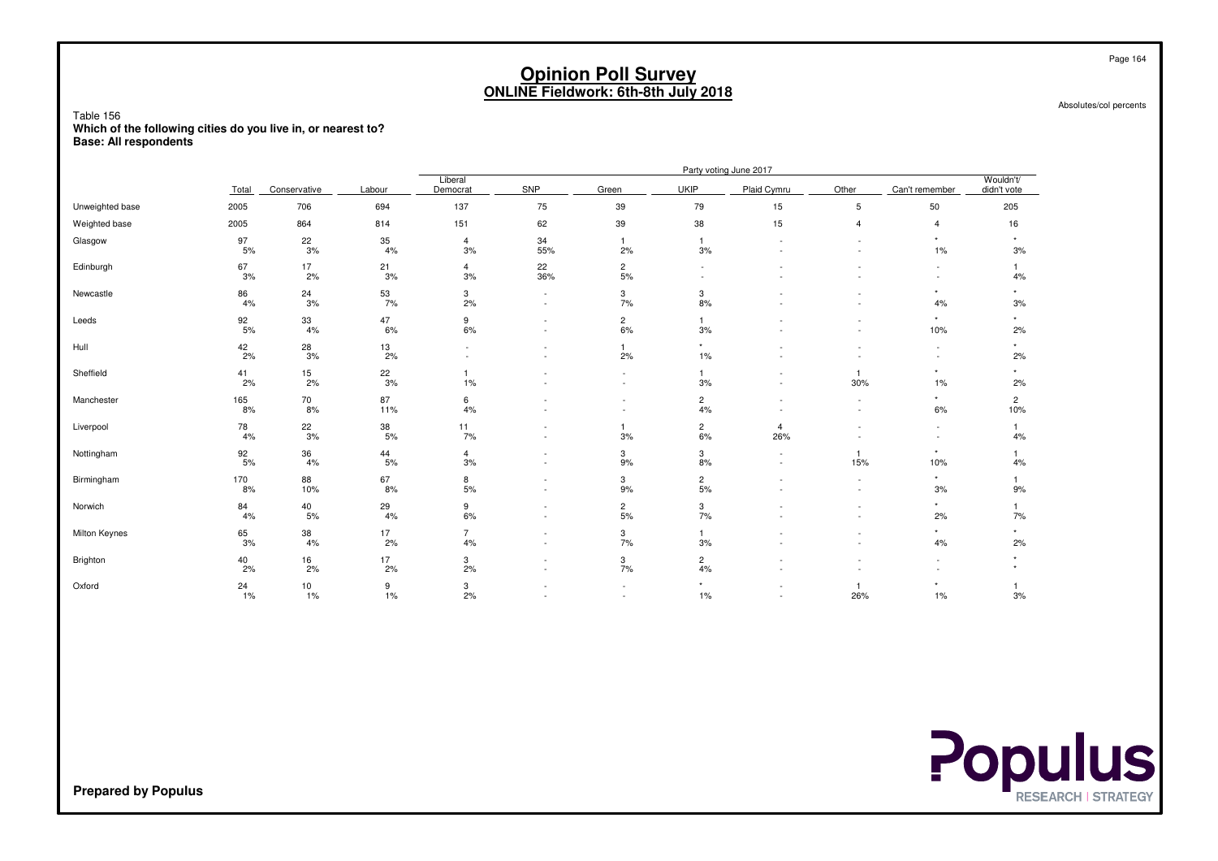# Opinion Poll Survey
## ONLINE Fieldwork: 6th-8th July 2018

Absolutes/col percents

Table 156
**Which of the following cities do you live in, or nearest to?**
**Base: All respondents**

| | | Party voting June 2017 | | | | | | | | | | |
|---|---|---|---|---|---|---|---|---|---|---|---|---|
| | Total | Conservative | Labour | Liberal Democrat | SNP | Green | UKIP | Plaid Cymru | Other | Can't remember | Wouldn't/ didn't vote |
| Unweighted base | 2005 | 706 | 694 | 137 | 75 | 39 | 79 | 15 | 5 | 50 | 205 |
| Weighted base | 2005 | 864 | 814 | 151 | 62 | 39 | 38 | 15 | 4 | 4 | 16 |
| Glasgow | 97 | 22 | 35 | 4 | 34 | 1 | 1 | - | - | * | * |
| | 5% | 3% | 4% | 3% | 55% | 2% | 3% | - | - | 1% | 3% |
| Edinburgh | 67 | 17 | 21 | 4 | 22 | 2 | - | - | - | - | 1 |
| | 3% | 2% | 3% | 3% | 36% | 5% | - | - | - | - | 4% |
| Newcastle | 86 | 24 | 53 | 3 | - | 3 | 3 | - | - | * | * |
| | 4% | 3% | 7% | 2% | - | 7% | 8% | - | - | 4% | 3% |
| Leeds | 92 | 33 | 47 | 9 | - | 2 | 1 | - | - | * | * |
| | 5% | 4% | 6% | 6% | - | 6% | 3% | - | - | 10% | 2% |
| Hull | 42 | 28 | 13 | - | - | 1 | * | - | - | - | * |
| | 2% | 3% | 2% | - | - | 2% | 1% | - | - | - | 2% |
| Sheffield | 41 | 15 | 22 | 1 | - | - | 1 | - | 1 | * | * |
| | 2% | 2% | 3% | 1% | - | - | 3% | - | 30% | 1% | 2% |
| Manchester | 165 | 70 | 87 | 6 | - | - | 2 | - | - | * | 2 |
| | 8% | 8% | 11% | 4% | - | - | 4% | - | - | 6% | 10% |
| Liverpool | 78 | 22 | 38 | 11 | - | 1 | 2 | 4 | - | - | 1 |
| | 4% | 3% | 5% | 7% | - | 3% | 6% | 26% | - | - | 4% |
| Nottingham | 92 | 36 | 44 | 4 | - | 3 | 3 | - | 1 | * | 1 |
| | 5% | 4% | 5% | 3% | - | 9% | 8% | - | 15% | 10% | 4% |
| Birmingham | 170 | 88 | 67 | 8 | - | 3 | 2 | - | - | * | 1 |
| | 8% | 10% | 8% | 5% | - | 9% | 5% | - | - | 3% | 9% |
| Norwich | 84 | 40 | 29 | 9 | - | 2 | 3 | - | - | * | 1 |
| | 4% | 5% | 4% | 6% | - | 5% | 7% | - | - | 2% | 7% |
| Milton Keynes | 65 | 38 | 17 | 7 | - | 3 | 1 | - | - | * | * |
| | 3% | 4% | 2% | 4% | - | 7% | 3% | - | - | 4% | 2% |
| Brighton | 40 | 16 | 17 | 3 | - | 3 | 2 | - | - | - | * |
| | 2% | 2% | 2% | 2% | - | 7% | 4% | - | - | - | * |
| Oxford | 24 | 10 | 9 | 3 | - | - | * | - | 1 | * | 1 |
| | 1% | 1% | 1% | 2% | - | - | 1% | - | 26% | 1% | 3% |

**Prepared by Populus**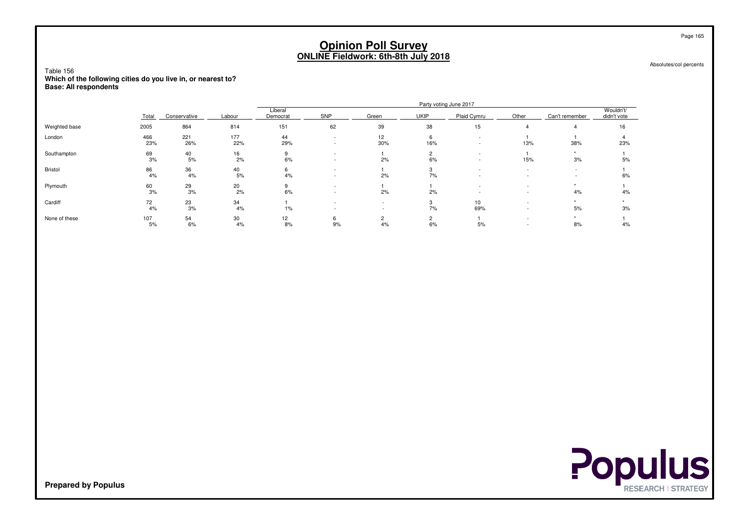# Opinion Poll Survey
## ONLINE Fieldwork: 6th-8th July 2018

Absolutes/col percents

Table 156
**Which of the following cities do you live in, or nearest to?**
**Base: All respondents**

| | Total | Party voting June 2017 | | | | | | | | | |
|---|---|---|---|---|---|---|---|---|---|---|---|
| | | Conservative | Labour | Liberal Democrat | SNP | Green | UKIP | Plaid Cymru | Other | Can't remember | Wouldn't/ didn't vote |
| Weighted base | 2005 | 864 | 814 | 151 | 62 | 39 | 38 | 15 | 4 | 4 | 16 |
| London | 466 | 221 | 177 | 44 | - | 12 | 6 | - | 1 | 1 | 4 |
| | 23% | 26% | 22% | 29% | - | 30% | 16% | - | 13% | 38% | 23% |
| Southampton | 69 | 40 | 16 | 9 | - | 1 | 2 | - | 1 | * | 1 |
| | 3% | 5% | 2% | 6% | - | 2% | 6% | - | 15% | 3% | 5% |
| Bristol | 86 | 36 | 40 | 6 | - | 1 | 3 | - | - | - | 1 |
| | 4% | 4% | 5% | 4% | - | 2% | 7% | - | - | - | 6% |
| Plymouth | 60 | 29 | 20 | 9 | - | 1 | 1 | - | - | * | 1 |
| | 3% | 3% | 2% | 6% | - | 2% | 2% | - | - | 4% | 4% |
| Cardiff | 72 | 23 | 34 | 1 | - | - | 3 | 10 | - | * | * |
| | 4% | 3% | 4% | 1% | - | - | 7% | 69% | - | 5% | 3% |
| None of these | 107 | 54 | 30 | 12 | 6 | 2 | 2 | 1 | - | * | 1 |
| | 5% | 6% | 4% | 8% | 9% | 4% | 6% | 5% | - | 8% | 4% |

**Prepared by Populus**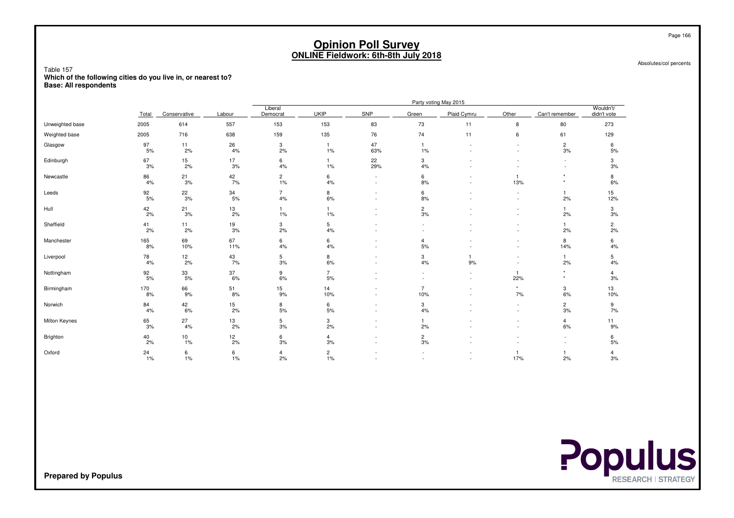# Opinion Poll Survey
## ONLINE Fieldwork: 6th-8th July 2018

Absolutes/col percents

Table 157
**Which of the following cities do you live in, or nearest to?**
**Base: All respondents**

| | Total | Party voting May 2015 | | | | | | | | | |
|---|---|---|---|---|---|---|---|---|---|---|---|
| | | Conservative | Labour | Liberal Democrat | UKIP | SNP | Green | Plaid Cymru | Other | Can't remember | Wouldn't/ didn't vote |
| Unweighted base | 2005 | 614 | 557 | 153 | 153 | 83 | 73 | 11 | 8 | 80 | 273 |
| Weighted base | 2005 | 716 | 638 | 159 | 135 | 76 | 74 | 11 | 6 | 61 | 129 |
| Glasgow | 97 | 11 | 26 | 3 | 1 | 47 | 1 | - | - | 2 | 6 |
| | 5% | 2% | 4% | 2% | 1% | 63% | 1% | - | - | 3% | 5% |
| Edinburgh | 67 | 15 | 17 | 6 | 1 | 22 | 3 | - | - | - | 3 |
| | 3% | 2% | 3% | 4% | 1% | 29% | 4% | - | - | - | 3% |
| Newcastle | 86 | 21 | 42 | 2 | 6 | - | 6 | - | 1 | * | 8 |
| | 4% | 3% | 7% | 1% | 4% | - | 8% | - | 13% | * | 6% |
| Leeds | 92 | 22 | 34 | 7 | 8 | - | 6 | - | - | 1 | 15 |
| | 5% | 3% | 5% | 4% | 6% | - | 8% | - | - | 2% | 12% |
| Hull | 42 | 21 | 13 | 1 | 1 | - | 2 | - | - | 1 | 3 |
| | 2% | 3% | 2% | 1% | 1% | - | 3% | - | - | 2% | 3% |
| Sheffield | 41 | 11 | 19 | 3 | 5 | - | - | - | - | 1 | 2 |
| | 2% | 2% | 3% | 2% | 4% | - | - | - | - | 2% | 2% |
| Manchester | 165 | 69 | 67 | 6 | 6 | - | 4 | - | - | 8 | 6 |
| | 8% | 10% | 11% | 4% | 4% | - | 5% | - | - | 14% | 4% |
| Liverpool | 78 | 12 | 43 | 5 | 8 | - | 3 | 1 | - | 1 | 5 |
| | 4% | 2% | 7% | 3% | 6% | - | 4% | 9% | - | 2% | 4% |
| Nottingham | 92 | 33 | 37 | 9 | 7 | - | - | - | 1 | * | 4 |
| | 5% | 5% | 6% | 6% | 5% | - | - | - | 22% | * | 3% |
| Birmingham | 170 | 66 | 51 | 15 | 14 | - | 7 | - | * | 3 | 13 |
| | 8% | 9% | 8% | 9% | 10% | - | 10% | - | 7% | 6% | 10% |
| Norwich | 84 | 42 | 15 | 8 | 6 | - | 3 | - | - | 2 | 9 |
| | 4% | 6% | 2% | 5% | 5% | - | 4% | - | - | 3% | 7% |
| Milton Keynes | 65 | 27 | 13 | 5 | 3 | - | 1 | - | - | 4 | 11 |
| | 3% | 4% | 2% | 3% | 2% | - | 2% | - | - | 6% | 9% |
| Brighton | 40 | 10 | 12 | 6 | 4 | - | 2 | - | - | - | 6 |
| | 2% | 1% | 2% | 3% | 3% | - | 3% | - | - | - | 5% |
| Oxford | 24 | 6 | 6 | 4 | 2 | - | - | - | 1 | 1 | 4 |
| | 1% | 1% | 1% | 2% | 1% | - | - | - | 17% | 2% | 3% |

**Prepared by Populus**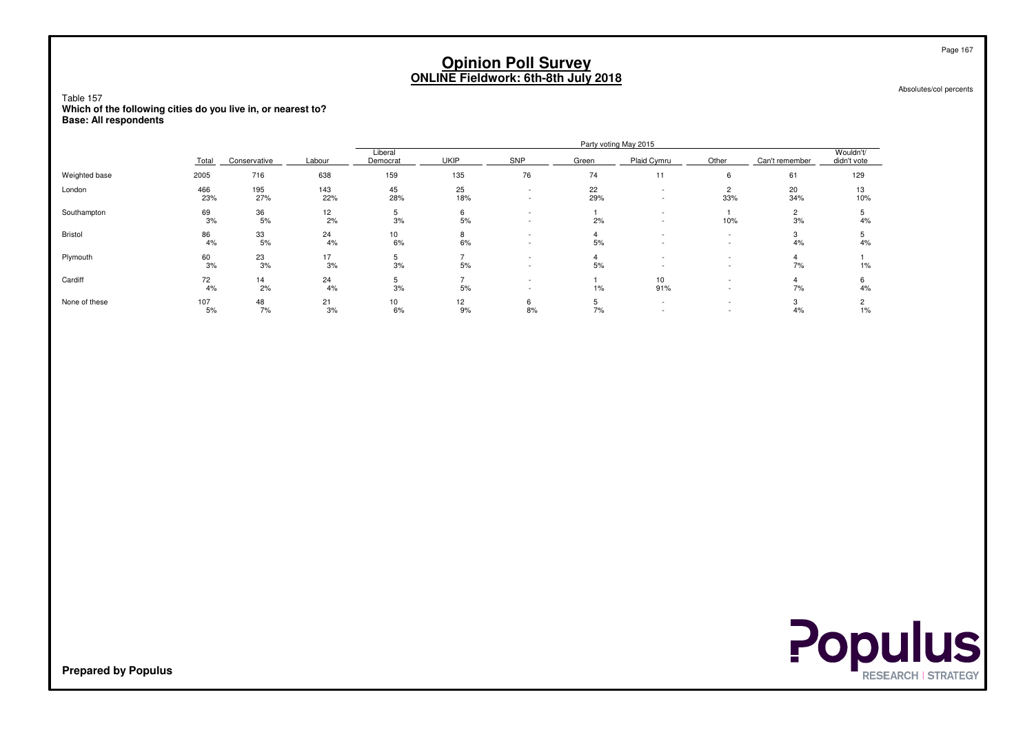# Opinion Poll Survey
## ONLINE Fieldwork: 6th-8th July 2018

Absolutes/col percents

Table 157
**Which of the following cities do you live in, or nearest to?**
**Base: All respondents**

| | | Party voting May 2015 | | | | | | | | | |
|---|---|---|---|---|---|---|---|---|---|---|---|
| | Total | Conservative | Labour | Liberal Democrat | UKIP | SNP | Green | Plaid Cymru | Other | Can't remember | Wouldn't/ didn't vote |
| Weighted base | 2005 | 716 | 638 | 159 | 135 | 76 | 74 | 11 | 6 | 61 | 129 |
| London | 466 | 195 | 143 | 45 | 25 | - | 22 | - | 2 | 20 | 13 |
| | 23% | 27% | 22% | 28% | 18% | - | 29% | - | 33% | 34% | 10% |
| Southampton | 69 | 36 | 12 | 5 | 6 | - | 1 | - | 1 | 2 | 5 |
| | 3% | 5% | 2% | 3% | 5% | - | 2% | - | 10% | 3% | 4% |
| Bristol | 86 | 33 | 24 | 10 | 8 | - | 4 | - | - | 3 | 5 |
| | 4% | 5% | 4% | 6% | 6% | - | 5% | - | - | 4% | 4% |
| Plymouth | 60 | 23 | 17 | 5 | 7 | - | 4 | - | - | 4 | 1 |
| | 3% | 3% | 3% | 3% | 5% | - | 5% | - | - | 7% | 1% |
| Cardiff | 72 | 14 | 24 | 5 | 7 | - | 1 | 10 | - | 4 | 6 |
| | 4% | 2% | 4% | 3% | 5% | - | 1% | 91% | - | 7% | 4% |
| None of these | 107 | 48 | 21 | 10 | 12 | 6 | 5 | - | - | 3 | 2 |
| | 5% | 7% | 3% | 6% | 9% | 8% | 7% | - | - | 4% | 1% |

**Prepared by Populus**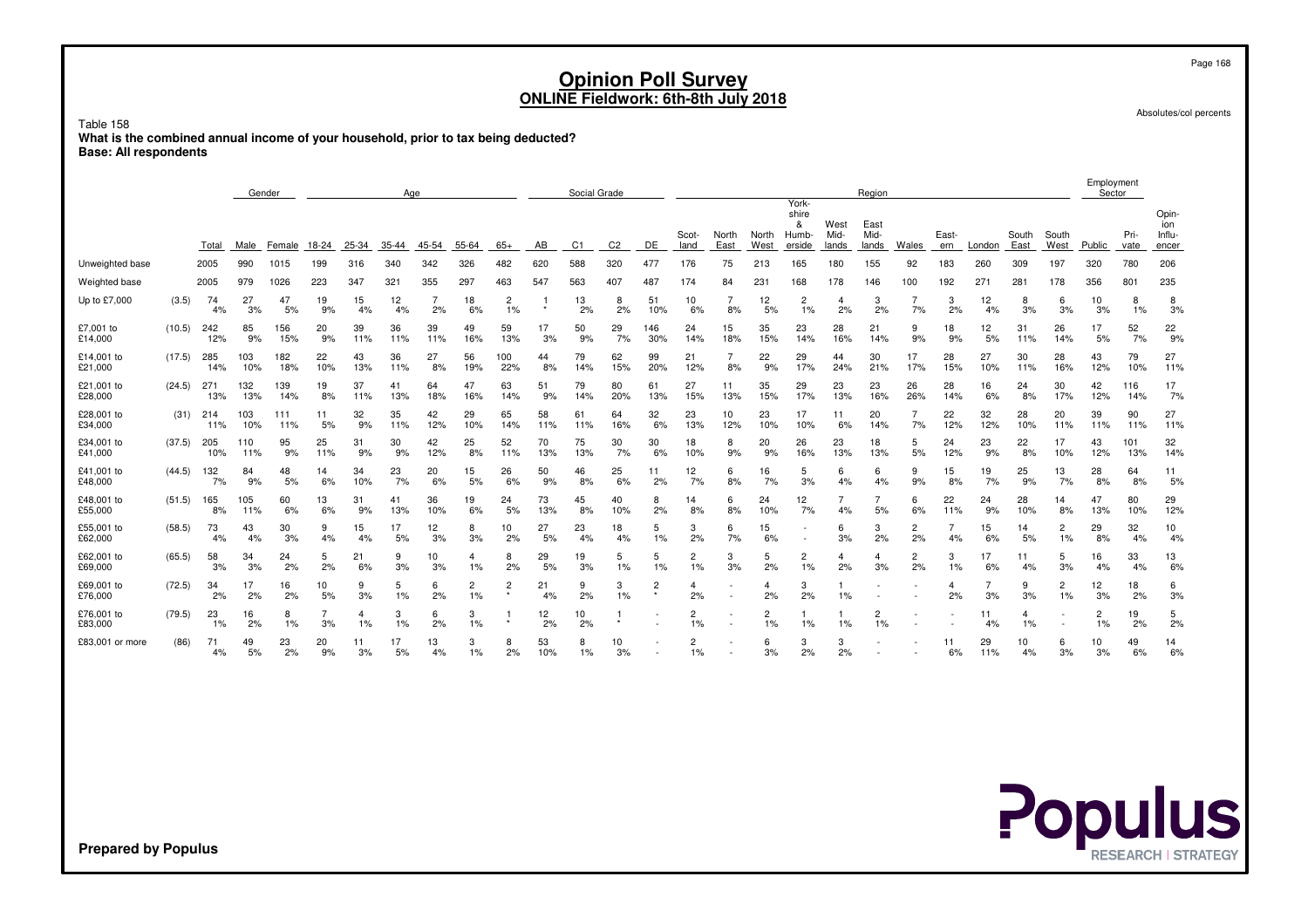# Opinion Poll Survey
## ONLINE Fieldwork: 6th-8th July 2018

Absolutes/col percents

Table 158
**What is the combined annual income of your household, prior to tax being deducted?**
**Base: All respondents**

| | | | Gender | | Age | | | | | | Social Grade | | | | Region | | | | | | | | | | | Employment Sector | | |
|---|---|---|---|---|---|---|---|---|---|---|---|---|---|---|---|---|---|---|---|---|---|---|---|---|---|---|---|---|
| | | Total | Male | Female | 18-24 | 25-34 | 35-44 | 45-54 | 55-64 | 65+ | AB | C1 | C2 | DE | Scot-land | North East | North West | York-shire & Humb-erside | West Mid-lands | East Mid-lands | Wales | East-ern | London | South East | South West | Public | Pri-vate | Opin-ion Influ-encer |
| Unweighted base | | 2005 | 990 | 1015 | 199 | 316 | 340 | 342 | 326 | 482 | 620 | 588 | 320 | 477 | 176 | 75 | 213 | 165 | 180 | 155 | 92 | 183 | 260 | 309 | 197 | 320 | 780 | 206 |
| Weighted base | | 2005 | 979 | 1026 | 223 | 347 | 321 | 355 | 297 | 463 | 547 | 563 | 407 | 487 | 174 | 84 | 231 | 168 | 178 | 146 | 100 | 192 | 271 | 281 | 178 | 356 | 801 | 235 |
| Up to £7,000 | (3.5) | 74 | 27 | 47 | 19 | 15 | 12 | 7 | 18 | 2 | 1 | 13 | 8 | 51 | 10 | 7 | 12 | 2 | 4 | 3 | 7 | 3 | 12 | 8 | 6 | 10 | 8 | 8 |
| | | 4% | 3% | 5% | 9% | 4% | 4% | 2% | 6% | 1% | * | 2% | 2% | 10% | 6% | 8% | 5% | 1% | 2% | 2% | 7% | 2% | 4% | 3% | 3% | 3% | 1% | 3% |
| £7,001 to £14,000 | (10.5) | 242 | 85 | 156 | 20 | 39 | 36 | 39 | 49 | 59 | 17 | 50 | 29 | 146 | 24 | 15 | 35 | 23 | 28 | 21 | 9 | 18 | 12 | 31 | 26 | 17 | 52 | 22 |
| | | 12% | 9% | 15% | 9% | 11% | 11% | 11% | 16% | 13% | 3% | 9% | 7% | 30% | 14% | 18% | 15% | 14% | 16% | 14% | 9% | 9% | 5% | 11% | 14% | 5% | 7% | 9% |
| £14,001 to £21,000 | (17.5) | 285 | 103 | 182 | 22 | 43 | 36 | 27 | 56 | 100 | 44 | 79 | 62 | 99 | 21 | 7 | 22 | 29 | 44 | 30 | 17 | 28 | 27 | 30 | 28 | 43 | 79 | 27 |
| | | 14% | 10% | 18% | 10% | 13% | 11% | 8% | 19% | 22% | 8% | 14% | 15% | 20% | 12% | 8% | 9% | 17% | 24% | 21% | 17% | 15% | 10% | 11% | 16% | 12% | 10% | 11% |
| £21,001 to £28,000 | (24.5) | 271 | 132 | 139 | 19 | 37 | 41 | 64 | 47 | 63 | 51 | 79 | 80 | 61 | 27 | 11 | 35 | 29 | 23 | 23 | 26 | 28 | 16 | 24 | 30 | 42 | 116 | 17 |
| | | 13% | 13% | 14% | 8% | 11% | 13% | 18% | 16% | 14% | 9% | 14% | 20% | 13% | 15% | 13% | 15% | 17% | 13% | 16% | 26% | 14% | 6% | 8% | 17% | 12% | 14% | 7% |
| £28,001 to £34,000 | (31) | 214 | 103 | 111 | 11 | 32 | 35 | 42 | 29 | 65 | 58 | 61 | 64 | 32 | 23 | 10 | 23 | 17 | 11 | 20 | 7 | 22 | 32 | 28 | 20 | 39 | 90 | 27 |
| | | 11% | 10% | 11% | 5% | 9% | 11% | 12% | 10% | 14% | 11% | 11% | 16% | 6% | 13% | 12% | 10% | 10% | 6% | 14% | 7% | 12% | 12% | 10% | 11% | 11% | 11% | 11% |
| £34,001 to £41,000 | (37.5) | 205 | 110 | 95 | 25 | 31 | 30 | 42 | 25 | 52 | 70 | 75 | 30 | 30 | 18 | 8 | 20 | 26 | 23 | 18 | 5 | 24 | 23 | 22 | 17 | 43 | 101 | 32 |
| | | 10% | 11% | 9% | 11% | 9% | 9% | 12% | 8% | 11% | 13% | 13% | 7% | 6% | 10% | 9% | 9% | 16% | 13% | 13% | 5% | 12% | 9% | 8% | 10% | 12% | 13% | 14% |
| £41,001 to £48,000 | (44.5) | 132 | 84 | 48 | 14 | 34 | 23 | 20 | 15 | 26 | 50 | 46 | 25 | 11 | 12 | 6 | 16 | 5 | 6 | 6 | 9 | 15 | 19 | 25 | 13 | 28 | 64 | 11 |
| | | 7% | 9% | 5% | 6% | 10% | 7% | 6% | 5% | 6% | 9% | 8% | 6% | 2% | 7% | 8% | 7% | 3% | 4% | 4% | 9% | 8% | 7% | 9% | 7% | 8% | 8% | 5% |
| £48,001 to £55,000 | (51.5) | 165 | 105 | 60 | 13 | 31 | 41 | 36 | 19 | 24 | 73 | 45 | 40 | 8 | 14 | 6 | 24 | 12 | 7 | 7 | 6 | 22 | 24 | 28 | 14 | 47 | 80 | 29 |
| | | 8% | 11% | 6% | 6% | 9% | 13% | 10% | 6% | 5% | 13% | 8% | 10% | 2% | 8% | 8% | 10% | 7% | 4% | 5% | 6% | 11% | 9% | 10% | 8% | 13% | 10% | 12% |
| £55,001 to £62,000 | (58.5) | 73 | 43 | 30 | 9 | 15 | 17 | 12 | 8 | 10 | 27 | 23 | 18 | 5 | 3 | 6 | 15 | - | 6 | 3 | 2 | 7 | 15 | 14 | 2 | 29 | 32 | 10 |
| | | 4% | 4% | 3% | 4% | 4% | 5% | 3% | 3% | 2% | 5% | 4% | 4% | 1% | 2% | 7% | 6% | - | 3% | 2% | 2% | 4% | 6% | 5% | 1% | 8% | 4% | 4% |
| £62,001 to £69,000 | (65.5) | 58 | 34 | 24 | 5 | 21 | 9 | 10 | 4 | 8 | 29 | 19 | 5 | 5 | 2 | 3 | 5 | 2 | 4 | 4 | 2 | 3 | 17 | 11 | 5 | 16 | 33 | 13 |
| | | 3% | 3% | 2% | 2% | 6% | 3% | 3% | 1% | 2% | 5% | 3% | 1% | 1% | 1% | 3% | 2% | 1% | 2% | 3% | 2% | 1% | 6% | 4% | 3% | 4% | 4% | 6% |
| £69,001 to £76,000 | (72.5) | 34 | 17 | 16 | 10 | 9 | 5 | 6 | 2 | 2 | 21 | 9 | 3 | 2 | 4 | - | 4 | 3 | 1 | - | - | 4 | 7 | 9 | 2 | 12 | 18 | 6 |
| | | 2% | 2% | 2% | 5% | 3% | 1% | 2% | 1% | * | 4% | 2% | 1% | * | 2% | - | 2% | 2% | 1% | - | - | 2% | 3% | 3% | 1% | 3% | 2% | 3% |
| £76,001 to £83,000 | (79.5) | 23 | 16 | 8 | 7 | 4 | 3 | 6 | 3 | 1 | 12 | 10 | 1 | - | 2 | - | 2 | 1 | 1 | 2 | - | - | 11 | 4 | - | 2 | 19 | 5 |
| | | 1% | 2% | 1% | 3% | 1% | 1% | 2% | 1% | * | 2% | 2% | * | - | 1% | - | 1% | 1% | 1% | 1% | - | - | 4% | 1% | - | 1% | 2% | 2% |
| £83,001 or more | (86) | 71 | 49 | 23 | 20 | 11 | 17 | 13 | 3 | 8 | 53 | 8 | 10 | - | 2 | - | 6 | 3 | 3 | - | - | 11 | 29 | 10 | 6 | 10 | 49 | 14 |
| | | 4% | 5% | 2% | 9% | 3% | 5% | 4% | 1% | 2% | 10% | 1% | 3% | - | 1% | - | 3% | 2% | 2% | - | - | 6% | 11% | 4% | 3% | 3% | 6% | 6% |

**Prepared by Populus**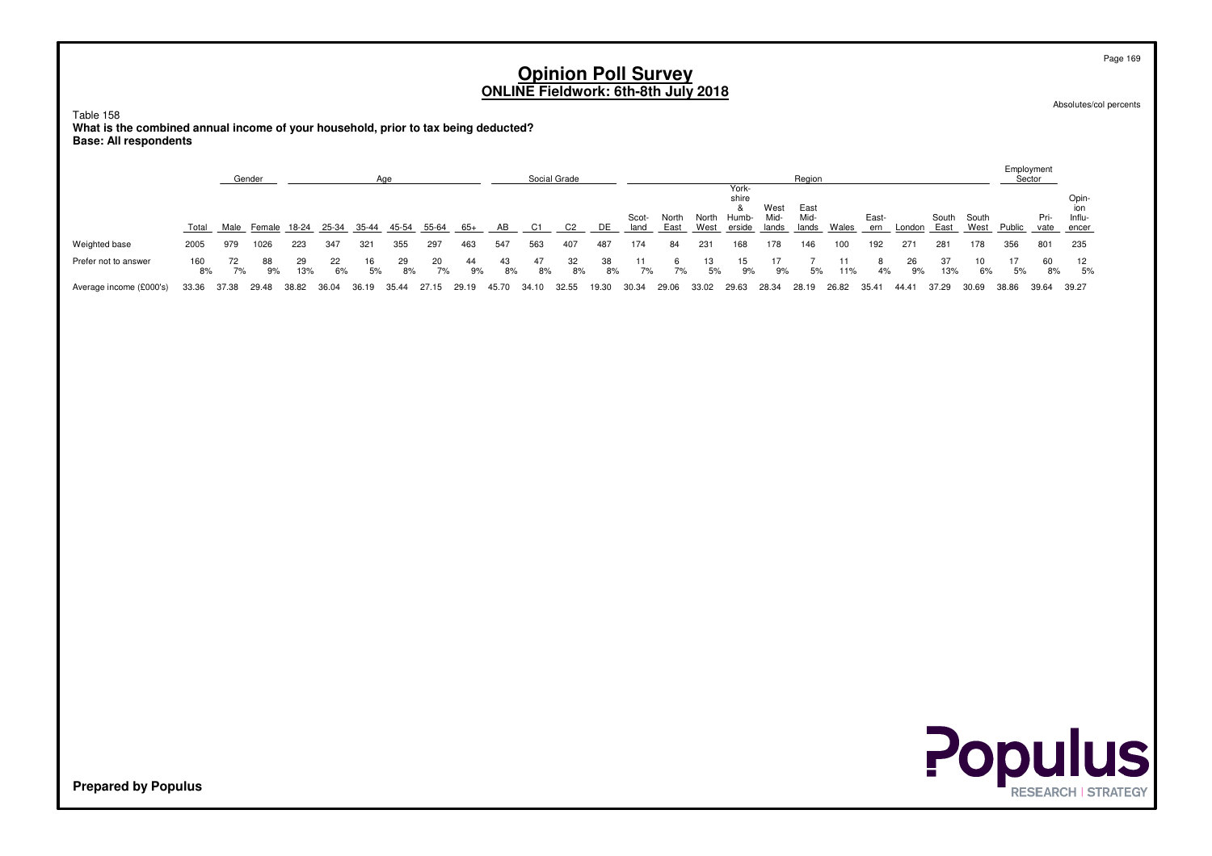# Opinion Poll Survey
## ONLINE Fieldwork: 6th-8th July 2018

Absolutes/col percents

Table 158
**What is the combined annual income of your household, prior to tax being deducted?**
**Base: All respondents**

| | | Gender | | Age | | | | | | Social Grade | | | | Region | | | | | | | | | | | | Employment Sector | | |
|---|---|---|---|---|---|---|---|---|---|---|---|---|---|---|---|---|---|---|---|---|---|---|---|---|---|---|---|---|
| | Total | Male | Female | 18-24 | 25-34 | 35-44 | 45-54 | 55-64 | 65+ | AB | C1 | C2 | DE | Scotland | North East | North West | Yorkshire & Humberside | West Midlands | East Midlands | Wales | Eastern | London | South East | South West | Public | Private | Opinion Influencer |
| Weighted base | 2005 | 979 | 1026 | 223 | 347 | 321 | 355 | 297 | 463 | 547 | 563 | 407 | 487 | 174 | 84 | 231 | 168 | 178 | 146 | 100 | 192 | 271 | 281 | 178 | 356 | 801 | 235 |
| Prefer not to answer | 160<br>8% | 72<br>7% | 88<br>9% | 29<br>13% | 22<br>6% | 16<br>5% | 29<br>8% | 20<br>7% | 44<br>9% | 43<br>8% | 47<br>8% | 32<br>8% | 38<br>8% | 11<br>7% | 6<br>7% | 13<br>5% | 15<br>9% | 17<br>9% | 7<br>5% | 11<br>11% | 8<br>4% | 26<br>9% | 37<br>13% | 10<br>6% | 17<br>5% | 60<br>8% | 12<br>5% |
| Average income (£000's) | 33.36 | 37.38 | 29.48 | 38.82 | 36.04 | 36.19 | 35.44 | 27.15 | 29.19 | 45.70 | 34.10 | 32.55 | 19.30 | 30.34 | 29.06 | 33.02 | 29.63 | 28.34 | 28.19 | 26.82 | 35.41 | 44.41 | 37.29 | 30.69 | 38.86 | 39.64 | 39.27 |

**Prepared by Populus**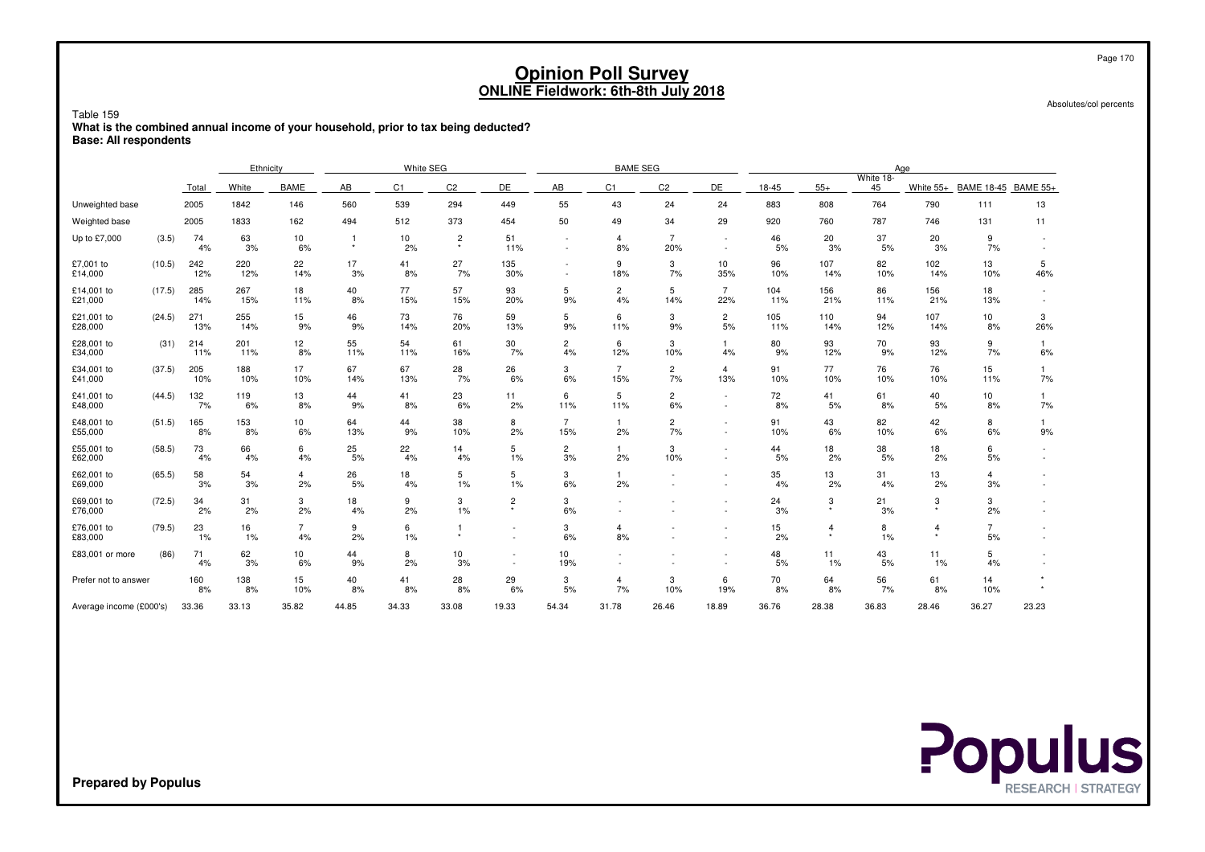# Opinion Poll Survey
## ONLINE Fieldwork: 6th-8th July 2018

Absolutes/col percents

Table 159
**What is the combined annual income of your household, prior to tax being deducted?**
**Base: All respondents**

| | | | Ethnicity | | White SEG | | | | BAME SEG | | | | Age | | | | | |
|---|---|---|---|---|---|---|---|---|---|---|---|---|---|---|---|---|---|---|
| | | Total | White | BAME | AB | C1 | C2 | DE | AB | C1 | C2 | DE | 18-45 | 55+ | White 18-45 | White 55+ | BAME 18-45 | BAME 55+ |
| Unweighted base | | 2005 | 1842 | 146 | 560 | 539 | 294 | 449 | 55 | 43 | 24 | 24 | 883 | 808 | 764 | 790 | 111 | 13 |
| Weighted base | | 2005 | 1833 | 162 | 494 | 512 | 373 | 454 | 50 | 49 | 34 | 29 | 920 | 760 | 787 | 746 | 131 | 11 |
| Up to £7,000 | (3.5) | 74 | 63 | 10 | 1 | 10 | 2 | 51 | - | 4 | 7 | - | 46 | 20 | 37 | 20 | 9 | - |
| | | 4% | 3% | 6% | * | 2% | * | 11% | - | 8% | 20% | - | 5% | 3% | 5% | 3% | 7% | - |
| £7,001 to £14,000 | (10.5) | 242 | 220 | 22 | 17 | 41 | 27 | 135 | - | 9 | 3 | 10 | 96 | 107 | 82 | 102 | 13 | 5 |
| | | 12% | 12% | 14% | 3% | 8% | 7% | 30% | - | 18% | 7% | 35% | 10% | 14% | 10% | 14% | 10% | 46% |
| £14,001 to £21,000 | (17.5) | 285 | 267 | 18 | 40 | 77 | 57 | 93 | 5 | 2 | 5 | 7 | 104 | 156 | 86 | 156 | 18 | - |
| | | 14% | 15% | 11% | 8% | 15% | 15% | 20% | 9% | 4% | 14% | 22% | 11% | 21% | 11% | 21% | 13% | - |
| £21,001 to £28,000 | (24.5) | 271 | 255 | 15 | 46 | 73 | 76 | 59 | 5 | 6 | 3 | 2 | 105 | 110 | 94 | 107 | 10 | 3 |
| | | 13% | 14% | 9% | 9% | 14% | 20% | 13% | 9% | 11% | 9% | 5% | 11% | 14% | 12% | 14% | 8% | 26% |
| £28,001 to £34,000 | (31) | 214 | 201 | 12 | 55 | 54 | 61 | 30 | 2 | 6 | 3 | 1 | 80 | 93 | 70 | 93 | 9 | 1 |
| | | 11% | 11% | 8% | 11% | 11% | 16% | 7% | 4% | 12% | 10% | 4% | 9% | 12% | 9% | 12% | 7% | 6% |
| £34,001 to £41,000 | (37.5) | 205 | 188 | 17 | 67 | 67 | 28 | 26 | 3 | 7 | 2 | 4 | 91 | 77 | 76 | 76 | 15 | 1 |
| | | 10% | 10% | 10% | 14% | 13% | 7% | 6% | 6% | 15% | 7% | 13% | 10% | 10% | 10% | 10% | 11% | 7% |
| £41,001 to £48,000 | (44.5) | 132 | 119 | 13 | 44 | 41 | 23 | 11 | 6 | 5 | 2 | - | 72 | 41 | 61 | 40 | 10 | 1 |
| | | 7% | 6% | 8% | 9% | 8% | 6% | 2% | 11% | 11% | 6% | - | 8% | 5% | 8% | 5% | 8% | 7% |
| £48,001 to £55,000 | (51.5) | 165 | 153 | 10 | 64 | 44 | 38 | 8 | 7 | 1 | 2 | - | 91 | 43 | 82 | 42 | 8 | 1 |
| | | 8% | 8% | 6% | 13% | 9% | 10% | 2% | 15% | 2% | 7% | - | 10% | 6% | 10% | 6% | 6% | 9% |
| £55,001 to £62,000 | (58.5) | 73 | 66 | 6 | 25 | 22 | 14 | 5 | 2 | 1 | 3 | - | 44 | 18 | 38 | 18 | 6 | - |
| | | 4% | 4% | 4% | 5% | 4% | 4% | 1% | 3% | 2% | 10% | - | 5% | 2% | 5% | 2% | 5% | - |
| £62,001 to £69,000 | (65.5) | 58 | 54 | 4 | 26 | 18 | 5 | 5 | 3 | 1 | - | - | 35 | 13 | 31 | 13 | 4 | - |
| | | 3% | 3% | 2% | 5% | 4% | 1% | 1% | 6% | 2% | - | - | 4% | 2% | 4% | 2% | 3% | - |
| £69,001 to £76,000 | (72.5) | 34 | 31 | 3 | 18 | 9 | 3 | 2 | 3 | - | - | - | 24 | 3 | 21 | 3 | 3 | - |
| | | 2% | 2% | 2% | 4% | 2% | 1% | * | 6% | - | - | - | 3% | * | 3% | * | 2% | - |
| £76,001 to £83,000 | (79.5) | 23 | 16 | 7 | 9 | 6 | 1 | - | 3 | 4 | - | - | 15 | 4 | 8 | 4 | 7 | - |
| | | 1% | 1% | 4% | 2% | 1% | * | - | 6% | 8% | - | - | 2% | * | 1% | * | 5% | - |
| £83,001 or more | (86) | 71 | 62 | 10 | 44 | 8 | 10 | - | 10 | - | - | - | 48 | 11 | 43 | 11 | 5 | - |
| | | 4% | 3% | 6% | 9% | 2% | 3% | - | 19% | - | - | - | 5% | 1% | 5% | 1% | 4% | - |
| Prefer not to answer | | 160 | 138 | 15 | 40 | 41 | 28 | 29 | 3 | 4 | 3 | 6 | 70 | 64 | 56 | 61 | 14 | * |
| | | 8% | 8% | 10% | 8% | 8% | 8% | 6% | 5% | 7% | 10% | 19% | 8% | 8% | 7% | 8% | 10% | * |
| Average income (£000's) | | 33.36 | 33.13 | 35.82 | 44.85 | 34.33 | 33.08 | 19.33 | 54.34 | 31.78 | 26.46 | 18.89 | 36.76 | 28.38 | 36.83 | 28.46 | 36.27 | 23.23 |

**Prepared by Populus**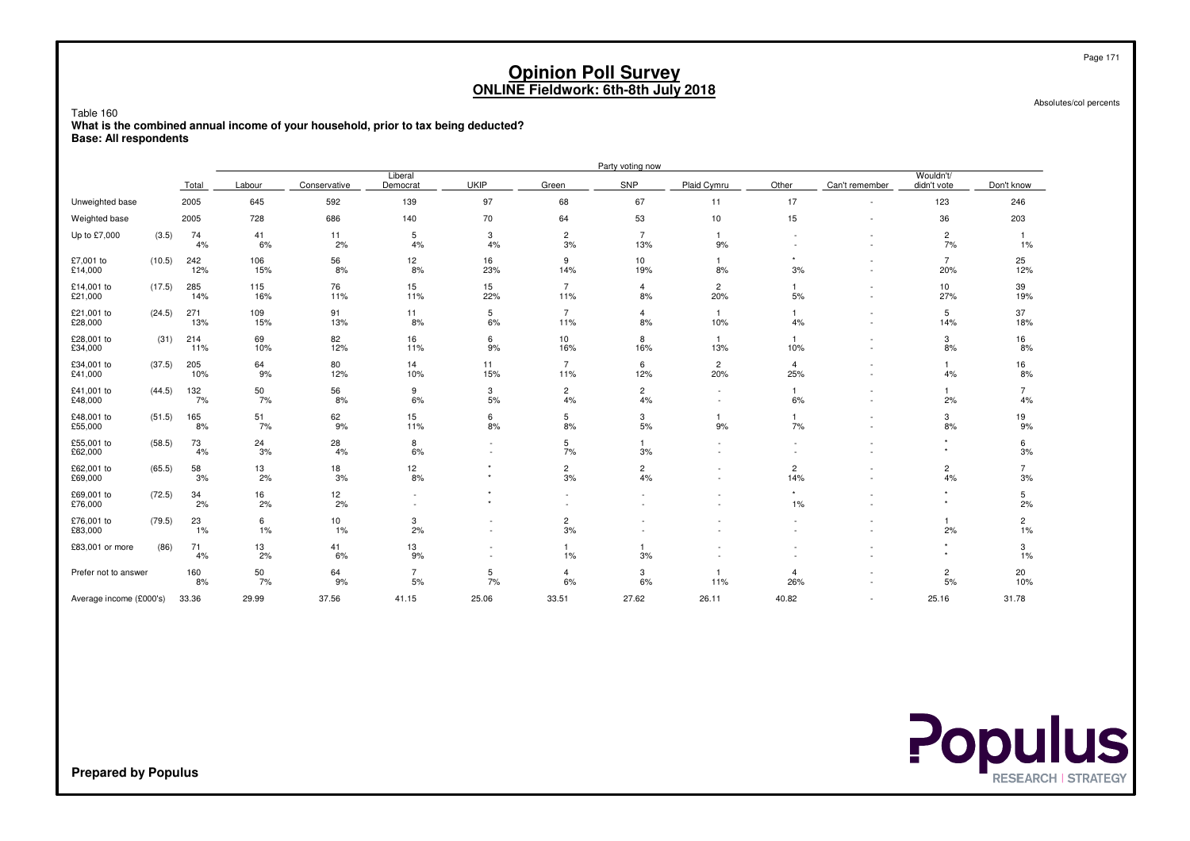# Opinion Poll Survey
## ONLINE Fieldwork: 6th-8th July 2018

Absolutes/col percents

Table 160
**What is the combined annual income of your household, prior to tax being deducted?**
**Base: All respondents**

| | | | Party voting now | | | | | | | | | | |
|---|---|---|---|---|---|---|---|---|---|---|---|---|---|
| | | Total | Labour | Conservative | Liberal Democrat | UKIP | Green | SNP | Plaid Cymru | Other | Can't remember | Wouldn't/ didn't vote | Don't know |
| Unweighted base | | 2005 | 645 | 592 | 139 | 97 | 68 | 67 | 11 | 17 | - | 123 | 246 |
| Weighted base | | 2005 | 728 | 686 | 140 | 70 | 64 | 53 | 10 | 15 | - | 36 | 203 |
| Up to £7,000 | (3.5) | 74 | 41 | 11 | 5 | 3 | 2 | 7 | 1 | - | - | 2 | 1 |
| | | 4% | 6% | 2% | 4% | 4% | 3% | 13% | 9% | - | - | 7% | 1% |
| £7,001 to £14,000 | (10.5) | 242 | 106 | 56 | 12 | 16 | 9 | 10 | 1 | * | - | 7 | 25 |
| | | 12% | 15% | 8% | 8% | 23% | 14% | 19% | 8% | 3% | - | 20% | 12% |
| £14,001 to £21,000 | (17.5) | 285 | 115 | 76 | 15 | 15 | 7 | 4 | 2 | 1 | - | 10 | 39 |
| | | 14% | 16% | 11% | 11% | 22% | 11% | 8% | 20% | 5% | - | 27% | 19% |
| £21,001 to £28,000 | (24.5) | 271 | 109 | 91 | 11 | 5 | 7 | 4 | 1 | 1 | - | 5 | 37 |
| | | 13% | 15% | 13% | 8% | 6% | 11% | 8% | 10% | 4% | - | 14% | 18% |
| £28,001 to £34,000 | (31) | 214 | 69 | 82 | 16 | 6 | 10 | 8 | 1 | 1 | - | 3 | 16 |
| | | 11% | 10% | 12% | 11% | 9% | 16% | 16% | 13% | 10% | - | 8% | 8% |
| £34,001 to £41,000 | (37.5) | 205 | 64 | 80 | 14 | 11 | 7 | 6 | 2 | 4 | - | 1 | 16 |
| | | 10% | 9% | 12% | 10% | 15% | 11% | 12% | 20% | 25% | - | 4% | 8% |
| £41,001 to £48,000 | (44.5) | 132 | 50 | 56 | 9 | 3 | 2 | 2 | - | 1 | - | 1 | 7 |
| | | 7% | 7% | 8% | 6% | 5% | 4% | 4% | - | 6% | - | 2% | 4% |
| £48,001 to £55,000 | (51.5) | 165 | 51 | 62 | 15 | 6 | 5 | 3 | 1 | 1 | - | 3 | 19 |
| | | 8% | 7% | 9% | 11% | 8% | 8% | 5% | 9% | 7% | - | 8% | 9% |
| £55,001 to £62,000 | (58.5) | 73 | 24 | 28 | 8 | - | 5 | 1 | - | - | - | * | 6 |
| | | 4% | 3% | 4% | 6% | - | 7% | 3% | - | - | - | * | 3% |
| £62,001 to £69,000 | (65.5) | 58 | 13 | 18 | 12 | * | 2 | 2 | - | 2 | - | 2 | 7 |
| | | 3% | 2% | 3% | 8% | * | 3% | 4% | - | 14% | - | 4% | 3% |
| £69,001 to £76,000 | (72.5) | 34 | 16 | 12 | - | * | - | - | - | * | - | * | 5 |
| | | 2% | 2% | 2% | - | * | - | - | - | 1% | - | * | 2% |
| £76,001 to £83,000 | (79.5) | 23 | 6 | 10 | 3 | - | 2 | - | - | - | - | 1 | 2 |
| | | 1% | 1% | 1% | 2% | - | 3% | - | - | - | - | 2% | 1% |
| £83,001 or more | (86) | 71 | 13 | 41 | 13 | - | 1 | 1 | - | - | - | * | 3 |
| | | 4% | 2% | 6% | 9% | - | 1% | 3% | - | - | - | * | 1% |
| Prefer not to answer | | 160 | 50 | 64 | 7 | 5 | 4 | 3 | 1 | 4 | - | 2 | 20 |
| | | 8% | 7% | 9% | 5% | 7% | 6% | 6% | 11% | 26% | - | 5% | 10% |
| Average income (£000's) | | 33.36 | 29.99 | 37.56 | 41.15 | 25.06 | 33.51 | 27.62 | 26.11 | 40.82 | - | 25.16 | 31.78 |

**Prepared by Populus**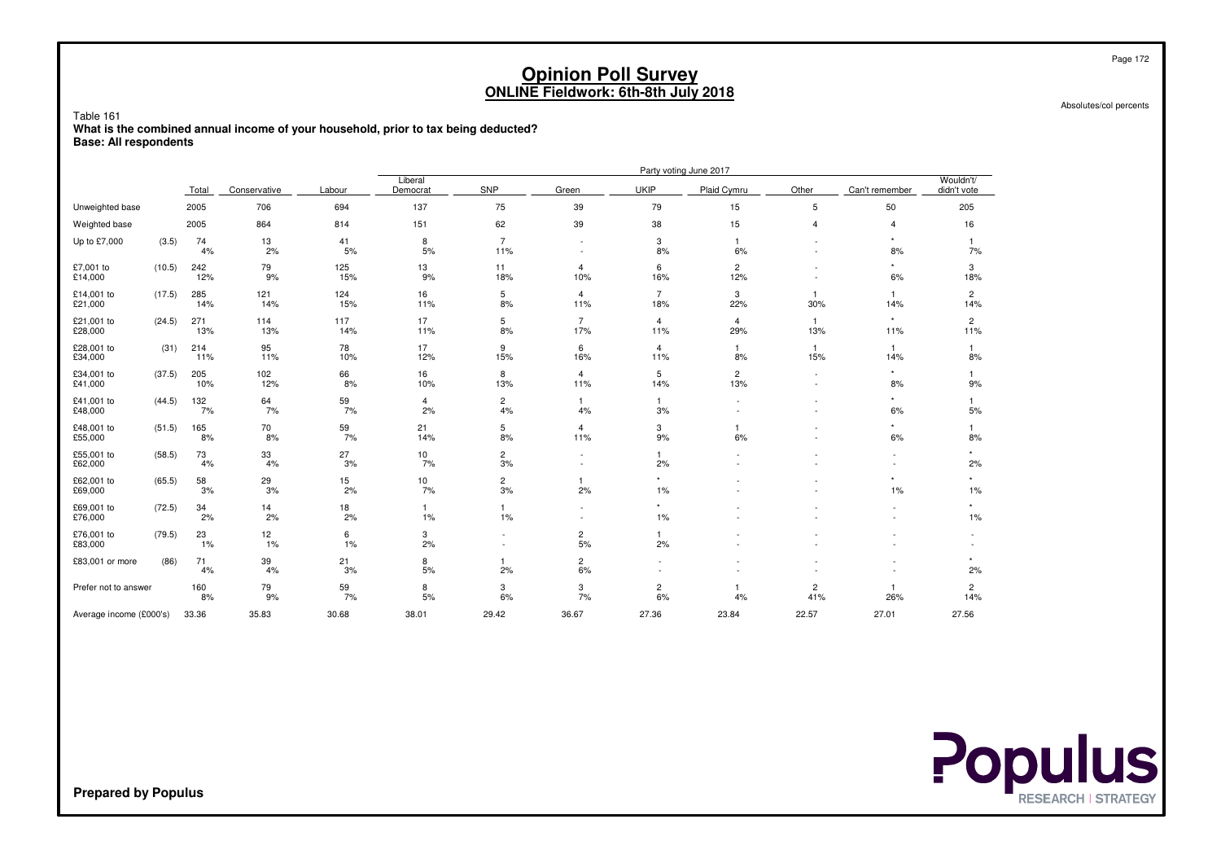# Opinion Poll Survey
## ONLINE Fieldwork: 6th-8th July 2018

Absolutes/col percents

Table 161
**What is the combined annual income of your household, prior to tax being deducted?**
**Base: All respondents**

| | | | | | | | | Party voting June 2017 | | | | |
|---|---|---|---|---|---|---|---|---|---|---|---|---|
| | | Total | Conservative | Labour | Liberal Democrat | SNP | Green | UKIP | Plaid Cymru | Other | Can't remember | Wouldn't/ didn't vote |
| Unweighted base | | 2005 | 706 | 694 | 137 | 75 | 39 | 79 | 15 | 5 | 50 | 205 |
| Weighted base | | 2005 | 864 | 814 | 151 | 62 | 39 | 38 | 15 | 4 | 4 | 16 |
| Up to £7,000 | (3.5) | 74<br>4% | 13<br>2% | 41<br>5% | 8<br>5% | 7<br>11% | -<br>- | 3<br>8% | 1<br>6% | -<br>- | *<br>8% | 1<br>7% |
| £7,001 to £14,000 | (10.5) | 242<br>12% | 79<br>9% | 125<br>15% | 13<br>9% | 11<br>18% | 4<br>10% | 6<br>16% | 2<br>12% | -<br>- | *<br>6% | 3<br>18% |
| £14,001 to £21,000 | (17.5) | 285<br>14% | 121<br>14% | 124<br>15% | 16<br>11% | 5<br>8% | 4<br>11% | 7<br>18% | 3<br>22% | 1<br>30% | 1<br>14% | 2<br>14% |
| £21,001 to £28,000 | (24.5) | 271<br>13% | 114<br>13% | 117<br>14% | 17<br>11% | 5<br>8% | 7<br>17% | 4<br>11% | 4<br>29% | 1<br>13% | *<br>11% | 2<br>11% |
| £28,001 to £34,000 | (31) | 214<br>11% | 95<br>11% | 78<br>10% | 17<br>12% | 9<br>15% | 6<br>16% | 4<br>11% | 1<br>8% | 1<br>15% | 1<br>14% | 1<br>8% |
| £34,001 to £41,000 | (37.5) | 205<br>10% | 102<br>12% | 66<br>8% | 16<br>10% | 8<br>13% | 4<br>11% | 5<br>14% | 2<br>13% | -<br>- | *<br>8% | 1<br>9% |
| £41,001 to £48,000 | (44.5) | 132<br>7% | 64<br>7% | 59<br>7% | 4<br>2% | 2<br>4% | 1<br>4% | 1<br>3% | -<br>- | -<br>- | *<br>6% | 1<br>5% |
| £48,001 to £55,000 | (51.5) | 165<br>8% | 70<br>8% | 59<br>7% | 21<br>14% | 5<br>8% | 4<br>11% | 3<br>9% | 1<br>6% | -<br>- | *<br>6% | 1<br>8% |
| £55,001 to £62,000 | (58.5) | 73<br>4% | 33<br>4% | 27<br>3% | 10<br>7% | 2<br>3% | -<br>- | 1<br>2% | -<br>- | -<br>- | -<br>- | *<br>2% |
| £62,001 to £69,000 | (65.5) | 58<br>3% | 29<br>3% | 15<br>2% | 10<br>7% | 2<br>3% | 1<br>2% | *<br>1% | -<br>- | -<br>- | *<br>1% | *<br>1% |
| £69,001 to £76,000 | (72.5) | 34<br>2% | 14<br>2% | 18<br>2% | 1<br>1% | 1<br>1% | -<br>- | *<br>1% | -<br>- | -<br>- | -<br>- | *<br>1% |
| £76,001 to £83,000 | (79.5) | 23<br>1% | 12<br>1% | 6<br>1% | 3<br>2% | -<br>- | 2<br>5% | 1<br>2% | -<br>- | -<br>- | -<br>- | -<br>- |
| £83,001 or more | (86) | 71<br>4% | 39<br>4% | 21<br>3% | 8<br>5% | 1<br>2% | 2<br>6% | -<br>- | -<br>- | -<br>- | -<br>- | *<br>2% |
| Prefer not to answer | | 160<br>8% | 79<br>9% | 59<br>7% | 8<br>5% | 3<br>6% | 3<br>7% | 2<br>6% | 1<br>4% | 2<br>41% | 1<br>26% | 2<br>14% |
| Average income (£000's) | | 33.36 | 35.83 | 30.68 | 38.01 | 29.42 | 36.67 | 27.36 | 23.84 | 22.57 | 27.01 | 27.56 |

**Prepared by Populus**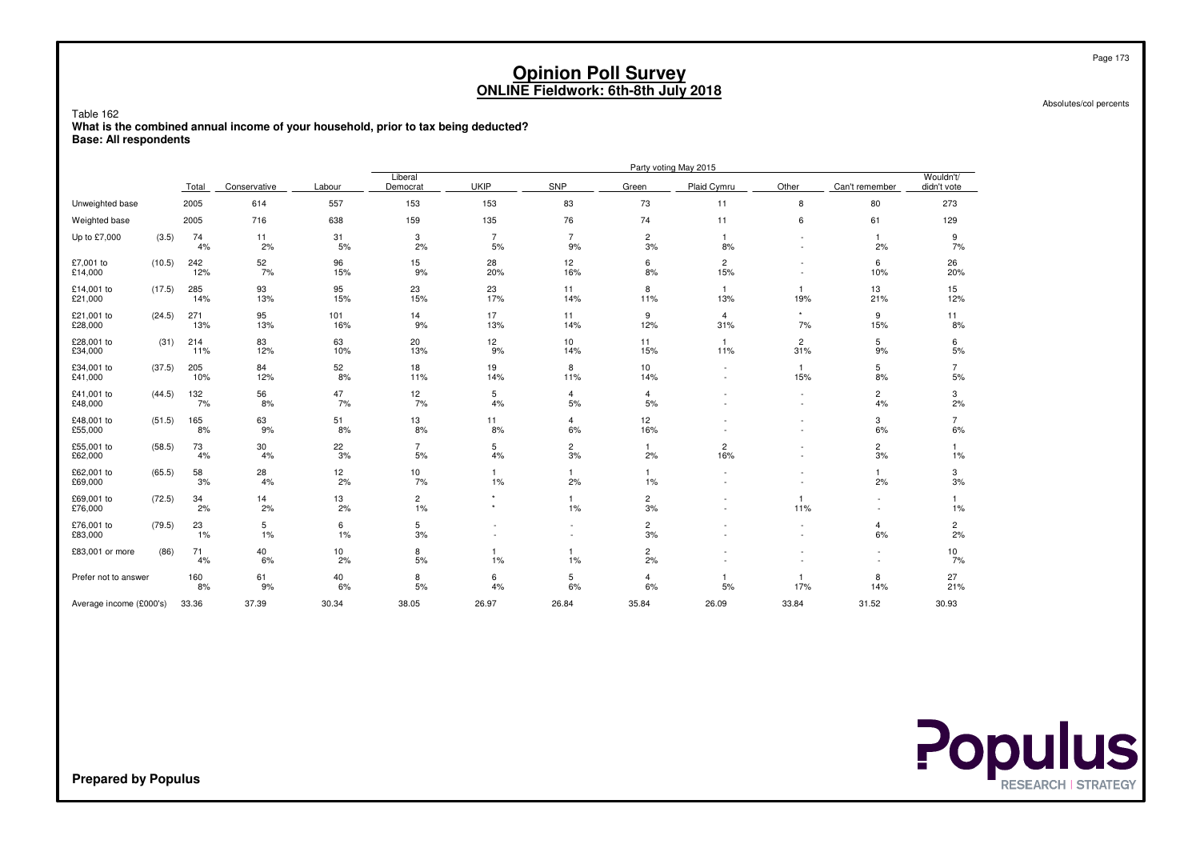# Opinion Poll Survey
## ONLINE Fieldwork: 6th-8th July 2018

Absolutes/col percents

Table 162
**What is the combined annual income of your household, prior to tax being deducted?**
**Base: All respondents**

| | | Total | Conservative | Labour | Liberal Democrat | UKIP | SNP | Green | Plaid Cymru | Other | Can't remember | Wouldn't/ didn't vote |
|---|---|---|---|---|---|---|---|---|---|---|---|---|
| | | | Party voting May 2015 | | | | | | | | | |
| Unweighted base | | 2005 | 614 | 557 | 153 | 153 | 83 | 73 | 11 | 8 | 80 | 273 |
| Weighted base | | 2005 | 716 | 638 | 159 | 135 | 76 | 74 | 11 | 6 | 61 | 129 |
| Up to £7,000 | (3.5) | 74 | 11 | 31 | 3 | 7 | 7 | 2 | 1 | - | 1 | 9 |
| | | 4% | 2% | 5% | 2% | 5% | 9% | 3% | 8% | - | 2% | 7% |
| £7,001 to £14,000 | (10.5) | 242 | 52 | 96 | 15 | 28 | 12 | 6 | 2 | - | 6 | 26 |
| | | 12% | 7% | 15% | 9% | 20% | 16% | 8% | 15% | - | 10% | 20% |
| £14,001 to £21,000 | (17.5) | 285 | 93 | 95 | 23 | 23 | 11 | 8 | 1 | 1 | 13 | 15 |
| | | 14% | 13% | 15% | 15% | 17% | 14% | 11% | 13% | 19% | 21% | 12% |
| £21,001 to £28,000 | (24.5) | 271 | 95 | 101 | 14 | 17 | 11 | 9 | 4 | * | 9 | 11 |
| | | 13% | 13% | 16% | 9% | 13% | 14% | 12% | 31% | 7% | 15% | 8% |
| £28,001 to £34,000 | (31) | 214 | 83 | 63 | 20 | 12 | 10 | 11 | 1 | 2 | 5 | 6 |
| | | 11% | 12% | 10% | 13% | 9% | 14% | 15% | 11% | 31% | 9% | 5% |
| £34,001 to £41,000 | (37.5) | 205 | 84 | 52 | 18 | 19 | 8 | 10 | - | 1 | 5 | 7 |
| | | 10% | 12% | 8% | 11% | 14% | 11% | 14% | - | 15% | 8% | 5% |
| £41,001 to £48,000 | (44.5) | 132 | 56 | 47 | 12 | 5 | 4 | 4 | - | - | 2 | 3 |
| | | 7% | 8% | 7% | 7% | 4% | 5% | 5% | - | - | 4% | 2% |
| £48,001 to £55,000 | (51.5) | 165 | 63 | 51 | 13 | 11 | 4 | 12 | - | - | 3 | 7 |
| | | 8% | 9% | 8% | 8% | 8% | 6% | 16% | - | - | 6% | 6% |
| £55,001 to £62,000 | (58.5) | 73 | 30 | 22 | 7 | 5 | 2 | 1 | 2 | - | 2 | 1 |
| | | 4% | 4% | 3% | 5% | 4% | 3% | 2% | 16% | - | 3% | 1% |
| £62,001 to £69,000 | (65.5) | 58 | 28 | 12 | 10 | 1 | 1 | 1 | - | - | 1 | 3 |
| | | 3% | 4% | 2% | 7% | 1% | 2% | 1% | - | - | 2% | 3% |
| £69,001 to £76,000 | (72.5) | 34 | 14 | 13 | 2 | * | 1 | 2 | - | 1 | - | 1 |
| | | 2% | 2% | 2% | 1% | * | 1% | 3% | - | 11% | - | 1% |
| £76,001 to £83,000 | (79.5) | 23 | 5 | 6 | 5 | - | - | 2 | - | - | 4 | 2 |
| | | 1% | 1% | 1% | 3% | - | - | 3% | - | - | 6% | 2% |
| £83,001 or more | (86) | 71 | 40 | 10 | 8 | 1 | 1 | 2 | - | - | - | 10 |
| | | 4% | 6% | 2% | 5% | 1% | 1% | 2% | - | - | - | 7% |
| Prefer not to answer | | 160 | 61 | 40 | 8 | 6 | 5 | 4 | 1 | 1 | 8 | 27 |
| | | 8% | 9% | 6% | 5% | 4% | 6% | 6% | 5% | 17% | 14% | 21% |
| Average income (£000's) | | 33.36 | 37.39 | 30.34 | 38.05 | 26.97 | 26.84 | 35.84 | 26.09 | 33.84 | 31.52 | 30.93 |

**Prepared by Populus**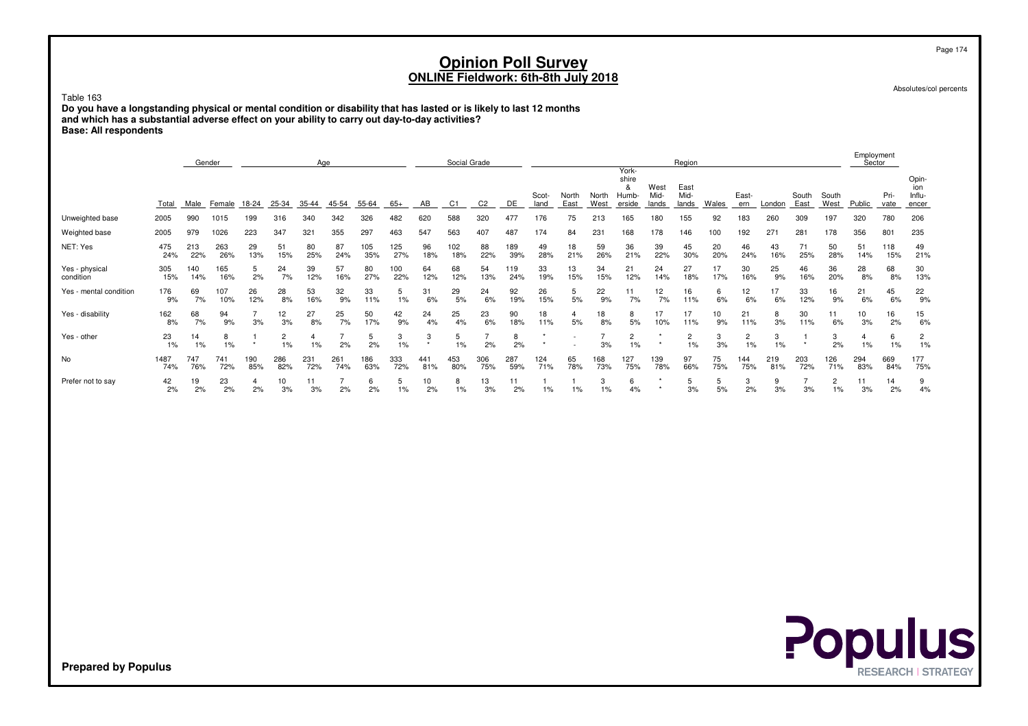# Opinion Poll Survey
## ONLINE Fieldwork: 6th-8th July 2018

Absolutes/col percents

Table 163

**Do you have a longstanding physical or mental condition or disability that has lasted or is likely to last 12 months and which has a substantial adverse effect on your ability to carry out day-to-day activities?**
**Base: All respondents**

| | | Gender | | Age | | | | | | Social Grade | | | | Region | | | | | | | | | | | | Employment Sector | | |
|---|---|---|---|---|---|---|---|---|---|---|---|---|---|---|---|---|---|---|---|---|---|---|---|---|---|---|---|---|
| | Total | Male | Female | 18-24 | 25-34 | 35-44 | 45-54 | 55-64 | 65+ | AB | C1 | C2 | DE | Scotland | North East | North West | Yorkshire & Humberside | West Midlands | East Midlands | Wales | Eastern | London | South East | South West | Public | Private | Opinion Influencer |
| Unweighted base | 2005 | 990 | 1015 | 199 | 316 | 340 | 342 | 326 | 482 | 620 | 588 | 320 | 477 | 176 | 75 | 213 | 165 | 180 | 155 | 92 | 183 | 260 | 309 | 197 | 320 | 780 | 206 |
| Weighted base | 2005 | 979 | 1026 | 223 | 347 | 321 | 355 | 297 | 463 | 547 | 563 | 407 | 487 | 174 | 84 | 231 | 168 | 178 | 146 | 100 | 192 | 271 | 281 | 178 | 356 | 801 | 235 |
| NET: Yes | 475 | 213 | 263 | 29 | 51 | 80 | 87 | 105 | 125 | 96 | 102 | 88 | 189 | 49 | 18 | 59 | 36 | 39 | 45 | 20 | 46 | 43 | 71 | 50 | 51 | 118 | 49 |
| | 24% | 22% | 26% | 13% | 15% | 25% | 24% | 35% | 27% | 18% | 18% | 22% | 39% | 28% | 21% | 26% | 21% | 22% | 30% | 20% | 24% | 16% | 25% | 28% | 14% | 15% | 21% |
| Yes - physical condition | 305 | 140 | 165 | 5 | 24 | 39 | 57 | 80 | 100 | 64 | 68 | 54 | 119 | 33 | 13 | 34 | 21 | 24 | 27 | 17 | 30 | 25 | 46 | 36 | 28 | 68 | 30 |
| | 15% | 14% | 16% | 2% | 7% | 12% | 16% | 27% | 22% | 12% | 12% | 13% | 24% | 19% | 15% | 15% | 12% | 14% | 18% | 17% | 16% | 9% | 16% | 20% | 8% | 8% | 13% |
| Yes - mental condition | 176 | 69 | 107 | 26 | 28 | 53 | 32 | 33 | 5 | 31 | 29 | 24 | 92 | 26 | 5 | 22 | 11 | 12 | 16 | 6 | 12 | 17 | 33 | 16 | 21 | 45 | 22 |
| | 9% | 7% | 10% | 12% | 8% | 16% | 9% | 11% | 1% | 6% | 5% | 6% | 19% | 15% | 5% | 9% | 7% | 7% | 11% | 6% | 6% | 6% | 12% | 9% | 6% | 6% | 9% |
| Yes - disability | 162 | 68 | 94 | 7 | 12 | 27 | 25 | 50 | 42 | 24 | 25 | 23 | 90 | 18 | 4 | 18 | 8 | 17 | 17 | 10 | 21 | 8 | 30 | 11 | 10 | 16 | 15 |
| | 8% | 7% | 9% | 3% | 3% | 8% | 7% | 17% | 9% | 4% | 4% | 6% | 18% | 11% | 5% | 8% | 5% | 10% | 11% | 9% | 11% | 3% | 11% | 6% | 3% | 2% | 6% |
| Yes - other | 23 | 14 | 8 | 1 | 2 | 4 | 7 | 5 | 3 | 3 | 5 | 7 | 8 | * | - | 7 | 2 | * | 2 | 3 | 2 | 3 | 1 | 3 | 4 | 6 | 2 |
| | 1% | 1% | 1% | * | 1% | 1% | 2% | 2% | 1% | * | 1% | 2% | 2% | * | - | 3% | 1% | * | 1% | 3% | 1% | 1% | * | 2% | 1% | 1% | 1% |
| No | 1487 | 747 | 741 | 190 | 286 | 231 | 261 | 186 | 333 | 441 | 453 | 306 | 287 | 124 | 65 | 168 | 127 | 139 | 97 | 75 | 144 | 219 | 203 | 126 | 294 | 669 | 177 |
| | 74% | 76% | 72% | 85% | 82% | 72% | 74% | 63% | 72% | 81% | 80% | 75% | 59% | 71% | 78% | 73% | 75% | 78% | 66% | 75% | 75% | 81% | 72% | 71% | 83% | 84% | 75% |
| Prefer not to say | 42 | 19 | 23 | 4 | 10 | 11 | 7 | 6 | 5 | 10 | 8 | 13 | 11 | 1 | 1 | 3 | 6 | * | 5 | 5 | 3 | 9 | 7 | 2 | 11 | 14 | 9 |
| | 2% | 2% | 2% | 2% | 3% | 3% | 2% | 2% | 1% | 2% | 1% | 3% | 2% | 1% | 1% | 1% | 4% | * | 3% | 5% | 2% | 3% | 3% | 1% | 3% | 2% | 4% |

**Prepared by Populus**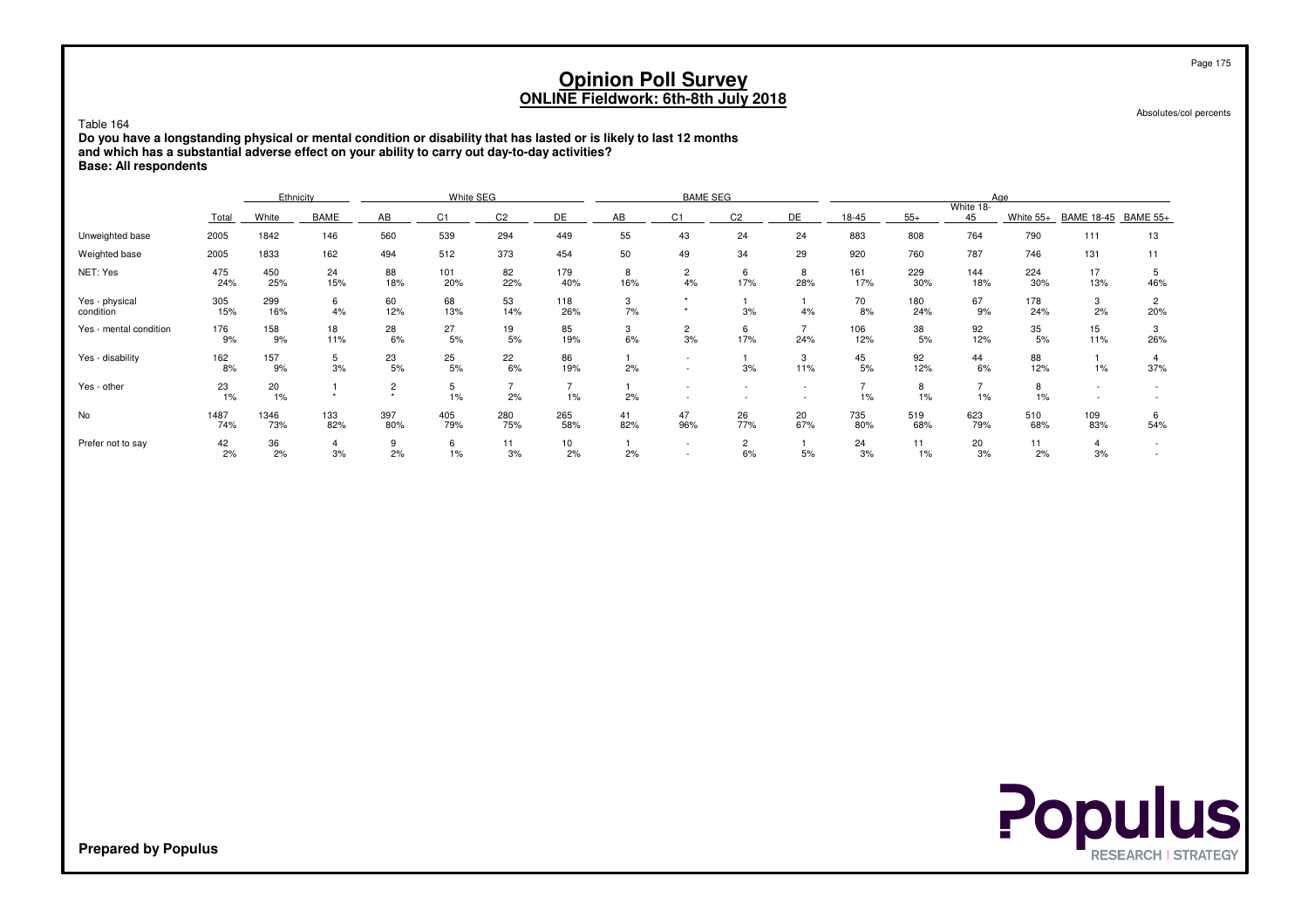# Opinion Poll Survey
## ONLINE Fieldwork: 6th-8th July 2018

Absolutes/col percents

Table 164

**Do you have a longstanding physical or mental condition or disability that has lasted or is likely to last 12 months and which has a substantial adverse effect on your ability to carry out day-to-day activities?**
**Base: All respondents**

| | | Ethnicity | | White SEG | | | | BAME SEG | | | | Age | | | | | |
|---|---|---|---|---|---|---|---|---|---|---|---|---|---|---|---|---|---|
| | Total | White | BAME | AB | C1 | C2 | DE | AB | C1 | C2 | DE | 18-45 | 55+ | White 18-45 | White 55+ | BAME 18-45 | BAME 55+ |
| Unweighted base | 2005 | 1842 | 146 | 560 | 539 | 294 | 449 | 55 | 43 | 24 | 24 | 883 | 808 | 764 | 790 | 111 | 13 |
| Weighted base | 2005 | 1833 | 162 | 494 | 512 | 373 | 454 | 50 | 49 | 34 | 29 | 920 | 760 | 787 | 746 | 131 | 11 |
| NET: Yes | 475<br>24% | 450<br>25% | 24<br>15% | 88<br>18% | 101<br>20% | 82<br>22% | 179<br>40% | 8<br>16% | 2<br>4% | 6<br>17% | 8<br>28% | 161<br>17% | 229<br>30% | 144<br>18% | 224<br>30% | 17<br>13% | 5<br>46% |
| Yes - physical condition | 305<br>15% | 299<br>16% | 6<br>4% | 60<br>12% | 68<br>13% | 53<br>14% | 118<br>26% | 3<br>7% | *<br>* | 1<br>3% | 1<br>4% | 70<br>8% | 180<br>24% | 67<br>9% | 178<br>24% | 3<br>2% | 2<br>20% |
| Yes - mental condition | 176<br>9% | 158<br>9% | 18<br>11% | 28<br>6% | 27<br>5% | 19<br>5% | 85<br>19% | 3<br>6% | 2<br>3% | 6<br>17% | 7<br>24% | 106<br>12% | 38<br>5% | 92<br>12% | 35<br>5% | 15<br>11% | 3<br>26% |
| Yes - disability | 162<br>8% | 157<br>9% | 5<br>3% | 23<br>5% | 25<br>5% | 22<br>6% | 86<br>19% | 1<br>2% | -<br>- | 1<br>3% | 3<br>11% | 45<br>5% | 92<br>12% | 44<br>6% | 88<br>12% | 1<br>1% | 4<br>37% |
| Yes - other | 23<br>1% | 20<br>1% | 1<br>* | 2<br>* | 5<br>1% | 7<br>2% | 7<br>1% | 1<br>2% | -<br>- | -<br>- | -<br>- | 7<br>1% | 8<br>1% | 7<br>1% | 8<br>1% | -<br>- | -<br>- |
| No | 1487<br>74% | 1346<br>73% | 133<br>82% | 397<br>80% | 405<br>79% | 280<br>75% | 265<br>58% | 41<br>82% | 47<br>96% | 26<br>77% | 20<br>67% | 735<br>80% | 519<br>68% | 623<br>79% | 510<br>68% | 109<br>83% | 6<br>54% |
| Prefer not to say | 42<br>2% | 36<br>2% | 4<br>3% | 9<br>2% | 6<br>1% | 11<br>3% | 10<br>2% | 1<br>2% | -<br>- | 2<br>6% | 1<br>5% | 24<br>3% | 11<br>1% | 20<br>3% | 11<br>2% | 4<br>3% | -<br>- |

**Prepared by Populus**

Populus RESEARCH | STRATEGY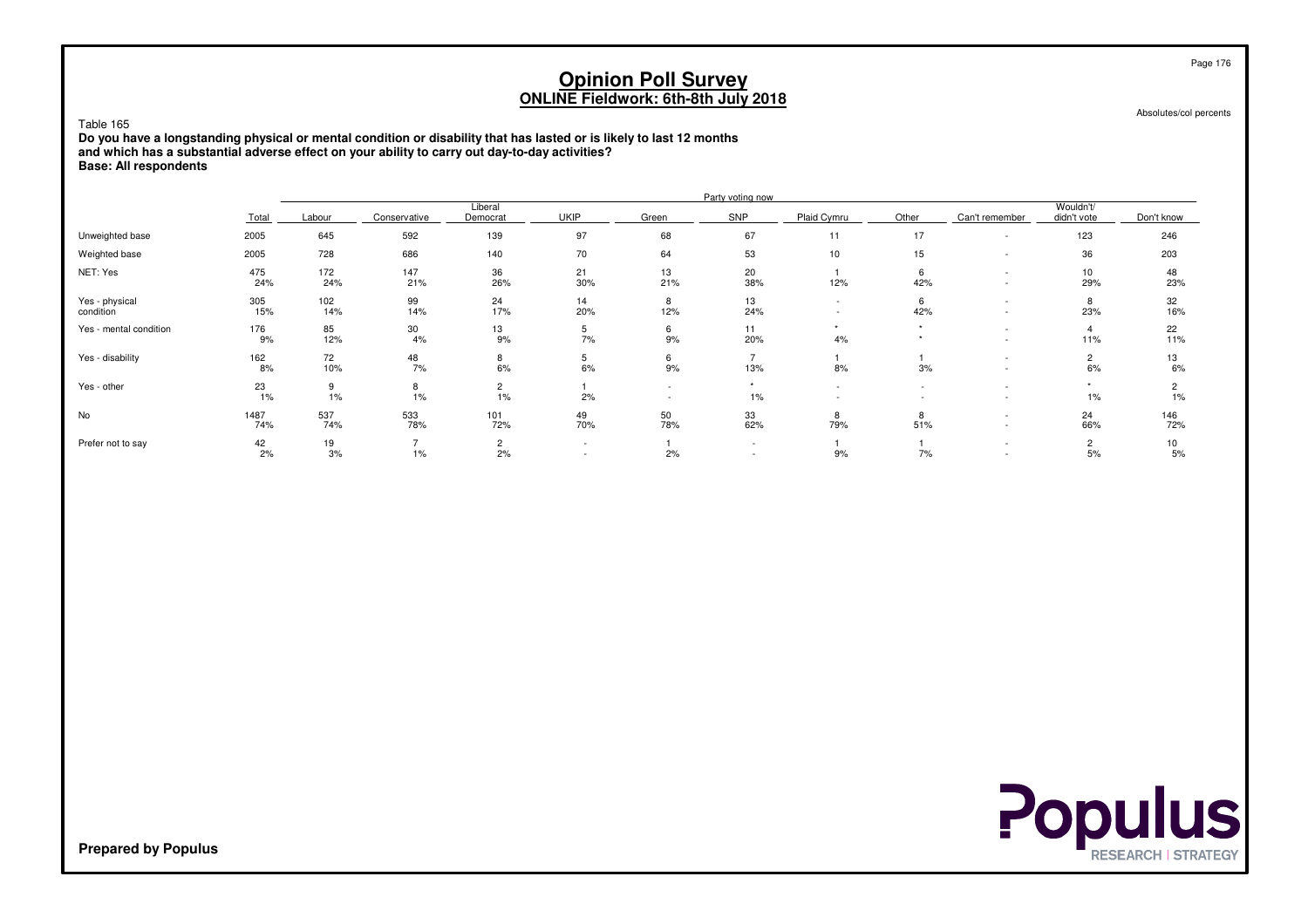# Opinion Poll Survey
## ONLINE Fieldwork: 6th-8th July 2018

Absolutes/col percents

Table 165

**Do you have a longstanding physical or mental condition or disability that has lasted or is likely to last 12 months and which has a substantial adverse effect on your ability to carry out day-to-day activities?**
**Base: All respondents**

| | | Party voting now | | | | | | | | | | |
|---|---|---|---|---|---|---|---|---|---|---|---|---|
| | Total | Labour | Conservative | Liberal Democrat | UKIP | Green | SNP | Plaid Cymru | Other | Can't remember | Wouldn't/ didn't vote | Don't know |
| Unweighted base | 2005 | 645 | 592 | 139 | 97 | 68 | 67 | 11 | 17 | - | 123 | 246 |
| Weighted base | 2005 | 728 | 686 | 140 | 70 | 64 | 53 | 10 | 15 | - | 36 | 203 |
| NET: Yes | 475 | 172 | 147 | 36 | 21 | 13 | 20 | 1 | 6 | - | 10 | 48 |
| | 24% | 24% | 21% | 26% | 30% | 21% | 38% | 12% | 42% | - | 29% | 23% |
| Yes - physical condition | 305 | 102 | 99 | 24 | 14 | 8 | 13 | - | 6 | - | 8 | 32 |
| | 15% | 14% | 14% | 17% | 20% | 12% | 24% | - | 42% | - | 23% | 16% |
| Yes - mental condition | 176 | 85 | 30 | 13 | 5 | 6 | 11 | * | * | - | 4 | 22 |
| | 9% | 12% | 4% | 9% | 7% | 9% | 20% | 4% | * | - | 11% | 11% |
| Yes - disability | 162 | 72 | 48 | 8 | 5 | 6 | 7 | 1 | 1 | - | 2 | 13 |
| | 8% | 10% | 7% | 6% | 6% | 9% | 13% | 8% | 3% | - | 6% | 6% |
| Yes - other | 23 | 9 | 8 | 2 | 1 | - | * | - | - | - | * | 2 |
| | 1% | 1% | 1% | 1% | 2% | - | 1% | - | - | - | 1% | 1% |
| No | 1487 | 537 | 533 | 101 | 49 | 50 | 33 | 8 | 8 | - | 24 | 146 |
| | 74% | 74% | 78% | 72% | 70% | 78% | 62% | 79% | 51% | - | 66% | 72% |
| Prefer not to say | 42 | 19 | 7 | 2 | - | 1 | - | 1 | 1 | - | 2 | 10 |
| | 2% | 3% | 1% | 2% | - | 2% | - | 9% | 7% | - | 5% | 5% |

**Prepared by Populus**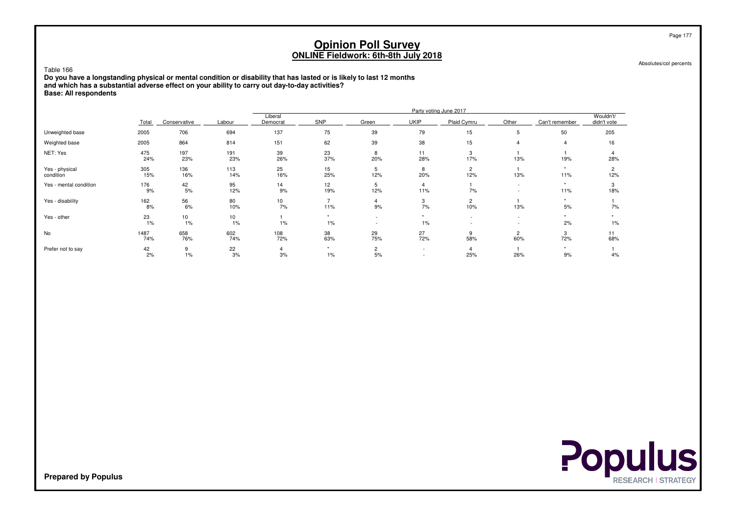# Opinion Poll Survey
## ONLINE Fieldwork: 6th-8th July 2018

Absolutes/col percents

Table 166

**Do you have a longstanding physical or mental condition or disability that has lasted or is likely to last 12 months and which has a substantial adverse effect on your ability to carry out day-to-day activities?**
**Base: All respondents**

| | | Party voting June 2017 | | | | | | | | | |
|---|---|---|---|---|---|---|---|---|---|---|---|
| | Total | Conservative | Labour | Liberal Democrat | SNP | Green | UKIP | Plaid Cymru | Other | Can't remember | Wouldn't/ didn't vote |
| Unweighted base | 2005 | 706 | 694 | 137 | 75 | 39 | 79 | 15 | 5 | 50 | 205 |
| Weighted base | 2005 | 864 | 814 | 151 | 62 | 39 | 38 | 15 | 4 | 4 | 16 |
| NET: Yes | 475 | 197 | 191 | 39 | 23 | 8 | 11 | 3 | 1 | 1 | 4 |
| | 24% | 23% | 23% | 26% | 37% | 20% | 28% | 17% | 13% | 19% | 28% |
| Yes - physical condition | 305 | 136 | 113 | 25 | 15 | 5 | 8 | 2 | 1 | * | 2 |
| | 15% | 16% | 14% | 16% | 25% | 12% | 20% | 12% | 13% | 11% | 12% |
| Yes - mental condition | 176 | 42 | 95 | 14 | 12 | 5 | 4 | 1 | - | * | 3 |
| | 9% | 5% | 12% | 9% | 19% | 12% | 11% | 7% | - | 11% | 18% |
| Yes - disability | 162 | 56 | 80 | 10 | 7 | 4 | 3 | 2 | 1 | * | 1 |
| | 8% | 6% | 10% | 7% | 11% | 9% | 7% | 10% | 13% | 5% | 7% |
| Yes - other | 23 | 10 | 10 | 1 | * | - | * | - | - | * | * |
| | 1% | 1% | 1% | 1% | 1% | - | 1% | - | - | 2% | 1% |
| No | 1487 | 658 | 602 | 108 | 38 | 29 | 27 | 9 | 2 | 3 | 11 |
| | 74% | 76% | 74% | 72% | 63% | 75% | 72% | 58% | 60% | 72% | 68% |
| Prefer not to say | 42 | 9 | 22 | 4 | * | 2 | - | 4 | 1 | * | 1 |
| | 2% | 1% | 3% | 3% | 1% | 5% | - | 25% | 26% | 9% | 4% |

**Prepared by Populus**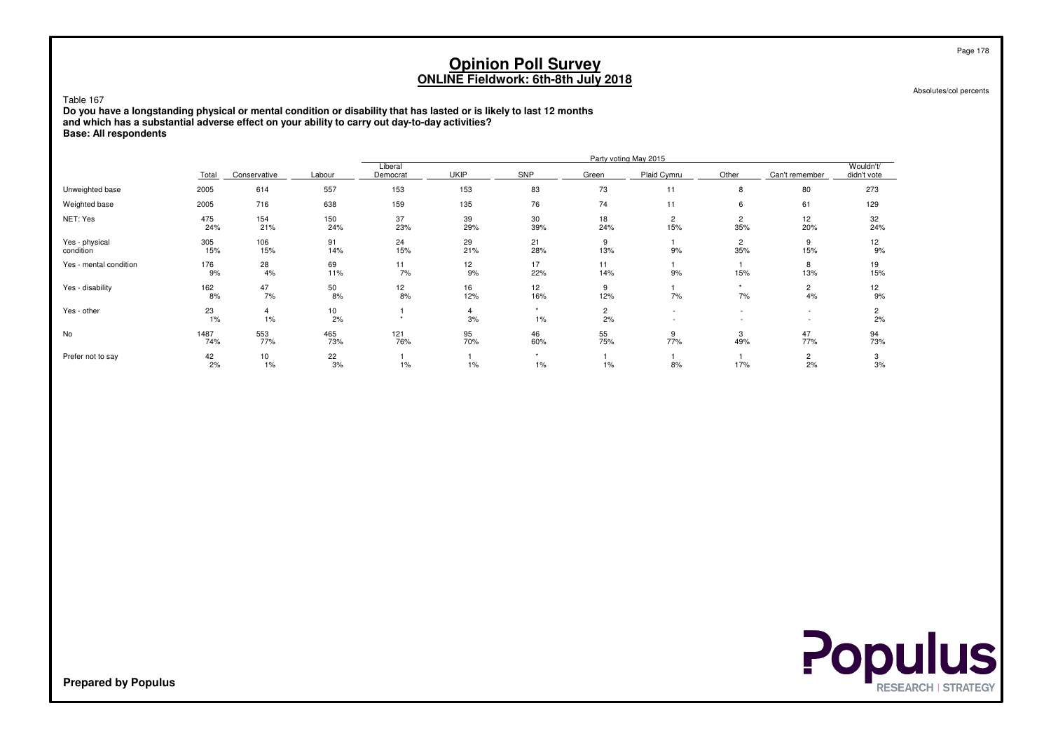# Opinion Poll Survey

## ONLINE Fieldwork: 6th-8th July 2018

Absolutes/col percents

Table 167

**Do you have a longstanding physical or mental condition or disability that has lasted or is likely to last 12 months and which has a substantial adverse effect on your ability to carry out day-to-day activities?**
**Base: All respondents**

| | | Party voting May 2015 | | | | | | | | | |
|---|---|---|---|---|---|---|---|---|---|---|---|
| | Total | Conservative | Labour | Liberal Democrat | UKIP | SNP | Green | Plaid Cymru | Other | Can't remember | Wouldn't/ didn't vote |
| Unweighted base | 2005 | 614 | 557 | 153 | 153 | 83 | 73 | 11 | 8 | 80 | 273 |
| Weighted base | 2005 | 716 | 638 | 159 | 135 | 76 | 74 | 11 | 6 | 61 | 129 |
| NET: Yes | 475 | 154 | 150 | 37 | 39 | 30 | 18 | 2 | 2 | 12 | 32 |
| | 24% | 21% | 24% | 23% | 29% | 39% | 24% | 15% | 35% | 20% | 24% |
| Yes - physical condition | 305 | 106 | 91 | 24 | 29 | 21 | 9 | 1 | 2 | 9 | 12 |
| | 15% | 15% | 14% | 15% | 21% | 28% | 13% | 9% | 35% | 15% | 9% |
| Yes - mental condition | 176 | 28 | 69 | 11 | 12 | 17 | 11 | 1 | 1 | 8 | 19 |
| | 9% | 4% | 11% | 7% | 9% | 22% | 14% | 9% | 15% | 13% | 15% |
| Yes - disability | 162 | 47 | 50 | 12 | 16 | 12 | 9 | 1 | * | 2 | 12 |
| | 8% | 7% | 8% | 8% | 12% | 16% | 12% | 7% | 7% | 4% | 9% |
| Yes - other | 23 | 4 | 10 | 1 | 4 | * | 2 | - | - | - | 2 |
| | 1% | 1% | 2% | * | 3% | 1% | 2% | - | - | - | 2% |
| No | 1487 | 553 | 465 | 121 | 95 | 46 | 55 | 9 | 3 | 47 | 94 |
| | 74% | 77% | 73% | 76% | 70% | 60% | 75% | 77% | 49% | 77% | 73% |
| Prefer not to say | 42 | 10 | 22 | 1 | 1 | * | 1 | 1 | 1 | 2 | 3 |
| | 2% | 1% | 3% | 1% | 1% | 1% | 1% | 8% | 17% | 2% | 3% |

**Prepared by Populus**

Populus RESEARCH | STRATEGY